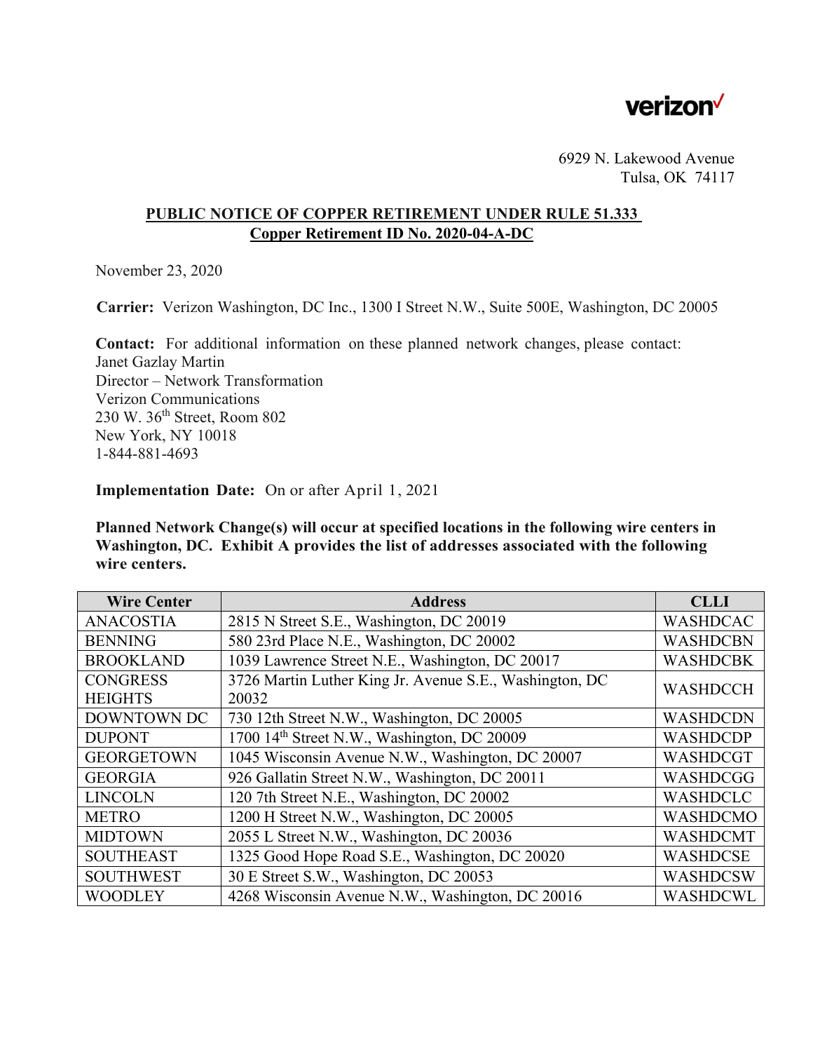verizon

6929 N. Lakewood Avenue
Tulsa, OK 74117

## PUBLIC NOTICE OF COPPER RETIREMENT UNDER RULE 51.333
## Copper Retirement ID No. 2020-04-A-DC

November 23, 2020

**Carrier:** Verizon Washington, DC Inc., 1300 I Street N.W., Suite 500E, Washington, DC 20005

**Contact:** For additional information on these planned network changes, please contact:
Janet Gazlay Martin
Director – Network Transformation
Verizon Communications
230 W. 36th Street, Room 802
New York, NY 10018
1-844-881-4693

**Implementation Date:** On or after April 1, 2021

**Planned Network Change(s) will occur at specified locations in the following wire centers in Washington, DC. Exhibit A provides the list of addresses associated with the following wire centers.**

| Wire Center | Address | CLLI |
|---|---|---|
| ANACOSTIA | 2815 N Street S.E., Washington, DC 20019 | WASHDCAC |
| BENNING | 580 23rd Place N.E., Washington, DC 20002 | WASHDCBN |
| BROOKLAND | 1039 Lawrence Street N.E., Washington, DC 20017 | WASHDCBK |
| CONGRESS HEIGHTS | 3726 Martin Luther King Jr. Avenue S.E., Washington, DC 20032 | WASHDCCH |
| DOWNTOWN DC | 730 12th Street N.W., Washington, DC 20005 | WASHDCDN |
| DUPONT | 1700 14th Street N.W., Washington, DC 20009 | WASHDCDP |
| GEORGETOWN | 1045 Wisconsin Avenue N.W., Washington, DC 20007 | WASHDCGT |
| GEORGIA | 926 Gallatin Street N.W., Washington, DC 20011 | WASHDCGG |
| LINCOLN | 120 7th Street N.E., Washington, DC 20002 | WASHDCLC |
| METRO | 1200 H Street N.W., Washington, DC 20005 | WASHDCMO |
| MIDTOWN | 2055 L Street N.W., Washington, DC 20036 | WASHDCMT |
| SOUTHEAST | 1325 Good Hope Road S.E., Washington, DC 20020 | WASHDCSE |
| SOUTHWEST | 30 E Street S.W., Washington, DC 20053 | WASHDCSW |
| WOODLEY | 4268 Wisconsin Avenue N.W., Washington, DC 20016 | WASHDCWL |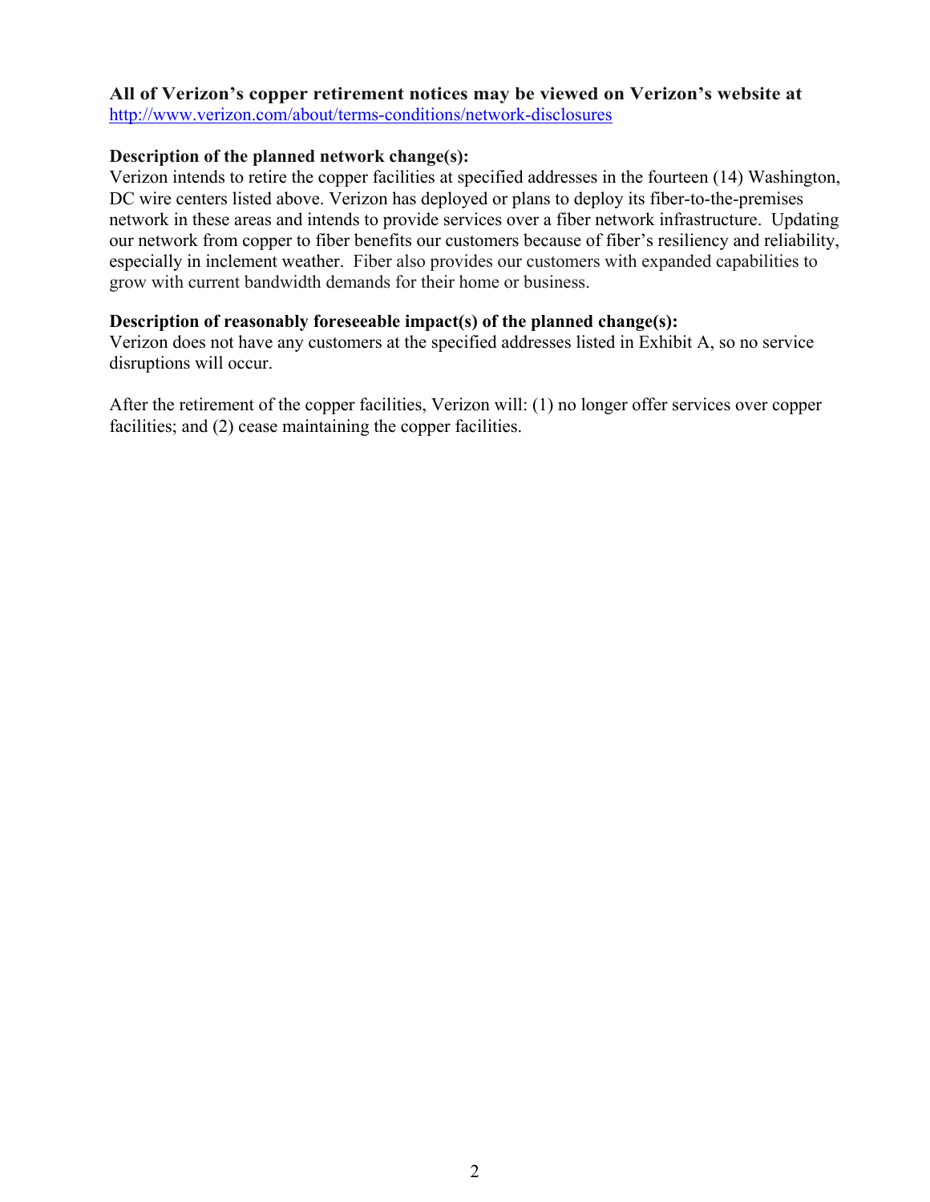**All of Verizon's copper retirement notices may be viewed on Verizon's website at** [http://www.verizon.com/about/terms-conditions/network-disclosures](http://www.verizon.com/about/terms-conditions/network-disclosures)

**Description of the planned network change(s):**
Verizon intends to retire the copper facilities at specified addresses in the fourteen (14) Washington, DC wire centers listed above. Verizon has deployed or plans to deploy its fiber-to-the-premises network in these areas and intends to provide services over a fiber network infrastructure. Updating our network from copper to fiber benefits our customers because of fiber's resiliency and reliability, especially in inclement weather. Fiber also provides our customers with expanded capabilities to grow with current bandwidth demands for their home or business.

**Description of reasonably foreseeable impact(s) of the planned change(s):**
Verizon does not have any customers at the specified addresses listed in Exhibit A, so no service disruptions will occur.

After the retirement of the copper facilities, Verizon will: (1) no longer offer services over copper facilities; and (2) cease maintaining the copper facilities.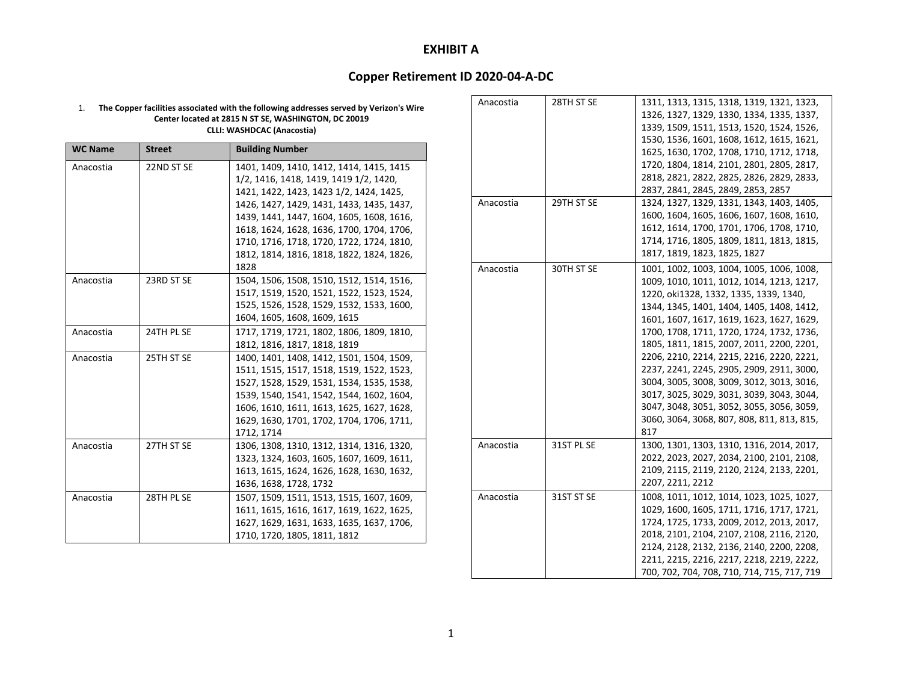# EXHIBIT A

## Copper Retirement ID 2020-04-A-DC

1. **The Copper facilities associated with the following addresses served by Verizon's Wire Center located at 2815 N ST SE, WASHINGTON, DC 20019**
   **CLLI: WASHDCAC (Anacostia)**

| WC Name | Street | Building Number |
|---|---|---|
| Anacostia | 22ND ST SE | 1401, 1409, 1410, 1412, 1414, 1415, 1415 1/2, 1416, 1418, 1419, 1419 1/2, 1420, 1421, 1422, 1423, 1423 1/2, 1424, 1425, 1426, 1427, 1429, 1431, 1433, 1435, 1437, 1439, 1441, 1447, 1604, 1605, 1608, 1616, 1618, 1624, 1628, 1636, 1700, 1704, 1706, 1710, 1716, 1718, 1720, 1722, 1724, 1810, 1812, 1814, 1816, 1818, 1822, 1824, 1826, 1828 |
| Anacostia | 23RD ST SE | 1504, 1506, 1508, 1510, 1512, 1514, 1516, 1517, 1519, 1520, 1521, 1522, 1523, 1524, 1525, 1526, 1528, 1529, 1532, 1533, 1600, 1604, 1605, 1608, 1609, 1615 |
| Anacostia | 24TH PL SE | 1717, 1719, 1721, 1802, 1806, 1809, 1810, 1812, 1816, 1817, 1818, 1819 |
| Anacostia | 25TH ST SE | 1400, 1401, 1408, 1412, 1501, 1504, 1509, 1511, 1515, 1517, 1518, 1519, 1522, 1523, 1527, 1528, 1529, 1531, 1534, 1535, 1538, 1539, 1540, 1541, 1542, 1544, 1602, 1604, 1606, 1610, 1611, 1613, 1625, 1627, 1628, 1629, 1630, 1701, 1702, 1704, 1706, 1711, 1712, 1714 |
| Anacostia | 27TH ST SE | 1306, 1308, 1310, 1312, 1314, 1316, 1320, 1323, 1324, 1603, 1605, 1607, 1609, 1611, 1613, 1615, 1624, 1626, 1628, 1630, 1632, 1636, 1638, 1728, 1732 |
| Anacostia | 28TH PL SE | 1507, 1509, 1511, 1513, 1515, 1607, 1609, 1611, 1615, 1616, 1617, 1619, 1622, 1625, 1627, 1629, 1631, 1633, 1635, 1637, 1706, 1710, 1720, 1805, 1811, 1812 |
| Anacostia | 28TH ST SE | 1311, 1313, 1315, 1318, 1319, 1321, 1323, 1326, 1327, 1329, 1330, 1334, 1335, 1337, 1339, 1509, 1511, 1513, 1520, 1524, 1526, 1530, 1536, 1601, 1608, 1612, 1615, 1621, 1625, 1630, 1702, 1708, 1710, 1712, 1718, 1720, 1804, 1814, 2101, 2801, 2805, 2817, 2818, 2821, 2822, 2825, 2826, 2829, 2833, 2837, 2841, 2845, 2849, 2853, 2857 |
| Anacostia | 29TH ST SE | 1324, 1327, 1329, 1331, 1343, 1403, 1405, 1600, 1604, 1605, 1606, 1607, 1608, 1610, 1612, 1614, 1700, 1701, 1706, 1708, 1710, 1714, 1716, 1805, 1809, 1811, 1813, 1815, 1817, 1819, 1823, 1825, 1827 |
| Anacostia | 30TH ST SE | 1001, 1002, 1003, 1004, 1005, 1006, 1008, 1009, 1010, 1011, 1012, 1014, 1213, 1217, 1220, oki1328, 1332, 1335, 1339, 1340, 1344, 1345, 1401, 1404, 1405, 1408, 1412, 1601, 1607, 1617, 1619, 1623, 1627, 1629, 1700, 1708, 1711, 1720, 1724, 1732, 1736, 1805, 1811, 1815, 2007, 2011, 2200, 2201, 2206, 2210, 2214, 2215, 2216, 2220, 2221, 2237, 2241, 2245, 2905, 2909, 2911, 3000, 3004, 3005, 3008, 3009, 3012, 3013, 3016, 3017, 3025, 3029, 3031, 3039, 3043, 3044, 3047, 3048, 3051, 3052, 3055, 3056, 3059, 3060, 3064, 3068, 807, 808, 811, 813, 815, 817 |
| Anacostia | 31ST PL SE | 1300, 1301, 1303, 1310, 1316, 2014, 2017, 2022, 2023, 2027, 2034, 2100, 2101, 2108, 2109, 2115, 2119, 2120, 2124, 2133, 2201, 2207, 2211, 2212 |
| Anacostia | 31ST ST SE | 1008, 1011, 1012, 1014, 1023, 1025, 1027, 1029, 1600, 1605, 1711, 1716, 1717, 1721, 1724, 1725, 1733, 2009, 2012, 2013, 2017, 2018, 2101, 2104, 2107, 2108, 2116, 2120, 2124, 2128, 2132, 2136, 2140, 2200, 2208, 2211, 2215, 2216, 2217, 2218, 2219, 2222, 700, 702, 704, 708, 710, 714, 715, 717, 719 |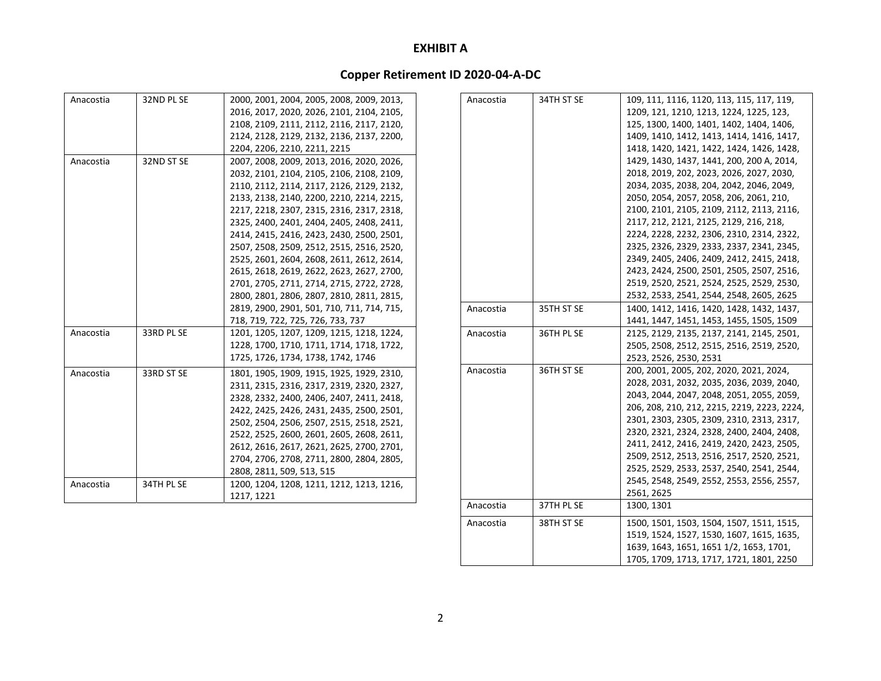# EXHIBIT A

## Copper Retirement ID 2020-04-A-DC

| | | |
|---|---|---|
| Anacostia | 32ND PL SE | 2000, 2001, 2004, 2005, 2008, 2009, 2013, 2016, 2017, 2020, 2026, 2101, 2104, 2105, 2108, 2109, 2111, 2112, 2116, 2117, 2120, 2124, 2128, 2129, 2132, 2136, 2137, 2200, 2204, 2206, 2210, 2211, 2215 |
| Anacostia | 32ND ST SE | 2007, 2008, 2009, 2013, 2016, 2020, 2026, 2032, 2101, 2104, 2105, 2106, 2108, 2109, 2110, 2112, 2114, 2117, 2126, 2129, 2132, 2133, 2138, 2140, 2200, 2210, 2214, 2215, 2217, 2218, 2307, 2315, 2316, 2317, 2318, 2325, 2400, 2401, 2404, 2405, 2408, 2411, 2414, 2415, 2416, 2423, 2430, 2500, 2501, 2507, 2508, 2509, 2512, 2515, 2516, 2520, 2525, 2601, 2604, 2608, 2611, 2612, 2614, 2615, 2618, 2619, 2622, 2623, 2627, 2700, 2701, 2705, 2711, 2714, 2715, 2722, 2728, 2800, 2801, 2806, 2807, 2810, 2811, 2815, 2819, 2900, 2901, 501, 710, 711, 714, 715, 718, 719, 722, 725, 726, 733, 737 |
| Anacostia | 33RD PL SE | 1201, 1205, 1207, 1209, 1215, 1218, 1224, 1228, 1700, 1710, 1711, 1714, 1718, 1722, 1725, 1726, 1734, 1738, 1742, 1746 |
| Anacostia | 33RD ST SE | 1801, 1905, 1909, 1915, 1925, 1929, 2310, 2311, 2315, 2316, 2317, 2319, 2320, 2327, 2328, 2332, 2400, 2406, 2407, 2411, 2418, 2422, 2425, 2426, 2431, 2435, 2500, 2501, 2502, 2504, 2506, 2507, 2515, 2518, 2521, 2522, 2525, 2600, 2601, 2605, 2608, 2611, 2612, 2616, 2617, 2621, 2625, 2700, 2701, 2704, 2706, 2708, 2711, 2800, 2804, 2805, 2808, 2811, 509, 513, 515 |
| Anacostia | 34TH PL SE | 1200, 1204, 1208, 1211, 1212, 1213, 1216, 1217, 1221 |
| Anacostia | 34TH ST SE | 109, 111, 1116, 1120, 113, 115, 117, 119, 1209, 121, 1210, 1213, 1224, 1225, 123, 125, 1300, 1400, 1401, 1402, 1404, 1406, 1409, 1410, 1412, 1413, 1414, 1416, 1417, 1418, 1420, 1421, 1422, 1424, 1426, 1428, 1429, 1430, 1437, 1441, 200, 200 A, 2014, 2018, 2019, 202, 2023, 2026, 2027, 2030, 2034, 2035, 2038, 204, 2042, 2046, 2049, 2050, 2054, 2057, 2058, 206, 2061, 210, 2100, 2101, 2105, 2109, 2112, 2113, 2116, 2117, 212, 2121, 2125, 2129, 216, 218, 2224, 2228, 2232, 2306, 2310, 2314, 2322, 2325, 2326, 2329, 2333, 2337, 2341, 2345, 2349, 2405, 2406, 2409, 2412, 2415, 2418, 2423, 2424, 2500, 2501, 2505, 2507, 2516, 2519, 2520, 2521, 2524, 2525, 2529, 2530, 2532, 2533, 2541, 2544, 2548, 2605, 2625 |
| Anacostia | 35TH ST SE | 1400, 1412, 1416, 1420, 1428, 1432, 1437, 1441, 1447, 1451, 1453, 1455, 1505, 1509 |
| Anacostia | 36TH PL SE | 2125, 2129, 2135, 2137, 2141, 2145, 2501, 2505, 2508, 2512, 2515, 2516, 2519, 2520, 2523, 2526, 2530, 2531 |
| Anacostia | 36TH ST SE | 200, 2001, 2005, 202, 2020, 2021, 2024, 2028, 2031, 2032, 2035, 2036, 2039, 2040, 2043, 2044, 2047, 2048, 2051, 2055, 2059, 206, 208, 210, 212, 2215, 2219, 2223, 2224, 2301, 2303, 2305, 2309, 2310, 2313, 2317, 2320, 2321, 2324, 2328, 2400, 2404, 2408, 2411, 2412, 2416, 2419, 2420, 2423, 2505, 2509, 2512, 2513, 2516, 2517, 2520, 2521, 2525, 2529, 2533, 2537, 2540, 2541, 2544, 2545, 2548, 2549, 2552, 2553, 2556, 2557, 2561, 2625 |
| Anacostia | 37TH PL SE | 1300, 1301 |
| Anacostia | 38TH ST SE | 1500, 1501, 1503, 1504, 1507, 1511, 1515, 1519, 1524, 1527, 1530, 1607, 1615, 1635, 1639, 1643, 1651, 1651 1/2, 1653, 1701, 1705, 1709, 1713, 1717, 1721, 1801, 2250 |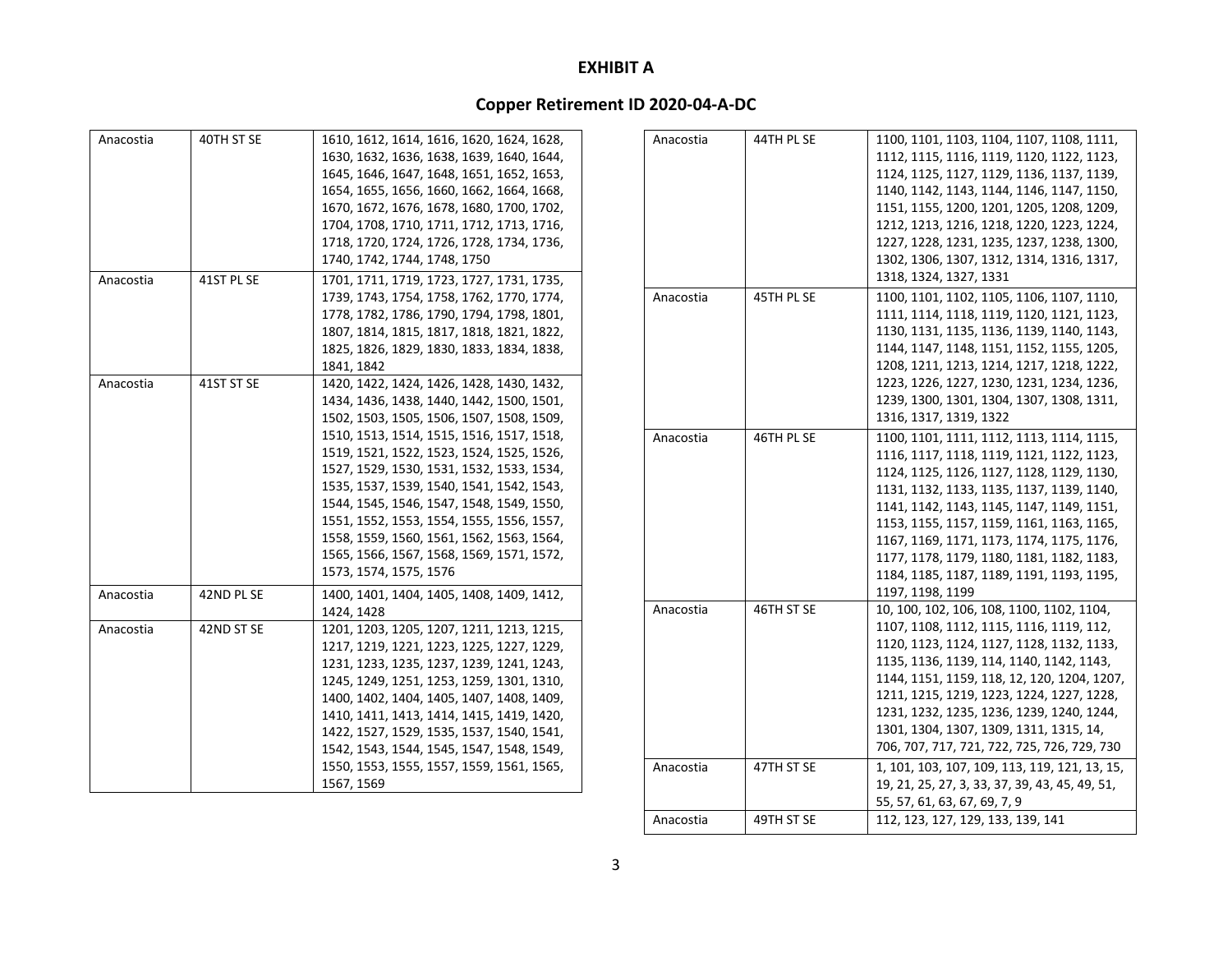# EXHIBIT A

## Copper Retirement ID 2020-04-A-DC

| | | |
|---|---|---|
| Anacostia | 40TH ST SE | 1610, 1612, 1614, 1616, 1620, 1624, 1628, 1630, 1632, 1636, 1638, 1639, 1640, 1644, 1645, 1646, 1647, 1648, 1651, 1652, 1653, 1654, 1655, 1656, 1660, 1662, 1664, 1668, 1670, 1672, 1676, 1678, 1680, 1700, 1702, 1704, 1708, 1710, 1711, 1712, 1713, 1716, 1718, 1720, 1724, 1726, 1728, 1734, 1736, 1740, 1742, 1744, 1748, 1750 |
| Anacostia | 41ST PL SE | 1701, 1711, 1719, 1723, 1727, 1731, 1735, 1739, 1743, 1754, 1758, 1762, 1770, 1774, 1778, 1782, 1786, 1790, 1794, 1798, 1801, 1807, 1814, 1815, 1817, 1818, 1821, 1822, 1825, 1826, 1829, 1830, 1833, 1834, 1838, 1841, 1842 |
| Anacostia | 41ST ST SE | 1420, 1422, 1424, 1426, 1428, 1430, 1432, 1434, 1436, 1438, 1440, 1442, 1500, 1501, 1502, 1503, 1505, 1506, 1507, 1508, 1509, 1510, 1513, 1514, 1515, 1516, 1517, 1518, 1519, 1521, 1522, 1523, 1524, 1525, 1526, 1527, 1529, 1530, 1531, 1532, 1533, 1534, 1535, 1537, 1539, 1540, 1541, 1542, 1543, 1544, 1545, 1546, 1547, 1548, 1549, 1550, 1551, 1552, 1553, 1554, 1555, 1556, 1557, 1558, 1559, 1560, 1561, 1562, 1563, 1564, 1565, 1566, 1567, 1568, 1569, 1571, 1572, 1573, 1574, 1575, 1576 |
| Anacostia | 42ND PL SE | 1400, 1401, 1404, 1405, 1408, 1409, 1412, 1424, 1428 |
| Anacostia | 42ND ST SE | 1201, 1203, 1205, 1207, 1211, 1213, 1215, 1217, 1219, 1221, 1223, 1225, 1227, 1229, 1231, 1233, 1235, 1237, 1239, 1241, 1243, 1245, 1249, 1251, 1253, 1259, 1301, 1310, 1400, 1402, 1404, 1405, 1407, 1408, 1409, 1410, 1411, 1413, 1414, 1415, 1419, 1420, 1422, 1527, 1529, 1535, 1537, 1540, 1541, 1542, 1543, 1544, 1545, 1547, 1548, 1549, 1550, 1553, 1555, 1557, 1559, 1561, 1565, 1567, 1569 |
| Anacostia | 44TH PL SE | 1100, 1101, 1103, 1104, 1107, 1108, 1111, 1112, 1115, 1116, 1119, 1120, 1122, 1123, 1124, 1125, 1127, 1129, 1136, 1137, 1139, 1140, 1142, 1143, 1144, 1146, 1147, 1150, 1151, 1155, 1200, 1201, 1205, 1208, 1209, 1212, 1213, 1216, 1218, 1220, 1223, 1224, 1227, 1228, 1231, 1235, 1237, 1238, 1300, 1302, 1306, 1307, 1312, 1314, 1316, 1317, 1318, 1324, 1327, 1331 |
| Anacostia | 45TH PL SE | 1100, 1101, 1102, 1105, 1106, 1107, 1110, 1111, 1114, 1118, 1119, 1120, 1121, 1123, 1130, 1131, 1135, 1136, 1139, 1140, 1143, 1144, 1147, 1148, 1151, 1152, 1155, 1205, 1208, 1211, 1213, 1214, 1217, 1218, 1222, 1223, 1226, 1227, 1230, 1231, 1234, 1236, 1239, 1300, 1301, 1304, 1307, 1308, 1311, 1316, 1317, 1319, 1322 |
| Anacostia | 46TH PL SE | 1100, 1101, 1111, 1112, 1113, 1114, 1115, 1116, 1117, 1118, 1119, 1121, 1122, 1123, 1124, 1125, 1126, 1127, 1128, 1129, 1130, 1131, 1132, 1133, 1135, 1137, 1139, 1140, 1141, 1142, 1143, 1145, 1147, 1149, 1151, 1153, 1155, 1157, 1159, 1161, 1163, 1165, 1167, 1169, 1171, 1173, 1174, 1175, 1176, 1177, 1178, 1179, 1180, 1181, 1182, 1183, 1184, 1185, 1187, 1189, 1191, 1193, 1195, 1197, 1198, 1199 |
| Anacostia | 46TH ST SE | 10, 100, 102, 106, 108, 1100, 1102, 1104, 1107, 1108, 1112, 1115, 1116, 1119, 112, 1120, 1123, 1124, 1127, 1128, 1132, 1133, 1135, 1136, 1139, 114, 1140, 1142, 1143, 1144, 1151, 1159, 118, 12, 120, 1204, 1207, 1211, 1215, 1219, 1223, 1224, 1227, 1228, 1231, 1232, 1235, 1236, 1239, 1240, 1244, 1301, 1304, 1307, 1309, 1311, 1315, 14, 706, 707, 717, 721, 722, 725, 726, 729, 730 |
| Anacostia | 47TH ST SE | 1, 101, 103, 107, 109, 113, 119, 121, 13, 15, 19, 21, 25, 27, 3, 33, 37, 39, 43, 45, 49, 51, 55, 57, 61, 63, 67, 69, 7, 9 |
| Anacostia | 49TH ST SE | 112, 123, 127, 129, 133, 139, 141 |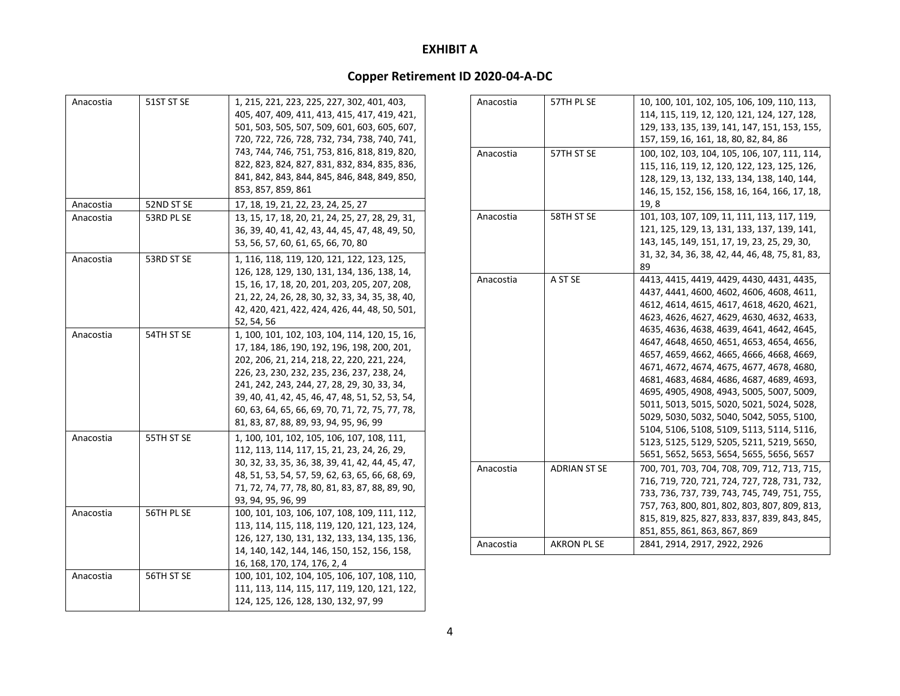**EXHIBIT A**

**Copper Retirement ID 2020-04-A-DC**

| | | |
|---|---|---|
| Anacostia | 51ST ST SE | 1, 215, 221, 223, 225, 227, 302, 401, 403, 405, 407, 409, 411, 413, 415, 417, 419, 421, 501, 503, 505, 507, 509, 601, 603, 605, 607, 720, 722, 726, 728, 732, 734, 738, 740, 741, 743, 744, 746, 751, 753, 816, 818, 819, 820, 822, 823, 824, 827, 831, 832, 834, 835, 836, 841, 842, 843, 844, 845, 846, 848, 849, 850, 853, 857, 859, 861 |
| Anacostia | 52ND ST SE | 17, 18, 19, 21, 22, 23, 24, 25, 27 |
| Anacostia | 53RD PL SE | 13, 15, 17, 18, 20, 21, 24, 25, 27, 28, 29, 31, 36, 39, 40, 41, 42, 43, 44, 45, 47, 48, 49, 50, 53, 56, 57, 60, 61, 65, 66, 70, 80 |
| Anacostia | 53RD ST SE | 1, 116, 118, 119, 120, 121, 122, 123, 125, 126, 128, 129, 130, 131, 134, 136, 138, 14, 15, 16, 17, 18, 20, 201, 203, 205, 207, 208, 21, 22, 24, 26, 28, 30, 32, 33, 34, 35, 38, 40, 42, 420, 421, 422, 424, 426, 44, 48, 50, 501, 52, 54, 56 |
| Anacostia | 54TH ST SE | 1, 100, 101, 102, 103, 104, 114, 120, 15, 16, 17, 184, 186, 190, 192, 196, 198, 200, 201, 202, 206, 21, 214, 218, 22, 220, 221, 224, 226, 23, 230, 232, 235, 236, 237, 238, 24, 241, 242, 243, 244, 27, 28, 29, 30, 33, 34, 39, 40, 41, 42, 45, 46, 47, 48, 51, 52, 53, 54, 60, 63, 64, 65, 66, 69, 70, 71, 72, 75, 77, 78, 81, 83, 87, 88, 89, 93, 94, 95, 96, 99 |
| Anacostia | 55TH ST SE | 1, 100, 101, 102, 105, 106, 107, 108, 111, 112, 113, 114, 117, 15, 21, 23, 24, 26, 29, 30, 32, 33, 35, 36, 38, 39, 41, 42, 44, 45, 47, 48, 51, 53, 54, 57, 59, 62, 63, 65, 66, 68, 69, 71, 72, 74, 77, 78, 80, 81, 83, 87, 88, 89, 90, 93, 94, 95, 96, 99 |
| Anacostia | 56TH PL SE | 100, 101, 103, 106, 107, 108, 109, 111, 112, 113, 114, 115, 118, 119, 120, 121, 123, 124, 126, 127, 130, 131, 132, 133, 134, 135, 136, 14, 140, 142, 144, 146, 150, 152, 156, 158, 16, 168, 170, 174, 176, 2, 4 |
| Anacostia | 56TH ST SE | 100, 101, 102, 104, 105, 106, 107, 108, 110, 111, 113, 114, 115, 117, 119, 120, 121, 122, 124, 125, 126, 128, 130, 132, 97, 99 |
| Anacostia | 57TH PL SE | 10, 100, 101, 102, 105, 106, 109, 110, 113, 114, 115, 119, 12, 120, 121, 124, 127, 128, 129, 133, 135, 139, 141, 147, 151, 153, 155, 157, 159, 16, 161, 18, 80, 82, 84, 86 |
| Anacostia | 57TH ST SE | 100, 102, 103, 104, 105, 106, 107, 111, 114, 115, 116, 119, 12, 120, 122, 123, 125, 126, 128, 129, 13, 132, 133, 134, 138, 140, 144, 146, 15, 152, 156, 158, 16, 164, 166, 17, 18, 19, 8 |
| Anacostia | 58TH ST SE | 101, 103, 107, 109, 11, 111, 113, 117, 119, 121, 125, 129, 13, 131, 133, 137, 139, 141, 143, 145, 149, 151, 17, 19, 23, 25, 29, 30, 31, 32, 34, 36, 38, 42, 44, 46, 48, 75, 81, 83, 89 |
| Anacostia | A ST SE | 4413, 4415, 4419, 4429, 4430, 4431, 4435, 4437, 4441, 4600, 4602, 4606, 4608, 4611, 4612, 4614, 4615, 4617, 4618, 4620, 4621, 4623, 4626, 4627, 4629, 4630, 4632, 4633, 4635, 4636, 4638, 4639, 4641, 4642, 4645, 4647, 4648, 4650, 4651, 4653, 4654, 4656, 4657, 4659, 4662, 4665, 4666, 4668, 4669, 4671, 4672, 4674, 4675, 4677, 4678, 4680, 4681, 4683, 4684, 4686, 4687, 4689, 4693, 4695, 4905, 4908, 4943, 5005, 5007, 5009, 5011, 5013, 5015, 5020, 5021, 5024, 5028, 5029, 5030, 5032, 5040, 5042, 5055, 5100, 5104, 5106, 5108, 5109, 5113, 5114, 5116, 5123, 5125, 5129, 5205, 5211, 5219, 5650, 5651, 5652, 5653, 5654, 5655, 5656, 5657 |
| Anacostia | ADRIAN ST SE | 700, 701, 703, 704, 708, 709, 712, 713, 715, 716, 719, 720, 721, 724, 727, 728, 731, 732, 733, 736, 737, 739, 743, 745, 749, 751, 755, 757, 763, 800, 801, 802, 803, 807, 809, 813, 815, 819, 825, 827, 833, 837, 839, 843, 845, 851, 855, 861, 863, 867, 869 |
| Anacostia | AKRON PL SE | 2841, 2914, 2917, 2922, 2926 |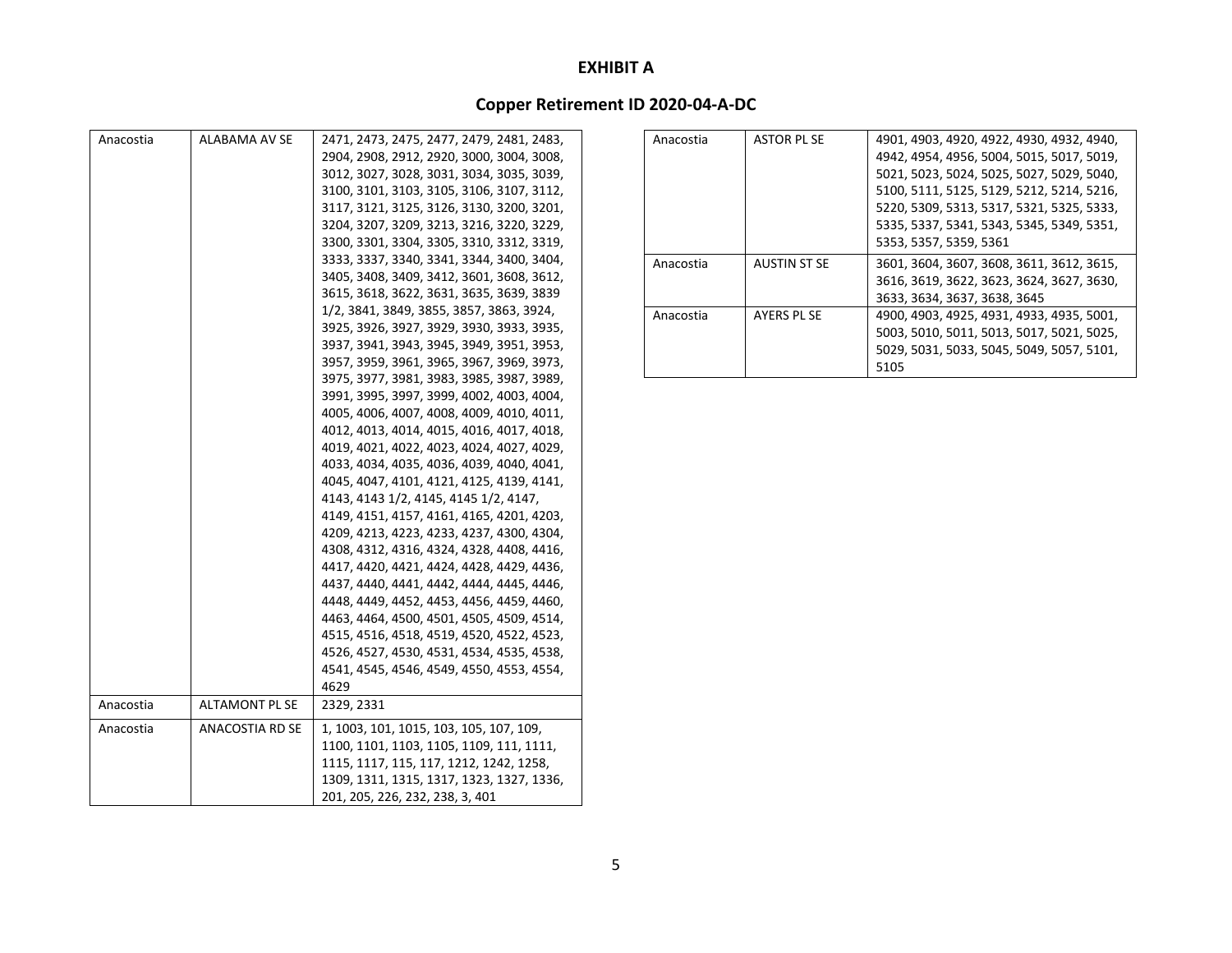# EXHIBIT A

## Copper Retirement ID 2020-04-A-DC

| | | |
|---|---|---|
| Anacostia | ALABAMA AV SE | 2471, 2473, 2475, 2477, 2479, 2481, 2483, 2904, 2908, 2912, 2920, 3000, 3004, 3008, 3012, 3027, 3028, 3031, 3034, 3035, 3039, 3100, 3101, 3103, 3105, 3106, 3107, 3112, 3117, 3121, 3125, 3126, 3130, 3200, 3201, 3204, 3207, 3209, 3213, 3216, 3220, 3229, 3300, 3301, 3304, 3305, 3310, 3312, 3319, 3333, 3337, 3340, 3341, 3344, 3400, 3404, 3405, 3408, 3409, 3412, 3601, 3608, 3612, 3615, 3618, 3622, 3631, 3635, 3639, 3839 1/2, 3841, 3849, 3855, 3857, 3863, 3924, 3925, 3926, 3927, 3929, 3930, 3933, 3935, 3937, 3941, 3943, 3945, 3949, 3951, 3953, 3957, 3959, 3961, 3965, 3967, 3969, 3973, 3975, 3977, 3981, 3983, 3985, 3987, 3989, 3991, 3995, 3997, 3999, 4002, 4003, 4004, 4005, 4006, 4007, 4008, 4009, 4010, 4011, 4012, 4013, 4014, 4015, 4016, 4017, 4018, 4019, 4021, 4022, 4023, 4024, 4027, 4029, 4033, 4034, 4035, 4036, 4039, 4040, 4041, 4045, 4047, 4101, 4121, 4125, 4139, 4141, 4143, 4143 1/2, 4145, 4145 1/2, 4147, 4149, 4151, 4157, 4161, 4165, 4201, 4203, 4209, 4213, 4223, 4233, 4237, 4300, 4304, 4308, 4312, 4316, 4324, 4328, 4408, 4416, 4417, 4420, 4421, 4424, 4428, 4429, 4436, 4437, 4440, 4441, 4442, 4444, 4445, 4446, 4448, 4449, 4452, 4453, 4456, 4459, 4460, 4463, 4464, 4500, 4501, 4505, 4509, 4514, 4515, 4516, 4518, 4519, 4520, 4522, 4523, 4526, 4527, 4530, 4531, 4534, 4535, 4538, 4541, 4545, 4546, 4549, 4550, 4553, 4554, 4629 |
| Anacostia | ALTAMONT PL SE | 2329, 2331 |
| Anacostia | ANACOSTIA RD SE | 1, 1003, 101, 1015, 103, 105, 107, 109, 1100, 1101, 1103, 1105, 1109, 111, 1111, 1115, 1117, 115, 117, 1212, 1242, 1258, 1309, 1311, 1315, 1317, 1323, 1327, 1336, 201, 205, 226, 232, 238, 3, 401 |
| Anacostia | ASTOR PL SE | 4901, 4903, 4920, 4922, 4930, 4932, 4940, 4942, 4954, 4956, 5004, 5015, 5017, 5019, 5021, 5023, 5024, 5025, 5027, 5029, 5040, 5100, 5111, 5125, 5129, 5212, 5214, 5216, 5220, 5309, 5313, 5317, 5321, 5325, 5333, 5335, 5337, 5341, 5343, 5345, 5349, 5351, 5353, 5357, 5359, 5361 |
| Anacostia | AUSTIN ST SE | 3601, 3604, 3607, 3608, 3611, 3612, 3615, 3616, 3619, 3622, 3623, 3624, 3627, 3630, 3633, 3634, 3637, 3638, 3645 |
| Anacostia | AYERS PL SE | 4900, 4903, 4925, 4931, 4933, 4935, 5001, 5003, 5010, 5011, 5013, 5017, 5021, 5025, 5029, 5031, 5033, 5045, 5049, 5057, 5101, 5105 |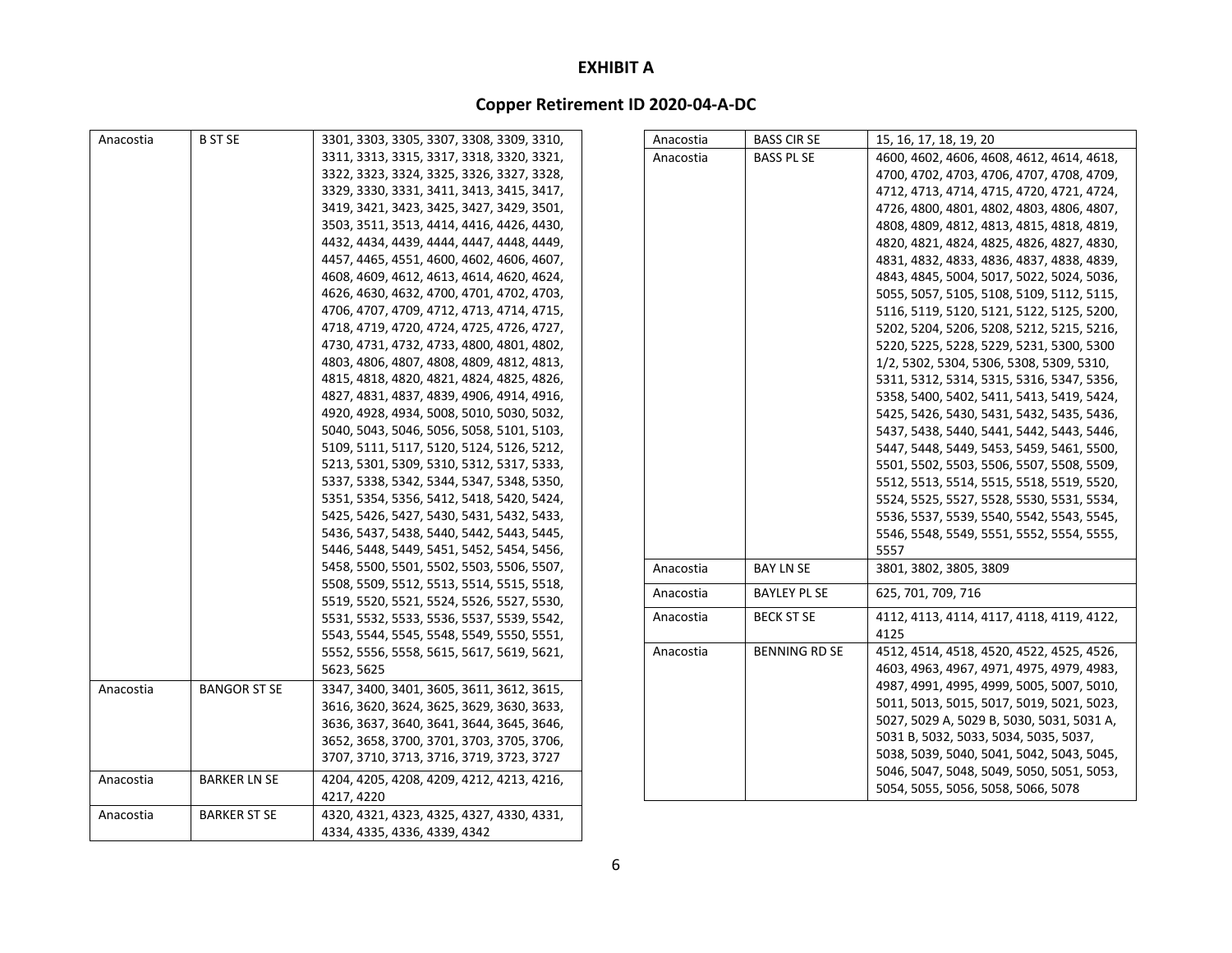# EXHIBIT A

## Copper Retirement ID 2020-04-A-DC

| | | |
|---|---|---|
| Anacostia | B ST SE | 3301, 3303, 3305, 3307, 3308, 3309, 3310, 3311, 3313, 3315, 3317, 3318, 3320, 3321, 3322, 3323, 3324, 3325, 3326, 3327, 3328, 3329, 3330, 3331, 3411, 3413, 3415, 3417, 3419, 3421, 3423, 3425, 3427, 3429, 3501, 3503, 3511, 3513, 4414, 4416, 4426, 4430, 4432, 4434, 4439, 4444, 4447, 4448, 4449, 4457, 4465, 4551, 4600, 4602, 4606, 4607, 4608, 4609, 4612, 4613, 4614, 4620, 4624, 4626, 4630, 4632, 4700, 4701, 4702, 4703, 4706, 4707, 4709, 4712, 4713, 4714, 4715, 4718, 4719, 4720, 4724, 4725, 4726, 4727, 4730, 4731, 4732, 4733, 4800, 4801, 4802, 4803, 4806, 4807, 4808, 4809, 4812, 4813, 4815, 4818, 4820, 4821, 4824, 4825, 4826, 4827, 4831, 4837, 4839, 4906, 4914, 4916, 4920, 4928, 4934, 5008, 5010, 5030, 5032, 5040, 5043, 5046, 5056, 5058, 5101, 5103, 5109, 5111, 5117, 5120, 5124, 5126, 5212, 5213, 5301, 5309, 5310, 5312, 5317, 5333, 5337, 5338, 5342, 5344, 5347, 5348, 5350, 5351, 5354, 5356, 5412, 5418, 5420, 5424, 5425, 5426, 5427, 5430, 5431, 5432, 5433, 5436, 5437, 5438, 5440, 5442, 5443, 5445, 5446, 5448, 5449, 5451, 5452, 5454, 5456, 5458, 5500, 5501, 5502, 5503, 5506, 5507, 5508, 5509, 5512, 5513, 5514, 5515, 5518, 5519, 5520, 5521, 5524, 5526, 5527, 5530, 5531, 5532, 5533, 5536, 5537, 5539, 5542, 5543, 5544, 5545, 5548, 5549, 5550, 5551, 5552, 5556, 5558, 5615, 5617, 5619, 5621, 5623, 5625 |
| Anacostia | BANGOR ST SE | 3347, 3400, 3401, 3605, 3611, 3612, 3615, 3616, 3620, 3624, 3625, 3629, 3630, 3633, 3636, 3637, 3640, 3641, 3644, 3645, 3646, 3652, 3658, 3700, 3701, 3703, 3705, 3706, 3707, 3710, 3713, 3716, 3719, 3723, 3727 |
| Anacostia | BARKER LN SE | 4204, 4205, 4208, 4209, 4212, 4213, 4216, 4217, 4220 |
| Anacostia | BARKER ST SE | 4320, 4321, 4323, 4325, 4327, 4330, 4331, 4334, 4335, 4336, 4339, 4342 |
| Anacostia | BASS CIR SE | 15, 16, 17, 18, 19, 20 |
| Anacostia | BASS PL SE | 4600, 4602, 4606, 4608, 4612, 4614, 4618, 4700, 4702, 4703, 4706, 4707, 4708, 4709, 4712, 4713, 4714, 4715, 4720, 4721, 4724, 4726, 4800, 4801, 4802, 4803, 4806, 4807, 4808, 4809, 4812, 4813, 4815, 4818, 4819, 4820, 4821, 4824, 4825, 4826, 4827, 4830, 4831, 4832, 4833, 4836, 4837, 4838, 4839, 4843, 4845, 5004, 5017, 5022, 5024, 5036, 5055, 5057, 5105, 5108, 5109, 5112, 5115, 5116, 5119, 5120, 5121, 5122, 5125, 5200, 5202, 5204, 5206, 5208, 5212, 5215, 5216, 5220, 5225, 5228, 5229, 5231, 5300, 5300 1/2, 5302, 5304, 5306, 5308, 5309, 5310, 5311, 5312, 5314, 5315, 5316, 5347, 5356, 5358, 5400, 5402, 5411, 5413, 5419, 5424, 5425, 5426, 5430, 5431, 5432, 5435, 5436, 5437, 5438, 5440, 5441, 5442, 5443, 5446, 5447, 5448, 5449, 5453, 5459, 5461, 5500, 5501, 5502, 5503, 5506, 5507, 5508, 5509, 5512, 5513, 5514, 5515, 5518, 5519, 5520, 5524, 5525, 5527, 5528, 5530, 5531, 5534, 5536, 5537, 5539, 5540, 5542, 5543, 5545, 5546, 5548, 5549, 5551, 5552, 5554, 5555, 5557 |
| Anacostia | BAY LN SE | 3801, 3802, 3805, 3809 |
| Anacostia | BAYLEY PL SE | 625, 701, 709, 716 |
| Anacostia | BECK ST SE | 4112, 4113, 4114, 4117, 4118, 4119, 4122, 4125 |
| Anacostia | BENNING RD SE | 4512, 4514, 4518, 4520, 4522, 4525, 4526, 4603, 4963, 4967, 4971, 4975, 4979, 4983, 4987, 4991, 4995, 4999, 5005, 5007, 5010, 5011, 5013, 5015, 5017, 5019, 5021, 5023, 5027, 5029 A, 5029 B, 5030, 5031, 5031 A, 5031 B, 5032, 5033, 5034, 5035, 5037, 5038, 5039, 5040, 5041, 5042, 5043, 5045, 5046, 5047, 5048, 5049, 5050, 5051, 5053, 5054, 5055, 5056, 5058, 5066, 5078 |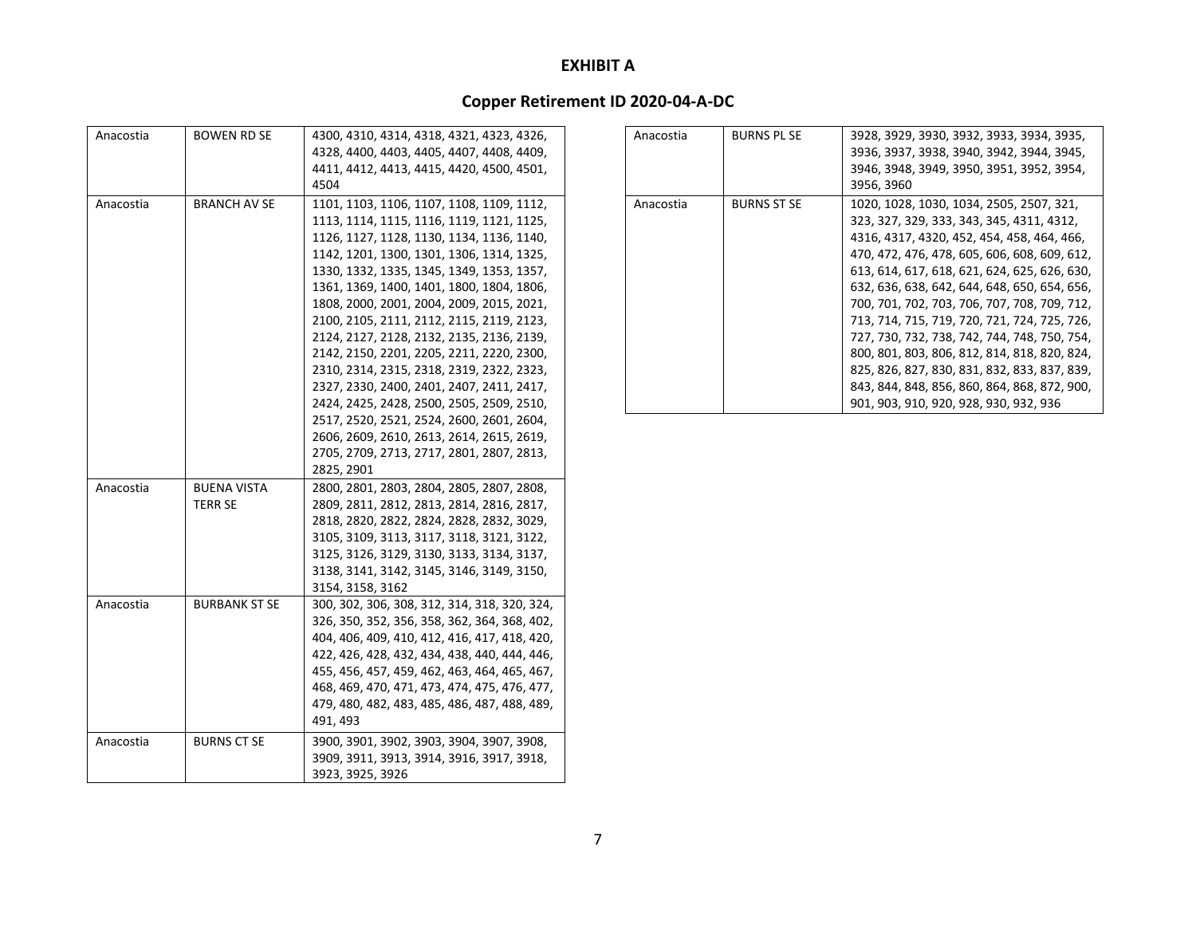# EXHIBIT A

## Copper Retirement ID 2020-04-A-DC

| | | |
|---|---|---|
| Anacostia | BOWEN RD SE | 4300, 4310, 4314, 4318, 4321, 4323, 4326, 4328, 4400, 4403, 4405, 4407, 4408, 4409, 4411, 4412, 4413, 4415, 4420, 4500, 4501, 4504 |
| Anacostia | BRANCH AV SE | 1101, 1103, 1106, 1107, 1108, 1109, 1112, 1113, 1114, 1115, 1116, 1119, 1121, 1125, 1126, 1127, 1128, 1130, 1134, 1136, 1140, 1142, 1201, 1300, 1301, 1306, 1314, 1325, 1330, 1332, 1335, 1345, 1349, 1353, 1357, 1361, 1369, 1400, 1401, 1800, 1804, 1806, 1808, 2000, 2001, 2004, 2009, 2015, 2021, 2100, 2105, 2111, 2112, 2115, 2119, 2123, 2124, 2127, 2128, 2132, 2135, 2136, 2139, 2142, 2150, 2201, 2205, 2211, 2220, 2300, 2310, 2314, 2315, 2318, 2319, 2322, 2323, 2327, 2330, 2400, 2401, 2407, 2411, 2417, 2424, 2425, 2428, 2500, 2505, 2509, 2510, 2517, 2520, 2521, 2524, 2600, 2601, 2604, 2606, 2609, 2610, 2613, 2614, 2615, 2619, 2705, 2709, 2713, 2717, 2801, 2807, 2813, 2825, 2901 |
| Anacostia | BUENA VISTA TERR SE | 2800, 2801, 2803, 2804, 2805, 2807, 2808, 2809, 2811, 2812, 2813, 2814, 2816, 2817, 2818, 2820, 2822, 2824, 2828, 2832, 3029, 3105, 3109, 3113, 3117, 3118, 3121, 3122, 3125, 3126, 3129, 3130, 3133, 3134, 3137, 3138, 3141, 3142, 3145, 3146, 3149, 3150, 3154, 3158, 3162 |
| Anacostia | BURBANK ST SE | 300, 302, 306, 308, 312, 314, 318, 320, 324, 326, 350, 352, 356, 358, 362, 364, 368, 402, 404, 406, 409, 410, 412, 416, 417, 418, 420, 422, 426, 428, 432, 434, 438, 440, 444, 446, 455, 456, 457, 459, 462, 463, 464, 465, 467, 468, 469, 470, 471, 473, 474, 475, 476, 477, 479, 480, 482, 483, 485, 486, 487, 488, 489, 491, 493 |
| Anacostia | BURNS CT SE | 3900, 3901, 3902, 3903, 3904, 3907, 3908, 3909, 3911, 3913, 3914, 3916, 3917, 3918, 3923, 3925, 3926 |
| Anacostia | BURNS PL SE | 3928, 3929, 3930, 3932, 3933, 3934, 3935, 3936, 3937, 3938, 3940, 3942, 3944, 3945, 3946, 3948, 3949, 3950, 3951, 3952, 3954, 3956, 3960 |
| Anacostia | BURNS ST SE | 1020, 1028, 1030, 1034, 2505, 2507, 321, 323, 327, 329, 333, 343, 345, 4311, 4312, 4316, 4317, 4320, 452, 454, 458, 464, 466, 470, 472, 476, 478, 605, 606, 608, 609, 612, 613, 614, 617, 618, 621, 624, 625, 626, 630, 632, 636, 638, 642, 644, 648, 650, 654, 656, 700, 701, 702, 703, 706, 707, 708, 709, 712, 713, 714, 715, 719, 720, 721, 724, 725, 726, 727, 730, 732, 738, 742, 744, 748, 750, 754, 800, 801, 803, 806, 812, 814, 818, 820, 824, 825, 826, 827, 830, 831, 832, 833, 837, 839, 843, 844, 848, 856, 860, 864, 868, 872, 900, 901, 903, 910, 920, 928, 930, 932, 936 |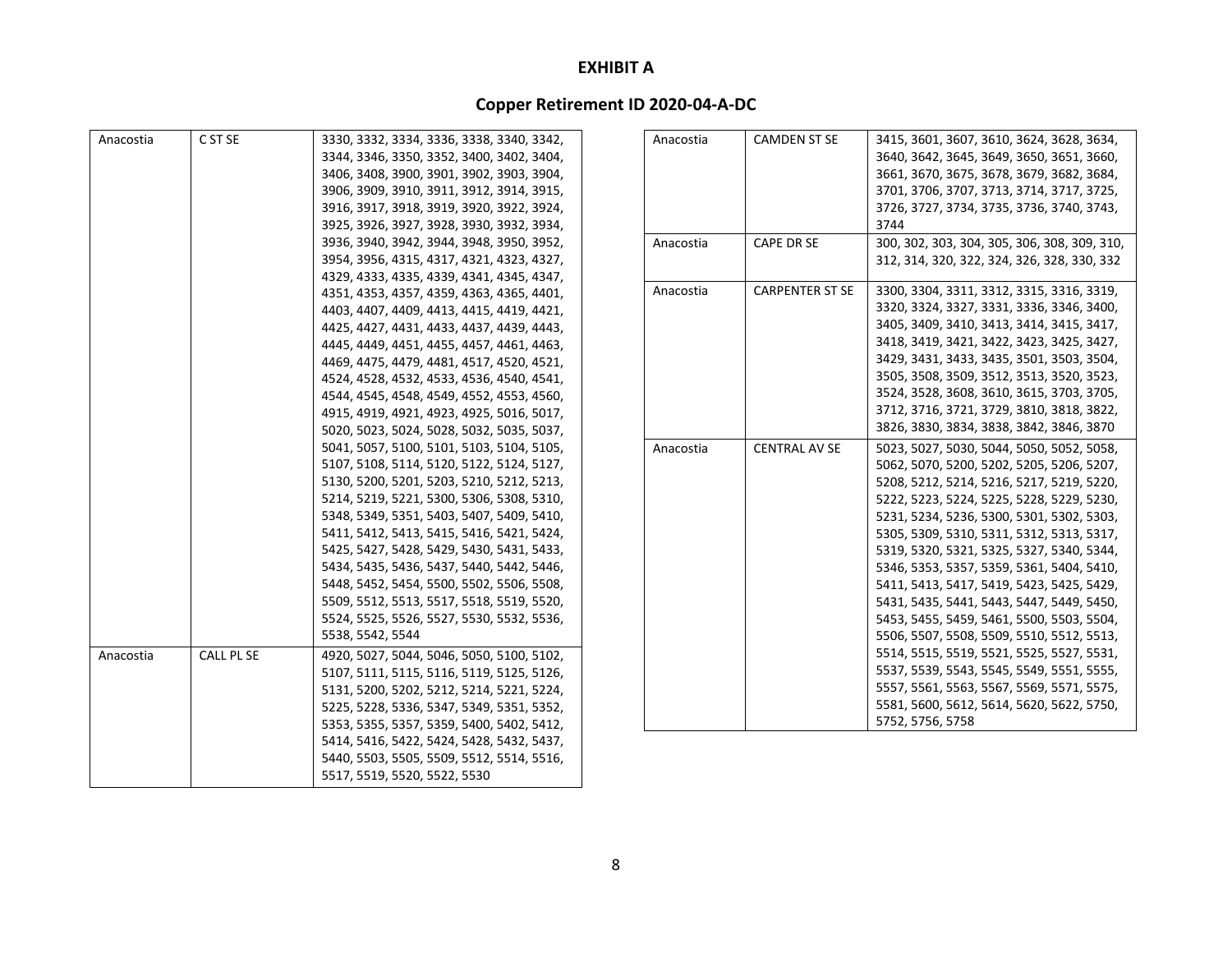# EXHIBIT A

## Copper Retirement ID 2020-04-A-DC

| | | |
|---|---|---|
| Anacostia | C ST SE | 3330, 3332, 3334, 3336, 3338, 3340, 3342, 3344, 3346, 3350, 3352, 3400, 3402, 3404, 3406, 3408, 3900, 3901, 3902, 3903, 3904, 3906, 3909, 3910, 3911, 3912, 3914, 3915, 3916, 3917, 3918, 3919, 3920, 3922, 3924, 3925, 3926, 3927, 3928, 3930, 3932, 3934, 3936, 3940, 3942, 3944, 3948, 3950, 3952, 3954, 3956, 4315, 4317, 4321, 4323, 4327, 4329, 4333, 4335, 4339, 4341, 4345, 4347, 4351, 4353, 4357, 4359, 4363, 4365, 4401, 4403, 4407, 4409, 4413, 4415, 4419, 4421, 4425, 4427, 4431, 4433, 4437, 4439, 4443, 4445, 4449, 4451, 4455, 4457, 4461, 4463, 4469, 4475, 4479, 4481, 4517, 4520, 4521, 4524, 4528, 4532, 4533, 4536, 4540, 4541, 4544, 4545, 4548, 4549, 4552, 4553, 4560, 4915, 4919, 4921, 4923, 4925, 5016, 5017, 5020, 5023, 5024, 5028, 5032, 5035, 5037, 5041, 5057, 5100, 5101, 5103, 5104, 5105, 5107, 5108, 5114, 5120, 5122, 5124, 5127, 5130, 5200, 5201, 5203, 5210, 5212, 5213, 5214, 5219, 5221, 5300, 5306, 5308, 5310, 5348, 5349, 5351, 5403, 5407, 5409, 5410, 5411, 5412, 5413, 5415, 5416, 5421, 5424, 5425, 5427, 5428, 5429, 5430, 5431, 5433, 5434, 5435, 5436, 5437, 5440, 5442, 5446, 5448, 5452, 5454, 5500, 5502, 5506, 5508, 5509, 5512, 5513, 5517, 5518, 5519, 5520, 5524, 5525, 5526, 5527, 5530, 5532, 5536, 5538, 5542, 5544 |
| Anacostia | CALL PL SE | 4920, 5027, 5044, 5046, 5050, 5100, 5102, 5107, 5111, 5115, 5116, 5119, 5125, 5126, 5131, 5200, 5202, 5212, 5214, 5221, 5224, 5225, 5228, 5336, 5347, 5349, 5351, 5352, 5353, 5355, 5357, 5359, 5400, 5402, 5412, 5414, 5416, 5422, 5424, 5428, 5432, 5437, 5440, 5503, 5505, 5509, 5512, 5514, 5516, 5517, 5519, 5520, 5522, 5530 |
| Anacostia | CAMDEN ST SE | 3415, 3601, 3607, 3610, 3624, 3628, 3634, 3640, 3642, 3645, 3649, 3650, 3651, 3660, 3661, 3670, 3675, 3678, 3679, 3682, 3684, 3701, 3706, 3707, 3713, 3714, 3717, 3725, 3726, 3727, 3734, 3735, 3736, 3740, 3743, 3744 |
| Anacostia | CAPE DR SE | 300, 302, 303, 304, 305, 306, 308, 309, 310, 312, 314, 320, 322, 324, 326, 328, 330, 332 |
| Anacostia | CARPENTER ST SE | 3300, 3304, 3311, 3312, 3315, 3316, 3319, 3320, 3324, 3327, 3331, 3336, 3346, 3400, 3405, 3409, 3410, 3413, 3414, 3415, 3417, 3418, 3419, 3421, 3422, 3423, 3425, 3427, 3429, 3431, 3433, 3435, 3501, 3503, 3504, 3505, 3508, 3509, 3512, 3513, 3520, 3523, 3524, 3528, 3608, 3610, 3615, 3703, 3705, 3712, 3716, 3721, 3729, 3810, 3818, 3822, 3826, 3830, 3834, 3838, 3842, 3846, 3870 |
| Anacostia | CENTRAL AV SE | 5023, 5027, 5030, 5044, 5050, 5052, 5058, 5062, 5070, 5200, 5202, 5205, 5206, 5207, 5208, 5212, 5214, 5216, 5217, 5219, 5220, 5222, 5223, 5224, 5225, 5228, 5229, 5230, 5231, 5234, 5236, 5300, 5301, 5302, 5303, 5305, 5309, 5310, 5311, 5312, 5313, 5317, 5319, 5320, 5321, 5325, 5327, 5340, 5344, 5346, 5353, 5357, 5359, 5361, 5404, 5410, 5411, 5413, 5417, 5419, 5423, 5425, 5429, 5431, 5435, 5441, 5443, 5447, 5449, 5450, 5453, 5455, 5459, 5461, 5500, 5503, 5504, 5506, 5507, 5508, 5509, 5510, 5512, 5513, 5514, 5515, 5519, 5521, 5525, 5527, 5531, 5537, 5539, 5543, 5545, 5549, 5551, 5555, 5557, 5561, 5563, 5567, 5569, 5571, 5575, 5581, 5600, 5612, 5614, 5620, 5622, 5750, 5752, 5756, 5758 |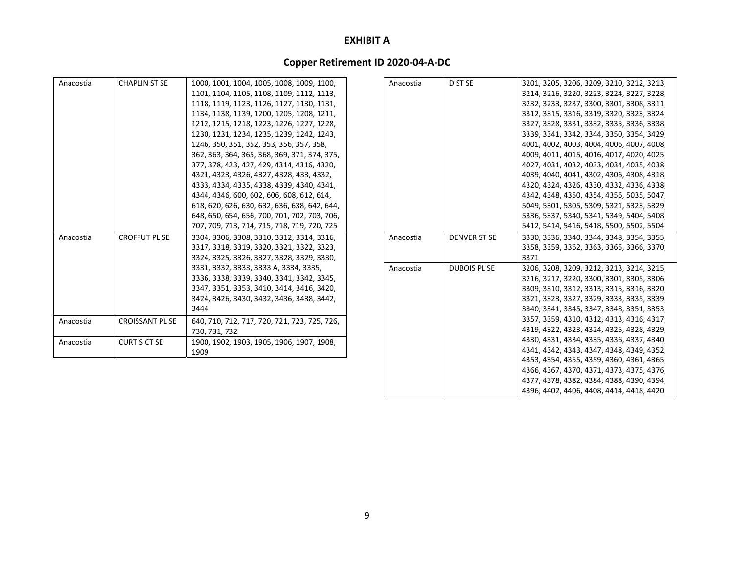**EXHIBIT A**

**Copper Retirement ID 2020-04-A-DC**

| | | |
|---|---|---|
| Anacostia | CHAPLIN ST SE | 1000, 1001, 1004, 1005, 1008, 1009, 1100, 1101, 1104, 1105, 1108, 1109, 1112, 1113, 1118, 1119, 1123, 1126, 1127, 1130, 1131, 1134, 1138, 1139, 1200, 1205, 1208, 1211, 1212, 1215, 1218, 1223, 1226, 1227, 1228, 1230, 1231, 1234, 1235, 1239, 1242, 1243, 1246, 350, 351, 352, 353, 356, 357, 358, 362, 363, 364, 365, 368, 369, 371, 374, 375, 377, 378, 423, 427, 429, 4314, 4316, 4320, 4321, 4323, 4326, 4327, 4328, 433, 4332, 4333, 4334, 4335, 4338, 4339, 4340, 4341, 4344, 4346, 600, 602, 606, 608, 612, 614, 618, 620, 626, 630, 632, 636, 638, 642, 644, 648, 650, 654, 656, 700, 701, 702, 703, 706, 707, 709, 713, 714, 715, 718, 719, 720, 725 |
| Anacostia | CROFFUT PL SE | 3304, 3306, 3308, 3310, 3312, 3314, 3316, 3317, 3318, 3319, 3320, 3321, 3322, 3323, 3324, 3325, 3326, 3327, 3328, 3329, 3330, 3331, 3332, 3333, 3333 A, 3334, 3335, 3336, 3338, 3339, 3340, 3341, 3342, 3345, 3347, 3351, 3353, 3410, 3414, 3416, 3420, 3424, 3426, 3430, 3432, 3436, 3438, 3442, 3444 |
| Anacostia | CROISSANT PL SE | 640, 710, 712, 717, 720, 721, 723, 725, 726, 730, 731, 732 |
| Anacostia | CURTIS CT SE | 1900, 1902, 1903, 1905, 1906, 1907, 1908, 1909 |
| Anacostia | D ST SE | 3201, 3205, 3206, 3209, 3210, 3212, 3213, 3214, 3216, 3220, 3223, 3224, 3227, 3228, 3232, 3233, 3237, 3300, 3301, 3308, 3311, 3312, 3315, 3316, 3319, 3320, 3323, 3324, 3327, 3328, 3331, 3332, 3335, 3336, 3338, 3339, 3341, 3342, 3344, 3350, 3354, 3429, 4001, 4002, 4003, 4004, 4006, 4007, 4008, 4009, 4011, 4015, 4016, 4017, 4020, 4025, 4027, 4031, 4032, 4033, 4034, 4035, 4038, 4039, 4040, 4041, 4302, 4306, 4308, 4318, 4320, 4324, 4326, 4330, 4332, 4336, 4338, 4342, 4348, 4350, 4354, 4356, 5035, 5047, 5049, 5301, 5305, 5309, 5321, 5323, 5329, 5336, 5337, 5340, 5341, 5349, 5404, 5408, 5412, 5414, 5416, 5418, 5500, 5502, 5504 |
| Anacostia | DENVER ST SE | 3330, 3336, 3340, 3344, 3348, 3354, 3355, 3358, 3359, 3362, 3363, 3365, 3366, 3370, 3371 |
| Anacostia | DUBOIS PL SE | 3206, 3208, 3209, 3212, 3213, 3214, 3215, 3216, 3217, 3220, 3300, 3301, 3305, 3306, 3309, 3310, 3312, 3313, 3315, 3316, 3320, 3321, 3323, 3327, 3329, 3333, 3335, 3339, 3340, 3341, 3345, 3347, 3348, 3351, 3353, 3357, 3359, 4310, 4312, 4313, 4316, 4317, 4319, 4322, 4323, 4324, 4325, 4328, 4329, 4330, 4331, 4334, 4335, 4336, 4337, 4340, 4341, 4342, 4343, 4347, 4348, 4349, 4352, 4353, 4354, 4355, 4359, 4360, 4361, 4365, 4366, 4367, 4370, 4371, 4373, 4375, 4376, 4377, 4378, 4382, 4384, 4388, 4390, 4394, 4396, 4402, 4406, 4408, 4414, 4418, 4420 |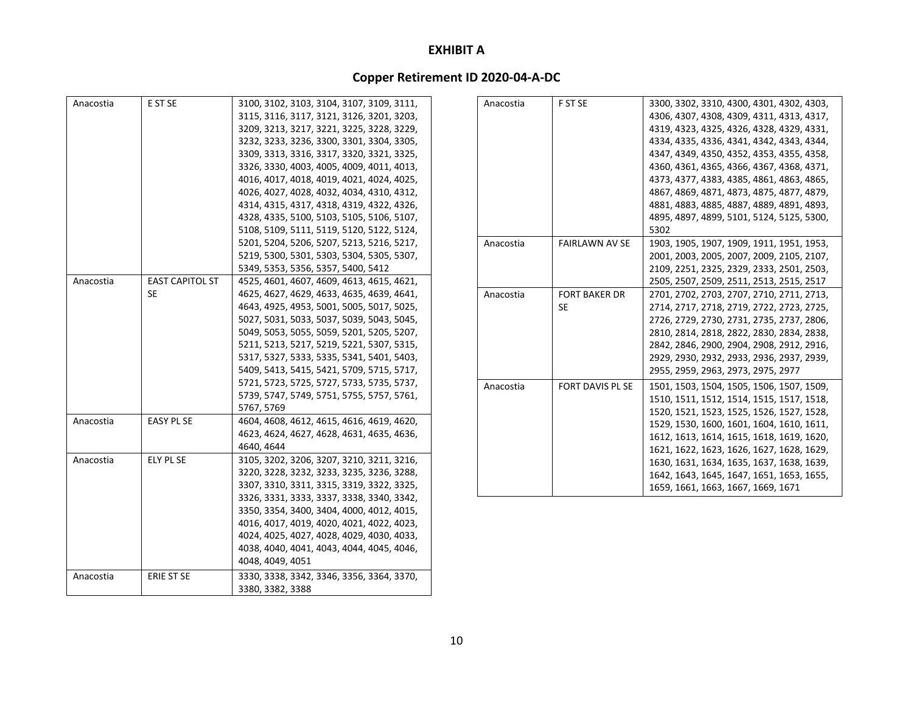# EXHIBIT A

## Copper Retirement ID 2020-04-A-DC

| | | |
|---|---|---|
| Anacostia | E ST SE | 3100, 3102, 3103, 3104, 3107, 3109, 3111, 3115, 3116, 3117, 3121, 3126, 3201, 3203, 3209, 3213, 3217, 3221, 3225, 3228, 3229, 3232, 3233, 3236, 3300, 3301, 3304, 3305, 3309, 3313, 3316, 3317, 3320, 3321, 3325, 3326, 3330, 4003, 4005, 4009, 4011, 4013, 4016, 4017, 4018, 4019, 4021, 4024, 4025, 4026, 4027, 4028, 4032, 4034, 4310, 4312, 4314, 4315, 4317, 4318, 4319, 4322, 4326, 4328, 4335, 5100, 5103, 5105, 5106, 5107, 5108, 5109, 5111, 5119, 5120, 5122, 5124, 5201, 5204, 5206, 5207, 5213, 5216, 5217, 5219, 5300, 5301, 5303, 5304, 5305, 5307, 5349, 5353, 5356, 5357, 5400, 5412 |
| Anacostia | EAST CAPITOL ST SE | 4525, 4601, 4607, 4609, 4613, 4615, 4621, 4625, 4627, 4629, 4633, 4635, 4639, 4641, 4643, 4925, 4953, 5001, 5005, 5017, 5025, 5027, 5031, 5033, 5037, 5039, 5043, 5045, 5049, 5053, 5055, 5059, 5201, 5205, 5207, 5211, 5213, 5217, 5219, 5221, 5307, 5315, 5317, 5327, 5333, 5335, 5341, 5401, 5403, 5409, 5413, 5415, 5421, 5709, 5715, 5717, 5721, 5723, 5725, 5727, 5733, 5735, 5737, 5739, 5747, 5749, 5751, 5755, 5757, 5761, 5767, 5769 |
| Anacostia | EASY PL SE | 4604, 4608, 4612, 4615, 4616, 4619, 4620, 4623, 4624, 4627, 4628, 4631, 4635, 4636, 4640, 4644 |
| Anacostia | ELY PL SE | 3105, 3202, 3206, 3207, 3210, 3211, 3216, 3220, 3228, 3232, 3233, 3235, 3236, 3288, 3307, 3310, 3311, 3315, 3319, 3322, 3325, 3326, 3331, 3333, 3337, 3338, 3340, 3342, 3350, 3354, 3400, 3404, 4000, 4012, 4015, 4016, 4017, 4019, 4020, 4021, 4022, 4023, 4024, 4025, 4027, 4028, 4029, 4030, 4033, 4038, 4040, 4041, 4043, 4044, 4045, 4046, 4048, 4049, 4051 |
| Anacostia | ERIE ST SE | 3330, 3338, 3342, 3346, 3356, 3364, 3370, 3380, 3382, 3388 |
| Anacostia | F ST SE | 3300, 3302, 3310, 4300, 4301, 4302, 4303, 4306, 4307, 4308, 4309, 4311, 4313, 4317, 4319, 4323, 4325, 4326, 4328, 4329, 4331, 4334, 4335, 4336, 4341, 4342, 4343, 4344, 4347, 4349, 4350, 4352, 4353, 4355, 4358, 4360, 4361, 4365, 4366, 4367, 4368, 4371, 4373, 4377, 4383, 4385, 4861, 4863, 4865, 4867, 4869, 4871, 4873, 4875, 4877, 4879, 4881, 4883, 4885, 4887, 4889, 4891, 4893, 4895, 4897, 4899, 5101, 5124, 5125, 5300, 5302 |
| Anacostia | FAIRLAWN AV SE | 1903, 1905, 1907, 1909, 1911, 1951, 1953, 2001, 2003, 2005, 2007, 2009, 2105, 2107, 2109, 2251, 2325, 2329, 2333, 2501, 2503, 2505, 2507, 2509, 2511, 2513, 2515, 2517 |
| Anacostia | FORT BAKER DR SE | 2701, 2702, 2703, 2707, 2710, 2711, 2713, 2714, 2717, 2718, 2719, 2722, 2723, 2725, 2726, 2729, 2730, 2731, 2735, 2737, 2806, 2810, 2814, 2818, 2822, 2830, 2834, 2838, 2842, 2846, 2900, 2904, 2908, 2912, 2916, 2929, 2930, 2932, 2933, 2936, 2937, 2939, 2955, 2959, 2963, 2973, 2975, 2977 |
| Anacostia | FORT DAVIS PL SE | 1501, 1503, 1504, 1505, 1506, 1507, 1509, 1510, 1511, 1512, 1514, 1515, 1517, 1518, 1520, 1521, 1523, 1525, 1526, 1527, 1528, 1529, 1530, 1600, 1601, 1604, 1610, 1611, 1612, 1613, 1614, 1615, 1618, 1619, 1620, 1621, 1622, 1623, 1626, 1627, 1628, 1629, 1630, 1631, 1634, 1635, 1637, 1638, 1639, 1642, 1643, 1645, 1647, 1651, 1653, 1655, 1659, 1661, 1663, 1667, 1669, 1671 |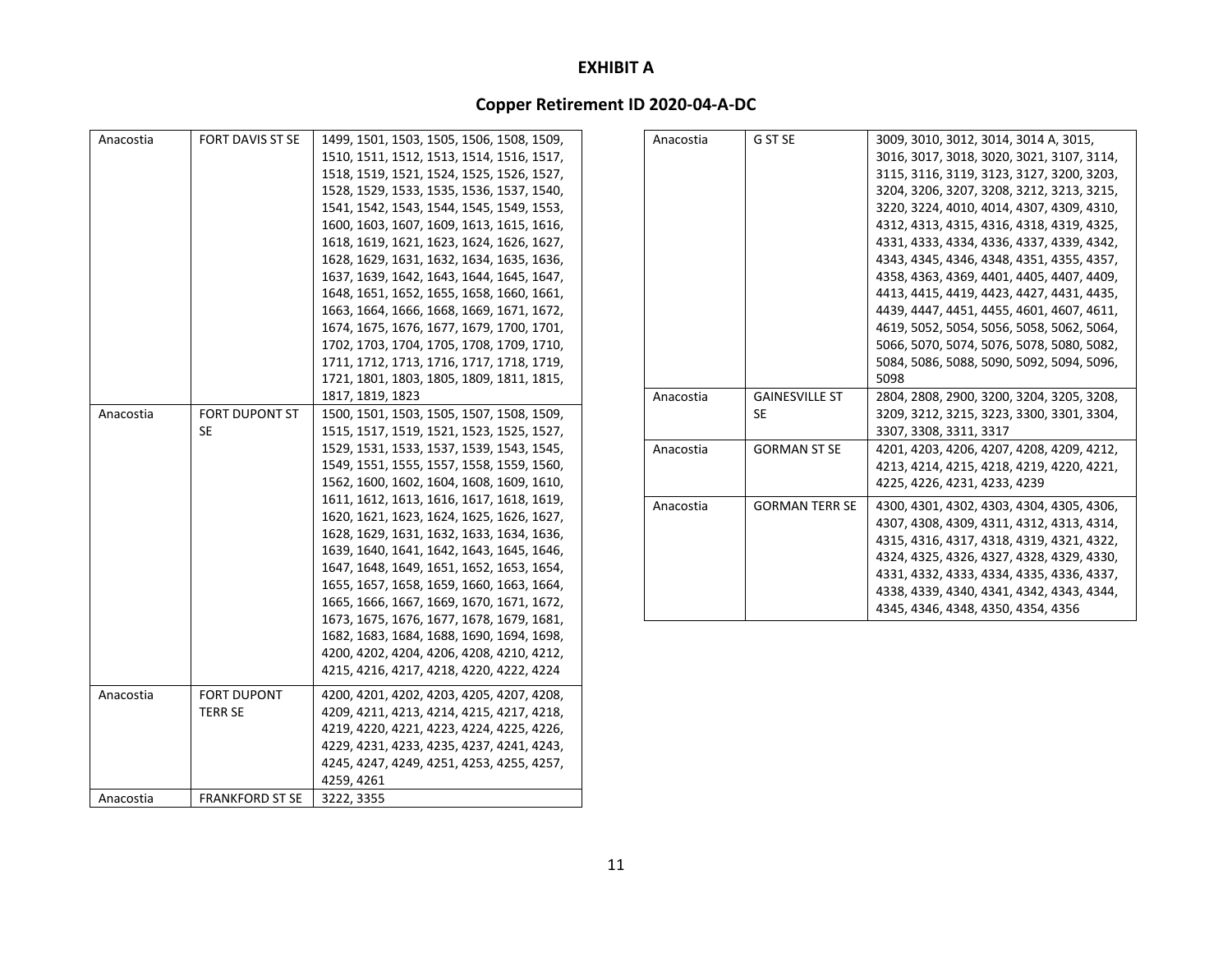# EXHIBIT A

## Copper Retirement ID 2020-04-A-DC

| | | |
|---|---|---|
| Anacostia | FORT DAVIS ST SE | 1499, 1501, 1503, 1505, 1506, 1508, 1509, 1510, 1511, 1512, 1513, 1514, 1516, 1517, 1518, 1519, 1521, 1524, 1525, 1526, 1527, 1528, 1529, 1533, 1535, 1536, 1537, 1540, 1541, 1542, 1543, 1544, 1545, 1549, 1553, 1600, 1603, 1607, 1609, 1613, 1615, 1616, 1618, 1619, 1621, 1623, 1624, 1626, 1627, 1628, 1629, 1631, 1632, 1634, 1635, 1636, 1637, 1639, 1642, 1643, 1644, 1645, 1647, 1648, 1651, 1652, 1655, 1658, 1660, 1661, 1663, 1664, 1666, 1668, 1669, 1671, 1672, 1674, 1675, 1676, 1677, 1679, 1700, 1701, 1702, 1703, 1704, 1705, 1708, 1709, 1710, 1711, 1712, 1713, 1716, 1717, 1718, 1719, 1721, 1801, 1803, 1805, 1809, 1811, 1815, 1817, 1819, 1823 |
| Anacostia | FORT DUPONT ST SE | 1500, 1501, 1503, 1505, 1507, 1508, 1509, 1515, 1517, 1519, 1521, 1523, 1525, 1527, 1529, 1531, 1533, 1537, 1539, 1543, 1545, 1549, 1551, 1555, 1557, 1558, 1559, 1560, 1562, 1600, 1602, 1604, 1608, 1609, 1610, 1611, 1612, 1613, 1616, 1617, 1618, 1619, 1620, 1621, 1623, 1624, 1625, 1626, 1627, 1628, 1629, 1631, 1632, 1633, 1634, 1636, 1639, 1640, 1641, 1642, 1643, 1645, 1646, 1647, 1648, 1649, 1651, 1652, 1653, 1654, 1655, 1657, 1658, 1659, 1660, 1663, 1664, 1665, 1666, 1667, 1669, 1670, 1671, 1672, 1673, 1675, 1676, 1677, 1678, 1679, 1681, 1682, 1683, 1684, 1688, 1690, 1694, 1698, 4200, 4202, 4204, 4206, 4208, 4210, 4212, 4215, 4216, 4217, 4218, 4220, 4222, 4224 |
| Anacostia | FORT DUPONT TERR SE | 4200, 4201, 4202, 4203, 4205, 4207, 4208, 4209, 4211, 4213, 4214, 4215, 4217, 4218, 4219, 4220, 4221, 4223, 4224, 4225, 4226, 4229, 4231, 4233, 4235, 4237, 4241, 4243, 4245, 4247, 4249, 4251, 4253, 4255, 4257, 4259, 4261 |
| Anacostia | FRANKFORD ST SE | 3222, 3355 |
| Anacostia | G ST SE | 3009, 3010, 3012, 3014, 3014 A, 3015, 3016, 3017, 3018, 3020, 3021, 3107, 3114, 3115, 3116, 3119, 3123, 3127, 3200, 3203, 3204, 3206, 3207, 3208, 3212, 3213, 3215, 3220, 3224, 4010, 4014, 4307, 4309, 4310, 4312, 4313, 4315, 4316, 4318, 4319, 4325, 4331, 4333, 4334, 4336, 4337, 4339, 4342, 4343, 4345, 4346, 4348, 4351, 4355, 4357, 4358, 4363, 4369, 4401, 4405, 4407, 4409, 4413, 4415, 4419, 4423, 4427, 4431, 4435, 4439, 4447, 4451, 4455, 4601, 4607, 4611, 4619, 5052, 5054, 5056, 5058, 5062, 5064, 5066, 5070, 5074, 5076, 5078, 5080, 5082, 5084, 5086, 5088, 5090, 5092, 5094, 5096, 5098 |
| Anacostia | GAINESVILLE ST SE | 2804, 2808, 2900, 3200, 3204, 3205, 3208, 3209, 3212, 3215, 3223, 3300, 3301, 3304, 3307, 3308, 3311, 3317 |
| Anacostia | GORMAN ST SE | 4201, 4203, 4206, 4207, 4208, 4209, 4212, 4213, 4214, 4215, 4218, 4219, 4220, 4221, 4225, 4226, 4231, 4233, 4239 |
| Anacostia | GORMAN TERR SE | 4300, 4301, 4302, 4303, 4304, 4305, 4306, 4307, 4308, 4309, 4311, 4312, 4313, 4314, 4315, 4316, 4317, 4318, 4319, 4321, 4322, 4324, 4325, 4326, 4327, 4328, 4329, 4330, 4331, 4332, 4333, 4334, 4335, 4336, 4337, 4338, 4339, 4340, 4341, 4342, 4343, 4344, 4345, 4346, 4348, 4350, 4354, 4356 |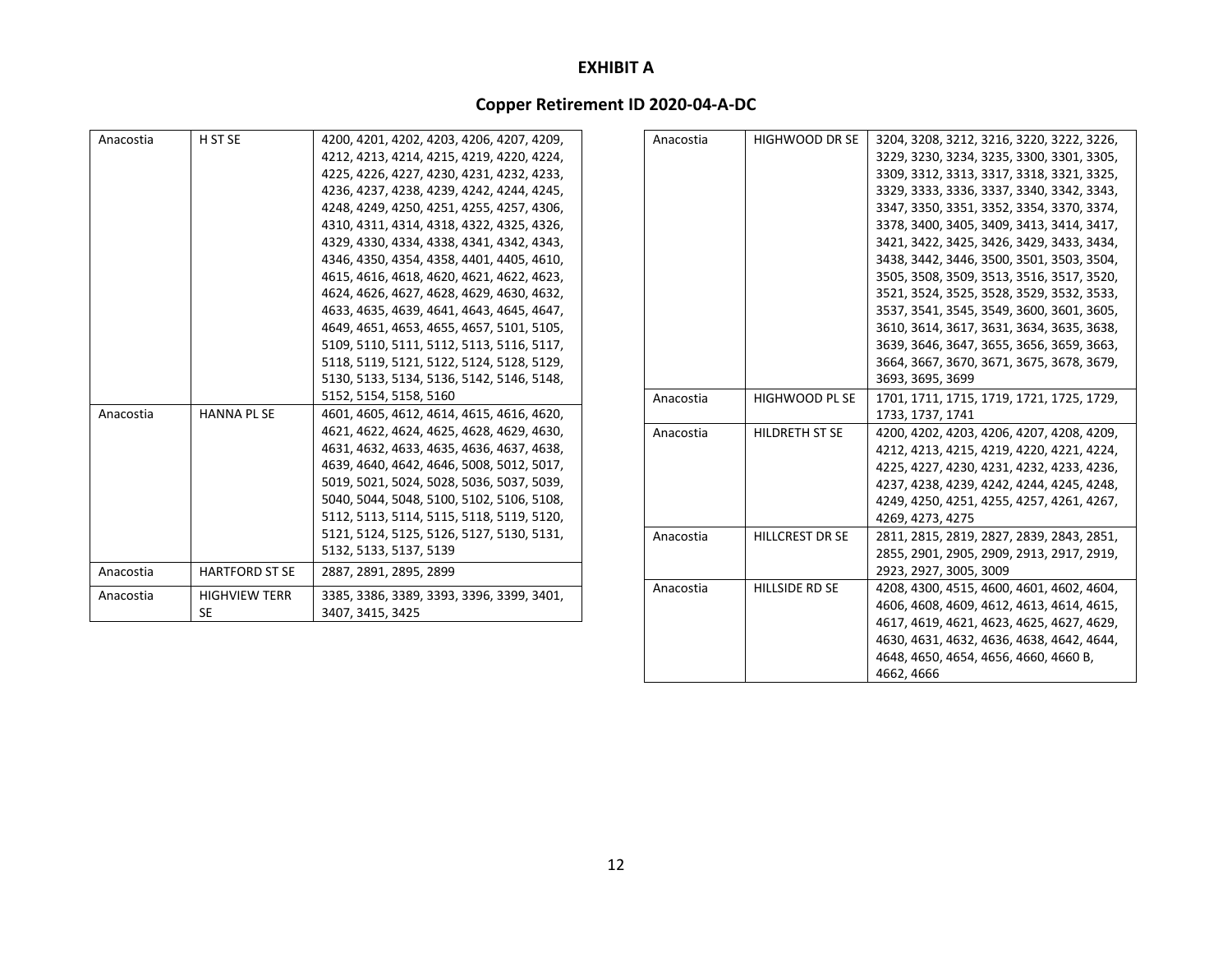## EXHIBIT A

## Copper Retirement ID 2020-04-A-DC

| | | |
|---|---|---|
| Anacostia | H ST SE | 4200, 4201, 4202, 4203, 4206, 4207, 4209, 4212, 4213, 4214, 4215, 4219, 4220, 4224, 4225, 4226, 4227, 4230, 4231, 4232, 4233, 4236, 4237, 4238, 4239, 4242, 4244, 4245, 4248, 4249, 4250, 4251, 4255, 4257, 4306, 4310, 4311, 4314, 4318, 4322, 4325, 4326, 4329, 4330, 4334, 4338, 4341, 4342, 4343, 4346, 4350, 4354, 4358, 4401, 4405, 4610, 4615, 4616, 4618, 4620, 4621, 4622, 4623, 4624, 4626, 4627, 4628, 4629, 4630, 4632, 4633, 4635, 4639, 4641, 4643, 4645, 4647, 4649, 4651, 4653, 4655, 4657, 5101, 5105, 5109, 5110, 5111, 5112, 5113, 5116, 5117, 5118, 5119, 5121, 5122, 5124, 5128, 5129, 5130, 5133, 5134, 5136, 5142, 5146, 5148, 5152, 5154, 5158, 5160 |
| Anacostia | HANNA PL SE | 4601, 4605, 4612, 4614, 4615, 4616, 4620, 4621, 4622, 4624, 4625, 4628, 4629, 4630, 4631, 4632, 4633, 4635, 4636, 4637, 4638, 4639, 4640, 4642, 4646, 5008, 5012, 5017, 5019, 5021, 5024, 5028, 5036, 5037, 5039, 5040, 5044, 5048, 5100, 5102, 5106, 5108, 5112, 5113, 5114, 5115, 5118, 5119, 5120, 5121, 5124, 5125, 5126, 5127, 5130, 5131, 5132, 5133, 5137, 5139 |
| Anacostia | HARTFORD ST SE | 2887, 2891, 2895, 2899 |
| Anacostia | HIGHVIEW TERR SE | 3385, 3386, 3389, 3393, 3396, 3399, 3401, 3407, 3415, 3425 |
| Anacostia | HIGHWOOD DR SE | 3204, 3208, 3212, 3216, 3220, 3222, 3226, 3229, 3230, 3234, 3235, 3300, 3301, 3305, 3309, 3312, 3313, 3317, 3318, 3321, 3325, 3329, 3333, 3336, 3337, 3340, 3342, 3343, 3347, 3350, 3351, 3352, 3354, 3370, 3374, 3378, 3400, 3405, 3409, 3413, 3414, 3417, 3421, 3422, 3425, 3426, 3429, 3433, 3434, 3438, 3442, 3446, 3500, 3501, 3503, 3504, 3505, 3508, 3509, 3513, 3516, 3517, 3520, 3521, 3524, 3525, 3528, 3529, 3532, 3533, 3537, 3541, 3545, 3549, 3600, 3601, 3605, 3610, 3614, 3617, 3631, 3634, 3635, 3638, 3639, 3646, 3647, 3655, 3656, 3659, 3663, 3664, 3667, 3670, 3671, 3675, 3678, 3679, 3693, 3695, 3699 |
| Anacostia | HIGHWOOD PL SE | 1701, 1711, 1715, 1719, 1721, 1725, 1729, 1733, 1737, 1741 |
| Anacostia | HILDRETH ST SE | 4200, 4202, 4203, 4206, 4207, 4208, 4209, 4212, 4213, 4215, 4219, 4220, 4221, 4224, 4225, 4227, 4230, 4231, 4232, 4233, 4236, 4237, 4238, 4239, 4242, 4244, 4245, 4248, 4249, 4250, 4251, 4255, 4257, 4261, 4267, 4269, 4273, 4275 |
| Anacostia | HILLCREST DR SE | 2811, 2815, 2819, 2827, 2839, 2843, 2851, 2855, 2901, 2905, 2909, 2913, 2917, 2919, 2923, 2927, 3005, 3009 |
| Anacostia | HILLSIDE RD SE | 4208, 4300, 4515, 4600, 4601, 4602, 4604, 4606, 4608, 4609, 4612, 4613, 4614, 4615, 4617, 4619, 4621, 4623, 4625, 4627, 4629, 4630, 4631, 4632, 4636, 4638, 4642, 4644, 4648, 4650, 4654, 4656, 4660, 4660 B, 4662, 4666 |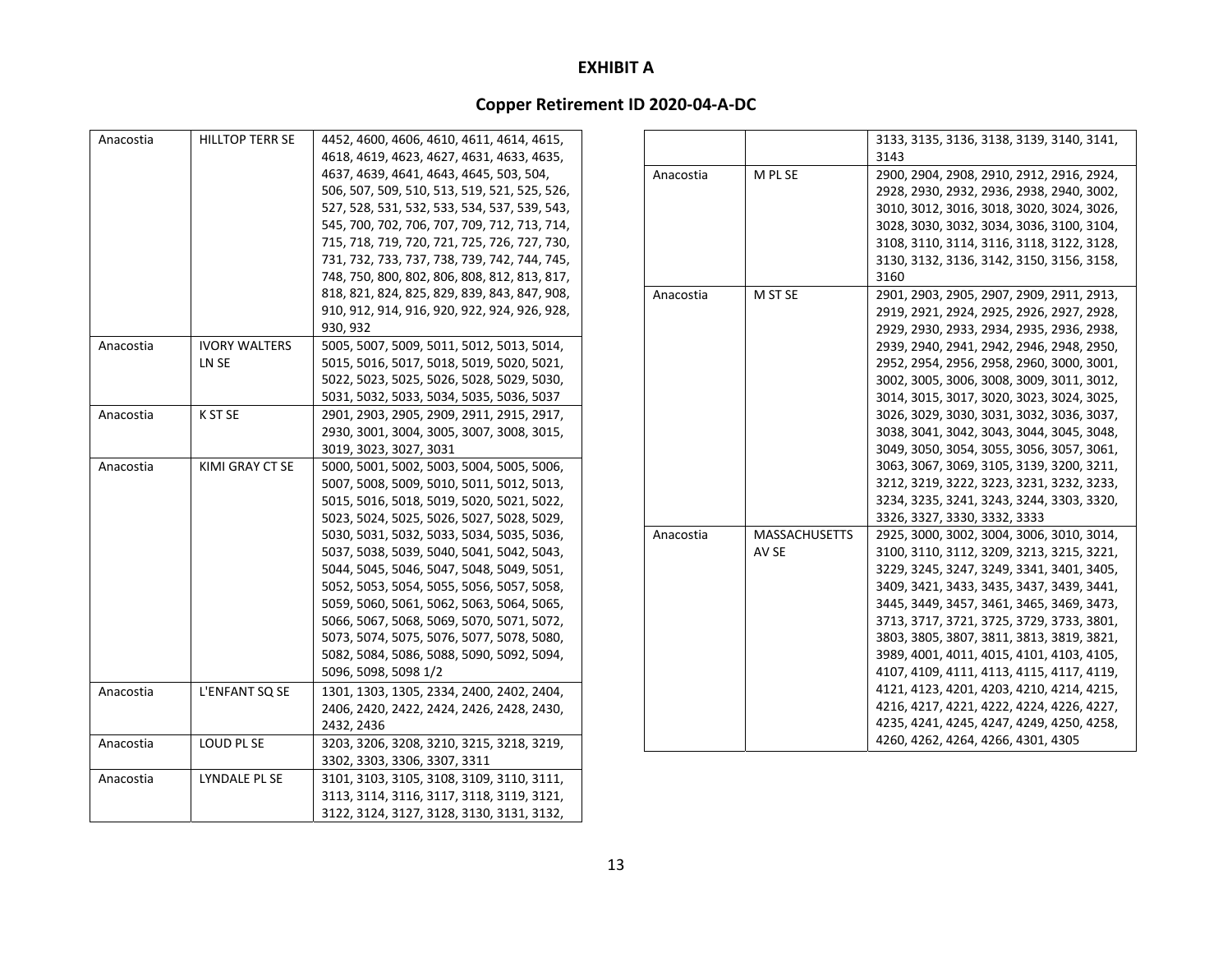# EXHIBIT A

## Copper Retirement ID 2020-04-A-DC

| | | |
|---|---|---|
| Anacostia | HILLTOP TERR SE | 4452, 4600, 4606, 4610, 4611, 4614, 4615, 4618, 4619, 4623, 4627, 4631, 4633, 4635, 4637, 4639, 4641, 4643, 4645, 503, 504, 506, 507, 509, 510, 513, 519, 521, 525, 526, 527, 528, 531, 532, 533, 534, 537, 539, 543, 545, 700, 702, 706, 707, 709, 712, 713, 714, 715, 718, 719, 720, 721, 725, 726, 727, 730, 731, 732, 733, 737, 738, 739, 742, 744, 745, 748, 750, 800, 802, 806, 808, 812, 813, 817, 818, 821, 824, 825, 829, 839, 843, 847, 908, 910, 912, 914, 916, 920, 922, 924, 926, 928, 930, 932 |
| Anacostia | IVORY WALTERS LN SE | 5005, 5007, 5009, 5011, 5012, 5013, 5014, 5015, 5016, 5017, 5018, 5019, 5020, 5021, 5022, 5023, 5025, 5026, 5028, 5029, 5030, 5031, 5032, 5033, 5034, 5035, 5036, 5037 |
| Anacostia | K ST SE | 2901, 2903, 2905, 2909, 2911, 2915, 2917, 2930, 3001, 3004, 3005, 3007, 3008, 3015, 3019, 3023, 3027, 3031 |
| Anacostia | KIMI GRAY CT SE | 5000, 5001, 5002, 5003, 5004, 5005, 5006, 5007, 5008, 5009, 5010, 5011, 5012, 5013, 5015, 5016, 5018, 5019, 5020, 5021, 5022, 5023, 5024, 5025, 5026, 5027, 5028, 5029, 5030, 5031, 5032, 5033, 5034, 5035, 5036, 5037, 5038, 5039, 5040, 5041, 5042, 5043, 5044, 5045, 5046, 5047, 5048, 5049, 5051, 5052, 5053, 5054, 5055, 5056, 5057, 5058, 5059, 5060, 5061, 5062, 5063, 5064, 5065, 5066, 5067, 5068, 5069, 5070, 5071, 5072, 5073, 5074, 5075, 5076, 5077, 5078, 5080, 5082, 5084, 5086, 5088, 5090, 5092, 5094, 5096, 5098, 5098 1/2 |
| Anacostia | L'ENFANT SQ SE | 1301, 1303, 1305, 2334, 2400, 2402, 2404, 2406, 2420, 2422, 2424, 2426, 2428, 2430, 2432, 2436 |
| Anacostia | LOUD PL SE | 3203, 3206, 3208, 3210, 3215, 3218, 3219, 3302, 3303, 3306, 3307, 3311 |
| Anacostia | LYNDALE PL SE | 3101, 3103, 3105, 3108, 3109, 3110, 3111, 3113, 3114, 3116, 3117, 3118, 3119, 3121, 3122, 3124, 3127, 3128, 3130, 3131, 3132, 3133, 3135, 3136, 3138, 3139, 3140, 3141, 3143 |
| Anacostia | M PL SE | 2900, 2904, 2908, 2910, 2912, 2916, 2924, 2928, 2930, 2932, 2936, 2938, 2940, 3002, 3010, 3012, 3016, 3018, 3020, 3024, 3026, 3028, 3030, 3032, 3034, 3036, 3100, 3104, 3108, 3110, 3114, 3116, 3118, 3122, 3128, 3130, 3132, 3136, 3142, 3150, 3156, 3158, 3160 |
| Anacostia | M ST SE | 2901, 2903, 2905, 2907, 2909, 2911, 2913, 2919, 2921, 2924, 2925, 2926, 2927, 2928, 2929, 2930, 2933, 2934, 2935, 2936, 2938, 2939, 2940, 2941, 2942, 2946, 2948, 2950, 2952, 2954, 2956, 2958, 2960, 3000, 3001, 3002, 3005, 3006, 3008, 3009, 3011, 3012, 3014, 3015, 3017, 3020, 3023, 3024, 3025, 3026, 3029, 3030, 3031, 3032, 3036, 3037, 3038, 3041, 3042, 3043, 3044, 3045, 3048, 3049, 3050, 3054, 3055, 3056, 3057, 3061, 3063, 3067, 3069, 3105, 3139, 3200, 3211, 3212, 3219, 3222, 3223, 3231, 3232, 3233, 3234, 3235, 3241, 3243, 3244, 3303, 3320, 3326, 3327, 3330, 3332, 3333 |
| Anacostia | MASSACHUSETTS AV SE | 2925, 3000, 3002, 3004, 3006, 3010, 3014, 3100, 3110, 3112, 3209, 3213, 3215, 3221, 3229, 3245, 3247, 3249, 3341, 3401, 3405, 3409, 3421, 3433, 3435, 3437, 3439, 3441, 3445, 3449, 3457, 3461, 3465, 3469, 3473, 3713, 3717, 3721, 3725, 3729, 3733, 3801, 3803, 3805, 3807, 3811, 3813, 3819, 3821, 3989, 4001, 4011, 4015, 4101, 4103, 4105, 4107, 4109, 4111, 4113, 4115, 4117, 4119, 4121, 4123, 4201, 4203, 4210, 4214, 4215, 4216, 4217, 4221, 4222, 4224, 4226, 4227, 4235, 4241, 4245, 4247, 4249, 4250, 4258, 4260, 4262, 4264, 4266, 4301, 4305 |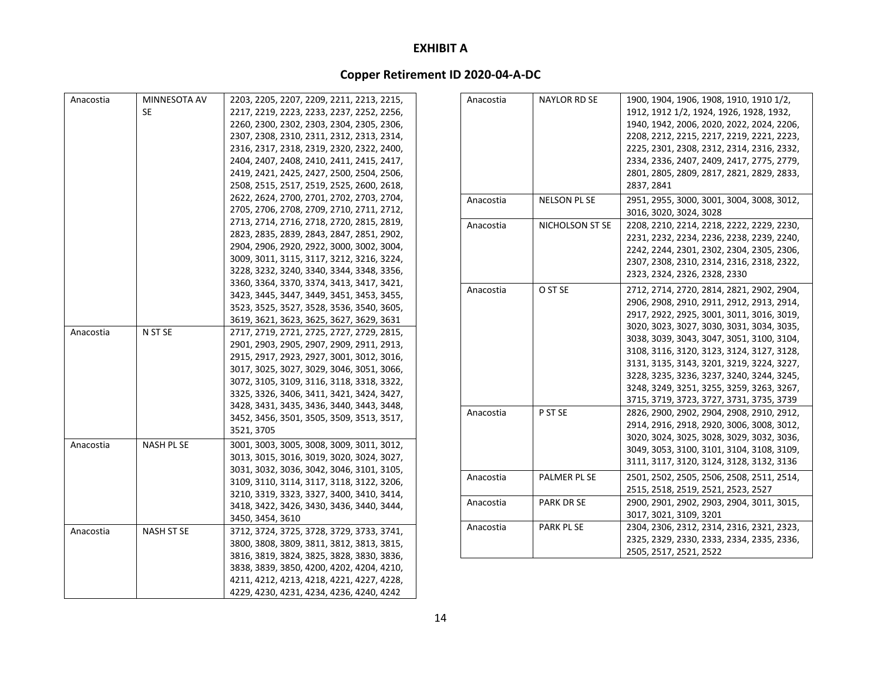# EXHIBIT A

## Copper Retirement ID 2020-04-A-DC

| | | |
|---|---|---|
| Anacostia | MINNESOTA AV SE | 2203, 2205, 2207, 2209, 2211, 2213, 2215, 2217, 2219, 2223, 2233, 2237, 2252, 2256, 2260, 2300, 2302, 2303, 2304, 2305, 2306, 2307, 2308, 2310, 2311, 2312, 2313, 2314, 2316, 2317, 2318, 2319, 2320, 2322, 2400, 2404, 2407, 2408, 2410, 2411, 2415, 2417, 2419, 2421, 2425, 2427, 2500, 2504, 2506, 2508, 2515, 2517, 2519, 2525, 2600, 2618, 2622, 2624, 2700, 2701, 2702, 2703, 2704, 2705, 2706, 2708, 2709, 2710, 2711, 2712, 2713, 2714, 2716, 2718, 2720, 2815, 2819, 2823, 2835, 2839, 2843, 2847, 2851, 2902, 2904, 2906, 2920, 2922, 3000, 3002, 3004, 3009, 3011, 3115, 3117, 3212, 3216, 3224, 3228, 3232, 3240, 3340, 3344, 3348, 3356, 3360, 3364, 3370, 3374, 3413, 3417, 3421, 3423, 3445, 3447, 3449, 3451, 3453, 3455, 3523, 3525, 3527, 3528, 3536, 3540, 3605, 3619, 3621, 3623, 3625, 3627, 3629, 3631 |
| Anacostia | N ST SE | 2717, 2719, 2721, 2725, 2727, 2729, 2815, 2901, 2903, 2905, 2907, 2909, 2911, 2913, 2915, 2917, 2923, 2927, 3001, 3012, 3016, 3017, 3025, 3027, 3029, 3046, 3051, 3066, 3072, 3105, 3109, 3116, 3118, 3318, 3322, 3325, 3326, 3406, 3411, 3421, 3424, 3427, 3428, 3431, 3435, 3436, 3440, 3443, 3448, 3452, 3456, 3501, 3505, 3509, 3513, 3517, 3521, 3705 |
| Anacostia | NASH PL SE | 3001, 3003, 3005, 3008, 3009, 3011, 3012, 3013, 3015, 3016, 3019, 3020, 3024, 3027, 3031, 3032, 3036, 3042, 3046, 3101, 3105, 3109, 3110, 3114, 3117, 3118, 3122, 3206, 3210, 3319, 3323, 3327, 3400, 3410, 3414, 3418, 3422, 3426, 3430, 3436, 3440, 3444, 3450, 3454, 3610 |
| Anacostia | NASH ST SE | 3712, 3724, 3725, 3728, 3729, 3733, 3741, 3800, 3808, 3809, 3811, 3812, 3813, 3815, 3816, 3819, 3824, 3825, 3828, 3830, 3836, 3838, 3839, 3850, 4200, 4202, 4204, 4210, 4211, 4212, 4213, 4218, 4221, 4227, 4228, 4229, 4230, 4231, 4234, 4236, 4240, 4242 |
| Anacostia | NAYLOR RD SE | 1900, 1904, 1906, 1908, 1910, 1910 1/2, 1912, 1912 1/2, 1924, 1926, 1928, 1932, 1940, 1942, 2006, 2020, 2022, 2024, 2206, 2208, 2212, 2215, 2217, 2219, 2221, 2223, 2225, 2301, 2308, 2312, 2314, 2316, 2332, 2334, 2336, 2407, 2409, 2417, 2775, 2779, 2801, 2805, 2809, 2817, 2821, 2829, 2833, 2837, 2841 |
| Anacostia | NELSON PL SE | 2951, 2955, 3000, 3001, 3004, 3008, 3012, 3016, 3020, 3024, 3028 |
| Anacostia | NICHOLSON ST SE | 2208, 2210, 2214, 2218, 2222, 2229, 2230, 2231, 2232, 2234, 2236, 2238, 2239, 2240, 2242, 2244, 2301, 2302, 2304, 2305, 2306, 2307, 2308, 2310, 2314, 2316, 2318, 2322, 2323, 2324, 2326, 2328, 2330 |
| Anacostia | O ST SE | 2712, 2714, 2720, 2814, 2821, 2902, 2904, 2906, 2908, 2910, 2911, 2912, 2913, 2914, 2917, 2922, 2925, 3001, 3011, 3016, 3019, 3020, 3023, 3027, 3030, 3031, 3034, 3035, 3038, 3039, 3043, 3047, 3051, 3100, 3104, 3108, 3116, 3120, 3123, 3124, 3127, 3128, 3131, 3135, 3143, 3201, 3219, 3224, 3227, 3228, 3235, 3236, 3237, 3240, 3244, 3245, 3248, 3249, 3251, 3255, 3259, 3263, 3267, 3715, 3719, 3723, 3727, 3731, 3735, 3739 |
| Anacostia | P ST SE | 2826, 2900, 2902, 2904, 2908, 2910, 2912, 2914, 2916, 2918, 2920, 3006, 3008, 3012, 3020, 3024, 3025, 3028, 3029, 3032, 3036, 3049, 3053, 3100, 3101, 3104, 3108, 3109, 3111, 3117, 3120, 3124, 3128, 3132, 3136 |
| Anacostia | PALMER PL SE | 2501, 2502, 2505, 2506, 2508, 2511, 2514, 2515, 2518, 2519, 2521, 2523, 2527 |
| Anacostia | PARK DR SE | 2900, 2901, 2902, 2903, 2904, 3011, 3015, 3017, 3021, 3109, 3201 |
| Anacostia | PARK PL SE | 2304, 2306, 2312, 2314, 2316, 2321, 2323, 2325, 2329, 2330, 2333, 2334, 2335, 2336, 2505, 2517, 2521, 2522 |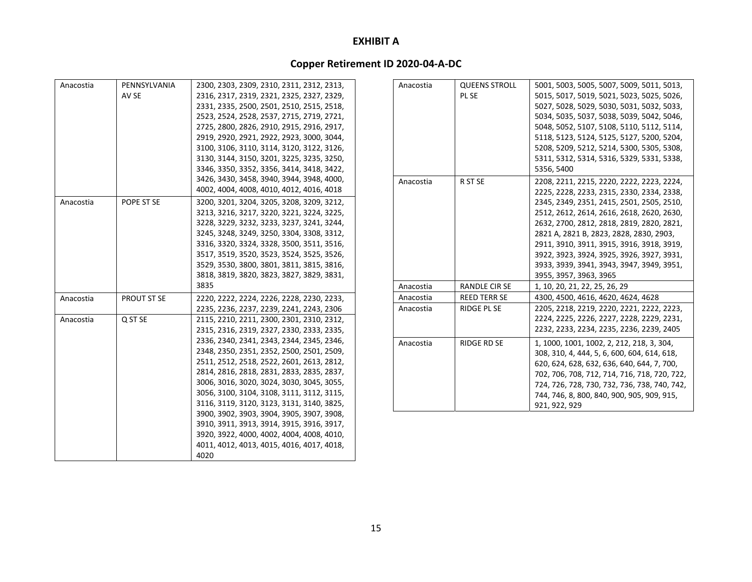**EXHIBIT A**

**Copper Retirement ID 2020-04-A-DC**

| | | |
|---|---|---|
| Anacostia | PENNSYLVANIA AV SE | 2300, 2303, 2309, 2310, 2311, 2312, 2313, 2316, 2317, 2319, 2321, 2325, 2327, 2329, 2331, 2335, 2500, 2501, 2510, 2515, 2518, 2523, 2524, 2528, 2537, 2715, 2719, 2721, 2725, 2800, 2826, 2910, 2915, 2916, 2917, 2919, 2920, 2921, 2922, 2923, 3000, 3044, 3100, 3106, 3110, 3114, 3120, 3122, 3126, 3130, 3144, 3150, 3201, 3225, 3235, 3250, 3346, 3350, 3352, 3356, 3414, 3418, 3422, 3426, 3430, 3458, 3940, 3944, 3948, 4000, 4002, 4004, 4008, 4010, 4012, 4016, 4018 |
| Anacostia | POPE ST SE | 3200, 3201, 3204, 3205, 3208, 3209, 3212, 3213, 3216, 3217, 3220, 3221, 3224, 3225, 3228, 3229, 3232, 3233, 3237, 3241, 3244, 3245, 3248, 3249, 3250, 3304, 3308, 3312, 3316, 3320, 3324, 3328, 3500, 3511, 3516, 3517, 3519, 3520, 3523, 3524, 3525, 3526, 3529, 3530, 3800, 3801, 3811, 3815, 3816, 3818, 3819, 3820, 3823, 3827, 3829, 3831, 3835 |
| Anacostia | PROUT ST SE | 2220, 2222, 2224, 2226, 2228, 2230, 2233, 2235, 2236, 2237, 2239, 2241, 2243, 2306 |
| Anacostia | Q ST SE | 2115, 2210, 2211, 2300, 2301, 2310, 2312, 2315, 2316, 2319, 2327, 2330, 2333, 2335, 2336, 2340, 2341, 2343, 2344, 2345, 2346, 2348, 2350, 2351, 2352, 2500, 2501, 2509, 2511, 2512, 2518, 2522, 2601, 2613, 2812, 2814, 2816, 2818, 2831, 2833, 2835, 2837, 3006, 3016, 3020, 3024, 3030, 3045, 3055, 3056, 3100, 3104, 3108, 3111, 3112, 3115, 3116, 3119, 3120, 3123, 3131, 3140, 3825, 3900, 3902, 3903, 3904, 3905, 3907, 3908, 3910, 3911, 3913, 3914, 3915, 3916, 3917, 3920, 3922, 4000, 4002, 4004, 4008, 4010, 4011, 4012, 4013, 4015, 4016, 4017, 4018, 4020 |
| Anacostia | QUEENS STROLL PL SE | 5001, 5003, 5005, 5007, 5009, 5011, 5013, 5015, 5017, 5019, 5021, 5023, 5025, 5026, 5027, 5028, 5029, 5030, 5031, 5032, 5033, 5034, 5035, 5037, 5038, 5039, 5042, 5046, 5048, 5052, 5107, 5108, 5110, 5112, 5114, 5118, 5123, 5124, 5125, 5127, 5200, 5204, 5208, 5209, 5212, 5214, 5300, 5305, 5308, 5311, 5312, 5314, 5316, 5329, 5331, 5338, 5356, 5400 |
| Anacostia | R ST SE | 2208, 2211, 2215, 2220, 2222, 2223, 2224, 2225, 2228, 2233, 2315, 2330, 2334, 2338, 2345, 2349, 2351, 2415, 2501, 2505, 2510, 2512, 2612, 2614, 2616, 2618, 2620, 2630, 2632, 2700, 2812, 2818, 2819, 2820, 2821, 2821 A, 2821 B, 2823, 2828, 2830, 2903, 2911, 3910, 3911, 3915, 3916, 3918, 3919, 3922, 3923, 3924, 3925, 3926, 3927, 3931, 3933, 3939, 3941, 3943, 3947, 3949, 3951, 3955, 3957, 3963, 3965 |
| Anacostia | RANDLE CIR SE | 1, 10, 20, 21, 22, 25, 26, 29 |
| Anacostia | REED TERR SE | 4300, 4500, 4616, 4620, 4624, 4628 |
| Anacostia | RIDGE PL SE | 2205, 2218, 2219, 2220, 2221, 2222, 2223, 2224, 2225, 2226, 2227, 2228, 2229, 2231, 2232, 2233, 2234, 2235, 2236, 2239, 2405 |
| Anacostia | RIDGE RD SE | 1, 1000, 1001, 1002, 2, 212, 218, 3, 304, 308, 310, 4, 444, 5, 6, 600, 604, 614, 618, 620, 624, 628, 632, 636, 640, 644, 7, 700, 702, 706, 708, 712, 714, 716, 718, 720, 722, 724, 726, 728, 730, 732, 736, 738, 740, 742, 744, 746, 8, 800, 840, 900, 905, 909, 915, 921, 922, 929 |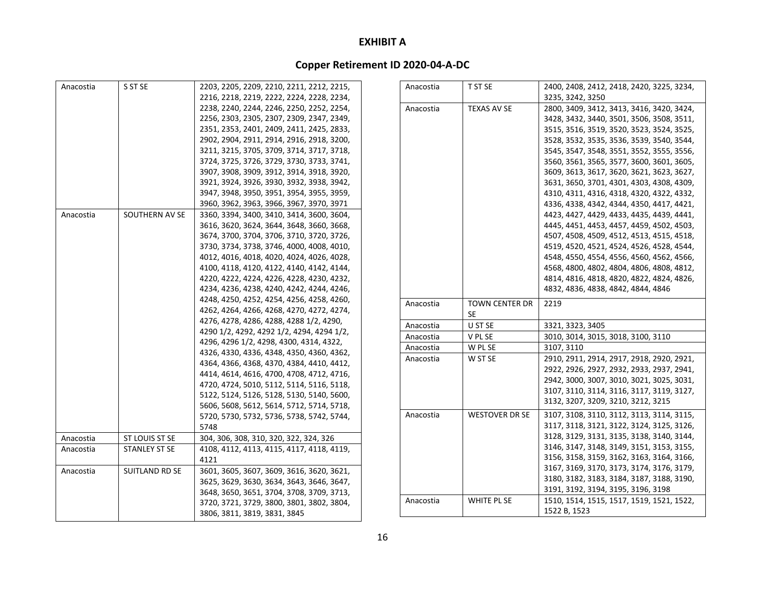# EXHIBIT A

## Copper Retirement ID 2020-04-A-DC

| | | |
|---|---|---|
| Anacostia | S ST SE | 2203, 2205, 2209, 2210, 2211, 2212, 2215, 2216, 2218, 2219, 2222, 2224, 2228, 2234, 2238, 2240, 2244, 2246, 2250, 2252, 2254, 2256, 2303, 2305, 2307, 2309, 2347, 2349, 2351, 2353, 2401, 2409, 2411, 2425, 2833, 2902, 2904, 2911, 2914, 2916, 2918, 3200, 3211, 3215, 3705, 3709, 3714, 3717, 3718, 3724, 3725, 3726, 3729, 3730, 3733, 3741, 3907, 3908, 3909, 3912, 3914, 3918, 3920, 3921, 3924, 3926, 3930, 3932, 3938, 3942, 3947, 3948, 3950, 3951, 3954, 3955, 3959, 3960, 3962, 3963, 3966, 3967, 3970, 3971 |
| Anacostia | SOUTHERN AV SE | 3360, 3394, 3400, 3410, 3414, 3600, 3604, 3616, 3620, 3624, 3644, 3648, 3660, 3668, 3674, 3700, 3704, 3706, 3710, 3720, 3726, 3730, 3734, 3738, 3746, 4000, 4008, 4010, 4012, 4016, 4018, 4020, 4024, 4026, 4028, 4100, 4118, 4120, 4122, 4140, 4142, 4144, 4220, 4222, 4224, 4226, 4228, 4230, 4232, 4234, 4236, 4238, 4240, 4242, 4244, 4246, 4248, 4250, 4252, 4254, 4256, 4258, 4260, 4262, 4264, 4266, 4268, 4270, 4272, 4274, 4276, 4278, 4286, 4288, 4288 1/2, 4290, 4290 1/2, 4292, 4292 1/2, 4294, 4294 1/2, 4296, 4296 1/2, 4298, 4300, 4314, 4322, 4326, 4330, 4336, 4348, 4350, 4360, 4362, 4364, 4366, 4368, 4370, 4384, 4410, 4412, 4414, 4614, 4616, 4700, 4708, 4712, 4716, 4720, 4724, 5010, 5112, 5114, 5116, 5118, 5122, 5124, 5126, 5128, 5130, 5140, 5600, 5606, 5608, 5612, 5614, 5712, 5714, 5718, 5720, 5730, 5732, 5736, 5738, 5742, 5744, 5748 |
| Anacostia | ST LOUIS ST SE | 304, 306, 308, 310, 320, 322, 324, 326 |
| Anacostia | STANLEY ST SE | 4108, 4112, 4113, 4115, 4117, 4118, 4119, 4121 |
| Anacostia | SUITLAND RD SE | 3601, 3605, 3607, 3609, 3616, 3620, 3621, 3625, 3629, 3630, 3634, 3643, 3646, 3647, 3648, 3650, 3651, 3704, 3708, 3709, 3713, 3720, 3721, 3729, 3800, 3801, 3802, 3804, 3806, 3811, 3819, 3831, 3845 |
| Anacostia | T ST SE | 2400, 2408, 2412, 2418, 2420, 3225, 3234, 3235, 3242, 3250 |
| Anacostia | TEXAS AV SE | 2800, 3409, 3412, 3413, 3416, 3420, 3424, 3428, 3432, 3440, 3501, 3506, 3508, 3511, 3515, 3516, 3519, 3520, 3523, 3524, 3525, 3528, 3532, 3535, 3536, 3539, 3540, 3544, 3545, 3547, 3548, 3551, 3552, 3555, 3556, 3560, 3561, 3565, 3577, 3600, 3601, 3605, 3609, 3613, 3617, 3620, 3621, 3623, 3627, 3631, 3650, 3701, 4301, 4303, 4308, 4309, 4310, 4311, 4316, 4318, 4320, 4322, 4332, 4336, 4338, 4342, 4344, 4350, 4417, 4421, 4423, 4427, 4429, 4433, 4435, 4439, 4441, 4445, 4451, 4453, 4457, 4459, 4502, 4503, 4507, 4508, 4509, 4512, 4513, 4515, 4518, 4519, 4520, 4521, 4524, 4526, 4528, 4544, 4548, 4550, 4554, 4556, 4560, 4562, 4566, 4568, 4800, 4802, 4804, 4806, 4808, 4812, 4814, 4816, 4818, 4820, 4822, 4824, 4826, 4832, 4836, 4838, 4842, 4844, 4846 |
| Anacostia | TOWN CENTER DR SE | 2219 |
| Anacostia | U ST SE | 3321, 3323, 3405 |
| Anacostia | V PL SE | 3010, 3014, 3015, 3018, 3100, 3110 |
| Anacostia | W PL SE | 3107, 3110 |
| Anacostia | W ST SE | 2910, 2911, 2914, 2917, 2918, 2920, 2921, 2922, 2926, 2927, 2932, 2933, 2937, 2941, 2942, 3000, 3007, 3010, 3021, 3025, 3031, 3107, 3110, 3114, 3116, 3117, 3119, 3127, 3132, 3207, 3209, 3210, 3212, 3215 |
| Anacostia | WESTOVER DR SE | 3107, 3108, 3110, 3112, 3113, 3114, 3115, 3117, 3118, 3121, 3122, 3124, 3125, 3126, 3128, 3129, 3131, 3135, 3138, 3140, 3144, 3146, 3147, 3148, 3149, 3151, 3153, 3155, 3156, 3158, 3159, 3162, 3163, 3164, 3166, 3167, 3169, 3170, 3173, 3174, 3176, 3179, 3180, 3182, 3183, 3184, 3187, 3188, 3190, 3191, 3192, 3194, 3195, 3196, 3198 |
| Anacostia | WHITE PL SE | 1510, 1514, 1515, 1517, 1519, 1521, 1522, 1522 B, 1523 |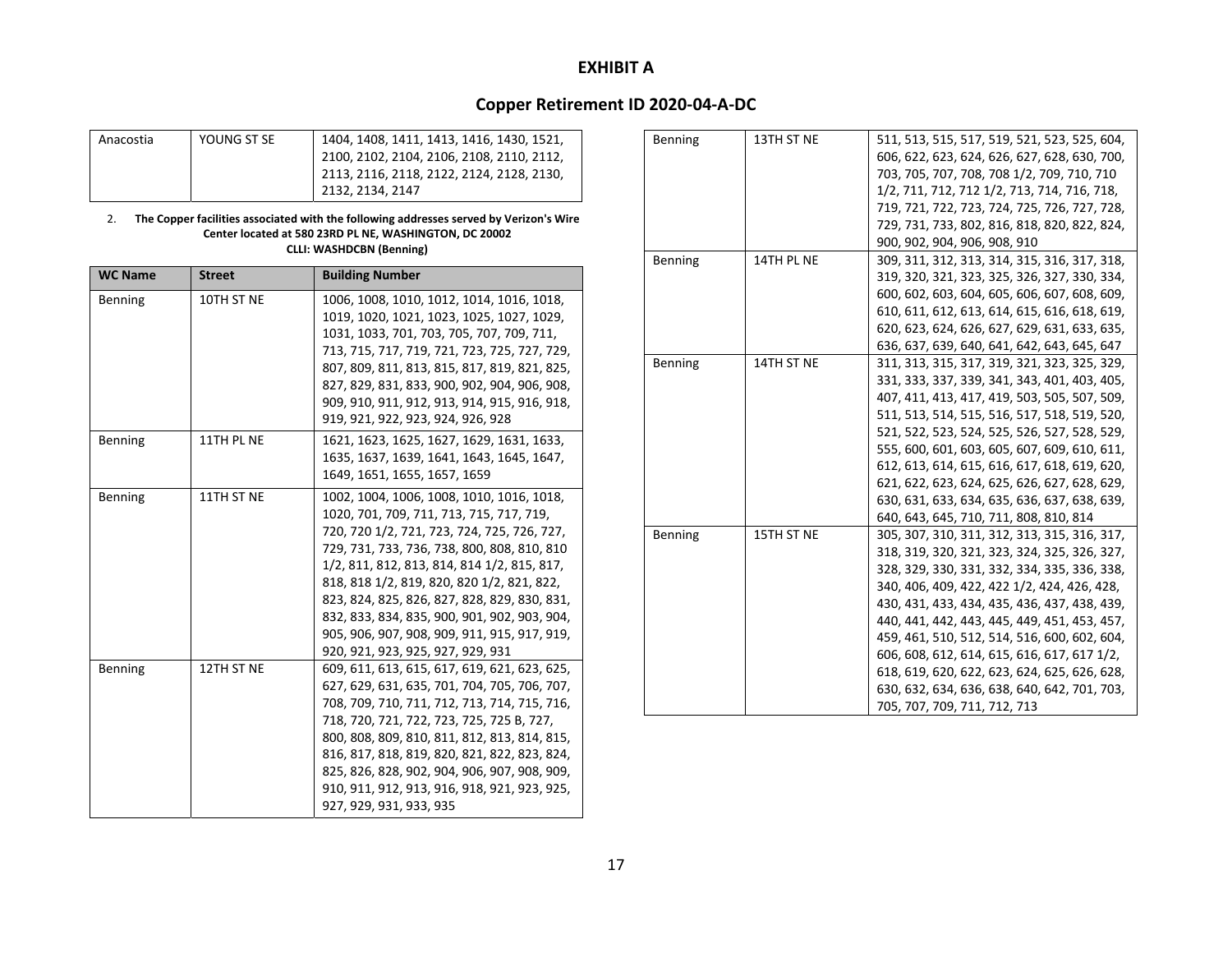# EXHIBIT A

## Copper Retirement ID 2020-04-A-DC

| | | |
|---|---|---|
| Anacostia | YOUNG ST SE | 1404, 1408, 1411, 1413, 1416, 1430, 1521, 2100, 2102, 2104, 2106, 2108, 2110, 2112, 2113, 2116, 2118, 2122, 2124, 2128, 2130, 2132, 2134, 2147 |

2. **The Copper facilities associated with the following addresses served by Verizon's Wire Center located at 580 23RD PL NE, WASHINGTON, DC 20002 CLLI: WASHDCBN (Benning)**

| WC Name | Street | Building Number |
|---|---|---|
| Benning | 10TH ST NE | 1006, 1008, 1010, 1012, 1014, 1016, 1018, 1019, 1020, 1021, 1023, 1025, 1027, 1029, 1031, 1033, 701, 703, 705, 707, 709, 711, 713, 715, 717, 719, 721, 723, 725, 727, 729, 807, 809, 811, 813, 815, 817, 819, 821, 825, 827, 829, 831, 833, 900, 902, 904, 906, 908, 909, 910, 911, 912, 913, 914, 915, 916, 918, 919, 921, 922, 923, 924, 926, 928 |
| Benning | 11TH PL NE | 1621, 1623, 1625, 1627, 1629, 1631, 1633, 1635, 1637, 1639, 1641, 1643, 1645, 1647, 1649, 1651, 1655, 1657, 1659 |
| Benning | 11TH ST NE | 1002, 1004, 1006, 1008, 1010, 1016, 1018, 1020, 701, 709, 711, 713, 715, 717, 719, 720, 720 1/2, 721, 723, 724, 725, 726, 727, 729, 731, 733, 736, 738, 800, 808, 810, 810 1/2, 811, 812, 813, 814, 814 1/2, 815, 817, 818, 818 1/2, 819, 820, 820 1/2, 821, 822, 823, 824, 825, 826, 827, 828, 829, 830, 831, 832, 833, 834, 835, 900, 901, 902, 903, 904, 905, 906, 907, 908, 909, 911, 915, 917, 919, 920, 921, 923, 925, 927, 929, 931 |
| Benning | 12TH ST NE | 609, 611, 613, 615, 617, 619, 621, 623, 625, 627, 629, 631, 635, 701, 704, 705, 706, 707, 708, 709, 710, 711, 712, 713, 714, 715, 716, 718, 720, 721, 722, 723, 725, 725 B, 727, 800, 808, 809, 810, 811, 812, 813, 814, 815, 816, 817, 818, 819, 820, 821, 822, 823, 824, 825, 826, 828, 902, 904, 906, 907, 908, 909, 910, 911, 912, 913, 916, 918, 921, 923, 925, 927, 929, 931, 933, 935 |
| Benning | 13TH ST NE | 511, 513, 515, 517, 519, 521, 523, 525, 604, 606, 622, 623, 624, 626, 627, 628, 630, 700, 703, 705, 707, 708, 708 1/2, 709, 710, 710 1/2, 711, 712, 712 1/2, 713, 714, 716, 718, 719, 721, 722, 723, 724, 725, 726, 727, 728, 729, 731, 733, 802, 816, 818, 820, 822, 824, 900, 902, 904, 906, 908, 910 |
| Benning | 14TH PL NE | 309, 311, 312, 313, 314, 315, 316, 317, 318, 319, 320, 321, 323, 325, 326, 327, 330, 334, 600, 602, 603, 604, 605, 606, 607, 608, 609, 610, 611, 612, 613, 614, 615, 616, 618, 619, 620, 623, 624, 626, 627, 629, 631, 633, 635, 636, 637, 639, 640, 641, 642, 643, 645, 647 |
| Benning | 14TH ST NE | 311, 313, 315, 317, 319, 321, 323, 325, 329, 331, 333, 337, 339, 341, 343, 401, 403, 405, 407, 411, 413, 417, 419, 503, 505, 507, 509, 511, 513, 514, 515, 516, 517, 518, 519, 520, 521, 522, 523, 524, 525, 526, 527, 528, 529, 555, 600, 601, 603, 605, 607, 609, 610, 611, 612, 613, 614, 615, 616, 617, 618, 619, 620, 621, 622, 623, 624, 625, 626, 627, 628, 629, 630, 631, 633, 634, 635, 636, 637, 638, 639, 640, 643, 645, 710, 711, 808, 810, 814 |
| Benning | 15TH ST NE | 305, 307, 310, 311, 312, 313, 315, 316, 317, 318, 319, 320, 321, 323, 324, 325, 326, 327, 328, 329, 330, 331, 332, 334, 335, 336, 338, 340, 406, 409, 422, 422 1/2, 424, 426, 428, 430, 431, 433, 434, 435, 436, 437, 438, 439, 440, 441, 442, 443, 445, 449, 451, 453, 457, 459, 461, 510, 512, 514, 516, 600, 602, 604, 606, 608, 612, 614, 615, 616, 617, 617 1/2, 618, 619, 620, 622, 623, 624, 625, 626, 628, 630, 632, 634, 636, 638, 640, 642, 701, 703, 705, 707, 709, 711, 712, 713 |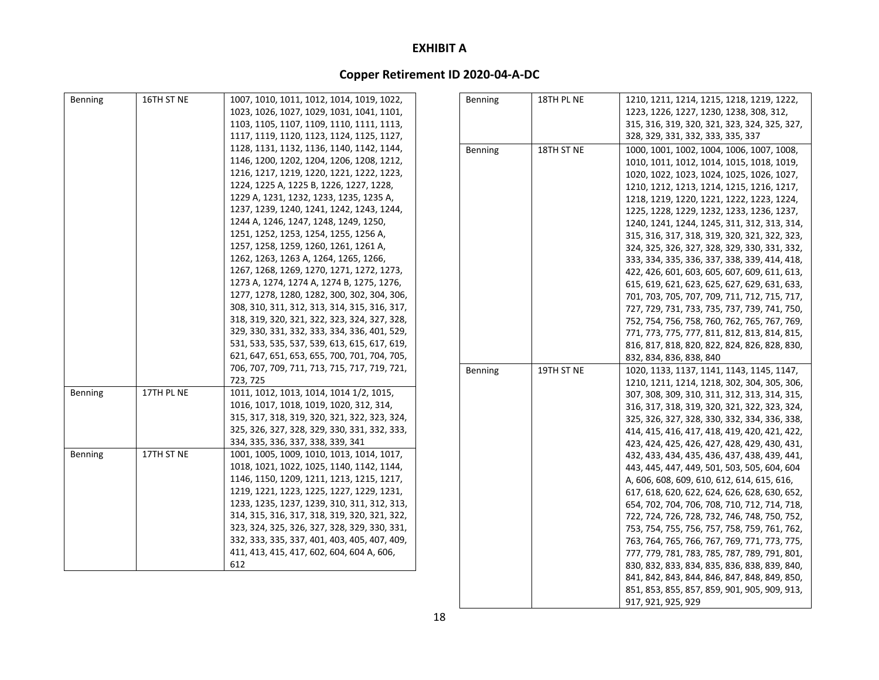**EXHIBIT A**

**Copper Retirement ID 2020-04-A-DC**

| | | |
|---|---|---|
| Benning | 16TH ST NE | 1007, 1010, 1011, 1012, 1014, 1019, 1022, 1023, 1026, 1027, 1029, 1031, 1041, 1101, 1103, 1105, 1107, 1109, 1110, 1111, 1113, 1117, 1119, 1120, 1123, 1124, 1125, 1127, 1128, 1131, 1132, 1136, 1140, 1142, 1144, 1146, 1200, 1202, 1204, 1206, 1208, 1212, 1216, 1217, 1219, 1220, 1221, 1222, 1223, 1224, 1225 A, 1225 B, 1226, 1227, 1228, 1229 A, 1231, 1232, 1233, 1235, 1235 A, 1237, 1239, 1240, 1241, 1242, 1243, 1244, 1244 A, 1246, 1247, 1248, 1249, 1250, 1251, 1252, 1253, 1254, 1255, 1256 A, 1257, 1258, 1259, 1260, 1261, 1261 A, 1262, 1263, 1263 A, 1264, 1265, 1266, 1267, 1268, 1269, 1270, 1271, 1272, 1273, 1273 A, 1274, 1274 A, 1274 B, 1275, 1276, 1277, 1278, 1280, 1282, 300, 302, 304, 306, 308, 310, 311, 312, 313, 314, 315, 316, 317, 318, 319, 320, 321, 322, 323, 324, 327, 328, 329, 330, 331, 332, 333, 334, 336, 401, 529, 531, 533, 535, 537, 539, 613, 615, 617, 619, 621, 647, 651, 653, 655, 700, 701, 704, 705, 706, 707, 709, 711, 713, 715, 717, 719, 721, 723, 725 |
| Benning | 17TH PL NE | 1011, 1012, 1013, 1014, 1014 1/2, 1015, 1016, 1017, 1018, 1019, 1020, 312, 314, 315, 317, 318, 319, 320, 321, 322, 323, 324, 325, 326, 327, 328, 329, 330, 331, 332, 333, 334, 335, 336, 337, 338, 339, 341 |
| Benning | 17TH ST NE | 1001, 1005, 1009, 1010, 1013, 1014, 1017, 1018, 1021, 1022, 1025, 1140, 1142, 1144, 1146, 1150, 1209, 1211, 1213, 1215, 1217, 1219, 1221, 1223, 1225, 1227, 1229, 1231, 1233, 1235, 1237, 1239, 310, 311, 312, 313, 314, 315, 316, 317, 318, 319, 320, 321, 322, 323, 324, 325, 326, 327, 328, 329, 330, 331, 332, 333, 335, 337, 401, 403, 405, 407, 409, 411, 413, 415, 417, 602, 604, 604 A, 606, 612 |
| Benning | 18TH PL NE | 1210, 1211, 1214, 1215, 1218, 1219, 1222, 1223, 1226, 1227, 1230, 1238, 308, 312, 315, 316, 319, 320, 321, 323, 324, 325, 327, 328, 329, 331, 332, 333, 335, 337 |
| Benning | 18TH ST NE | 1000, 1001, 1002, 1004, 1006, 1007, 1008, 1010, 1011, 1012, 1014, 1015, 1018, 1019, 1020, 1022, 1023, 1024, 1025, 1026, 1027, 1210, 1212, 1213, 1214, 1215, 1216, 1217, 1218, 1219, 1220, 1221, 1222, 1223, 1224, 1225, 1228, 1229, 1232, 1233, 1236, 1237, 1240, 1241, 1244, 1245, 311, 312, 313, 314, 315, 316, 317, 318, 319, 320, 321, 322, 323, 324, 325, 326, 327, 328, 329, 330, 331, 332, 333, 334, 335, 336, 337, 338, 339, 414, 418, 422, 426, 601, 603, 605, 607, 609, 611, 613, 615, 619, 621, 623, 625, 627, 629, 631, 633, 701, 703, 705, 707, 709, 711, 712, 715, 717, 727, 729, 731, 733, 735, 737, 739, 741, 750, 752, 754, 756, 758, 760, 762, 765, 767, 769, 771, 773, 775, 777, 811, 812, 813, 814, 815, 816, 817, 818, 820, 822, 824, 826, 828, 830, 832, 834, 836, 838, 840 |
| Benning | 19TH ST NE | 1020, 1133, 1137, 1141, 1143, 1145, 1147, 1210, 1211, 1214, 1218, 302, 304, 305, 306, 307, 308, 309, 310, 311, 312, 313, 314, 315, 316, 317, 318, 319, 320, 321, 322, 323, 324, 325, 326, 327, 328, 330, 332, 334, 336, 338, 414, 415, 416, 417, 418, 419, 420, 421, 422, 423, 424, 425, 426, 427, 428, 429, 430, 431, 432, 433, 434, 435, 436, 437, 438, 439, 441, 443, 445, 447, 449, 501, 503, 505, 604, 604 A, 606, 608, 609, 610, 612, 614, 615, 616, 617, 618, 620, 622, 624, 626, 628, 630, 652, 654, 702, 704, 706, 708, 710, 712, 714, 718, 722, 724, 726, 728, 732, 746, 748, 750, 752, 753, 754, 755, 756, 757, 758, 759, 761, 762, 763, 764, 765, 766, 767, 769, 771, 773, 775, 777, 779, 781, 783, 785, 787, 789, 791, 801, 830, 832, 833, 834, 835, 836, 838, 839, 840, 841, 842, 843, 844, 846, 847, 848, 849, 850, 851, 853, 855, 857, 859, 901, 905, 909, 913, 917, 921, 925, 929 |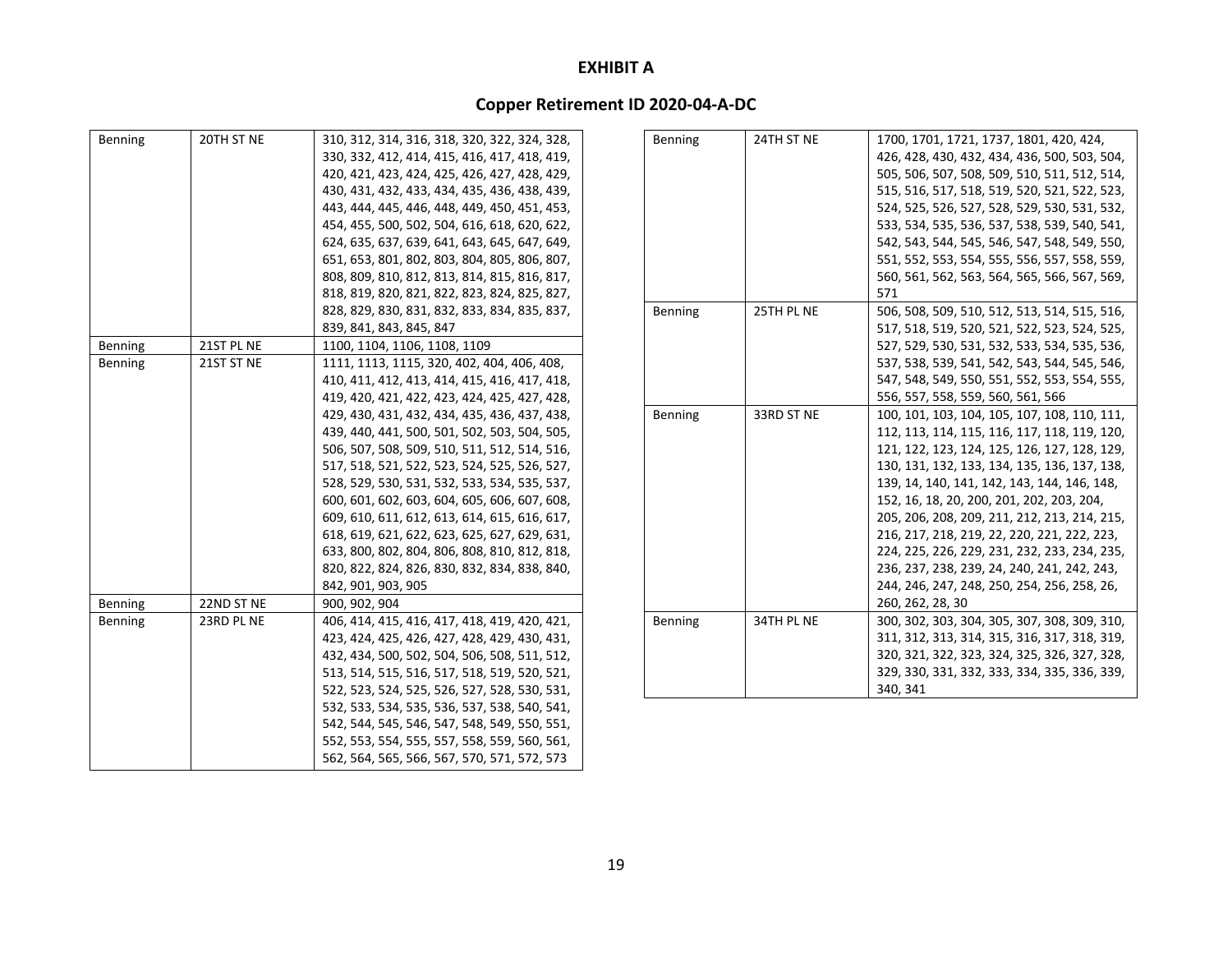# EXHIBIT A

## Copper Retirement ID 2020-04-A-DC

| | | |
|---|---|---|
| Benning | 20TH ST NE | 310, 312, 314, 316, 318, 320, 322, 324, 328, 330, 332, 412, 414, 415, 416, 417, 418, 419, 420, 421, 423, 424, 425, 426, 427, 428, 429, 430, 431, 432, 433, 434, 435, 436, 438, 439, 443, 444, 445, 446, 448, 449, 450, 451, 453, 454, 455, 500, 502, 504, 616, 618, 620, 622, 624, 635, 637, 639, 641, 643, 645, 647, 649, 651, 653, 801, 802, 803, 804, 805, 806, 807, 808, 809, 810, 812, 813, 814, 815, 816, 817, 818, 819, 820, 821, 822, 823, 824, 825, 827, 828, 829, 830, 831, 832, 833, 834, 835, 837, 839, 841, 843, 845, 847 |
| Benning | 21ST PL NE | 1100, 1104, 1106, 1108, 1109 |
| Benning | 21ST ST NE | 1111, 1113, 1115, 320, 402, 404, 406, 408, 410, 411, 412, 413, 414, 415, 416, 417, 418, 419, 420, 421, 422, 423, 424, 425, 427, 428, 429, 430, 431, 432, 434, 435, 436, 437, 438, 439, 440, 441, 500, 501, 502, 503, 504, 505, 506, 507, 508, 509, 510, 511, 512, 514, 516, 517, 518, 521, 522, 523, 524, 525, 526, 527, 528, 529, 530, 531, 532, 533, 534, 535, 537, 600, 601, 602, 603, 604, 605, 606, 607, 608, 609, 610, 611, 612, 613, 614, 615, 616, 617, 618, 619, 621, 622, 623, 625, 627, 629, 631, 633, 800, 802, 804, 806, 808, 810, 812, 818, 820, 822, 824, 826, 830, 832, 834, 838, 840, 842, 901, 903, 905 |
| Benning | 22ND ST NE | 900, 902, 904 |
| Benning | 23RD PL NE | 406, 414, 415, 416, 417, 418, 419, 420, 421, 423, 424, 425, 426, 427, 428, 429, 430, 431, 432, 434, 500, 502, 504, 506, 508, 511, 512, 513, 514, 515, 516, 517, 518, 519, 520, 521, 522, 523, 524, 525, 526, 527, 528, 530, 531, 532, 533, 534, 535, 536, 537, 538, 540, 541, 542, 544, 545, 546, 547, 548, 549, 550, 551, 552, 553, 554, 555, 557, 558, 559, 560, 561, 562, 564, 565, 566, 567, 570, 571, 572, 573 |
| Benning | 24TH ST NE | 1700, 1701, 1721, 1737, 1801, 420, 424, 426, 428, 430, 432, 434, 436, 500, 503, 504, 505, 506, 507, 508, 509, 510, 511, 512, 514, 515, 516, 517, 518, 519, 520, 521, 522, 523, 524, 525, 526, 527, 528, 529, 530, 531, 532, 533, 534, 535, 536, 537, 538, 539, 540, 541, 542, 543, 544, 545, 546, 547, 548, 549, 550, 551, 552, 553, 554, 555, 556, 557, 558, 559, 560, 561, 562, 563, 564, 565, 566, 567, 569, 571 |
| Benning | 25TH PL NE | 506, 508, 509, 510, 512, 513, 514, 515, 516, 517, 518, 519, 520, 521, 522, 523, 524, 525, 527, 529, 530, 531, 532, 533, 534, 535, 536, 537, 538, 539, 541, 542, 543, 544, 545, 546, 547, 548, 549, 550, 551, 552, 553, 554, 555, 556, 557, 558, 559, 560, 561, 566 |
| Benning | 33RD ST NE | 100, 101, 103, 104, 105, 107, 108, 110, 111, 112, 113, 114, 115, 116, 117, 118, 119, 120, 121, 122, 123, 124, 125, 126, 127, 128, 129, 130, 131, 132, 133, 134, 135, 136, 137, 138, 139, 14, 140, 141, 142, 143, 144, 146, 148, 152, 16, 18, 20, 200, 201, 202, 203, 204, 205, 206, 208, 209, 211, 212, 213, 214, 215, 216, 217, 218, 219, 22, 220, 221, 222, 223, 224, 225, 226, 229, 231, 232, 233, 234, 235, 236, 237, 238, 239, 24, 240, 241, 242, 243, 244, 246, 247, 248, 250, 254, 256, 258, 26, 260, 262, 28, 30 |
| Benning | 34TH PL NE | 300, 302, 303, 304, 305, 307, 308, 309, 310, 311, 312, 313, 314, 315, 316, 317, 318, 319, 320, 321, 322, 323, 324, 325, 326, 327, 328, 329, 330, 331, 332, 333, 334, 335, 336, 339, 340, 341 |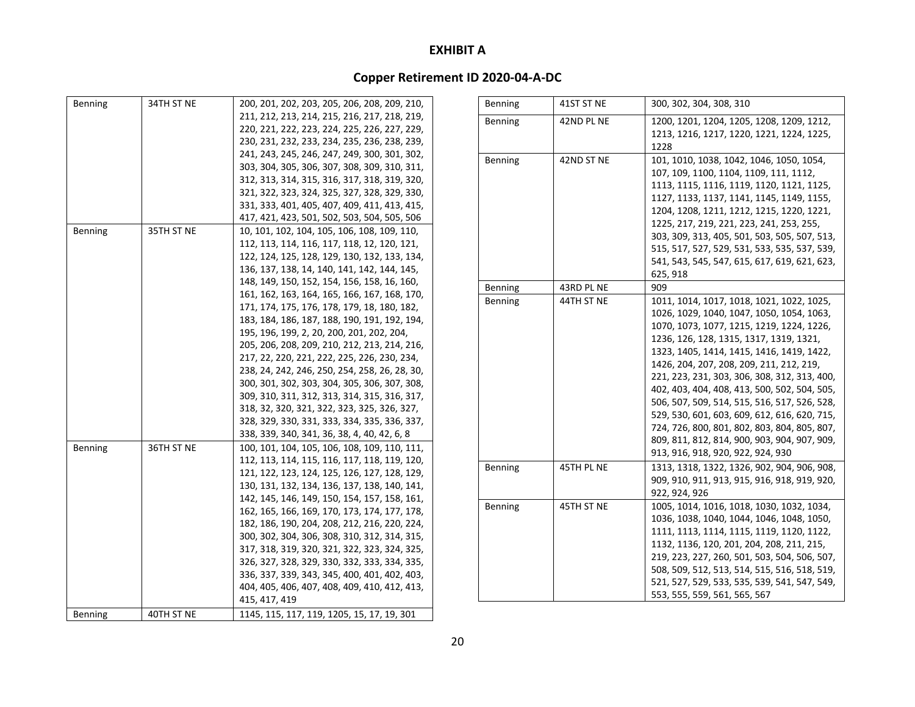# EXHIBIT A

## Copper Retirement ID 2020-04-A-DC

| | | |
|---|---|---|
| Benning | 34TH ST NE | 200, 201, 202, 203, 205, 206, 208, 209, 210, 211, 212, 213, 214, 215, 216, 217, 218, 219, 220, 221, 222, 223, 224, 225, 226, 227, 229, 230, 231, 232, 233, 234, 235, 236, 238, 239, 241, 243, 245, 246, 247, 249, 300, 301, 302, 303, 304, 305, 306, 307, 308, 309, 310, 311, 312, 313, 314, 315, 316, 317, 318, 319, 320, 321, 322, 323, 324, 325, 327, 328, 329, 330, 331, 333, 401, 405, 407, 409, 411, 413, 415, 417, 421, 423, 501, 502, 503, 504, 505, 506 |
| Benning | 35TH ST NE | 10, 101, 102, 104, 105, 106, 108, 109, 110, 112, 113, 114, 116, 117, 118, 12, 120, 121, 122, 124, 125, 128, 129, 130, 132, 133, 134, 136, 137, 138, 14, 140, 141, 142, 144, 145, 148, 149, 150, 152, 154, 156, 158, 16, 160, 161, 162, 163, 164, 165, 166, 167, 168, 170, 171, 174, 175, 176, 178, 179, 18, 180, 182, 183, 184, 186, 187, 188, 190, 191, 192, 194, 195, 196, 199, 2, 20, 200, 201, 202, 204, 205, 206, 208, 209, 210, 212, 213, 214, 216, 217, 22, 220, 221, 222, 225, 226, 230, 234, 238, 24, 242, 246, 250, 254, 258, 26, 28, 30, 300, 301, 302, 303, 304, 305, 306, 307, 308, 309, 310, 311, 312, 313, 314, 315, 316, 317, 318, 32, 320, 321, 322, 323, 325, 326, 327, 328, 329, 330, 331, 333, 334, 335, 336, 337, 338, 339, 340, 341, 36, 38, 4, 40, 42, 6, 8 |
| Benning | 36TH ST NE | 100, 101, 104, 105, 106, 108, 109, 110, 111, 112, 113, 114, 115, 116, 117, 118, 119, 120, 121, 122, 123, 124, 125, 126, 127, 128, 129, 130, 131, 132, 134, 136, 137, 138, 140, 141, 142, 145, 146, 149, 150, 154, 157, 158, 161, 162, 165, 166, 169, 170, 173, 174, 177, 178, 182, 186, 190, 204, 208, 212, 216, 220, 224, 300, 302, 304, 306, 308, 310, 312, 314, 315, 317, 318, 319, 320, 321, 322, 323, 324, 325, 326, 327, 328, 329, 330, 332, 333, 334, 335, 336, 337, 339, 343, 345, 400, 401, 402, 403, 404, 405, 406, 407, 408, 409, 410, 412, 413, 415, 417, 419 |
| Benning | 40TH ST NE | 1145, 115, 117, 119, 1205, 15, 17, 19, 301 |
| Benning | 41ST ST NE | 300, 302, 304, 308, 310 |
| Benning | 42ND PL NE | 1200, 1201, 1204, 1205, 1208, 1209, 1212, 1213, 1216, 1217, 1220, 1221, 1224, 1225, 1228 |
| Benning | 42ND ST NE | 101, 1010, 1038, 1042, 1046, 1050, 1054, 107, 109, 1100, 1104, 1109, 111, 1112, 1113, 1115, 1116, 1119, 1120, 1121, 1125, 1127, 1133, 1137, 1141, 1145, 1149, 1155, 1204, 1208, 1211, 1212, 1215, 1220, 1221, 1225, 217, 219, 221, 223, 241, 253, 255, 303, 309, 313, 405, 501, 503, 505, 507, 513, 515, 517, 527, 529, 531, 533, 535, 537, 539, 541, 543, 545, 547, 615, 617, 619, 621, 623, 625, 918 |
| Benning | 43RD PL NE | 909 |
| Benning | 44TH ST NE | 1011, 1014, 1017, 1018, 1021, 1022, 1025, 1026, 1029, 1040, 1047, 1050, 1054, 1063, 1070, 1073, 1077, 1215, 1219, 1224, 1226, 1236, 126, 128, 1315, 1317, 1319, 1321, 1323, 1405, 1414, 1415, 1416, 1419, 1422, 1426, 204, 207, 208, 209, 211, 212, 219, 221, 223, 231, 303, 306, 308, 312, 313, 400, 402, 403, 404, 408, 413, 500, 502, 504, 505, 506, 507, 509, 514, 515, 516, 517, 526, 528, 529, 530, 601, 603, 609, 612, 616, 620, 715, 724, 726, 800, 801, 802, 803, 804, 805, 807, 809, 811, 812, 814, 900, 903, 904, 907, 909, 913, 916, 918, 920, 922, 924, 930 |
| Benning | 45TH PL NE | 1313, 1318, 1322, 1326, 902, 904, 906, 908, 909, 910, 911, 913, 915, 916, 918, 919, 920, 922, 924, 926 |
| Benning | 45TH ST NE | 1005, 1014, 1016, 1018, 1030, 1032, 1034, 1036, 1038, 1040, 1044, 1046, 1048, 1050, 1111, 1113, 1114, 1115, 1119, 1120, 1122, 1132, 1136, 120, 201, 204, 208, 211, 215, 219, 223, 227, 260, 501, 503, 504, 506, 507, 508, 509, 512, 513, 514, 515, 516, 518, 519, 521, 527, 529, 533, 535, 539, 541, 547, 549, 553, 555, 559, 561, 565, 567 |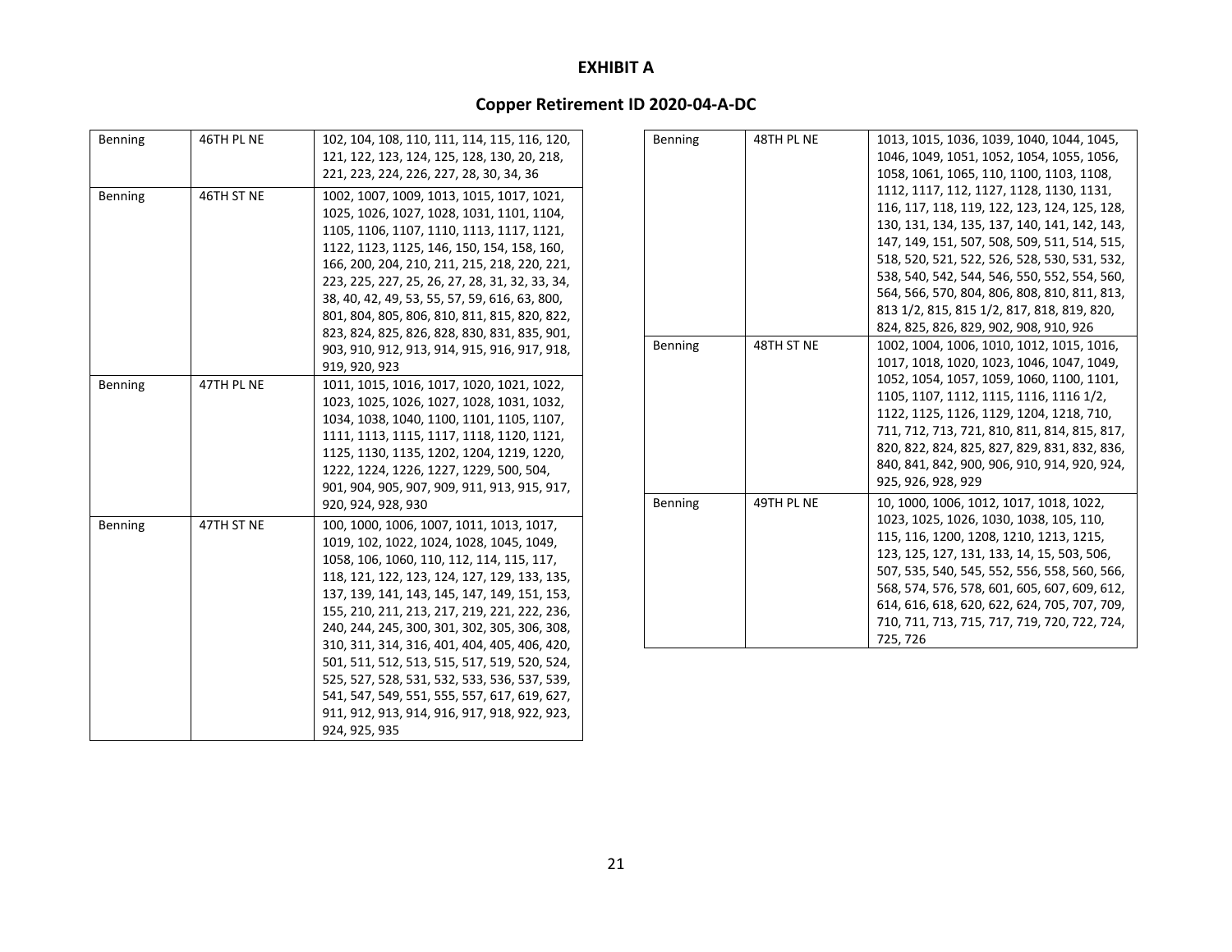# EXHIBIT A

## Copper Retirement ID 2020-04-A-DC

| | | |
|---|---|---|
| Benning | 46TH PL NE | 102, 104, 108, 110, 111, 114, 115, 116, 120, 121, 122, 123, 124, 125, 128, 130, 20, 218, 221, 223, 224, 226, 227, 28, 30, 34, 36 |
| Benning | 46TH ST NE | 1002, 1007, 1009, 1013, 1015, 1017, 1021, 1025, 1026, 1027, 1028, 1031, 1101, 1104, 1105, 1106, 1107, 1110, 1113, 1117, 1121, 1122, 1123, 1125, 146, 150, 154, 158, 160, 166, 200, 204, 210, 211, 215, 218, 220, 221, 223, 225, 227, 25, 26, 27, 28, 31, 32, 33, 34, 38, 40, 42, 49, 53, 55, 57, 59, 616, 63, 800, 801, 804, 805, 806, 810, 811, 815, 820, 822, 823, 824, 825, 826, 828, 830, 831, 835, 901, 903, 910, 912, 913, 914, 915, 916, 917, 918, 919, 920, 923 |
| Benning | 47TH PL NE | 1011, 1015, 1016, 1017, 1020, 1021, 1022, 1023, 1025, 1026, 1027, 1028, 1031, 1032, 1034, 1038, 1040, 1100, 1101, 1105, 1107, 1111, 1113, 1115, 1117, 1118, 1120, 1121, 1125, 1130, 1135, 1202, 1204, 1219, 1220, 1222, 1224, 1226, 1227, 1229, 500, 504, 901, 904, 905, 907, 909, 911, 913, 915, 917, 920, 924, 928, 930 |
| Benning | 47TH ST NE | 100, 1000, 1006, 1007, 1011, 1013, 1017, 1019, 102, 1022, 1024, 1028, 1045, 1049, 1058, 106, 1060, 110, 112, 114, 115, 117, 118, 121, 122, 123, 124, 127, 129, 133, 135, 137, 139, 141, 143, 145, 147, 149, 151, 153, 155, 210, 211, 213, 217, 219, 221, 222, 236, 240, 244, 245, 300, 301, 302, 305, 306, 308, 310, 311, 314, 316, 401, 404, 405, 406, 420, 501, 511, 512, 513, 515, 517, 519, 520, 524, 525, 527, 528, 531, 532, 533, 536, 537, 539, 541, 547, 549, 551, 555, 557, 617, 619, 627, 911, 912, 913, 914, 916, 917, 918, 922, 923, 924, 925, 935 |
| Benning | 48TH PL NE | 1013, 1015, 1036, 1039, 1040, 1044, 1045, 1046, 1049, 1051, 1052, 1054, 1055, 1056, 1058, 1061, 1065, 110, 1100, 1103, 1108, 1112, 1117, 112, 1127, 1128, 1130, 1131, 116, 117, 118, 119, 122, 123, 124, 125, 128, 130, 131, 134, 135, 137, 140, 141, 142, 143, 147, 149, 151, 507, 508, 509, 511, 514, 515, 518, 520, 521, 522, 526, 528, 530, 531, 532, 538, 540, 542, 544, 546, 550, 552, 554, 560, 564, 566, 570, 804, 806, 808, 810, 811, 813, 813 1/2, 815, 815 1/2, 817, 818, 819, 820, 824, 825, 826, 829, 902, 908, 910, 926 |
| Benning | 48TH ST NE | 1002, 1004, 1006, 1010, 1012, 1015, 1016, 1017, 1018, 1020, 1023, 1046, 1047, 1049, 1052, 1054, 1057, 1059, 1060, 1100, 1101, 1105, 1107, 1112, 1115, 1116, 1116 1/2, 1122, 1125, 1126, 1129, 1204, 1218, 710, 711, 712, 713, 721, 810, 811, 814, 815, 817, 820, 822, 824, 825, 827, 829, 831, 832, 836, 840, 841, 842, 900, 906, 910, 914, 920, 924, 925, 926, 928, 929 |
| Benning | 49TH PL NE | 10, 1000, 1006, 1012, 1017, 1018, 1022, 1023, 1025, 1026, 1030, 1038, 105, 110, 115, 116, 1200, 1208, 1210, 1213, 1215, 123, 125, 127, 131, 133, 14, 15, 503, 506, 507, 535, 540, 545, 552, 556, 558, 560, 566, 568, 574, 576, 578, 601, 605, 607, 609, 612, 614, 616, 618, 620, 622, 624, 705, 707, 709, 710, 711, 713, 715, 717, 719, 720, 722, 724, 725, 726 |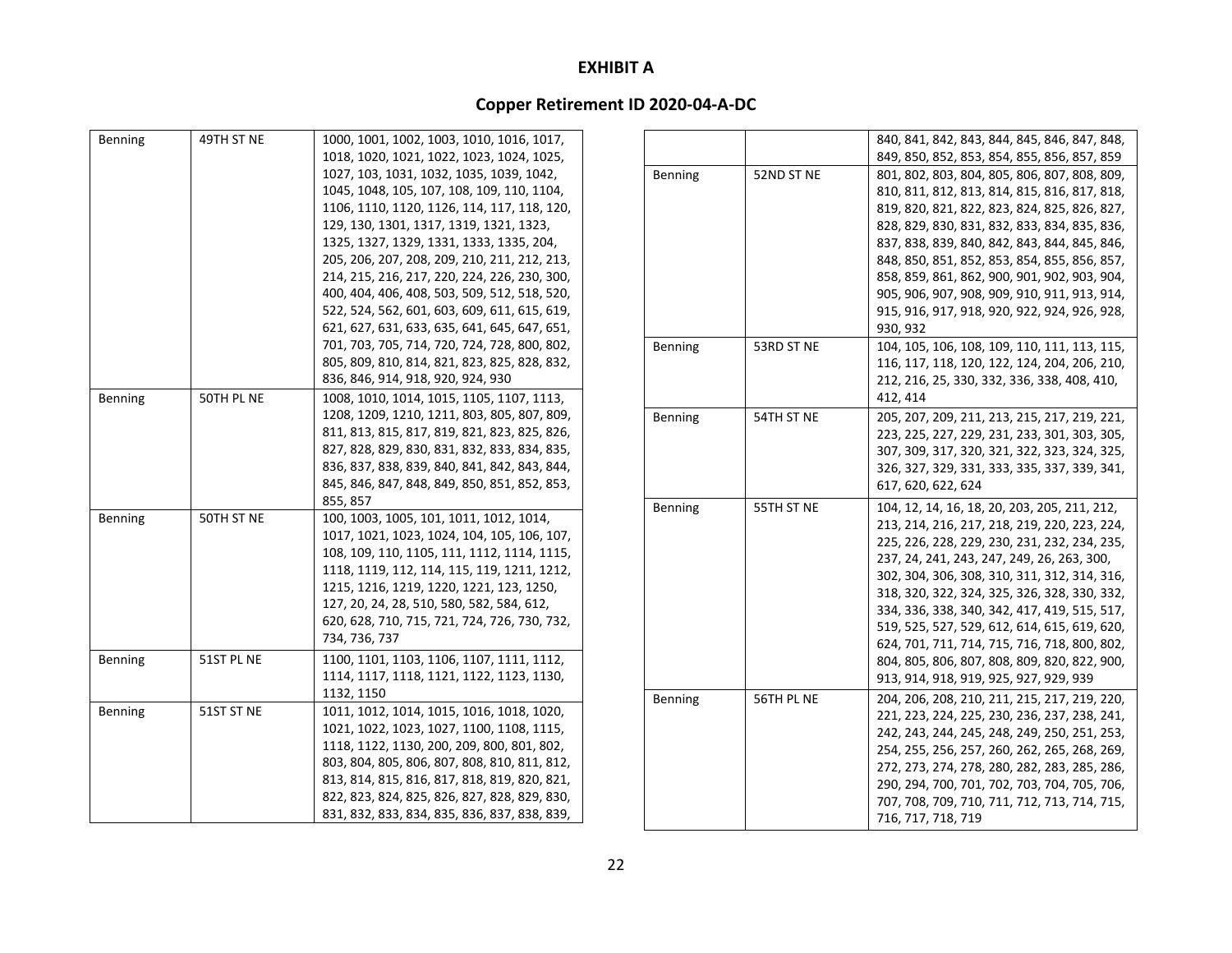# EXHIBIT A

## Copper Retirement ID 2020-04-A-DC

| | | |
|---|---|---|
| Benning | 49TH ST NE | 1000, 1001, 1002, 1003, 1010, 1016, 1017, 1018, 1020, 1021, 1022, 1023, 1024, 1025, 1027, 103, 1031, 1032, 1035, 1039, 1042, 1045, 1048, 105, 107, 108, 109, 110, 1104, 1106, 1110, 1120, 1126, 114, 117, 118, 120, 129, 130, 1301, 1317, 1319, 1321, 1323, 1325, 1327, 1329, 1331, 1333, 1335, 204, 205, 206, 207, 208, 209, 210, 211, 212, 213, 214, 215, 216, 217, 220, 224, 226, 230, 300, 400, 404, 406, 408, 503, 509, 512, 518, 520, 522, 524, 562, 601, 603, 609, 611, 615, 619, 621, 627, 631, 633, 635, 641, 645, 647, 651, 701, 703, 705, 714, 720, 724, 728, 800, 802, 805, 809, 810, 814, 821, 823, 825, 828, 832, 836, 846, 914, 918, 920, 924, 930 |
| Benning | 50TH PL NE | 1008, 1010, 1014, 1015, 1105, 1107, 1113, 1208, 1209, 1210, 1211, 803, 805, 807, 809, 811, 813, 815, 817, 819, 821, 823, 825, 826, 827, 828, 829, 830, 831, 832, 833, 834, 835, 836, 837, 838, 839, 840, 841, 842, 843, 844, 845, 846, 847, 848, 849, 850, 851, 852, 853, 855, 857 |
| Benning | 50TH ST NE | 100, 1003, 1005, 101, 1011, 1012, 1014, 1017, 1021, 1023, 1024, 104, 105, 106, 107, 108, 109, 110, 1105, 111, 1112, 1114, 1115, 1118, 1119, 112, 114, 115, 119, 1211, 1212, 1215, 1216, 1219, 1220, 1221, 123, 1250, 127, 20, 24, 28, 510, 580, 582, 584, 612, 620, 628, 710, 715, 721, 724, 726, 730, 732, 734, 736, 737 |
| Benning | 51ST PL NE | 1100, 1101, 1103, 1106, 1107, 1111, 1112, 1114, 1117, 1118, 1121, 1122, 1123, 1130, 1132, 1150 |
| Benning | 51ST ST NE | 1011, 1012, 1014, 1015, 1016, 1018, 1020, 1021, 1022, 1023, 1027, 1100, 1108, 1115, 1118, 1122, 1130, 200, 209, 800, 801, 802, 803, 804, 805, 806, 807, 808, 810, 811, 812, 813, 814, 815, 816, 817, 818, 819, 820, 821, 822, 823, 824, 825, 826, 827, 828, 829, 830, 831, 832, 833, 834, 835, 836, 837, 838, 839, 840, 841, 842, 843, 844, 845, 846, 847, 848, 849, 850, 852, 853, 854, 855, 856, 857, 859 |
| Benning | 52ND ST NE | 801, 802, 803, 804, 805, 806, 807, 808, 809, 810, 811, 812, 813, 814, 815, 816, 817, 818, 819, 820, 821, 822, 823, 824, 825, 826, 827, 828, 829, 830, 831, 832, 833, 834, 835, 836, 837, 838, 839, 840, 842, 843, 844, 845, 846, 848, 850, 851, 852, 853, 854, 855, 856, 857, 858, 859, 861, 862, 900, 901, 902, 903, 904, 905, 906, 907, 908, 909, 910, 911, 913, 914, 915, 916, 917, 918, 920, 922, 924, 926, 928, 930, 932 |
| Benning | 53RD ST NE | 104, 105, 106, 108, 109, 110, 111, 113, 115, 116, 117, 118, 120, 122, 124, 204, 206, 210, 212, 216, 25, 330, 332, 336, 338, 408, 410, 412, 414 |
| Benning | 54TH ST NE | 205, 207, 209, 211, 213, 215, 217, 219, 221, 223, 225, 227, 229, 231, 233, 301, 303, 305, 307, 309, 317, 320, 321, 322, 323, 324, 325, 326, 327, 329, 331, 333, 335, 337, 339, 341, 617, 620, 622, 624 |
| Benning | 55TH ST NE | 104, 12, 14, 16, 18, 20, 203, 205, 211, 212, 213, 214, 216, 217, 218, 219, 220, 223, 224, 225, 226, 228, 229, 230, 231, 232, 234, 235, 237, 24, 241, 243, 247, 249, 26, 263, 300, 302, 304, 306, 308, 310, 311, 312, 314, 316, 318, 320, 322, 324, 325, 326, 328, 330, 332, 334, 336, 338, 340, 342, 417, 419, 515, 517, 519, 525, 527, 529, 612, 614, 615, 619, 620, 624, 701, 711, 714, 715, 716, 718, 800, 802, 804, 805, 806, 807, 808, 809, 820, 822, 900, 913, 914, 918, 919, 925, 927, 929, 939 |
| Benning | 56TH PL NE | 204, 206, 208, 210, 211, 215, 217, 219, 220, 221, 223, 224, 225, 230, 236, 237, 238, 241, 242, 243, 244, 245, 248, 249, 250, 251, 253, 254, 255, 256, 257, 260, 262, 265, 268, 269, 272, 273, 274, 278, 280, 282, 283, 285, 286, 290, 294, 700, 701, 702, 703, 704, 705, 706, 707, 708, 709, 710, 711, 712, 713, 714, 715, 716, 717, 718, 719 |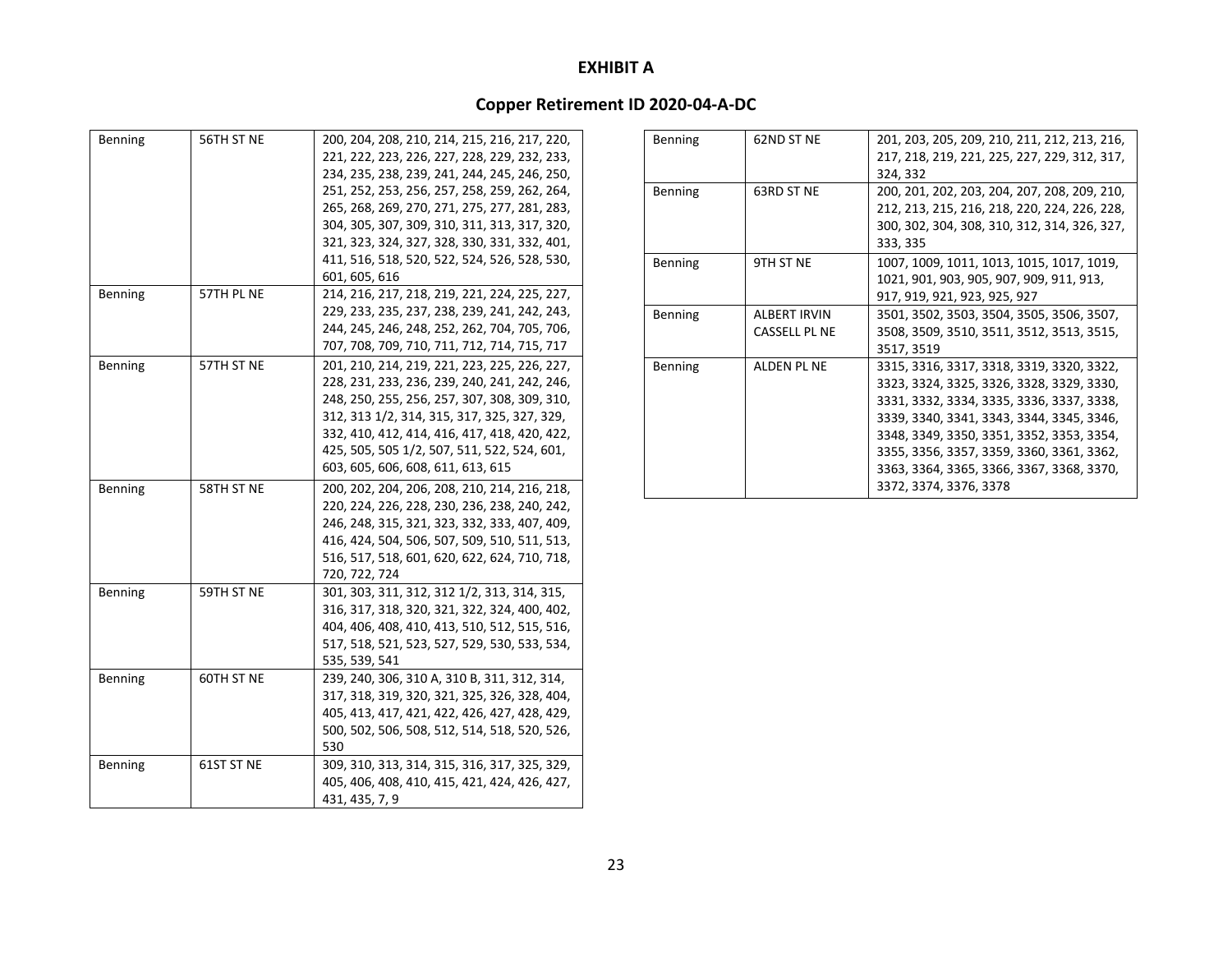**EXHIBIT A**

**Copper Retirement ID 2020-04-A-DC**

| | | |
|---|---|---|
| Benning | 56TH ST NE | 200, 204, 208, 210, 214, 215, 216, 217, 220, 221, 222, 223, 226, 227, 228, 229, 232, 233, 234, 235, 238, 239, 241, 244, 245, 246, 250, 251, 252, 253, 256, 257, 258, 259, 262, 264, 265, 268, 269, 270, 271, 275, 277, 281, 283, 304, 305, 307, 309, 310, 311, 313, 317, 320, 321, 323, 324, 327, 328, 330, 331, 332, 401, 411, 516, 518, 520, 522, 524, 526, 528, 530, 601, 605, 616 |
| Benning | 57TH PL NE | 214, 216, 217, 218, 219, 221, 224, 225, 227, 229, 233, 235, 237, 238, 239, 241, 242, 243, 244, 245, 246, 248, 252, 262, 704, 705, 706, 707, 708, 709, 710, 711, 712, 714, 715, 717 |
| Benning | 57TH ST NE | 201, 210, 214, 219, 221, 223, 225, 226, 227, 228, 231, 233, 236, 239, 240, 241, 242, 246, 248, 250, 255, 256, 257, 307, 308, 309, 310, 312, 313 1/2, 314, 315, 317, 325, 327, 329, 332, 410, 412, 414, 416, 417, 418, 420, 422, 425, 505, 505 1/2, 507, 511, 522, 524, 601, 603, 605, 606, 608, 611, 613, 615 |
| Benning | 58TH ST NE | 200, 202, 204, 206, 208, 210, 214, 216, 218, 220, 224, 226, 228, 230, 236, 238, 240, 242, 246, 248, 315, 321, 323, 332, 333, 407, 409, 416, 424, 504, 506, 507, 509, 510, 511, 513, 516, 517, 518, 601, 620, 622, 624, 710, 718, 720, 722, 724 |
| Benning | 59TH ST NE | 301, 303, 311, 312, 312 1/2, 313, 314, 315, 316, 317, 318, 320, 321, 322, 324, 400, 402, 404, 406, 408, 410, 413, 510, 512, 515, 516, 517, 518, 521, 523, 527, 529, 530, 533, 534, 535, 539, 541 |
| Benning | 60TH ST NE | 239, 240, 306, 310 A, 310 B, 311, 312, 314, 317, 318, 319, 320, 321, 325, 326, 328, 404, 405, 413, 417, 421, 422, 426, 427, 428, 429, 500, 502, 506, 508, 512, 514, 518, 520, 526, 530 |
| Benning | 61ST ST NE | 309, 310, 313, 314, 315, 316, 317, 325, 329, 405, 406, 408, 410, 415, 421, 424, 426, 427, 431, 435, 7, 9 |
| Benning | 62ND ST NE | 201, 203, 205, 209, 210, 211, 212, 213, 216, 217, 218, 219, 221, 225, 227, 229, 312, 317, 324, 332 |
| Benning | 63RD ST NE | 200, 201, 202, 203, 204, 207, 208, 209, 210, 212, 213, 215, 216, 218, 220, 224, 226, 228, 300, 302, 304, 308, 310, 312, 314, 326, 327, 333, 335 |
| Benning | 9TH ST NE | 1007, 1009, 1011, 1013, 1015, 1017, 1019, 1021, 901, 903, 905, 907, 909, 911, 913, 917, 919, 921, 923, 925, 927 |
| Benning | ALBERT IRVIN CASSELL PL NE | 3501, 3502, 3503, 3504, 3505, 3506, 3507, 3508, 3509, 3510, 3511, 3512, 3513, 3515, 3517, 3519 |
| Benning | ALDEN PL NE | 3315, 3316, 3317, 3318, 3319, 3320, 3322, 3323, 3324, 3325, 3326, 3328, 3329, 3330, 3331, 3332, 3334, 3335, 3336, 3337, 3338, 3339, 3340, 3341, 3343, 3344, 3345, 3346, 3348, 3349, 3350, 3351, 3352, 3353, 3354, 3355, 3356, 3357, 3359, 3360, 3361, 3362, 3363, 3364, 3365, 3366, 3367, 3368, 3370, 3372, 3374, 3376, 3378 |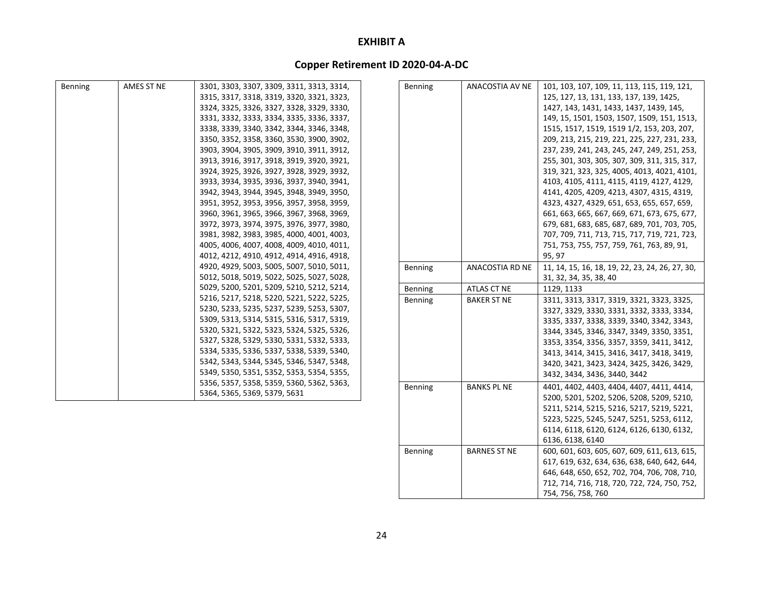# EXHIBIT A

## Copper Retirement ID 2020-04-A-DC

| | | |
|---|---|---|
| Benning | AMES ST NE | 3301, 3303, 3307, 3309, 3311, 3313, 3314, 3315, 3317, 3318, 3319, 3320, 3321, 3323, 3324, 3325, 3326, 3327, 3328, 3329, 3330, 3331, 3332, 3333, 3334, 3335, 3336, 3337, 3338, 3339, 3340, 3342, 3344, 3346, 3348, 3350, 3352, 3358, 3360, 3530, 3900, 3902, 3903, 3904, 3905, 3909, 3910, 3911, 3912, 3913, 3916, 3917, 3918, 3919, 3920, 3921, 3924, 3925, 3926, 3927, 3928, 3929, 3932, 3933, 3934, 3935, 3936, 3937, 3940, 3941, 3942, 3943, 3944, 3945, 3948, 3949, 3950, 3951, 3952, 3953, 3956, 3957, 3958, 3959, 3960, 3961, 3965, 3966, 3967, 3968, 3969, 3972, 3973, 3974, 3975, 3976, 3977, 3980, 3981, 3982, 3983, 3985, 4000, 4001, 4003, 4005, 4006, 4007, 4008, 4009, 4010, 4011, 4012, 4212, 4910, 4912, 4914, 4916, 4918, 4920, 4929, 5003, 5005, 5007, 5010, 5011, 5012, 5018, 5019, 5022, 5025, 5027, 5028, 5029, 5200, 5201, 5209, 5210, 5212, 5214, 5216, 5217, 5218, 5220, 5221, 5222, 5225, 5230, 5233, 5235, 5237, 5239, 5253, 5307, 5309, 5313, 5314, 5315, 5316, 5317, 5319, 5320, 5321, 5322, 5323, 5324, 5325, 5326, 5327, 5328, 5329, 5330, 5331, 5332, 5333, 5334, 5335, 5336, 5337, 5338, 5339, 5340, 5342, 5343, 5344, 5345, 5346, 5347, 5348, 5349, 5350, 5351, 5352, 5353, 5354, 5355, 5356, 5357, 5358, 5359, 5360, 5362, 5363, 5364, 5365, 5369, 5379, 5631 |
| Benning | ANACOSTIA AV NE | 101, 103, 107, 109, 11, 113, 115, 119, 121, 125, 127, 13, 131, 133, 137, 139, 1425, 1427, 143, 1431, 1433, 1437, 1439, 145, 149, 15, 1501, 1503, 1507, 1509, 151, 1513, 1515, 1517, 1519, 1519 1/2, 153, 203, 207, 209, 213, 215, 219, 221, 225, 227, 231, 233, 237, 239, 241, 243, 245, 247, 249, 251, 253, 255, 301, 303, 305, 307, 309, 311, 315, 317, 319, 321, 323, 325, 4005, 4013, 4021, 4101, 4103, 4105, 4111, 4115, 4119, 4127, 4129, 4141, 4205, 4209, 4213, 4307, 4315, 4319, 4323, 4327, 4329, 651, 653, 655, 657, 659, 661, 663, 665, 667, 669, 671, 673, 675, 677, 679, 681, 683, 685, 687, 689, 701, 703, 705, 707, 709, 711, 713, 715, 717, 719, 721, 723, 751, 753, 755, 757, 759, 761, 763, 89, 91, 95, 97 |
| Benning | ANACOSTIA RD NE | 11, 14, 15, 16, 18, 19, 22, 23, 24, 26, 27, 30, 31, 32, 34, 35, 38, 40 |
| Benning | ATLAS CT NE | 1129, 1133 |
| Benning | BAKER ST NE | 3311, 3313, 3317, 3319, 3321, 3323, 3325, 3327, 3329, 3330, 3331, 3332, 3333, 3334, 3335, 3337, 3338, 3339, 3340, 3342, 3343, 3344, 3345, 3346, 3347, 3349, 3350, 3351, 3353, 3354, 3356, 3357, 3359, 3411, 3412, 3413, 3414, 3415, 3416, 3417, 3418, 3419, 3420, 3421, 3423, 3424, 3425, 3426, 3429, 3432, 3434, 3436, 3440, 3442 |
| Benning | BANKS PL NE | 4401, 4402, 4403, 4404, 4407, 4411, 4414, 5200, 5201, 5202, 5206, 5208, 5209, 5210, 5211, 5214, 5215, 5216, 5217, 5219, 5221, 5223, 5225, 5245, 5247, 5251, 5253, 6112, 6114, 6118, 6120, 6124, 6126, 6130, 6132, 6136, 6138, 6140 |
| Benning | BARNES ST NE | 600, 601, 603, 605, 607, 609, 611, 613, 615, 617, 619, 632, 634, 636, 638, 640, 642, 644, 646, 648, 650, 652, 702, 704, 706, 708, 710, 712, 714, 716, 718, 720, 722, 724, 750, 752, 754, 756, 758, 760 |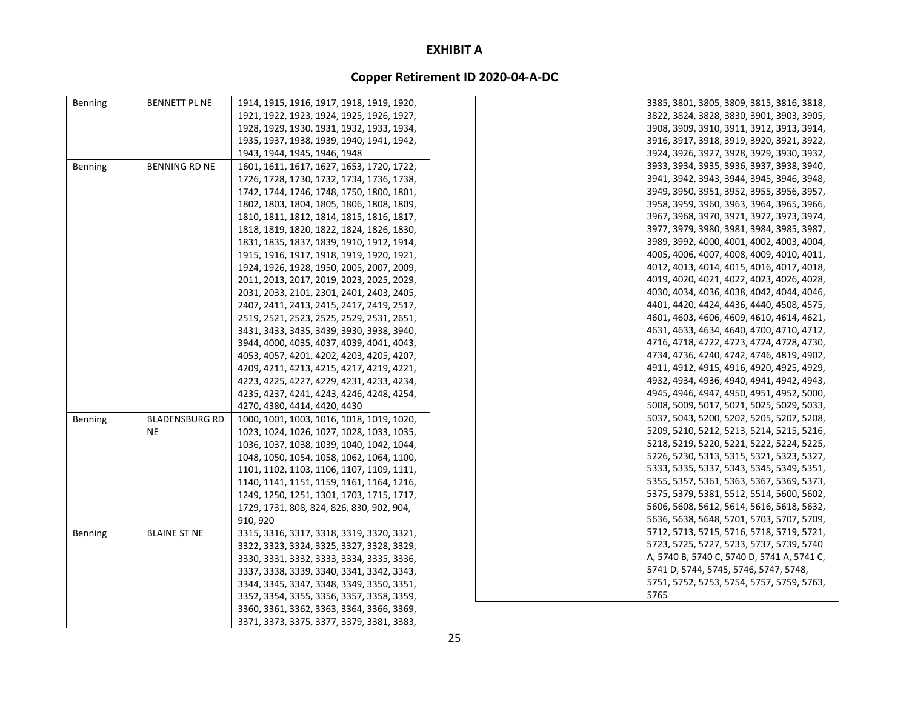# EXHIBIT A

## Copper Retirement ID 2020-04-A-DC

| | | |
|---|---|---|
| Benning | BENNETT PL NE | 1914, 1915, 1916, 1917, 1918, 1919, 1920, 1921, 1922, 1923, 1924, 1925, 1926, 1927, 1928, 1929, 1930, 1931, 1932, 1933, 1934, 1935, 1937, 1938, 1939, 1940, 1941, 1942, 1943, 1944, 1945, 1946, 1948 |
| Benning | BENNING RD NE | 1601, 1611, 1617, 1627, 1653, 1720, 1722, 1726, 1728, 1730, 1732, 1734, 1736, 1738, 1742, 1744, 1746, 1748, 1750, 1800, 1801, 1802, 1803, 1804, 1805, 1806, 1808, 1809, 1810, 1811, 1812, 1814, 1815, 1816, 1817, 1818, 1819, 1820, 1822, 1824, 1826, 1830, 1831, 1835, 1837, 1839, 1910, 1912, 1914, 1915, 1916, 1917, 1918, 1919, 1920, 1921, 1924, 1926, 1928, 1950, 2005, 2007, 2009, 2011, 2013, 2017, 2019, 2023, 2025, 2029, 2031, 2033, 2101, 2301, 2401, 2403, 2405, 2407, 2411, 2413, 2415, 2417, 2419, 2517, 2519, 2521, 2523, 2525, 2529, 2531, 2651, 3431, 3433, 3435, 3439, 3930, 3938, 3940, 3944, 4000, 4035, 4037, 4039, 4041, 4043, 4053, 4057, 4201, 4202, 4203, 4205, 4207, 4209, 4211, 4213, 4215, 4217, 4219, 4221, 4223, 4225, 4227, 4229, 4231, 4233, 4234, 4235, 4237, 4241, 4243, 4246, 4248, 4254, 4270, 4380, 4414, 4420, 4430 |
| Benning | BLADENSBURG RD NE | 1000, 1001, 1003, 1016, 1018, 1019, 1020, 1023, 1024, 1026, 1027, 1028, 1033, 1035, 1036, 1037, 1038, 1039, 1040, 1042, 1044, 1048, 1050, 1054, 1058, 1062, 1064, 1100, 1101, 1102, 1103, 1106, 1107, 1109, 1111, 1140, 1141, 1151, 1159, 1161, 1164, 1216, 1249, 1250, 1251, 1301, 1703, 1715, 1717, 1729, 1731, 808, 824, 826, 830, 902, 904, 910, 920 |
| Benning | BLAINE ST NE | 3315, 3316, 3317, 3318, 3319, 3320, 3321, 3322, 3323, 3324, 3325, 3327, 3328, 3329, 3330, 3331, 3332, 3333, 3334, 3335, 3336, 3337, 3338, 3339, 3340, 3341, 3342, 3343, 3344, 3345, 3347, 3348, 3349, 3350, 3351, 3352, 3354, 3355, 3356, 3357, 3358, 3359, 3360, 3361, 3362, 3363, 3364, 3366, 3369, 3371, 3373, 3375, 3377, 3379, 3381, 3383, 3385, 3801, 3805, 3809, 3815, 3816, 3818, 3822, 3824, 3828, 3830, 3901, 3903, 3905, 3908, 3909, 3910, 3911, 3912, 3913, 3914, 3916, 3917, 3918, 3919, 3920, 3921, 3922, 3924, 3926, 3927, 3928, 3929, 3930, 3932, 3933, 3934, 3935, 3936, 3937, 3938, 3940, 3941, 3942, 3943, 3944, 3945, 3946, 3948, 3949, 3950, 3951, 3952, 3955, 3956, 3957, 3958, 3959, 3960, 3963, 3964, 3965, 3966, 3967, 3968, 3970, 3971, 3972, 3973, 3974, 3977, 3979, 3980, 3981, 3984, 3985, 3987, 3989, 3992, 4000, 4001, 4002, 4003, 4004, 4005, 4006, 4007, 4008, 4009, 4010, 4011, 4012, 4013, 4014, 4015, 4016, 4017, 4018, 4019, 4020, 4021, 4022, 4023, 4026, 4028, 4030, 4034, 4036, 4038, 4042, 4044, 4046, 4401, 4420, 4424, 4436, 4440, 4508, 4575, 4601, 4603, 4606, 4609, 4610, 4614, 4621, 4631, 4633, 4634, 4640, 4700, 4710, 4712, 4716, 4718, 4722, 4723, 4724, 4728, 4730, 4734, 4736, 4740, 4742, 4746, 4819, 4902, 4911, 4912, 4915, 4916, 4920, 4925, 4929, 4932, 4934, 4936, 4940, 4941, 4942, 4943, 4945, 4946, 4947, 4950, 4951, 4952, 5000, 5008, 5009, 5017, 5021, 5025, 5029, 5033, 5037, 5043, 5200, 5202, 5205, 5207, 5208, 5209, 5210, 5212, 5213, 5214, 5215, 5216, 5218, 5219, 5220, 5221, 5222, 5224, 5225, 5226, 5230, 5313, 5315, 5321, 5323, 5327, 5333, 5335, 5337, 5343, 5345, 5349, 5351, 5355, 5357, 5361, 5363, 5367, 5369, 5373, 5375, 5379, 5381, 5512, 5514, 5600, 5602, 5606, 5608, 5612, 5614, 5616, 5618, 5632, 5636, 5638, 5648, 5701, 5703, 5707, 5709, 5712, 5713, 5715, 5716, 5718, 5719, 5721, 5723, 5725, 5727, 5733, 5737, 5739, 5740 A, 5740 B, 5740 C, 5740 D, 5741 A, 5741 C, 5741 D, 5744, 5745, 5746, 5747, 5748, 5751, 5752, 5753, 5754, 5757, 5759, 5763, 5765 |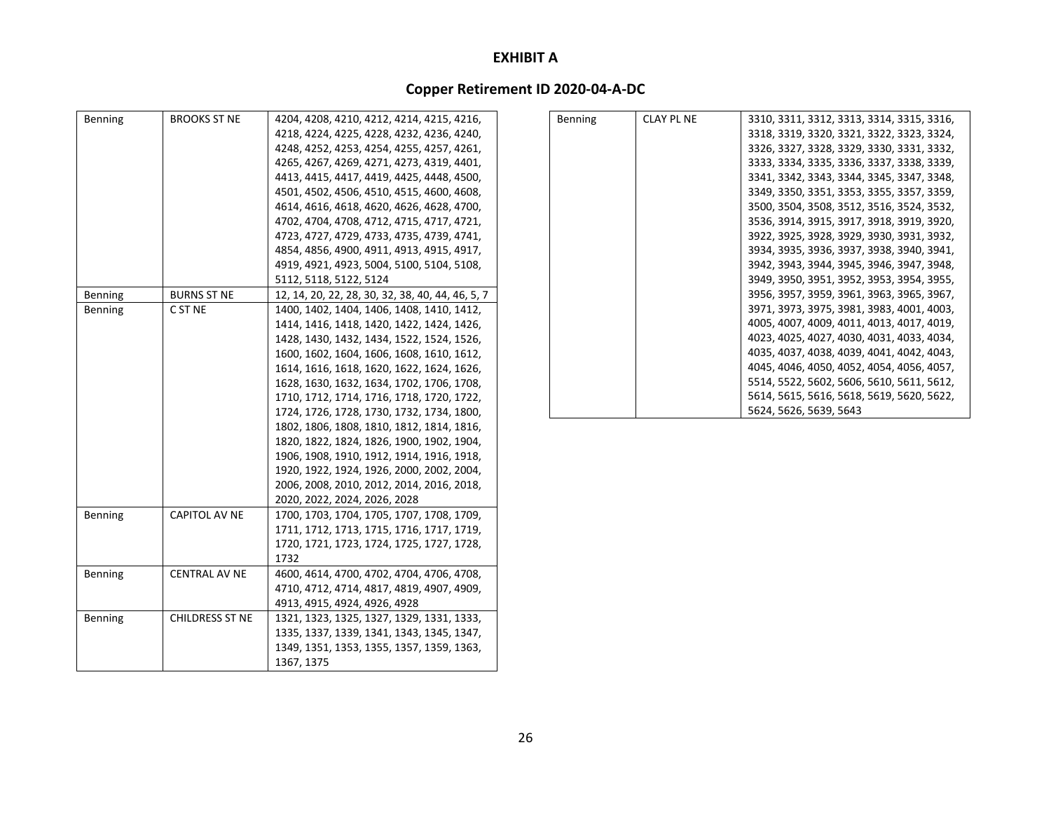**EXHIBIT A**

**Copper Retirement ID 2020-04-A-DC**

| | | |
|---|---|---|
| Benning | BROOKS ST NE | 4204, 4208, 4210, 4212, 4214, 4215, 4216, 4218, 4224, 4225, 4228, 4232, 4236, 4240, 4248, 4252, 4253, 4254, 4255, 4257, 4261, 4265, 4267, 4269, 4271, 4273, 4319, 4401, 4413, 4415, 4417, 4419, 4425, 4448, 4500, 4501, 4502, 4506, 4510, 4515, 4600, 4608, 4614, 4616, 4618, 4620, 4626, 4628, 4700, 4702, 4704, 4708, 4712, 4715, 4717, 4721, 4723, 4727, 4729, 4733, 4735, 4739, 4741, 4854, 4856, 4900, 4911, 4913, 4915, 4917, 4919, 4921, 4923, 5004, 5100, 5104, 5108, 5112, 5118, 5122, 5124 |
| Benning | BURNS ST NE | 12, 14, 20, 22, 28, 30, 32, 38, 40, 44, 46, 5, 7 |
| Benning | C ST NE | 1400, 1402, 1404, 1406, 1408, 1410, 1412, 1414, 1416, 1418, 1420, 1422, 1424, 1426, 1428, 1430, 1432, 1434, 1522, 1524, 1526, 1600, 1602, 1604, 1606, 1608, 1610, 1612, 1614, 1616, 1618, 1620, 1622, 1624, 1626, 1628, 1630, 1632, 1634, 1702, 1706, 1708, 1710, 1712, 1714, 1716, 1718, 1720, 1722, 1724, 1726, 1728, 1730, 1732, 1734, 1800, 1802, 1806, 1808, 1810, 1812, 1814, 1816, 1820, 1822, 1824, 1826, 1900, 1902, 1904, 1906, 1908, 1910, 1912, 1914, 1916, 1918, 1920, 1922, 1924, 1926, 2000, 2002, 2004, 2006, 2008, 2010, 2012, 2014, 2016, 2018, 2020, 2022, 2024, 2026, 2028 |
| Benning | CAPITOL AV NE | 1700, 1703, 1704, 1705, 1707, 1708, 1709, 1711, 1712, 1713, 1715, 1716, 1717, 1719, 1720, 1721, 1723, 1724, 1725, 1727, 1728, 1732 |
| Benning | CENTRAL AV NE | 4600, 4614, 4700, 4702, 4704, 4706, 4708, 4710, 4712, 4714, 4817, 4819, 4907, 4909, 4913, 4915, 4924, 4926, 4928 |
| Benning | CHILDRESS ST NE | 1321, 1323, 1325, 1327, 1329, 1331, 1333, 1335, 1337, 1339, 1341, 1343, 1345, 1347, 1349, 1351, 1353, 1355, 1357, 1359, 1363, 1367, 1375 |
| Benning | CLAY PL NE | 3310, 3311, 3312, 3313, 3314, 3315, 3316, 3318, 3319, 3320, 3321, 3322, 3323, 3324, 3326, 3327, 3328, 3329, 3330, 3331, 3332, 3333, 3334, 3335, 3336, 3337, 3338, 3339, 3341, 3342, 3343, 3344, 3345, 3347, 3348, 3349, 3350, 3351, 3353, 3355, 3357, 3359, 3500, 3504, 3508, 3512, 3516, 3524, 3532, 3536, 3914, 3915, 3917, 3918, 3919, 3920, 3922, 3925, 3928, 3929, 3930, 3931, 3932, 3934, 3935, 3936, 3937, 3938, 3940, 3941, 3942, 3943, 3944, 3945, 3946, 3947, 3948, 3949, 3950, 3951, 3952, 3953, 3954, 3955, 3956, 3957, 3959, 3961, 3963, 3965, 3967, 3971, 3973, 3975, 3981, 3983, 4001, 4003, 4005, 4007, 4009, 4011, 4013, 4017, 4019, 4023, 4025, 4027, 4030, 4031, 4033, 4034, 4035, 4037, 4038, 4039, 4041, 4042, 4043, 4045, 4046, 4050, 4052, 4054, 4056, 4057, 5514, 5522, 5602, 5606, 5610, 5611, 5612, 5614, 5615, 5616, 5618, 5619, 5620, 5622, 5624, 5626, 5639, 5643 |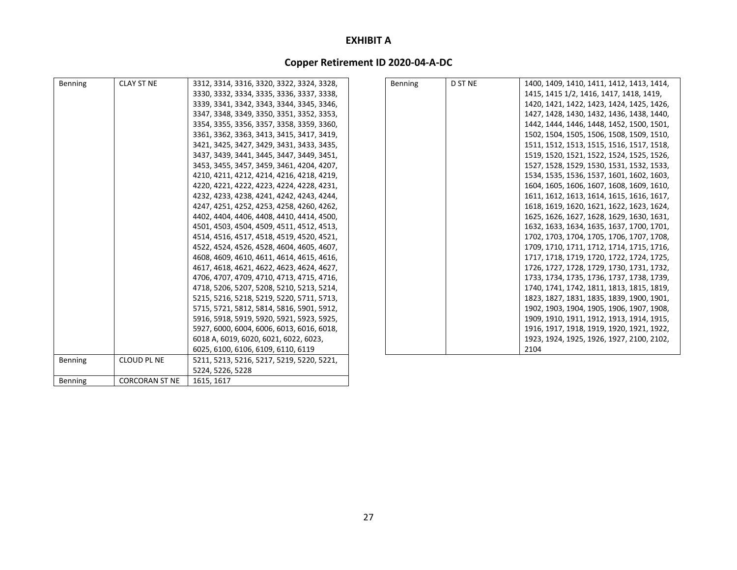# EXHIBIT A

## Copper Retirement ID 2020-04-A-DC

| | | |
|---|---|---|
| Benning | CLAY ST NE | 3312, 3314, 3316, 3320, 3322, 3324, 3328, 3330, 3332, 3334, 3335, 3336, 3337, 3338, 3339, 3341, 3342, 3343, 3344, 3345, 3346, 3347, 3348, 3349, 3350, 3351, 3352, 3353, 3354, 3355, 3356, 3357, 3358, 3359, 3360, 3361, 3362, 3363, 3413, 3415, 3417, 3419, 3421, 3425, 3427, 3429, 3431, 3433, 3435, 3437, 3439, 3441, 3445, 3447, 3449, 3451, 3453, 3455, 3457, 3459, 3461, 4204, 4207, 4210, 4211, 4212, 4214, 4216, 4218, 4219, 4220, 4221, 4222, 4223, 4224, 4228, 4231, 4232, 4233, 4238, 4241, 4242, 4243, 4244, 4247, 4251, 4252, 4253, 4258, 4260, 4262, 4402, 4404, 4406, 4408, 4410, 4414, 4500, 4501, 4503, 4504, 4509, 4511, 4512, 4513, 4514, 4516, 4517, 4518, 4519, 4520, 4521, 4522, 4524, 4526, 4528, 4604, 4605, 4607, 4608, 4609, 4610, 4611, 4614, 4615, 4616, 4617, 4618, 4621, 4622, 4623, 4624, 4627, 4706, 4707, 4709, 4710, 4713, 4715, 4716, 4718, 5206, 5207, 5208, 5210, 5213, 5214, 5215, 5216, 5218, 5219, 5220, 5711, 5713, 5715, 5721, 5812, 5814, 5816, 5901, 5912, 5916, 5918, 5919, 5920, 5921, 5923, 5925, 5927, 6000, 6004, 6006, 6013, 6016, 6018, 6018 A, 6019, 6020, 6021, 6022, 6023, 6025, 6100, 6106, 6109, 6110, 6119 |
| Benning | CLOUD PL NE | 5211, 5213, 5216, 5217, 5219, 5220, 5221, 5224, 5226, 5228 |
| Benning | CORCORAN ST NE | 1615, 1617 |
| Benning | D ST NE | 1400, 1409, 1410, 1411, 1412, 1413, 1414, 1415, 1415 1/2, 1416, 1417, 1418, 1419, 1420, 1421, 1422, 1423, 1424, 1425, 1426, 1427, 1428, 1430, 1432, 1436, 1438, 1440, 1442, 1444, 1446, 1448, 1452, 1500, 1501, 1502, 1504, 1505, 1506, 1508, 1509, 1510, 1511, 1512, 1513, 1515, 1516, 1517, 1518, 1519, 1520, 1521, 1522, 1524, 1525, 1526, 1527, 1528, 1529, 1530, 1531, 1532, 1533, 1534, 1535, 1536, 1537, 1601, 1602, 1603, 1604, 1605, 1606, 1607, 1608, 1609, 1610, 1611, 1612, 1613, 1614, 1615, 1616, 1617, 1618, 1619, 1620, 1621, 1622, 1623, 1624, 1625, 1626, 1627, 1628, 1629, 1630, 1631, 1632, 1633, 1634, 1635, 1637, 1700, 1701, 1702, 1703, 1704, 1705, 1706, 1707, 1708, 1709, 1710, 1711, 1712, 1714, 1715, 1716, 1717, 1718, 1719, 1720, 1722, 1724, 1725, 1726, 1727, 1728, 1729, 1730, 1731, 1732, 1733, 1734, 1735, 1736, 1737, 1738, 1739, 1740, 1741, 1742, 1811, 1813, 1815, 1819, 1823, 1827, 1831, 1835, 1839, 1900, 1901, 1902, 1903, 1904, 1905, 1906, 1907, 1908, 1909, 1910, 1911, 1912, 1913, 1914, 1915, 1916, 1917, 1918, 1919, 1920, 1921, 1922, 1923, 1924, 1925, 1926, 1927, 2100, 2102, 2104 |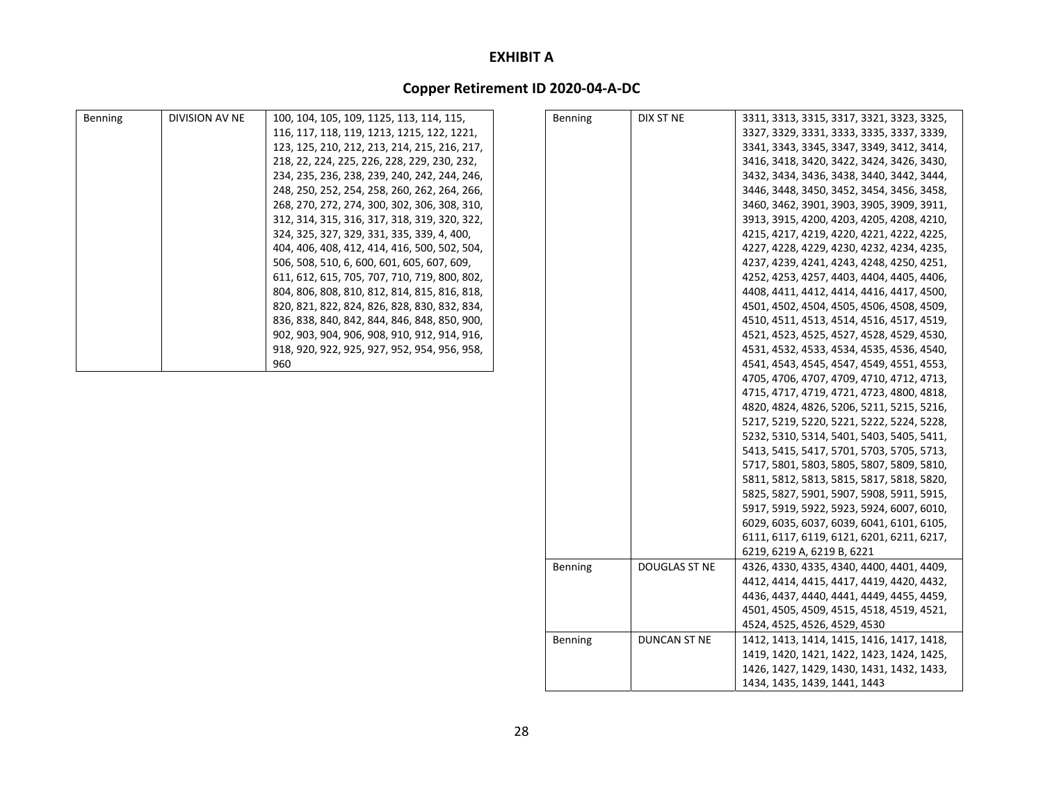# EXHIBIT A

## Copper Retirement ID 2020-04-A-DC

| | | |
|---|---|---|
| Benning | DIVISION AV NE | 100, 104, 105, 109, 1125, 113, 114, 115, 116, 117, 118, 119, 1213, 1215, 122, 1221, 123, 125, 210, 212, 213, 214, 215, 216, 217, 218, 22, 224, 225, 226, 228, 229, 230, 232, 234, 235, 236, 238, 239, 240, 242, 244, 246, 248, 250, 252, 254, 258, 260, 262, 264, 266, 268, 270, 272, 274, 300, 302, 306, 308, 310, 312, 314, 315, 316, 317, 318, 319, 320, 322, 324, 325, 327, 329, 331, 335, 339, 4, 400, 404, 406, 408, 412, 414, 416, 500, 502, 504, 506, 508, 510, 6, 600, 601, 605, 607, 609, 611, 612, 615, 705, 707, 710, 719, 800, 802, 804, 806, 808, 810, 812, 814, 815, 816, 818, 820, 821, 822, 824, 826, 828, 830, 832, 834, 836, 838, 840, 842, 844, 846, 848, 850, 900, 902, 903, 904, 906, 908, 910, 912, 914, 916, 918, 920, 922, 925, 927, 952, 954, 956, 958, 960 |
| Benning | DIX ST NE | 3311, 3313, 3315, 3317, 3321, 3323, 3325, 3327, 3329, 3331, 3333, 3335, 3337, 3339, 3341, 3343, 3345, 3347, 3349, 3412, 3414, 3416, 3418, 3420, 3422, 3424, 3426, 3430, 3432, 3434, 3436, 3438, 3440, 3442, 3444, 3446, 3448, 3450, 3452, 3454, 3456, 3458, 3460, 3462, 3901, 3903, 3905, 3909, 3911, 3913, 3915, 4200, 4203, 4205, 4208, 4210, 4215, 4217, 4219, 4220, 4221, 4222, 4225, 4227, 4228, 4229, 4230, 4232, 4234, 4235, 4237, 4239, 4241, 4243, 4248, 4250, 4251, 4252, 4253, 4257, 4403, 4404, 4405, 4406, 4408, 4411, 4412, 4414, 4416, 4417, 4500, 4501, 4502, 4504, 4505, 4506, 4508, 4509, 4510, 4511, 4513, 4514, 4516, 4517, 4519, 4521, 4523, 4525, 4527, 4528, 4529, 4530, 4531, 4532, 4533, 4534, 4535, 4536, 4540, 4541, 4543, 4545, 4547, 4549, 4551, 4553, 4705, 4706, 4707, 4709, 4710, 4712, 4713, 4715, 4717, 4719, 4721, 4723, 4800, 4818, 4820, 4824, 4826, 5206, 5211, 5215, 5216, 5217, 5219, 5220, 5221, 5222, 5224, 5228, 5232, 5310, 5314, 5401, 5403, 5405, 5411, 5413, 5415, 5417, 5701, 5703, 5705, 5713, 5717, 5801, 5803, 5805, 5807, 5809, 5810, 5811, 5812, 5813, 5815, 5817, 5818, 5820, 5825, 5827, 5901, 5907, 5908, 5911, 5915, 5917, 5919, 5922, 5923, 5924, 6007, 6010, 6029, 6035, 6037, 6039, 6041, 6101, 6105, 6111, 6117, 6119, 6121, 6201, 6211, 6217, 6219, 6219 A, 6219 B, 6221 |
| Benning | DOUGLAS ST NE | 4326, 4330, 4335, 4340, 4400, 4401, 4409, 4412, 4414, 4415, 4417, 4419, 4420, 4432, 4436, 4437, 4440, 4441, 4449, 4455, 4459, 4501, 4505, 4509, 4515, 4518, 4519, 4521, 4524, 4525, 4526, 4529, 4530 |
| Benning | DUNCAN ST NE | 1412, 1413, 1414, 1415, 1416, 1417, 1418, 1419, 1420, 1421, 1422, 1423, 1424, 1425, 1426, 1427, 1429, 1430, 1431, 1432, 1433, 1434, 1435, 1439, 1441, 1443 |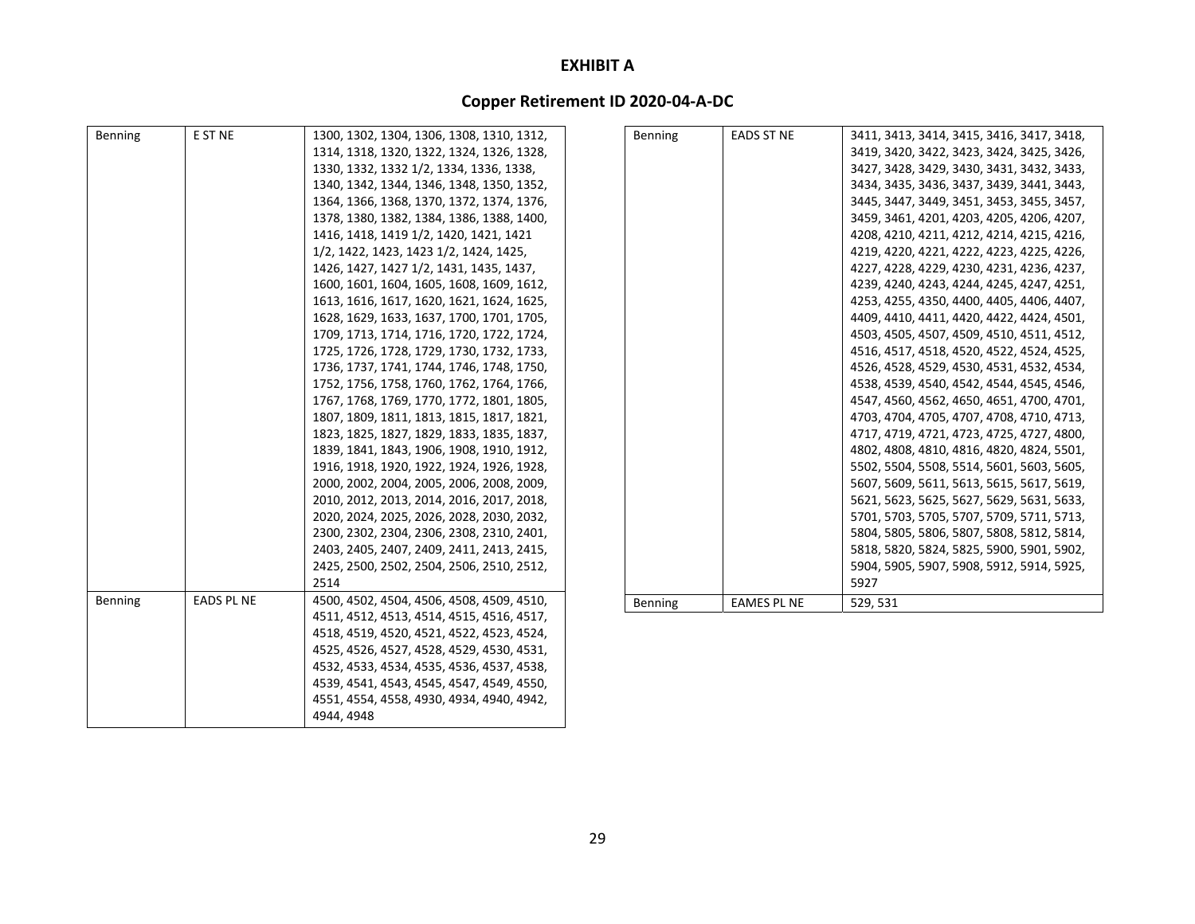# EXHIBIT A

## Copper Retirement ID 2020-04-A-DC

| | | |
|---|---|---|
| Benning | E ST NE | 1300, 1302, 1304, 1306, 1308, 1310, 1312, 1314, 1318, 1320, 1322, 1324, 1326, 1328, 1330, 1332, 1332 1/2, 1334, 1336, 1338, 1340, 1342, 1344, 1346, 1348, 1350, 1352, 1364, 1366, 1368, 1370, 1372, 1374, 1376, 1378, 1380, 1382, 1384, 1386, 1388, 1400, 1416, 1418, 1419 1/2, 1420, 1421, 1421 1/2, 1422, 1423, 1423 1/2, 1424, 1425, 1426, 1427, 1427 1/2, 1431, 1435, 1437, 1600, 1601, 1604, 1605, 1608, 1609, 1612, 1613, 1616, 1617, 1620, 1621, 1624, 1625, 1628, 1629, 1633, 1637, 1700, 1701, 1705, 1709, 1713, 1714, 1716, 1720, 1722, 1724, 1725, 1726, 1728, 1729, 1730, 1732, 1733, 1736, 1737, 1741, 1744, 1746, 1748, 1750, 1752, 1756, 1758, 1760, 1762, 1764, 1766, 1767, 1768, 1769, 1770, 1772, 1801, 1805, 1807, 1809, 1811, 1813, 1815, 1817, 1821, 1823, 1825, 1827, 1829, 1833, 1835, 1837, 1839, 1841, 1843, 1906, 1908, 1910, 1912, 1916, 1918, 1920, 1922, 1924, 1926, 1928, 2000, 2002, 2004, 2005, 2006, 2008, 2009, 2010, 2012, 2013, 2014, 2016, 2017, 2018, 2020, 2024, 2025, 2026, 2028, 2030, 2032, 2300, 2302, 2304, 2306, 2308, 2310, 2401, 2403, 2405, 2407, 2409, 2411, 2413, 2415, 2425, 2500, 2502, 2504, 2506, 2510, 2512, 2514 |
| Benning | EADS PL NE | 4500, 4502, 4504, 4506, 4508, 4509, 4510, 4511, 4512, 4513, 4514, 4515, 4516, 4517, 4518, 4519, 4520, 4521, 4522, 4523, 4524, 4525, 4526, 4527, 4528, 4529, 4530, 4531, 4532, 4533, 4534, 4535, 4536, 4537, 4538, 4539, 4541, 4543, 4545, 4547, 4549, 4550, 4551, 4554, 4558, 4930, 4934, 4940, 4942, 4944, 4948 |
| Benning | EADS ST NE | 3411, 3413, 3414, 3415, 3416, 3417, 3418, 3419, 3420, 3422, 3423, 3424, 3425, 3426, 3427, 3428, 3429, 3430, 3431, 3432, 3433, 3434, 3435, 3436, 3437, 3439, 3441, 3443, 3445, 3447, 3449, 3451, 3453, 3455, 3457, 3459, 3461, 4201, 4203, 4205, 4206, 4207, 4208, 4210, 4211, 4212, 4214, 4215, 4216, 4219, 4220, 4221, 4222, 4223, 4225, 4226, 4227, 4228, 4229, 4230, 4231, 4236, 4237, 4239, 4240, 4243, 4244, 4245, 4247, 4251, 4253, 4255, 4350, 4400, 4405, 4406, 4407, 4409, 4410, 4411, 4420, 4422, 4424, 4501, 4503, 4505, 4507, 4509, 4510, 4511, 4512, 4516, 4517, 4518, 4520, 4522, 4524, 4525, 4526, 4528, 4529, 4530, 4531, 4532, 4534, 4538, 4539, 4540, 4542, 4544, 4545, 4546, 4547, 4560, 4562, 4650, 4651, 4700, 4701, 4703, 4704, 4705, 4707, 4708, 4710, 4713, 4717, 4719, 4721, 4723, 4725, 4727, 4800, 4802, 4808, 4810, 4816, 4820, 4824, 5501, 5502, 5504, 5508, 5514, 5601, 5603, 5605, 5607, 5609, 5611, 5613, 5615, 5617, 5619, 5621, 5623, 5625, 5627, 5629, 5631, 5633, 5701, 5703, 5705, 5707, 5709, 5711, 5713, 5804, 5805, 5806, 5807, 5808, 5812, 5814, 5818, 5820, 5824, 5825, 5900, 5901, 5902, 5904, 5905, 5907, 5908, 5912, 5914, 5925, 5927 |
| Benning | EAMES PL NE | 529, 531 |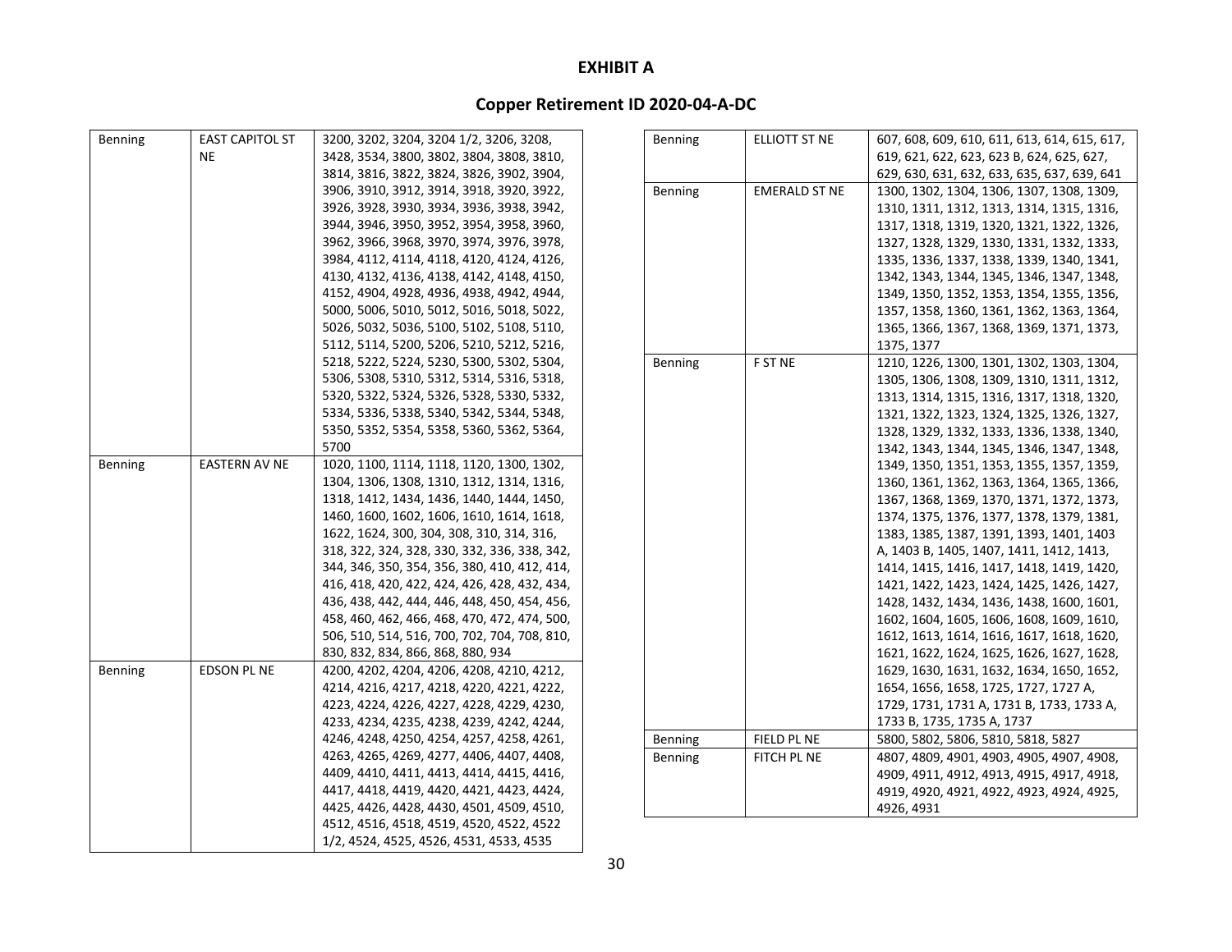# EXHIBIT A

## Copper Retirement ID 2020-04-A-DC

| | | |
|---|---|---|
| Benning | EAST CAPITOL ST NE | 3200, 3202, 3204, 3204 1/2, 3206, 3208, 3428, 3534, 3800, 3802, 3804, 3808, 3810, 3814, 3816, 3822, 3824, 3826, 3902, 3904, 3906, 3910, 3912, 3914, 3918, 3920, 3922, 3926, 3928, 3930, 3934, 3936, 3938, 3942, 3944, 3946, 3950, 3952, 3954, 3958, 3960, 3962, 3966, 3968, 3970, 3974, 3976, 3978, 3984, 4112, 4114, 4118, 4120, 4124, 4126, 4130, 4132, 4136, 4138, 4142, 4148, 4150, 4152, 4904, 4928, 4936, 4938, 4942, 4944, 5000, 5006, 5010, 5012, 5016, 5018, 5022, 5026, 5032, 5036, 5100, 5102, 5108, 5110, 5112, 5114, 5200, 5206, 5210, 5212, 5216, 5218, 5222, 5224, 5230, 5300, 5302, 5304, 5306, 5308, 5310, 5312, 5314, 5316, 5318, 5320, 5322, 5324, 5326, 5328, 5330, 5332, 5334, 5336, 5338, 5340, 5342, 5344, 5348, 5350, 5352, 5354, 5358, 5360, 5362, 5364, 5700 |
| Benning | EASTERN AV NE | 1020, 1100, 1114, 1118, 1120, 1300, 1302, 1304, 1306, 1308, 1310, 1312, 1314, 1316, 1318, 1412, 1434, 1436, 1440, 1444, 1450, 1460, 1600, 1602, 1606, 1610, 1614, 1618, 1622, 1624, 300, 304, 308, 310, 314, 316, 318, 322, 324, 328, 330, 332, 336, 338, 342, 344, 346, 350, 354, 356, 380, 410, 412, 414, 416, 418, 420, 422, 424, 426, 428, 432, 434, 436, 438, 442, 444, 446, 448, 450, 454, 456, 458, 460, 462, 466, 468, 470, 472, 474, 500, 506, 510, 514, 516, 700, 702, 704, 708, 810, 830, 832, 834, 866, 868, 880, 934 |
| Benning | EDSON PL NE | 4200, 4202, 4204, 4206, 4208, 4210, 4212, 4214, 4216, 4217, 4218, 4220, 4221, 4222, 4223, 4224, 4226, 4227, 4228, 4229, 4230, 4233, 4234, 4235, 4238, 4239, 4242, 4244, 4246, 4248, 4250, 4254, 4257, 4258, 4261, 4263, 4265, 4269, 4277, 4406, 4407, 4408, 4409, 4410, 4411, 4413, 4414, 4415, 4416, 4417, 4418, 4419, 4420, 4421, 4423, 4424, 4425, 4426, 4428, 4430, 4501, 4509, 4510, 4512, 4516, 4518, 4519, 4520, 4522, 4522 1/2, 4524, 4525, 4526, 4531, 4533, 4535 |
| Benning | ELLIOTT ST NE | 607, 608, 609, 610, 611, 613, 614, 615, 617, 619, 621, 622, 623, 623 B, 624, 625, 627, 629, 630, 631, 632, 633, 635, 637, 639, 641 |
| Benning | EMERALD ST NE | 1300, 1302, 1304, 1306, 1307, 1308, 1309, 1310, 1311, 1312, 1313, 1314, 1315, 1316, 1317, 1318, 1319, 1320, 1321, 1322, 1326, 1327, 1328, 1329, 1330, 1331, 1332, 1333, 1335, 1336, 1337, 1338, 1339, 1340, 1341, 1342, 1343, 1344, 1345, 1346, 1347, 1348, 1349, 1350, 1352, 1353, 1354, 1355, 1356, 1357, 1358, 1360, 1361, 1362, 1363, 1364, 1365, 1366, 1367, 1368, 1369, 1371, 1373, 1375, 1377 |
| Benning | F ST NE | 1210, 1226, 1300, 1301, 1302, 1303, 1304, 1305, 1306, 1308, 1309, 1310, 1311, 1312, 1313, 1314, 1315, 1316, 1317, 1318, 1320, 1321, 1322, 1323, 1324, 1325, 1326, 1327, 1328, 1329, 1332, 1333, 1336, 1338, 1340, 1342, 1343, 1344, 1345, 1346, 1347, 1348, 1349, 1350, 1351, 1353, 1355, 1357, 1359, 1360, 1361, 1362, 1363, 1364, 1365, 1366, 1367, 1368, 1369, 1370, 1371, 1372, 1373, 1374, 1375, 1376, 1377, 1378, 1379, 1381, 1383, 1385, 1387, 1391, 1393, 1401, 1403 A, 1403 B, 1405, 1407, 1411, 1412, 1413, 1414, 1415, 1416, 1417, 1418, 1419, 1420, 1421, 1422, 1423, 1424, 1425, 1426, 1427, 1428, 1432, 1434, 1436, 1438, 1600, 1601, 1602, 1604, 1605, 1606, 1608, 1609, 1610, 1612, 1613, 1614, 1616, 1617, 1618, 1620, 1621, 1622, 1624, 1625, 1626, 1627, 1628, 1629, 1630, 1631, 1632, 1634, 1650, 1652, 1654, 1656, 1658, 1725, 1727, 1727 A, 1729, 1731, 1731 A, 1731 B, 1733, 1733 A, 1733 B, 1735, 1735 A, 1737 |
| Benning | FIELD PL NE | 5800, 5802, 5806, 5810, 5818, 5827 |
| Benning | FITCH PL NE | 4807, 4809, 4901, 4903, 4905, 4907, 4908, 4909, 4911, 4912, 4913, 4915, 4917, 4918, 4919, 4920, 4921, 4922, 4923, 4924, 4925, 4926, 4931 |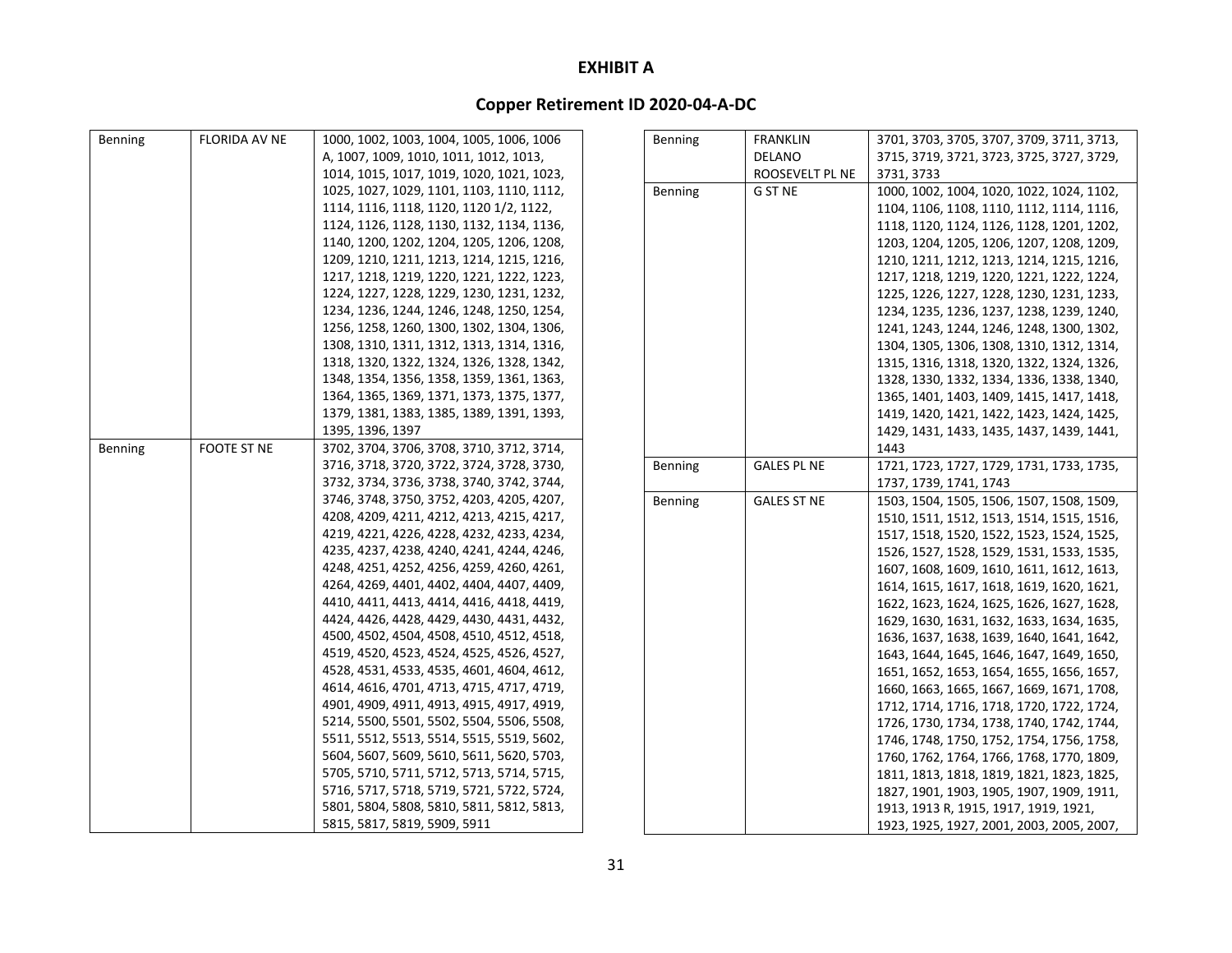# EXHIBIT A

## Copper Retirement ID 2020-04-A-DC

| | | |
|---|---|---|
| Benning | FLORIDA AV NE | 1000, 1002, 1003, 1004, 1005, 1006, 1006 A, 1007, 1009, 1010, 1011, 1012, 1013, 1014, 1015, 1017, 1019, 1020, 1021, 1023, 1025, 1027, 1029, 1101, 1103, 1110, 1112, 1114, 1116, 1118, 1120, 1120 1/2, 1122, 1124, 1126, 1128, 1130, 1132, 1134, 1136, 1140, 1200, 1202, 1204, 1205, 1206, 1208, 1209, 1210, 1211, 1213, 1214, 1215, 1216, 1217, 1218, 1219, 1220, 1221, 1222, 1223, 1224, 1227, 1228, 1229, 1230, 1231, 1232, 1234, 1236, 1244, 1246, 1248, 1250, 1254, 1256, 1258, 1260, 1300, 1302, 1304, 1306, 1308, 1310, 1311, 1312, 1313, 1314, 1316, 1318, 1320, 1322, 1324, 1326, 1328, 1342, 1348, 1354, 1356, 1358, 1359, 1361, 1363, 1364, 1365, 1369, 1371, 1373, 1375, 1377, 1379, 1381, 1383, 1385, 1389, 1391, 1393, 1395, 1396, 1397 |
| Benning | FOOTE ST NE | 3702, 3704, 3706, 3708, 3710, 3712, 3714, 3716, 3718, 3720, 3722, 3724, 3728, 3730, 3732, 3734, 3736, 3738, 3740, 3742, 3744, 3746, 3748, 3750, 3752, 4203, 4205, 4207, 4208, 4209, 4211, 4212, 4213, 4215, 4217, 4219, 4221, 4226, 4228, 4232, 4233, 4234, 4235, 4237, 4238, 4240, 4241, 4244, 4246, 4248, 4251, 4252, 4256, 4259, 4260, 4261, 4264, 4269, 4401, 4402, 4404, 4407, 4409, 4410, 4411, 4413, 4414, 4416, 4418, 4419, 4424, 4426, 4428, 4429, 4430, 4431, 4432, 4500, 4502, 4504, 4508, 4510, 4512, 4518, 4519, 4520, 4523, 4524, 4525, 4526, 4527, 4528, 4531, 4533, 4535, 4601, 4604, 4612, 4614, 4616, 4701, 4713, 4715, 4717, 4719, 4901, 4909, 4911, 4913, 4915, 4917, 4919, 5214, 5500, 5501, 5502, 5504, 5506, 5508, 5511, 5512, 5513, 5514, 5515, 5519, 5602, 5604, 5607, 5609, 5610, 5611, 5620, 5703, 5705, 5710, 5711, 5712, 5713, 5714, 5715, 5716, 5717, 5718, 5719, 5721, 5722, 5724, 5801, 5804, 5808, 5810, 5811, 5812, 5813, 5815, 5817, 5819, 5909, 5911 |
| Benning | FRANKLIN DELANO ROOSEVELT PL NE | 3701, 3703, 3705, 3707, 3709, 3711, 3713, 3715, 3719, 3721, 3723, 3725, 3727, 3729, 3731, 3733 |
| Benning | G ST NE | 1000, 1002, 1004, 1020, 1022, 1024, 1102, 1104, 1106, 1108, 1110, 1112, 1114, 1116, 1118, 1120, 1124, 1126, 1128, 1201, 1202, 1203, 1204, 1205, 1206, 1207, 1208, 1209, 1210, 1211, 1212, 1213, 1214, 1215, 1216, 1217, 1218, 1219, 1220, 1221, 1222, 1224, 1225, 1226, 1227, 1228, 1230, 1231, 1233, 1234, 1235, 1236, 1237, 1238, 1239, 1240, 1241, 1243, 1244, 1246, 1248, 1300, 1302, 1304, 1305, 1306, 1308, 1310, 1312, 1314, 1315, 1316, 1318, 1320, 1322, 1324, 1326, 1328, 1330, 1332, 1334, 1336, 1338, 1340, 1365, 1401, 1403, 1409, 1415, 1417, 1418, 1419, 1420, 1421, 1422, 1423, 1424, 1425, 1429, 1431, 1433, 1435, 1437, 1439, 1441, 1443 |
| Benning | GALES PL NE | 1721, 1723, 1727, 1729, 1731, 1733, 1735, 1737, 1739, 1741, 1743 |
| Benning | GALES ST NE | 1503, 1504, 1505, 1506, 1507, 1508, 1509, 1510, 1511, 1512, 1513, 1514, 1515, 1516, 1517, 1518, 1520, 1522, 1523, 1524, 1525, 1526, 1527, 1528, 1529, 1531, 1533, 1535, 1607, 1608, 1609, 1610, 1611, 1612, 1613, 1614, 1615, 1617, 1618, 1619, 1620, 1621, 1622, 1623, 1624, 1625, 1626, 1627, 1628, 1629, 1630, 1631, 1632, 1633, 1634, 1635, 1636, 1637, 1638, 1639, 1640, 1641, 1642, 1643, 1644, 1645, 1646, 1647, 1649, 1650, 1651, 1652, 1653, 1654, 1655, 1656, 1657, 1660, 1663, 1665, 1667, 1669, 1671, 1708, 1712, 1714, 1716, 1718, 1720, 1722, 1724, 1726, 1730, 1734, 1738, 1740, 1742, 1744, 1746, 1748, 1750, 1752, 1754, 1756, 1758, 1760, 1762, 1764, 1766, 1768, 1770, 1809, 1811, 1813, 1818, 1819, 1821, 1823, 1825, 1827, 1901, 1903, 1905, 1907, 1909, 1911, 1913, 1913 R, 1915, 1917, 1919, 1921, 1923, 1925, 1927, 2001, 2003, 2005, 2007, |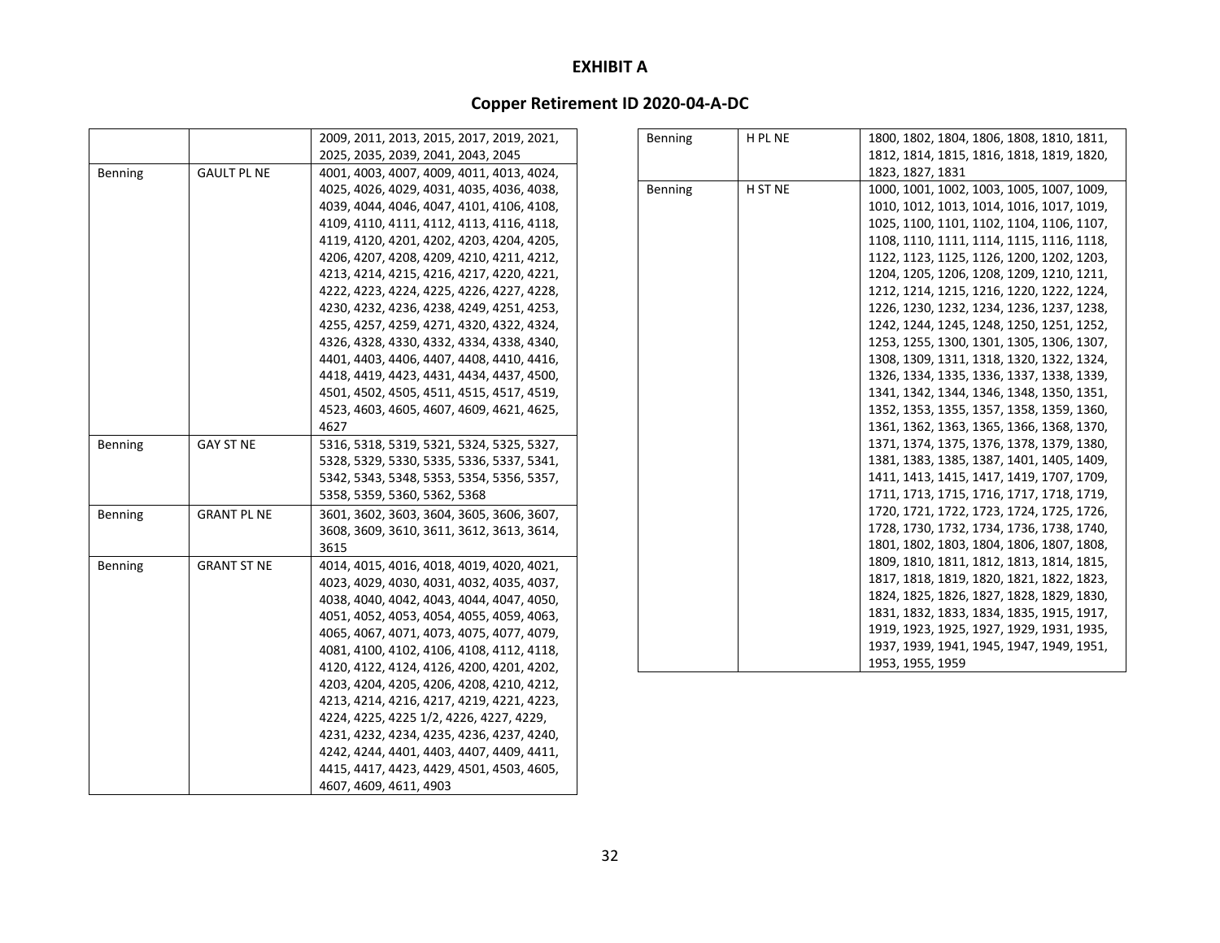**EXHIBIT A**

**Copper Retirement ID 2020-04-A-DC**

| | | |
|---|---|---|
| | | 2009, 2011, 2013, 2015, 2017, 2019, 2021, 2025, 2035, 2039, 2041, 2043, 2045 |
| Benning | GAULT PL NE | 4001, 4003, 4007, 4009, 4011, 4013, 4024, 4025, 4026, 4029, 4031, 4035, 4036, 4038, 4039, 4044, 4046, 4047, 4101, 4106, 4108, 4109, 4110, 4111, 4112, 4113, 4116, 4118, 4119, 4120, 4201, 4202, 4203, 4204, 4205, 4206, 4207, 4208, 4209, 4210, 4211, 4212, 4213, 4214, 4215, 4216, 4217, 4220, 4221, 4222, 4223, 4224, 4225, 4226, 4227, 4228, 4230, 4232, 4236, 4238, 4249, 4251, 4253, 4255, 4257, 4259, 4271, 4320, 4322, 4324, 4326, 4328, 4330, 4332, 4334, 4338, 4340, 4401, 4403, 4406, 4407, 4408, 4410, 4416, 4418, 4419, 4423, 4431, 4434, 4437, 4500, 4501, 4502, 4505, 4511, 4515, 4517, 4519, 4523, 4603, 4605, 4607, 4609, 4621, 4625, 4627 |
| Benning | GAY ST NE | 5316, 5318, 5319, 5321, 5324, 5325, 5327, 5328, 5329, 5330, 5335, 5336, 5337, 5341, 5342, 5343, 5348, 5353, 5354, 5356, 5357, 5358, 5359, 5360, 5362, 5368 |
| Benning | GRANT PL NE | 3601, 3602, 3603, 3604, 3605, 3606, 3607, 3608, 3609, 3610, 3611, 3612, 3613, 3614, 3615 |
| Benning | GRANT ST NE | 4014, 4015, 4016, 4018, 4019, 4020, 4021, 4023, 4029, 4030, 4031, 4032, 4035, 4037, 4038, 4040, 4042, 4043, 4044, 4047, 4050, 4051, 4052, 4053, 4054, 4055, 4059, 4063, 4065, 4067, 4071, 4073, 4075, 4077, 4079, 4081, 4100, 4102, 4106, 4108, 4112, 4118, 4120, 4122, 4124, 4126, 4200, 4201, 4202, 4203, 4204, 4205, 4206, 4208, 4210, 4212, 4213, 4214, 4216, 4217, 4219, 4221, 4223, 4224, 4225, 4225 1/2, 4226, 4227, 4229, 4231, 4232, 4234, 4235, 4236, 4237, 4240, 4242, 4244, 4401, 4403, 4407, 4409, 4411, 4415, 4417, 4423, 4429, 4501, 4503, 4605, 4607, 4609, 4611, 4903 |
| Benning | H PL NE | 1800, 1802, 1804, 1806, 1808, 1810, 1811, 1812, 1814, 1815, 1816, 1818, 1819, 1820, 1823, 1827, 1831 |
| Benning | H ST NE | 1000, 1001, 1002, 1003, 1005, 1007, 1009, 1010, 1012, 1013, 1014, 1016, 1017, 1019, 1025, 1100, 1101, 1102, 1104, 1106, 1107, 1108, 1110, 1111, 1114, 1115, 1116, 1118, 1122, 1123, 1125, 1126, 1200, 1202, 1203, 1204, 1205, 1206, 1208, 1209, 1210, 1211, 1212, 1214, 1215, 1216, 1220, 1222, 1224, 1226, 1230, 1232, 1234, 1236, 1237, 1238, 1242, 1244, 1245, 1248, 1250, 1251, 1252, 1253, 1255, 1300, 1301, 1305, 1306, 1307, 1308, 1309, 1311, 1318, 1320, 1322, 1324, 1326, 1334, 1335, 1336, 1337, 1338, 1339, 1341, 1342, 1344, 1346, 1348, 1350, 1351, 1352, 1353, 1355, 1357, 1358, 1359, 1360, 1361, 1362, 1363, 1365, 1366, 1368, 1370, 1371, 1374, 1375, 1376, 1378, 1379, 1380, 1381, 1383, 1385, 1387, 1401, 1405, 1409, 1411, 1413, 1415, 1417, 1419, 1707, 1709, 1711, 1713, 1715, 1716, 1717, 1718, 1719, 1720, 1721, 1722, 1723, 1724, 1725, 1726, 1728, 1730, 1732, 1734, 1736, 1738, 1740, 1801, 1802, 1803, 1804, 1806, 1807, 1808, 1809, 1810, 1811, 1812, 1813, 1814, 1815, 1817, 1818, 1819, 1820, 1821, 1822, 1823, 1824, 1825, 1826, 1827, 1828, 1829, 1830, 1831, 1832, 1833, 1834, 1835, 1915, 1917, 1919, 1923, 1925, 1927, 1929, 1931, 1935, 1937, 1939, 1941, 1945, 1947, 1949, 1951, 1953, 1955, 1959 |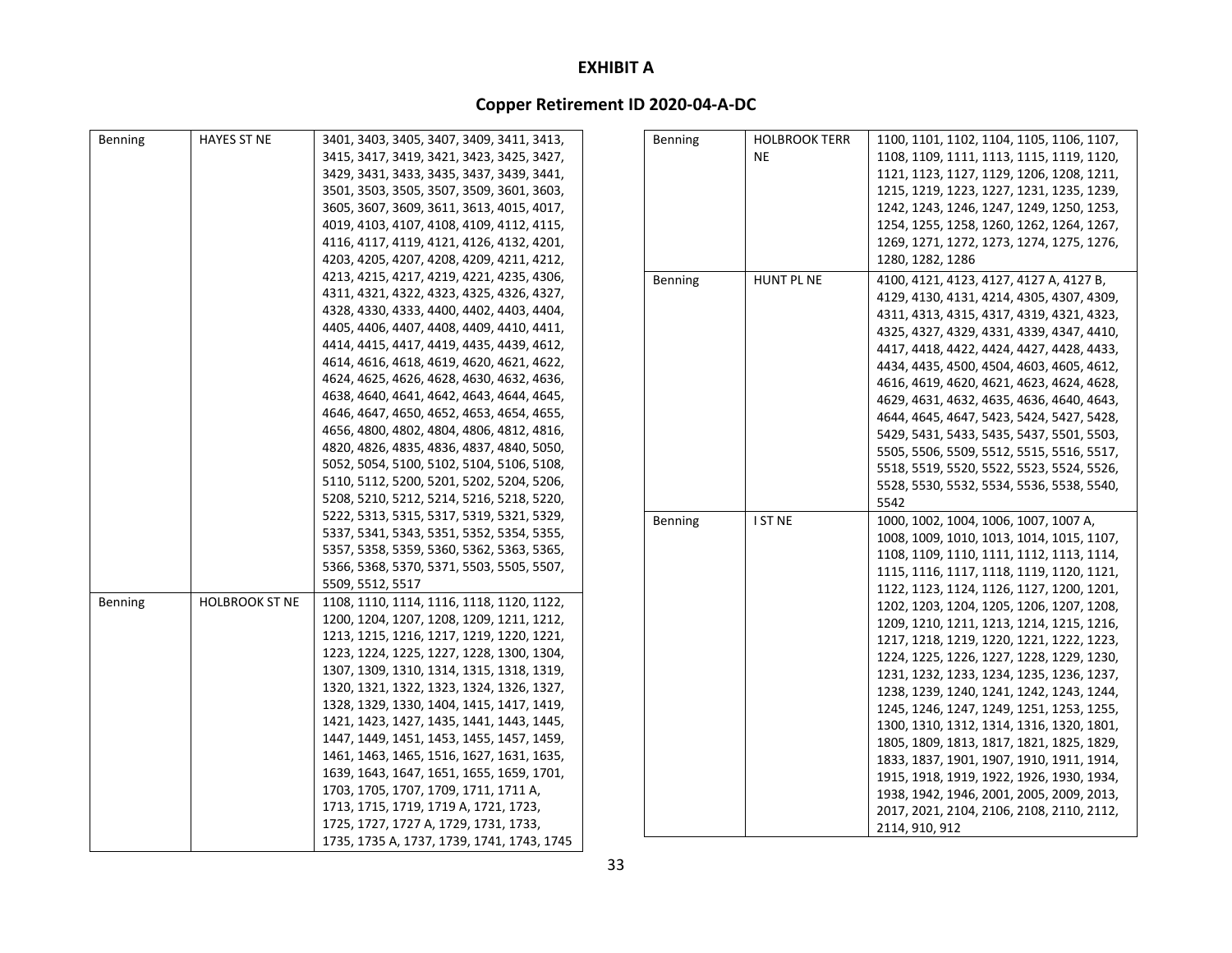# EXHIBIT A

## Copper Retirement ID 2020-04-A-DC

| | | |
|---|---|---|
| Benning | HAYES ST NE | 3401, 3403, 3405, 3407, 3409, 3411, 3413, 3415, 3417, 3419, 3421, 3423, 3425, 3427, 3429, 3431, 3433, 3435, 3437, 3439, 3441, 3501, 3503, 3505, 3507, 3509, 3601, 3603, 3605, 3607, 3609, 3611, 3613, 4015, 4017, 4019, 4103, 4107, 4108, 4109, 4112, 4115, 4116, 4117, 4119, 4121, 4126, 4132, 4201, 4203, 4205, 4207, 4208, 4209, 4211, 4212, 4213, 4215, 4217, 4219, 4221, 4235, 4306, 4311, 4321, 4322, 4323, 4325, 4326, 4327, 4328, 4330, 4333, 4400, 4402, 4403, 4404, 4405, 4406, 4407, 4408, 4409, 4410, 4411, 4414, 4415, 4417, 4419, 4435, 4439, 4612, 4614, 4616, 4618, 4619, 4620, 4621, 4622, 4624, 4625, 4626, 4628, 4630, 4632, 4636, 4638, 4640, 4641, 4642, 4643, 4644, 4645, 4646, 4647, 4650, 4652, 4653, 4654, 4655, 4656, 4800, 4802, 4804, 4806, 4812, 4816, 4820, 4826, 4835, 4836, 4837, 4840, 5050, 5052, 5054, 5100, 5102, 5104, 5106, 5108, 5110, 5112, 5200, 5201, 5202, 5204, 5206, 5208, 5210, 5212, 5214, 5216, 5218, 5220, 5222, 5313, 5315, 5317, 5319, 5321, 5329, 5337, 5341, 5343, 5351, 5352, 5354, 5355, 5357, 5358, 5359, 5360, 5362, 5363, 5365, 5366, 5368, 5370, 5371, 5503, 5505, 5507, 5509, 5512, 5517 |
| Benning | HOLBROOK ST NE | 1108, 1110, 1114, 1116, 1118, 1120, 1122, 1200, 1204, 1207, 1208, 1209, 1211, 1212, 1213, 1215, 1216, 1217, 1219, 1220, 1221, 1223, 1224, 1225, 1227, 1228, 1300, 1304, 1307, 1309, 1310, 1314, 1315, 1318, 1319, 1320, 1321, 1322, 1323, 1324, 1326, 1327, 1328, 1329, 1330, 1404, 1415, 1417, 1419, 1421, 1423, 1427, 1435, 1441, 1443, 1445, 1447, 1449, 1451, 1453, 1455, 1457, 1459, 1461, 1463, 1465, 1516, 1627, 1631, 1635, 1639, 1643, 1647, 1651, 1655, 1659, 1701, 1703, 1705, 1707, 1709, 1711, 1711 A, 1713, 1715, 1719, 1719 A, 1721, 1723, 1725, 1727, 1727 A, 1729, 1731, 1733, 1735, 1735 A, 1737, 1739, 1741, 1743, 1745 |
| Benning | HOLBROOK TERR NE | 1100, 1101, 1102, 1104, 1105, 1106, 1107, 1108, 1109, 1111, 1113, 1115, 1119, 1120, 1121, 1123, 1127, 1129, 1206, 1208, 1211, 1215, 1219, 1223, 1227, 1231, 1235, 1239, 1242, 1243, 1246, 1247, 1249, 1250, 1253, 1254, 1255, 1258, 1260, 1262, 1264, 1267, 1269, 1271, 1272, 1273, 1274, 1275, 1276, 1280, 1282, 1286 |
| Benning | HUNT PL NE | 4100, 4121, 4123, 4127, 4127 A, 4127 B, 4129, 4130, 4131, 4214, 4305, 4307, 4309, 4311, 4313, 4315, 4317, 4319, 4321, 4323, 4325, 4327, 4329, 4331, 4339, 4347, 4410, 4417, 4418, 4422, 4424, 4427, 4428, 4433, 4434, 4435, 4500, 4504, 4603, 4605, 4612, 4616, 4619, 4620, 4621, 4623, 4624, 4628, 4629, 4631, 4632, 4635, 4636, 4640, 4643, 4644, 4645, 4647, 5423, 5424, 5427, 5428, 5429, 5431, 5433, 5435, 5437, 5501, 5503, 5505, 5506, 5509, 5512, 5515, 5516, 5517, 5518, 5519, 5520, 5522, 5523, 5524, 5526, 5528, 5530, 5532, 5534, 5536, 5538, 5540, 5542 |
| Benning | I ST NE | 1000, 1002, 1004, 1006, 1007, 1007 A, 1008, 1009, 1010, 1013, 1014, 1015, 1107, 1108, 1109, 1110, 1111, 1112, 1113, 1114, 1115, 1116, 1117, 1118, 1119, 1120, 1121, 1122, 1123, 1124, 1126, 1127, 1200, 1201, 1202, 1203, 1204, 1205, 1206, 1207, 1208, 1209, 1210, 1211, 1213, 1214, 1215, 1216, 1217, 1218, 1219, 1220, 1221, 1222, 1223, 1224, 1225, 1226, 1227, 1228, 1229, 1230, 1231, 1232, 1233, 1234, 1235, 1236, 1237, 1238, 1239, 1240, 1241, 1242, 1243, 1244, 1245, 1246, 1247, 1249, 1251, 1253, 1255, 1300, 1310, 1312, 1314, 1316, 1320, 1801, 1805, 1809, 1813, 1817, 1821, 1825, 1829, 1833, 1837, 1901, 1907, 1910, 1911, 1914, 1915, 1918, 1919, 1922, 1926, 1930, 1934, 1938, 1942, 1946, 2001, 2005, 2009, 2013, 2017, 2021, 2104, 2106, 2108, 2110, 2112, 2114, 910, 912 |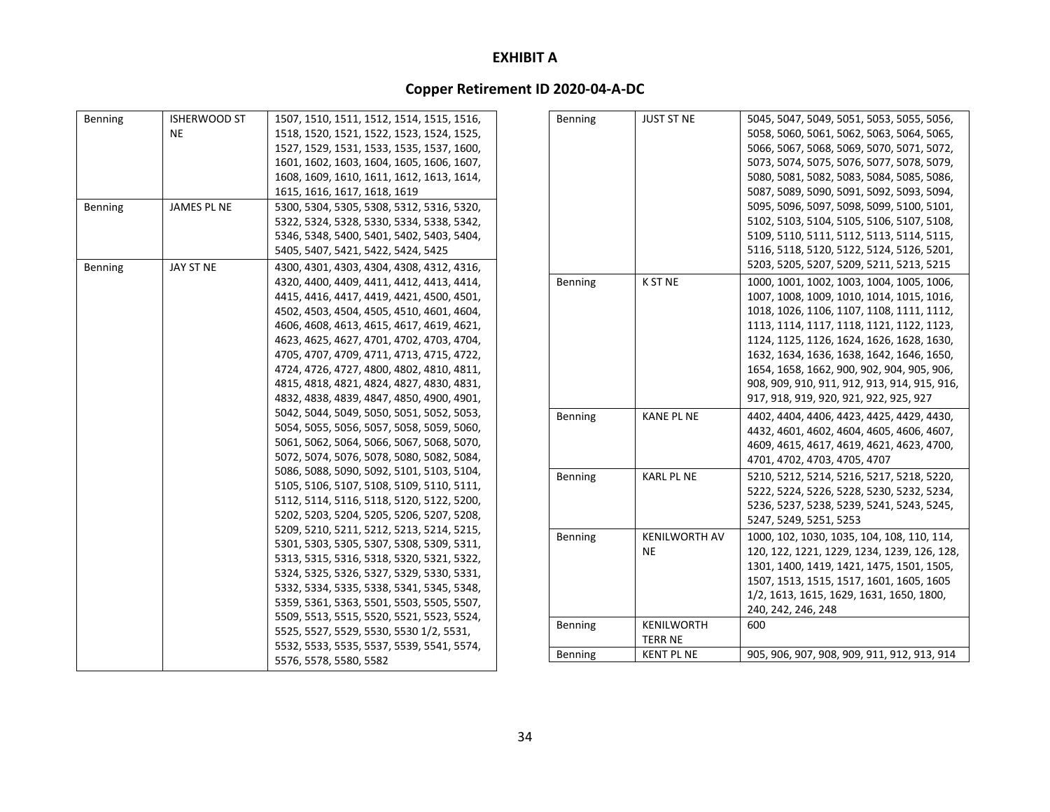# EXHIBIT A

## Copper Retirement ID 2020-04-A-DC

| | | |
|---|---|---|
| Benning | ISHERWOOD ST NE | 1507, 1510, 1511, 1512, 1514, 1515, 1516, 1518, 1520, 1521, 1522, 1523, 1524, 1525, 1527, 1529, 1531, 1533, 1535, 1537, 1600, 1601, 1602, 1603, 1604, 1605, 1606, 1607, 1608, 1609, 1610, 1611, 1612, 1613, 1614, 1615, 1616, 1617, 1618, 1619 |
| Benning | JAMES PL NE | 5300, 5304, 5305, 5308, 5312, 5316, 5320, 5322, 5324, 5328, 5330, 5334, 5338, 5342, 5346, 5348, 5400, 5401, 5402, 5403, 5404, 5405, 5407, 5421, 5422, 5424, 5425 |
| Benning | JAY ST NE | 4300, 4301, 4303, 4304, 4308, 4312, 4316, 4320, 4400, 4409, 4411, 4412, 4413, 4414, 4415, 4416, 4417, 4419, 4421, 4500, 4501, 4502, 4503, 4504, 4505, 4510, 4601, 4604, 4606, 4608, 4613, 4615, 4617, 4619, 4621, 4623, 4625, 4627, 4701, 4702, 4703, 4704, 4705, 4707, 4709, 4711, 4713, 4715, 4722, 4724, 4726, 4727, 4800, 4802, 4810, 4811, 4815, 4818, 4821, 4824, 4827, 4830, 4831, 4832, 4838, 4839, 4847, 4850, 4900, 4901, 5042, 5044, 5049, 5050, 5051, 5052, 5053, 5054, 5055, 5056, 5057, 5058, 5059, 5060, 5061, 5062, 5064, 5066, 5067, 5068, 5070, 5072, 5074, 5076, 5078, 5080, 5082, 5084, 5086, 5088, 5090, 5092, 5101, 5103, 5104, 5105, 5106, 5107, 5108, 5109, 5110, 5111, 5112, 5114, 5116, 5118, 5120, 5122, 5200, 5202, 5203, 5204, 5205, 5206, 5207, 5208, 5209, 5210, 5211, 5212, 5213, 5214, 5215, 5301, 5303, 5305, 5307, 5308, 5309, 5311, 5313, 5315, 5316, 5318, 5320, 5321, 5322, 5324, 5325, 5326, 5327, 5329, 5330, 5331, 5332, 5334, 5335, 5338, 5341, 5345, 5348, 5359, 5361, 5363, 5501, 5503, 5505, 5507, 5509, 5513, 5515, 5520, 5521, 5523, 5524, 5525, 5527, 5529, 5530, 5530 1/2, 5531, 5532, 5533, 5535, 5537, 5539, 5541, 5574, 5576, 5578, 5580, 5582 |
| Benning | JUST ST NE | 5045, 5047, 5049, 5051, 5053, 5055, 5056, 5058, 5060, 5061, 5062, 5063, 5064, 5065, 5066, 5067, 5068, 5069, 5070, 5071, 5072, 5073, 5074, 5075, 5076, 5077, 5078, 5079, 5080, 5081, 5082, 5083, 5084, 5085, 5086, 5087, 5089, 5090, 5091, 5092, 5093, 5094, 5095, 5096, 5097, 5098, 5099, 5100, 5101, 5102, 5103, 5104, 5105, 5106, 5107, 5108, 5109, 5110, 5111, 5112, 5113, 5114, 5115, 5116, 5118, 5120, 5122, 5124, 5126, 5201, 5203, 5205, 5207, 5209, 5211, 5213, 5215 |
| Benning | K ST NE | 1000, 1001, 1002, 1003, 1004, 1005, 1006, 1007, 1008, 1009, 1010, 1014, 1015, 1016, 1018, 1026, 1106, 1107, 1108, 1111, 1112, 1113, 1114, 1117, 1118, 1121, 1122, 1123, 1124, 1125, 1126, 1624, 1626, 1628, 1630, 1632, 1634, 1636, 1638, 1642, 1646, 1650, 1654, 1658, 1662, 900, 902, 904, 905, 906, 908, 909, 910, 911, 912, 913, 914, 915, 916, 917, 918, 919, 920, 921, 922, 925, 927 |
| Benning | KANE PL NE | 4402, 4404, 4406, 4423, 4425, 4429, 4430, 4432, 4601, 4602, 4604, 4605, 4606, 4607, 4609, 4615, 4617, 4619, 4621, 4623, 4700, 4701, 4702, 4703, 4705, 4707 |
| Benning | KARL PL NE | 5210, 5212, 5214, 5216, 5217, 5218, 5220, 5222, 5224, 5226, 5228, 5230, 5232, 5234, 5236, 5237, 5238, 5239, 5241, 5243, 5245, 5247, 5249, 5251, 5253 |
| Benning | KENILWORTH AV NE | 1000, 102, 1030, 1035, 104, 108, 110, 114, 120, 122, 1221, 1229, 1234, 1239, 126, 128, 1301, 1400, 1419, 1421, 1475, 1501, 1505, 1507, 1513, 1515, 1517, 1601, 1605, 1605 1/2, 1613, 1615, 1629, 1631, 1650, 1800, 240, 242, 246, 248 |
| Benning | KENILWORTH TERR NE | 600 |
| Benning | KENT PL NE | 905, 906, 907, 908, 909, 911, 912, 913, 914 |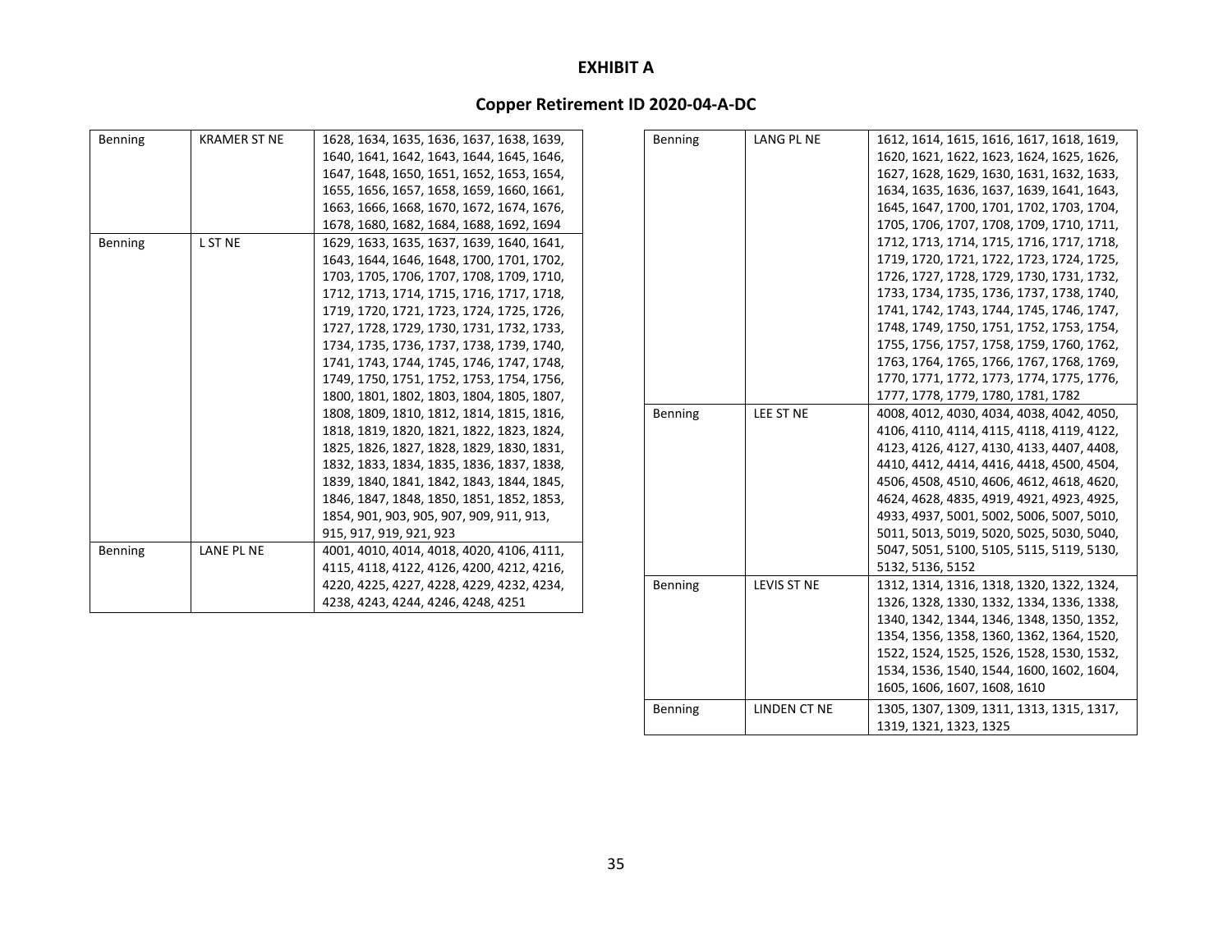# EXHIBIT A

## Copper Retirement ID 2020-04-A-DC

| | | |
|---|---|---|
| Benning | KRAMER ST NE | 1628, 1634, 1635, 1636, 1637, 1638, 1639, 1640, 1641, 1642, 1643, 1644, 1645, 1646, 1647, 1648, 1650, 1651, 1652, 1653, 1654, 1655, 1656, 1657, 1658, 1659, 1660, 1661, 1663, 1666, 1668, 1670, 1672, 1674, 1676, 1678, 1680, 1682, 1684, 1688, 1692, 1694 |
| Benning | L ST NE | 1629, 1633, 1635, 1637, 1639, 1640, 1641, 1643, 1644, 1646, 1648, 1700, 1701, 1702, 1703, 1705, 1706, 1707, 1708, 1709, 1710, 1712, 1713, 1714, 1715, 1716, 1717, 1718, 1719, 1720, 1721, 1723, 1724, 1725, 1726, 1727, 1728, 1729, 1730, 1731, 1732, 1733, 1734, 1735, 1736, 1737, 1738, 1739, 1740, 1741, 1743, 1744, 1745, 1746, 1747, 1748, 1749, 1750, 1751, 1752, 1753, 1754, 1756, 1800, 1801, 1802, 1803, 1804, 1805, 1807, 1808, 1809, 1810, 1812, 1814, 1815, 1816, 1818, 1819, 1820, 1821, 1822, 1823, 1824, 1825, 1826, 1827, 1828, 1829, 1830, 1831, 1832, 1833, 1834, 1835, 1836, 1837, 1838, 1839, 1840, 1841, 1842, 1843, 1844, 1845, 1846, 1847, 1848, 1850, 1851, 1852, 1853, 1854, 901, 903, 905, 907, 909, 911, 913, 915, 917, 919, 921, 923 |
| Benning | LANE PL NE | 4001, 4010, 4014, 4018, 4020, 4106, 4111, 4115, 4118, 4122, 4126, 4200, 4212, 4216, 4220, 4225, 4227, 4228, 4229, 4232, 4234, 4238, 4243, 4244, 4246, 4248, 4251 |
| Benning | LANG PL NE | 1612, 1614, 1615, 1616, 1617, 1618, 1619, 1620, 1621, 1622, 1623, 1624, 1625, 1626, 1627, 1628, 1629, 1630, 1631, 1632, 1633, 1634, 1635, 1636, 1637, 1639, 1641, 1643, 1645, 1647, 1700, 1701, 1702, 1703, 1704, 1705, 1706, 1707, 1708, 1709, 1710, 1711, 1712, 1713, 1714, 1715, 1716, 1717, 1718, 1719, 1720, 1721, 1722, 1723, 1724, 1725, 1726, 1727, 1728, 1729, 1730, 1731, 1732, 1733, 1734, 1735, 1736, 1737, 1738, 1740, 1741, 1742, 1743, 1744, 1745, 1746, 1747, 1748, 1749, 1750, 1751, 1752, 1753, 1754, 1755, 1756, 1757, 1758, 1759, 1760, 1762, 1763, 1764, 1765, 1766, 1767, 1768, 1769, 1770, 1771, 1772, 1773, 1774, 1775, 1776, 1777, 1778, 1779, 1780, 1781, 1782 |
| Benning | LEE ST NE | 4008, 4012, 4030, 4034, 4038, 4042, 4050, 4106, 4110, 4114, 4115, 4118, 4119, 4122, 4123, 4126, 4127, 4130, 4133, 4407, 4408, 4410, 4412, 4414, 4416, 4418, 4500, 4504, 4506, 4508, 4510, 4606, 4612, 4618, 4620, 4624, 4628, 4835, 4919, 4921, 4923, 4925, 4933, 4937, 5001, 5002, 5006, 5007, 5010, 5011, 5013, 5019, 5020, 5025, 5030, 5040, 5047, 5051, 5100, 5105, 5115, 5119, 5130, 5132, 5136, 5152 |
| Benning | LEVIS ST NE | 1312, 1314, 1316, 1318, 1320, 1322, 1324, 1326, 1328, 1330, 1332, 1334, 1336, 1338, 1340, 1342, 1344, 1346, 1348, 1350, 1352, 1354, 1356, 1358, 1360, 1362, 1364, 1520, 1522, 1524, 1525, 1526, 1528, 1530, 1532, 1534, 1536, 1540, 1544, 1600, 1602, 1604, 1605, 1606, 1607, 1608, 1610 |
| Benning | LINDEN CT NE | 1305, 1307, 1309, 1311, 1313, 1315, 1317, 1319, 1321, 1323, 1325 |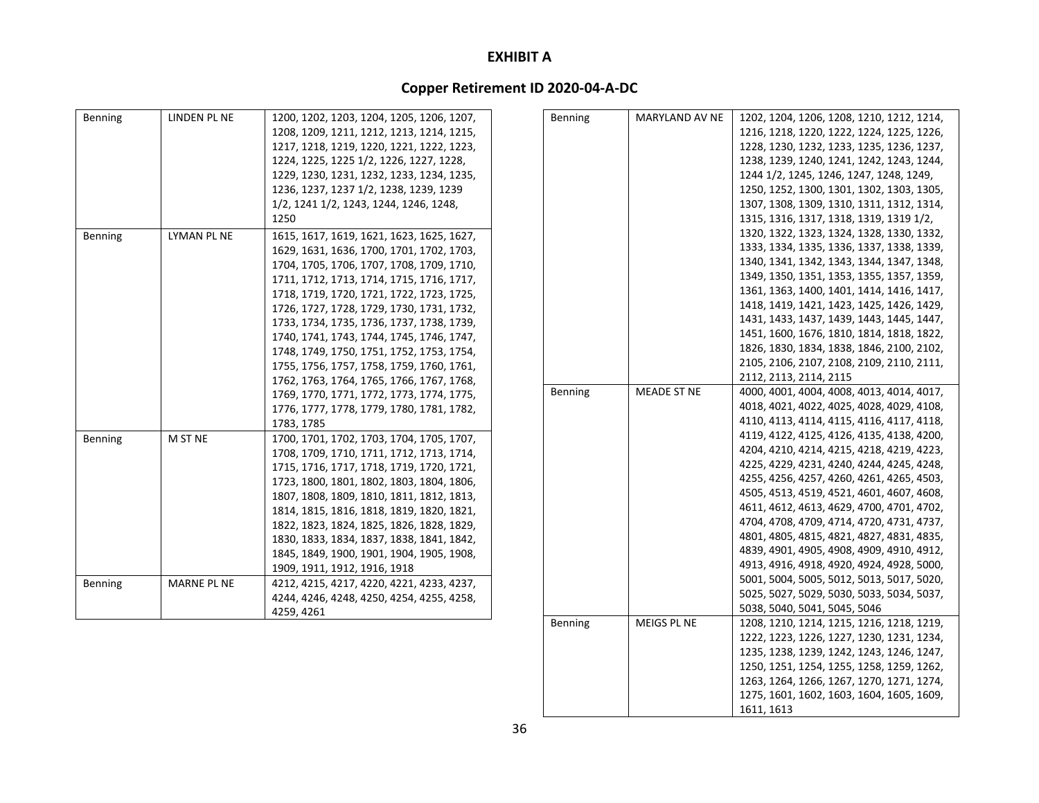# EXHIBIT A

## Copper Retirement ID 2020-04-A-DC

| | | |
|---|---|---|
| Benning | LINDEN PL NE | 1200, 1202, 1203, 1204, 1205, 1206, 1207, 1208, 1209, 1211, 1212, 1213, 1214, 1215, 1217, 1218, 1219, 1220, 1221, 1222, 1223, 1224, 1225, 1225 1/2, 1226, 1227, 1228, 1229, 1230, 1231, 1232, 1233, 1234, 1235, 1236, 1237, 1237 1/2, 1238, 1239, 1239 1/2, 1241 1/2, 1243, 1244, 1246, 1248, 1250 |
| Benning | LYMAN PL NE | 1615, 1617, 1619, 1621, 1623, 1625, 1627, 1629, 1631, 1636, 1700, 1701, 1702, 1703, 1704, 1705, 1706, 1707, 1708, 1709, 1710, 1711, 1712, 1713, 1714, 1715, 1716, 1717, 1718, 1719, 1720, 1721, 1722, 1723, 1725, 1726, 1727, 1728, 1729, 1730, 1731, 1732, 1733, 1734, 1735, 1736, 1737, 1738, 1739, 1740, 1741, 1743, 1744, 1745, 1746, 1747, 1748, 1749, 1750, 1751, 1752, 1753, 1754, 1755, 1756, 1757, 1758, 1759, 1760, 1761, 1762, 1763, 1764, 1765, 1766, 1767, 1768, 1769, 1770, 1771, 1772, 1773, 1774, 1775, 1776, 1777, 1778, 1779, 1780, 1781, 1782, 1783, 1785 |
| Benning | M ST NE | 1700, 1701, 1702, 1703, 1704, 1705, 1707, 1708, 1709, 1710, 1711, 1712, 1713, 1714, 1715, 1716, 1717, 1718, 1719, 1720, 1721, 1723, 1800, 1801, 1802, 1803, 1804, 1806, 1807, 1808, 1809, 1810, 1811, 1812, 1813, 1814, 1815, 1816, 1818, 1819, 1820, 1821, 1822, 1823, 1824, 1825, 1826, 1828, 1829, 1830, 1833, 1834, 1837, 1838, 1841, 1842, 1845, 1849, 1900, 1901, 1904, 1905, 1908, 1909, 1911, 1912, 1916, 1918 |
| Benning | MARNE PL NE | 4212, 4215, 4217, 4220, 4221, 4233, 4237, 4244, 4246, 4248, 4250, 4254, 4255, 4258, 4259, 4261 |
| Benning | MARYLAND AV NE | 1202, 1204, 1206, 1208, 1210, 1212, 1214, 1216, 1218, 1220, 1222, 1224, 1225, 1226, 1228, 1230, 1232, 1233, 1235, 1236, 1237, 1238, 1239, 1240, 1241, 1242, 1243, 1244, 1244 1/2, 1245, 1246, 1247, 1248, 1249, 1250, 1252, 1300, 1301, 1302, 1303, 1305, 1307, 1308, 1309, 1310, 1311, 1312, 1314, 1315, 1316, 1317, 1318, 1319, 1319 1/2, 1320, 1322, 1323, 1324, 1328, 1330, 1332, 1333, 1334, 1335, 1336, 1337, 1338, 1339, 1340, 1341, 1342, 1343, 1344, 1347, 1348, 1349, 1350, 1351, 1353, 1355, 1357, 1359, 1361, 1363, 1400, 1401, 1414, 1416, 1417, 1418, 1419, 1421, 1423, 1425, 1426, 1429, 1431, 1433, 1437, 1439, 1443, 1445, 1447, 1451, 1600, 1676, 1810, 1814, 1818, 1822, 1826, 1830, 1834, 1838, 1846, 2100, 2102, 2105, 2106, 2107, 2108, 2109, 2110, 2111, 2112, 2113, 2114, 2115 |
| Benning | MEADE ST NE | 4000, 4001, 4004, 4008, 4013, 4014, 4017, 4018, 4021, 4022, 4025, 4028, 4029, 4108, 4110, 4113, 4114, 4115, 4116, 4117, 4118, 4119, 4122, 4125, 4126, 4135, 4138, 4200, 4204, 4210, 4214, 4215, 4218, 4219, 4223, 4225, 4229, 4231, 4240, 4244, 4245, 4248, 4255, 4256, 4257, 4260, 4261, 4265, 4503, 4505, 4513, 4519, 4521, 4601, 4607, 4608, 4611, 4612, 4613, 4629, 4700, 4701, 4702, 4704, 4708, 4709, 4714, 4720, 4731, 4737, 4801, 4805, 4815, 4821, 4827, 4831, 4835, 4839, 4901, 4905, 4908, 4909, 4910, 4912, 4913, 4916, 4918, 4920, 4924, 4928, 5000, 5001, 5004, 5005, 5012, 5013, 5017, 5020, 5025, 5027, 5029, 5030, 5033, 5034, 5037, 5038, 5040, 5041, 5045, 5046 |
| Benning | MEIGS PL NE | 1208, 1210, 1214, 1215, 1216, 1218, 1219, 1222, 1223, 1226, 1227, 1230, 1231, 1234, 1235, 1238, 1239, 1242, 1243, 1246, 1247, 1250, 1251, 1254, 1255, 1258, 1259, 1262, 1263, 1264, 1266, 1267, 1270, 1271, 1274, 1275, 1601, 1602, 1603, 1604, 1605, 1609, 1611, 1613 |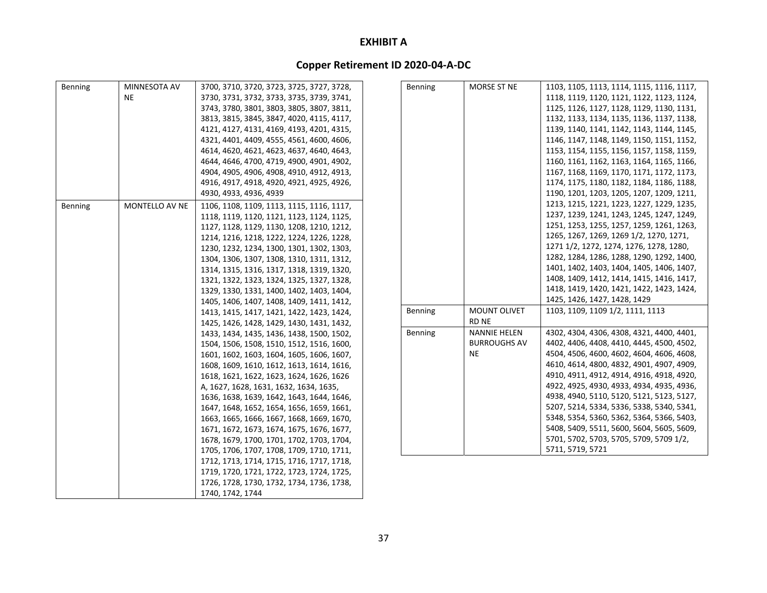# EXHIBIT A

## Copper Retirement ID 2020-04-A-DC

| | | |
|---|---|---|
| Benning | MINNESOTA AV NE | 3700, 3710, 3720, 3723, 3725, 3727, 3728, 3730, 3731, 3732, 3733, 3735, 3739, 3741, 3743, 3780, 3801, 3803, 3805, 3807, 3811, 3813, 3815, 3845, 3847, 4020, 4115, 4117, 4121, 4127, 4131, 4169, 4193, 4201, 4315, 4321, 4401, 4409, 4555, 4561, 4600, 4606, 4614, 4620, 4621, 4623, 4637, 4640, 4643, 4644, 4646, 4700, 4719, 4900, 4901, 4902, 4904, 4905, 4906, 4908, 4910, 4912, 4913, 4916, 4917, 4918, 4920, 4921, 4925, 4926, 4930, 4933, 4936, 4939 |
| Benning | MONTELLO AV NE | 1106, 1108, 1109, 1113, 1115, 1116, 1117, 1118, 1119, 1120, 1121, 1123, 1124, 1125, 1127, 1128, 1129, 1130, 1208, 1210, 1212, 1214, 1216, 1218, 1222, 1224, 1226, 1228, 1230, 1232, 1234, 1300, 1301, 1302, 1303, 1304, 1306, 1307, 1308, 1310, 1311, 1312, 1314, 1315, 1316, 1317, 1318, 1319, 1320, 1321, 1322, 1323, 1324, 1325, 1327, 1328, 1329, 1330, 1331, 1400, 1402, 1403, 1404, 1405, 1406, 1407, 1408, 1409, 1411, 1412, 1413, 1415, 1417, 1421, 1422, 1423, 1424, 1425, 1426, 1428, 1429, 1430, 1431, 1432, 1433, 1434, 1435, 1436, 1438, 1500, 1502, 1504, 1506, 1508, 1510, 1512, 1516, 1600, 1601, 1602, 1603, 1604, 1605, 1606, 1607, 1608, 1609, 1610, 1612, 1613, 1614, 1616, 1618, 1621, 1622, 1623, 1624, 1626, 1626 A, 1627, 1628, 1631, 1632, 1634, 1635, 1636, 1638, 1639, 1642, 1643, 1644, 1646, 1647, 1648, 1652, 1654, 1656, 1659, 1661, 1663, 1665, 1666, 1667, 1668, 1669, 1670, 1671, 1672, 1673, 1674, 1675, 1676, 1677, 1678, 1679, 1700, 1701, 1702, 1703, 1704, 1705, 1706, 1707, 1708, 1709, 1710, 1711, 1712, 1713, 1714, 1715, 1716, 1717, 1718, 1719, 1720, 1721, 1722, 1723, 1724, 1725, 1726, 1728, 1730, 1732, 1734, 1736, 1738, 1740, 1742, 1744 |
| Benning | MORSE ST NE | 1103, 1105, 1113, 1114, 1115, 1116, 1117, 1118, 1119, 1120, 1121, 1122, 1123, 1124, 1125, 1126, 1127, 1128, 1129, 1130, 1131, 1132, 1133, 1134, 1135, 1136, 1137, 1138, 1139, 1140, 1141, 1142, 1143, 1144, 1145, 1146, 1147, 1148, 1149, 1150, 1151, 1152, 1153, 1154, 1155, 1156, 1157, 1158, 1159, 1160, 1161, 1162, 1163, 1164, 1165, 1166, 1167, 1168, 1169, 1170, 1171, 1172, 1173, 1174, 1175, 1180, 1182, 1184, 1186, 1188, 1190, 1201, 1203, 1205, 1207, 1209, 1211, 1213, 1215, 1221, 1223, 1227, 1229, 1235, 1237, 1239, 1241, 1243, 1245, 1247, 1249, 1251, 1253, 1255, 1257, 1259, 1261, 1263, 1265, 1267, 1269, 1269 1/2, 1270, 1271, 1271 1/2, 1272, 1274, 1276, 1278, 1280, 1282, 1284, 1286, 1288, 1290, 1292, 1400, 1401, 1402, 1403, 1404, 1405, 1406, 1407, 1408, 1409, 1412, 1414, 1415, 1416, 1417, 1418, 1419, 1420, 1421, 1422, 1423, 1424, 1425, 1426, 1427, 1428, 1429 |
| Benning | MOUNT OLIVET RD NE | 1103, 1109, 1109 1/2, 1111, 1113 |
| Benning | NANNIE HELEN BURROUGHS AV NE | 4302, 4304, 4306, 4308, 4321, 4400, 4401, 4402, 4406, 4408, 4410, 4445, 4500, 4502, 4504, 4506, 4600, 4602, 4604, 4606, 4608, 4610, 4614, 4800, 4832, 4901, 4907, 4909, 4910, 4911, 4912, 4914, 4916, 4918, 4920, 4922, 4925, 4930, 4933, 4934, 4935, 4936, 4938, 4940, 5110, 5120, 5121, 5123, 5127, 5207, 5214, 5334, 5336, 5338, 5340, 5341, 5348, 5354, 5360, 5362, 5364, 5366, 5403, 5408, 5409, 5511, 5600, 5604, 5605, 5609, 5701, 5702, 5703, 5705, 5709, 5709 1/2, 5711, 5719, 5721 |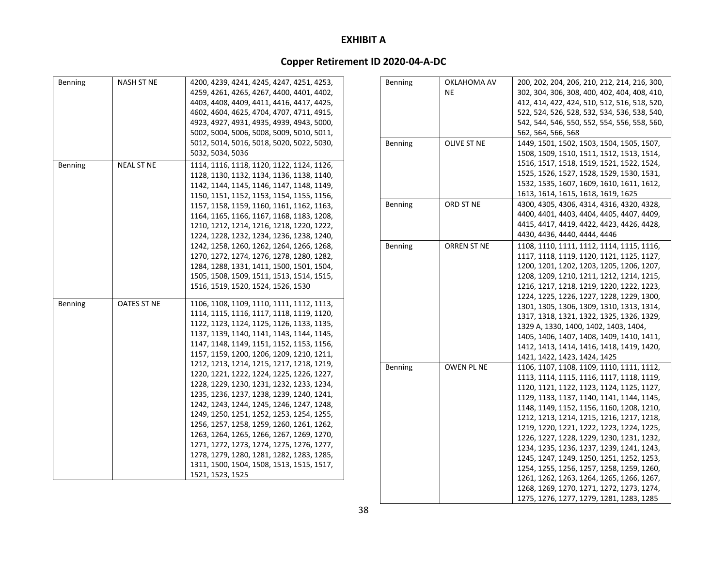# EXHIBIT A

## Copper Retirement ID 2020-04-A-DC

| | | |
|---|---|---|
| Benning | NASH ST NE | 4200, 4239, 4241, 4245, 4247, 4251, 4253, 4259, 4261, 4265, 4267, 4400, 4401, 4402, 4403, 4408, 4409, 4411, 4416, 4417, 4425, 4602, 4604, 4625, 4704, 4707, 4711, 4915, 4923, 4927, 4931, 4935, 4939, 4943, 5000, 5002, 5004, 5006, 5008, 5009, 5010, 5011, 5012, 5014, 5016, 5018, 5020, 5022, 5030, 5032, 5034, 5036 |
| Benning | NEAL ST NE | 1114, 1116, 1118, 1120, 1122, 1124, 1126, 1128, 1130, 1132, 1134, 1136, 1138, 1140, 1142, 1144, 1145, 1146, 1147, 1148, 1149, 1150, 1151, 1152, 1153, 1154, 1155, 1156, 1157, 1158, 1159, 1160, 1161, 1162, 1163, 1164, 1165, 1166, 1167, 1168, 1183, 1208, 1210, 1212, 1214, 1216, 1218, 1220, 1222, 1224, 1228, 1232, 1234, 1236, 1238, 1240, 1242, 1258, 1260, 1262, 1264, 1266, 1268, 1270, 1272, 1274, 1276, 1278, 1280, 1282, 1284, 1288, 1331, 1411, 1500, 1501, 1504, 1505, 1508, 1509, 1511, 1513, 1514, 1515, 1516, 1519, 1520, 1524, 1526, 1530 |
| Benning | OATES ST NE | 1106, 1108, 1109, 1110, 1111, 1112, 1113, 1114, 1115, 1116, 1117, 1118, 1119, 1120, 1122, 1123, 1124, 1125, 1126, 1133, 1135, 1137, 1139, 1140, 1141, 1143, 1144, 1145, 1147, 1148, 1149, 1151, 1152, 1153, 1156, 1157, 1159, 1200, 1206, 1209, 1210, 1211, 1212, 1213, 1214, 1215, 1217, 1218, 1219, 1220, 1221, 1222, 1224, 1225, 1226, 1227, 1228, 1229, 1230, 1231, 1232, 1233, 1234, 1235, 1236, 1237, 1238, 1239, 1240, 1241, 1242, 1243, 1244, 1245, 1246, 1247, 1248, 1249, 1250, 1251, 1252, 1253, 1254, 1255, 1256, 1257, 1258, 1259, 1260, 1261, 1262, 1263, 1264, 1265, 1266, 1267, 1269, 1270, 1271, 1272, 1273, 1274, 1275, 1276, 1277, 1278, 1279, 1280, 1281, 1282, 1283, 1285, 1311, 1500, 1504, 1508, 1513, 1515, 1517, 1521, 1523, 1525 |
| Benning | OKLAHOMA AV NE | 200, 202, 204, 206, 210, 212, 214, 216, 300, 302, 304, 306, 308, 400, 402, 404, 408, 410, 412, 414, 422, 424, 510, 512, 516, 518, 520, 522, 524, 526, 528, 532, 534, 536, 538, 540, 542, 544, 546, 550, 552, 554, 556, 558, 560, 562, 564, 566, 568 |
| Benning | OLIVE ST NE | 1449, 1501, 1502, 1503, 1504, 1505, 1507, 1508, 1509, 1510, 1511, 1512, 1513, 1514, 1516, 1517, 1518, 1519, 1521, 1522, 1524, 1525, 1526, 1527, 1528, 1529, 1530, 1531, 1532, 1535, 1607, 1609, 1610, 1611, 1612, 1613, 1614, 1615, 1618, 1619, 1625 |
| Benning | ORD ST NE | 4300, 4305, 4306, 4314, 4316, 4320, 4328, 4400, 4401, 4403, 4404, 4405, 4407, 4409, 4415, 4417, 4419, 4422, 4423, 4426, 4428, 4430, 4436, 4440, 4444, 4446 |
| Benning | ORREN ST NE | 1108, 1110, 1111, 1112, 1114, 1115, 1116, 1117, 1118, 1119, 1120, 1121, 1125, 1127, 1200, 1201, 1202, 1203, 1205, 1206, 1207, 1208, 1209, 1210, 1211, 1212, 1214, 1215, 1216, 1217, 1218, 1219, 1220, 1222, 1223, 1224, 1225, 1226, 1227, 1228, 1229, 1300, 1301, 1305, 1306, 1309, 1310, 1313, 1314, 1317, 1318, 1321, 1322, 1325, 1326, 1329, 1329 A, 1330, 1400, 1402, 1403, 1404, 1405, 1406, 1407, 1408, 1409, 1410, 1411, 1412, 1413, 1414, 1416, 1418, 1419, 1420, 1421, 1422, 1423, 1424, 1425 |
| Benning | OWEN PL NE | 1106, 1107, 1108, 1109, 1110, 1111, 1112, 1113, 1114, 1115, 1116, 1117, 1118, 1119, 1120, 1121, 1122, 1123, 1124, 1125, 1127, 1129, 1133, 1137, 1140, 1141, 1144, 1145, 1148, 1149, 1152, 1156, 1160, 1208, 1210, 1212, 1213, 1214, 1215, 1216, 1217, 1218, 1219, 1220, 1221, 1222, 1223, 1224, 1225, 1226, 1227, 1228, 1229, 1230, 1231, 1232, 1234, 1235, 1236, 1237, 1239, 1241, 1243, 1245, 1247, 1249, 1250, 1251, 1252, 1253, 1254, 1255, 1256, 1257, 1258, 1259, 1260, 1261, 1262, 1263, 1264, 1265, 1266, 1267, 1268, 1269, 1270, 1271, 1272, 1273, 1274, 1275, 1276, 1277, 1279, 1281, 1283, 1285 |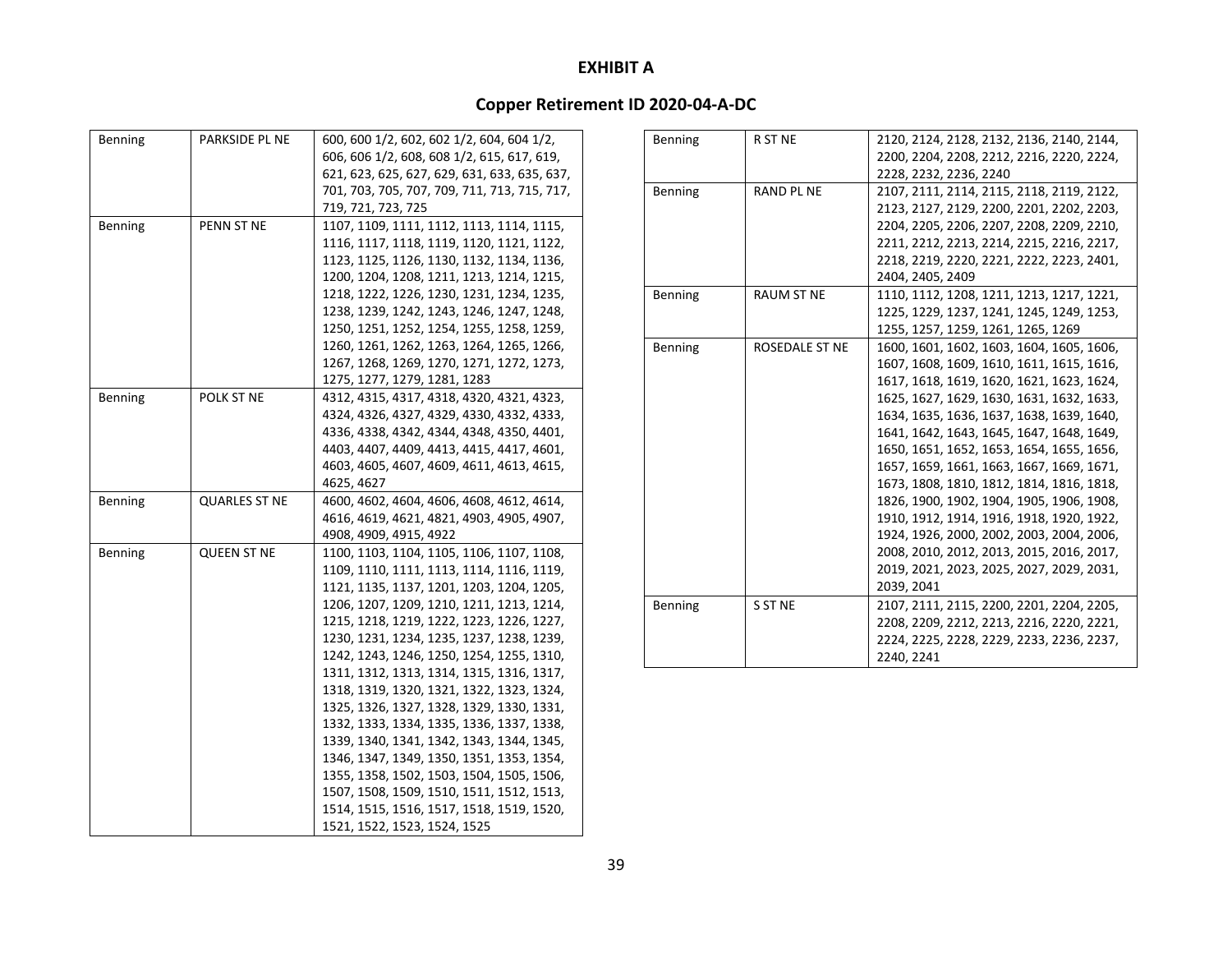**EXHIBIT A**

**Copper Retirement ID 2020-04-A-DC**

| | | |
|---|---|---|
| Benning | PARKSIDE PL NE | 600, 600 1/2, 602, 602 1/2, 604, 604 1/2, 606, 606 1/2, 608, 608 1/2, 615, 617, 619, 621, 623, 625, 627, 629, 631, 633, 635, 637, 701, 703, 705, 707, 709, 711, 713, 715, 717, 719, 721, 723, 725 |
| Benning | PENN ST NE | 1107, 1109, 1111, 1112, 1113, 1114, 1115, 1116, 1117, 1118, 1119, 1120, 1121, 1122, 1123, 1125, 1126, 1130, 1132, 1134, 1136, 1200, 1204, 1208, 1211, 1213, 1214, 1215, 1218, 1222, 1226, 1230, 1231, 1234, 1235, 1238, 1239, 1242, 1243, 1246, 1247, 1248, 1250, 1251, 1252, 1254, 1255, 1258, 1259, 1260, 1261, 1262, 1263, 1264, 1265, 1266, 1267, 1268, 1269, 1270, 1271, 1272, 1273, 1275, 1277, 1279, 1281, 1283 |
| Benning | POLK ST NE | 4312, 4315, 4317, 4318, 4320, 4321, 4323, 4324, 4326, 4327, 4329, 4330, 4332, 4333, 4336, 4338, 4342, 4344, 4348, 4350, 4401, 4403, 4407, 4409, 4413, 4415, 4417, 4601, 4603, 4605, 4607, 4609, 4611, 4613, 4615, 4625, 4627 |
| Benning | QUARLES ST NE | 4600, 4602, 4604, 4606, 4608, 4612, 4614, 4616, 4619, 4621, 4821, 4903, 4905, 4907, 4908, 4909, 4915, 4922 |
| Benning | QUEEN ST NE | 1100, 1103, 1104, 1105, 1106, 1107, 1108, 1109, 1110, 1111, 1113, 1114, 1116, 1119, 1121, 1135, 1137, 1201, 1203, 1204, 1205, 1206, 1207, 1209, 1210, 1211, 1213, 1214, 1215, 1218, 1219, 1222, 1223, 1226, 1227, 1230, 1231, 1234, 1235, 1237, 1238, 1239, 1242, 1243, 1246, 1250, 1254, 1255, 1310, 1311, 1312, 1313, 1314, 1315, 1316, 1317, 1318, 1319, 1320, 1321, 1322, 1323, 1324, 1325, 1326, 1327, 1328, 1329, 1330, 1331, 1332, 1333, 1334, 1335, 1336, 1337, 1338, 1339, 1340, 1341, 1342, 1343, 1344, 1345, 1346, 1347, 1349, 1350, 1351, 1353, 1354, 1355, 1358, 1502, 1503, 1504, 1505, 1506, 1507, 1508, 1509, 1510, 1511, 1512, 1513, 1514, 1515, 1516, 1517, 1518, 1519, 1520, 1521, 1522, 1523, 1524, 1525 |
| Benning | R ST NE | 2120, 2124, 2128, 2132, 2136, 2140, 2144, 2200, 2204, 2208, 2212, 2216, 2220, 2224, 2228, 2232, 2236, 2240 |
| Benning | RAND PL NE | 2107, 2111, 2114, 2115, 2118, 2119, 2122, 2123, 2127, 2129, 2200, 2201, 2202, 2203, 2204, 2205, 2206, 2207, 2208, 2209, 2210, 2211, 2212, 2213, 2214, 2215, 2216, 2217, 2218, 2219, 2220, 2221, 2222, 2223, 2401, 2404, 2405, 2409 |
| Benning | RAUM ST NE | 1110, 1112, 1208, 1211, 1213, 1217, 1221, 1225, 1229, 1237, 1241, 1245, 1249, 1253, 1255, 1257, 1259, 1261, 1265, 1269 |
| Benning | ROSEDALE ST NE | 1600, 1601, 1602, 1603, 1604, 1605, 1606, 1607, 1608, 1609, 1610, 1611, 1615, 1616, 1617, 1618, 1619, 1620, 1621, 1623, 1624, 1625, 1627, 1629, 1630, 1631, 1632, 1633, 1634, 1635, 1636, 1637, 1638, 1639, 1640, 1641, 1642, 1643, 1645, 1647, 1648, 1649, 1650, 1651, 1652, 1653, 1654, 1655, 1656, 1657, 1659, 1661, 1663, 1667, 1669, 1671, 1673, 1808, 1810, 1812, 1814, 1816, 1818, 1826, 1900, 1902, 1904, 1905, 1906, 1908, 1910, 1912, 1914, 1916, 1918, 1920, 1922, 1924, 1926, 2000, 2002, 2003, 2004, 2006, 2008, 2010, 2012, 2013, 2015, 2016, 2017, 2019, 2021, 2023, 2025, 2027, 2029, 2031, 2039, 2041 |
| Benning | S ST NE | 2107, 2111, 2115, 2200, 2201, 2204, 2205, 2208, 2209, 2212, 2213, 2216, 2220, 2221, 2224, 2225, 2228, 2229, 2233, 2236, 2237, 2240, 2241 |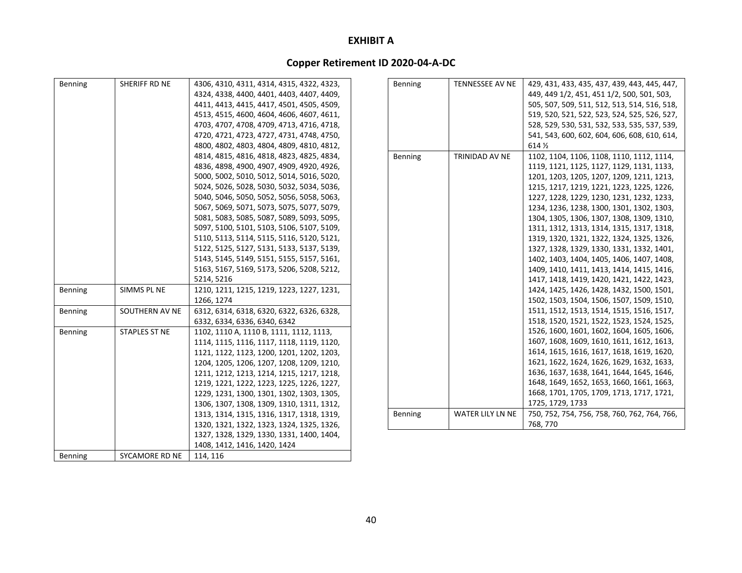# EXHIBIT A

## Copper Retirement ID 2020-04-A-DC

| | | |
|---|---|---|
| Benning | SHERIFF RD NE | 4306, 4310, 4311, 4314, 4315, 4322, 4323, 4324, 4338, 4400, 4401, 4403, 4407, 4409, 4411, 4413, 4415, 4417, 4501, 4505, 4509, 4513, 4515, 4600, 4604, 4606, 4607, 4611, 4703, 4707, 4708, 4709, 4713, 4716, 4718, 4720, 4721, 4723, 4727, 4731, 4748, 4750, 4800, 4802, 4803, 4804, 4809, 4810, 4812, 4814, 4815, 4816, 4818, 4823, 4825, 4834, 4836, 4898, 4900, 4907, 4909, 4920, 4926, 5000, 5002, 5010, 5012, 5014, 5016, 5020, 5024, 5026, 5028, 5030, 5032, 5034, 5036, 5040, 5046, 5050, 5052, 5056, 5058, 5063, 5067, 5069, 5071, 5073, 5075, 5077, 5079, 5081, 5083, 5085, 5087, 5089, 5093, 5095, 5097, 5100, 5101, 5103, 5106, 5107, 5109, 5110, 5113, 5114, 5115, 5116, 5120, 5121, 5122, 5125, 5127, 5131, 5133, 5137, 5139, 5143, 5145, 5149, 5151, 5155, 5157, 5161, 5163, 5167, 5169, 5173, 5206, 5208, 5212, 5214, 5216 |
| Benning | SIMMS PL NE | 1210, 1211, 1215, 1219, 1223, 1227, 1231, 1266, 1274 |
| Benning | SOUTHERN AV NE | 6312, 6314, 6318, 6320, 6322, 6326, 6328, 6332, 6334, 6336, 6340, 6342 |
| Benning | STAPLES ST NE | 1102, 1110 A, 1110 B, 1111, 1112, 1113, 1114, 1115, 1116, 1117, 1118, 1119, 1120, 1121, 1122, 1123, 1200, 1201, 1202, 1203, 1204, 1205, 1206, 1207, 1208, 1209, 1210, 1211, 1212, 1213, 1214, 1215, 1217, 1218, 1219, 1221, 1222, 1223, 1225, 1226, 1227, 1229, 1231, 1300, 1301, 1302, 1303, 1305, 1306, 1307, 1308, 1309, 1310, 1311, 1312, 1313, 1314, 1315, 1316, 1317, 1318, 1319, 1320, 1321, 1322, 1323, 1324, 1325, 1326, 1327, 1328, 1329, 1330, 1331, 1400, 1404, 1408, 1412, 1416, 1420, 1424 |
| Benning | SYCAMORE RD NE | 114, 116 |
| Benning | TENNESSEE AV NE | 429, 431, 433, 435, 437, 439, 443, 445, 447, 449, 449 1/2, 451, 451 1/2, 500, 501, 503, 505, 507, 509, 511, 512, 513, 514, 516, 518, 519, 520, 521, 522, 523, 524, 525, 526, 527, 528, 529, 530, 531, 532, 533, 535, 537, 539, 541, 543, 600, 602, 604, 606, 608, 610, 614, 614 ½ |
| Benning | TRINIDAD AV NE | 1102, 1104, 1106, 1108, 1110, 1112, 1114, 1119, 1121, 1125, 1127, 1129, 1131, 1133, 1201, 1203, 1205, 1207, 1209, 1211, 1213, 1215, 1217, 1219, 1221, 1223, 1225, 1226, 1227, 1228, 1229, 1230, 1231, 1232, 1233, 1234, 1236, 1238, 1300, 1301, 1302, 1303, 1304, 1305, 1306, 1307, 1308, 1309, 1310, 1311, 1312, 1313, 1314, 1315, 1317, 1318, 1319, 1320, 1321, 1322, 1324, 1325, 1326, 1327, 1328, 1329, 1330, 1331, 1332, 1401, 1402, 1403, 1404, 1405, 1406, 1407, 1408, 1409, 1410, 1411, 1413, 1414, 1415, 1416, 1417, 1418, 1419, 1420, 1421, 1422, 1423, 1424, 1425, 1426, 1428, 1432, 1500, 1501, 1502, 1503, 1504, 1506, 1507, 1509, 1510, 1511, 1512, 1513, 1514, 1515, 1516, 1517, 1518, 1520, 1521, 1522, 1523, 1524, 1525, 1526, 1600, 1601, 1602, 1604, 1605, 1606, 1607, 1608, 1609, 1610, 1611, 1612, 1613, 1614, 1615, 1616, 1617, 1618, 1619, 1620, 1621, 1622, 1624, 1626, 1629, 1632, 1633, 1636, 1637, 1638, 1641, 1644, 1645, 1646, 1648, 1649, 1652, 1653, 1660, 1661, 1663, 1668, 1701, 1705, 1709, 1713, 1717, 1721, 1725, 1729, 1733 |
| Benning | WATER LILY LN NE | 750, 752, 754, 756, 758, 760, 762, 764, 766, 768, 770 |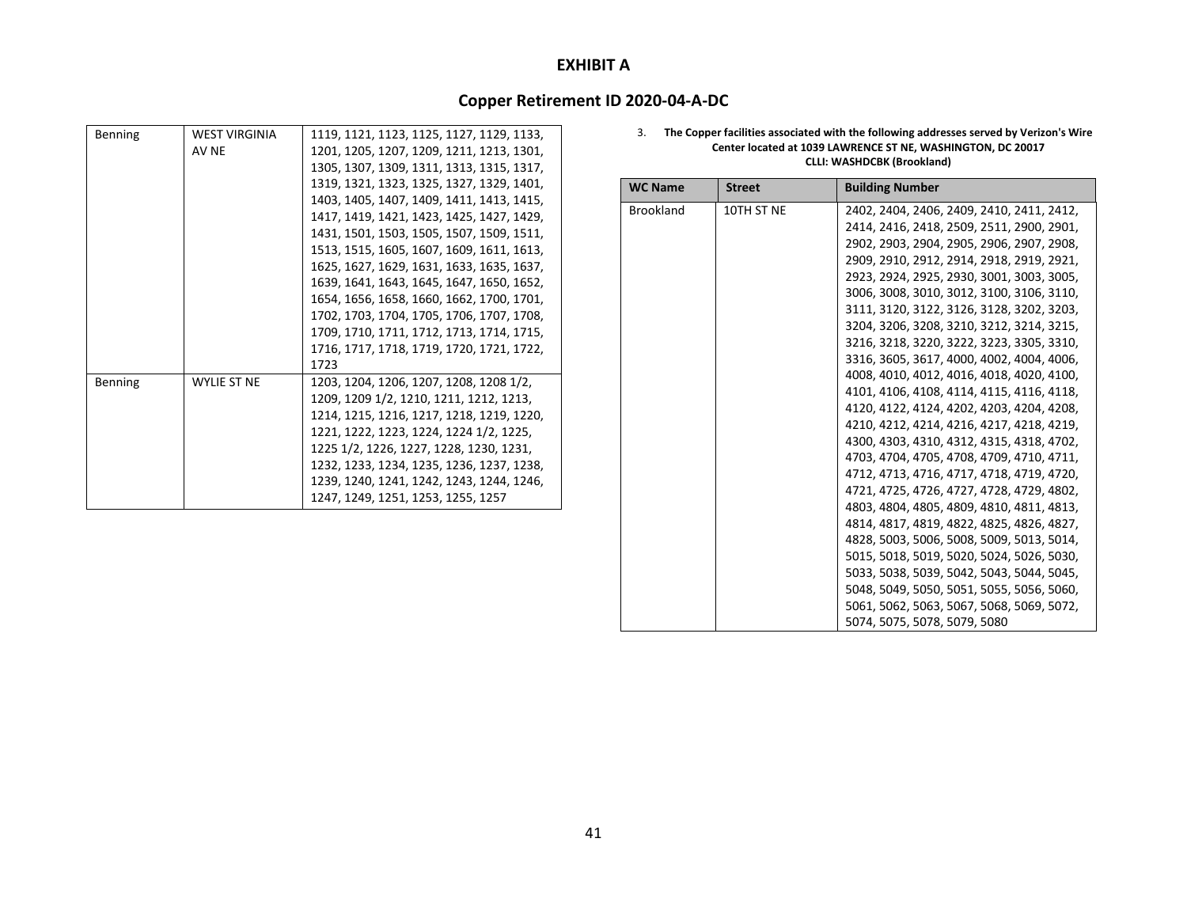# EXHIBIT A

## Copper Retirement ID 2020-04-A-DC

| | | |
|---|---|---|
| Benning | WEST VIRGINIA AV NE | 1119, 1121, 1123, 1125, 1127, 1129, 1133, 1201, 1205, 1207, 1209, 1211, 1213, 1301, 1305, 1307, 1309, 1311, 1313, 1315, 1317, 1319, 1321, 1323, 1325, 1327, 1329, 1401, 1403, 1405, 1407, 1409, 1411, 1413, 1415, 1417, 1419, 1421, 1423, 1425, 1427, 1429, 1431, 1501, 1503, 1505, 1507, 1509, 1511, 1513, 1515, 1605, 1607, 1609, 1611, 1613, 1625, 1627, 1629, 1631, 1633, 1635, 1637, 1639, 1641, 1643, 1645, 1647, 1650, 1652, 1654, 1656, 1658, 1660, 1662, 1700, 1701, 1702, 1703, 1704, 1705, 1706, 1707, 1708, 1709, 1710, 1711, 1712, 1713, 1714, 1715, 1716, 1717, 1718, 1719, 1720, 1721, 1722, 1723 |
| Benning | WYLIE ST NE | 1203, 1204, 1206, 1207, 1208, 1208 1/2, 1209, 1209 1/2, 1210, 1211, 1212, 1213, 1214, 1215, 1216, 1217, 1218, 1219, 1220, 1221, 1222, 1223, 1224, 1224 1/2, 1225, 1225 1/2, 1226, 1227, 1228, 1230, 1231, 1232, 1233, 1234, 1235, 1236, 1237, 1238, 1239, 1240, 1241, 1242, 1243, 1244, 1246, 1247, 1249, 1251, 1253, 1255, 1257 |

3. **The Copper facilities associated with the following addresses served by Verizon's Wire Center located at 1039 LAWRENCE ST NE, WASHINGTON, DC 20017 CLLI: WASHDCBK (Brookland)**

| WC Name | Street | Building Number |
|---|---|---|
| Brookland | 10TH ST NE | 2402, 2404, 2406, 2409, 2410, 2411, 2412, 2414, 2416, 2418, 2509, 2511, 2900, 2901, 2902, 2903, 2904, 2905, 2906, 2907, 2908, 2909, 2910, 2912, 2914, 2918, 2919, 2921, 2923, 2924, 2925, 2930, 3001, 3003, 3005, 3006, 3008, 3010, 3012, 3100, 3106, 3110, 3111, 3120, 3122, 3126, 3128, 3202, 3203, 3204, 3206, 3208, 3210, 3212, 3214, 3215, 3216, 3218, 3220, 3222, 3223, 3305, 3310, 3316, 3605, 3617, 4000, 4002, 4004, 4006, 4008, 4010, 4012, 4016, 4018, 4020, 4100, 4101, 4106, 4108, 4114, 4115, 4116, 4118, 4120, 4122, 4124, 4202, 4203, 4204, 4208, 4210, 4212, 4214, 4216, 4217, 4218, 4219, 4300, 4303, 4310, 4312, 4315, 4318, 4702, 4703, 4704, 4705, 4708, 4709, 4710, 4711, 4712, 4713, 4716, 4717, 4718, 4719, 4720, 4721, 4725, 4726, 4727, 4728, 4729, 4802, 4803, 4804, 4805, 4809, 4810, 4811, 4813, 4814, 4817, 4819, 4822, 4825, 4826, 4827, 4828, 5003, 5006, 5008, 5009, 5013, 5014, 5015, 5018, 5019, 5020, 5024, 5026, 5030, 5033, 5038, 5039, 5042, 5043, 5044, 5045, 5048, 5049, 5050, 5051, 5055, 5056, 5060, 5061, 5062, 5063, 5067, 5068, 5069, 5072, 5074, 5075, 5078, 5079, 5080 |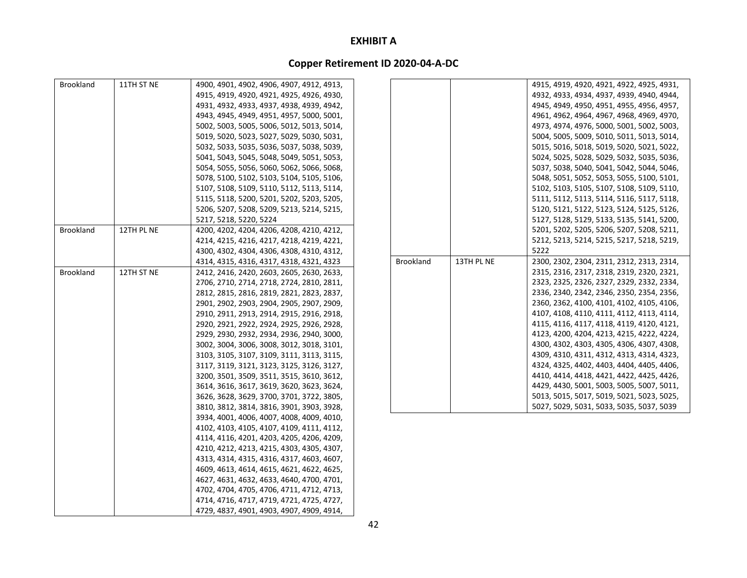**EXHIBIT A**

**Copper Retirement ID 2020-04-A-DC**

| | | |
|---|---|---|
| Brookland | 11TH ST NE | 4900, 4901, 4902, 4906, 4907, 4912, 4913, 4915, 4919, 4920, 4921, 4925, 4926, 4930, 4931, 4932, 4933, 4937, 4938, 4939, 4942, 4943, 4945, 4949, 4951, 4957, 5000, 5001, 5002, 5003, 5005, 5006, 5012, 5013, 5014, 5019, 5020, 5023, 5027, 5029, 5030, 5031, 5032, 5033, 5035, 5036, 5037, 5038, 5039, 5041, 5043, 5045, 5048, 5049, 5051, 5053, 5054, 5055, 5056, 5060, 5062, 5066, 5068, 5078, 5100, 5102, 5103, 5104, 5105, 5106, 5107, 5108, 5109, 5110, 5112, 5113, 5114, 5115, 5118, 5200, 5201, 5202, 5203, 5205, 5206, 5207, 5208, 5209, 5213, 5214, 5215, 5217, 5218, 5220, 5224 |
| Brookland | 12TH PL NE | 4200, 4202, 4204, 4206, 4208, 4210, 4212, 4214, 4215, 4216, 4217, 4218, 4219, 4221, 4300, 4302, 4304, 4306, 4308, 4310, 4312, 4314, 4315, 4316, 4317, 4318, 4321, 4323 |
| Brookland | 12TH ST NE | 2412, 2416, 2420, 2603, 2605, 2630, 2633, 2706, 2710, 2714, 2718, 2724, 2810, 2811, 2812, 2815, 2816, 2819, 2821, 2823, 2837, 2901, 2902, 2903, 2904, 2905, 2907, 2909, 2910, 2911, 2913, 2914, 2915, 2916, 2918, 2920, 2921, 2922, 2924, 2925, 2926, 2928, 2929, 2930, 2932, 2934, 2936, 2940, 3000, 3002, 3004, 3006, 3008, 3012, 3018, 3101, 3103, 3105, 3107, 3109, 3111, 3113, 3115, 3117, 3119, 3121, 3123, 3125, 3126, 3127, 3200, 3501, 3509, 3511, 3515, 3610, 3612, 3614, 3616, 3617, 3619, 3620, 3623, 3624, 3626, 3628, 3629, 3700, 3701, 3722, 3805, 3810, 3812, 3814, 3816, 3901, 3903, 3928, 3934, 4001, 4006, 4007, 4008, 4009, 4010, 4102, 4103, 4105, 4107, 4109, 4111, 4112, 4114, 4116, 4201, 4203, 4205, 4206, 4209, 4210, 4212, 4213, 4215, 4303, 4305, 4307, 4313, 4314, 4315, 4316, 4317, 4603, 4607, 4609, 4613, 4614, 4615, 4621, 4622, 4625, 4627, 4631, 4632, 4633, 4640, 4700, 4701, 4702, 4704, 4705, 4706, 4711, 4712, 4713, 4714, 4716, 4717, 4719, 4721, 4725, 4727, 4729, 4837, 4901, 4903, 4907, 4909, 4914, 4915, 4919, 4920, 4921, 4922, 4925, 4931, 4932, 4933, 4934, 4937, 4939, 4940, 4944, 4945, 4949, 4950, 4951, 4955, 4956, 4957, 4961, 4962, 4964, 4967, 4968, 4969, 4970, 4973, 4974, 4976, 5000, 5001, 5002, 5003, 5004, 5005, 5009, 5010, 5011, 5013, 5014, 5015, 5016, 5018, 5019, 5020, 5021, 5022, 5024, 5025, 5028, 5029, 5032, 5035, 5036, 5037, 5038, 5040, 5041, 5042, 5044, 5046, 5048, 5051, 5052, 5053, 5055, 5100, 5101, 5102, 5103, 5105, 5107, 5108, 5109, 5110, 5111, 5112, 5113, 5114, 5116, 5117, 5118, 5120, 5121, 5122, 5123, 5124, 5125, 5126, 5127, 5128, 5129, 5133, 5135, 5141, 5200, 5201, 5202, 5205, 5206, 5207, 5208, 5211, 5212, 5213, 5214, 5215, 5217, 5218, 5219, 5222 |
| Brookland | 13TH PL NE | 2300, 2302, 2304, 2311, 2312, 2313, 2314, 2315, 2316, 2317, 2318, 2319, 2320, 2321, 2323, 2325, 2326, 2327, 2329, 2332, 2334, 2336, 2340, 2342, 2346, 2350, 2354, 2356, 2360, 2362, 4100, 4101, 4102, 4105, 4106, 4107, 4108, 4110, 4111, 4112, 4113, 4114, 4115, 4116, 4117, 4118, 4119, 4120, 4121, 4123, 4200, 4204, 4213, 4215, 4222, 4224, 4300, 4302, 4303, 4305, 4306, 4307, 4308, 4309, 4310, 4311, 4312, 4313, 4314, 4323, 4324, 4325, 4402, 4403, 4404, 4405, 4406, 4410, 4414, 4418, 4421, 4422, 4425, 4426, 4429, 4430, 5001, 5003, 5005, 5007, 5011, 5013, 5015, 5017, 5019, 5021, 5023, 5025, 5027, 5029, 5031, 5033, 5035, 5037, 5039 |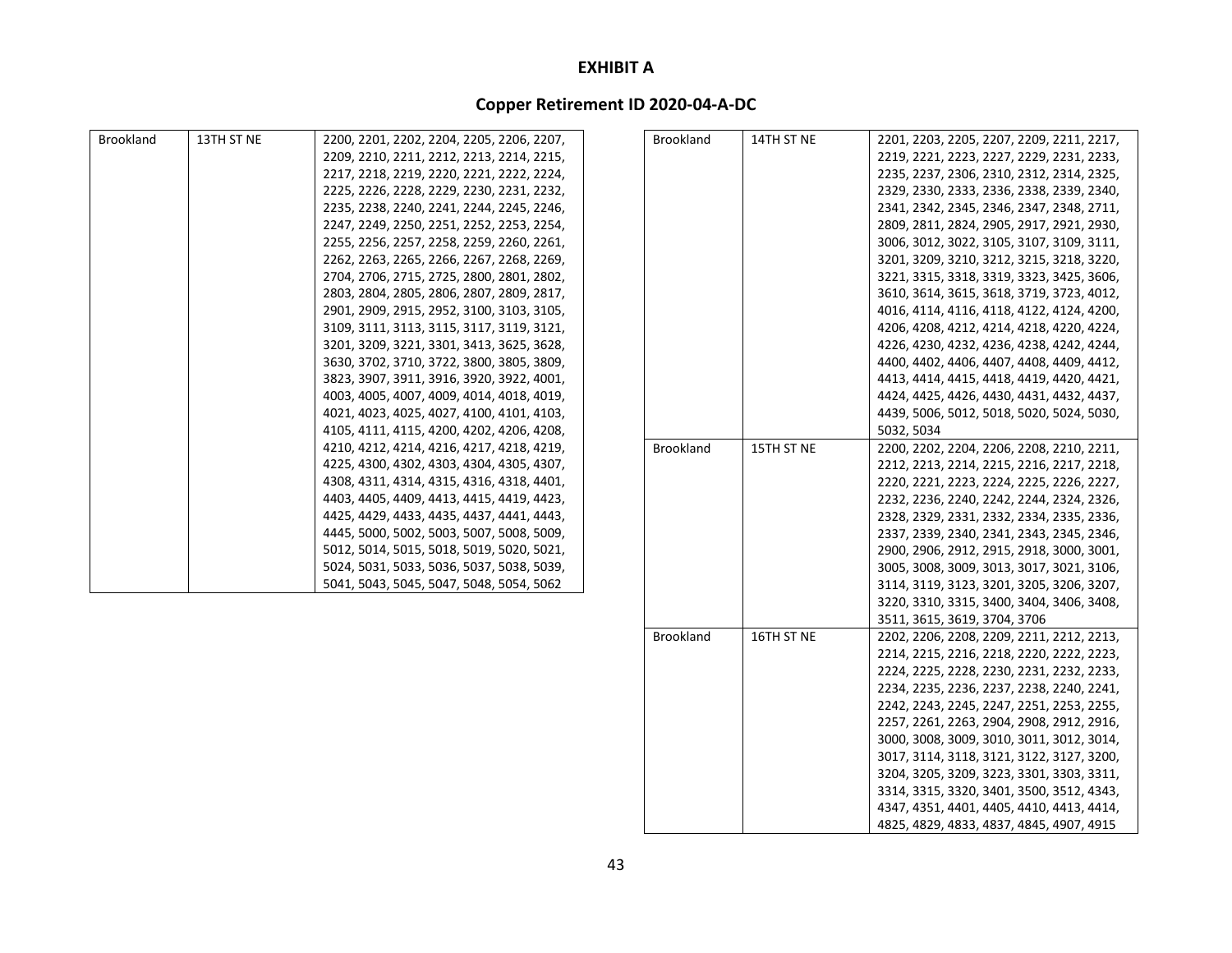**EXHIBIT A**

**Copper Retirement ID 2020-04-A-DC**

| | | |
|---|---|---|
| Brookland | 13TH ST NE | 2200, 2201, 2202, 2204, 2205, 2206, 2207, 2209, 2210, 2211, 2212, 2213, 2214, 2215, 2217, 2218, 2219, 2220, 2221, 2222, 2224, 2225, 2226, 2228, 2229, 2230, 2231, 2232, 2235, 2238, 2240, 2241, 2244, 2245, 2246, 2247, 2249, 2250, 2251, 2252, 2253, 2254, 2255, 2256, 2257, 2258, 2259, 2260, 2261, 2262, 2263, 2265, 2266, 2267, 2268, 2269, 2704, 2706, 2715, 2725, 2800, 2801, 2802, 2803, 2804, 2805, 2806, 2807, 2809, 2817, 2901, 2909, 2915, 2952, 3100, 3103, 3105, 3109, 3111, 3113, 3115, 3117, 3119, 3121, 3201, 3209, 3221, 3301, 3413, 3625, 3628, 3630, 3702, 3710, 3722, 3800, 3805, 3809, 3823, 3907, 3911, 3916, 3920, 3922, 4001, 4003, 4005, 4007, 4009, 4014, 4018, 4019, 4021, 4023, 4025, 4027, 4100, 4101, 4103, 4105, 4111, 4115, 4200, 4202, 4206, 4208, 4210, 4212, 4214, 4216, 4217, 4218, 4219, 4225, 4300, 4302, 4303, 4304, 4305, 4307, 4308, 4311, 4314, 4315, 4316, 4318, 4401, 4403, 4405, 4409, 4413, 4415, 4419, 4423, 4425, 4429, 4433, 4435, 4437, 4441, 4443, 4445, 5000, 5002, 5003, 5007, 5008, 5009, 5012, 5014, 5015, 5018, 5019, 5020, 5021, 5024, 5031, 5033, 5036, 5037, 5038, 5039, 5041, 5043, 5045, 5047, 5048, 5054, 5062 |
| Brookland | 14TH ST NE | 2201, 2203, 2205, 2207, 2209, 2211, 2217, 2219, 2221, 2223, 2227, 2229, 2231, 2233, 2235, 2237, 2306, 2310, 2312, 2314, 2325, 2329, 2330, 2333, 2336, 2338, 2339, 2340, 2341, 2342, 2345, 2346, 2347, 2348, 2711, 2809, 2811, 2824, 2905, 2917, 2921, 2930, 3006, 3012, 3022, 3105, 3107, 3109, 3111, 3201, 3209, 3210, 3212, 3215, 3218, 3220, 3221, 3315, 3318, 3319, 3323, 3425, 3606, 3610, 3614, 3615, 3618, 3719, 3723, 4012, 4016, 4114, 4116, 4118, 4122, 4124, 4200, 4206, 4208, 4212, 4214, 4218, 4220, 4224, 4226, 4230, 4232, 4236, 4238, 4242, 4244, 4400, 4402, 4406, 4407, 4408, 4409, 4412, 4413, 4414, 4415, 4418, 4419, 4420, 4421, 4424, 4425, 4426, 4430, 4431, 4432, 4437, 4439, 5006, 5012, 5018, 5020, 5024, 5030, 5032, 5034 |
| Brookland | 15TH ST NE | 2200, 2202, 2204, 2206, 2208, 2210, 2211, 2212, 2213, 2214, 2215, 2216, 2217, 2218, 2220, 2221, 2223, 2224, 2225, 2226, 2227, 2232, 2236, 2240, 2242, 2244, 2324, 2326, 2328, 2329, 2331, 2332, 2334, 2335, 2336, 2337, 2339, 2340, 2341, 2343, 2345, 2346, 2900, 2906, 2912, 2915, 2918, 3000, 3001, 3005, 3008, 3009, 3013, 3017, 3021, 3106, 3114, 3119, 3123, 3201, 3205, 3206, 3207, 3220, 3310, 3315, 3400, 3404, 3406, 3408, 3511, 3615, 3619, 3704, 3706 |
| Brookland | 16TH ST NE | 2202, 2206, 2208, 2209, 2211, 2212, 2213, 2214, 2215, 2216, 2218, 2220, 2222, 2223, 2224, 2225, 2228, 2230, 2231, 2232, 2233, 2234, 2235, 2236, 2237, 2238, 2240, 2241, 2242, 2243, 2245, 2247, 2251, 2253, 2255, 2257, 2261, 2263, 2904, 2908, 2912, 2916, 3000, 3008, 3009, 3010, 3011, 3012, 3014, 3017, 3114, 3118, 3121, 3122, 3127, 3200, 3204, 3205, 3209, 3223, 3301, 3303, 3311, 3314, 3315, 3320, 3401, 3500, 3512, 4343, 4347, 4351, 4401, 4405, 4410, 4413, 4414, 4825, 4829, 4833, 4837, 4845, 4907, 4915 |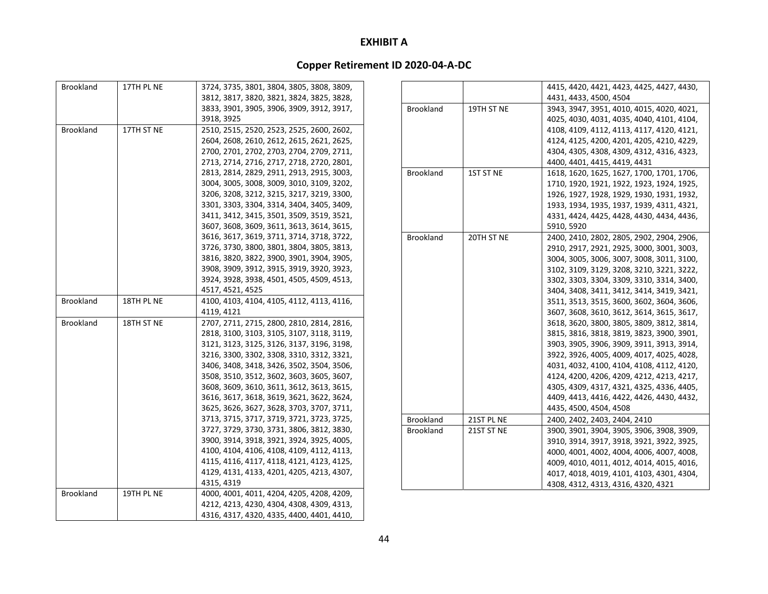# EXHIBIT A

## Copper Retirement ID 2020-04-A-DC

| | | |
|---|---|---|
| Brookland | 17TH PL NE | 3724, 3735, 3801, 3804, 3805, 3808, 3809, 3812, 3817, 3820, 3821, 3824, 3825, 3828, 3833, 3901, 3905, 3906, 3909, 3912, 3917, 3918, 3925 |
| Brookland | 17TH ST NE | 2510, 2515, 2520, 2523, 2525, 2600, 2602, 2604, 2608, 2610, 2612, 2615, 2621, 2625, 2700, 2701, 2702, 2703, 2704, 2709, 2711, 2713, 2714, 2716, 2717, 2718, 2720, 2801, 2813, 2814, 2829, 2911, 2913, 2915, 3003, 3004, 3005, 3008, 3009, 3010, 3109, 3202, 3206, 3208, 3212, 3215, 3217, 3219, 3300, 3301, 3303, 3304, 3314, 3404, 3405, 3409, 3411, 3412, 3415, 3501, 3509, 3519, 3521, 3607, 3608, 3609, 3611, 3613, 3614, 3615, 3616, 3617, 3619, 3711, 3714, 3718, 3722, 3726, 3730, 3800, 3801, 3804, 3805, 3813, 3816, 3820, 3822, 3900, 3901, 3904, 3905, 3908, 3909, 3912, 3915, 3919, 3920, 3923, 3924, 3928, 3938, 4501, 4505, 4509, 4513, 4517, 4521, 4525 |
| Brookland | 18TH PL NE | 4100, 4103, 4104, 4105, 4112, 4113, 4116, 4119, 4121 |
| Brookland | 18TH ST NE | 2707, 2711, 2715, 2800, 2810, 2814, 2816, 2818, 3100, 3103, 3105, 3107, 3118, 3119, 3121, 3123, 3125, 3126, 3137, 3196, 3198, 3216, 3300, 3302, 3308, 3310, 3312, 3321, 3406, 3408, 3418, 3426, 3502, 3504, 3506, 3508, 3510, 3512, 3602, 3603, 3605, 3607, 3608, 3609, 3610, 3611, 3612, 3613, 3615, 3616, 3617, 3618, 3619, 3621, 3622, 3624, 3625, 3626, 3627, 3628, 3703, 3707, 3711, 3713, 3715, 3717, 3719, 3721, 3723, 3725, 3727, 3729, 3730, 3731, 3806, 3812, 3830, 3900, 3914, 3918, 3921, 3924, 3925, 4005, 4100, 4104, 4106, 4108, 4109, 4112, 4113, 4115, 4116, 4117, 4118, 4121, 4123, 4125, 4129, 4131, 4133, 4201, 4205, 4213, 4307, 4315, 4319 |
| Brookland | 19TH PL NE | 4000, 4001, 4011, 4204, 4205, 4208, 4209, 4212, 4213, 4230, 4304, 4308, 4309, 4313, 4316, 4317, 4320, 4335, 4400, 4401, 4410, 4415, 4420, 4421, 4423, 4425, 4427, 4430, 4431, 4433, 4500, 4504 |
| Brookland | 19TH ST NE | 3943, 3947, 3951, 4010, 4015, 4020, 4021, 4025, 4030, 4031, 4035, 4040, 4101, 4104, 4108, 4109, 4112, 4113, 4117, 4120, 4121, 4124, 4125, 4200, 4201, 4205, 4210, 4229, 4304, 4305, 4308, 4309, 4312, 4316, 4323, 4400, 4401, 4415, 4419, 4431 |
| Brookland | 1ST ST NE | 1618, 1620, 1625, 1627, 1700, 1701, 1706, 1710, 1920, 1921, 1922, 1923, 1924, 1925, 1926, 1927, 1928, 1929, 1930, 1931, 1932, 1933, 1934, 1935, 1937, 1939, 4311, 4321, 4331, 4424, 4425, 4428, 4430, 4434, 4436, 5910, 5920 |
| Brookland | 20TH ST NE | 2400, 2410, 2802, 2805, 2902, 2904, 2906, 2910, 2917, 2921, 2925, 3000, 3001, 3003, 3004, 3005, 3006, 3007, 3008, 3011, 3100, 3102, 3109, 3129, 3208, 3210, 3221, 3222, 3302, 3303, 3304, 3309, 3310, 3314, 3400, 3404, 3408, 3411, 3412, 3414, 3419, 3421, 3511, 3513, 3515, 3600, 3602, 3604, 3606, 3607, 3608, 3610, 3612, 3614, 3615, 3617, 3618, 3620, 3800, 3805, 3809, 3812, 3814, 3815, 3816, 3818, 3819, 3823, 3900, 3901, 3903, 3905, 3906, 3909, 3911, 3913, 3914, 3922, 3926, 4005, 4009, 4017, 4025, 4028, 4031, 4032, 4100, 4104, 4108, 4112, 4120, 4124, 4200, 4206, 4209, 4212, 4213, 4217, 4305, 4309, 4317, 4321, 4325, 4336, 4405, 4409, 4413, 4416, 4422, 4426, 4430, 4432, 4435, 4500, 4504, 4508 |
| Brookland | 21ST PL NE | 2400, 2402, 2403, 2404, 2410 |
| Brookland | 21ST ST NE | 3900, 3901, 3904, 3905, 3906, 3908, 3909, 3910, 3914, 3917, 3918, 3921, 3922, 3925, 4000, 4001, 4002, 4004, 4006, 4007, 4008, 4009, 4010, 4011, 4012, 4014, 4015, 4016, 4017, 4018, 4019, 4101, 4103, 4301, 4304, 4308, 4312, 4313, 4316, 4320, 4321 |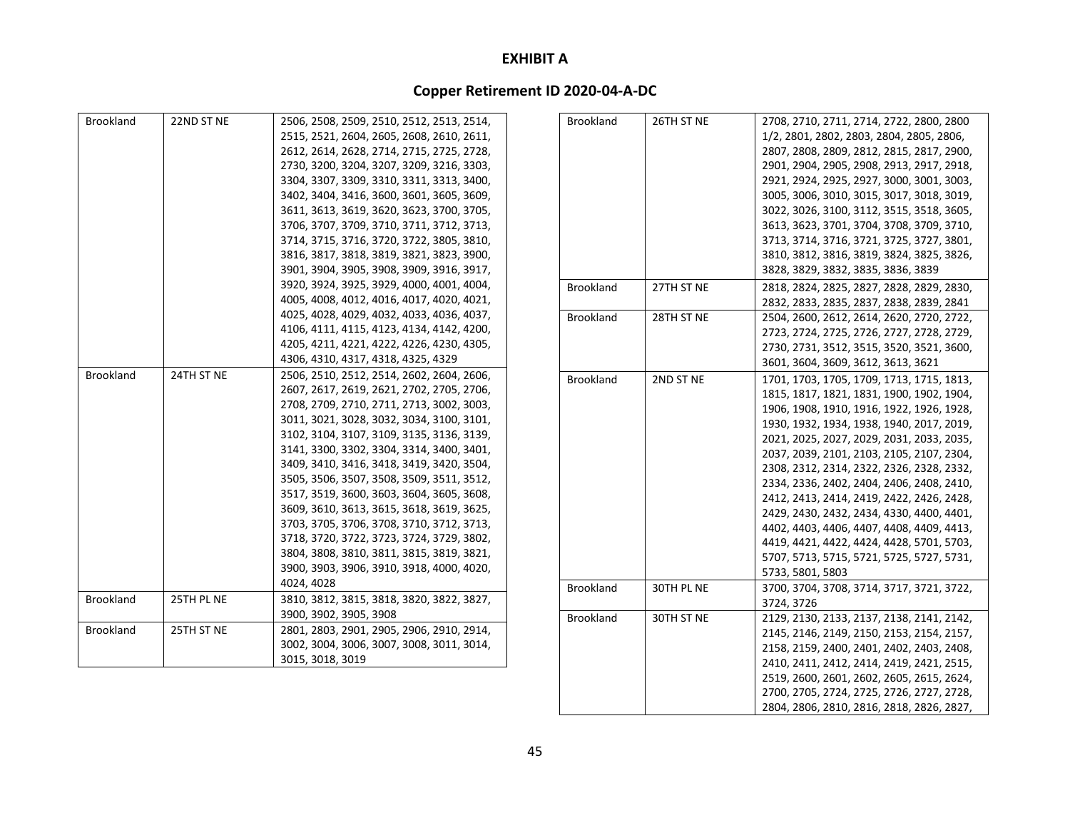# EXHIBIT A

## Copper Retirement ID 2020-04-A-DC

| | | |
|---|---|---|
| Brookland | 22ND ST NE | 2506, 2508, 2509, 2510, 2512, 2513, 2514, 2515, 2521, 2604, 2605, 2608, 2610, 2611, 2612, 2614, 2628, 2714, 2715, 2725, 2728, 2730, 3200, 3204, 3207, 3209, 3216, 3303, 3304, 3307, 3309, 3310, 3311, 3313, 3400, 3402, 3404, 3416, 3600, 3601, 3605, 3609, 3611, 3613, 3619, 3620, 3623, 3700, 3705, 3706, 3707, 3709, 3710, 3711, 3712, 3713, 3714, 3715, 3716, 3720, 3722, 3805, 3810, 3816, 3817, 3818, 3819, 3821, 3823, 3900, 3901, 3904, 3905, 3908, 3909, 3916, 3917, 3920, 3924, 3925, 3929, 4000, 4001, 4004, 4005, 4008, 4012, 4016, 4017, 4020, 4021, 4025, 4028, 4029, 4032, 4033, 4036, 4037, 4106, 4111, 4115, 4123, 4134, 4142, 4200, 4205, 4211, 4221, 4222, 4226, 4230, 4305, 4306, 4310, 4317, 4318, 4325, 4329 |
| Brookland | 24TH ST NE | 2506, 2510, 2512, 2514, 2602, 2604, 2606, 2607, 2617, 2619, 2621, 2702, 2705, 2706, 2708, 2709, 2710, 2711, 2713, 3002, 3003, 3011, 3021, 3028, 3032, 3034, 3100, 3101, 3102, 3104, 3107, 3109, 3135, 3136, 3139, 3141, 3300, 3302, 3304, 3314, 3400, 3401, 3409, 3410, 3416, 3418, 3419, 3420, 3504, 3505, 3506, 3507, 3508, 3509, 3511, 3512, 3517, 3519, 3600, 3603, 3604, 3605, 3608, 3609, 3610, 3613, 3615, 3618, 3619, 3625, 3703, 3705, 3706, 3708, 3710, 3712, 3713, 3718, 3720, 3722, 3723, 3724, 3729, 3802, 3804, 3808, 3810, 3811, 3815, 3819, 3821, 3900, 3903, 3906, 3910, 3918, 4000, 4020, 4024, 4028 |
| Brookland | 25TH PL NE | 3810, 3812, 3815, 3818, 3820, 3822, 3827, 3900, 3902, 3905, 3908 |
| Brookland | 25TH ST NE | 2801, 2803, 2901, 2905, 2906, 2910, 2914, 3002, 3004, 3006, 3007, 3008, 3011, 3014, 3015, 3018, 3019 |
| Brookland | 26TH ST NE | 2708, 2710, 2711, 2714, 2722, 2800, 2800 1/2, 2801, 2802, 2803, 2804, 2805, 2806, 2807, 2808, 2809, 2812, 2815, 2817, 2900, 2901, 2904, 2905, 2908, 2913, 2917, 2918, 2921, 2924, 2925, 2927, 3000, 3001, 3003, 3005, 3006, 3010, 3015, 3017, 3018, 3019, 3022, 3026, 3100, 3112, 3515, 3518, 3605, 3613, 3623, 3701, 3704, 3708, 3709, 3710, 3713, 3714, 3716, 3721, 3725, 3727, 3801, 3810, 3812, 3816, 3819, 3824, 3825, 3826, 3828, 3829, 3832, 3835, 3836, 3839 |
| Brookland | 27TH ST NE | 2818, 2824, 2825, 2827, 2828, 2829, 2830, 2832, 2833, 2835, 2837, 2838, 2839, 2841 |
| Brookland | 28TH ST NE | 2504, 2600, 2612, 2614, 2620, 2720, 2722, 2723, 2724, 2725, 2726, 2727, 2728, 2729, 2730, 2731, 3512, 3515, 3520, 3521, 3600, 3601, 3604, 3609, 3612, 3613, 3621 |
| Brookland | 2ND ST NE | 1701, 1703, 1705, 1709, 1713, 1715, 1813, 1815, 1817, 1821, 1831, 1900, 1902, 1904, 1906, 1908, 1910, 1916, 1922, 1926, 1928, 1930, 1932, 1934, 1938, 1940, 2017, 2019, 2021, 2025, 2027, 2029, 2031, 2033, 2035, 2037, 2039, 2101, 2103, 2105, 2107, 2304, 2308, 2312, 2314, 2322, 2326, 2328, 2332, 2334, 2336, 2402, 2404, 2406, 2408, 2410, 2412, 2413, 2414, 2419, 2422, 2426, 2428, 2429, 2430, 2432, 2434, 4330, 4400, 4401, 4402, 4403, 4406, 4407, 4408, 4409, 4413, 4419, 4421, 4422, 4424, 4428, 5701, 5703, 5707, 5713, 5715, 5721, 5725, 5727, 5731, 5733, 5801, 5803 |
| Brookland | 30TH PL NE | 3700, 3704, 3708, 3714, 3717, 3721, 3722, 3724, 3726 |
| Brookland | 30TH ST NE | 2129, 2130, 2133, 2137, 2138, 2141, 2142, 2145, 2146, 2149, 2150, 2153, 2154, 2157, 2158, 2159, 2400, 2401, 2402, 2403, 2408, 2410, 2411, 2412, 2414, 2419, 2421, 2515, 2519, 2600, 2601, 2602, 2605, 2615, 2624, 2700, 2705, 2724, 2725, 2726, 2727, 2728, 2804, 2806, 2810, 2816, 2818, 2826, 2827, |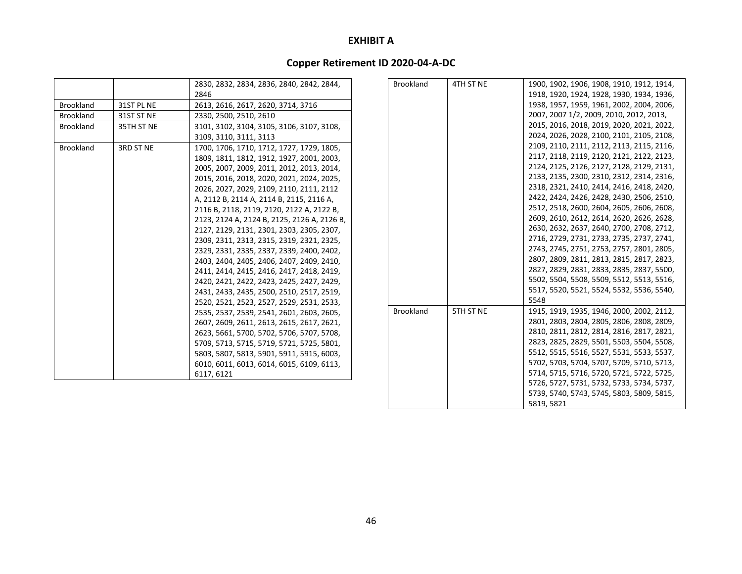**EXHIBIT A**

**Copper Retirement ID 2020-04-A-DC**

| | | |
|---|---|---|
| | | 2830, 2832, 2834, 2836, 2840, 2842, 2844, 2846 |
| Brookland | 31ST PL NE | 2613, 2616, 2617, 2620, 3714, 3716 |
| Brookland | 31ST ST NE | 2330, 2500, 2510, 2610 |
| Brookland | 35TH ST NE | 3101, 3102, 3104, 3105, 3106, 3107, 3108, 3109, 3110, 3111, 3113 |
| Brookland | 3RD ST NE | 1700, 1706, 1710, 1712, 1727, 1729, 1805, 1809, 1811, 1812, 1912, 1927, 2001, 2003, 2005, 2007, 2009, 2011, 2012, 2013, 2014, 2015, 2016, 2018, 2020, 2021, 2024, 2025, 2026, 2027, 2029, 2109, 2110, 2111, 2112 A, 2112 B, 2114 A, 2114 B, 2115, 2116 A, 2116 B, 2118, 2119, 2120, 2122 A, 2122 B, 2123, 2124 A, 2124 B, 2125, 2126 A, 2126 B, 2127, 2129, 2131, 2301, 2303, 2305, 2307, 2309, 2311, 2313, 2315, 2319, 2321, 2325, 2329, 2331, 2335, 2337, 2339, 2400, 2402, 2403, 2404, 2405, 2406, 2407, 2409, 2410, 2411, 2414, 2415, 2416, 2417, 2418, 2419, 2420, 2421, 2422, 2423, 2425, 2427, 2429, 2431, 2433, 2435, 2500, 2510, 2517, 2519, 2520, 2521, 2523, 2527, 2529, 2531, 2533, 2535, 2537, 2539, 2541, 2601, 2603, 2605, 2607, 2609, 2611, 2613, 2615, 2617, 2621, 2623, 5661, 5700, 5702, 5706, 5707, 5708, 5709, 5713, 5715, 5719, 5721, 5725, 5801, 5803, 5807, 5813, 5901, 5911, 5915, 6003, 6010, 6011, 6013, 6014, 6015, 6109, 6113, 6117, 6121 |
| Brookland | 4TH ST NE | 1900, 1902, 1906, 1908, 1910, 1912, 1914, 1918, 1920, 1924, 1928, 1930, 1934, 1936, 1938, 1957, 1959, 1961, 2002, 2004, 2006, 2007, 2007 1/2, 2009, 2010, 2012, 2013, 2015, 2016, 2018, 2019, 2020, 2021, 2022, 2024, 2026, 2028, 2100, 2101, 2105, 2108, 2109, 2110, 2111, 2112, 2113, 2115, 2116, 2117, 2118, 2119, 2120, 2121, 2122, 2123, 2124, 2125, 2126, 2127, 2128, 2129, 2131, 2133, 2135, 2300, 2310, 2312, 2314, 2316, 2318, 2321, 2410, 2414, 2416, 2418, 2420, 2422, 2424, 2426, 2428, 2430, 2506, 2510, 2512, 2518, 2600, 2604, 2605, 2606, 2608, 2609, 2610, 2612, 2614, 2620, 2626, 2628, 2630, 2632, 2637, 2640, 2700, 2708, 2712, 2716, 2729, 2731, 2733, 2735, 2737, 2741, 2743, 2745, 2751, 2753, 2757, 2801, 2805, 2807, 2809, 2811, 2813, 2815, 2817, 2823, 2827, 2829, 2831, 2833, 2835, 2837, 5500, 5502, 5504, 5508, 5509, 5512, 5513, 5516, 5517, 5520, 5521, 5524, 5532, 5536, 5540, 5548 |
| Brookland | 5TH ST NE | 1915, 1919, 1935, 1946, 2000, 2002, 2112, 2801, 2803, 2804, 2805, 2806, 2808, 2809, 2810, 2811, 2812, 2814, 2816, 2817, 2821, 2823, 2825, 2829, 5501, 5503, 5504, 5508, 5512, 5515, 5516, 5527, 5531, 5533, 5537, 5702, 5703, 5704, 5707, 5709, 5710, 5713, 5714, 5715, 5716, 5720, 5721, 5722, 5725, 5726, 5727, 5731, 5732, 5733, 5734, 5737, 5739, 5740, 5743, 5745, 5803, 5809, 5815, 5819, 5821 |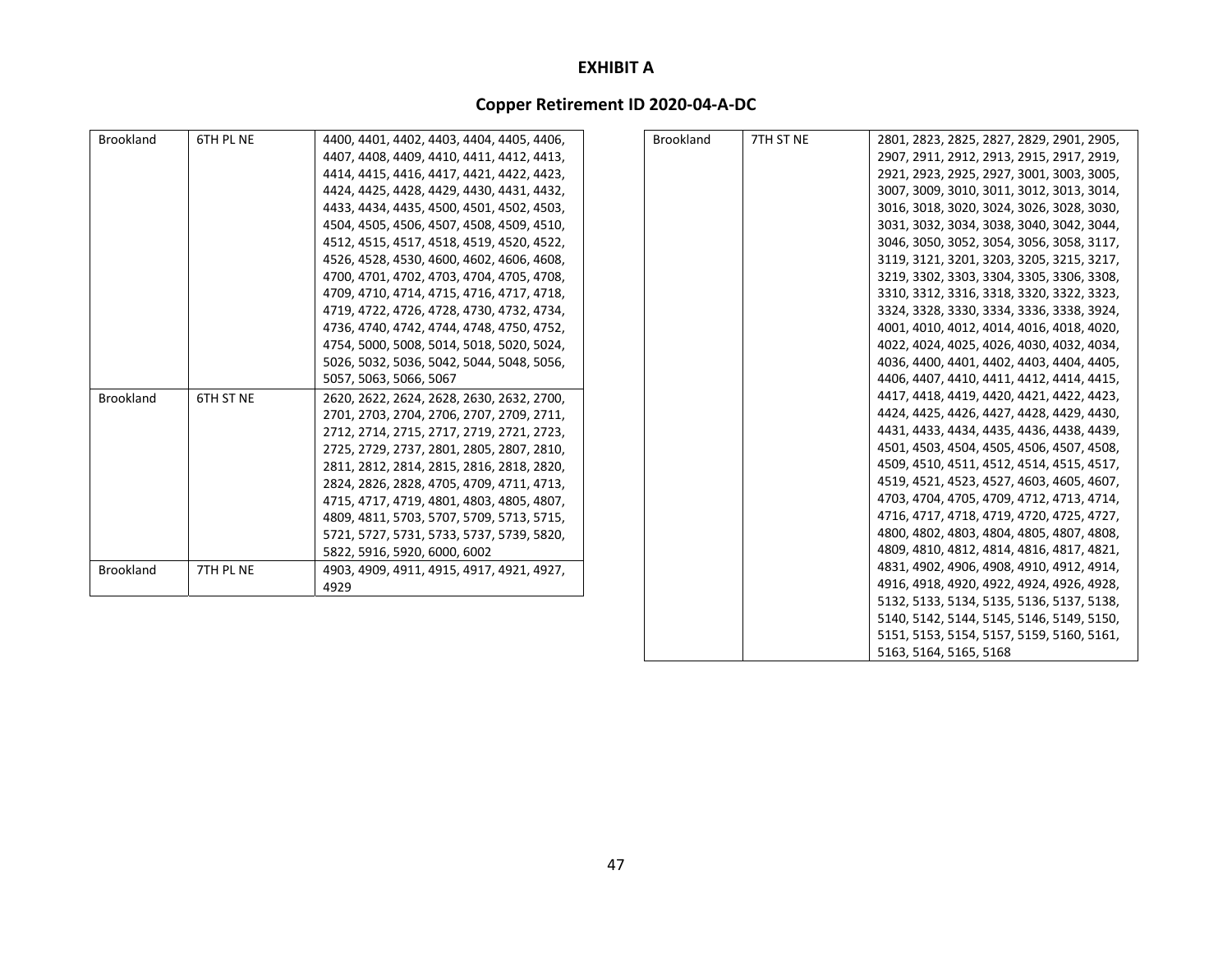**EXHIBIT A**

**Copper Retirement ID 2020-04-A-DC**

| | | |
|---|---|---|
| Brookland | 6TH PL NE | 4400, 4401, 4402, 4403, 4404, 4405, 4406, 4407, 4408, 4409, 4410, 4411, 4412, 4413, 4414, 4415, 4416, 4417, 4421, 4422, 4423, 4424, 4425, 4428, 4429, 4430, 4431, 4432, 4433, 4434, 4435, 4500, 4501, 4502, 4503, 4504, 4505, 4506, 4507, 4508, 4509, 4510, 4512, 4515, 4517, 4518, 4519, 4520, 4522, 4526, 4528, 4530, 4600, 4602, 4606, 4608, 4700, 4701, 4702, 4703, 4704, 4705, 4708, 4709, 4710, 4714, 4715, 4716, 4717, 4718, 4719, 4722, 4726, 4728, 4730, 4732, 4734, 4736, 4740, 4742, 4744, 4748, 4750, 4752, 4754, 5000, 5008, 5014, 5018, 5020, 5024, 5026, 5032, 5036, 5042, 5044, 5048, 5056, 5057, 5063, 5066, 5067 |
| Brookland | 6TH ST NE | 2620, 2622, 2624, 2628, 2630, 2632, 2700, 2701, 2703, 2704, 2706, 2707, 2709, 2711, 2712, 2714, 2715, 2717, 2719, 2721, 2723, 2725, 2729, 2737, 2801, 2805, 2807, 2810, 2811, 2812, 2814, 2815, 2816, 2818, 2820, 2824, 2826, 2828, 4705, 4709, 4711, 4713, 4715, 4717, 4719, 4801, 4803, 4805, 4807, 4809, 4811, 5703, 5707, 5709, 5713, 5715, 5721, 5727, 5731, 5733, 5737, 5739, 5820, 5822, 5916, 5920, 6000, 6002 |
| Brookland | 7TH PL NE | 4903, 4909, 4911, 4915, 4917, 4921, 4927, 4929 |
| Brookland | 7TH ST NE | 2801, 2823, 2825, 2827, 2829, 2901, 2905, 2907, 2911, 2912, 2913, 2915, 2917, 2919, 2921, 2923, 2925, 2927, 3001, 3003, 3005, 3007, 3009, 3010, 3011, 3012, 3013, 3014, 3016, 3018, 3020, 3024, 3026, 3028, 3030, 3031, 3032, 3034, 3038, 3040, 3042, 3044, 3046, 3050, 3052, 3054, 3056, 3058, 3117, 3119, 3121, 3201, 3203, 3205, 3215, 3217, 3219, 3302, 3303, 3304, 3305, 3306, 3308, 3310, 3312, 3316, 3318, 3320, 3322, 3323, 3324, 3328, 3330, 3334, 3336, 3338, 3924, 4001, 4010, 4012, 4014, 4016, 4018, 4020, 4022, 4024, 4025, 4026, 4030, 4032, 4034, 4036, 4400, 4401, 4402, 4403, 4404, 4405, 4406, 4407, 4410, 4411, 4412, 4414, 4415, 4417, 4418, 4419, 4420, 4421, 4422, 4423, 4424, 4425, 4426, 4427, 4428, 4429, 4430, 4431, 4433, 4434, 4435, 4436, 4438, 4439, 4501, 4503, 4504, 4505, 4506, 4507, 4508, 4509, 4510, 4511, 4512, 4514, 4515, 4517, 4519, 4521, 4523, 4527, 4603, 4605, 4607, 4703, 4704, 4705, 4709, 4712, 4713, 4714, 4716, 4717, 4718, 4719, 4720, 4725, 4727, 4800, 4802, 4803, 4804, 4805, 4807, 4808, 4809, 4810, 4812, 4814, 4816, 4817, 4821, 4831, 4902, 4906, 4908, 4910, 4912, 4914, 4916, 4918, 4920, 4922, 4924, 4926, 4928, 5132, 5133, 5134, 5135, 5136, 5137, 5138, 5140, 5142, 5144, 5145, 5146, 5149, 5150, 5151, 5153, 5154, 5157, 5159, 5160, 5161, 5163, 5164, 5165, 5168 |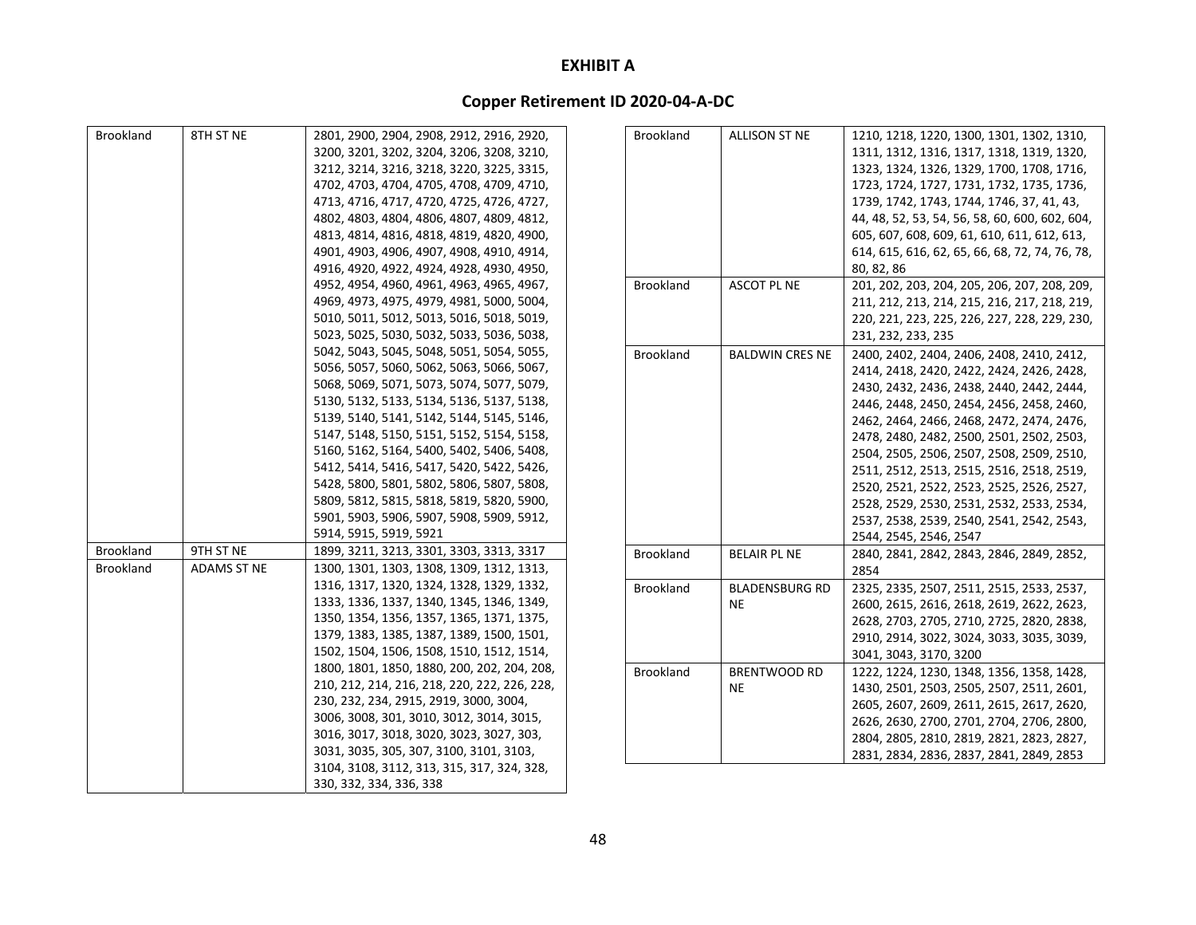# EXHIBIT A

## Copper Retirement ID 2020-04-A-DC

| | | |
|---|---|---|
| Brookland | 8TH ST NE | 2801, 2900, 2904, 2908, 2912, 2916, 2920, 3200, 3201, 3202, 3204, 3206, 3208, 3210, 3212, 3214, 3216, 3218, 3220, 3225, 3315, 4702, 4703, 4704, 4705, 4708, 4709, 4710, 4713, 4716, 4717, 4720, 4725, 4726, 4727, 4802, 4803, 4804, 4806, 4807, 4809, 4812, 4813, 4814, 4816, 4818, 4819, 4820, 4900, 4901, 4903, 4906, 4907, 4908, 4910, 4914, 4916, 4920, 4922, 4924, 4928, 4930, 4950, 4952, 4954, 4960, 4961, 4963, 4965, 4967, 4969, 4973, 4975, 4979, 4981, 5000, 5004, 5010, 5011, 5012, 5013, 5016, 5018, 5019, 5023, 5025, 5030, 5032, 5033, 5036, 5038, 5042, 5043, 5045, 5048, 5051, 5054, 5055, 5056, 5057, 5060, 5062, 5063, 5066, 5067, 5068, 5069, 5071, 5073, 5074, 5077, 5079, 5130, 5132, 5133, 5134, 5136, 5137, 5138, 5139, 5140, 5141, 5142, 5144, 5145, 5146, 5147, 5148, 5150, 5151, 5152, 5154, 5158, 5160, 5162, 5164, 5400, 5402, 5406, 5408, 5412, 5414, 5416, 5417, 5420, 5422, 5426, 5428, 5800, 5801, 5802, 5806, 5807, 5808, 5809, 5812, 5815, 5818, 5819, 5820, 5900, 5901, 5903, 5906, 5907, 5908, 5909, 5912, 5914, 5915, 5919, 5921 |
| Brookland | 9TH ST NE | 1899, 3211, 3213, 3301, 3303, 3313, 3317 |
| Brookland | ADAMS ST NE | 1300, 1301, 1303, 1308, 1309, 1312, 1313, 1316, 1317, 1320, 1324, 1328, 1329, 1332, 1333, 1336, 1337, 1340, 1345, 1346, 1349, 1350, 1354, 1356, 1357, 1365, 1371, 1375, 1379, 1383, 1385, 1387, 1389, 1500, 1501, 1502, 1504, 1506, 1508, 1510, 1512, 1514, 1800, 1801, 1850, 1880, 200, 202, 204, 208, 210, 212, 214, 216, 218, 220, 222, 226, 228, 230, 232, 234, 2915, 2919, 3000, 3004, 3006, 3008, 301, 3010, 3012, 3014, 3015, 3016, 3017, 3018, 3020, 3023, 3027, 303, 3031, 3035, 305, 307, 3100, 3101, 3103, 3104, 3108, 3112, 313, 315, 317, 324, 328, 330, 332, 334, 336, 338 |
| Brookland | ALLISON ST NE | 1210, 1218, 1220, 1300, 1301, 1302, 1310, 1311, 1312, 1316, 1317, 1318, 1319, 1320, 1323, 1324, 1326, 1329, 1700, 1708, 1716, 1723, 1724, 1727, 1731, 1732, 1735, 1736, 1739, 1742, 1743, 1744, 1746, 37, 41, 43, 44, 48, 52, 53, 54, 56, 58, 60, 600, 602, 604, 605, 607, 608, 609, 61, 610, 611, 612, 613, 614, 615, 616, 62, 65, 66, 68, 72, 74, 76, 78, 80, 82, 86 |
| Brookland | ASCOT PL NE | 201, 202, 203, 204, 205, 206, 207, 208, 209, 211, 212, 213, 214, 215, 216, 217, 218, 219, 220, 221, 223, 225, 226, 227, 228, 229, 230, 231, 232, 233, 235 |
| Brookland | BALDWIN CRES NE | 2400, 2402, 2404, 2406, 2408, 2410, 2412, 2414, 2418, 2420, 2422, 2424, 2426, 2428, 2430, 2432, 2436, 2438, 2440, 2442, 2444, 2446, 2448, 2450, 2454, 2456, 2458, 2460, 2462, 2464, 2466, 2468, 2472, 2474, 2476, 2478, 2480, 2482, 2500, 2501, 2502, 2503, 2504, 2505, 2506, 2507, 2508, 2509, 2510, 2511, 2512, 2513, 2515, 2516, 2518, 2519, 2520, 2521, 2522, 2523, 2525, 2526, 2527, 2528, 2529, 2530, 2531, 2532, 2533, 2534, 2537, 2538, 2539, 2540, 2541, 2542, 2543, 2544, 2545, 2546, 2547 |
| Brookland | BELAIR PL NE | 2840, 2841, 2842, 2843, 2846, 2849, 2852, 2854 |
| Brookland | BLADENSBURG RD NE | 2325, 2335, 2507, 2511, 2515, 2533, 2537, 2600, 2615, 2616, 2618, 2619, 2622, 2623, 2628, 2703, 2705, 2710, 2725, 2820, 2838, 2910, 2914, 3022, 3024, 3033, 3035, 3039, 3041, 3043, 3170, 3200 |
| Brookland | BRENTWOOD RD NE | 1222, 1224, 1230, 1348, 1356, 1358, 1428, 1430, 2501, 2503, 2505, 2507, 2511, 2601, 2605, 2607, 2609, 2611, 2615, 2617, 2620, 2626, 2630, 2700, 2701, 2704, 2706, 2800, 2804, 2805, 2810, 2819, 2821, 2823, 2827, 2831, 2834, 2836, 2837, 2841, 2849, 2853 |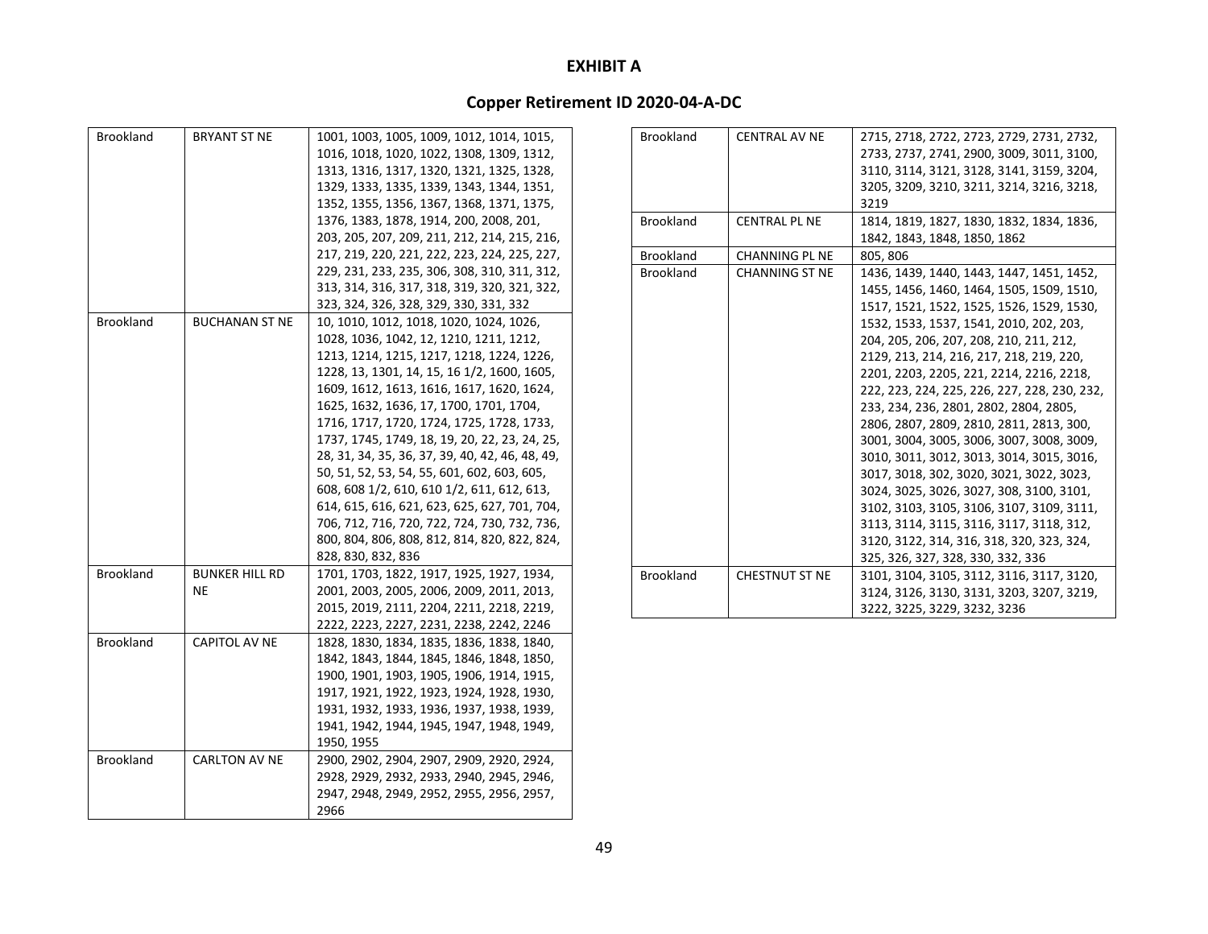# EXHIBIT A

## Copper Retirement ID 2020-04-A-DC

| | | |
|---|---|---|
| Brookland | BRYANT ST NE | 1001, 1003, 1005, 1009, 1012, 1014, 1015, 1016, 1018, 1020, 1022, 1308, 1309, 1312, 1313, 1316, 1317, 1320, 1321, 1325, 1328, 1329, 1333, 1335, 1339, 1343, 1344, 1351, 1352, 1355, 1356, 1367, 1368, 1371, 1375, 1376, 1383, 1878, 1914, 200, 2008, 201, 203, 205, 207, 209, 211, 212, 214, 215, 216, 217, 219, 220, 221, 222, 223, 224, 225, 227, 229, 231, 233, 235, 306, 308, 310, 311, 312, 313, 314, 316, 317, 318, 319, 320, 321, 322, 323, 324, 326, 328, 329, 330, 331, 332 |
| Brookland | BUCHANAN ST NE | 10, 1010, 1012, 1018, 1020, 1024, 1026, 1028, 1036, 1042, 12, 1210, 1211, 1212, 1213, 1214, 1215, 1217, 1218, 1224, 1226, 1228, 13, 1301, 14, 15, 16 1/2, 1600, 1605, 1609, 1612, 1613, 1616, 1617, 1620, 1624, 1625, 1632, 1636, 17, 1700, 1701, 1704, 1716, 1717, 1720, 1724, 1725, 1728, 1733, 1737, 1745, 1749, 18, 19, 20, 22, 23, 24, 25, 28, 31, 34, 35, 36, 37, 39, 40, 42, 46, 48, 49, 50, 51, 52, 53, 54, 55, 601, 602, 603, 605, 608, 608 1/2, 610, 610 1/2, 611, 612, 613, 614, 615, 616, 621, 623, 625, 627, 701, 704, 706, 712, 716, 720, 722, 724, 730, 732, 736, 800, 804, 806, 808, 812, 814, 820, 822, 824, 828, 830, 832, 836 |
| Brookland | BUNKER HILL RD NE | 1701, 1703, 1822, 1917, 1925, 1927, 1934, 2001, 2003, 2005, 2006, 2009, 2011, 2013, 2015, 2019, 2111, 2204, 2211, 2218, 2219, 2222, 2223, 2227, 2231, 2238, 2242, 2246 |
| Brookland | CAPITOL AV NE | 1828, 1830, 1834, 1835, 1836, 1838, 1840, 1842, 1843, 1844, 1845, 1846, 1848, 1850, 1900, 1901, 1903, 1905, 1906, 1914, 1915, 1917, 1921, 1922, 1923, 1924, 1928, 1930, 1931, 1932, 1933, 1936, 1937, 1938, 1939, 1941, 1942, 1944, 1945, 1947, 1948, 1949, 1950, 1955 |
| Brookland | CARLTON AV NE | 2900, 2902, 2904, 2907, 2909, 2920, 2924, 2928, 2929, 2932, 2933, 2940, 2945, 2946, 2947, 2948, 2949, 2952, 2955, 2956, 2957, 2966 |
| Brookland | CENTRAL AV NE | 2715, 2718, 2722, 2723, 2729, 2731, 2732, 2733, 2737, 2741, 2900, 3009, 3011, 3100, 3110, 3114, 3121, 3128, 3141, 3159, 3204, 3205, 3209, 3210, 3211, 3214, 3216, 3218, 3219 |
| Brookland | CENTRAL PL NE | 1814, 1819, 1827, 1830, 1832, 1834, 1836, 1842, 1843, 1848, 1850, 1862 |
| Brookland | CHANNING PL NE | 805, 806 |
| Brookland | CHANNING ST NE | 1436, 1439, 1440, 1443, 1447, 1451, 1452, 1455, 1456, 1460, 1464, 1505, 1509, 1510, 1517, 1521, 1522, 1525, 1526, 1529, 1530, 1532, 1533, 1537, 1541, 2010, 202, 203, 204, 205, 206, 207, 208, 210, 211, 212, 2129, 213, 214, 216, 217, 218, 219, 220, 2201, 2203, 2205, 221, 2214, 2216, 2218, 222, 223, 224, 225, 226, 227, 228, 230, 232, 233, 234, 236, 2801, 2802, 2804, 2805, 2806, 2807, 2809, 2810, 2811, 2813, 300, 3001, 3004, 3005, 3006, 3007, 3008, 3009, 3010, 3011, 3012, 3013, 3014, 3015, 3016, 3017, 3018, 302, 3020, 3021, 3022, 3023, 3024, 3025, 3026, 3027, 308, 3100, 3101, 3102, 3103, 3105, 3106, 3107, 3109, 3111, 3113, 3114, 3115, 3116, 3117, 3118, 312, 3120, 3122, 314, 316, 318, 320, 323, 324, 325, 326, 327, 328, 330, 332, 336 |
| Brookland | CHESTNUT ST NE | 3101, 3104, 3105, 3112, 3116, 3117, 3120, 3124, 3126, 3130, 3131, 3203, 3207, 3219, 3222, 3225, 3229, 3232, 3236 |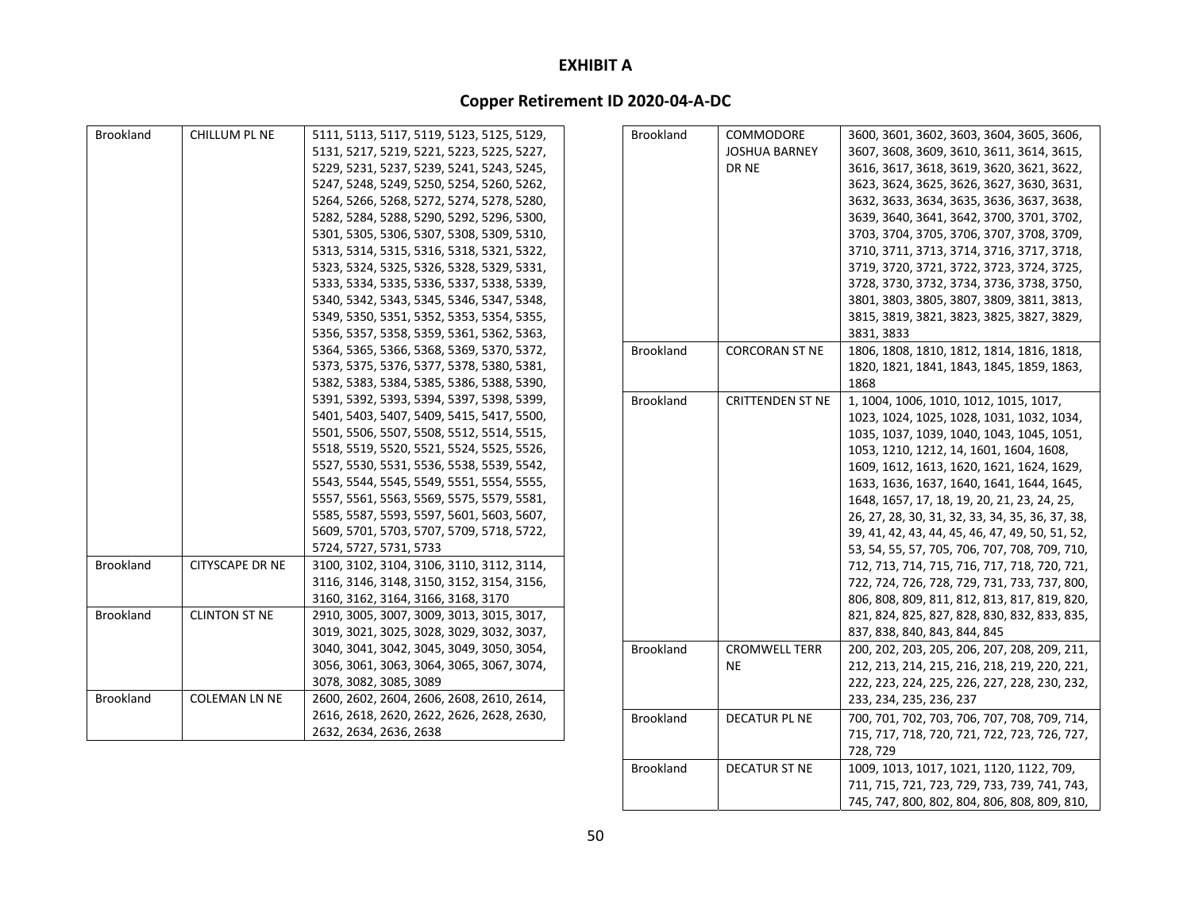# EXHIBIT A

## Copper Retirement ID 2020-04-A-DC

| | | |
|---|---|---|
| Brookland | CHILLUM PL NE | 5111, 5113, 5117, 5119, 5123, 5125, 5129, 5131, 5217, 5219, 5221, 5223, 5225, 5227, 5229, 5231, 5237, 5239, 5241, 5243, 5245, 5247, 5248, 5249, 5250, 5254, 5260, 5262, 5264, 5266, 5268, 5272, 5274, 5278, 5280, 5282, 5284, 5288, 5290, 5292, 5296, 5300, 5301, 5305, 5306, 5307, 5308, 5309, 5310, 5313, 5314, 5315, 5316, 5318, 5321, 5322, 5323, 5324, 5325, 5326, 5328, 5329, 5331, 5333, 5334, 5335, 5336, 5337, 5338, 5339, 5340, 5342, 5343, 5345, 5346, 5347, 5348, 5349, 5350, 5351, 5352, 5353, 5354, 5355, 5356, 5357, 5358, 5359, 5361, 5362, 5363, 5364, 5365, 5366, 5368, 5369, 5370, 5372, 5373, 5375, 5376, 5377, 5378, 5380, 5381, 5382, 5383, 5384, 5385, 5386, 5388, 5390, 5391, 5392, 5393, 5394, 5397, 5398, 5399, 5401, 5403, 5407, 5409, 5415, 5417, 5500, 5501, 5506, 5507, 5508, 5512, 5514, 5515, 5518, 5519, 5520, 5521, 5524, 5525, 5526, 5527, 5530, 5531, 5536, 5538, 5539, 5542, 5543, 5544, 5545, 5549, 5551, 5554, 5555, 5557, 5561, 5563, 5569, 5575, 5579, 5581, 5585, 5587, 5593, 5597, 5601, 5603, 5607, 5609, 5701, 5703, 5707, 5709, 5718, 5722, 5724, 5727, 5731, 5733 |
| Brookland | CITYSCAPE DR NE | 3100, 3102, 3104, 3106, 3110, 3112, 3114, 3116, 3146, 3148, 3150, 3152, 3154, 3156, 3160, 3162, 3164, 3166, 3168, 3170 |
| Brookland | CLINTON ST NE | 2910, 3005, 3007, 3009, 3013, 3015, 3017, 3019, 3021, 3025, 3028, 3029, 3032, 3037, 3040, 3041, 3042, 3045, 3049, 3050, 3054, 3056, 3061, 3063, 3064, 3065, 3067, 3074, 3078, 3082, 3085, 3089 |
| Brookland | COLEMAN LN NE | 2600, 2602, 2604, 2606, 2608, 2610, 2614, 2616, 2618, 2620, 2622, 2626, 2628, 2630, 2632, 2634, 2636, 2638 |
| Brookland | COMMODORE JOSHUA BARNEY DR NE | 3600, 3601, 3602, 3603, 3604, 3605, 3606, 3607, 3608, 3609, 3610, 3611, 3614, 3615, 3616, 3617, 3618, 3619, 3620, 3621, 3622, 3623, 3624, 3625, 3626, 3627, 3630, 3631, 3632, 3633, 3634, 3635, 3636, 3637, 3638, 3639, 3640, 3641, 3642, 3700, 3701, 3702, 3703, 3704, 3705, 3706, 3707, 3708, 3709, 3710, 3711, 3713, 3714, 3716, 3717, 3718, 3719, 3720, 3721, 3722, 3723, 3724, 3725, 3728, 3730, 3732, 3734, 3736, 3738, 3750, 3801, 3803, 3805, 3807, 3809, 3811, 3813, 3815, 3819, 3821, 3823, 3825, 3827, 3829, 3831, 3833 |
| Brookland | CORCORAN ST NE | 1806, 1808, 1810, 1812, 1814, 1816, 1818, 1820, 1821, 1841, 1843, 1845, 1859, 1863, 1868 |
| Brookland | CRITTENDEN ST NE | 1, 1004, 1006, 1010, 1012, 1015, 1017, 1023, 1024, 1025, 1028, 1031, 1032, 1034, 1035, 1037, 1039, 1040, 1043, 1045, 1051, 1053, 1210, 1212, 14, 1601, 1604, 1608, 1609, 1612, 1613, 1620, 1621, 1624, 1629, 1633, 1636, 1637, 1640, 1641, 1644, 1645, 1648, 1657, 17, 18, 19, 20, 21, 23, 24, 25, 26, 27, 28, 30, 31, 32, 33, 34, 35, 36, 37, 38, 39, 41, 42, 43, 44, 45, 46, 47, 49, 50, 51, 52, 53, 54, 55, 57, 705, 706, 707, 708, 709, 710, 712, 713, 714, 715, 716, 717, 718, 720, 721, 722, 724, 726, 728, 729, 731, 733, 737, 800, 806, 808, 809, 811, 812, 813, 817, 819, 820, 821, 824, 825, 827, 828, 830, 832, 833, 835, 837, 838, 840, 843, 844, 845 |
| Brookland | CROMWELL TERR NE | 200, 202, 203, 205, 206, 207, 208, 209, 211, 212, 213, 214, 215, 216, 218, 219, 220, 221, 222, 223, 224, 225, 226, 227, 228, 230, 232, 233, 234, 235, 236, 237 |
| Brookland | DECATUR PL NE | 700, 701, 702, 703, 706, 707, 708, 709, 714, 715, 717, 718, 720, 721, 722, 723, 726, 727, 728, 729 |
| Brookland | DECATUR ST NE | 1009, 1013, 1017, 1021, 1120, 1122, 709, 711, 715, 721, 723, 729, 733, 739, 741, 743, 745, 747, 800, 802, 804, 806, 808, 809, 810, |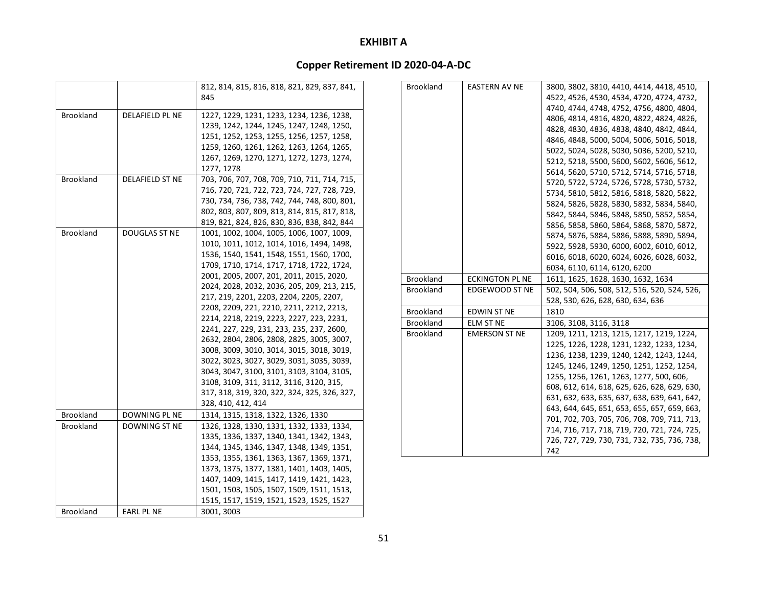**EXHIBIT A**

**Copper Retirement ID 2020-04-A-DC**

| | | |
|---|---|---|
| | | 812, 814, 815, 816, 818, 821, 829, 837, 841, 845 |
| Brookland | DELAFIELD PL NE | 1227, 1229, 1231, 1233, 1234, 1236, 1238, 1239, 1242, 1244, 1245, 1247, 1248, 1250, 1251, 1252, 1253, 1255, 1256, 1257, 1258, 1259, 1260, 1261, 1262, 1263, 1264, 1265, 1267, 1269, 1270, 1271, 1272, 1273, 1274, 1277, 1278 |
| Brookland | DELAFIELD ST NE | 703, 706, 707, 708, 709, 710, 711, 714, 715, 716, 720, 721, 722, 723, 724, 727, 728, 729, 730, 734, 736, 738, 742, 744, 748, 800, 801, 802, 803, 807, 809, 813, 814, 815, 817, 818, 819, 821, 824, 826, 830, 836, 838, 842, 844 |
| Brookland | DOUGLAS ST NE | 1001, 1002, 1004, 1005, 1006, 1007, 1009, 1010, 1011, 1012, 1014, 1016, 1494, 1498, 1536, 1540, 1541, 1548, 1551, 1560, 1700, 1709, 1710, 1714, 1717, 1718, 1722, 1724, 2001, 2005, 2007, 201, 2011, 2015, 2020, 2024, 2028, 2032, 2036, 205, 209, 213, 215, 217, 219, 2201, 2203, 2204, 2205, 2207, 2208, 2209, 221, 2210, 2211, 2212, 2213, 2214, 2218, 2219, 2223, 2227, 223, 2231, 2241, 227, 229, 231, 233, 235, 237, 2600, 2632, 2804, 2806, 2808, 2825, 3005, 3007, 3008, 3009, 3010, 3014, 3015, 3018, 3019, 3022, 3023, 3027, 3029, 3031, 3035, 3039, 3043, 3047, 3100, 3101, 3103, 3104, 3105, 3108, 3109, 311, 3112, 3116, 3120, 315, 317, 318, 319, 320, 322, 324, 325, 326, 327, 328, 410, 412, 414 |
| Brookland | DOWNING PL NE | 1314, 1315, 1318, 1322, 1326, 1330 |
| Brookland | DOWNING ST NE | 1326, 1328, 1330, 1331, 1332, 1333, 1334, 1335, 1336, 1337, 1340, 1341, 1342, 1343, 1344, 1345, 1346, 1347, 1348, 1349, 1351, 1353, 1355, 1361, 1363, 1367, 1369, 1371, 1373, 1375, 1377, 1381, 1401, 1403, 1405, 1407, 1409, 1415, 1417, 1419, 1421, 1423, 1501, 1503, 1505, 1507, 1509, 1511, 1513, 1515, 1517, 1519, 1521, 1523, 1525, 1527 |
| Brookland | EARL PL NE | 3001, 3003 |
| Brookland | EASTERN AV NE | 3800, 3802, 3810, 4410, 4414, 4418, 4510, 4522, 4526, 4530, 4534, 4720, 4724, 4732, 4740, 4744, 4748, 4752, 4756, 4800, 4804, 4806, 4814, 4816, 4820, 4822, 4824, 4826, 4828, 4830, 4836, 4838, 4840, 4842, 4844, 4846, 4848, 5000, 5004, 5006, 5016, 5018, 5022, 5024, 5028, 5030, 5036, 5200, 5210, 5212, 5218, 5500, 5600, 5602, 5606, 5612, 5614, 5620, 5710, 5712, 5714, 5716, 5718, 5720, 5722, 5724, 5726, 5728, 5730, 5732, 5734, 5810, 5812, 5816, 5818, 5820, 5822, 5824, 5826, 5828, 5830, 5832, 5834, 5840, 5842, 5844, 5846, 5848, 5850, 5852, 5854, 5856, 5858, 5860, 5864, 5868, 5870, 5872, 5874, 5876, 5884, 5886, 5888, 5890, 5894, 5922, 5928, 5930, 6000, 6002, 6010, 6012, 6016, 6018, 6020, 6024, 6026, 6028, 6032, 6034, 6110, 6114, 6120, 6200 |
| Brookland | ECKINGTON PL NE | 1611, 1625, 1628, 1630, 1632, 1634 |
| Brookland | EDGEWOOD ST NE | 502, 504, 506, 508, 512, 516, 520, 524, 526, 528, 530, 626, 628, 630, 634, 636 |
| Brookland | EDWIN ST NE | 1810 |
| Brookland | ELM ST NE | 3106, 3108, 3116, 3118 |
| Brookland | EMERSON ST NE | 1209, 1211, 1213, 1215, 1217, 1219, 1224, 1225, 1226, 1228, 1231, 1232, 1233, 1234, 1236, 1238, 1239, 1240, 1242, 1243, 1244, 1245, 1246, 1249, 1250, 1251, 1252, 1254, 1255, 1256, 1261, 1263, 1277, 500, 606, 608, 612, 614, 618, 625, 626, 628, 629, 630, 631, 632, 633, 635, 637, 638, 639, 641, 642, 643, 644, 645, 651, 653, 655, 657, 659, 663, 701, 702, 703, 705, 706, 708, 709, 711, 713, 714, 716, 717, 718, 719, 720, 721, 724, 725, 726, 727, 729, 730, 731, 732, 735, 736, 738, 742 |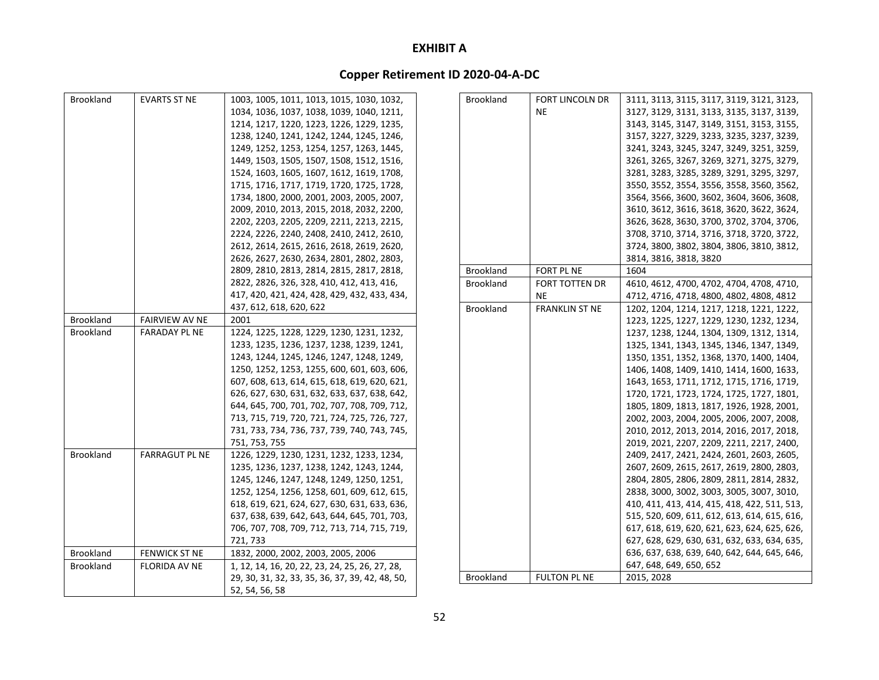**EXHIBIT A**

**Copper Retirement ID 2020-04-A-DC**

| | | |
|---|---|---|
| Brookland | EVARTS ST NE | 1003, 1005, 1011, 1013, 1015, 1030, 1032, 1034, 1036, 1037, 1038, 1039, 1040, 1211, 1214, 1217, 1220, 1223, 1226, 1229, 1235, 1238, 1240, 1241, 1242, 1244, 1245, 1246, 1249, 1252, 1253, 1254, 1257, 1263, 1445, 1449, 1503, 1505, 1507, 1508, 1512, 1516, 1524, 1603, 1605, 1607, 1612, 1619, 1708, 1715, 1716, 1717, 1719, 1720, 1725, 1728, 1734, 1800, 2000, 2001, 2003, 2005, 2007, 2009, 2010, 2013, 2015, 2018, 2032, 2200, 2202, 2203, 2205, 2209, 2211, 2213, 2215, 2224, 2226, 2240, 2408, 2410, 2412, 2610, 2612, 2614, 2615, 2616, 2618, 2619, 2620, 2626, 2627, 2630, 2634, 2801, 2802, 2803, 2809, 2810, 2813, 2814, 2815, 2817, 2818, 2822, 2826, 326, 328, 410, 412, 413, 416, 417, 420, 421, 424, 428, 429, 432, 433, 434, 437, 612, 618, 620, 622 |
| Brookland | FAIRVIEW AV NE | 2001 |
| Brookland | FARADAY PL NE | 1224, 1225, 1228, 1229, 1230, 1231, 1232, 1233, 1235, 1236, 1237, 1238, 1239, 1241, 1243, 1244, 1245, 1246, 1247, 1248, 1249, 1250, 1252, 1253, 1255, 600, 601, 603, 606, 607, 608, 613, 614, 615, 618, 619, 620, 621, 626, 627, 630, 631, 632, 633, 637, 638, 642, 644, 645, 700, 701, 702, 707, 708, 709, 712, 713, 715, 719, 720, 721, 724, 725, 726, 727, 731, 733, 734, 736, 737, 739, 740, 743, 745, 751, 753, 755 |
| Brookland | FARRAGUT PL NE | 1226, 1229, 1230, 1231, 1232, 1233, 1234, 1235, 1236, 1237, 1238, 1242, 1243, 1244, 1245, 1246, 1247, 1248, 1249, 1250, 1251, 1252, 1254, 1256, 1258, 601, 609, 612, 615, 618, 619, 621, 624, 627, 630, 631, 633, 636, 637, 638, 639, 642, 643, 644, 645, 701, 703, 706, 707, 708, 709, 712, 713, 714, 715, 719, 721, 733 |
| Brookland | FENWICK ST NE | 1832, 2000, 2002, 2003, 2005, 2006 |
| Brookland | FLORIDA AV NE | 1, 12, 14, 16, 20, 22, 23, 24, 25, 26, 27, 28, 29, 30, 31, 32, 33, 35, 36, 37, 39, 42, 48, 50, 52, 54, 56, 58 |
| Brookland | FORT LINCOLN DR NE | 3111, 3113, 3115, 3117, 3119, 3121, 3123, 3127, 3129, 3131, 3133, 3135, 3137, 3139, 3143, 3145, 3147, 3149, 3151, 3153, 3155, 3157, 3227, 3229, 3233, 3235, 3237, 3239, 3241, 3243, 3245, 3247, 3249, 3251, 3259, 3261, 3265, 3267, 3269, 3271, 3275, 3279, 3281, 3283, 3285, 3289, 3291, 3295, 3297, 3550, 3552, 3554, 3556, 3558, 3560, 3562, 3564, 3566, 3600, 3602, 3604, 3606, 3608, 3610, 3612, 3616, 3618, 3620, 3622, 3624, 3626, 3628, 3630, 3700, 3702, 3704, 3706, 3708, 3710, 3714, 3716, 3718, 3720, 3722, 3724, 3800, 3802, 3804, 3806, 3810, 3812, 3814, 3816, 3818, 3820 |
| Brookland | FORT PL NE | 1604 |
| Brookland | FORT TOTTEN DR NE | 4610, 4612, 4700, 4702, 4704, 4708, 4710, 4712, 4716, 4718, 4800, 4802, 4808, 4812 |
| Brookland | FRANKLIN ST NE | 1202, 1204, 1214, 1217, 1218, 1221, 1222, 1223, 1225, 1227, 1229, 1230, 1232, 1234, 1237, 1238, 1244, 1304, 1309, 1312, 1314, 1325, 1341, 1343, 1345, 1346, 1347, 1349, 1350, 1351, 1352, 1368, 1370, 1400, 1404, 1406, 1408, 1409, 1410, 1414, 1600, 1633, 1643, 1653, 1711, 1712, 1715, 1716, 1719, 1720, 1721, 1723, 1724, 1725, 1727, 1801, 1805, 1809, 1813, 1817, 1926, 1928, 2001, 2002, 2003, 2004, 2005, 2006, 2007, 2008, 2010, 2012, 2013, 2014, 2016, 2017, 2018, 2019, 2021, 2207, 2209, 2211, 2217, 2400, 2409, 2417, 2421, 2424, 2601, 2603, 2605, 2607, 2609, 2615, 2617, 2619, 2800, 2803, 2804, 2805, 2806, 2809, 2811, 2814, 2832, 2838, 3000, 3002, 3003, 3005, 3007, 3010, 410, 411, 413, 414, 415, 418, 422, 511, 513, 515, 520, 609, 611, 612, 613, 614, 615, 616, 617, 618, 619, 620, 621, 623, 624, 625, 626, 627, 628, 629, 630, 631, 632, 633, 634, 635, 636, 637, 638, 639, 640, 642, 644, 645, 646, 647, 648, 649, 650, 652 |
| Brookland | FULTON PL NE | 2015, 2028 |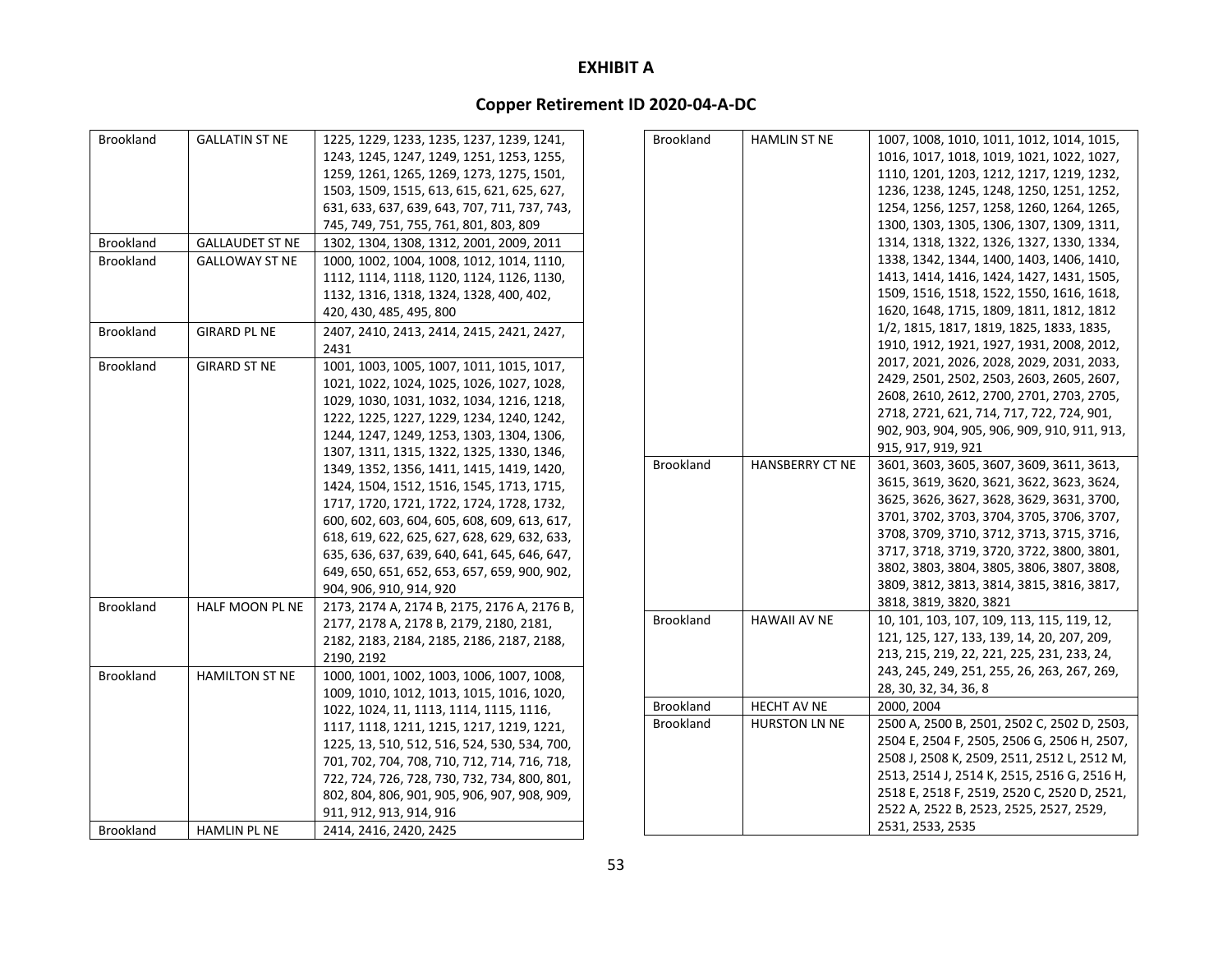# EXHIBIT A

## Copper Retirement ID 2020-04-A-DC

| | | |
|---|---|---|
| Brookland | GALLATIN ST NE | 1225, 1229, 1233, 1235, 1237, 1239, 1241, 1243, 1245, 1247, 1249, 1251, 1253, 1255, 1259, 1261, 1265, 1269, 1273, 1275, 1501, 1503, 1509, 1515, 613, 615, 621, 625, 627, 631, 633, 637, 639, 643, 707, 711, 737, 743, 745, 749, 751, 755, 761, 801, 803, 809 |
| Brookland | GALLAUDET ST NE | 1302, 1304, 1308, 1312, 2001, 2009, 2011 |
| Brookland | GALLOWAY ST NE | 1000, 1002, 1004, 1008, 1012, 1014, 1110, 1112, 1114, 1118, 1120, 1124, 1126, 1130, 1132, 1316, 1318, 1324, 1328, 400, 402, 420, 430, 485, 495, 800 |
| Brookland | GIRARD PL NE | 2407, 2410, 2413, 2414, 2415, 2421, 2427, 2431 |
| Brookland | GIRARD ST NE | 1001, 1003, 1005, 1007, 1011, 1015, 1017, 1021, 1022, 1024, 1025, 1026, 1027, 1028, 1029, 1030, 1031, 1032, 1034, 1216, 1218, 1222, 1225, 1227, 1229, 1234, 1240, 1242, 1244, 1247, 1249, 1253, 1303, 1304, 1306, 1307, 1311, 1315, 1322, 1325, 1330, 1346, 1349, 1352, 1356, 1411, 1415, 1419, 1420, 1424, 1504, 1512, 1516, 1545, 1713, 1715, 1717, 1720, 1721, 1722, 1724, 1728, 1732, 600, 602, 603, 604, 605, 608, 609, 613, 617, 618, 619, 622, 625, 627, 628, 629, 632, 633, 635, 636, 637, 639, 640, 641, 645, 646, 647, 649, 650, 651, 652, 653, 657, 659, 900, 902, 904, 906, 910, 914, 920 |
| Brookland | HALF MOON PL NE | 2173, 2174 A, 2174 B, 2175, 2176 A, 2176 B, 2177, 2178 A, 2178 B, 2179, 2180, 2181, 2182, 2183, 2184, 2185, 2186, 2187, 2188, 2190, 2192 |
| Brookland | HAMILTON ST NE | 1000, 1001, 1002, 1003, 1006, 1007, 1008, 1009, 1010, 1012, 1013, 1015, 1016, 1020, 1022, 1024, 11, 1113, 1114, 1115, 1116, 1117, 1118, 1211, 1215, 1217, 1219, 1221, 1225, 13, 510, 512, 516, 524, 530, 534, 700, 701, 702, 704, 708, 710, 712, 714, 716, 718, 722, 724, 726, 728, 730, 732, 734, 800, 801, 802, 804, 806, 901, 905, 906, 907, 908, 909, 911, 912, 913, 914, 916 |
| Brookland | HAMLIN PL NE | 2414, 2416, 2420, 2425 |
| Brookland | HAMLIN ST NE | 1007, 1008, 1010, 1011, 1012, 1014, 1015, 1016, 1017, 1018, 1019, 1021, 1022, 1027, 1110, 1201, 1203, 1212, 1217, 1219, 1232, 1236, 1238, 1245, 1248, 1250, 1251, 1252, 1254, 1256, 1257, 1258, 1260, 1264, 1265, 1300, 1303, 1305, 1306, 1307, 1309, 1311, 1314, 1318, 1322, 1326, 1327, 1330, 1334, 1338, 1342, 1344, 1400, 1403, 1406, 1410, 1413, 1414, 1416, 1424, 1427, 1431, 1505, 1509, 1516, 1518, 1522, 1550, 1616, 1618, 1620, 1648, 1715, 1809, 1811, 1812, 1812 1/2, 1815, 1817, 1819, 1825, 1833, 1835, 1910, 1912, 1921, 1927, 1931, 2008, 2012, 2017, 2021, 2026, 2028, 2029, 2031, 2033, 2429, 2501, 2502, 2503, 2603, 2605, 2607, 2608, 2610, 2612, 2700, 2701, 2703, 2705, 2718, 2721, 621, 714, 717, 722, 724, 901, 902, 903, 904, 905, 906, 909, 910, 911, 913, 915, 917, 919, 921 |
| Brookland | HANSBERRY CT NE | 3601, 3603, 3605, 3607, 3609, 3611, 3613, 3615, 3619, 3620, 3621, 3622, 3623, 3624, 3625, 3626, 3627, 3628, 3629, 3631, 3700, 3701, 3702, 3703, 3704, 3705, 3706, 3707, 3708, 3709, 3710, 3712, 3713, 3715, 3716, 3717, 3718, 3719, 3720, 3722, 3800, 3801, 3802, 3803, 3804, 3805, 3806, 3807, 3808, 3809, 3812, 3813, 3814, 3815, 3816, 3817, 3818, 3819, 3820, 3821 |
| Brookland | HAWAII AV NE | 10, 101, 103, 107, 109, 113, 115, 119, 12, 121, 125, 127, 133, 139, 14, 20, 207, 209, 213, 215, 219, 22, 221, 225, 231, 233, 24, 243, 245, 249, 251, 255, 26, 263, 267, 269, 28, 30, 32, 34, 36, 8 |
| Brookland | HECHT AV NE | 2000, 2004 |
| Brookland | HURSTON LN NE | 2500 A, 2500 B, 2501, 2502 C, 2502 D, 2503, 2504 E, 2504 F, 2505, 2506 G, 2506 H, 2507, 2508 J, 2508 K, 2509, 2511, 2512 L, 2512 M, 2513, 2514 J, 2514 K, 2515, 2516 G, 2516 H, 2518 E, 2518 F, 2519, 2520 C, 2520 D, 2521, 2522 A, 2522 B, 2523, 2525, 2527, 2529, 2531, 2533, 2535 |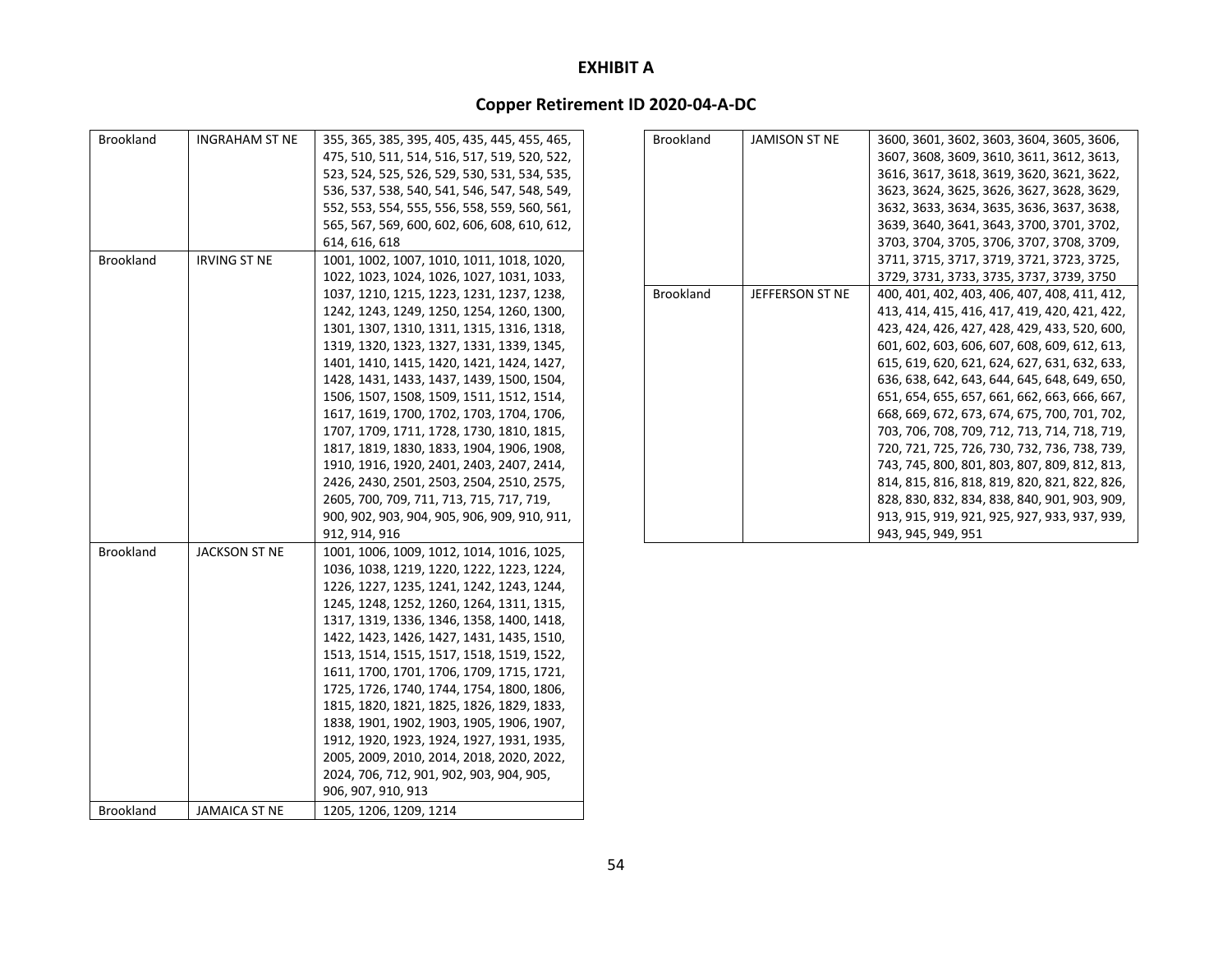**EXHIBIT A**

**Copper Retirement ID 2020-04-A-DC**

| | | |
|---|---|---|
| Brookland | INGRAHAM ST NE | 355, 365, 385, 395, 405, 435, 445, 455, 465, 475, 510, 511, 514, 516, 517, 519, 520, 522, 523, 524, 525, 526, 529, 530, 531, 534, 535, 536, 537, 538, 540, 541, 546, 547, 548, 549, 552, 553, 554, 555, 556, 558, 559, 560, 561, 565, 567, 569, 600, 602, 606, 608, 610, 612, 614, 616, 618 |
| Brookland | IRVING ST NE | 1001, 1002, 1007, 1010, 1011, 1018, 1020, 1022, 1023, 1024, 1026, 1027, 1031, 1033, 1037, 1210, 1215, 1223, 1231, 1237, 1238, 1242, 1243, 1249, 1250, 1254, 1260, 1300, 1301, 1307, 1310, 1311, 1315, 1316, 1318, 1319, 1320, 1323, 1327, 1331, 1339, 1345, 1401, 1410, 1415, 1420, 1421, 1424, 1427, 1428, 1431, 1433, 1437, 1439, 1500, 1504, 1506, 1507, 1508, 1509, 1511, 1512, 1514, 1617, 1619, 1700, 1702, 1703, 1704, 1706, 1707, 1709, 1711, 1728, 1730, 1810, 1815, 1817, 1819, 1830, 1833, 1904, 1906, 1908, 1910, 1916, 1920, 2401, 2403, 2407, 2414, 2426, 2430, 2501, 2503, 2504, 2510, 2575, 2605, 700, 709, 711, 713, 715, 717, 719, 900, 902, 903, 904, 905, 906, 909, 910, 911, 912, 914, 916 |
| Brookland | JACKSON ST NE | 1001, 1006, 1009, 1012, 1014, 1016, 1025, 1036, 1038, 1219, 1220, 1222, 1223, 1224, 1226, 1227, 1235, 1241, 1242, 1243, 1244, 1245, 1248, 1252, 1260, 1264, 1311, 1315, 1317, 1319, 1336, 1346, 1358, 1400, 1418, 1422, 1423, 1426, 1427, 1431, 1435, 1510, 1513, 1514, 1515, 1517, 1518, 1519, 1522, 1611, 1700, 1701, 1706, 1709, 1715, 1721, 1725, 1726, 1740, 1744, 1754, 1800, 1806, 1815, 1820, 1821, 1825, 1826, 1829, 1833, 1838, 1901, 1902, 1903, 1905, 1906, 1907, 1912, 1920, 1923, 1924, 1927, 1931, 1935, 2005, 2009, 2010, 2014, 2018, 2020, 2022, 2024, 706, 712, 901, 902, 903, 904, 905, 906, 907, 910, 913 |
| Brookland | JAMAICA ST NE | 1205, 1206, 1209, 1214 |
| Brookland | JAMISON ST NE | 3600, 3601, 3602, 3603, 3604, 3605, 3606, 3607, 3608, 3609, 3610, 3611, 3612, 3613, 3616, 3617, 3618, 3619, 3620, 3621, 3622, 3623, 3624, 3625, 3626, 3627, 3628, 3629, 3632, 3633, 3634, 3635, 3636, 3637, 3638, 3639, 3640, 3641, 3643, 3700, 3701, 3702, 3703, 3704, 3705, 3706, 3707, 3708, 3709, 3711, 3715, 3717, 3719, 3721, 3723, 3725, 3729, 3731, 3733, 3735, 3737, 3739, 3750 |
| Brookland | JEFFERSON ST NE | 400, 401, 402, 403, 406, 407, 408, 411, 412, 413, 414, 415, 416, 417, 419, 420, 421, 422, 423, 424, 426, 427, 428, 429, 433, 520, 600, 601, 602, 603, 606, 607, 608, 609, 612, 613, 615, 619, 620, 621, 624, 627, 631, 632, 633, 636, 638, 642, 643, 644, 645, 648, 649, 650, 651, 654, 655, 657, 661, 662, 663, 666, 667, 668, 669, 672, 673, 674, 675, 700, 701, 702, 703, 706, 708, 709, 712, 713, 714, 718, 719, 720, 721, 725, 726, 730, 732, 736, 738, 739, 743, 745, 800, 801, 803, 807, 809, 812, 813, 814, 815, 816, 818, 819, 820, 821, 822, 826, 828, 830, 832, 834, 838, 840, 901, 903, 909, 913, 915, 919, 921, 925, 927, 933, 937, 939, 943, 945, 949, 951 |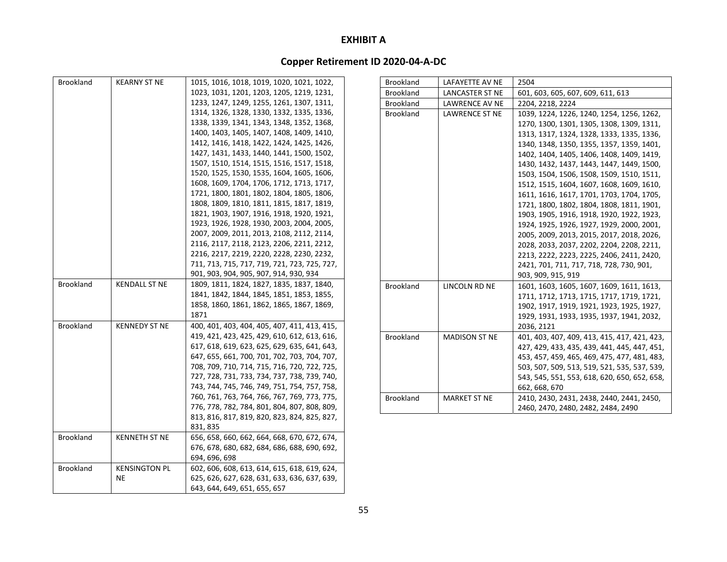# EXHIBIT A

## Copper Retirement ID 2020-04-A-DC

| | | |
|---|---|---|
| Brookland | KEARNY ST NE | 1015, 1016, 1018, 1019, 1020, 1021, 1022, 1023, 1031, 1201, 1203, 1205, 1219, 1231, 1233, 1247, 1249, 1255, 1261, 1307, 1311, 1314, 1326, 1328, 1330, 1332, 1335, 1336, 1338, 1339, 1341, 1343, 1348, 1352, 1368, 1400, 1403, 1405, 1407, 1408, 1409, 1410, 1412, 1416, 1418, 1422, 1424, 1425, 1426, 1427, 1431, 1433, 1440, 1441, 1500, 1502, 1507, 1510, 1514, 1515, 1516, 1517, 1518, 1520, 1525, 1530, 1535, 1604, 1605, 1606, 1608, 1609, 1704, 1706, 1712, 1713, 1717, 1721, 1800, 1801, 1802, 1804, 1805, 1806, 1808, 1809, 1810, 1811, 1815, 1817, 1819, 1821, 1903, 1907, 1916, 1918, 1920, 1921, 1923, 1926, 1928, 1930, 2003, 2004, 2005, 2007, 2009, 2011, 2013, 2108, 2112, 2114, 2116, 2117, 2118, 2123, 2206, 2211, 2212, 2216, 2217, 2219, 2220, 2228, 2230, 2232, 711, 713, 715, 717, 719, 721, 723, 725, 727, 901, 903, 904, 905, 907, 914, 930, 934 |
| Brookland | KENDALL ST NE | 1809, 1811, 1824, 1827, 1835, 1837, 1840, 1841, 1842, 1844, 1845, 1851, 1853, 1855, 1858, 1860, 1861, 1862, 1865, 1867, 1869, 1871 |
| Brookland | KENNEDY ST NE | 400, 401, 403, 404, 405, 407, 411, 413, 415, 419, 421, 423, 425, 429, 610, 612, 613, 616, 617, 618, 619, 623, 625, 629, 635, 641, 643, 647, 655, 661, 700, 701, 702, 703, 704, 707, 708, 709, 710, 714, 715, 716, 720, 722, 725, 727, 728, 731, 733, 734, 737, 738, 739, 740, 743, 744, 745, 746, 749, 751, 754, 757, 758, 760, 761, 763, 764, 766, 767, 769, 773, 775, 776, 778, 782, 784, 801, 804, 807, 808, 809, 813, 816, 817, 819, 820, 823, 824, 825, 827, 831, 835 |
| Brookland | KENNETH ST NE | 656, 658, 660, 662, 664, 668, 670, 672, 674, 676, 678, 680, 682, 684, 686, 688, 690, 692, 694, 696, 698 |
| Brookland | KENSINGTON PL NE | 602, 606, 608, 613, 614, 615, 618, 619, 624, 625, 626, 627, 628, 631, 633, 636, 637, 639, 643, 644, 649, 651, 655, 657 |
| Brookland | LAFAYETTE AV NE | 2504 |
| Brookland | LANCASTER ST NE | 601, 603, 605, 607, 609, 611, 613 |
| Brookland | LAWRENCE AV NE | 2204, 2218, 2224 |
| Brookland | LAWRENCE ST NE | 1039, 1224, 1226, 1240, 1254, 1256, 1262, 1270, 1300, 1301, 1305, 1308, 1309, 1311, 1313, 1317, 1324, 1328, 1333, 1335, 1336, 1340, 1348, 1350, 1355, 1357, 1359, 1401, 1402, 1404, 1405, 1406, 1408, 1409, 1419, 1430, 1432, 1437, 1443, 1447, 1449, 1500, 1503, 1504, 1506, 1508, 1509, 1510, 1511, 1512, 1515, 1604, 1607, 1608, 1609, 1610, 1611, 1616, 1617, 1701, 1703, 1704, 1705, 1721, 1800, 1802, 1804, 1808, 1811, 1901, 1903, 1905, 1916, 1918, 1920, 1922, 1923, 1924, 1925, 1926, 1927, 1929, 2000, 2001, 2005, 2009, 2013, 2015, 2017, 2018, 2026, 2028, 2033, 2037, 2202, 2204, 2208, 2211, 2213, 2222, 2223, 2225, 2406, 2411, 2420, 2421, 701, 711, 717, 718, 728, 730, 901, 903, 909, 915, 919 |
| Brookland | LINCOLN RD NE | 1601, 1603, 1605, 1607, 1609, 1611, 1613, 1711, 1712, 1713, 1715, 1717, 1719, 1721, 1902, 1917, 1919, 1921, 1923, 1925, 1927, 1929, 1931, 1933, 1935, 1937, 1941, 2032, 2036, 2121 |
| Brookland | MADISON ST NE | 401, 403, 407, 409, 413, 415, 417, 421, 423, 427, 429, 433, 435, 439, 441, 445, 447, 451, 453, 457, 459, 465, 469, 475, 477, 481, 483, 503, 507, 509, 513, 519, 521, 535, 537, 539, 543, 545, 551, 553, 618, 620, 650, 652, 658, 662, 668, 670 |
| Brookland | MARKET ST NE | 2410, 2430, 2431, 2438, 2440, 2441, 2450, 2460, 2470, 2480, 2482, 2484, 2490 |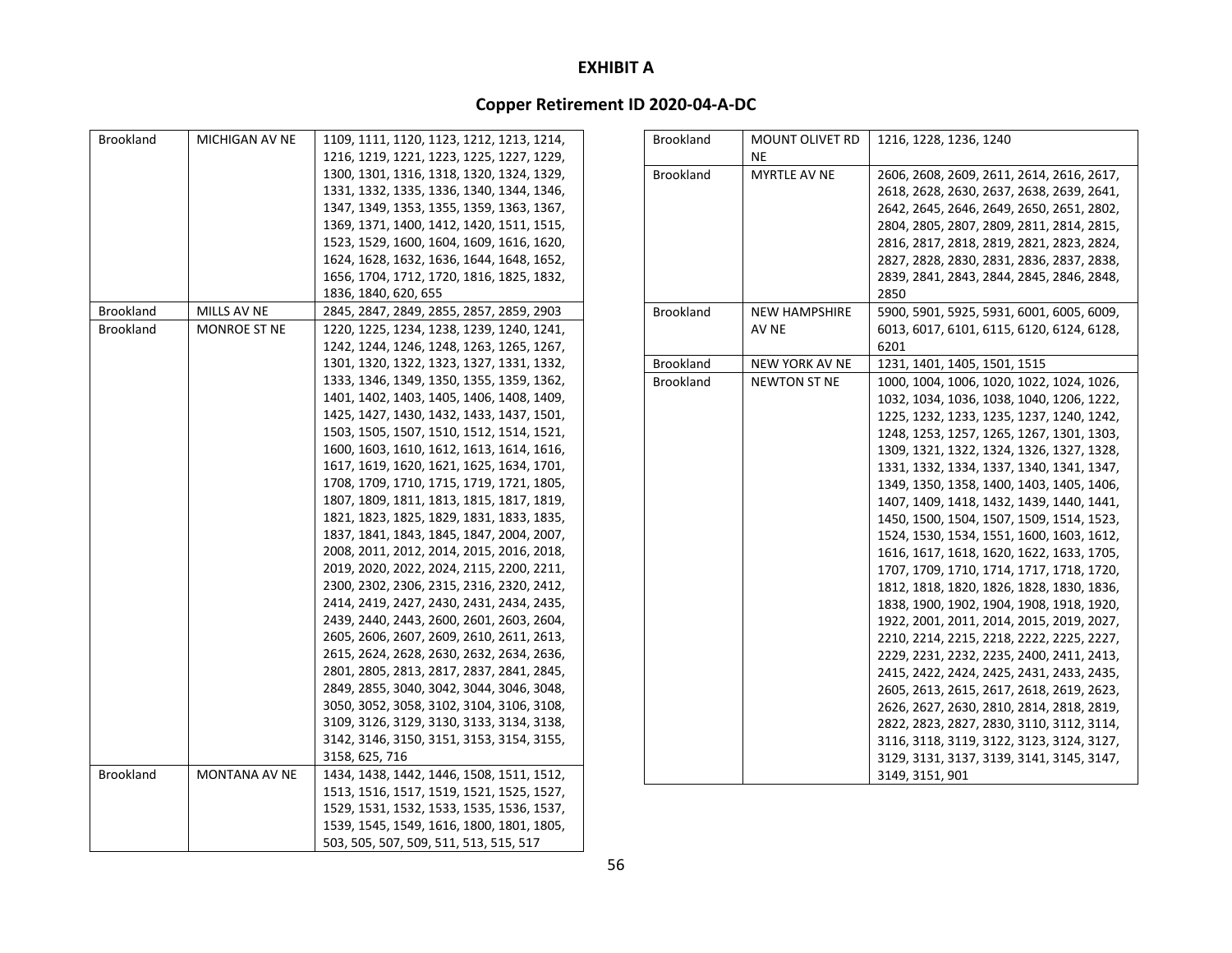# EXHIBIT A

## Copper Retirement ID 2020-04-A-DC

| | | |
|---|---|---|
| Brookland | MICHIGAN AV NE | 1109, 1111, 1120, 1123, 1212, 1213, 1214, 1216, 1219, 1221, 1223, 1225, 1227, 1229, 1300, 1301, 1316, 1318, 1320, 1324, 1329, 1331, 1332, 1335, 1336, 1340, 1344, 1346, 1347, 1349, 1353, 1355, 1359, 1363, 1367, 1369, 1371, 1400, 1412, 1420, 1511, 1515, 1523, 1529, 1600, 1604, 1609, 1616, 1620, 1624, 1628, 1632, 1636, 1644, 1648, 1652, 1656, 1704, 1712, 1720, 1816, 1825, 1832, 1836, 1840, 620, 655 |
| Brookland | MILLS AV NE | 2845, 2847, 2849, 2855, 2857, 2859, 2903 |
| Brookland | MONROE ST NE | 1220, 1225, 1234, 1238, 1239, 1240, 1241, 1242, 1244, 1246, 1248, 1263, 1265, 1267, 1301, 1320, 1322, 1323, 1327, 1331, 1332, 1333, 1346, 1349, 1350, 1355, 1359, 1362, 1401, 1402, 1403, 1405, 1406, 1408, 1409, 1425, 1427, 1430, 1432, 1433, 1437, 1501, 1503, 1505, 1507, 1510, 1512, 1514, 1521, 1600, 1603, 1610, 1612, 1613, 1614, 1616, 1617, 1619, 1620, 1621, 1625, 1634, 1701, 1708, 1709, 1710, 1715, 1719, 1721, 1805, 1807, 1809, 1811, 1813, 1815, 1817, 1819, 1821, 1823, 1825, 1829, 1831, 1833, 1835, 1837, 1841, 1843, 1845, 1847, 2004, 2007, 2008, 2011, 2012, 2014, 2015, 2016, 2018, 2019, 2020, 2022, 2024, 2115, 2200, 2211, 2300, 2302, 2306, 2315, 2316, 2320, 2412, 2414, 2419, 2427, 2430, 2431, 2434, 2435, 2439, 2440, 2443, 2600, 2601, 2603, 2604, 2605, 2606, 2607, 2609, 2610, 2611, 2613, 2615, 2624, 2628, 2630, 2632, 2634, 2636, 2801, 2805, 2813, 2817, 2837, 2841, 2845, 2849, 2855, 3040, 3042, 3044, 3046, 3048, 3050, 3052, 3058, 3102, 3104, 3106, 3108, 3109, 3126, 3129, 3130, 3133, 3134, 3138, 3142, 3146, 3150, 3151, 3153, 3154, 3155, 3158, 625, 716 |
| Brookland | MONTANA AV NE | 1434, 1438, 1442, 1446, 1508, 1511, 1512, 1513, 1516, 1517, 1519, 1521, 1525, 1527, 1529, 1531, 1532, 1533, 1535, 1536, 1537, 1539, 1545, 1549, 1616, 1800, 1801, 1805, 503, 505, 507, 509, 511, 513, 515, 517 |
| Brookland | MOUNT OLIVET RD NE | 1216, 1228, 1236, 1240 |
| Brookland | MYRTLE AV NE | 2606, 2608, 2609, 2611, 2614, 2616, 2617, 2618, 2628, 2630, 2637, 2638, 2639, 2641, 2642, 2645, 2646, 2649, 2650, 2651, 2802, 2804, 2805, 2807, 2809, 2811, 2814, 2815, 2816, 2817, 2818, 2819, 2821, 2823, 2824, 2827, 2828, 2830, 2831, 2836, 2837, 2838, 2839, 2841, 2843, 2844, 2845, 2846, 2848, 2850 |
| Brookland | NEW HAMPSHIRE AV NE | 5900, 5901, 5925, 5931, 6001, 6005, 6009, 6013, 6017, 6101, 6115, 6120, 6124, 6128, 6201 |
| Brookland | NEW YORK AV NE | 1231, 1401, 1405, 1501, 1515 |
| Brookland | NEWTON ST NE | 1000, 1004, 1006, 1020, 1022, 1024, 1026, 1032, 1034, 1036, 1038, 1040, 1206, 1222, 1225, 1232, 1233, 1235, 1237, 1240, 1242, 1248, 1253, 1257, 1265, 1267, 1301, 1303, 1309, 1321, 1322, 1324, 1326, 1327, 1328, 1331, 1332, 1334, 1337, 1340, 1341, 1347, 1349, 1350, 1358, 1400, 1403, 1405, 1406, 1407, 1409, 1418, 1432, 1439, 1440, 1441, 1450, 1500, 1504, 1507, 1509, 1514, 1523, 1524, 1530, 1534, 1551, 1600, 1603, 1612, 1616, 1617, 1618, 1620, 1622, 1633, 1705, 1707, 1709, 1710, 1714, 1717, 1718, 1720, 1812, 1818, 1820, 1826, 1828, 1830, 1836, 1838, 1900, 1902, 1904, 1908, 1918, 1920, 1922, 2001, 2011, 2014, 2015, 2019, 2027, 2210, 2214, 2215, 2218, 2222, 2225, 2227, 2229, 2231, 2232, 2235, 2400, 2411, 2413, 2415, 2422, 2424, 2425, 2431, 2433, 2435, 2605, 2613, 2615, 2617, 2618, 2619, 2623, 2626, 2627, 2630, 2810, 2814, 2818, 2819, 2822, 2823, 2827, 2830, 3110, 3112, 3114, 3116, 3118, 3119, 3122, 3123, 3124, 3127, 3129, 3131, 3137, 3139, 3141, 3145, 3147, 3149, 3151, 901 |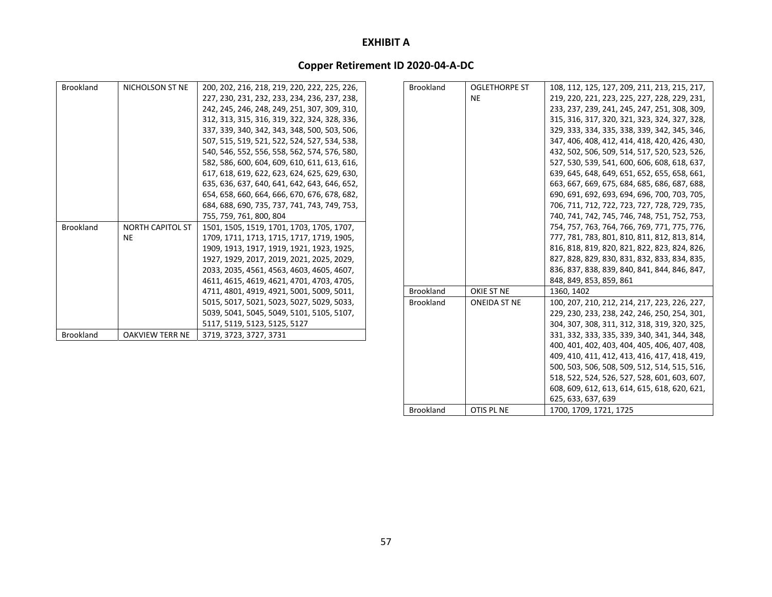**EXHIBIT A**

**Copper Retirement ID 2020-04-A-DC**

| Brookland | NICHOLSON ST NE | 200, 202, 216, 218, 219, 220, 222, 225, 226, 227, 230, 231, 232, 233, 234, 236, 237, 238, 242, 245, 246, 248, 249, 251, 307, 309, 310, 312, 313, 315, 316, 319, 322, 324, 328, 336, 337, 339, 340, 342, 343, 348, 500, 503, 506, 507, 515, 519, 521, 522, 524, 527, 534, 538, 540, 546, 552, 556, 558, 562, 574, 576, 580, 582, 586, 600, 604, 609, 610, 611, 613, 616, 617, 618, 619, 622, 623, 624, 625, 629, 630, 635, 636, 637, 640, 641, 642, 643, 646, 652, 654, 658, 660, 664, 666, 670, 676, 678, 682, 684, 688, 690, 735, 737, 741, 743, 749, 753, 755, 759, 761, 800, 804 |
|---|---|---|
| Brookland | NORTH CAPITOL ST NE | 1501, 1505, 1519, 1701, 1703, 1705, 1707, 1709, 1711, 1713, 1715, 1717, 1719, 1905, 1909, 1913, 1917, 1919, 1921, 1923, 1925, 1927, 1929, 2017, 2019, 2021, 2025, 2029, 2033, 2035, 4561, 4563, 4603, 4605, 4607, 4611, 4615, 4619, 4621, 4701, 4703, 4705, 4711, 4801, 4919, 4921, 5001, 5009, 5011, 5015, 5017, 5021, 5023, 5027, 5029, 5033, 5039, 5041, 5045, 5049, 5101, 5105, 5107, 5117, 5119, 5123, 5125, 5127 |
| Brookland | OAKVIEW TERR NE | 3719, 3723, 3727, 3731 |
| Brookland | OGLETHORPE ST NE | 108, 112, 125, 127, 209, 211, 213, 215, 217, 219, 220, 221, 223, 225, 227, 228, 229, 231, 233, 237, 239, 241, 245, 247, 251, 308, 309, 315, 316, 317, 320, 321, 323, 324, 327, 328, 329, 333, 334, 335, 338, 339, 342, 345, 346, 347, 406, 408, 412, 414, 418, 420, 426, 430, 432, 502, 506, 509, 514, 517, 520, 523, 526, 527, 530, 539, 541, 600, 606, 608, 618, 637, 639, 645, 648, 649, 651, 652, 655, 658, 661, 663, 667, 669, 675, 684, 685, 686, 687, 688, 690, 691, 692, 693, 694, 696, 700, 703, 705, 706, 711, 712, 722, 723, 727, 728, 729, 735, 740, 741, 742, 745, 746, 748, 751, 752, 753, 754, 757, 763, 764, 766, 769, 771, 775, 776, 777, 781, 783, 801, 810, 811, 812, 813, 814, 816, 818, 819, 820, 821, 822, 823, 824, 826, 827, 828, 829, 830, 831, 832, 833, 834, 835, 836, 837, 838, 839, 840, 841, 844, 846, 847, 848, 849, 853, 859, 861 |
| Brookland | OKIE ST NE | 1360, 1402 |
| Brookland | ONEIDA ST NE | 100, 207, 210, 212, 214, 217, 223, 226, 227, 229, 230, 233, 238, 242, 246, 250, 254, 301, 304, 307, 308, 311, 312, 318, 319, 320, 325, 331, 332, 333, 335, 339, 340, 341, 344, 348, 400, 401, 402, 403, 404, 405, 406, 407, 408, 409, 410, 411, 412, 413, 416, 417, 418, 419, 500, 503, 506, 508, 509, 512, 514, 515, 516, 518, 522, 524, 526, 527, 528, 601, 603, 607, 608, 609, 612, 613, 614, 615, 618, 620, 621, 625, 633, 637, 639 |
| Brookland | OTIS PL NE | 1700, 1709, 1721, 1725 |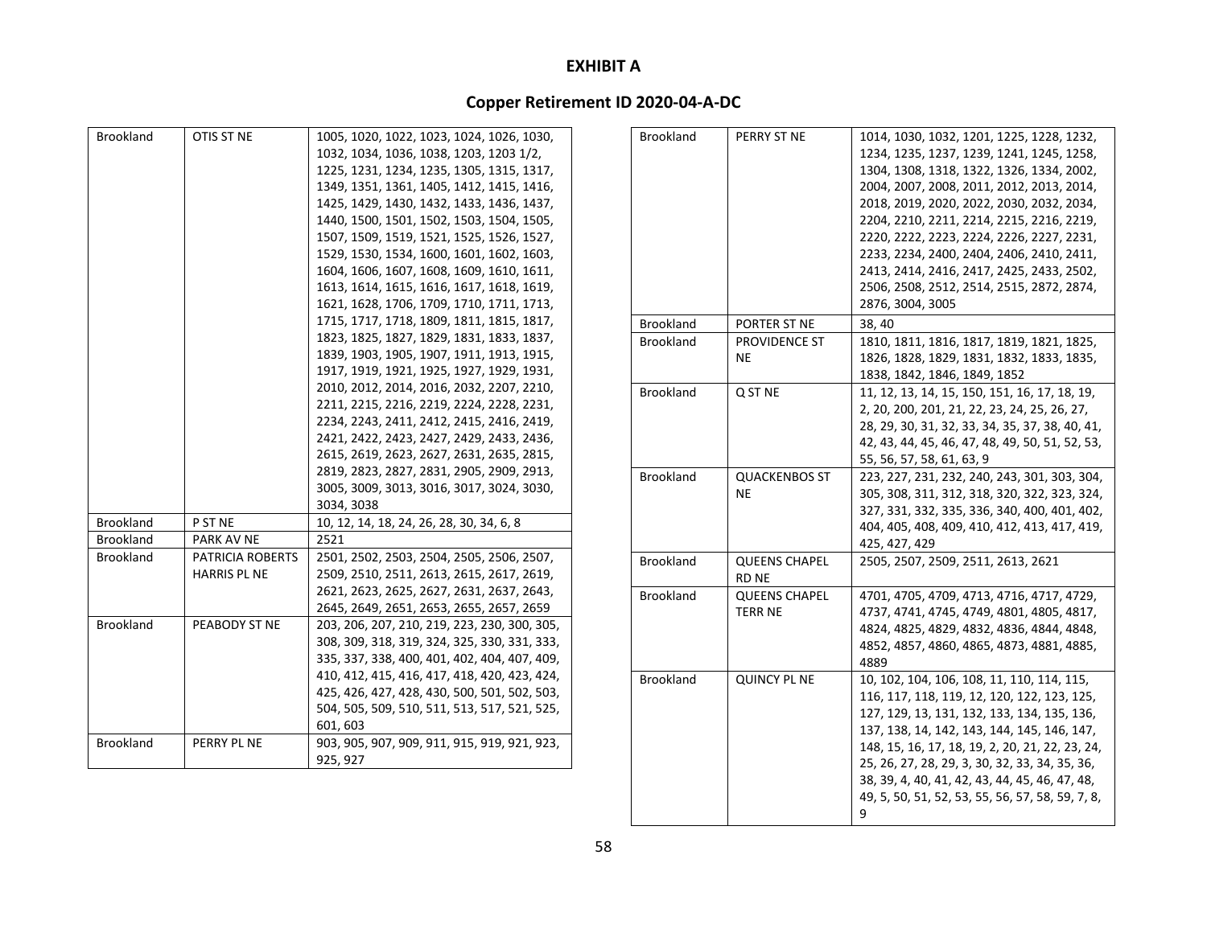# EXHIBIT A

## Copper Retirement ID 2020-04-A-DC

| | | |
|---|---|---|
| Brookland | OTIS ST NE | 1005, 1020, 1022, 1023, 1024, 1026, 1030, 1032, 1034, 1036, 1038, 1203, 1203 1/2, 1225, 1231, 1234, 1235, 1305, 1315, 1317, 1349, 1351, 1361, 1405, 1412, 1415, 1416, 1425, 1429, 1430, 1432, 1433, 1436, 1437, 1440, 1500, 1501, 1502, 1503, 1504, 1505, 1507, 1509, 1519, 1521, 1525, 1526, 1527, 1529, 1530, 1534, 1600, 1601, 1602, 1603, 1604, 1606, 1607, 1608, 1609, 1610, 1611, 1613, 1614, 1615, 1616, 1617, 1618, 1619, 1621, 1628, 1706, 1709, 1710, 1711, 1713, 1715, 1717, 1718, 1809, 1811, 1815, 1817, 1823, 1825, 1827, 1829, 1831, 1833, 1837, 1839, 1903, 1905, 1907, 1911, 1913, 1915, 1917, 1919, 1921, 1925, 1927, 1929, 1931, 2010, 2012, 2014, 2016, 2032, 2207, 2210, 2211, 2215, 2216, 2219, 2224, 2228, 2231, 2234, 2243, 2411, 2412, 2415, 2416, 2419, 2421, 2422, 2423, 2427, 2429, 2433, 2436, 2615, 2619, 2623, 2627, 2631, 2635, 2815, 2819, 2823, 2827, 2831, 2905, 2909, 2913, 3005, 3009, 3013, 3016, 3017, 3024, 3030, 3034, 3038 |
| Brookland | P ST NE | 10, 12, 14, 18, 24, 26, 28, 30, 34, 6, 8 |
| Brookland | PARK AV NE | 2521 |
| Brookland | PATRICIA ROBERTS HARRIS PL NE | 2501, 2502, 2503, 2504, 2505, 2506, 2507, 2509, 2510, 2511, 2613, 2615, 2617, 2619, 2621, 2623, 2625, 2627, 2631, 2637, 2643, 2645, 2649, 2651, 2653, 2655, 2657, 2659 |
| Brookland | PEABODY ST NE | 203, 206, 207, 210, 219, 223, 230, 300, 305, 308, 309, 318, 319, 324, 325, 330, 331, 333, 335, 337, 338, 400, 401, 402, 404, 407, 409, 410, 412, 415, 416, 417, 418, 420, 423, 424, 425, 426, 427, 428, 430, 500, 501, 502, 503, 504, 505, 509, 510, 511, 513, 517, 521, 525, 601, 603 |
| Brookland | PERRY PL NE | 903, 905, 907, 909, 911, 915, 919, 921, 923, 925, 927 |
| Brookland | PERRY ST NE | 1014, 1030, 1032, 1201, 1225, 1228, 1232, 1234, 1235, 1237, 1239, 1241, 1245, 1258, 1304, 1308, 1318, 1322, 1326, 1334, 2002, 2004, 2007, 2008, 2011, 2012, 2013, 2014, 2018, 2019, 2020, 2022, 2030, 2032, 2034, 2204, 2210, 2211, 2214, 2215, 2216, 2219, 2220, 2222, 2223, 2224, 2226, 2227, 2231, 2233, 2234, 2400, 2404, 2406, 2410, 2411, 2413, 2414, 2416, 2417, 2425, 2433, 2502, 2506, 2508, 2512, 2514, 2515, 2872, 2874, 2876, 3004, 3005 |
| Brookland | PORTER ST NE | 38, 40 |
| Brookland | PROVIDENCE ST NE | 1810, 1811, 1816, 1817, 1819, 1821, 1825, 1826, 1828, 1829, 1831, 1832, 1833, 1835, 1838, 1842, 1846, 1849, 1852 |
| Brookland | Q ST NE | 11, 12, 13, 14, 15, 150, 151, 16, 17, 18, 19, 2, 20, 200, 201, 21, 22, 23, 24, 25, 26, 27, 28, 29, 30, 31, 32, 33, 34, 35, 37, 38, 40, 41, 42, 43, 44, 45, 46, 47, 48, 49, 50, 51, 52, 53, 55, 56, 57, 58, 61, 63, 9 |
| Brookland | QUACKENBOS ST NE | 223, 227, 231, 232, 240, 243, 301, 303, 304, 305, 308, 311, 312, 318, 320, 322, 323, 324, 327, 331, 332, 335, 336, 340, 400, 401, 402, 404, 405, 408, 409, 410, 412, 413, 417, 419, 425, 427, 429 |
| Brookland | QUEENS CHAPEL RD NE | 2505, 2507, 2509, 2511, 2613, 2621 |
| Brookland | QUEENS CHAPEL TERR NE | 4701, 4705, 4709, 4713, 4716, 4717, 4729, 4737, 4741, 4745, 4749, 4801, 4805, 4817, 4824, 4825, 4829, 4832, 4836, 4844, 4848, 4852, 4857, 4860, 4865, 4873, 4881, 4885, 4889 |
| Brookland | QUINCY PL NE | 10, 102, 104, 106, 108, 11, 110, 114, 115, 116, 117, 118, 119, 12, 120, 122, 123, 125, 127, 129, 13, 131, 132, 133, 134, 135, 136, 137, 138, 14, 142, 143, 144, 145, 146, 147, 148, 15, 16, 17, 18, 19, 2, 20, 21, 22, 23, 24, 25, 26, 27, 28, 29, 3, 30, 32, 33, 34, 35, 36, 38, 39, 4, 40, 41, 42, 43, 44, 45, 46, 47, 48, 49, 5, 50, 51, 52, 53, 55, 56, 57, 58, 59, 7, 8, 9 |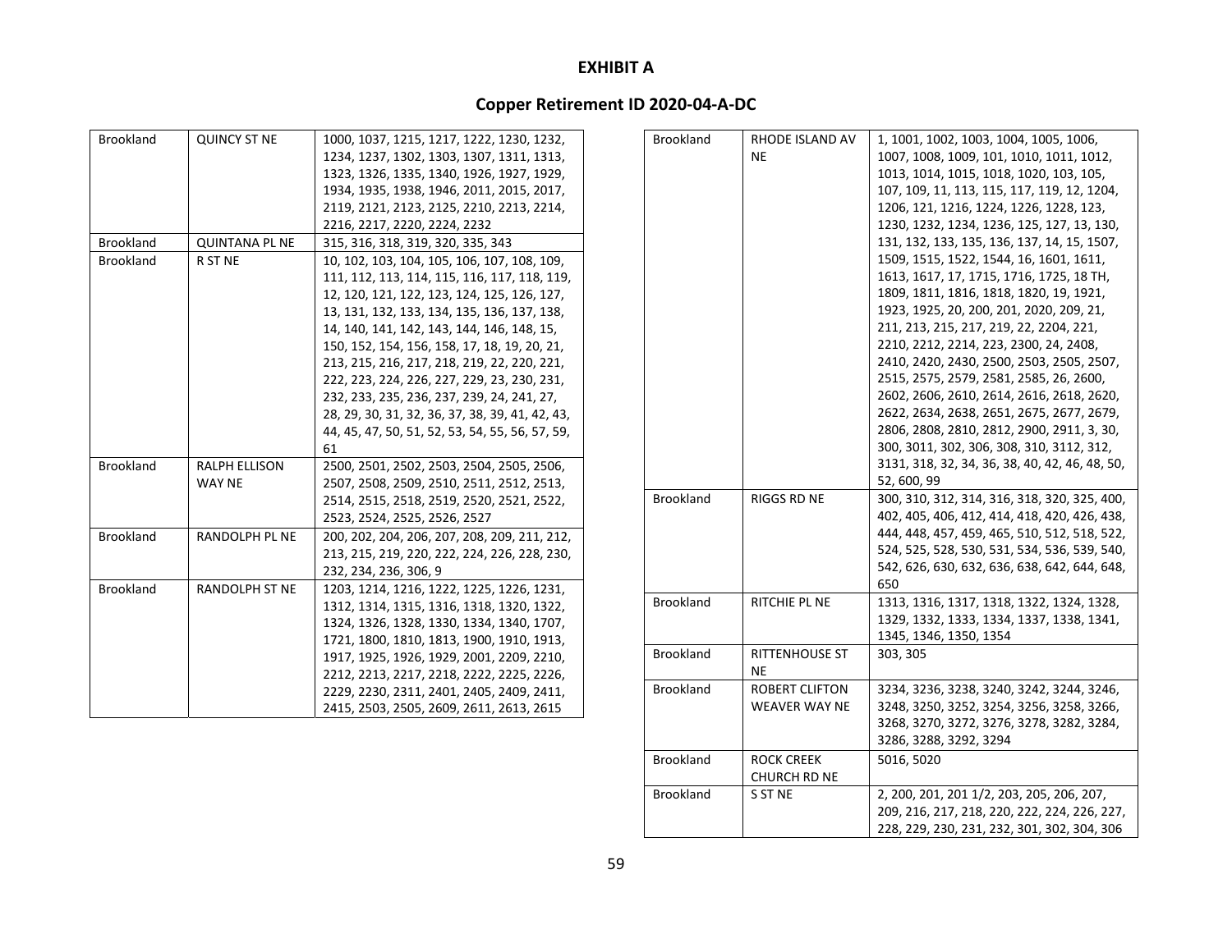**EXHIBIT A**

**Copper Retirement ID 2020-04-A-DC**

| | | |
|---|---|---|
| Brookland | QUINCY ST NE | 1000, 1037, 1215, 1217, 1222, 1230, 1232, 1234, 1237, 1302, 1303, 1307, 1311, 1313, 1323, 1326, 1335, 1340, 1926, 1927, 1929, 1934, 1935, 1938, 1946, 2011, 2015, 2017, 2119, 2121, 2123, 2125, 2210, 2213, 2214, 2216, 2217, 2220, 2224, 2232 |
| Brookland | QUINTANA PL NE | 315, 316, 318, 319, 320, 335, 343 |
| Brookland | R ST NE | 10, 102, 103, 104, 105, 106, 107, 108, 109, 111, 112, 113, 114, 115, 116, 117, 118, 119, 12, 120, 121, 122, 123, 124, 125, 126, 127, 13, 131, 132, 133, 134, 135, 136, 137, 138, 14, 140, 141, 142, 143, 144, 146, 148, 15, 150, 152, 154, 156, 158, 17, 18, 19, 20, 21, 213, 215, 216, 217, 218, 219, 22, 220, 221, 222, 223, 224, 226, 227, 229, 23, 230, 231, 232, 233, 235, 236, 237, 239, 24, 241, 27, 28, 29, 30, 31, 32, 36, 37, 38, 39, 41, 42, 43, 44, 45, 47, 50, 51, 52, 53, 54, 55, 56, 57, 59, 61 |
| Brookland | RALPH ELLISON WAY NE | 2500, 2501, 2502, 2503, 2504, 2505, 2506, 2507, 2508, 2509, 2510, 2511, 2512, 2513, 2514, 2515, 2518, 2519, 2520, 2521, 2522, 2523, 2524, 2525, 2526, 2527 |
| Brookland | RANDOLPH PL NE | 200, 202, 204, 206, 207, 208, 209, 211, 212, 213, 215, 219, 220, 222, 224, 226, 228, 230, 232, 234, 236, 306, 9 |
| Brookland | RANDOLPH ST NE | 1203, 1214, 1216, 1222, 1225, 1226, 1231, 1312, 1314, 1315, 1316, 1318, 1320, 1322, 1324, 1326, 1328, 1330, 1334, 1340, 1707, 1721, 1800, 1810, 1813, 1900, 1910, 1913, 1917, 1925, 1926, 1929, 2001, 2209, 2210, 2212, 2213, 2217, 2218, 2222, 2225, 2226, 2229, 2230, 2311, 2401, 2405, 2409, 2411, 2415, 2503, 2505, 2609, 2611, 2613, 2615 |
| Brookland | RHODE ISLAND AV NE | 1, 1001, 1002, 1003, 1004, 1005, 1006, 1007, 1008, 1009, 101, 1010, 1011, 1012, 1013, 1014, 1015, 1018, 1020, 103, 105, 107, 109, 11, 113, 115, 117, 119, 12, 1204, 1206, 121, 1216, 1224, 1226, 1228, 123, 1230, 1232, 1234, 1236, 125, 127, 13, 130, 131, 132, 133, 135, 136, 137, 14, 15, 1507, 1509, 1515, 1522, 1544, 16, 1601, 1611, 1613, 1617, 17, 1715, 1716, 1725, 18 TH, 1809, 1811, 1816, 1818, 1820, 19, 1921, 1923, 1925, 20, 200, 201, 2020, 209, 21, 211, 213, 215, 217, 219, 22, 2204, 221, 2210, 2212, 2214, 223, 2300, 24, 2408, 2410, 2420, 2430, 2500, 2503, 2505, 2507, 2515, 2575, 2579, 2581, 2585, 26, 2600, 2602, 2606, 2610, 2614, 2616, 2618, 2620, 2622, 2634, 2638, 2651, 2675, 2677, 2679, 2806, 2808, 2810, 2812, 2900, 2911, 3, 30, 300, 3011, 302, 306, 308, 310, 3112, 312, 3131, 318, 32, 34, 36, 38, 40, 42, 46, 48, 50, 52, 600, 99 |
| Brookland | RIGGS RD NE | 300, 310, 312, 314, 316, 318, 320, 325, 400, 402, 405, 406, 412, 414, 418, 420, 426, 438, 444, 448, 457, 459, 465, 510, 512, 518, 522, 524, 525, 528, 530, 531, 534, 536, 539, 540, 542, 626, 630, 632, 636, 638, 642, 644, 648, 650 |
| Brookland | RITCHIE PL NE | 1313, 1316, 1317, 1318, 1322, 1324, 1328, 1329, 1332, 1333, 1334, 1337, 1338, 1341, 1345, 1346, 1350, 1354 |
| Brookland | RITTENHOUSE ST NE | 303, 305 |
| Brookland | ROBERT CLIFTON WEAVER WAY NE | 3234, 3236, 3238, 3240, 3242, 3244, 3246, 3248, 3250, 3252, 3254, 3256, 3258, 3266, 3268, 3270, 3272, 3276, 3278, 3282, 3284, 3286, 3288, 3292, 3294 |
| Brookland | ROCK CREEK CHURCH RD NE | 5016, 5020 |
| Brookland | S ST NE | 2, 200, 201, 201 1/2, 203, 205, 206, 207, 209, 216, 217, 218, 220, 222, 224, 226, 227, 228, 229, 230, 231, 232, 301, 302, 304, 306 |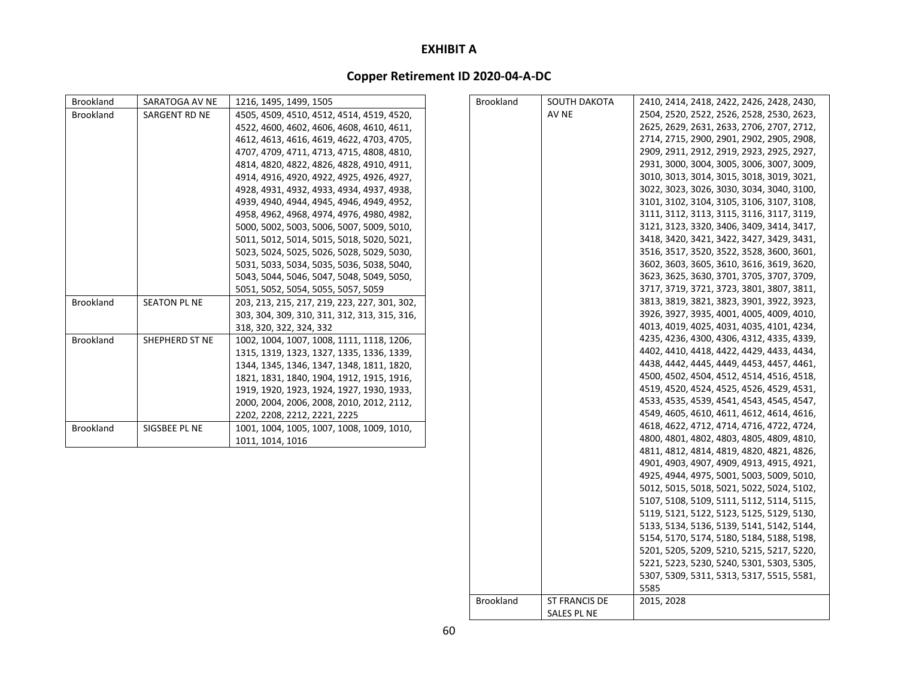**EXHIBIT A**

**Copper Retirement ID 2020-04-A-DC**

| | | |
|---|---|---|
| Brookland | SARATOGA AV NE | 1216, 1495, 1499, 1505 |
| Brookland | SARGENT RD NE | 4505, 4509, 4510, 4512, 4514, 4519, 4520, 4522, 4600, 4602, 4606, 4608, 4610, 4611, 4612, 4613, 4616, 4619, 4622, 4703, 4705, 4707, 4709, 4711, 4713, 4715, 4808, 4810, 4814, 4820, 4822, 4826, 4828, 4910, 4911, 4914, 4916, 4920, 4922, 4925, 4926, 4927, 4928, 4931, 4932, 4933, 4934, 4937, 4938, 4939, 4940, 4944, 4945, 4946, 4949, 4952, 4958, 4962, 4968, 4974, 4976, 4980, 4982, 5000, 5002, 5003, 5006, 5007, 5009, 5010, 5011, 5012, 5014, 5015, 5018, 5020, 5021, 5023, 5024, 5025, 5026, 5028, 5029, 5030, 5031, 5033, 5034, 5035, 5036, 5038, 5040, 5043, 5044, 5046, 5047, 5048, 5049, 5050, 5051, 5052, 5054, 5055, 5057, 5059 |
| Brookland | SEATON PL NE | 203, 213, 215, 217, 219, 223, 227, 301, 302, 303, 304, 309, 310, 311, 312, 313, 315, 316, 318, 320, 322, 324, 332 |
| Brookland | SHEPHERD ST NE | 1002, 1004, 1007, 1008, 1111, 1118, 1206, 1315, 1319, 1323, 1327, 1335, 1336, 1339, 1344, 1345, 1346, 1347, 1348, 1811, 1820, 1821, 1831, 1840, 1904, 1912, 1915, 1916, 1919, 1920, 1923, 1924, 1927, 1930, 1933, 2000, 2004, 2006, 2008, 2010, 2012, 2112, 2202, 2208, 2212, 2221, 2225 |
| Brookland | SIGSBEE PL NE | 1001, 1004, 1005, 1007, 1008, 1009, 1010, 1011, 1014, 1016 |
| Brookland | SOUTH DAKOTA AV NE | 2410, 2414, 2418, 2422, 2426, 2428, 2430, 2504, 2520, 2522, 2526, 2528, 2530, 2623, 2625, 2629, 2631, 2633, 2706, 2707, 2712, 2714, 2715, 2900, 2901, 2902, 2905, 2908, 2909, 2911, 2912, 2919, 2923, 2925, 2927, 2931, 3000, 3004, 3005, 3006, 3007, 3009, 3010, 3013, 3014, 3015, 3018, 3019, 3021, 3022, 3023, 3026, 3030, 3034, 3040, 3100, 3101, 3102, 3104, 3105, 3106, 3107, 3108, 3111, 3112, 3113, 3115, 3116, 3117, 3119, 3121, 3123, 3320, 3406, 3409, 3414, 3417, 3418, 3420, 3421, 3422, 3427, 3429, 3431, 3516, 3517, 3520, 3522, 3528, 3600, 3601, 3602, 3603, 3605, 3610, 3616, 3619, 3620, 3623, 3625, 3630, 3701, 3705, 3707, 3709, 3717, 3719, 3721, 3723, 3801, 3807, 3811, 3813, 3819, 3821, 3823, 3901, 3922, 3923, 3926, 3927, 3935, 4001, 4005, 4009, 4010, 4013, 4019, 4025, 4031, 4035, 4101, 4234, 4235, 4236, 4300, 4306, 4312, 4335, 4339, 4402, 4410, 4418, 4422, 4429, 4433, 4434, 4438, 4442, 4445, 4449, 4453, 4457, 4461, 4500, 4502, 4504, 4512, 4514, 4516, 4518, 4519, 4520, 4524, 4525, 4526, 4529, 4531, 4533, 4535, 4539, 4541, 4543, 4545, 4547, 4549, 4605, 4610, 4611, 4612, 4614, 4616, 4618, 4622, 4712, 4714, 4716, 4722, 4724, 4800, 4801, 4802, 4803, 4805, 4809, 4810, 4811, 4812, 4814, 4819, 4820, 4821, 4826, 4901, 4903, 4907, 4909, 4913, 4915, 4921, 4925, 4944, 4975, 5001, 5003, 5009, 5010, 5012, 5015, 5018, 5021, 5022, 5024, 5102, 5107, 5108, 5109, 5111, 5112, 5114, 5115, 5119, 5121, 5122, 5123, 5125, 5129, 5130, 5133, 5134, 5136, 5139, 5141, 5142, 5144, 5154, 5170, 5174, 5180, 5184, 5188, 5198, 5201, 5205, 5209, 5210, 5215, 5217, 5220, 5221, 5223, 5230, 5240, 5301, 5303, 5305, 5307, 5309, 5311, 5313, 5317, 5515, 5581, 5585 |
| Brookland | ST FRANCIS DE SALES PL NE | 2015, 2028 |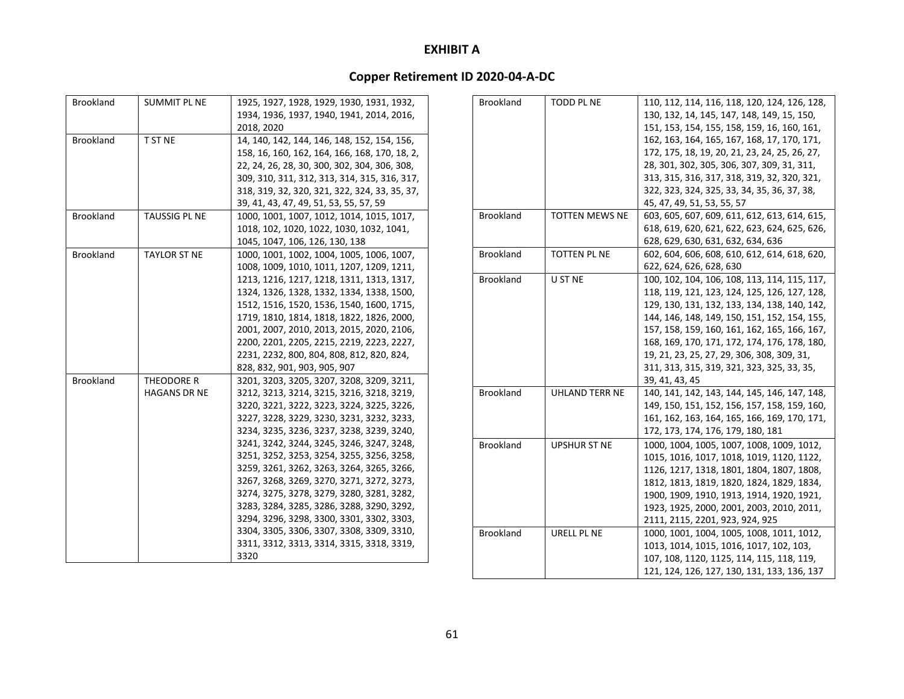# EXHIBIT A

## Copper Retirement ID 2020-04-A-DC

| | | |
|---|---|---|
| Brookland | SUMMIT PL NE | 1925, 1927, 1928, 1929, 1930, 1931, 1932, 1934, 1936, 1937, 1940, 1941, 2014, 2016, 2018, 2020 |
| Brookland | T ST NE | 14, 140, 142, 144, 146, 148, 152, 154, 156, 158, 16, 160, 162, 164, 166, 168, 170, 18, 2, 22, 24, 26, 28, 30, 300, 302, 304, 306, 308, 309, 310, 311, 312, 313, 314, 315, 316, 317, 318, 319, 32, 320, 321, 322, 324, 33, 35, 37, 39, 41, 43, 47, 49, 51, 53, 55, 57, 59 |
| Brookland | TAUSSIG PL NE | 1000, 1001, 1007, 1012, 1014, 1015, 1017, 1018, 102, 1020, 1022, 1030, 1032, 1041, 1045, 1047, 106, 126, 130, 138 |
| Brookland | TAYLOR ST NE | 1000, 1001, 1002, 1004, 1005, 1006, 1007, 1008, 1009, 1010, 1011, 1207, 1209, 1211, 1213, 1216, 1217, 1218, 1311, 1313, 1317, 1324, 1326, 1328, 1332, 1334, 1338, 1500, 1512, 1516, 1520, 1536, 1540, 1600, 1715, 1719, 1810, 1814, 1818, 1822, 1826, 2000, 2001, 2007, 2010, 2013, 2015, 2020, 2106, 2200, 2201, 2205, 2215, 2219, 2223, 2227, 2231, 2232, 800, 804, 808, 812, 820, 824, 828, 832, 901, 903, 905, 907 |
| Brookland | THEODORE R HAGANS DR NE | 3201, 3203, 3205, 3207, 3208, 3209, 3211, 3212, 3213, 3214, 3215, 3216, 3218, 3219, 3220, 3221, 3222, 3223, 3224, 3225, 3226, 3227, 3228, 3229, 3230, 3231, 3232, 3233, 3234, 3235, 3236, 3237, 3238, 3239, 3240, 3241, 3242, 3244, 3245, 3246, 3247, 3248, 3251, 3252, 3253, 3254, 3255, 3256, 3258, 3259, 3261, 3262, 3263, 3264, 3265, 3266, 3267, 3268, 3269, 3270, 3271, 3272, 3273, 3274, 3275, 3278, 3279, 3280, 3281, 3282, 3283, 3284, 3285, 3286, 3288, 3290, 3292, 3294, 3296, 3298, 3300, 3301, 3302, 3303, 3304, 3305, 3306, 3307, 3308, 3309, 3310, 3311, 3312, 3313, 3314, 3315, 3318, 3319, 3320 |
| Brookland | TODD PL NE | 110, 112, 114, 116, 118, 120, 124, 126, 128, 130, 132, 14, 145, 147, 148, 149, 15, 150, 151, 153, 154, 155, 158, 159, 16, 160, 161, 162, 163, 164, 165, 167, 168, 17, 170, 171, 172, 175, 18, 19, 20, 21, 23, 24, 25, 26, 27, 28, 301, 302, 305, 306, 307, 309, 31, 311, 313, 315, 316, 317, 318, 319, 32, 320, 321, 322, 323, 324, 325, 33, 34, 35, 36, 37, 38, 45, 47, 49, 51, 53, 55, 57 |
| Brookland | TOTTEN MEWS NE | 603, 605, 607, 609, 611, 612, 613, 614, 615, 618, 619, 620, 621, 622, 623, 624, 625, 626, 628, 629, 630, 631, 632, 634, 636 |
| Brookland | TOTTEN PL NE | 602, 604, 606, 608, 610, 612, 614, 618, 620, 622, 624, 626, 628, 630 |
| Brookland | U ST NE | 100, 102, 104, 106, 108, 113, 114, 115, 117, 118, 119, 121, 123, 124, 125, 126, 127, 128, 129, 130, 131, 132, 133, 134, 138, 140, 142, 144, 146, 148, 149, 150, 151, 152, 154, 155, 157, 158, 159, 160, 161, 162, 165, 166, 167, 168, 169, 170, 171, 172, 174, 176, 178, 180, 19, 21, 23, 25, 27, 29, 306, 308, 309, 31, 311, 313, 315, 319, 321, 323, 325, 33, 35, 39, 41, 43, 45 |
| Brookland | UHLAND TERR NE | 140, 141, 142, 143, 144, 145, 146, 147, 148, 149, 150, 151, 152, 156, 157, 158, 159, 160, 161, 162, 163, 164, 165, 166, 169, 170, 171, 172, 173, 174, 176, 179, 180, 181 |
| Brookland | UPSHUR ST NE | 1000, 1004, 1005, 1007, 1008, 1009, 1012, 1015, 1016, 1017, 1018, 1019, 1120, 1122, 1126, 1217, 1318, 1801, 1804, 1807, 1808, 1812, 1813, 1819, 1820, 1824, 1829, 1834, 1900, 1909, 1910, 1913, 1914, 1920, 1921, 1923, 1925, 2000, 2001, 2003, 2010, 2011, 2111, 2115, 2201, 923, 924, 925 |
| Brookland | URELL PL NE | 1000, 1001, 1004, 1005, 1008, 1011, 1012, 1013, 1014, 1015, 1016, 1017, 102, 103, 107, 108, 1120, 1125, 114, 115, 118, 119, 121, 124, 126, 127, 130, 131, 133, 136, 137 |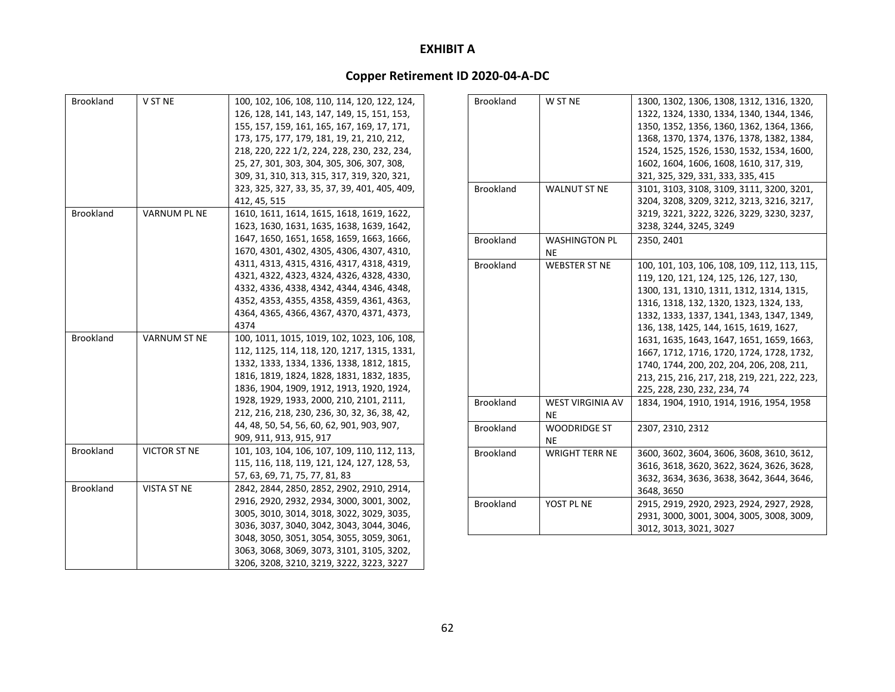# EXHIBIT A

## Copper Retirement ID 2020-04-A-DC

| | | |
|---|---|---|
| Brookland | V ST NE | 100, 102, 106, 108, 110, 114, 120, 122, 124, 126, 128, 141, 143, 147, 149, 15, 151, 153, 155, 157, 159, 161, 165, 167, 169, 17, 171, 173, 175, 177, 179, 181, 19, 21, 210, 212, 218, 220, 222 1/2, 224, 228, 230, 232, 234, 25, 27, 301, 303, 304, 305, 306, 307, 308, 309, 31, 310, 313, 315, 317, 319, 320, 321, 323, 325, 327, 33, 35, 37, 39, 401, 405, 409, 412, 45, 515 |
| Brookland | VARNUM PL NE | 1610, 1611, 1614, 1615, 1618, 1619, 1622, 1623, 1630, 1631, 1635, 1638, 1639, 1642, 1647, 1650, 1651, 1658, 1659, 1663, 1666, 1670, 4301, 4302, 4305, 4306, 4307, 4310, 4311, 4313, 4315, 4316, 4317, 4318, 4319, 4321, 4322, 4323, 4324, 4326, 4328, 4330, 4332, 4336, 4338, 4342, 4344, 4346, 4348, 4352, 4353, 4355, 4358, 4359, 4361, 4363, 4364, 4365, 4366, 4367, 4370, 4371, 4373, 4374 |
| Brookland | VARNUM ST NE | 100, 1011, 1015, 1019, 102, 1023, 106, 108, 112, 1125, 114, 118, 120, 1217, 1315, 1331, 1332, 1333, 1334, 1336, 1338, 1812, 1815, 1816, 1819, 1824, 1828, 1831, 1832, 1835, 1836, 1904, 1909, 1912, 1913, 1920, 1924, 1928, 1929, 1933, 2000, 210, 2101, 2111, 212, 216, 218, 230, 236, 30, 32, 36, 38, 42, 44, 48, 50, 54, 56, 60, 62, 901, 903, 907, 909, 911, 913, 915, 917 |
| Brookland | VICTOR ST NE | 101, 103, 104, 106, 107, 109, 110, 112, 113, 115, 116, 118, 119, 121, 124, 127, 128, 53, 57, 63, 69, 71, 75, 77, 81, 83 |
| Brookland | VISTA ST NE | 2842, 2844, 2850, 2852, 2902, 2910, 2914, 2916, 2920, 2932, 2934, 3000, 3001, 3002, 3005, 3010, 3014, 3018, 3022, 3029, 3035, 3036, 3037, 3040, 3042, 3043, 3044, 3046, 3048, 3050, 3051, 3054, 3055, 3059, 3061, 3063, 3068, 3069, 3073, 3101, 3105, 3202, 3206, 3208, 3210, 3219, 3222, 3223, 3227 |
| Brookland | W ST NE | 1300, 1302, 1306, 1308, 1312, 1316, 1320, 1322, 1324, 1330, 1334, 1340, 1344, 1346, 1350, 1352, 1356, 1360, 1362, 1364, 1366, 1368, 1370, 1374, 1376, 1378, 1382, 1384, 1524, 1525, 1526, 1530, 1532, 1534, 1600, 1602, 1604, 1606, 1608, 1610, 317, 319, 321, 325, 329, 331, 333, 335, 415 |
| Brookland | WALNUT ST NE | 3101, 3103, 3108, 3109, 3111, 3200, 3201, 3204, 3208, 3209, 3212, 3213, 3216, 3217, 3219, 3221, 3222, 3226, 3229, 3230, 3237, 3238, 3244, 3245, 3249 |
| Brookland | WASHINGTON PL NE | 2350, 2401 |
| Brookland | WEBSTER ST NE | 100, 101, 103, 106, 108, 109, 112, 113, 115, 119, 120, 121, 124, 125, 126, 127, 130, 1300, 131, 1310, 1311, 1312, 1314, 1315, 1316, 1318, 132, 1320, 1323, 1324, 133, 1332, 1333, 1337, 1341, 1343, 1347, 1349, 136, 138, 1425, 144, 1615, 1619, 1627, 1631, 1635, 1643, 1647, 1651, 1659, 1663, 1667, 1712, 1716, 1720, 1724, 1728, 1732, 1740, 1744, 200, 202, 204, 206, 208, 211, 213, 215, 216, 217, 218, 219, 221, 222, 223, 225, 228, 230, 232, 234, 74 |
| Brookland | WEST VIRGINIA AV NE | 1834, 1904, 1910, 1914, 1916, 1954, 1958 |
| Brookland | WOODRIDGE ST NE | 2307, 2310, 2312 |
| Brookland | WRIGHT TERR NE | 3600, 3602, 3604, 3606, 3608, 3610, 3612, 3616, 3618, 3620, 3622, 3624, 3626, 3628, 3632, 3634, 3636, 3638, 3642, 3644, 3646, 3648, 3650 |
| Brookland | YOST PL NE | 2915, 2919, 2920, 2923, 2924, 2927, 2928, 2931, 3000, 3001, 3004, 3005, 3008, 3009, 3012, 3013, 3021, 3027 |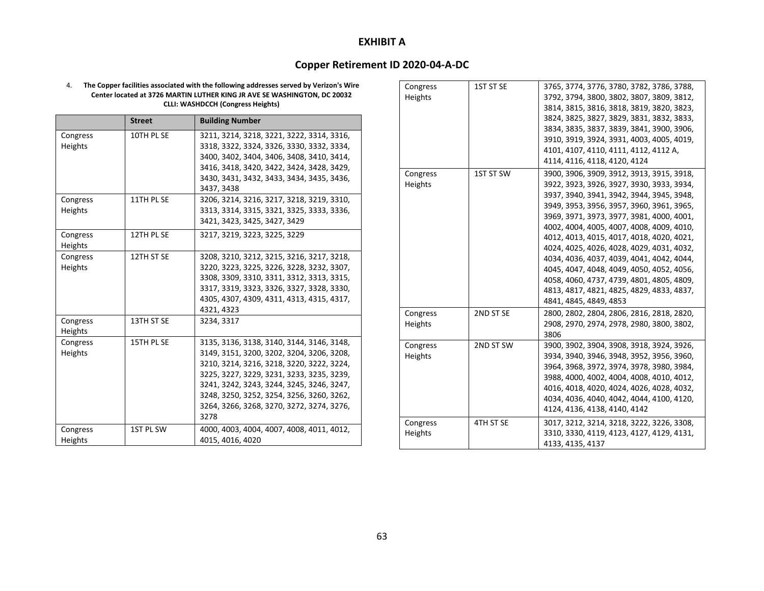# EXHIBIT A

## Copper Retirement ID 2020-04-A-DC

4. **The Copper facilities associated with the following addresses served by Verizon's Wire Center located at 3726 MARTIN LUTHER KING JR AVE SE WASHINGTON, DC 20032 CLLI: WASHDCCH (Congress Heights)**

| | Street | Building Number |
|---|---|---|
| Congress Heights | 10TH PL SE | 3211, 3214, 3218, 3221, 3222, 3314, 3316, 3318, 3322, 3324, 3326, 3330, 3332, 3334, 3400, 3402, 3404, 3406, 3408, 3410, 3414, 3416, 3418, 3420, 3422, 3424, 3428, 3429, 3430, 3431, 3432, 3433, 3434, 3435, 3436, 3437, 3438 |
| Congress Heights | 11TH PL SE | 3206, 3214, 3216, 3217, 3218, 3219, 3310, 3313, 3314, 3315, 3321, 3325, 3333, 3336, 3421, 3423, 3425, 3427, 3429 |
| Congress Heights | 12TH PL SE | 3217, 3219, 3223, 3225, 3229 |
| Congress Heights | 12TH ST SE | 3208, 3210, 3212, 3215, 3216, 3217, 3218, 3220, 3223, 3225, 3226, 3228, 3232, 3307, 3308, 3309, 3310, 3311, 3312, 3313, 3315, 3317, 3319, 3323, 3326, 3327, 3328, 3330, 4305, 4307, 4309, 4311, 4313, 4315, 4317, 4321, 4323 |
| Congress Heights | 13TH ST SE | 3234, 3317 |
| Congress Heights | 15TH PL SE | 3135, 3136, 3138, 3140, 3144, 3146, 3148, 3149, 3151, 3200, 3202, 3204, 3206, 3208, 3210, 3214, 3216, 3218, 3220, 3222, 3224, 3225, 3227, 3229, 3231, 3233, 3235, 3239, 3241, 3242, 3243, 3244, 3245, 3246, 3247, 3248, 3250, 3252, 3254, 3256, 3260, 3262, 3264, 3266, 3268, 3270, 3272, 3274, 3276, 3278 |
| Congress Heights | 1ST PL SW | 4000, 4003, 4004, 4007, 4008, 4011, 4012, 4015, 4016, 4020 |
| Congress Heights | 1ST ST SE | 3765, 3774, 3776, 3780, 3782, 3786, 3788, 3792, 3794, 3800, 3802, 3807, 3809, 3812, 3814, 3815, 3816, 3818, 3819, 3820, 3823, 3824, 3825, 3827, 3829, 3831, 3832, 3833, 3834, 3835, 3837, 3839, 3841, 3900, 3906, 3910, 3919, 3924, 3931, 4003, 4005, 4019, 4101, 4107, 4110, 4111, 4112, 4112 A, 4114, 4116, 4118, 4120, 4124 |
| Congress Heights | 1ST ST SW | 3900, 3906, 3909, 3912, 3913, 3915, 3918, 3922, 3923, 3926, 3927, 3930, 3933, 3934, 3937, 3940, 3941, 3942, 3944, 3945, 3948, 3949, 3953, 3956, 3957, 3960, 3961, 3965, 3969, 3971, 3973, 3977, 3981, 4000, 4001, 4002, 4004, 4005, 4007, 4008, 4009, 4010, 4012, 4013, 4015, 4017, 4018, 4020, 4021, 4024, 4025, 4026, 4028, 4029, 4031, 4032, 4034, 4036, 4037, 4039, 4041, 4042, 4044, 4045, 4047, 4048, 4049, 4050, 4052, 4056, 4058, 4060, 4737, 4739, 4801, 4805, 4809, 4813, 4817, 4821, 4825, 4829, 4833, 4837, 4841, 4845, 4849, 4853 |
| Congress Heights | 2ND ST SE | 2800, 2802, 2804, 2806, 2816, 2818, 2820, 2908, 2970, 2974, 2978, 2980, 3800, 3802, 3806 |
| Congress Heights | 2ND ST SW | 3900, 3902, 3904, 3908, 3918, 3924, 3926, 3934, 3940, 3946, 3948, 3952, 3956, 3960, 3964, 3968, 3972, 3974, 3978, 3980, 3984, 3988, 4000, 4002, 4004, 4008, 4010, 4012, 4016, 4018, 4020, 4024, 4026, 4028, 4032, 4034, 4036, 4040, 4042, 4044, 4100, 4120, 4124, 4136, 4138, 4140, 4142 |
| Congress Heights | 4TH ST SE | 3017, 3212, 3214, 3218, 3222, 3226, 3308, 3310, 3330, 4119, 4123, 4127, 4129, 4131, 4133, 4135, 4137 |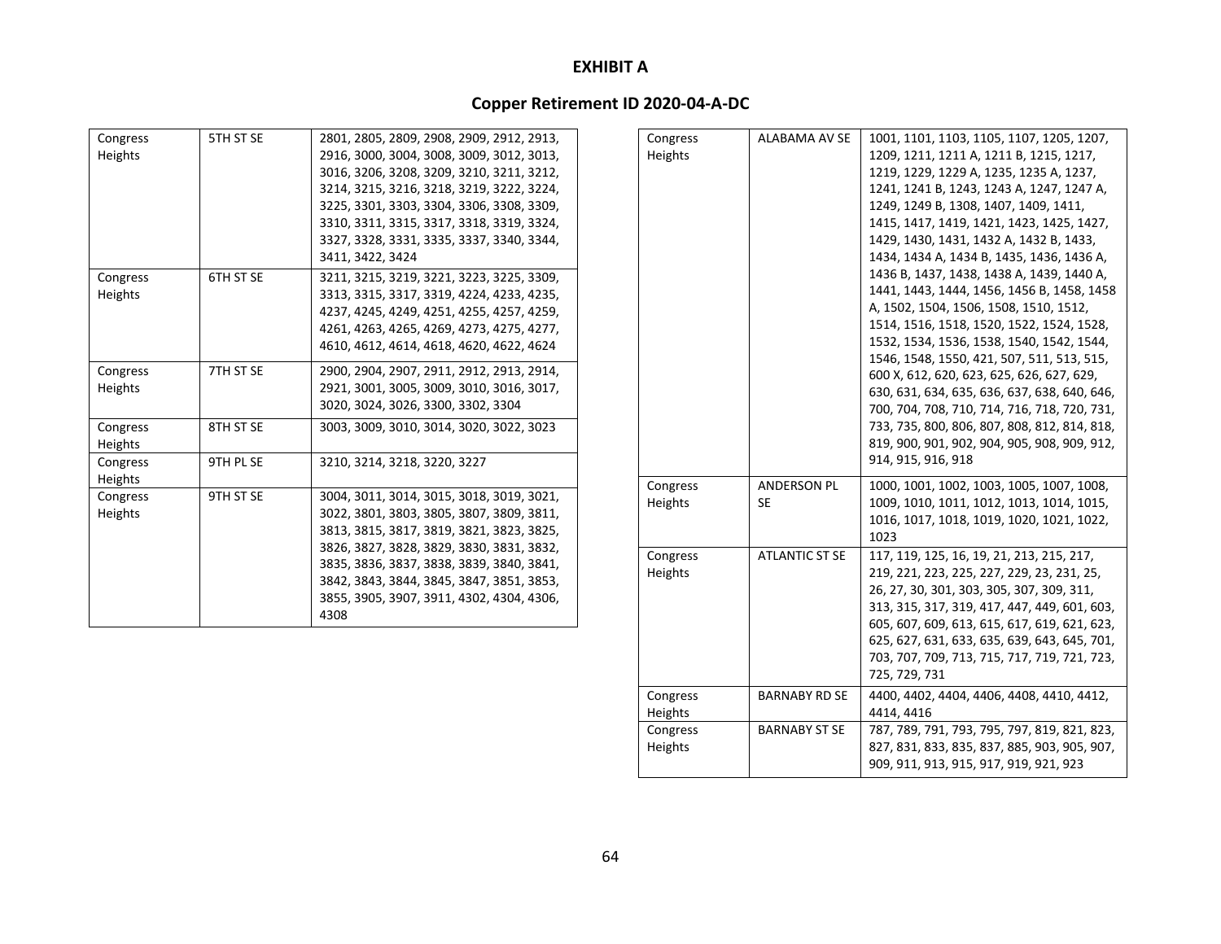**EXHIBIT A**

**Copper Retirement ID 2020-04-A-DC**

| | | |
|---|---|---|
| Congress Heights | 5TH ST SE | 2801, 2805, 2809, 2908, 2909, 2912, 2913, 2916, 3000, 3004, 3008, 3009, 3012, 3013, 3016, 3206, 3208, 3209, 3210, 3211, 3212, 3214, 3215, 3216, 3218, 3219, 3222, 3224, 3225, 3301, 3303, 3304, 3306, 3308, 3309, 3310, 3311, 3315, 3317, 3318, 3319, 3324, 3327, 3328, 3331, 3335, 3337, 3340, 3344, 3411, 3422, 3424 |
| Congress Heights | 6TH ST SE | 3211, 3215, 3219, 3221, 3223, 3225, 3309, 3313, 3315, 3317, 3319, 4224, 4233, 4235, 4237, 4245, 4249, 4251, 4255, 4257, 4259, 4261, 4263, 4265, 4269, 4273, 4275, 4277, 4610, 4612, 4614, 4618, 4620, 4622, 4624 |
| Congress Heights | 7TH ST SE | 2900, 2904, 2907, 2911, 2912, 2913, 2914, 2921, 3001, 3005, 3009, 3010, 3016, 3017, 3020, 3024, 3026, 3300, 3302, 3304 |
| Congress Heights | 8TH ST SE | 3003, 3009, 3010, 3014, 3020, 3022, 3023 |
| Congress Heights | 9TH PL SE | 3210, 3214, 3218, 3220, 3227 |
| Congress Heights | 9TH ST SE | 3004, 3011, 3014, 3015, 3018, 3019, 3021, 3022, 3801, 3803, 3805, 3807, 3809, 3811, 3813, 3815, 3817, 3819, 3821, 3823, 3825, 3826, 3827, 3828, 3829, 3830, 3831, 3832, 3835, 3836, 3837, 3838, 3839, 3840, 3841, 3842, 3843, 3844, 3845, 3847, 3851, 3853, 3855, 3905, 3907, 3911, 4302, 4304, 4306, 4308 |
| Congress Heights | ALABAMA AV SE | 1001, 1101, 1103, 1105, 1107, 1205, 1207, 1209, 1211, 1211 A, 1211 B, 1215, 1217, 1219, 1229, 1229 A, 1235, 1235 A, 1237, 1241, 1241 B, 1243, 1243 A, 1247, 1247 A, 1249, 1249 B, 1308, 1407, 1409, 1411, 1415, 1417, 1419, 1421, 1423, 1425, 1427, 1429, 1430, 1431, 1432 A, 1432 B, 1433, 1434, 1434 A, 1434 B, 1435, 1436, 1436 A, 1436 B, 1437, 1438, 1438 A, 1439, 1440 A, 1441, 1443, 1444, 1456, 1456 B, 1458, 1458 A, 1502, 1504, 1506, 1508, 1510, 1512, 1514, 1516, 1518, 1520, 1522, 1524, 1528, 1532, 1534, 1536, 1538, 1540, 1542, 1544, 1546, 1548, 1550, 421, 507, 511, 513, 515, 600 X, 612, 620, 623, 625, 626, 627, 629, 630, 631, 634, 635, 636, 637, 638, 640, 646, 700, 704, 708, 710, 714, 716, 718, 720, 731, 733, 735, 800, 806, 807, 808, 812, 814, 818, 819, 900, 901, 902, 904, 905, 908, 909, 912, 914, 915, 916, 918 |
| Congress Heights | ANDERSON PL SE | 1000, 1001, 1002, 1003, 1005, 1007, 1008, 1009, 1010, 1011, 1012, 1013, 1014, 1015, 1016, 1017, 1018, 1019, 1020, 1021, 1022, 1023 |
| Congress Heights | ATLANTIC ST SE | 117, 119, 125, 16, 19, 21, 213, 215, 217, 219, 221, 223, 225, 227, 229, 23, 231, 25, 26, 27, 30, 301, 303, 305, 307, 309, 311, 313, 315, 317, 319, 417, 447, 449, 601, 603, 605, 607, 609, 613, 615, 617, 619, 621, 623, 625, 627, 631, 633, 635, 639, 643, 645, 701, 703, 707, 709, 713, 715, 717, 719, 721, 723, 725, 729, 731 |
| Congress Heights | BARNABY RD SE | 4400, 4402, 4404, 4406, 4408, 4410, 4412, 4414, 4416 |
| Congress Heights | BARNABY ST SE | 787, 789, 791, 793, 795, 797, 819, 821, 823, 827, 831, 833, 835, 837, 885, 903, 905, 907, 909, 911, 913, 915, 917, 919, 921, 923 |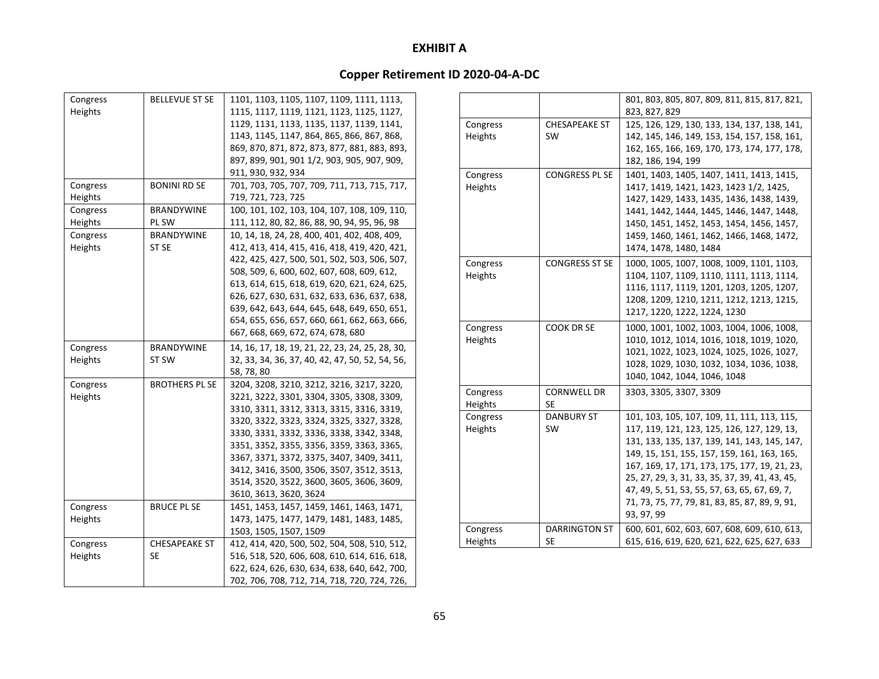**EXHIBIT A**

**Copper Retirement ID 2020-04-A-DC**

| | | |
|---|---|---|
| Congress Heights | BELLEVUE ST SE | 1101, 1103, 1105, 1107, 1109, 1111, 1113, 1115, 1117, 1119, 1121, 1123, 1125, 1127, 1129, 1131, 1133, 1135, 1137, 1139, 1141, 1143, 1145, 1147, 864, 865, 866, 867, 868, 869, 870, 871, 872, 873, 877, 881, 883, 893, 897, 899, 901, 901 1/2, 903, 905, 907, 909, 911, 930, 932, 934 |
| Congress Heights | BONINI RD SE | 701, 703, 705, 707, 709, 711, 713, 715, 717, 719, 721, 723, 725 |
| Congress Heights | BRANDYWINE PL SW | 100, 101, 102, 103, 104, 107, 108, 109, 110, 111, 112, 80, 82, 86, 88, 90, 94, 95, 96, 98 |
| Congress Heights | BRANDYWINE ST SE | 10, 14, 18, 24, 28, 400, 401, 402, 408, 409, 412, 413, 414, 415, 416, 418, 419, 420, 421, 422, 425, 427, 500, 501, 502, 503, 506, 507, 508, 509, 6, 600, 602, 607, 608, 609, 612, 613, 614, 615, 618, 619, 620, 621, 624, 625, 626, 627, 630, 631, 632, 633, 636, 637, 638, 639, 642, 643, 644, 645, 648, 649, 650, 651, 654, 655, 656, 657, 660, 661, 662, 663, 666, 667, 668, 669, 672, 674, 678, 680 |
| Congress Heights | BRANDYWINE ST SW | 14, 16, 17, 18, 19, 21, 22, 23, 24, 25, 28, 30, 32, 33, 34, 36, 37, 40, 42, 47, 50, 52, 54, 56, 58, 78, 80 |
| Congress Heights | BROTHERS PL SE | 3204, 3208, 3210, 3212, 3216, 3217, 3220, 3221, 3222, 3301, 3304, 3305, 3308, 3309, 3310, 3311, 3312, 3313, 3315, 3316, 3319, 3320, 3322, 3323, 3324, 3325, 3327, 3328, 3330, 3331, 3332, 3336, 3338, 3342, 3348, 3351, 3352, 3355, 3356, 3359, 3363, 3365, 3367, 3371, 3372, 3375, 3407, 3409, 3411, 3412, 3416, 3500, 3506, 3507, 3512, 3513, 3514, 3520, 3522, 3600, 3605, 3606, 3609, 3610, 3613, 3620, 3624 |
| Congress Heights | BRUCE PL SE | 1451, 1453, 1457, 1459, 1461, 1463, 1471, 1473, 1475, 1477, 1479, 1481, 1483, 1485, 1503, 1505, 1507, 1509 |
| Congress Heights | CHESAPEAKE ST SE | 412, 414, 420, 500, 502, 504, 508, 510, 512, 516, 518, 520, 606, 608, 610, 614, 616, 618, 622, 624, 626, 630, 634, 638, 640, 642, 700, 702, 706, 708, 712, 714, 718, 720, 724, 726, 801, 803, 805, 807, 809, 811, 815, 817, 821, 823, 827, 829 |
| Congress Heights | CHESAPEAKE ST SW | 125, 126, 129, 130, 133, 134, 137, 138, 141, 142, 145, 146, 149, 153, 154, 157, 158, 161, 162, 165, 166, 169, 170, 173, 174, 177, 178, 182, 186, 194, 199 |
| Congress Heights | CONGRESS PL SE | 1401, 1403, 1405, 1407, 1411, 1413, 1415, 1417, 1419, 1421, 1423, 1423 1/2, 1425, 1427, 1429, 1433, 1435, 1436, 1438, 1439, 1441, 1442, 1444, 1445, 1446, 1447, 1448, 1450, 1451, 1452, 1453, 1454, 1456, 1457, 1459, 1460, 1461, 1462, 1466, 1468, 1472, 1474, 1478, 1480, 1484 |
| Congress Heights | CONGRESS ST SE | 1000, 1005, 1007, 1008, 1009, 1101, 1103, 1104, 1107, 1109, 1110, 1111, 1113, 1114, 1116, 1117, 1119, 1201, 1203, 1205, 1207, 1208, 1209, 1210, 1211, 1212, 1213, 1215, 1217, 1220, 1222, 1224, 1230 |
| Congress Heights | COOK DR SE | 1000, 1001, 1002, 1003, 1004, 1006, 1008, 1010, 1012, 1014, 1016, 1018, 1019, 1020, 1021, 1022, 1023, 1024, 1025, 1026, 1027, 1028, 1029, 1030, 1032, 1034, 1036, 1038, 1040, 1042, 1044, 1046, 1048 |
| Congress Heights | CORNWELL DR SE | 3303, 3305, 3307, 3309 |
| Congress Heights | DANBURY ST SW | 101, 103, 105, 107, 109, 11, 111, 113, 115, 117, 119, 121, 123, 125, 126, 127, 129, 13, 131, 133, 135, 137, 139, 141, 143, 145, 147, 149, 15, 151, 155, 157, 159, 161, 163, 165, 167, 169, 17, 171, 173, 175, 177, 19, 21, 23, 25, 27, 29, 3, 31, 33, 35, 37, 39, 41, 43, 45, 47, 49, 5, 51, 53, 55, 57, 63, 65, 67, 69, 7, 71, 73, 75, 77, 79, 81, 83, 85, 87, 89, 9, 91, 93, 97, 99 |
| Congress Heights | DARRINGTON ST SE | 600, 601, 602, 603, 607, 608, 609, 610, 613, 615, 616, 619, 620, 621, 622, 625, 627, 633 |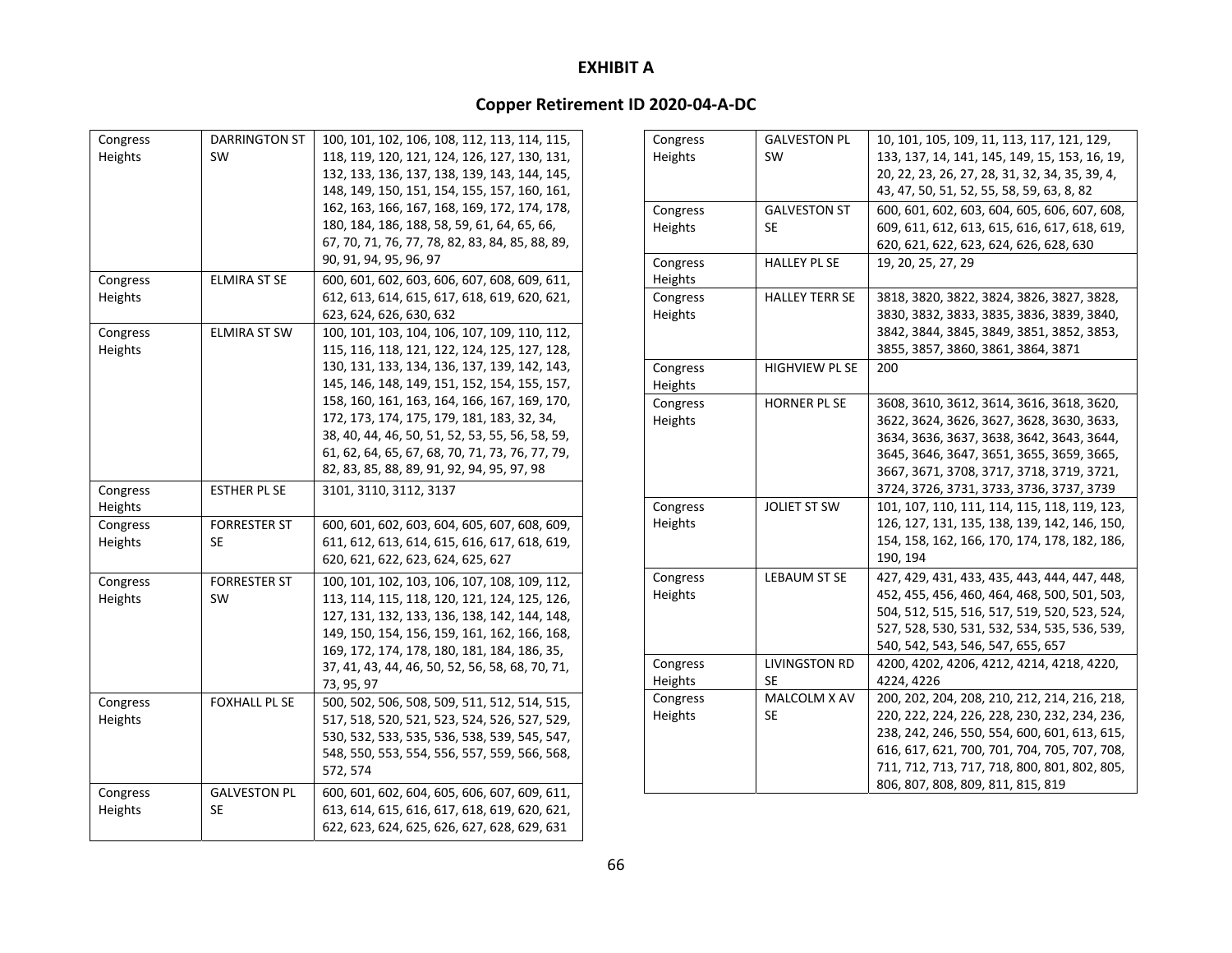**EXHIBIT A**

**Copper Retirement ID 2020-04-A-DC**

| | | |
|---|---|---|
| Congress Heights | DARRINGTON ST SW | 100, 101, 102, 106, 108, 112, 113, 114, 115, 118, 119, 120, 121, 124, 126, 127, 130, 131, 132, 133, 136, 137, 138, 139, 143, 144, 145, 148, 149, 150, 151, 154, 155, 157, 160, 161, 162, 163, 166, 167, 168, 169, 172, 174, 178, 180, 184, 186, 188, 58, 59, 61, 64, 65, 66, 67, 70, 71, 76, 77, 78, 82, 83, 84, 85, 88, 89, 90, 91, 94, 95, 96, 97 |
| Congress Heights | ELMIRA ST SE | 600, 601, 602, 603, 606, 607, 608, 609, 611, 612, 613, 614, 615, 617, 618, 619, 620, 621, 623, 624, 626, 630, 632 |
| Congress Heights | ELMIRA ST SW | 100, 101, 103, 104, 106, 107, 109, 110, 112, 115, 116, 118, 121, 122, 124, 125, 127, 128, 130, 131, 133, 134, 136, 137, 139, 142, 143, 145, 146, 148, 149, 151, 152, 154, 155, 157, 158, 160, 161, 163, 164, 166, 167, 169, 170, 172, 173, 174, 175, 179, 181, 183, 32, 34, 38, 40, 44, 46, 50, 51, 52, 53, 55, 56, 58, 59, 61, 62, 64, 65, 67, 68, 70, 71, 73, 76, 77, 79, 82, 83, 85, 88, 89, 91, 92, 94, 95, 97, 98 |
| Congress Heights | ESTHER PL SE | 3101, 3110, 3112, 3137 |
| Congress Heights | FORRESTER ST SE | 600, 601, 602, 603, 604, 605, 607, 608, 609, 611, 612, 613, 614, 615, 616, 617, 618, 619, 620, 621, 622, 623, 624, 625, 627 |
| Congress Heights | FORRESTER ST SW | 100, 101, 102, 103, 106, 107, 108, 109, 112, 113, 114, 115, 118, 120, 121, 124, 125, 126, 127, 131, 132, 133, 136, 138, 142, 144, 148, 149, 150, 154, 156, 159, 161, 162, 166, 168, 169, 172, 174, 178, 180, 181, 184, 186, 35, 37, 41, 43, 44, 46, 50, 52, 56, 58, 68, 70, 71, 73, 95, 97 |
| Congress Heights | FOXHALL PL SE | 500, 502, 506, 508, 509, 511, 512, 514, 515, 517, 518, 520, 521, 523, 524, 526, 527, 529, 530, 532, 533, 535, 536, 538, 539, 545, 547, 548, 550, 553, 554, 556, 557, 559, 566, 568, 572, 574 |
| Congress Heights | GALVESTON PL SE | 600, 601, 602, 604, 605, 606, 607, 609, 611, 613, 614, 615, 616, 617, 618, 619, 620, 621, 622, 623, 624, 625, 626, 627, 628, 629, 631 |
| Congress Heights | GALVESTON PL SW | 10, 101, 105, 109, 11, 113, 117, 121, 129, 133, 137, 14, 141, 145, 149, 15, 153, 16, 19, 20, 22, 23, 26, 27, 28, 31, 32, 34, 35, 39, 4, 43, 47, 50, 51, 52, 55, 58, 59, 63, 8, 82 |
| Congress Heights | GALVESTON ST SE | 600, 601, 602, 603, 604, 605, 606, 607, 608, 609, 611, 612, 613, 615, 616, 617, 618, 619, 620, 621, 622, 623, 624, 626, 628, 630 |
| Congress Heights | HALLEY PL SE | 19, 20, 25, 27, 29 |
| Congress Heights | HALLEY TERR SE | 3818, 3820, 3822, 3824, 3826, 3827, 3828, 3830, 3832, 3833, 3835, 3836, 3839, 3840, 3842, 3844, 3845, 3849, 3851, 3852, 3853, 3855, 3857, 3860, 3861, 3864, 3871 |
| Congress Heights | HIGHVIEW PL SE | 200 |
| Congress Heights | HORNER PL SE | 3608, 3610, 3612, 3614, 3616, 3618, 3620, 3622, 3624, 3626, 3627, 3628, 3630, 3633, 3634, 3636, 3637, 3638, 3642, 3643, 3644, 3645, 3646, 3647, 3651, 3655, 3659, 3665, 3667, 3671, 3708, 3717, 3718, 3719, 3721, 3724, 3726, 3731, 3733, 3736, 3737, 3739 |
| Congress Heights | JOLIET ST SW | 101, 107, 110, 111, 114, 115, 118, 119, 123, 126, 127, 131, 135, 138, 139, 142, 146, 150, 154, 158, 162, 166, 170, 174, 178, 182, 186, 190, 194 |
| Congress Heights | LEBAUM ST SE | 427, 429, 431, 433, 435, 443, 444, 447, 448, 452, 455, 456, 460, 464, 468, 500, 501, 503, 504, 512, 515, 516, 517, 519, 520, 523, 524, 527, 528, 530, 531, 532, 534, 535, 536, 539, 540, 542, 543, 546, 547, 655, 657 |
| Congress Heights | LIVINGSTON RD SE | 4200, 4202, 4206, 4212, 4214, 4218, 4220, 4224, 4226 |
| Congress Heights | MALCOLM X AV SE | 200, 202, 204, 208, 210, 212, 214, 216, 218, 220, 222, 224, 226, 228, 230, 232, 234, 236, 238, 242, 246, 550, 554, 600, 601, 613, 615, 616, 617, 621, 700, 701, 704, 705, 707, 708, 711, 712, 713, 717, 718, 800, 801, 802, 805, 806, 807, 808, 809, 811, 815, 819 |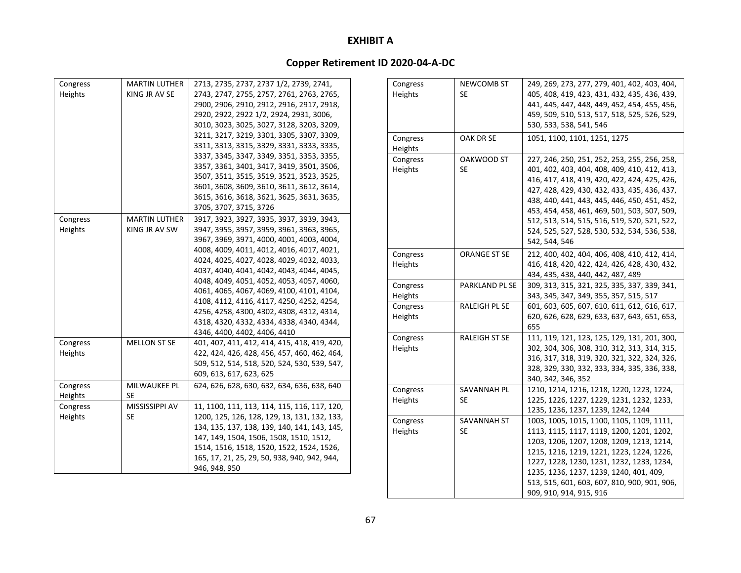**EXHIBIT A**

**Copper Retirement ID 2020-04-A-DC**

| | | |
|---|---|---|
| Congress Heights | MARTIN LUTHER KING JR AV SE | 2713, 2735, 2737, 2737 1/2, 2739, 2741, 2743, 2747, 2755, 2757, 2761, 2763, 2765, 2900, 2906, 2910, 2912, 2916, 2917, 2918, 2920, 2922, 2922 1/2, 2924, 2931, 3006, 3010, 3023, 3025, 3027, 3128, 3203, 3209, 3211, 3217, 3219, 3301, 3305, 3307, 3309, 3311, 3313, 3315, 3329, 3331, 3333, 3335, 3337, 3345, 3347, 3349, 3351, 3353, 3355, 3357, 3361, 3401, 3417, 3419, 3501, 3506, 3507, 3511, 3515, 3519, 3521, 3523, 3525, 3601, 3608, 3609, 3610, 3611, 3612, 3614, 3615, 3616, 3618, 3621, 3625, 3631, 3635, 3705, 3707, 3715, 3726 |
| Congress Heights | MARTIN LUTHER KING JR AV SW | 3917, 3923, 3927, 3935, 3937, 3939, 3943, 3947, 3955, 3957, 3959, 3961, 3963, 3965, 3967, 3969, 3971, 4000, 4001, 4003, 4004, 4008, 4009, 4011, 4012, 4016, 4017, 4021, 4024, 4025, 4027, 4028, 4029, 4032, 4033, 4037, 4040, 4041, 4042, 4043, 4044, 4045, 4048, 4049, 4051, 4052, 4053, 4057, 4060, 4061, 4065, 4067, 4069, 4100, 4101, 4104, 4108, 4112, 4116, 4117, 4250, 4252, 4254, 4256, 4258, 4300, 4302, 4308, 4312, 4314, 4318, 4320, 4332, 4334, 4338, 4340, 4344, 4346, 4400, 4402, 4406, 4410 |
| Congress Heights | MELLON ST SE | 401, 407, 411, 412, 414, 415, 418, 419, 420, 422, 424, 426, 428, 456, 457, 460, 462, 464, 509, 512, 514, 518, 520, 524, 530, 539, 547, 609, 613, 617, 623, 625 |
| Congress Heights | MILWAUKEE PL SE | 624, 626, 628, 630, 632, 634, 636, 638, 640 |
| Congress Heights | MISSISSIPPI AV SE | 11, 1100, 111, 113, 114, 115, 116, 117, 120, 1200, 125, 126, 128, 129, 13, 131, 132, 133, 134, 135, 137, 138, 139, 140, 141, 143, 145, 147, 149, 1504, 1506, 1508, 1510, 1512, 1514, 1516, 1518, 1520, 1522, 1524, 1526, 165, 17, 21, 25, 29, 50, 938, 940, 942, 944, 946, 948, 950 |
| Congress Heights | NEWCOMB ST SE | 249, 269, 273, 277, 279, 401, 402, 403, 404, 405, 408, 419, 423, 431, 432, 435, 436, 439, 441, 445, 447, 448, 449, 452, 454, 455, 456, 459, 509, 510, 513, 517, 518, 525, 526, 529, 530, 533, 538, 541, 546 |
| Congress Heights | OAK DR SE | 1051, 1100, 1101, 1251, 1275 |
| Congress Heights | OAKWOOD ST SE | 227, 246, 250, 251, 252, 253, 255, 256, 258, 401, 402, 403, 404, 408, 409, 410, 412, 413, 416, 417, 418, 419, 420, 422, 424, 425, 426, 427, 428, 429, 430, 432, 433, 435, 436, 437, 438, 440, 441, 443, 445, 446, 450, 451, 452, 453, 454, 458, 461, 469, 501, 503, 507, 509, 512, 513, 514, 515, 516, 519, 520, 521, 522, 524, 525, 527, 528, 530, 532, 534, 536, 538, 542, 544, 546 |
| Congress Heights | ORANGE ST SE | 212, 400, 402, 404, 406, 408, 410, 412, 414, 416, 418, 420, 422, 424, 426, 428, 430, 432, 434, 435, 438, 440, 442, 487, 489 |
| Congress Heights | PARKLAND PL SE | 309, 313, 315, 321, 325, 335, 337, 339, 341, 343, 345, 347, 349, 355, 357, 515, 517 |
| Congress Heights | RALEIGH PL SE | 601, 603, 605, 607, 610, 611, 612, 616, 617, 620, 626, 628, 629, 633, 637, 643, 651, 653, 655 |
| Congress Heights | RALEIGH ST SE | 111, 119, 121, 123, 125, 129, 131, 201, 300, 302, 304, 306, 308, 310, 312, 313, 314, 315, 316, 317, 318, 319, 320, 321, 322, 324, 326, 328, 329, 330, 332, 333, 334, 335, 336, 338, 340, 342, 346, 352 |
| Congress Heights | SAVANNAH PL SE | 1210, 1214, 1216, 1218, 1220, 1223, 1224, 1225, 1226, 1227, 1229, 1231, 1232, 1233, 1235, 1236, 1237, 1239, 1242, 1244 |
| Congress Heights | SAVANNAH ST SE | 1003, 1005, 1015, 1100, 1105, 1109, 1111, 1113, 1115, 1117, 1119, 1200, 1201, 1202, 1203, 1206, 1207, 1208, 1209, 1213, 1214, 1215, 1216, 1219, 1221, 1223, 1224, 1226, 1227, 1228, 1230, 1231, 1232, 1233, 1234, 1235, 1236, 1237, 1239, 1240, 401, 409, 513, 515, 601, 603, 607, 810, 900, 901, 906, 909, 910, 914, 915, 916 |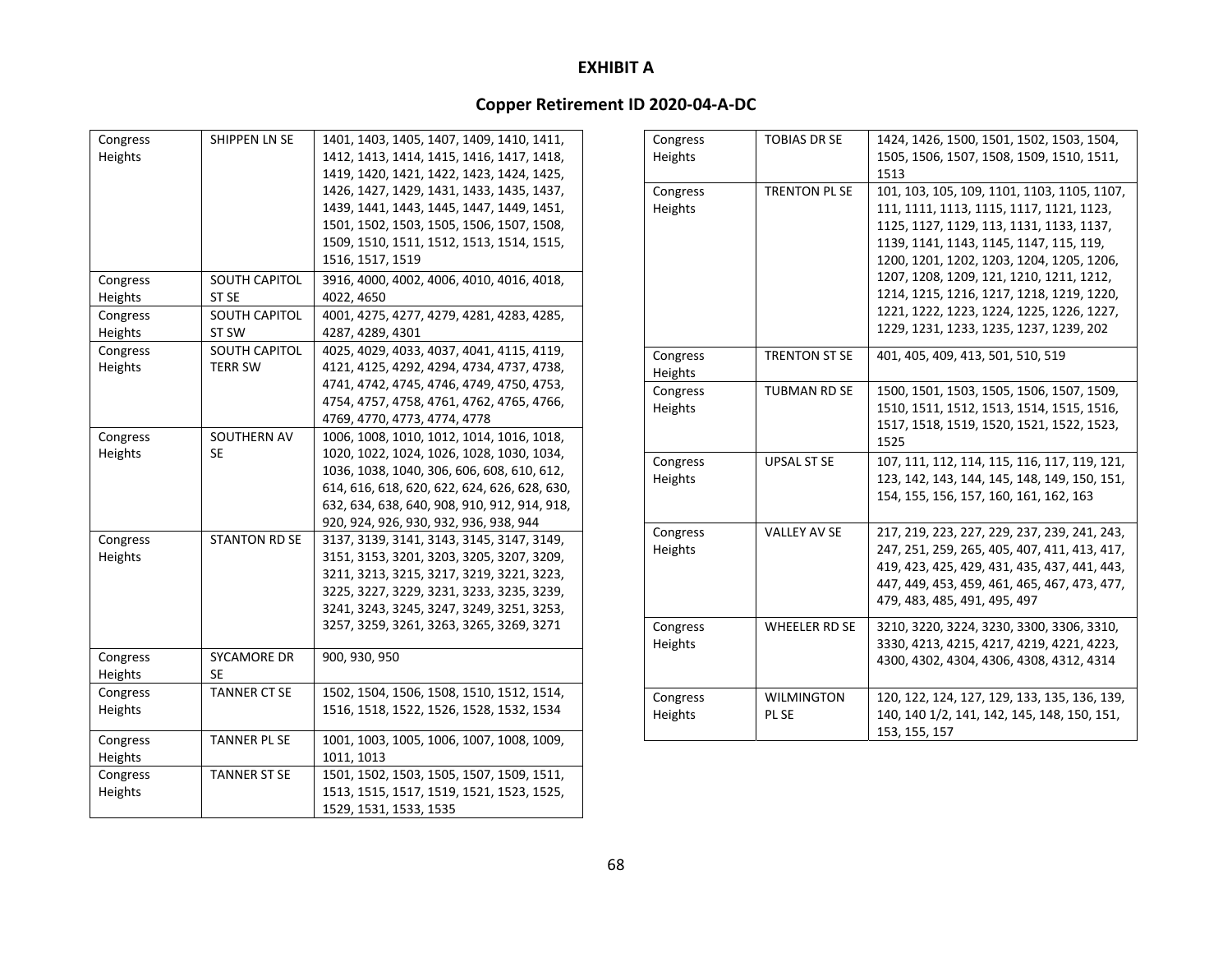# EXHIBIT A

## Copper Retirement ID 2020-04-A-DC

| | | |
|---|---|---|
| Congress Heights | SHIPPEN LN SE | 1401, 1403, 1405, 1407, 1409, 1410, 1411, 1412, 1413, 1414, 1415, 1416, 1417, 1418, 1419, 1420, 1421, 1422, 1423, 1424, 1425, 1426, 1427, 1429, 1431, 1433, 1435, 1437, 1439, 1441, 1443, 1445, 1447, 1449, 1451, 1501, 1502, 1503, 1505, 1506, 1507, 1508, 1509, 1510, 1511, 1512, 1513, 1514, 1515, 1516, 1517, 1519 |
| Congress Heights | SOUTH CAPITOL ST SE | 3916, 4000, 4002, 4006, 4010, 4016, 4018, 4022, 4650 |
| Congress Heights | SOUTH CAPITOL ST SW | 4001, 4275, 4277, 4279, 4281, 4283, 4285, 4287, 4289, 4301 |
| Congress Heights | SOUTH CAPITOL TERR SW | 4025, 4029, 4033, 4037, 4041, 4115, 4119, 4121, 4125, 4292, 4294, 4734, 4737, 4738, 4741, 4742, 4745, 4746, 4749, 4750, 4753, 4754, 4757, 4758, 4761, 4762, 4765, 4766, 4769, 4770, 4773, 4774, 4778 |
| Congress Heights | SOUTHERN AV SE | 1006, 1008, 1010, 1012, 1014, 1016, 1018, 1020, 1022, 1024, 1026, 1028, 1030, 1034, 1036, 1038, 1040, 306, 606, 608, 610, 612, 614, 616, 618, 620, 622, 624, 626, 628, 630, 632, 634, 638, 640, 908, 910, 912, 914, 918, 920, 924, 926, 930, 932, 936, 938, 944 |
| Congress Heights | STANTON RD SE | 3137, 3139, 3141, 3143, 3145, 3147, 3149, 3151, 3153, 3201, 3203, 3205, 3207, 3209, 3211, 3213, 3215, 3217, 3219, 3221, 3223, 3225, 3227, 3229, 3231, 3233, 3235, 3239, 3241, 3243, 3245, 3247, 3249, 3251, 3253, 3257, 3259, 3261, 3263, 3265, 3269, 3271 |
| Congress Heights | SYCAMORE DR SE | 900, 930, 950 |
| Congress Heights | TANNER CT SE | 1502, 1504, 1506, 1508, 1510, 1512, 1514, 1516, 1518, 1522, 1526, 1528, 1532, 1534 |
| Congress Heights | TANNER PL SE | 1001, 1003, 1005, 1006, 1007, 1008, 1009, 1011, 1013 |
| Congress Heights | TANNER ST SE | 1501, 1502, 1503, 1505, 1507, 1509, 1511, 1513, 1515, 1517, 1519, 1521, 1523, 1525, 1529, 1531, 1533, 1535 |
| Congress Heights | TOBIAS DR SE | 1424, 1426, 1500, 1501, 1502, 1503, 1504, 1505, 1506, 1507, 1508, 1509, 1510, 1511, 1513 |
| Congress Heights | TRENTON PL SE | 101, 103, 105, 109, 1101, 1103, 1105, 1107, 111, 1111, 1113, 1115, 1117, 1121, 1123, 1125, 1127, 1129, 113, 1131, 1133, 1137, 1139, 1141, 1143, 1145, 1147, 115, 119, 1200, 1201, 1202, 1203, 1204, 1205, 1206, 1207, 1208, 1209, 121, 1210, 1211, 1212, 1214, 1215, 1216, 1217, 1218, 1219, 1220, 1221, 1222, 1223, 1224, 1225, 1226, 1227, 1229, 1231, 1233, 1235, 1237, 1239, 202 |
| Congress Heights | TRENTON ST SE | 401, 405, 409, 413, 501, 510, 519 |
| Congress Heights | TUBMAN RD SE | 1500, 1501, 1503, 1505, 1506, 1507, 1509, 1510, 1511, 1512, 1513, 1514, 1515, 1516, 1517, 1518, 1519, 1520, 1521, 1522, 1523, 1525 |
| Congress Heights | UPSAL ST SE | 107, 111, 112, 114, 115, 116, 117, 119, 121, 123, 142, 143, 144, 145, 148, 149, 150, 151, 154, 155, 156, 157, 160, 161, 162, 163 |
| Congress Heights | VALLEY AV SE | 217, 219, 223, 227, 229, 237, 239, 241, 243, 247, 251, 259, 265, 405, 407, 411, 413, 417, 419, 423, 425, 429, 431, 435, 437, 441, 443, 447, 449, 453, 459, 461, 465, 467, 473, 477, 479, 483, 485, 491, 495, 497 |
| Congress Heights | WHEELER RD SE | 3210, 3220, 3224, 3230, 3300, 3306, 3310, 3330, 4213, 4215, 4217, 4219, 4221, 4223, 4300, 4302, 4304, 4306, 4308, 4312, 4314 |
| Congress Heights | WILMINGTON PL SE | 120, 122, 124, 127, 129, 133, 135, 136, 139, 140, 140 1/2, 141, 142, 145, 148, 150, 151, 153, 155, 157 |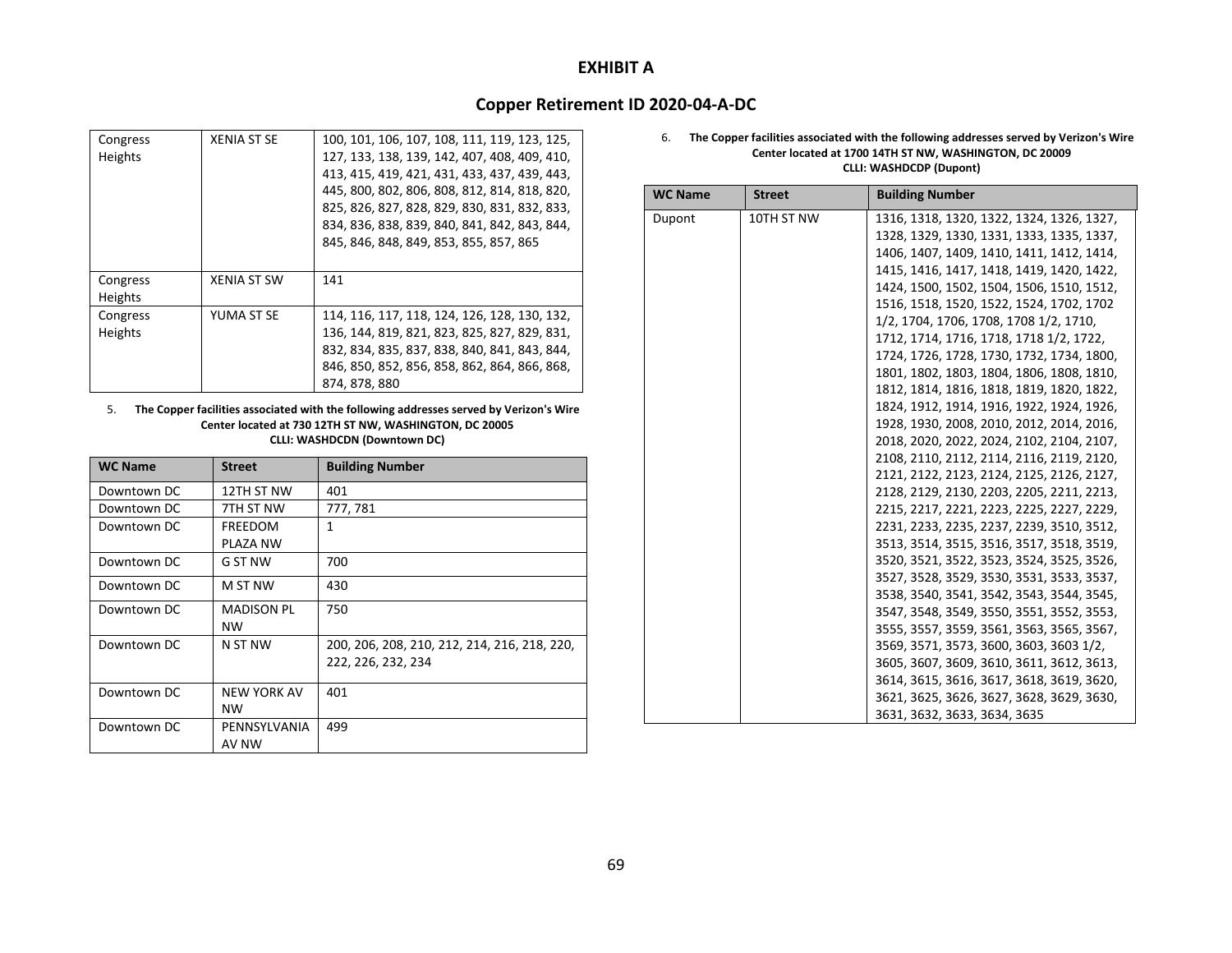# EXHIBIT A

## Copper Retirement ID 2020-04-A-DC

| | | |
|---|---|---|
| Congress Heights | XENIA ST SE | 100, 101, 106, 107, 108, 111, 119, 123, 125, 127, 133, 138, 139, 142, 407, 408, 409, 410, 413, 415, 419, 421, 431, 433, 437, 439, 443, 445, 800, 802, 806, 808, 812, 814, 818, 820, 825, 826, 827, 828, 829, 830, 831, 832, 833, 834, 836, 838, 839, 840, 841, 842, 843, 844, 845, 846, 848, 849, 853, 855, 857, 865 |
| Congress Heights | XENIA ST SW | 141 |
| Congress Heights | YUMA ST SE | 114, 116, 117, 118, 124, 126, 128, 130, 132, 136, 144, 819, 821, 823, 825, 827, 829, 831, 832, 834, 835, 837, 838, 840, 841, 843, 844, 846, 850, 852, 856, 858, 862, 864, 866, 868, 874, 878, 880 |

5. **The Copper facilities associated with the following addresses served by Verizon's Wire Center located at 730 12TH ST NW, WASHINGTON, DC 20005**
**CLLI: WASHDCDN (Downtown DC)**

| WC Name | Street | Building Number |
|---|---|---|
| Downtown DC | 12TH ST NW | 401 |
| Downtown DC | 7TH ST NW | 777, 781 |
| Downtown DC | FREEDOM PLAZA NW | 1 |
| Downtown DC | G ST NW | 700 |
| Downtown DC | M ST NW | 430 |
| Downtown DC | MADISON PL NW | 750 |
| Downtown DC | N ST NW | 200, 206, 208, 210, 212, 214, 216, 218, 220, 222, 226, 232, 234 |
| Downtown DC | NEW YORK AV NW | 401 |
| Downtown DC | PENNSYLVANIA AV NW | 499 |

6. **The Copper facilities associated with the following addresses served by Verizon's Wire Center located at 1700 14TH ST NW, WASHINGTON, DC 20009**
**CLLI: WASHDCDP (Dupont)**

| WC Name | Street | Building Number |
|---|---|---|
| Dupont | 10TH ST NW | 1316, 1318, 1320, 1322, 1324, 1326, 1327, 1328, 1329, 1330, 1331, 1333, 1335, 1337, 1406, 1407, 1409, 1410, 1411, 1412, 1414, 1415, 1416, 1417, 1418, 1419, 1420, 1422, 1424, 1500, 1502, 1504, 1506, 1510, 1512, 1516, 1518, 1520, 1522, 1524, 1702, 1702 1/2, 1704, 1706, 1708, 1708 1/2, 1710, 1712, 1714, 1716, 1718, 1718 1/2, 1722, 1724, 1726, 1728, 1730, 1732, 1734, 1800, 1801, 1802, 1803, 1804, 1806, 1808, 1810, 1812, 1814, 1816, 1818, 1819, 1820, 1822, 1824, 1912, 1914, 1916, 1922, 1924, 1926, 1928, 1930, 2008, 2010, 2012, 2014, 2016, 2018, 2020, 2022, 2024, 2102, 2104, 2107, 2108, 2110, 2112, 2114, 2116, 2119, 2120, 2121, 2122, 2123, 2124, 2125, 2126, 2127, 2128, 2129, 2130, 2203, 2205, 2211, 2213, 2215, 2217, 2221, 2223, 2225, 2227, 2229, 2231, 2233, 2235, 2237, 2239, 3510, 3512, 3513, 3514, 3515, 3516, 3517, 3518, 3519, 3520, 3521, 3522, 3523, 3524, 3525, 3526, 3527, 3528, 3529, 3530, 3531, 3533, 3537, 3538, 3540, 3541, 3542, 3543, 3544, 3545, 3547, 3548, 3549, 3550, 3551, 3552, 3553, 3555, 3557, 3559, 3561, 3563, 3565, 3567, 3569, 3571, 3573, 3600, 3603, 3603 1/2, 3605, 3607, 3609, 3610, 3611, 3612, 3613, 3614, 3615, 3616, 3617, 3618, 3619, 3620, 3621, 3625, 3626, 3627, 3628, 3629, 3630, 3631, 3632, 3633, 3634, 3635 |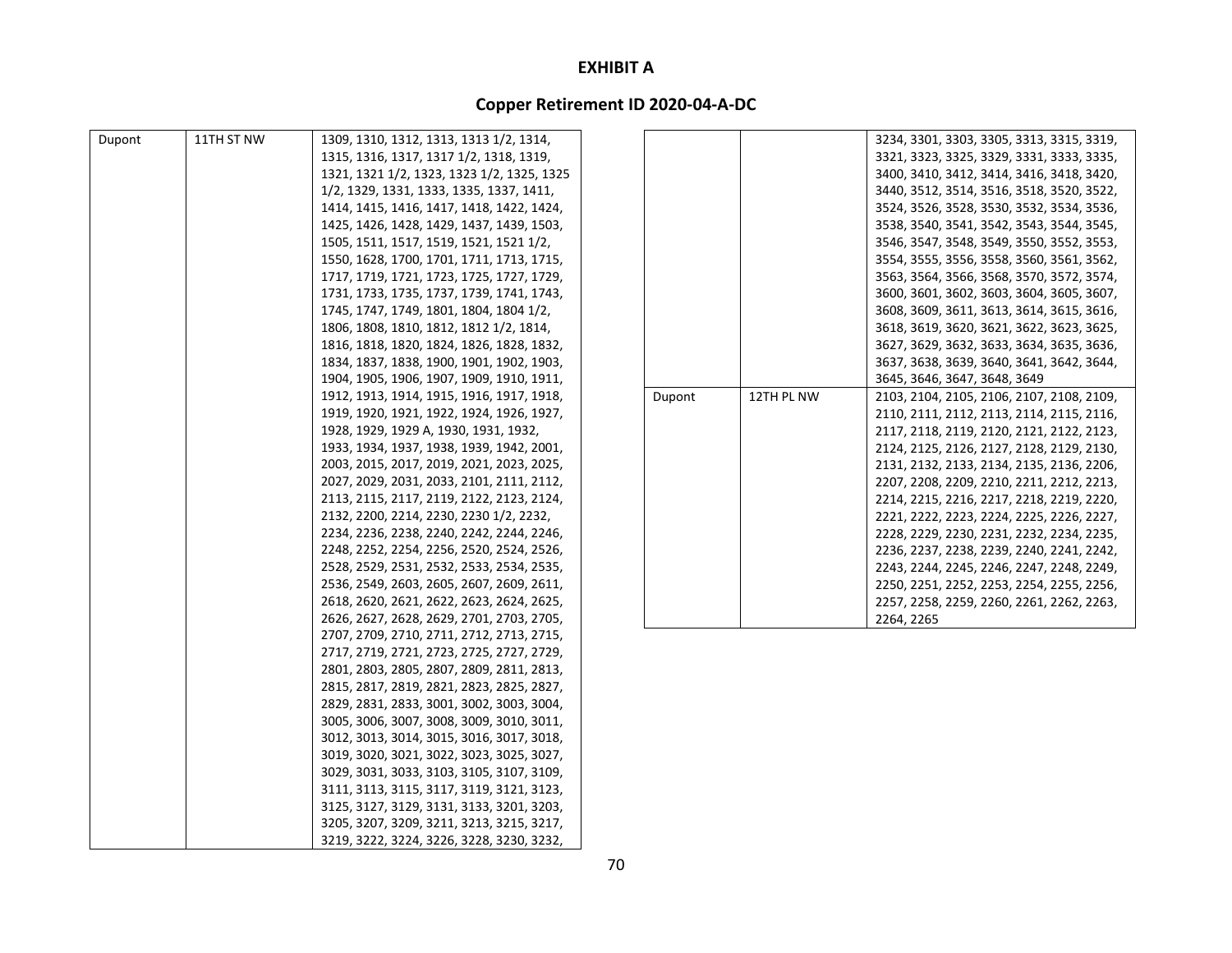# EXHIBIT A

## Copper Retirement ID 2020-04-A-DC

| | | |
|---|---|---|
| Dupont | 11TH ST NW | 1309, 1310, 1312, 1313, 1313 1/2, 1314, 1315, 1316, 1317, 1317 1/2, 1318, 1319, 1321, 1321 1/2, 1323, 1323 1/2, 1325, 1325 1/2, 1329, 1331, 1333, 1335, 1337, 1411, 1414, 1415, 1416, 1417, 1418, 1422, 1424, 1425, 1426, 1428, 1429, 1437, 1439, 1503, 1505, 1511, 1517, 1519, 1521, 1521 1/2, 1550, 1628, 1700, 1701, 1711, 1713, 1715, 1717, 1719, 1721, 1723, 1725, 1727, 1729, 1731, 1733, 1735, 1737, 1739, 1741, 1743, 1745, 1747, 1749, 1801, 1804, 1804 1/2, 1806, 1808, 1810, 1812, 1812 1/2, 1814, 1816, 1818, 1820, 1824, 1826, 1828, 1832, 1834, 1837, 1838, 1900, 1901, 1902, 1903, 1904, 1905, 1906, 1907, 1909, 1910, 1911, 1912, 1913, 1914, 1915, 1916, 1917, 1918, 1919, 1920, 1921, 1922, 1924, 1926, 1927, 1928, 1929, 1929 A, 1930, 1931, 1932, 1933, 1934, 1937, 1938, 1939, 1942, 2001, 2003, 2015, 2017, 2019, 2021, 2023, 2025, 2027, 2029, 2031, 2033, 2101, 2111, 2112, 2113, 2115, 2117, 2119, 2122, 2123, 2124, 2132, 2200, 2214, 2230, 2230 1/2, 2232, 2234, 2236, 2238, 2240, 2242, 2244, 2246, 2248, 2252, 2254, 2256, 2520, 2524, 2526, 2528, 2529, 2531, 2532, 2533, 2534, 2535, 2536, 2549, 2603, 2605, 2607, 2609, 2611, 2618, 2620, 2621, 2622, 2623, 2624, 2625, 2626, 2627, 2628, 2629, 2701, 2703, 2705, 2707, 2709, 2710, 2711, 2712, 2713, 2715, 2717, 2719, 2721, 2723, 2725, 2727, 2729, 2801, 2803, 2805, 2807, 2809, 2811, 2813, 2815, 2817, 2819, 2821, 2823, 2825, 2827, 2829, 2831, 2833, 3001, 3002, 3003, 3004, 3005, 3006, 3007, 3008, 3009, 3010, 3011, 3012, 3013, 3014, 3015, 3016, 3017, 3018, 3019, 3020, 3021, 3022, 3023, 3025, 3027, 3029, 3031, 3033, 3103, 3105, 3107, 3109, 3111, 3113, 3115, 3117, 3119, 3121, 3123, 3125, 3127, 3129, 3131, 3133, 3201, 3203, 3205, 3207, 3209, 3211, 3213, 3215, 3217, 3219, 3222, 3224, 3226, 3228, 3230, 3232, 3234, 3301, 3303, 3305, 3313, 3315, 3319, 3321, 3323, 3325, 3329, 3331, 3333, 3335, 3400, 3410, 3412, 3414, 3416, 3418, 3420, 3440, 3512, 3514, 3516, 3518, 3520, 3522, 3524, 3526, 3528, 3530, 3532, 3534, 3536, 3538, 3540, 3541, 3542, 3543, 3544, 3545, 3546, 3547, 3548, 3549, 3550, 3552, 3553, 3554, 3555, 3556, 3558, 3560, 3561, 3562, 3563, 3564, 3566, 3568, 3570, 3572, 3574, 3600, 3601, 3602, 3603, 3604, 3605, 3607, 3608, 3609, 3611, 3613, 3614, 3615, 3616, 3618, 3619, 3620, 3621, 3622, 3623, 3625, 3627, 3629, 3632, 3633, 3634, 3635, 3636, 3637, 3638, 3639, 3640, 3641, 3642, 3644, 3645, 3646, 3647, 3648, 3649 |
| Dupont | 12TH PL NW | 2103, 2104, 2105, 2106, 2107, 2108, 2109, 2110, 2111, 2112, 2113, 2114, 2115, 2116, 2117, 2118, 2119, 2120, 2121, 2122, 2123, 2124, 2125, 2126, 2127, 2128, 2129, 2130, 2131, 2132, 2133, 2134, 2135, 2136, 2206, 2207, 2208, 2209, 2210, 2211, 2212, 2213, 2214, 2215, 2216, 2217, 2218, 2219, 2220, 2221, 2222, 2223, 2224, 2225, 2226, 2227, 2228, 2229, 2230, 2231, 2232, 2234, 2235, 2236, 2237, 2238, 2239, 2240, 2241, 2242, 2243, 2244, 2245, 2246, 2247, 2248, 2249, 2250, 2251, 2252, 2253, 2254, 2255, 2256, 2257, 2258, 2259, 2260, 2261, 2262, 2263, 2264, 2265 |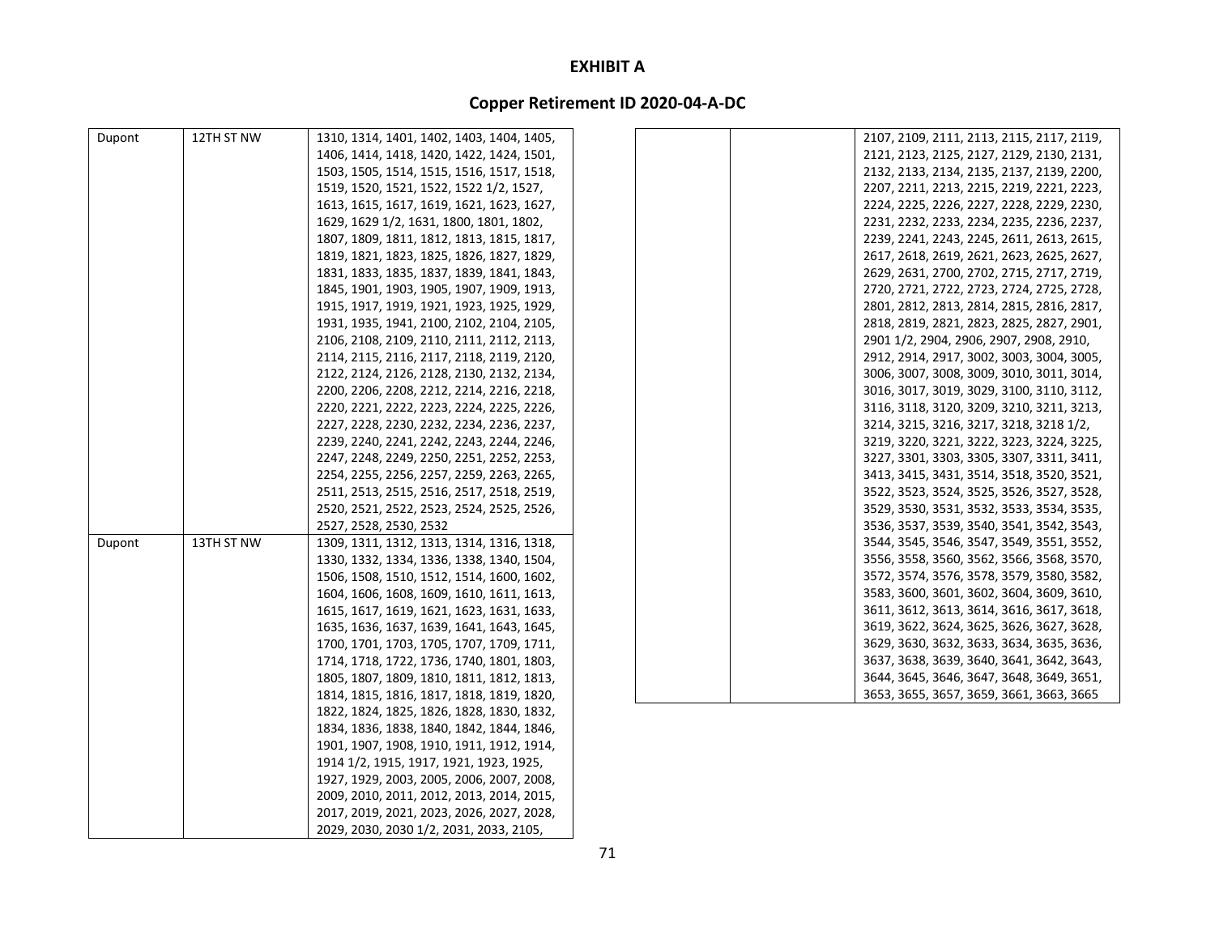**EXHIBIT A**

**Copper Retirement ID 2020-04-A-DC**

| | | |
|---|---|---|
| Dupont | 12TH ST NW | 1310, 1314, 1401, 1402, 1403, 1404, 1405, 1406, 1414, 1418, 1420, 1422, 1424, 1501, 1503, 1505, 1514, 1515, 1516, 1517, 1518, 1519, 1520, 1521, 1522, 1522 1/2, 1527, 1613, 1615, 1617, 1619, 1621, 1623, 1627, 1629, 1629 1/2, 1631, 1800, 1801, 1802, 1807, 1809, 1811, 1812, 1813, 1815, 1817, 1819, 1821, 1823, 1825, 1826, 1827, 1829, 1831, 1833, 1835, 1837, 1839, 1841, 1843, 1845, 1901, 1903, 1905, 1907, 1909, 1913, 1915, 1917, 1919, 1921, 1923, 1925, 1929, 1931, 1935, 1941, 2100, 2102, 2104, 2105, 2106, 2108, 2109, 2110, 2111, 2112, 2113, 2114, 2115, 2116, 2117, 2118, 2119, 2120, 2122, 2124, 2126, 2128, 2130, 2132, 2134, 2200, 2206, 2208, 2212, 2214, 2216, 2218, 2220, 2221, 2222, 2223, 2224, 2225, 2226, 2227, 2228, 2230, 2232, 2234, 2236, 2237, 2239, 2240, 2241, 2242, 2243, 2244, 2246, 2247, 2248, 2249, 2250, 2251, 2252, 2253, 2254, 2255, 2256, 2257, 2259, 2263, 2265, 2511, 2513, 2515, 2516, 2517, 2518, 2519, 2520, 2521, 2522, 2523, 2524, 2525, 2526, 2527, 2528, 2530, 2532 |
| Dupont | 13TH ST NW | 1309, 1311, 1312, 1313, 1314, 1316, 1318, 1330, 1332, 1334, 1336, 1338, 1340, 1504, 1506, 1508, 1510, 1512, 1514, 1600, 1602, 1604, 1606, 1608, 1609, 1610, 1611, 1613, 1615, 1617, 1619, 1621, 1623, 1631, 1633, 1635, 1636, 1637, 1639, 1641, 1643, 1645, 1700, 1701, 1703, 1705, 1707, 1709, 1711, 1714, 1718, 1722, 1736, 1740, 1801, 1803, 1805, 1807, 1809, 1810, 1811, 1812, 1813, 1814, 1815, 1816, 1817, 1818, 1819, 1820, 1822, 1824, 1825, 1826, 1828, 1830, 1832, 1834, 1836, 1838, 1840, 1842, 1844, 1846, 1901, 1907, 1908, 1910, 1911, 1912, 1914, 1914 1/2, 1915, 1917, 1921, 1923, 1925, 1927, 1929, 2003, 2005, 2006, 2007, 2008, 2009, 2010, 2011, 2012, 2013, 2014, 2015, 2017, 2019, 2021, 2023, 2026, 2027, 2028, 2029, 2030, 2030 1/2, 2031, 2033, 2105, 2107, 2109, 2111, 2113, 2115, 2117, 2119, 2121, 2123, 2125, 2127, 2129, 2130, 2131, 2132, 2133, 2134, 2135, 2137, 2139, 2200, 2207, 2211, 2213, 2215, 2219, 2221, 2223, 2224, 2225, 2226, 2227, 2228, 2229, 2230, 2231, 2232, 2233, 2234, 2235, 2236, 2237, 2239, 2241, 2243, 2245, 2611, 2613, 2615, 2617, 2618, 2619, 2621, 2623, 2625, 2627, 2629, 2631, 2700, 2702, 2715, 2717, 2719, 2720, 2721, 2722, 2723, 2724, 2725, 2728, 2801, 2812, 2813, 2814, 2815, 2816, 2817, 2818, 2819, 2821, 2823, 2825, 2827, 2901, 2901 1/2, 2904, 2906, 2907, 2908, 2910, 2912, 2914, 2917, 3002, 3003, 3004, 3005, 3006, 3007, 3008, 3009, 3010, 3011, 3014, 3016, 3017, 3019, 3029, 3100, 3110, 3112, 3116, 3118, 3120, 3209, 3210, 3211, 3213, 3214, 3215, 3216, 3217, 3218, 3218 1/2, 3219, 3220, 3221, 3222, 3223, 3224, 3225, 3227, 3301, 3303, 3305, 3307, 3311, 3411, 3413, 3415, 3431, 3514, 3518, 3520, 3521, 3522, 3523, 3524, 3525, 3526, 3527, 3528, 3529, 3530, 3531, 3532, 3533, 3534, 3535, 3536, 3537, 3539, 3540, 3541, 3542, 3543, 3544, 3545, 3546, 3547, 3549, 3551, 3552, 3556, 3558, 3560, 3562, 3566, 3568, 3570, 3572, 3574, 3576, 3578, 3579, 3580, 3582, 3583, 3600, 3601, 3602, 3604, 3609, 3610, 3611, 3612, 3613, 3614, 3616, 3617, 3618, 3619, 3622, 3624, 3625, 3626, 3627, 3628, 3629, 3630, 3632, 3633, 3634, 3635, 3636, 3637, 3638, 3639, 3640, 3641, 3642, 3643, 3644, 3645, 3646, 3647, 3648, 3649, 3651, 3653, 3655, 3657, 3659, 3661, 3663, 3665 |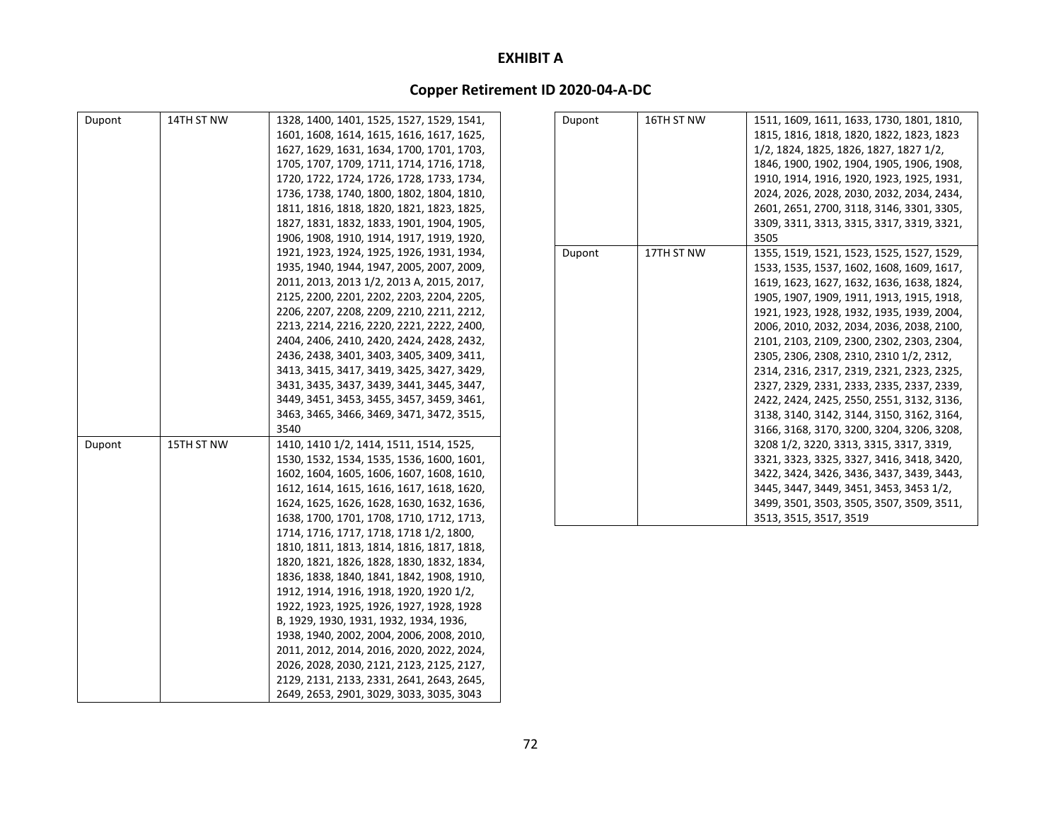# EXHIBIT A

## Copper Retirement ID 2020-04-A-DC

| | | |
|---|---|---|
| Dupont | 14TH ST NW | 1328, 1400, 1401, 1525, 1527, 1529, 1541, 1601, 1608, 1614, 1615, 1616, 1617, 1625, 1627, 1629, 1631, 1634, 1700, 1701, 1703, 1705, 1707, 1709, 1711, 1714, 1716, 1718, 1720, 1722, 1724, 1726, 1728, 1733, 1734, 1736, 1738, 1740, 1800, 1802, 1804, 1810, 1811, 1816, 1818, 1820, 1821, 1823, 1825, 1827, 1831, 1832, 1833, 1901, 1904, 1905, 1906, 1908, 1910, 1914, 1917, 1919, 1920, 1921, 1923, 1924, 1925, 1926, 1931, 1934, 1935, 1940, 1944, 1947, 2005, 2007, 2009, 2011, 2013, 2013 1/2, 2013 A, 2015, 2017, 2125, 2200, 2201, 2202, 2203, 2204, 2205, 2206, 2207, 2208, 2209, 2210, 2211, 2212, 2213, 2214, 2216, 2220, 2221, 2222, 2400, 2404, 2406, 2410, 2420, 2424, 2428, 2432, 2436, 2438, 3401, 3403, 3405, 3409, 3411, 3413, 3415, 3417, 3419, 3425, 3427, 3429, 3431, 3435, 3437, 3439, 3441, 3445, 3447, 3449, 3451, 3453, 3455, 3457, 3459, 3461, 3463, 3465, 3466, 3469, 3471, 3472, 3515, 3540 |
| Dupont | 15TH ST NW | 1410, 1410 1/2, 1414, 1511, 1514, 1525, 1530, 1532, 1534, 1535, 1536, 1600, 1601, 1602, 1604, 1605, 1606, 1607, 1608, 1610, 1612, 1614, 1615, 1616, 1617, 1618, 1620, 1624, 1625, 1626, 1628, 1630, 1632, 1636, 1638, 1700, 1701, 1708, 1710, 1712, 1713, 1714, 1716, 1717, 1718, 1718 1/2, 1800, 1810, 1811, 1813, 1814, 1816, 1817, 1818, 1820, 1821, 1826, 1828, 1830, 1832, 1834, 1836, 1838, 1840, 1841, 1842, 1908, 1910, 1912, 1914, 1916, 1918, 1920, 1920 1/2, 1922, 1923, 1925, 1926, 1927, 1928, 1928 B, 1929, 1930, 1931, 1932, 1934, 1936, 1938, 1940, 2002, 2004, 2006, 2008, 2010, 2011, 2012, 2014, 2016, 2020, 2022, 2024, 2026, 2028, 2030, 2121, 2123, 2125, 2127, 2129, 2131, 2133, 2331, 2641, 2643, 2645, 2649, 2653, 2901, 3029, 3033, 3035, 3043 |
| Dupont | 16TH ST NW | 1511, 1609, 1611, 1633, 1730, 1801, 1810, 1815, 1816, 1818, 1820, 1822, 1823, 1823 1/2, 1824, 1825, 1826, 1827, 1827 1/2, 1846, 1900, 1902, 1904, 1905, 1906, 1908, 1910, 1914, 1916, 1920, 1923, 1925, 1931, 2024, 2026, 2028, 2030, 2032, 2034, 2434, 2601, 2651, 2700, 3118, 3146, 3301, 3305, 3309, 3311, 3313, 3315, 3317, 3319, 3321, 3505 |
| Dupont | 17TH ST NW | 1355, 1519, 1521, 1523, 1525, 1527, 1529, 1533, 1535, 1537, 1602, 1608, 1609, 1617, 1619, 1623, 1627, 1632, 1636, 1638, 1824, 1905, 1907, 1909, 1911, 1913, 1915, 1918, 1921, 1923, 1928, 1932, 1935, 1939, 2004, 2006, 2010, 2032, 2034, 2036, 2038, 2100, 2101, 2103, 2109, 2300, 2302, 2303, 2304, 2305, 2306, 2308, 2310, 2310 1/2, 2312, 2314, 2316, 2317, 2319, 2321, 2323, 2325, 2327, 2329, 2331, 2333, 2335, 2337, 2339, 2422, 2424, 2425, 2550, 2551, 3132, 3136, 3138, 3140, 3142, 3144, 3150, 3162, 3164, 3166, 3168, 3170, 3200, 3204, 3206, 3208, 3208 1/2, 3220, 3313, 3315, 3317, 3319, 3321, 3323, 3325, 3327, 3416, 3418, 3420, 3422, 3424, 3426, 3436, 3437, 3439, 3443, 3445, 3447, 3449, 3451, 3453, 3453 1/2, 3499, 3501, 3503, 3505, 3507, 3509, 3511, 3513, 3515, 3517, 3519 |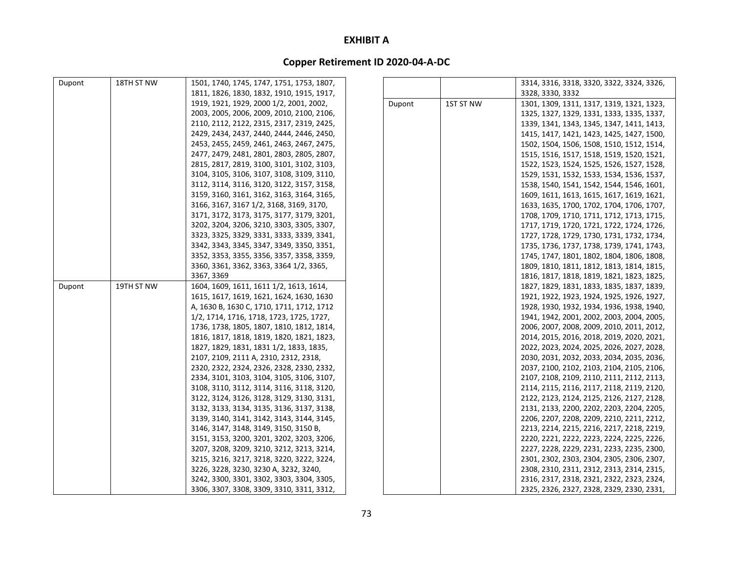# EXHIBIT A

## Copper Retirement ID 2020-04-A-DC

| | | |
|---|---|---|
| Dupont | 18TH ST NW | 1501, 1740, 1745, 1747, 1751, 1753, 1807, 1811, 1826, 1830, 1832, 1910, 1915, 1917, 1919, 1921, 1929, 2000 1/2, 2001, 2002, 2003, 2005, 2006, 2009, 2010, 2100, 2106, 2110, 2112, 2122, 2315, 2317, 2319, 2425, 2429, 2434, 2437, 2440, 2444, 2446, 2450, 2453, 2455, 2459, 2461, 2463, 2467, 2475, 2477, 2479, 2481, 2801, 2803, 2805, 2807, 2815, 2817, 2819, 3100, 3101, 3102, 3103, 3104, 3105, 3106, 3107, 3108, 3109, 3110, 3112, 3114, 3116, 3120, 3122, 3157, 3158, 3159, 3160, 3161, 3162, 3163, 3164, 3165, 3166, 3167, 3167 1/2, 3168, 3169, 3170, 3171, 3172, 3173, 3175, 3177, 3179, 3201, 3202, 3204, 3206, 3210, 3303, 3305, 3307, 3323, 3325, 3329, 3331, 3333, 3339, 3341, 3342, 3343, 3345, 3347, 3349, 3350, 3351, 3352, 3353, 3355, 3356, 3357, 3358, 3359, 3360, 3361, 3362, 3363, 3364 1/2, 3365, 3367, 3369 |
| Dupont | 19TH ST NW | 1604, 1609, 1611, 1611 1/2, 1613, 1614, 1615, 1617, 1619, 1621, 1624, 1630, 1630 A, 1630 B, 1630 C, 1710, 1711, 1712, 1712 1/2, 1714, 1716, 1718, 1723, 1725, 1727, 1736, 1738, 1805, 1807, 1810, 1812, 1814, 1816, 1817, 1818, 1819, 1820, 1821, 1823, 1827, 1829, 1831, 1831 1/2, 1833, 1835, 2107, 2109, 2111 A, 2310, 2312, 2318, 2320, 2322, 2324, 2326, 2328, 2330, 2332, 2334, 3101, 3103, 3104, 3105, 3106, 3107, 3108, 3110, 3112, 3114, 3116, 3118, 3120, 3122, 3124, 3126, 3128, 3129, 3130, 3131, 3132, 3133, 3134, 3135, 3136, 3137, 3138, 3139, 3140, 3141, 3142, 3143, 3144, 3145, 3146, 3147, 3148, 3149, 3150, 3150 B, 3151, 3153, 3200, 3201, 3202, 3203, 3206, 3207, 3208, 3209, 3210, 3212, 3213, 3214, 3215, 3216, 3217, 3218, 3220, 3222, 3224, 3226, 3228, 3230, 3230 A, 3232, 3240, 3242, 3300, 3301, 3302, 3303, 3304, 3305, 3306, 3307, 3308, 3309, 3310, 3311, 3312, 3314, 3316, 3318, 3320, 3322, 3324, 3326, 3328, 3330, 3332 |
| Dupont | 1ST ST NW | 1301, 1309, 1311, 1317, 1319, 1321, 1323, 1325, 1327, 1329, 1331, 1333, 1335, 1337, 1339, 1341, 1343, 1345, 1347, 1411, 1413, 1415, 1417, 1421, 1423, 1425, 1427, 1500, 1502, 1504, 1506, 1508, 1510, 1512, 1514, 1515, 1516, 1517, 1518, 1519, 1520, 1521, 1522, 1523, 1524, 1525, 1526, 1527, 1528, 1529, 1531, 1532, 1533, 1534, 1536, 1537, 1538, 1540, 1541, 1542, 1544, 1546, 1601, 1609, 1611, 1613, 1615, 1617, 1619, 1621, 1633, 1635, 1700, 1702, 1704, 1706, 1707, 1708, 1709, 1710, 1711, 1712, 1713, 1715, 1717, 1719, 1720, 1721, 1722, 1724, 1726, 1727, 1728, 1729, 1730, 1731, 1732, 1734, 1735, 1736, 1737, 1738, 1739, 1741, 1743, 1745, 1747, 1801, 1802, 1804, 1806, 1808, 1809, 1810, 1811, 1812, 1813, 1814, 1815, 1816, 1817, 1818, 1819, 1821, 1823, 1825, 1827, 1829, 1831, 1833, 1835, 1837, 1839, 1921, 1922, 1923, 1924, 1925, 1926, 1927, 1928, 1930, 1932, 1934, 1936, 1938, 1940, 1941, 1942, 2001, 2002, 2003, 2004, 2005, 2006, 2007, 2008, 2009, 2010, 2011, 2012, 2014, 2015, 2016, 2018, 2019, 2020, 2021, 2022, 2023, 2024, 2025, 2026, 2027, 2028, 2030, 2031, 2032, 2033, 2034, 2035, 2036, 2037, 2100, 2102, 2103, 2104, 2105, 2106, 2107, 2108, 2109, 2110, 2111, 2112, 2113, 2114, 2115, 2116, 2117, 2118, 2119, 2120, 2122, 2123, 2124, 2125, 2126, 2127, 2128, 2131, 2133, 2200, 2202, 2203, 2204, 2205, 2206, 2207, 2208, 2209, 2210, 2211, 2212, 2213, 2214, 2215, 2216, 2217, 2218, 2219, 2220, 2221, 2222, 2223, 2224, 2225, 2226, 2227, 2228, 2229, 2231, 2233, 2235, 2300, 2301, 2302, 2303, 2304, 2305, 2306, 2307, 2308, 2310, 2311, 2312, 2313, 2314, 2315, 2316, 2317, 2318, 2321, 2322, 2323, 2324, 2325, 2326, 2327, 2328, 2329, 2330, 2331, |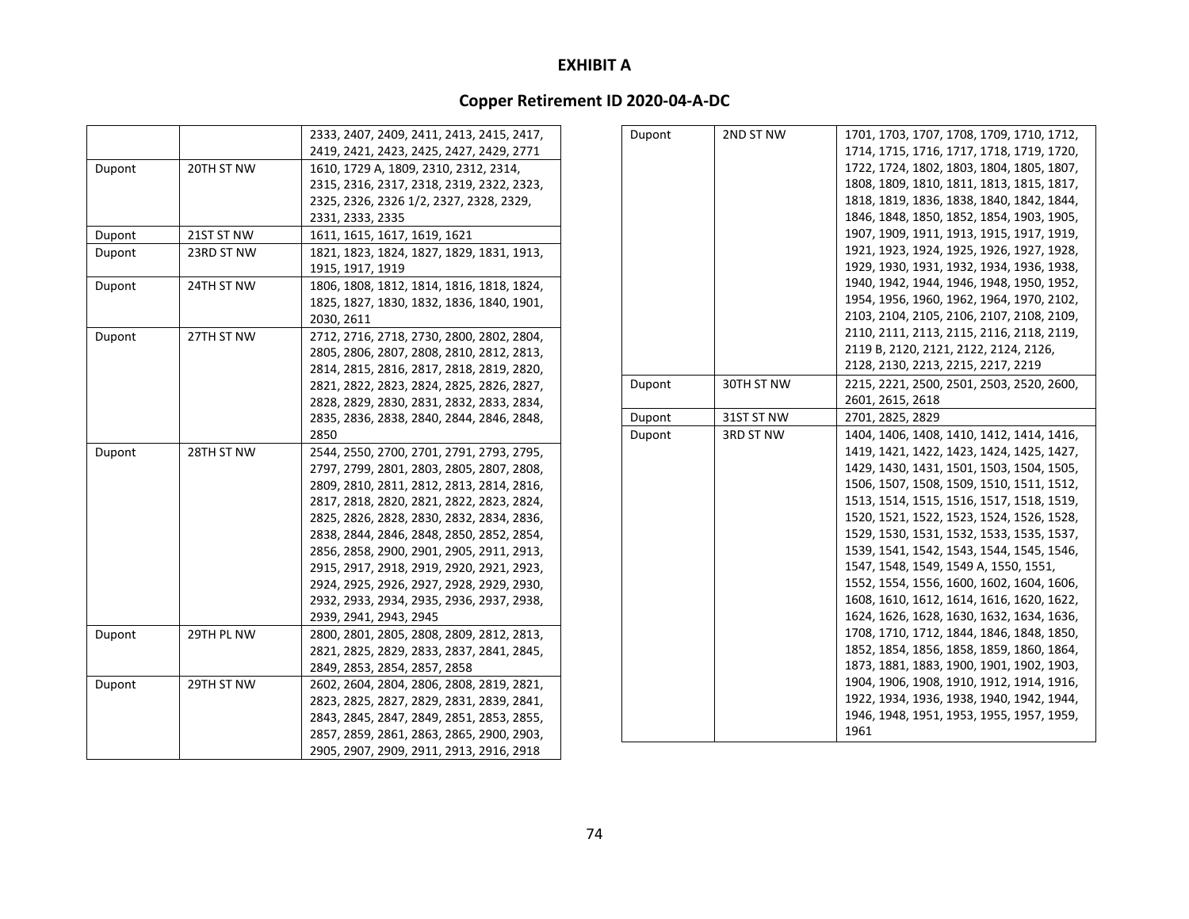**EXHIBIT A**

**Copper Retirement ID 2020-04-A-DC**

| | | |
|---|---|---|
| | | 2333, 2407, 2409, 2411, 2413, 2415, 2417, 2419, 2421, 2423, 2425, 2427, 2429, 2771 |
| Dupont | 20TH ST NW | 1610, 1729 A, 1809, 2310, 2312, 2314, 2315, 2316, 2317, 2318, 2319, 2322, 2323, 2325, 2326, 2326 1/2, 2327, 2328, 2329, 2331, 2333, 2335 |
| Dupont | 21ST ST NW | 1611, 1615, 1617, 1619, 1621 |
| Dupont | 23RD ST NW | 1821, 1823, 1824, 1827, 1829, 1831, 1913, 1915, 1917, 1919 |
| Dupont | 24TH ST NW | 1806, 1808, 1812, 1814, 1816, 1818, 1824, 1825, 1827, 1830, 1832, 1836, 1840, 1901, 2030, 2611 |
| Dupont | 27TH ST NW | 2712, 2716, 2718, 2730, 2800, 2802, 2804, 2805, 2806, 2807, 2808, 2810, 2812, 2813, 2814, 2815, 2816, 2817, 2818, 2819, 2820, 2821, 2822, 2823, 2824, 2825, 2826, 2827, 2828, 2829, 2830, 2831, 2832, 2833, 2834, 2835, 2836, 2838, 2840, 2844, 2846, 2848, 2850 |
| Dupont | 28TH ST NW | 2544, 2550, 2700, 2701, 2791, 2793, 2795, 2797, 2799, 2801, 2803, 2805, 2807, 2808, 2809, 2810, 2811, 2812, 2813, 2814, 2816, 2817, 2818, 2820, 2821, 2822, 2823, 2824, 2825, 2826, 2828, 2830, 2832, 2834, 2836, 2838, 2844, 2846, 2848, 2850, 2852, 2854, 2856, 2858, 2900, 2901, 2905, 2911, 2913, 2915, 2917, 2918, 2919, 2920, 2921, 2923, 2924, 2925, 2926, 2927, 2928, 2929, 2930, 2932, 2933, 2934, 2935, 2936, 2937, 2938, 2939, 2941, 2943, 2945 |
| Dupont | 29TH PL NW | 2800, 2801, 2805, 2808, 2809, 2812, 2813, 2821, 2825, 2829, 2833, 2837, 2841, 2845, 2849, 2853, 2854, 2857, 2858 |
| Dupont | 29TH ST NW | 2602, 2604, 2804, 2806, 2808, 2819, 2821, 2823, 2825, 2827, 2829, 2831, 2839, 2841, 2843, 2845, 2847, 2849, 2851, 2853, 2855, 2857, 2859, 2861, 2863, 2865, 2900, 2903, 2905, 2907, 2909, 2911, 2913, 2916, 2918 |
| Dupont | 2ND ST NW | 1701, 1703, 1707, 1708, 1709, 1710, 1712, 1714, 1715, 1716, 1717, 1718, 1719, 1720, 1722, 1724, 1802, 1803, 1804, 1805, 1807, 1808, 1809, 1810, 1811, 1813, 1815, 1817, 1818, 1819, 1836, 1838, 1840, 1842, 1844, 1846, 1848, 1850, 1852, 1854, 1903, 1905, 1907, 1909, 1911, 1913, 1915, 1917, 1919, 1921, 1923, 1924, 1925, 1926, 1927, 1928, 1929, 1930, 1931, 1932, 1934, 1936, 1938, 1940, 1942, 1944, 1946, 1948, 1950, 1952, 1954, 1956, 1960, 1962, 1964, 1970, 2102, 2103, 2104, 2105, 2106, 2107, 2108, 2109, 2110, 2111, 2113, 2115, 2116, 2118, 2119, 2119 B, 2120, 2121, 2122, 2124, 2126, 2128, 2130, 2213, 2215, 2217, 2219 |
| Dupont | 30TH ST NW | 2215, 2221, 2500, 2501, 2503, 2520, 2600, 2601, 2615, 2618 |
| Dupont | 31ST ST NW | 2701, 2825, 2829 |
| Dupont | 3RD ST NW | 1404, 1406, 1408, 1410, 1412, 1414, 1416, 1419, 1421, 1422, 1423, 1424, 1425, 1427, 1429, 1430, 1431, 1501, 1503, 1504, 1505, 1506, 1507, 1508, 1509, 1510, 1511, 1512, 1513, 1514, 1515, 1516, 1517, 1518, 1519, 1520, 1521, 1522, 1523, 1524, 1526, 1528, 1529, 1530, 1531, 1532, 1533, 1535, 1537, 1539, 1541, 1542, 1543, 1544, 1545, 1546, 1547, 1548, 1549, 1549 A, 1550, 1551, 1552, 1554, 1556, 1600, 1602, 1604, 1606, 1608, 1610, 1612, 1614, 1616, 1620, 1622, 1624, 1626, 1628, 1630, 1632, 1634, 1636, 1708, 1710, 1712, 1844, 1846, 1848, 1850, 1852, 1854, 1856, 1858, 1859, 1860, 1864, 1873, 1881, 1883, 1900, 1901, 1902, 1903, 1904, 1906, 1908, 1910, 1912, 1914, 1916, 1922, 1934, 1936, 1938, 1940, 1942, 1944, 1946, 1948, 1951, 1953, 1955, 1957, 1959, 1961 |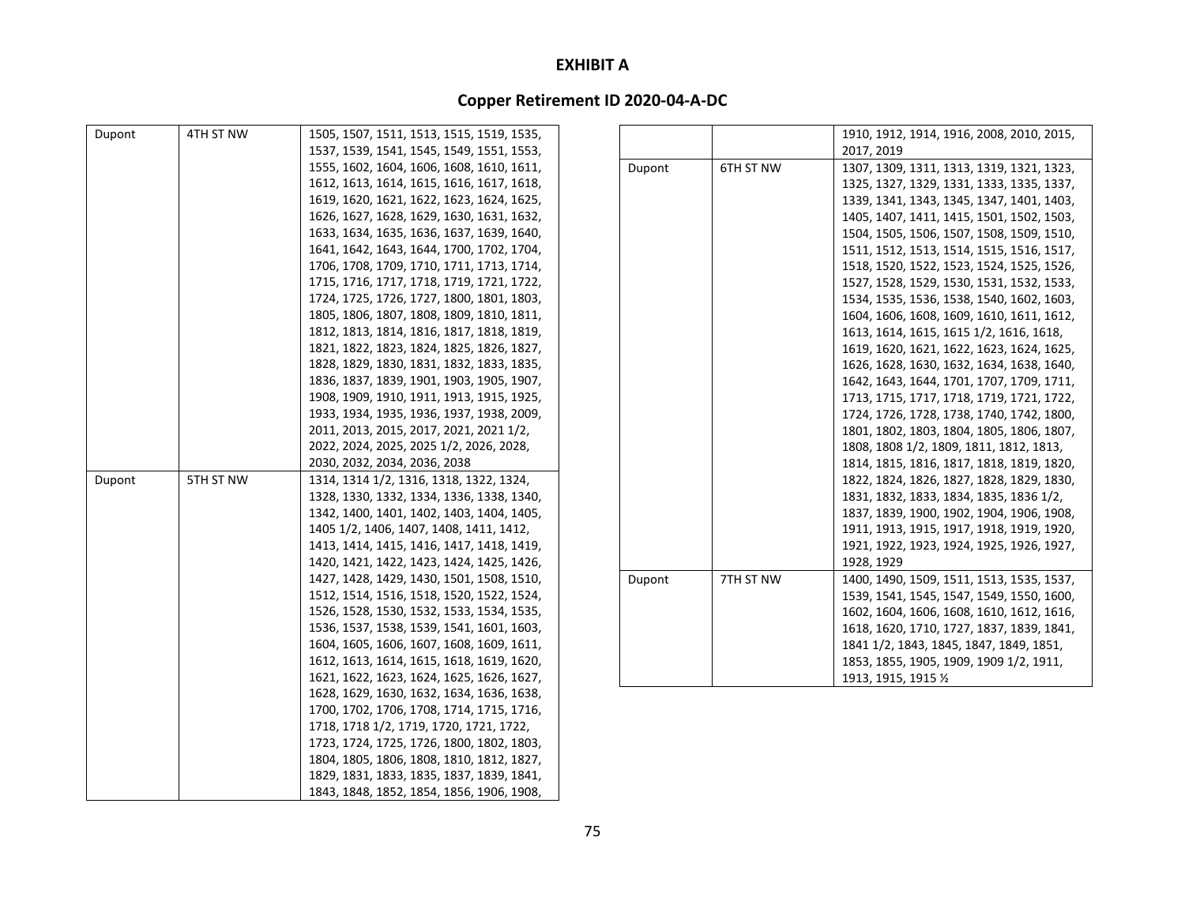**EXHIBIT A**

**Copper Retirement ID 2020-04-A-DC**

| | | |
|---|---|---|
| Dupont | 4TH ST NW | 1505, 1507, 1511, 1513, 1515, 1519, 1535, 1537, 1539, 1541, 1545, 1549, 1551, 1553, 1555, 1602, 1604, 1606, 1608, 1610, 1611, 1612, 1613, 1614, 1615, 1616, 1617, 1618, 1619, 1620, 1621, 1622, 1623, 1624, 1625, 1626, 1627, 1628, 1629, 1630, 1631, 1632, 1633, 1634, 1635, 1636, 1637, 1639, 1640, 1641, 1642, 1643, 1644, 1700, 1702, 1704, 1706, 1708, 1709, 1710, 1711, 1713, 1714, 1715, 1716, 1717, 1718, 1719, 1721, 1722, 1724, 1725, 1726, 1727, 1800, 1801, 1803, 1805, 1806, 1807, 1808, 1809, 1810, 1811, 1812, 1813, 1814, 1816, 1817, 1818, 1819, 1821, 1822, 1823, 1824, 1825, 1826, 1827, 1828, 1829, 1830, 1831, 1832, 1833, 1835, 1836, 1837, 1839, 1901, 1903, 1905, 1907, 1908, 1909, 1910, 1911, 1913, 1915, 1925, 1933, 1934, 1935, 1936, 1937, 1938, 2009, 2011, 2013, 2015, 2017, 2021, 2021 1/2, 2022, 2024, 2025, 2025 1/2, 2026, 2028, 2030, 2032, 2034, 2036, 2038 |
| Dupont | 5TH ST NW | 1314, 1314 1/2, 1316, 1318, 1322, 1324, 1328, 1330, 1332, 1334, 1336, 1338, 1340, 1342, 1400, 1401, 1402, 1403, 1404, 1405, 1405 1/2, 1406, 1407, 1408, 1411, 1412, 1413, 1414, 1415, 1416, 1417, 1418, 1419, 1420, 1421, 1422, 1423, 1424, 1425, 1426, 1427, 1428, 1429, 1430, 1501, 1508, 1510, 1512, 1514, 1516, 1518, 1520, 1522, 1524, 1526, 1528, 1530, 1532, 1533, 1534, 1535, 1536, 1537, 1538, 1539, 1541, 1601, 1603, 1604, 1605, 1606, 1607, 1608, 1609, 1611, 1612, 1613, 1614, 1615, 1618, 1619, 1620, 1621, 1622, 1623, 1624, 1625, 1626, 1627, 1628, 1629, 1630, 1632, 1634, 1636, 1638, 1700, 1702, 1706, 1708, 1714, 1715, 1716, 1718, 1718 1/2, 1719, 1720, 1721, 1722, 1723, 1724, 1725, 1726, 1800, 1802, 1803, 1804, 1805, 1806, 1808, 1810, 1812, 1827, 1829, 1831, 1833, 1835, 1837, 1839, 1841, 1843, 1848, 1852, 1854, 1856, 1906, 1908, 1910, 1912, 1914, 1916, 2008, 2010, 2015, 2017, 2019 |
| Dupont | 6TH ST NW | 1307, 1309, 1311, 1313, 1319, 1321, 1323, 1325, 1327, 1329, 1331, 1333, 1335, 1337, 1339, 1341, 1343, 1345, 1347, 1401, 1403, 1405, 1407, 1411, 1415, 1501, 1502, 1503, 1504, 1505, 1506, 1507, 1508, 1509, 1510, 1511, 1512, 1513, 1514, 1515, 1516, 1517, 1518, 1520, 1522, 1523, 1524, 1525, 1526, 1527, 1528, 1529, 1530, 1531, 1532, 1533, 1534, 1535, 1536, 1538, 1540, 1602, 1603, 1604, 1606, 1608, 1609, 1610, 1611, 1612, 1613, 1614, 1615, 1615 1/2, 1616, 1618, 1619, 1620, 1621, 1622, 1623, 1624, 1625, 1626, 1628, 1630, 1632, 1634, 1638, 1640, 1642, 1643, 1644, 1701, 1707, 1709, 1711, 1713, 1715, 1717, 1718, 1719, 1721, 1722, 1724, 1726, 1728, 1738, 1740, 1742, 1800, 1801, 1802, 1803, 1804, 1805, 1806, 1807, 1808, 1808 1/2, 1809, 1811, 1812, 1813, 1814, 1815, 1816, 1817, 1818, 1819, 1820, 1822, 1824, 1826, 1827, 1828, 1829, 1830, 1831, 1832, 1833, 1834, 1835, 1836 1/2, 1837, 1839, 1900, 1902, 1904, 1906, 1908, 1911, 1913, 1915, 1917, 1918, 1919, 1920, 1921, 1922, 1923, 1924, 1925, 1926, 1927, 1928, 1929 |
| Dupont | 7TH ST NW | 1400, 1490, 1509, 1511, 1513, 1535, 1537, 1539, 1541, 1545, 1547, 1549, 1550, 1600, 1602, 1604, 1606, 1608, 1610, 1612, 1616, 1618, 1620, 1710, 1727, 1837, 1839, 1841, 1841 1/2, 1843, 1845, 1847, 1849, 1851, 1853, 1855, 1905, 1909, 1909 1/2, 1911, 1913, 1915, 1915 ½ |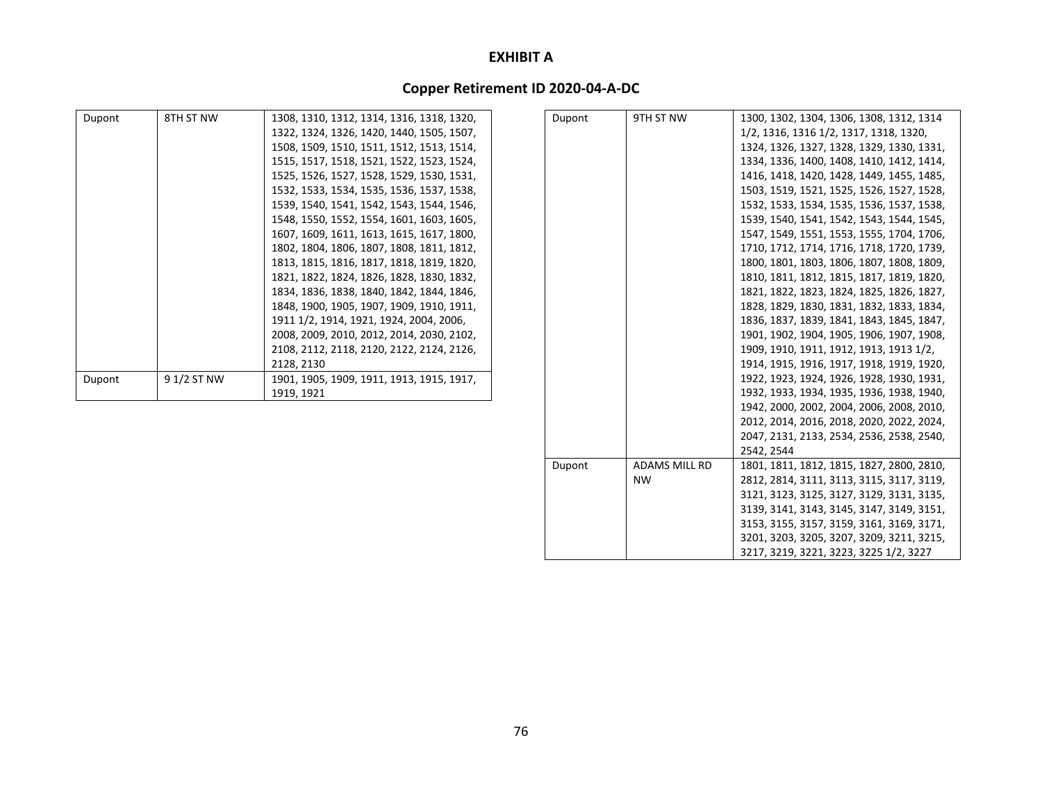**EXHIBIT A**

**Copper Retirement ID 2020-04-A-DC**

| | | |
|---|---|---|
| Dupont | 8TH ST NW | 1308, 1310, 1312, 1314, 1316, 1318, 1320, 1322, 1324, 1326, 1420, 1440, 1505, 1507, 1508, 1509, 1510, 1511, 1512, 1513, 1514, 1515, 1517, 1518, 1521, 1522, 1523, 1524, 1525, 1526, 1527, 1528, 1529, 1530, 1531, 1532, 1533, 1534, 1535, 1536, 1537, 1538, 1539, 1540, 1541, 1542, 1543, 1544, 1546, 1548, 1550, 1552, 1554, 1601, 1603, 1605, 1607, 1609, 1611, 1613, 1615, 1617, 1800, 1802, 1804, 1806, 1807, 1808, 1811, 1812, 1813, 1815, 1816, 1817, 1818, 1819, 1820, 1821, 1822, 1824, 1826, 1828, 1830, 1832, 1834, 1836, 1838, 1840, 1842, 1844, 1846, 1848, 1900, 1905, 1907, 1909, 1910, 1911, 1911 1/2, 1914, 1921, 1924, 2004, 2006, 2008, 2009, 2010, 2012, 2014, 2030, 2102, 2108, 2112, 2118, 2120, 2122, 2124, 2126, 2128, 2130 |
| Dupont | 9 1/2 ST NW | 1901, 1905, 1909, 1911, 1913, 1915, 1917, 1919, 1921 |
| Dupont | 9TH ST NW | 1300, 1302, 1304, 1306, 1308, 1312, 1314 1/2, 1316, 1316 1/2, 1317, 1318, 1320, 1324, 1326, 1327, 1328, 1329, 1330, 1331, 1334, 1336, 1400, 1408, 1410, 1412, 1414, 1416, 1418, 1420, 1428, 1449, 1455, 1485, 1503, 1519, 1521, 1525, 1526, 1527, 1528, 1532, 1533, 1534, 1535, 1536, 1537, 1538, 1539, 1540, 1541, 1542, 1543, 1544, 1545, 1547, 1549, 1551, 1553, 1555, 1704, 1706, 1710, 1712, 1714, 1716, 1718, 1720, 1739, 1800, 1801, 1803, 1806, 1807, 1808, 1809, 1810, 1811, 1812, 1815, 1817, 1819, 1820, 1821, 1822, 1823, 1824, 1825, 1826, 1827, 1828, 1829, 1830, 1831, 1832, 1833, 1834, 1836, 1837, 1839, 1841, 1843, 1845, 1847, 1901, 1902, 1904, 1905, 1906, 1907, 1908, 1909, 1910, 1911, 1912, 1913, 1913 1/2, 1914, 1915, 1916, 1917, 1918, 1919, 1920, 1922, 1923, 1924, 1926, 1928, 1930, 1931, 1932, 1933, 1934, 1935, 1936, 1938, 1940, 1942, 2000, 2002, 2004, 2006, 2008, 2010, 2012, 2014, 2016, 2018, 2020, 2022, 2024, 2047, 2131, 2133, 2534, 2536, 2538, 2540, 2542, 2544 |
| Dupont | ADAMS MILL RD NW | 1801, 1811, 1812, 1815, 1827, 2800, 2810, 2812, 2814, 3111, 3113, 3115, 3117, 3119, 3121, 3123, 3125, 3127, 3129, 3131, 3135, 3139, 3141, 3143, 3145, 3147, 3149, 3151, 3153, 3155, 3157, 3159, 3161, 3169, 3171, 3201, 3203, 3205, 3207, 3209, 3211, 3215, 3217, 3219, 3221, 3223, 3225 1/2, 3227 |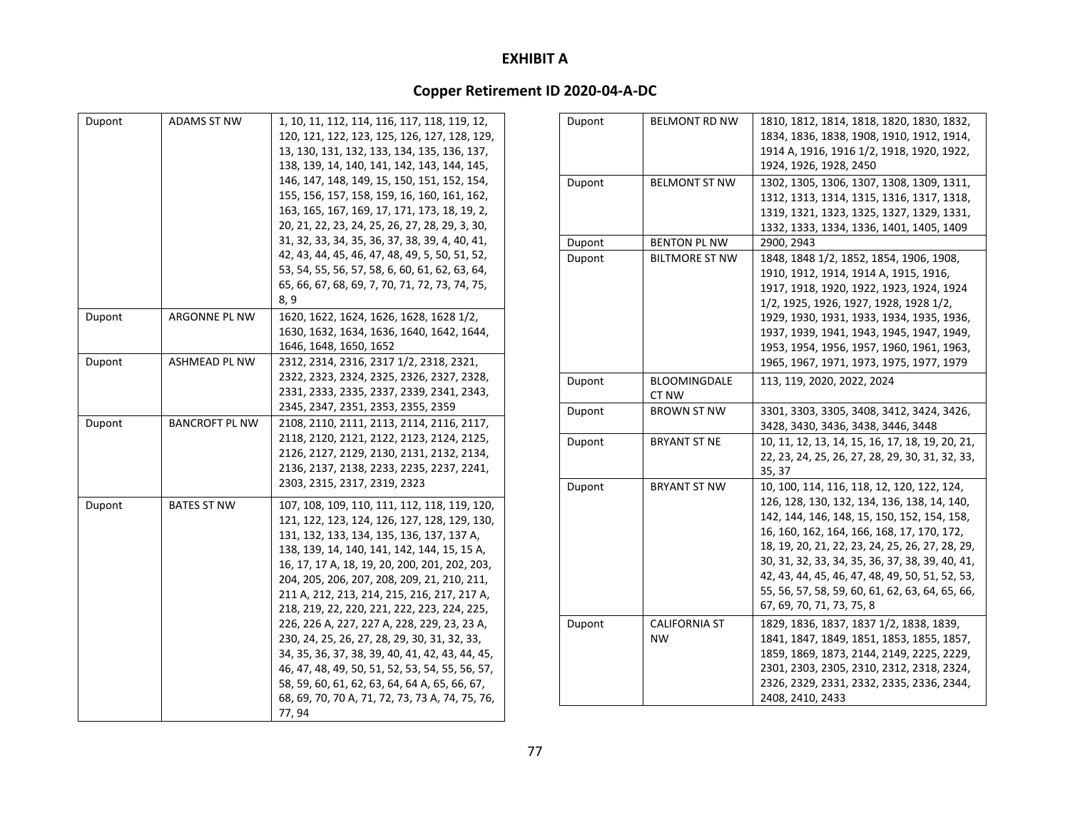# EXHIBIT A

## Copper Retirement ID 2020-04-A-DC

| | | |
|---|---|---|
| Dupont | ADAMS ST NW | 1, 10, 11, 112, 114, 116, 117, 118, 119, 12, 120, 121, 122, 123, 125, 126, 127, 128, 129, 13, 130, 131, 132, 133, 134, 135, 136, 137, 138, 139, 14, 140, 141, 142, 143, 144, 145, 146, 147, 148, 149, 15, 150, 151, 152, 154, 155, 156, 157, 158, 159, 16, 160, 161, 162, 163, 165, 167, 169, 17, 171, 173, 18, 19, 2, 20, 21, 22, 23, 24, 25, 26, 27, 28, 29, 3, 30, 31, 32, 33, 34, 35, 36, 37, 38, 39, 4, 40, 41, 42, 43, 44, 45, 46, 47, 48, 49, 5, 50, 51, 52, 53, 54, 55, 56, 57, 58, 6, 60, 61, 62, 63, 64, 65, 66, 67, 68, 69, 7, 70, 71, 72, 73, 74, 75, 8, 9 |
| Dupont | ARGONNE PL NW | 1620, 1622, 1624, 1626, 1628, 1628 1/2, 1630, 1632, 1634, 1636, 1640, 1642, 1644, 1646, 1648, 1650, 1652 |
| Dupont | ASHMEAD PL NW | 2312, 2314, 2316, 2317 1/2, 2318, 2321, 2322, 2323, 2324, 2325, 2326, 2327, 2328, 2331, 2333, 2335, 2337, 2339, 2341, 2343, 2345, 2347, 2351, 2353, 2355, 2359 |
| Dupont | BANCROFT PL NW | 2108, 2110, 2111, 2113, 2114, 2116, 2117, 2118, 2120, 2121, 2122, 2123, 2124, 2125, 2126, 2127, 2129, 2130, 2131, 2132, 2134, 2136, 2137, 2138, 2233, 2235, 2237, 2241, 2303, 2315, 2317, 2319, 2323 |
| Dupont | BATES ST NW | 107, 108, 109, 110, 111, 112, 118, 119, 120, 121, 122, 123, 124, 126, 127, 128, 129, 130, 131, 132, 133, 134, 135, 136, 137, 137 A, 138, 139, 14, 140, 141, 142, 144, 15, 15 A, 16, 17, 17 A, 18, 19, 20, 200, 201, 202, 203, 204, 205, 206, 207, 208, 209, 21, 210, 211, 211 A, 212, 213, 214, 215, 216, 217, 217 A, 218, 219, 22, 220, 221, 222, 223, 224, 225, 226, 226 A, 227, 227 A, 228, 229, 23, 23 A, 230, 24, 25, 26, 27, 28, 29, 30, 31, 32, 33, 34, 35, 36, 37, 38, 39, 40, 41, 42, 43, 44, 45, 46, 47, 48, 49, 50, 51, 52, 53, 54, 55, 56, 57, 58, 59, 60, 61, 62, 63, 64, 64 A, 65, 66, 67, 68, 69, 70, 70 A, 71, 72, 73, 73 A, 74, 75, 76, 77, 94 |
| Dupont | BELMONT RD NW | 1810, 1812, 1814, 1818, 1820, 1830, 1832, 1834, 1836, 1838, 1908, 1910, 1912, 1914, 1914 A, 1916, 1916 1/2, 1918, 1920, 1922, 1924, 1926, 1928, 2450 |
| Dupont | BELMONT ST NW | 1302, 1305, 1306, 1307, 1308, 1309, 1311, 1312, 1313, 1314, 1315, 1316, 1317, 1318, 1319, 1321, 1323, 1325, 1327, 1329, 1331, 1332, 1333, 1334, 1336, 1401, 1405, 1409 |
| Dupont | BENTON PL NW | 2900, 2943 |
| Dupont | BILTMORE ST NW | 1848, 1848 1/2, 1852, 1854, 1906, 1908, 1910, 1912, 1914, 1914 A, 1915, 1916, 1917, 1918, 1920, 1922, 1923, 1924, 1924 1/2, 1925, 1926, 1927, 1928, 1928 1/2, 1929, 1930, 1931, 1933, 1934, 1935, 1936, 1937, 1939, 1941, 1943, 1945, 1947, 1949, 1953, 1954, 1956, 1957, 1960, 1961, 1963, 1965, 1967, 1971, 1973, 1975, 1977, 1979 |
| Dupont | BLOOMINGDALE CT NW | 113, 119, 2020, 2022, 2024 |
| Dupont | BROWN ST NW | 3301, 3303, 3305, 3408, 3412, 3424, 3426, 3428, 3430, 3436, 3438, 3446, 3448 |
| Dupont | BRYANT ST NE | 10, 11, 12, 13, 14, 15, 16, 17, 18, 19, 20, 21, 22, 23, 24, 25, 26, 27, 28, 29, 30, 31, 32, 33, 35, 37 |
| Dupont | BRYANT ST NW | 10, 100, 114, 116, 118, 12, 120, 122, 124, 126, 128, 130, 132, 134, 136, 138, 14, 140, 142, 144, 146, 148, 15, 150, 152, 154, 158, 16, 160, 162, 164, 166, 168, 17, 170, 172, 18, 19, 20, 21, 22, 23, 24, 25, 26, 27, 28, 29, 30, 31, 32, 33, 34, 35, 36, 37, 38, 39, 40, 41, 42, 43, 44, 45, 46, 47, 48, 49, 50, 51, 52, 53, 55, 56, 57, 58, 59, 60, 61, 62, 63, 64, 65, 66, 67, 69, 70, 71, 73, 75, 8 |
| Dupont | CALIFORNIA ST NW | 1829, 1836, 1837, 1837 1/2, 1838, 1839, 1841, 1847, 1849, 1851, 1853, 1855, 1857, 1859, 1869, 1873, 2144, 2149, 2225, 2229, 2301, 2303, 2305, 2310, 2312, 2318, 2324, 2326, 2329, 2331, 2332, 2335, 2336, 2344, 2408, 2410, 2433 |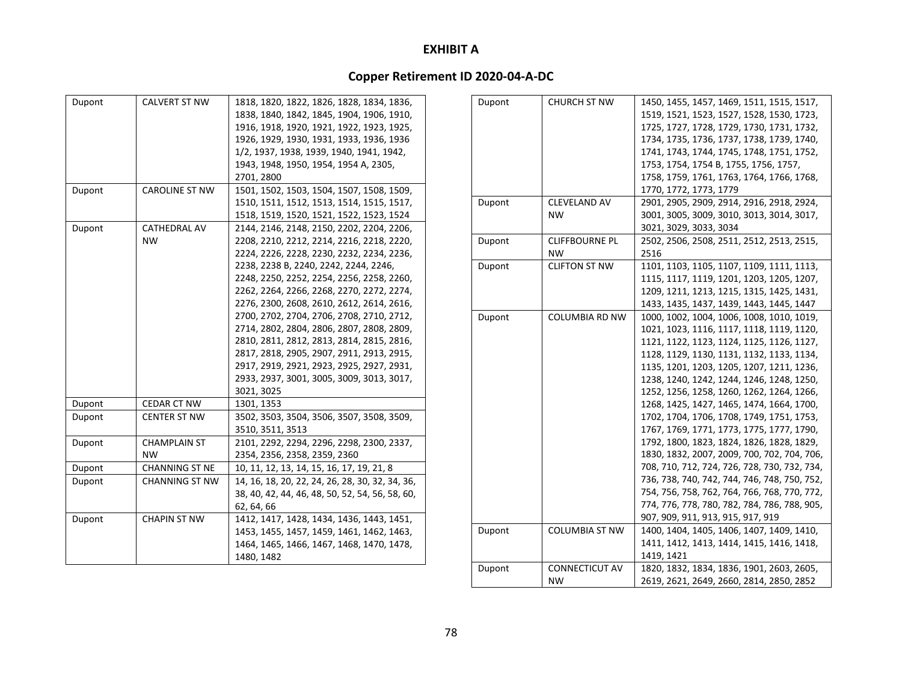# EXHIBIT A

## Copper Retirement ID 2020-04-A-DC

| | | |
|---|---|---|
| Dupont | CALVERT ST NW | 1818, 1820, 1822, 1826, 1828, 1834, 1836, 1838, 1840, 1842, 1845, 1904, 1906, 1910, 1916, 1918, 1920, 1921, 1922, 1923, 1925, 1926, 1929, 1930, 1931, 1933, 1936, 1936 1/2, 1937, 1938, 1939, 1940, 1941, 1942, 1943, 1948, 1950, 1954, 1954 A, 2305, 2701, 2800 |
| Dupont | CAROLINE ST NW | 1501, 1502, 1503, 1504, 1507, 1508, 1509, 1510, 1511, 1512, 1513, 1514, 1515, 1517, 1518, 1519, 1520, 1521, 1522, 1523, 1524 |
| Dupont | CATHEDRAL AV NW | 2144, 2146, 2148, 2150, 2202, 2204, 2206, 2208, 2210, 2212, 2214, 2216, 2218, 2220, 2224, 2226, 2228, 2230, 2232, 2234, 2236, 2238, 2238 B, 2240, 2242, 2244, 2246, 2248, 2250, 2252, 2254, 2256, 2258, 2260, 2262, 2264, 2266, 2268, 2270, 2272, 2274, 2276, 2300, 2608, 2610, 2612, 2614, 2616, 2700, 2702, 2704, 2706, 2708, 2710, 2712, 2714, 2802, 2804, 2806, 2807, 2808, 2809, 2810, 2811, 2812, 2813, 2814, 2815, 2816, 2817, 2818, 2905, 2907, 2911, 2913, 2915, 2917, 2919, 2921, 2923, 2925, 2927, 2931, 2933, 2937, 3001, 3005, 3009, 3013, 3017, 3021, 3025 |
| Dupont | CEDAR CT NW | 1301, 1353 |
| Dupont | CENTER ST NW | 3502, 3503, 3504, 3506, 3507, 3508, 3509, 3510, 3511, 3513 |
| Dupont | CHAMPLAIN ST NW | 2101, 2292, 2294, 2296, 2298, 2300, 2337, 2354, 2356, 2358, 2359, 2360 |
| Dupont | CHANNING ST NE | 10, 11, 12, 13, 14, 15, 16, 17, 19, 21, 8 |
| Dupont | CHANNING ST NW | 14, 16, 18, 20, 22, 24, 26, 28, 30, 32, 34, 36, 38, 40, 42, 44, 46, 48, 50, 52, 54, 56, 58, 60, 62, 64, 66 |
| Dupont | CHAPIN ST NW | 1412, 1417, 1428, 1434, 1436, 1443, 1451, 1453, 1455, 1457, 1459, 1461, 1462, 1463, 1464, 1465, 1466, 1467, 1468, 1470, 1478, 1480, 1482 |
| Dupont | CHURCH ST NW | 1450, 1455, 1457, 1469, 1511, 1515, 1517, 1519, 1521, 1523, 1527, 1528, 1530, 1723, 1725, 1727, 1728, 1729, 1730, 1731, 1732, 1734, 1735, 1736, 1737, 1738, 1739, 1740, 1741, 1743, 1744, 1745, 1748, 1751, 1752, 1753, 1754, 1754 B, 1755, 1756, 1757, 1758, 1759, 1761, 1763, 1764, 1766, 1768, 1770, 1772, 1773, 1779 |
| Dupont | CLEVELAND AV NW | 2901, 2905, 2909, 2914, 2916, 2918, 2924, 3001, 3005, 3009, 3010, 3013, 3014, 3017, 3021, 3029, 3033, 3034 |
| Dupont | CLIFFBOURNE PL NW | 2502, 2506, 2508, 2511, 2512, 2513, 2515, 2516 |
| Dupont | CLIFTON ST NW | 1101, 1103, 1105, 1107, 1109, 1111, 1113, 1115, 1117, 1119, 1201, 1203, 1205, 1207, 1209, 1211, 1213, 1215, 1315, 1425, 1431, 1433, 1435, 1437, 1439, 1443, 1445, 1447 |
| Dupont | COLUMBIA RD NW | 1000, 1002, 1004, 1006, 1008, 1010, 1019, 1021, 1023, 1116, 1117, 1118, 1119, 1120, 1121, 1122, 1123, 1124, 1125, 1126, 1127, 1128, 1129, 1130, 1131, 1132, 1133, 1134, 1135, 1201, 1203, 1205, 1207, 1211, 1236, 1238, 1240, 1242, 1244, 1246, 1248, 1250, 1252, 1256, 1258, 1260, 1262, 1264, 1266, 1268, 1425, 1427, 1465, 1474, 1664, 1700, 1702, 1704, 1706, 1708, 1749, 1751, 1753, 1767, 1769, 1771, 1773, 1775, 1777, 1790, 1792, 1800, 1823, 1824, 1826, 1828, 1829, 1830, 1832, 2007, 2009, 700, 702, 704, 706, 708, 710, 712, 724, 726, 728, 730, 732, 734, 736, 738, 740, 742, 744, 746, 748, 750, 752, 754, 756, 758, 762, 764, 766, 768, 770, 772, 774, 776, 778, 780, 782, 784, 786, 788, 905, 907, 909, 911, 913, 915, 917, 919 |
| Dupont | COLUMBIA ST NW | 1400, 1404, 1405, 1406, 1407, 1409, 1410, 1411, 1412, 1413, 1414, 1415, 1416, 1418, 1419, 1421 |
| Dupont | CONNECTICUT AV NW | 1820, 1832, 1834, 1836, 1901, 2603, 2605, 2619, 2621, 2649, 2660, 2814, 2850, 2852 |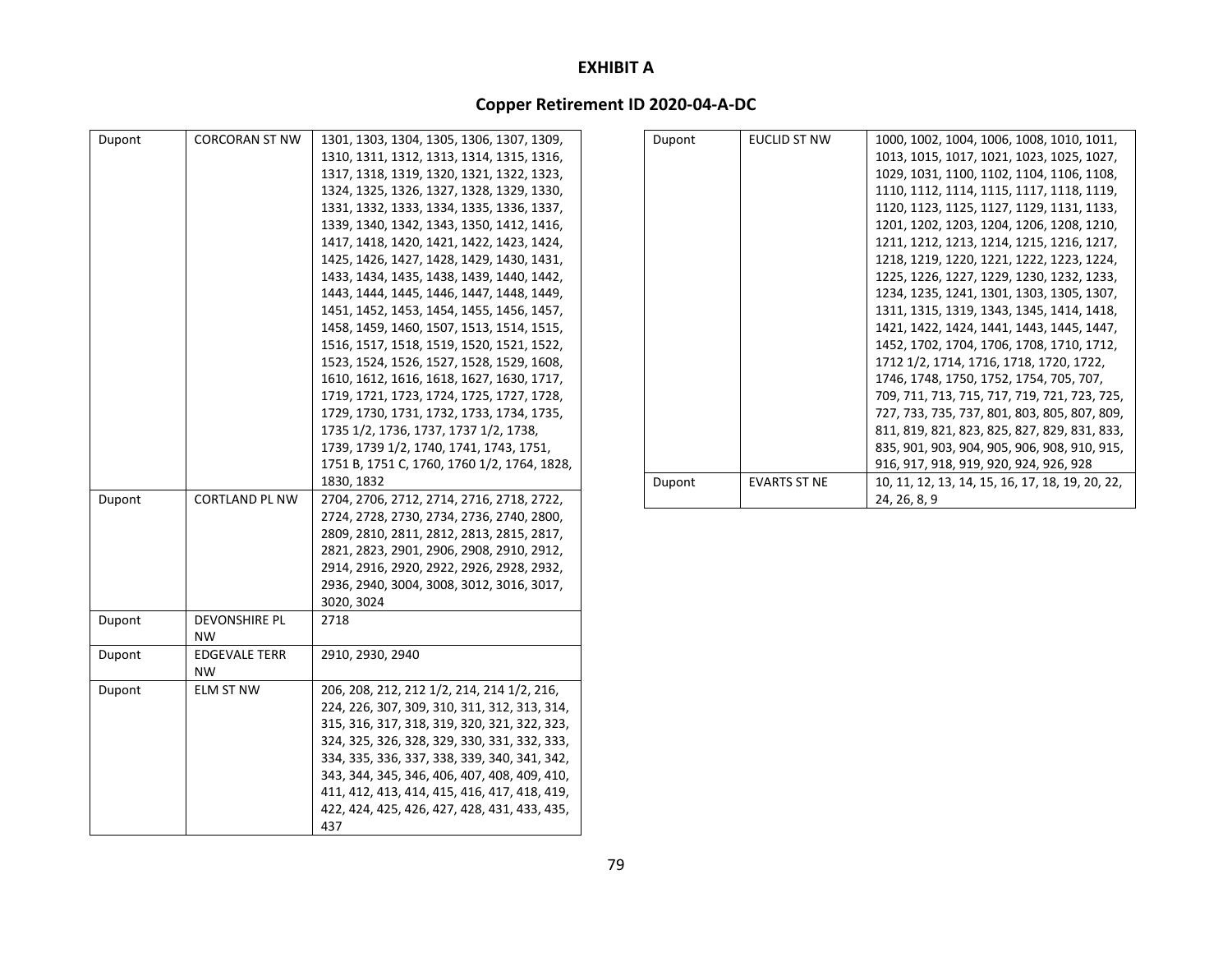# EXHIBIT A

## Copper Retirement ID 2020-04-A-DC

| | | |
|---|---|---|
| Dupont | CORCORAN ST NW | 1301, 1303, 1304, 1305, 1306, 1307, 1309, 1310, 1311, 1312, 1313, 1314, 1315, 1316, 1317, 1318, 1319, 1320, 1321, 1322, 1323, 1324, 1325, 1326, 1327, 1328, 1329, 1330, 1331, 1332, 1333, 1334, 1335, 1336, 1337, 1339, 1340, 1342, 1343, 1350, 1412, 1416, 1417, 1418, 1420, 1421, 1422, 1423, 1424, 1425, 1426, 1427, 1428, 1429, 1430, 1431, 1433, 1434, 1435, 1438, 1439, 1440, 1442, 1443, 1444, 1445, 1446, 1447, 1448, 1449, 1451, 1452, 1453, 1454, 1455, 1456, 1457, 1458, 1459, 1460, 1507, 1513, 1514, 1515, 1516, 1517, 1518, 1519, 1520, 1521, 1522, 1523, 1524, 1526, 1527, 1528, 1529, 1608, 1610, 1612, 1616, 1618, 1627, 1630, 1717, 1719, 1721, 1723, 1724, 1725, 1727, 1728, 1729, 1730, 1731, 1732, 1733, 1734, 1735, 1735 1/2, 1736, 1737, 1737 1/2, 1738, 1739, 1739 1/2, 1740, 1741, 1743, 1751, 1751 B, 1751 C, 1760, 1760 1/2, 1764, 1828, 1830, 1832 |
| Dupont | CORTLAND PL NW | 2704, 2706, 2712, 2714, 2716, 2718, 2722, 2724, 2728, 2730, 2734, 2736, 2740, 2800, 2809, 2810, 2811, 2812, 2813, 2815, 2817, 2821, 2823, 2901, 2906, 2908, 2910, 2912, 2914, 2916, 2920, 2922, 2926, 2928, 2932, 2936, 2940, 3004, 3008, 3012, 3016, 3017, 3020, 3024 |
| Dupont | DEVONSHIRE PL NW | 2718 |
| Dupont | EDGEVALE TERR NW | 2910, 2930, 2940 |
| Dupont | ELM ST NW | 206, 208, 212, 212 1/2, 214, 214 1/2, 216, 224, 226, 307, 309, 310, 311, 312, 313, 314, 315, 316, 317, 318, 319, 320, 321, 322, 323, 324, 325, 326, 328, 329, 330, 331, 332, 333, 334, 335, 336, 337, 338, 339, 340, 341, 342, 343, 344, 345, 346, 406, 407, 408, 409, 410, 411, 412, 413, 414, 415, 416, 417, 418, 419, 422, 424, 425, 426, 427, 428, 431, 433, 435, 437 |
| Dupont | EUCLID ST NW | 1000, 1002, 1004, 1006, 1008, 1010, 1011, 1013, 1015, 1017, 1021, 1023, 1025, 1027, 1029, 1031, 1100, 1102, 1104, 1106, 1108, 1110, 1112, 1114, 1115, 1117, 1118, 1119, 1120, 1123, 1125, 1127, 1129, 1131, 1133, 1201, 1202, 1203, 1204, 1206, 1208, 1210, 1211, 1212, 1213, 1214, 1215, 1216, 1217, 1218, 1219, 1220, 1221, 1222, 1223, 1224, 1225, 1226, 1227, 1229, 1230, 1232, 1233, 1234, 1235, 1241, 1301, 1303, 1305, 1307, 1311, 1315, 1319, 1343, 1345, 1414, 1418, 1421, 1422, 1424, 1441, 1443, 1445, 1447, 1452, 1702, 1704, 1706, 1708, 1710, 1712, 1712 1/2, 1714, 1716, 1718, 1720, 1722, 1746, 1748, 1750, 1752, 1754, 705, 707, 709, 711, 713, 715, 717, 719, 721, 723, 725, 727, 733, 735, 737, 801, 803, 805, 807, 809, 811, 819, 821, 823, 825, 827, 829, 831, 833, 835, 901, 903, 904, 905, 906, 908, 910, 915, 916, 917, 918, 919, 920, 924, 926, 928 |
| Dupont | EVARTS ST NE | 10, 11, 12, 13, 14, 15, 16, 17, 18, 19, 20, 22, 24, 26, 8, 9 |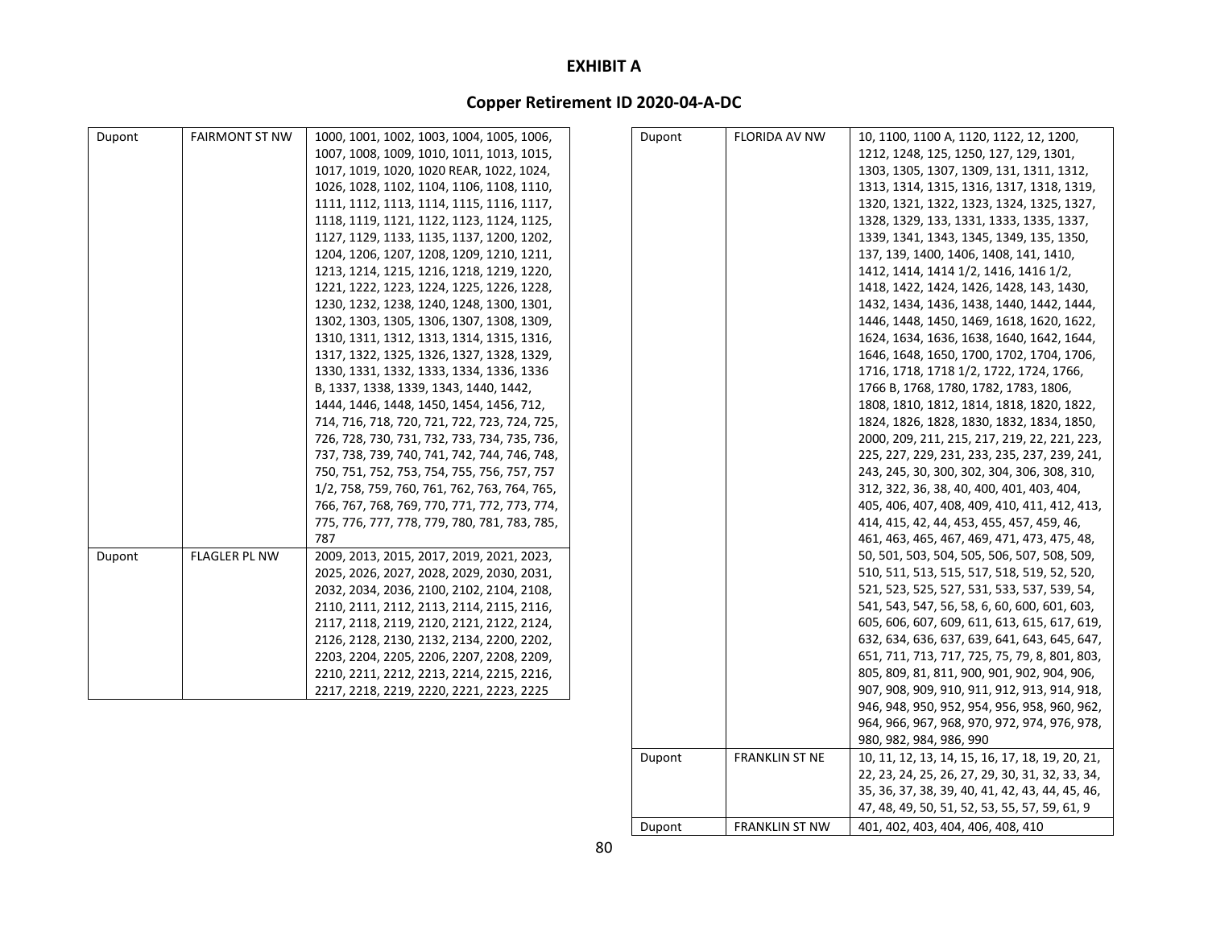# EXHIBIT A

## Copper Retirement ID 2020-04-A-DC

| | | |
|---|---|---|
| Dupont | FAIRMONT ST NW | 1000, 1001, 1002, 1003, 1004, 1005, 1006, 1007, 1008, 1009, 1010, 1011, 1013, 1015, 1017, 1019, 1020, 1020 REAR, 1022, 1024, 1026, 1028, 1102, 1104, 1106, 1108, 1110, 1111, 1112, 1113, 1114, 1115, 1116, 1117, 1118, 1119, 1121, 1122, 1123, 1124, 1125, 1127, 1129, 1133, 1135, 1137, 1200, 1202, 1204, 1206, 1207, 1208, 1209, 1210, 1211, 1213, 1214, 1215, 1216, 1218, 1219, 1220, 1221, 1222, 1223, 1224, 1225, 1226, 1228, 1230, 1232, 1238, 1240, 1248, 1300, 1301, 1302, 1303, 1305, 1306, 1307, 1308, 1309, 1310, 1311, 1312, 1313, 1314, 1315, 1316, 1317, 1322, 1325, 1326, 1327, 1328, 1329, 1330, 1331, 1332, 1333, 1334, 1336, 1336 B, 1337, 1338, 1339, 1343, 1440, 1442, 1444, 1446, 1448, 1450, 1454, 1456, 712, 714, 716, 718, 720, 721, 722, 723, 724, 725, 726, 728, 730, 731, 732, 733, 734, 735, 736, 737, 738, 739, 740, 741, 742, 744, 746, 748, 750, 751, 752, 753, 754, 755, 756, 757, 757 1/2, 758, 759, 760, 761, 762, 763, 764, 765, 766, 767, 768, 769, 770, 771, 772, 773, 774, 775, 776, 777, 778, 779, 780, 781, 783, 785, 787 |
| Dupont | FLAGLER PL NW | 2009, 2013, 2015, 2017, 2019, 2021, 2023, 2025, 2026, 2027, 2028, 2029, 2030, 2031, 2032, 2034, 2036, 2100, 2102, 2104, 2108, 2110, 2111, 2112, 2113, 2114, 2115, 2116, 2117, 2118, 2119, 2120, 2121, 2122, 2124, 2126, 2128, 2130, 2132, 2134, 2200, 2202, 2203, 2204, 2205, 2206, 2207, 2208, 2209, 2210, 2211, 2212, 2213, 2214, 2215, 2216, 2217, 2218, 2219, 2220, 2221, 2223, 2225 |
| Dupont | FLORIDA AV NW | 10, 1100, 1100 A, 1120, 1122, 12, 1200, 1212, 1248, 125, 1250, 127, 129, 1301, 1303, 1305, 1307, 1309, 131, 1311, 1312, 1313, 1314, 1315, 1316, 1317, 1318, 1319, 1320, 1321, 1322, 1323, 1324, 1325, 1327, 1328, 1329, 133, 1331, 1333, 1335, 1337, 1339, 1341, 1343, 1345, 1349, 135, 1350, 137, 139, 1400, 1406, 1408, 141, 1410, 1412, 1414, 1414 1/2, 1416, 1416 1/2, 1418, 1422, 1424, 1426, 1428, 143, 1430, 1432, 1434, 1436, 1438, 1440, 1442, 1444, 1446, 1448, 1450, 1469, 1618, 1620, 1622, 1624, 1634, 1636, 1638, 1640, 1642, 1644, 1646, 1648, 1650, 1700, 1702, 1704, 1706, 1716, 1718, 1718 1/2, 1722, 1724, 1766, 1766 B, 1768, 1780, 1782, 1783, 1806, 1808, 1810, 1812, 1814, 1818, 1820, 1822, 1824, 1826, 1828, 1830, 1832, 1834, 1850, 2000, 209, 211, 215, 217, 219, 22, 221, 223, 225, 227, 229, 231, 233, 235, 237, 239, 241, 243, 245, 30, 300, 302, 304, 306, 308, 310, 312, 322, 36, 38, 40, 400, 401, 403, 404, 405, 406, 407, 408, 409, 410, 411, 412, 413, 414, 415, 42, 44, 453, 455, 457, 459, 46, 461, 463, 465, 467, 469, 471, 473, 475, 48, 50, 501, 503, 504, 505, 506, 507, 508, 509, 510, 511, 513, 515, 517, 518, 519, 52, 520, 521, 523, 525, 527, 531, 533, 537, 539, 54, 541, 543, 547, 56, 58, 6, 60, 600, 601, 603, 605, 606, 607, 609, 611, 613, 615, 617, 619, 632, 634, 636, 637, 639, 641, 643, 645, 647, 651, 711, 713, 717, 725, 75, 79, 8, 801, 803, 805, 809, 81, 811, 900, 901, 902, 904, 906, 907, 908, 909, 910, 911, 912, 913, 914, 918, 946, 948, 950, 952, 954, 956, 958, 960, 962, 964, 966, 967, 968, 970, 972, 974, 976, 978, 980, 982, 984, 986, 990 |
| Dupont | FRANKLIN ST NE | 10, 11, 12, 13, 14, 15, 16, 17, 18, 19, 20, 21, 22, 23, 24, 25, 26, 27, 29, 30, 31, 32, 33, 34, 35, 36, 37, 38, 39, 40, 41, 42, 43, 44, 45, 46, 47, 48, 49, 50, 51, 52, 53, 55, 57, 59, 61, 9 |
| Dupont | FRANKLIN ST NW | 401, 402, 403, 404, 406, 408, 410 |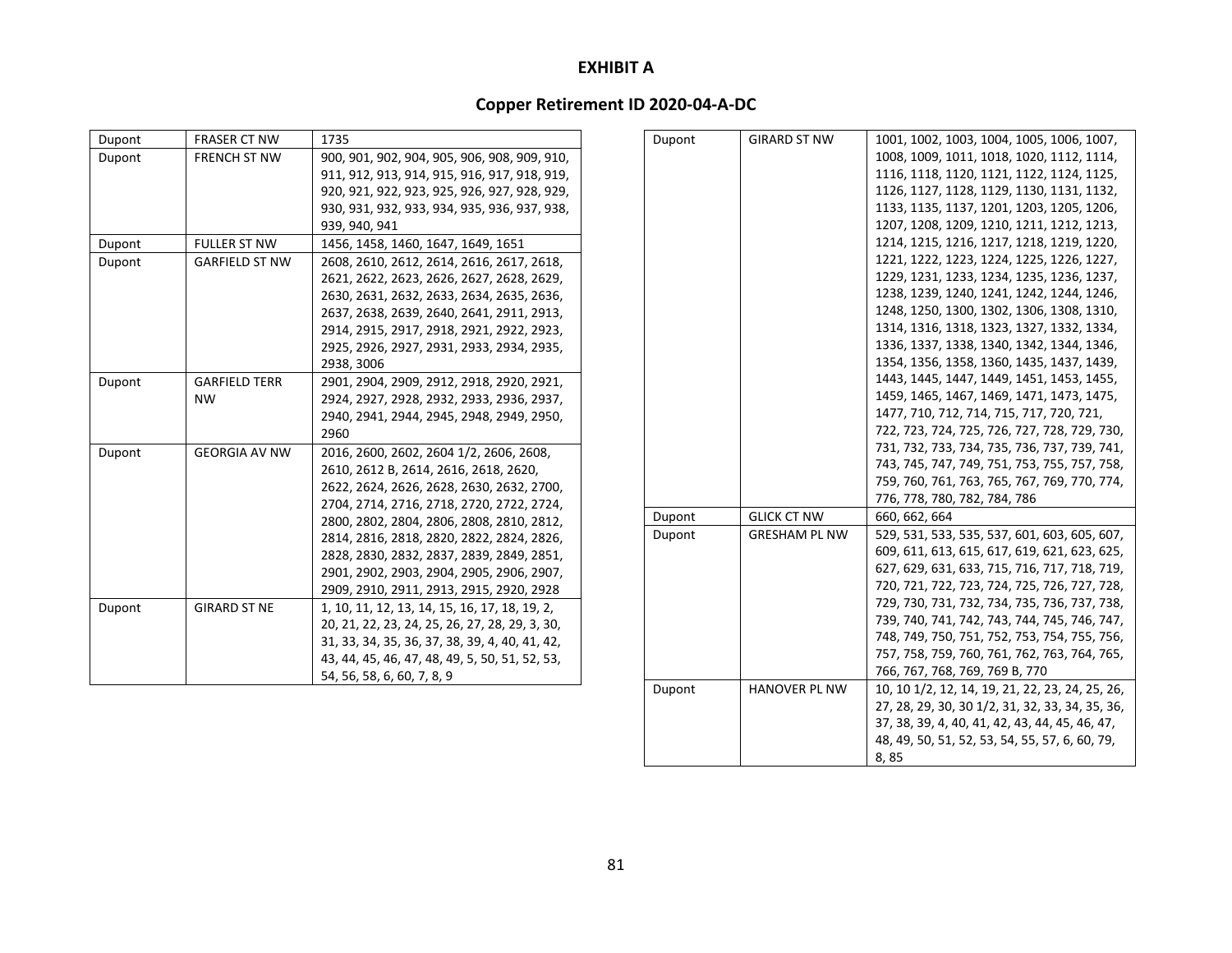**EXHIBIT A**

**Copper Retirement ID 2020-04-A-DC**

| | | |
|---|---|---|
| Dupont | FRASER CT NW | 1735 |
| Dupont | FRENCH ST NW | 900, 901, 902, 904, 905, 906, 908, 909, 910, 911, 912, 913, 914, 915, 916, 917, 918, 919, 920, 921, 922, 923, 925, 926, 927, 928, 929, 930, 931, 932, 933, 934, 935, 936, 937, 938, 939, 940, 941 |
| Dupont | FULLER ST NW | 1456, 1458, 1460, 1647, 1649, 1651 |
| Dupont | GARFIELD ST NW | 2608, 2610, 2612, 2614, 2616, 2617, 2618, 2621, 2622, 2623, 2626, 2627, 2628, 2629, 2630, 2631, 2632, 2633, 2634, 2635, 2636, 2637, 2638, 2639, 2640, 2641, 2911, 2913, 2914, 2915, 2917, 2918, 2921, 2922, 2923, 2925, 2926, 2927, 2931, 2933, 2934, 2935, 2938, 3006 |
| Dupont | GARFIELD TERR NW | 2901, 2904, 2909, 2912, 2918, 2920, 2921, 2924, 2927, 2928, 2932, 2933, 2936, 2937, 2940, 2941, 2944, 2945, 2948, 2949, 2950, 2960 |
| Dupont | GEORGIA AV NW | 2016, 2600, 2602, 2604 1/2, 2606, 2608, 2610, 2612 B, 2614, 2616, 2618, 2620, 2622, 2624, 2626, 2628, 2630, 2632, 2700, 2704, 2714, 2716, 2718, 2720, 2722, 2724, 2800, 2802, 2804, 2806, 2808, 2810, 2812, 2814, 2816, 2818, 2820, 2822, 2824, 2826, 2828, 2830, 2832, 2837, 2839, 2849, 2851, 2901, 2902, 2903, 2904, 2905, 2906, 2907, 2909, 2910, 2911, 2913, 2915, 2920, 2928 |
| Dupont | GIRARD ST NE | 1, 10, 11, 12, 13, 14, 15, 16, 17, 18, 19, 2, 20, 21, 22, 23, 24, 25, 26, 27, 28, 29, 3, 30, 31, 33, 34, 35, 36, 37, 38, 39, 4, 40, 41, 42, 43, 44, 45, 46, 47, 48, 49, 5, 50, 51, 52, 53, 54, 56, 58, 6, 60, 7, 8, 9 |
| Dupont | GIRARD ST NW | 1001, 1002, 1003, 1004, 1005, 1006, 1007, 1008, 1009, 1011, 1018, 1020, 1112, 1114, 1116, 1118, 1120, 1121, 1122, 1124, 1125, 1126, 1127, 1128, 1129, 1130, 1131, 1132, 1133, 1135, 1137, 1201, 1203, 1205, 1206, 1207, 1208, 1209, 1210, 1211, 1212, 1213, 1214, 1215, 1216, 1217, 1218, 1219, 1220, 1221, 1222, 1223, 1224, 1225, 1226, 1227, 1229, 1231, 1233, 1234, 1235, 1236, 1237, 1238, 1239, 1240, 1241, 1242, 1244, 1246, 1248, 1250, 1300, 1302, 1306, 1308, 1310, 1314, 1316, 1318, 1323, 1327, 1332, 1334, 1336, 1337, 1338, 1340, 1342, 1344, 1346, 1354, 1356, 1358, 1360, 1435, 1437, 1439, 1443, 1445, 1447, 1449, 1451, 1453, 1455, 1459, 1465, 1467, 1469, 1471, 1473, 1475, 1477, 710, 712, 714, 715, 717, 720, 721, 722, 723, 724, 725, 726, 727, 728, 729, 730, 731, 732, 733, 734, 735, 736, 737, 739, 741, 743, 745, 747, 749, 751, 753, 755, 757, 758, 759, 760, 761, 763, 765, 767, 769, 770, 774, 776, 778, 780, 782, 784, 786 |
| Dupont | GLICK CT NW | 660, 662, 664 |
| Dupont | GRESHAM PL NW | 529, 531, 533, 535, 537, 601, 603, 605, 607, 609, 611, 613, 615, 617, 619, 621, 623, 625, 627, 629, 631, 633, 715, 716, 717, 718, 719, 720, 721, 722, 723, 724, 725, 726, 727, 728, 729, 730, 731, 732, 734, 735, 736, 737, 738, 739, 740, 741, 742, 743, 744, 745, 746, 747, 748, 749, 750, 751, 752, 753, 754, 755, 756, 757, 758, 759, 760, 761, 762, 763, 764, 765, 766, 767, 768, 769, 769 B, 770 |
| Dupont | HANOVER PL NW | 10, 10 1/2, 12, 14, 19, 21, 22, 23, 24, 25, 26, 27, 28, 29, 30, 30 1/2, 31, 32, 33, 34, 35, 36, 37, 38, 39, 4, 40, 41, 42, 43, 44, 45, 46, 47, 48, 49, 50, 51, 52, 53, 54, 55, 57, 6, 60, 79, 8, 85 |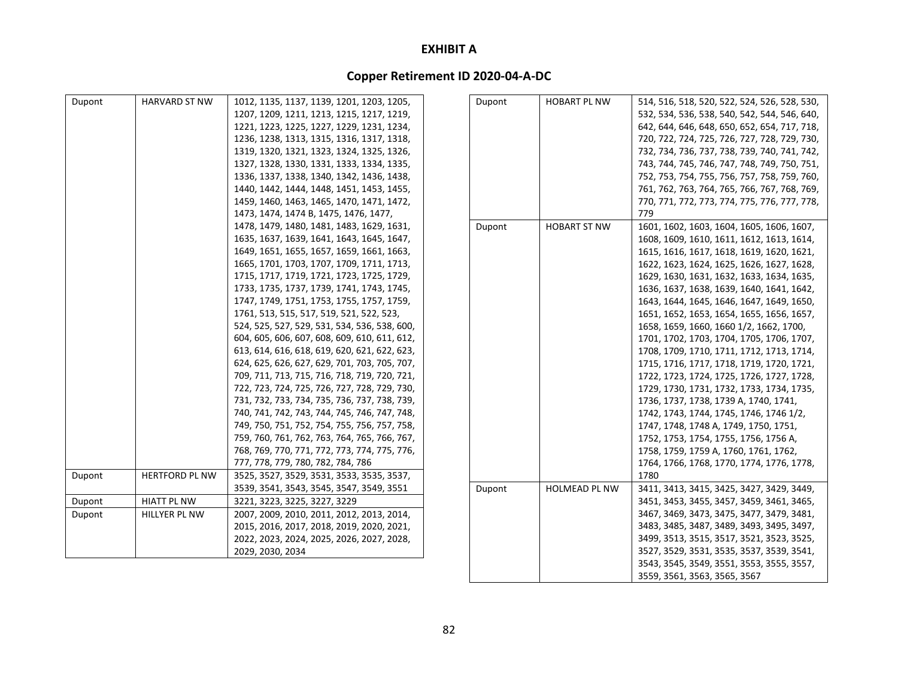# EXHIBIT A

## Copper Retirement ID 2020-04-A-DC

| | | |
|---|---|---|
| Dupont | HARVARD ST NW | 1012, 1135, 1137, 1139, 1201, 1203, 1205, 1207, 1209, 1211, 1213, 1215, 1217, 1219, 1221, 1223, 1225, 1227, 1229, 1231, 1234, 1236, 1238, 1313, 1315, 1316, 1317, 1318, 1319, 1320, 1321, 1323, 1324, 1325, 1326, 1327, 1328, 1330, 1331, 1333, 1334, 1335, 1336, 1337, 1338, 1340, 1342, 1436, 1438, 1440, 1442, 1444, 1448, 1451, 1453, 1455, 1459, 1460, 1463, 1465, 1470, 1471, 1472, 1473, 1474, 1474 B, 1475, 1476, 1477, 1478, 1479, 1480, 1481, 1483, 1629, 1631, 1635, 1637, 1639, 1641, 1643, 1645, 1647, 1649, 1651, 1655, 1657, 1659, 1661, 1663, 1665, 1701, 1703, 1707, 1709, 1711, 1713, 1715, 1717, 1719, 1721, 1723, 1725, 1729, 1733, 1735, 1737, 1739, 1741, 1743, 1745, 1747, 1749, 1751, 1753, 1755, 1757, 1759, 1761, 513, 515, 517, 519, 521, 522, 523, 524, 525, 527, 529, 531, 534, 536, 538, 600, 604, 605, 606, 607, 608, 609, 610, 611, 612, 613, 614, 616, 618, 619, 620, 621, 622, 623, 624, 625, 626, 627, 629, 701, 703, 705, 707, 709, 711, 713, 715, 716, 718, 719, 720, 721, 722, 723, 724, 725, 726, 727, 728, 729, 730, 731, 732, 733, 734, 735, 736, 737, 738, 739, 740, 741, 742, 743, 744, 745, 746, 747, 748, 749, 750, 751, 752, 754, 755, 756, 757, 758, 759, 760, 761, 762, 763, 764, 765, 766, 767, 768, 769, 770, 771, 772, 773, 774, 775, 776, 777, 778, 779, 780, 782, 784, 786 |
| Dupont | HERTFORD PL NW | 3525, 3527, 3529, 3531, 3533, 3535, 3537, 3539, 3541, 3543, 3545, 3547, 3549, 3551 |
| Dupont | HIATT PL NW | 3221, 3223, 3225, 3227, 3229 |
| Dupont | HILLYER PL NW | 2007, 2009, 2010, 2011, 2012, 2013, 2014, 2015, 2016, 2017, 2018, 2019, 2020, 2021, 2022, 2023, 2024, 2025, 2026, 2027, 2028, 2029, 2030, 2034 |
| Dupont | HOBART PL NW | 514, 516, 518, 520, 522, 524, 526, 528, 530, 532, 534, 536, 538, 540, 542, 544, 546, 640, 642, 644, 646, 648, 650, 652, 654, 717, 718, 720, 722, 724, 725, 726, 727, 728, 729, 730, 732, 734, 736, 737, 738, 739, 740, 741, 742, 743, 744, 745, 746, 747, 748, 749, 750, 751, 752, 753, 754, 755, 756, 757, 758, 759, 760, 761, 762, 763, 764, 765, 766, 767, 768, 769, 770, 771, 772, 773, 774, 775, 776, 777, 778, 779 |
| Dupont | HOBART ST NW | 1601, 1602, 1603, 1604, 1605, 1606, 1607, 1608, 1609, 1610, 1611, 1612, 1613, 1614, 1615, 1616, 1617, 1618, 1619, 1620, 1621, 1622, 1623, 1624, 1625, 1626, 1627, 1628, 1629, 1630, 1631, 1632, 1633, 1634, 1635, 1636, 1637, 1638, 1639, 1640, 1641, 1642, 1643, 1644, 1645, 1646, 1647, 1649, 1650, 1651, 1652, 1653, 1654, 1655, 1656, 1657, 1658, 1659, 1660, 1660 1/2, 1662, 1700, 1701, 1702, 1703, 1704, 1705, 1706, 1707, 1708, 1709, 1710, 1711, 1712, 1713, 1714, 1715, 1716, 1717, 1718, 1719, 1720, 1721, 1722, 1723, 1724, 1725, 1726, 1727, 1728, 1729, 1730, 1731, 1732, 1733, 1734, 1735, 1736, 1737, 1738, 1739 A, 1740, 1741, 1742, 1743, 1744, 1745, 1746, 1746 1/2, 1747, 1748, 1748 A, 1749, 1750, 1751, 1752, 1753, 1754, 1755, 1756, 1756 A, 1758, 1759, 1759 A, 1760, 1761, 1762, 1764, 1766, 1768, 1770, 1774, 1776, 1778, 1780 |
| Dupont | HOLMEAD PL NW | 3411, 3413, 3415, 3425, 3427, 3429, 3449, 3451, 3453, 3455, 3457, 3459, 3461, 3465, 3467, 3469, 3473, 3475, 3477, 3479, 3481, 3483, 3485, 3487, 3489, 3493, 3495, 3497, 3499, 3513, 3515, 3517, 3521, 3523, 3525, 3527, 3529, 3531, 3535, 3537, 3539, 3541, 3543, 3545, 3549, 3551, 3553, 3555, 3557, 3559, 3561, 3563, 3565, 3567 |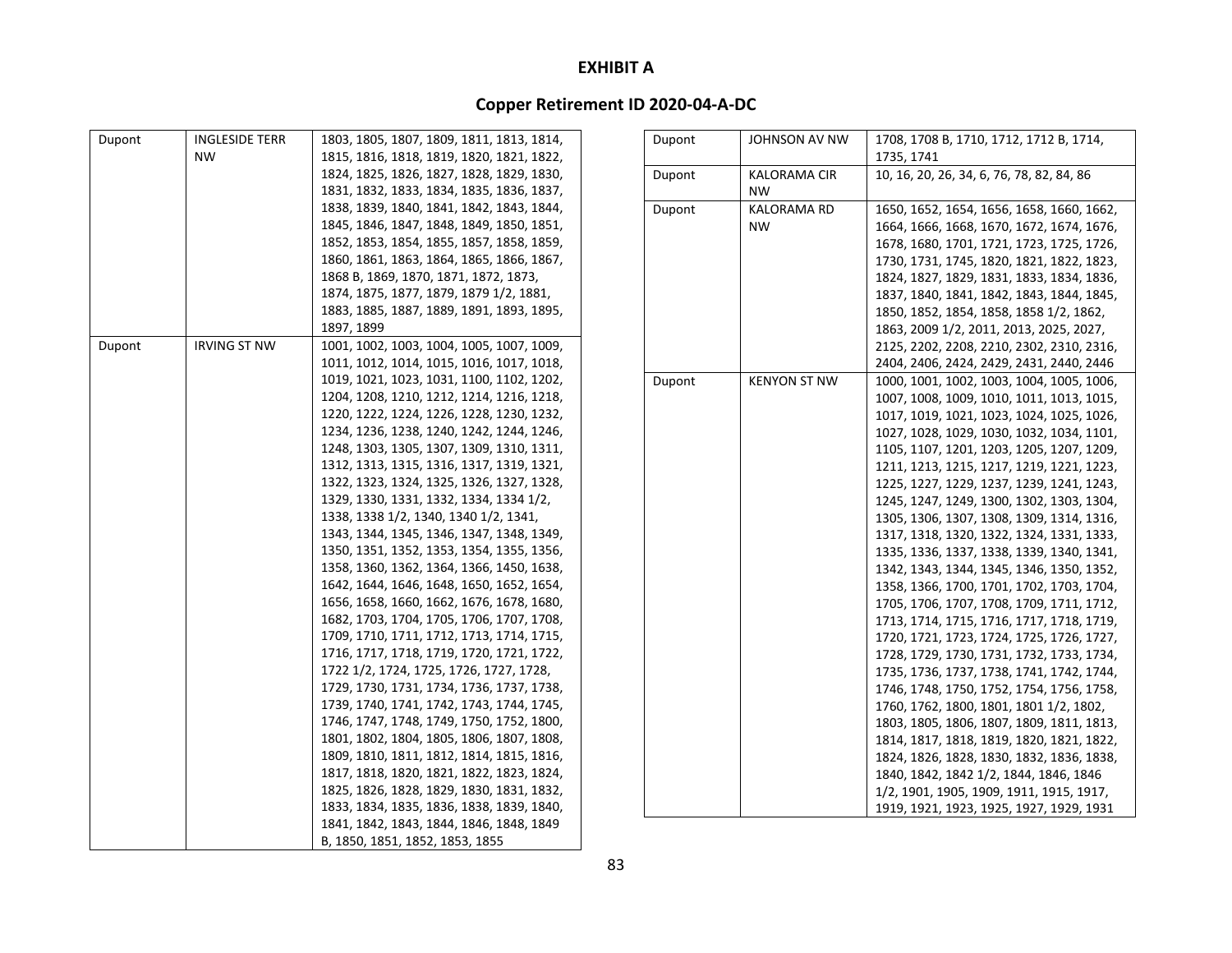# EXHIBIT A

## Copper Retirement ID 2020-04-A-DC

| | | |
|---|---|---|
| Dupont | INGLESIDE TERR NW | 1803, 1805, 1807, 1809, 1811, 1813, 1814, 1815, 1816, 1818, 1819, 1820, 1821, 1822, 1824, 1825, 1826, 1827, 1828, 1829, 1830, 1831, 1832, 1833, 1834, 1835, 1836, 1837, 1838, 1839, 1840, 1841, 1842, 1843, 1844, 1845, 1846, 1847, 1848, 1849, 1850, 1851, 1852, 1853, 1854, 1855, 1857, 1858, 1859, 1860, 1861, 1863, 1864, 1865, 1866, 1867, 1868 B, 1869, 1870, 1871, 1872, 1873, 1874, 1875, 1877, 1879, 1879 1/2, 1881, 1883, 1885, 1887, 1889, 1891, 1893, 1895, 1897, 1899 |
| Dupont | IRVING ST NW | 1001, 1002, 1003, 1004, 1005, 1007, 1009, 1011, 1012, 1014, 1015, 1016, 1017, 1018, 1019, 1021, 1023, 1031, 1100, 1102, 1202, 1204, 1208, 1210, 1212, 1214, 1216, 1218, 1220, 1222, 1224, 1226, 1228, 1230, 1232, 1234, 1236, 1238, 1240, 1242, 1244, 1246, 1248, 1303, 1305, 1307, 1309, 1310, 1311, 1312, 1313, 1315, 1316, 1317, 1319, 1321, 1322, 1323, 1324, 1325, 1326, 1327, 1328, 1329, 1330, 1331, 1332, 1334, 1334 1/2, 1338, 1338 1/2, 1340, 1340 1/2, 1341, 1343, 1344, 1345, 1346, 1347, 1348, 1349, 1350, 1351, 1352, 1353, 1354, 1355, 1356, 1358, 1360, 1362, 1364, 1366, 1450, 1638, 1642, 1644, 1646, 1648, 1650, 1652, 1654, 1656, 1658, 1660, 1662, 1676, 1678, 1680, 1682, 1703, 1704, 1705, 1706, 1707, 1708, 1709, 1710, 1711, 1712, 1713, 1714, 1715, 1716, 1717, 1718, 1719, 1720, 1721, 1722, 1722 1/2, 1724, 1725, 1726, 1727, 1728, 1729, 1730, 1731, 1734, 1736, 1737, 1738, 1739, 1740, 1741, 1742, 1743, 1744, 1745, 1746, 1747, 1748, 1749, 1750, 1752, 1800, 1801, 1802, 1804, 1805, 1806, 1807, 1808, 1809, 1810, 1811, 1812, 1814, 1815, 1816, 1817, 1818, 1820, 1821, 1822, 1823, 1824, 1825, 1826, 1828, 1829, 1830, 1831, 1832, 1833, 1834, 1835, 1836, 1838, 1839, 1840, 1841, 1842, 1843, 1844, 1846, 1848, 1849 B, 1850, 1851, 1852, 1853, 1855 |
| Dupont | JOHNSON AV NW | 1708, 1708 B, 1710, 1712, 1712 B, 1714, 1735, 1741 |
| Dupont | KALORAMA CIR NW | 10, 16, 20, 26, 34, 6, 76, 78, 82, 84, 86 |
| Dupont | KALORAMA RD NW | 1650, 1652, 1654, 1656, 1658, 1660, 1662, 1664, 1666, 1668, 1670, 1672, 1674, 1676, 1678, 1680, 1701, 1721, 1723, 1725, 1726, 1730, 1731, 1745, 1820, 1821, 1822, 1823, 1824, 1827, 1829, 1831, 1833, 1834, 1836, 1837, 1840, 1841, 1842, 1843, 1844, 1845, 1850, 1852, 1854, 1858, 1858 1/2, 1862, 1863, 2009 1/2, 2011, 2013, 2025, 2027, 2125, 2202, 2208, 2210, 2302, 2310, 2316, 2404, 2406, 2424, 2429, 2431, 2440, 2446 |
| Dupont | KENYON ST NW | 1000, 1001, 1002, 1003, 1004, 1005, 1006, 1007, 1008, 1009, 1010, 1011, 1013, 1015, 1017, 1019, 1021, 1023, 1024, 1025, 1026, 1027, 1028, 1029, 1030, 1032, 1034, 1101, 1105, 1107, 1201, 1203, 1205, 1207, 1209, 1211, 1213, 1215, 1217, 1219, 1221, 1223, 1225, 1227, 1229, 1237, 1239, 1241, 1243, 1245, 1247, 1249, 1300, 1302, 1303, 1304, 1305, 1306, 1307, 1308, 1309, 1314, 1316, 1317, 1318, 1320, 1322, 1324, 1331, 1333, 1335, 1336, 1337, 1338, 1339, 1340, 1341, 1342, 1343, 1344, 1345, 1346, 1350, 1352, 1358, 1366, 1700, 1701, 1702, 1703, 1704, 1705, 1706, 1707, 1708, 1709, 1711, 1712, 1713, 1714, 1715, 1716, 1717, 1718, 1719, 1720, 1721, 1723, 1724, 1725, 1726, 1727, 1728, 1729, 1730, 1731, 1732, 1733, 1734, 1735, 1736, 1737, 1738, 1741, 1742, 1744, 1746, 1748, 1750, 1752, 1754, 1756, 1758, 1760, 1762, 1800, 1801, 1801 1/2, 1802, 1803, 1805, 1806, 1807, 1809, 1811, 1813, 1814, 1817, 1818, 1819, 1820, 1821, 1822, 1824, 1826, 1828, 1830, 1832, 1836, 1838, 1840, 1842, 1842 1/2, 1844, 1846, 1846 1/2, 1901, 1905, 1909, 1911, 1915, 1917, 1919, 1921, 1923, 1925, 1927, 1929, 1931 |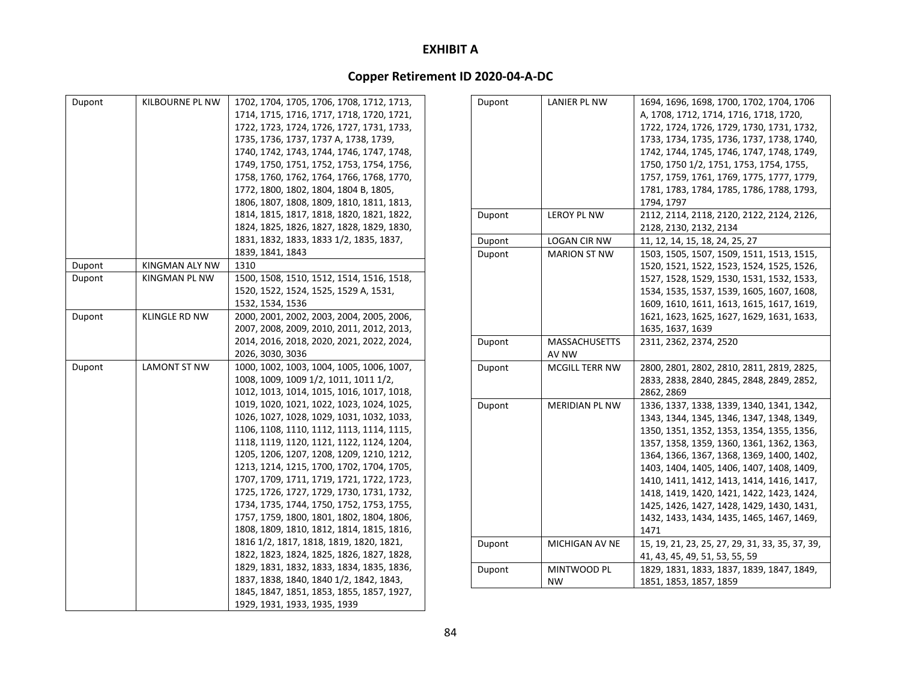# EXHIBIT A

## Copper Retirement ID 2020-04-A-DC

| | | |
|---|---|---|
| Dupont | KILBOURNE PL NW | 1702, 1704, 1705, 1706, 1708, 1712, 1713, 1714, 1715, 1716, 1717, 1718, 1720, 1721, 1722, 1723, 1724, 1726, 1727, 1731, 1733, 1735, 1736, 1737, 1737 A, 1738, 1739, 1740, 1742, 1743, 1744, 1746, 1747, 1748, 1749, 1750, 1751, 1752, 1753, 1754, 1756, 1758, 1760, 1762, 1764, 1766, 1768, 1770, 1772, 1800, 1802, 1804, 1804 B, 1805, 1806, 1807, 1808, 1809, 1810, 1811, 1813, 1814, 1815, 1817, 1818, 1820, 1821, 1822, 1824, 1825, 1826, 1827, 1828, 1829, 1830, 1831, 1832, 1833, 1833 1/2, 1835, 1837, 1839, 1841, 1843 |
| Dupont | KINGMAN ALY NW | 1310 |
| Dupont | KINGMAN PL NW | 1500, 1508, 1510, 1512, 1514, 1516, 1518, 1520, 1522, 1524, 1525, 1529 A, 1531, 1532, 1534, 1536 |
| Dupont | KLINGLE RD NW | 2000, 2001, 2002, 2003, 2004, 2005, 2006, 2007, 2008, 2009, 2010, 2011, 2012, 2013, 2014, 2016, 2018, 2020, 2021, 2022, 2024, 2026, 3030, 3036 |
| Dupont | LAMONT ST NW | 1000, 1002, 1003, 1004, 1005, 1006, 1007, 1008, 1009, 1009 1/2, 1011, 1011 1/2, 1012, 1013, 1014, 1015, 1016, 1017, 1018, 1019, 1020, 1021, 1022, 1023, 1024, 1025, 1026, 1027, 1028, 1029, 1031, 1032, 1033, 1106, 1108, 1110, 1112, 1113, 1114, 1115, 1118, 1119, 1120, 1121, 1122, 1124, 1204, 1205, 1206, 1207, 1208, 1209, 1210, 1212, 1213, 1214, 1215, 1700, 1702, 1704, 1705, 1707, 1709, 1711, 1719, 1721, 1722, 1723, 1725, 1726, 1727, 1729, 1730, 1731, 1732, 1734, 1735, 1744, 1750, 1752, 1753, 1755, 1757, 1759, 1800, 1801, 1802, 1804, 1806, 1808, 1809, 1810, 1812, 1814, 1815, 1816, 1816 1/2, 1817, 1818, 1819, 1820, 1821, 1822, 1823, 1824, 1825, 1826, 1827, 1828, 1829, 1831, 1832, 1833, 1834, 1835, 1836, 1837, 1838, 1840, 1840 1/2, 1842, 1843, 1845, 1847, 1851, 1853, 1855, 1857, 1927, 1929, 1931, 1933, 1935, 1939 |
| Dupont | LANIER PL NW | 1694, 1696, 1698, 1700, 1702, 1704, 1706 A, 1708, 1712, 1714, 1716, 1718, 1720, 1722, 1724, 1726, 1729, 1730, 1731, 1732, 1733, 1734, 1735, 1736, 1737, 1738, 1740, 1742, 1744, 1745, 1746, 1747, 1748, 1749, 1750, 1750 1/2, 1751, 1753, 1754, 1755, 1757, 1759, 1761, 1769, 1775, 1777, 1779, 1781, 1783, 1784, 1785, 1786, 1788, 1793, 1794, 1797 |
| Dupont | LEROY PL NW | 2112, 2114, 2118, 2120, 2122, 2124, 2126, 2128, 2130, 2132, 2134 |
| Dupont | LOGAN CIR NW | 11, 12, 14, 15, 18, 24, 25, 27 |
| Dupont | MARION ST NW | 1503, 1505, 1507, 1509, 1511, 1513, 1515, 1520, 1521, 1522, 1523, 1524, 1525, 1526, 1527, 1528, 1529, 1530, 1531, 1532, 1533, 1534, 1535, 1537, 1539, 1605, 1607, 1608, 1609, 1610, 1611, 1613, 1615, 1617, 1619, 1621, 1623, 1625, 1627, 1629, 1631, 1633, 1635, 1637, 1639 |
| Dupont | MASSACHUSETTS AV NW | 2311, 2362, 2374, 2520 |
| Dupont | MCGILL TERR NW | 2800, 2801, 2802, 2810, 2811, 2819, 2825, 2833, 2838, 2840, 2845, 2848, 2849, 2852, 2862, 2869 |
| Dupont | MERIDIAN PL NW | 1336, 1337, 1338, 1339, 1340, 1341, 1342, 1343, 1344, 1345, 1346, 1347, 1348, 1349, 1350, 1351, 1352, 1353, 1354, 1355, 1356, 1357, 1358, 1359, 1360, 1361, 1362, 1363, 1364, 1366, 1367, 1368, 1369, 1400, 1402, 1403, 1404, 1405, 1406, 1407, 1408, 1409, 1410, 1411, 1412, 1413, 1414, 1416, 1417, 1418, 1419, 1420, 1421, 1422, 1423, 1424, 1425, 1426, 1427, 1428, 1429, 1430, 1431, 1432, 1433, 1434, 1435, 1465, 1467, 1469, 1471 |
| Dupont | MICHIGAN AV NE | 15, 19, 21, 23, 25, 27, 29, 31, 33, 35, 37, 39, 41, 43, 45, 49, 51, 53, 55, 59 |
| Dupont | MINTWOOD PL NW | 1829, 1831, 1833, 1837, 1839, 1847, 1849, 1851, 1853, 1857, 1859 |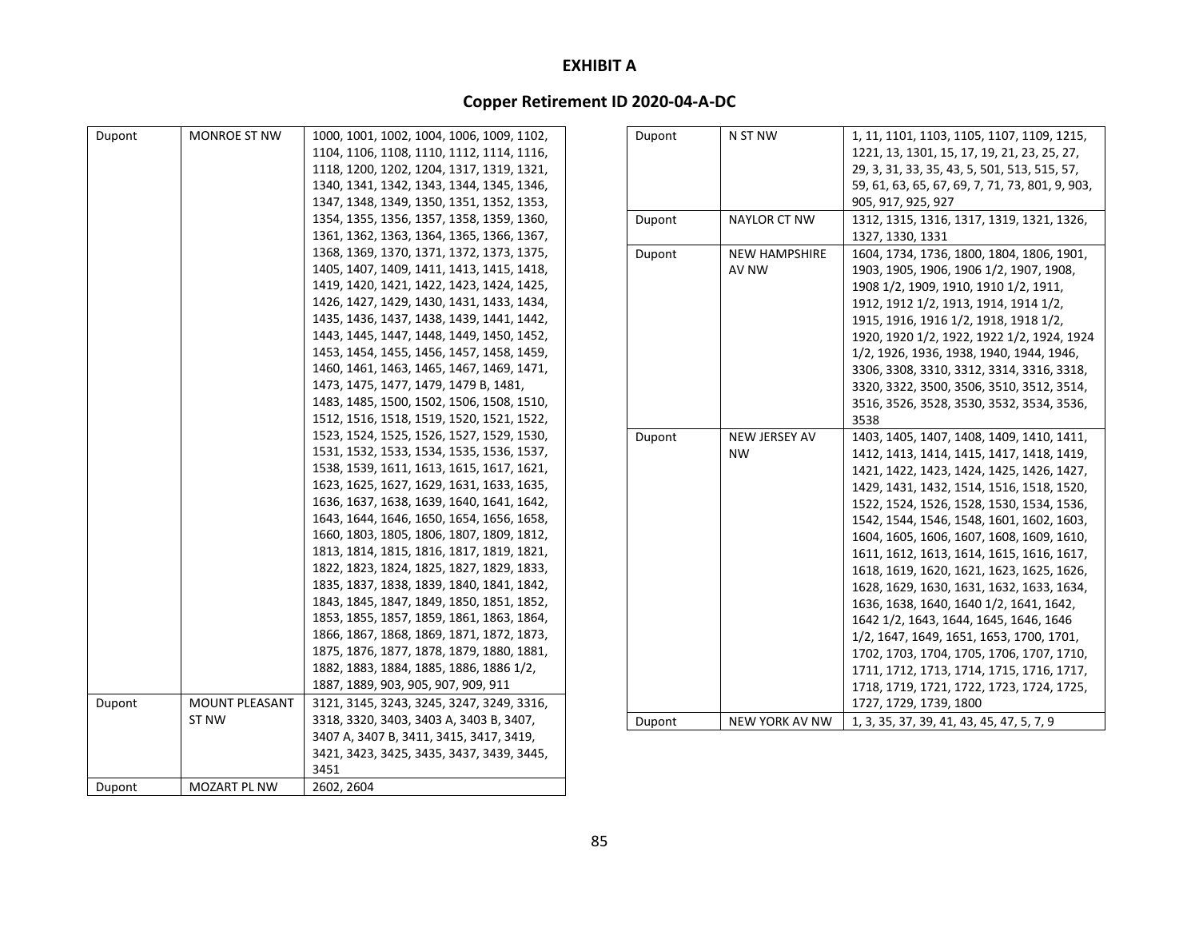# EXHIBIT A

## Copper Retirement ID 2020-04-A-DC

| | | |
|---|---|---|
| Dupont | MONROE ST NW | 1000, 1001, 1002, 1004, 1006, 1009, 1102, 1104, 1106, 1108, 1110, 1112, 1114, 1116, 1118, 1200, 1202, 1204, 1317, 1319, 1321, 1340, 1341, 1342, 1343, 1344, 1345, 1346, 1347, 1348, 1349, 1350, 1351, 1352, 1353, 1354, 1355, 1356, 1357, 1358, 1359, 1360, 1361, 1362, 1363, 1364, 1365, 1366, 1367, 1368, 1369, 1370, 1371, 1372, 1373, 1375, 1405, 1407, 1409, 1411, 1413, 1415, 1418, 1419, 1420, 1421, 1422, 1423, 1424, 1425, 1426, 1427, 1429, 1430, 1431, 1433, 1434, 1435, 1436, 1437, 1438, 1439, 1441, 1442, 1443, 1445, 1447, 1448, 1449, 1450, 1452, 1453, 1454, 1455, 1456, 1457, 1458, 1459, 1460, 1461, 1463, 1465, 1467, 1469, 1471, 1473, 1475, 1477, 1479, 1479 B, 1481, 1483, 1485, 1500, 1502, 1506, 1508, 1510, 1512, 1516, 1518, 1519, 1520, 1521, 1522, 1523, 1524, 1525, 1526, 1527, 1529, 1530, 1531, 1532, 1533, 1534, 1535, 1536, 1537, 1538, 1539, 1611, 1613, 1615, 1617, 1621, 1623, 1625, 1627, 1629, 1631, 1633, 1635, 1636, 1637, 1638, 1639, 1640, 1641, 1642, 1643, 1644, 1646, 1650, 1654, 1656, 1658, 1660, 1803, 1805, 1806, 1807, 1809, 1812, 1813, 1814, 1815, 1816, 1817, 1819, 1821, 1822, 1823, 1824, 1825, 1827, 1829, 1833, 1835, 1837, 1838, 1839, 1840, 1841, 1842, 1843, 1845, 1847, 1849, 1850, 1851, 1852, 1853, 1855, 1857, 1859, 1861, 1863, 1864, 1866, 1867, 1868, 1869, 1871, 1872, 1873, 1875, 1876, 1877, 1878, 1879, 1880, 1881, 1882, 1883, 1884, 1885, 1886, 1886 1/2, 1887, 1889, 903, 905, 907, 909, 911 |
| Dupont | MOUNT PLEASANT ST NW | 3121, 3145, 3243, 3245, 3247, 3249, 3316, 3318, 3320, 3403, 3403 A, 3403 B, 3407, 3407 A, 3407 B, 3411, 3415, 3417, 3419, 3421, 3423, 3425, 3435, 3437, 3439, 3445, 3451 |
| Dupont | MOZART PL NW | 2602, 2604 |
| Dupont | N ST NW | 1, 11, 1101, 1103, 1105, 1107, 1109, 1215, 1221, 13, 1301, 15, 17, 19, 21, 23, 25, 27, 29, 3, 31, 33, 35, 43, 5, 501, 513, 515, 57, 59, 61, 63, 65, 67, 69, 7, 71, 73, 801, 9, 903, 905, 917, 925, 927 |
| Dupont | NAYLOR CT NW | 1312, 1315, 1316, 1317, 1319, 1321, 1326, 1327, 1330, 1331 |
| Dupont | NEW HAMPSHIRE AV NW | 1604, 1734, 1736, 1800, 1804, 1806, 1901, 1903, 1905, 1906, 1906 1/2, 1907, 1908, 1908 1/2, 1909, 1910, 1910 1/2, 1911, 1912, 1912 1/2, 1913, 1914, 1914 1/2, 1915, 1916, 1916 1/2, 1918, 1918 1/2, 1920, 1920 1/2, 1922, 1922 1/2, 1924, 1924 1/2, 1926, 1936, 1938, 1940, 1944, 1946, 3306, 3308, 3310, 3312, 3314, 3316, 3318, 3320, 3322, 3500, 3506, 3510, 3512, 3514, 3516, 3526, 3528, 3530, 3532, 3534, 3536, 3538 |
| Dupont | NEW JERSEY AV NW | 1403, 1405, 1407, 1408, 1409, 1410, 1411, 1412, 1413, 1414, 1415, 1417, 1418, 1419, 1421, 1422, 1423, 1424, 1425, 1426, 1427, 1429, 1431, 1432, 1514, 1516, 1518, 1520, 1522, 1524, 1526, 1528, 1530, 1534, 1536, 1542, 1544, 1546, 1548, 1601, 1602, 1603, 1604, 1605, 1606, 1607, 1608, 1609, 1610, 1611, 1612, 1613, 1614, 1615, 1616, 1617, 1618, 1619, 1620, 1621, 1623, 1625, 1626, 1628, 1629, 1630, 1631, 1632, 1633, 1634, 1636, 1638, 1640, 1640 1/2, 1641, 1642, 1642 1/2, 1643, 1644, 1645, 1646, 1646 1/2, 1647, 1649, 1651, 1653, 1700, 1701, 1702, 1703, 1704, 1705, 1706, 1707, 1710, 1711, 1712, 1713, 1714, 1715, 1716, 1717, 1718, 1719, 1721, 1722, 1723, 1724, 1725, 1727, 1729, 1739, 1800 |
| Dupont | NEW YORK AV NW | 1, 3, 35, 37, 39, 41, 43, 45, 47, 5, 7, 9 |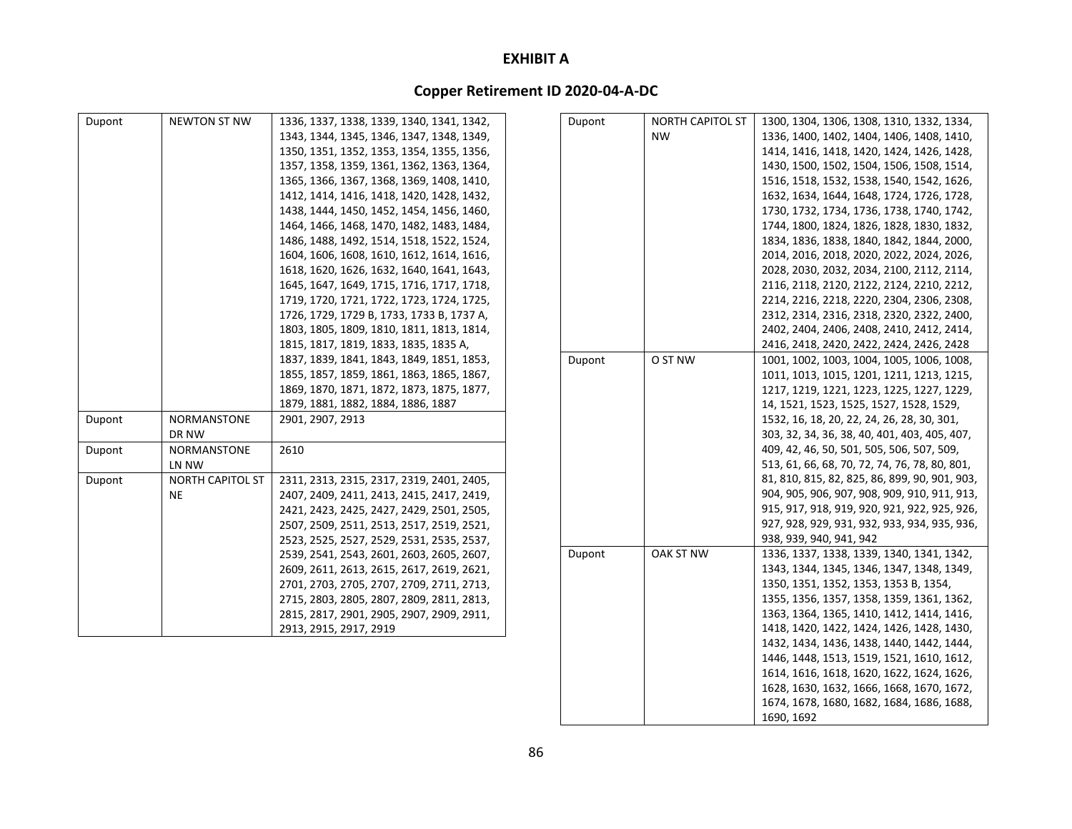# EXHIBIT A

## Copper Retirement ID 2020-04-A-DC

| | | |
|---|---|---|
| Dupont | NEWTON ST NW | 1336, 1337, 1338, 1339, 1340, 1341, 1342, 1343, 1344, 1345, 1346, 1347, 1348, 1349, 1350, 1351, 1352, 1353, 1354, 1355, 1356, 1357, 1358, 1359, 1361, 1362, 1363, 1364, 1365, 1366, 1367, 1368, 1369, 1408, 1410, 1412, 1414, 1416, 1418, 1420, 1428, 1432, 1438, 1444, 1450, 1452, 1454, 1456, 1460, 1464, 1466, 1468, 1470, 1482, 1483, 1484, 1486, 1488, 1492, 1514, 1518, 1522, 1524, 1604, 1606, 1608, 1610, 1612, 1614, 1616, 1618, 1620, 1626, 1632, 1640, 1641, 1643, 1645, 1647, 1649, 1715, 1716, 1717, 1718, 1719, 1720, 1721, 1722, 1723, 1724, 1725, 1726, 1729, 1729 B, 1733, 1733 B, 1737 A, 1803, 1805, 1809, 1810, 1811, 1813, 1814, 1815, 1817, 1819, 1833, 1835, 1835 A, 1837, 1839, 1841, 1843, 1849, 1851, 1853, 1855, 1857, 1859, 1861, 1863, 1865, 1867, 1869, 1870, 1871, 1872, 1873, 1875, 1877, 1879, 1881, 1882, 1884, 1886, 1887 |
| Dupont | NORMANSTONE DR NW | 2901, 2907, 2913 |
| Dupont | NORMANSTONE LN NW | 2610 |
| Dupont | NORTH CAPITOL ST NE | 2311, 2313, 2315, 2317, 2319, 2401, 2405, 2407, 2409, 2411, 2413, 2415, 2417, 2419, 2421, 2423, 2425, 2427, 2429, 2501, 2505, 2507, 2509, 2511, 2513, 2517, 2519, 2521, 2523, 2525, 2527, 2529, 2531, 2535, 2537, 2539, 2541, 2543, 2601, 2603, 2605, 2607, 2609, 2611, 2613, 2615, 2617, 2619, 2621, 2701, 2703, 2705, 2707, 2709, 2711, 2713, 2715, 2803, 2805, 2807, 2809, 2811, 2813, 2815, 2817, 2901, 2905, 2907, 2909, 2911, 2913, 2915, 2917, 2919 |
| Dupont | NORTH CAPITOL ST NW | 1300, 1304, 1306, 1308, 1310, 1332, 1334, 1336, 1400, 1402, 1404, 1406, 1408, 1410, 1414, 1416, 1418, 1420, 1424, 1426, 1428, 1430, 1500, 1502, 1504, 1506, 1508, 1514, 1516, 1518, 1532, 1538, 1540, 1542, 1626, 1632, 1634, 1644, 1648, 1724, 1726, 1728, 1730, 1732, 1734, 1736, 1738, 1740, 1742, 1744, 1800, 1824, 1826, 1828, 1830, 1832, 1834, 1836, 1838, 1840, 1842, 1844, 2000, 2014, 2016, 2018, 2020, 2022, 2024, 2026, 2028, 2030, 2032, 2034, 2100, 2112, 2114, 2116, 2118, 2120, 2122, 2124, 2210, 2212, 2214, 2216, 2218, 2220, 2304, 2306, 2308, 2312, 2314, 2316, 2318, 2320, 2322, 2400, 2402, 2404, 2406, 2408, 2410, 2412, 2414, 2416, 2418, 2420, 2422, 2424, 2426, 2428 |
| Dupont | O ST NW | 1001, 1002, 1003, 1004, 1005, 1006, 1008, 1011, 1013, 1015, 1201, 1211, 1213, 1215, 1217, 1219, 1221, 1223, 1225, 1227, 1229, 14, 1521, 1523, 1525, 1527, 1528, 1529, 1532, 16, 18, 20, 22, 24, 26, 28, 30, 301, 303, 32, 34, 36, 38, 40, 401, 403, 405, 407, 409, 42, 46, 50, 501, 505, 506, 507, 509, 513, 61, 66, 68, 70, 72, 74, 76, 78, 80, 801, 81, 810, 815, 82, 825, 86, 899, 90, 901, 903, 904, 905, 906, 907, 908, 909, 910, 911, 913, 915, 917, 918, 919, 920, 921, 922, 925, 926, 927, 928, 929, 931, 932, 933, 934, 935, 936, 938, 939, 940, 941, 942 |
| Dupont | OAK ST NW | 1336, 1337, 1338, 1339, 1340, 1341, 1342, 1343, 1344, 1345, 1346, 1347, 1348, 1349, 1350, 1351, 1352, 1353, 1353 B, 1354, 1355, 1356, 1357, 1358, 1359, 1361, 1362, 1363, 1364, 1365, 1410, 1412, 1414, 1416, 1418, 1420, 1422, 1424, 1426, 1428, 1430, 1432, 1434, 1436, 1438, 1440, 1442, 1444, 1446, 1448, 1513, 1519, 1521, 1610, 1612, 1614, 1616, 1618, 1620, 1622, 1624, 1626, 1628, 1630, 1632, 1666, 1668, 1670, 1672, 1674, 1678, 1680, 1682, 1684, 1686, 1688, 1690, 1692 |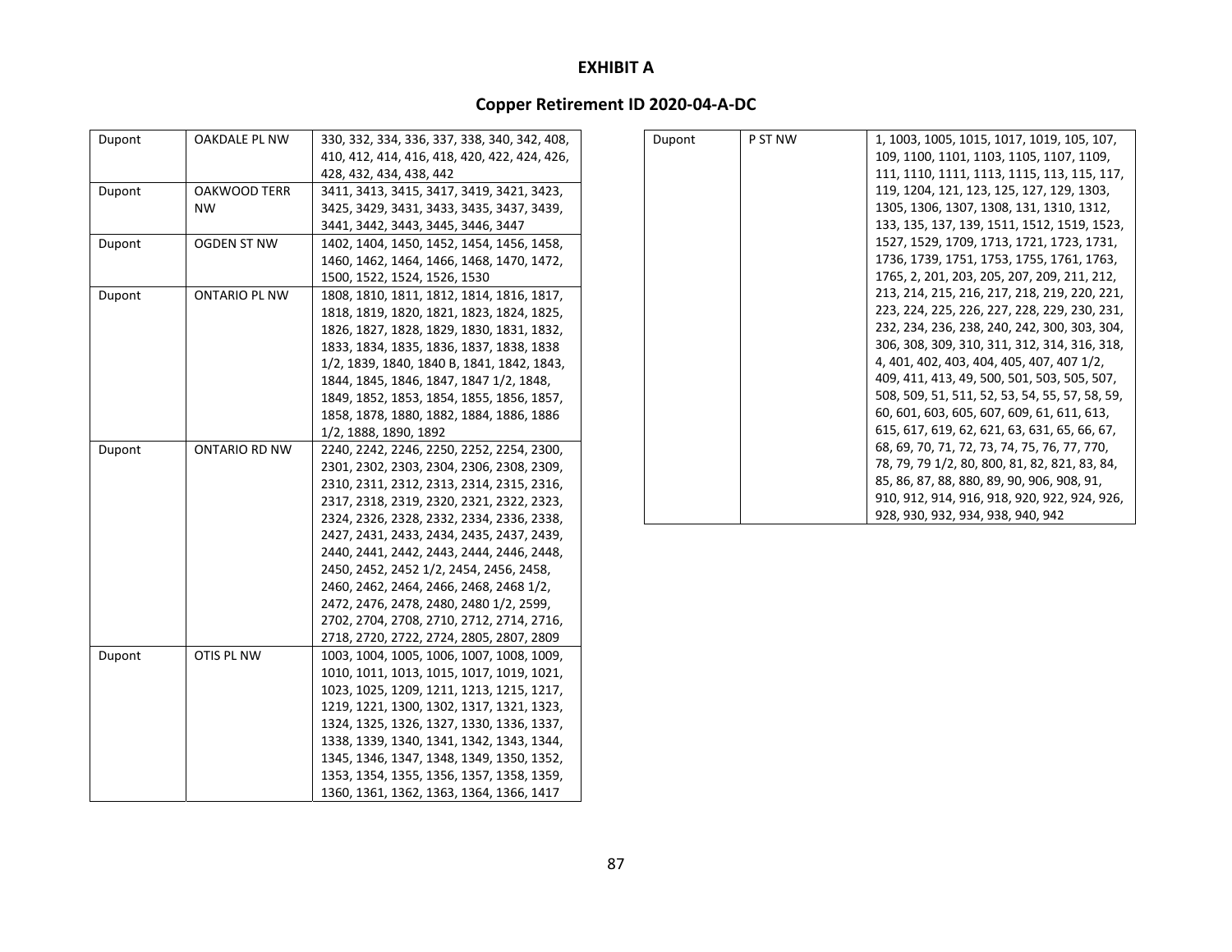**EXHIBIT A**

**Copper Retirement ID 2020-04-A-DC**

| | | |
|---|---|---|
| Dupont | OAKDALE PL NW | 330, 332, 334, 336, 337, 338, 340, 342, 408, 410, 412, 414, 416, 418, 420, 422, 424, 426, 428, 432, 434, 438, 442 |
| Dupont | OAKWOOD TERR NW | 3411, 3413, 3415, 3417, 3419, 3421, 3423, 3425, 3429, 3431, 3433, 3435, 3437, 3439, 3441, 3442, 3443, 3445, 3446, 3447 |
| Dupont | OGDEN ST NW | 1402, 1404, 1450, 1452, 1454, 1456, 1458, 1460, 1462, 1464, 1466, 1468, 1470, 1472, 1500, 1522, 1524, 1526, 1530 |
| Dupont | ONTARIO PL NW | 1808, 1810, 1811, 1812, 1814, 1816, 1817, 1818, 1819, 1820, 1821, 1823, 1824, 1825, 1826, 1827, 1828, 1829, 1830, 1831, 1832, 1833, 1834, 1835, 1836, 1837, 1838, 1838 1/2, 1839, 1840, 1840 B, 1841, 1842, 1843, 1844, 1845, 1846, 1847, 1847 1/2, 1848, 1849, 1852, 1853, 1854, 1855, 1856, 1857, 1858, 1878, 1880, 1882, 1884, 1886, 1886 1/2, 1888, 1890, 1892 |
| Dupont | ONTARIO RD NW | 2240, 2242, 2246, 2250, 2252, 2254, 2300, 2301, 2302, 2303, 2304, 2306, 2308, 2309, 2310, 2311, 2312, 2313, 2314, 2315, 2316, 2317, 2318, 2319, 2320, 2321, 2322, 2323, 2324, 2326, 2328, 2332, 2334, 2336, 2338, 2427, 2431, 2433, 2434, 2435, 2437, 2439, 2440, 2441, 2442, 2443, 2444, 2446, 2448, 2450, 2452, 2452 1/2, 2454, 2456, 2458, 2460, 2462, 2464, 2466, 2468, 2468 1/2, 2472, 2476, 2478, 2480, 2480 1/2, 2599, 2702, 2704, 2708, 2710, 2712, 2714, 2716, 2718, 2720, 2722, 2724, 2805, 2807, 2809 |
| Dupont | OTIS PL NW | 1003, 1004, 1005, 1006, 1007, 1008, 1009, 1010, 1011, 1013, 1015, 1017, 1019, 1021, 1023, 1025, 1209, 1211, 1213, 1215, 1217, 1219, 1221, 1300, 1302, 1317, 1321, 1323, 1324, 1325, 1326, 1327, 1330, 1336, 1337, 1338, 1339, 1340, 1341, 1342, 1343, 1344, 1345, 1346, 1347, 1348, 1349, 1350, 1352, 1353, 1354, 1355, 1356, 1357, 1358, 1359, 1360, 1361, 1362, 1363, 1364, 1366, 1417 |
| Dupont | P ST NW | 1, 1003, 1005, 1015, 1017, 1019, 105, 107, 109, 1100, 1101, 1103, 1105, 1107, 1109, 111, 1110, 1111, 1113, 1115, 113, 115, 117, 119, 1204, 121, 123, 125, 127, 129, 1303, 1305, 1306, 1307, 1308, 131, 1310, 1312, 133, 135, 137, 139, 1511, 1512, 1519, 1523, 1527, 1529, 1709, 1713, 1721, 1723, 1731, 1736, 1739, 1751, 1753, 1755, 1761, 1763, 1765, 2, 201, 203, 205, 207, 209, 211, 212, 213, 214, 215, 216, 217, 218, 219, 220, 221, 223, 224, 225, 226, 227, 228, 229, 230, 231, 232, 234, 236, 238, 240, 242, 300, 303, 304, 306, 308, 309, 310, 311, 312, 314, 316, 318, 4, 401, 402, 403, 404, 405, 407, 407 1/2, 409, 411, 413, 49, 500, 501, 503, 505, 507, 508, 509, 51, 511, 52, 53, 54, 55, 57, 58, 59, 60, 601, 603, 605, 607, 609, 61, 611, 613, 615, 617, 619, 62, 621, 63, 631, 65, 66, 67, 68, 69, 70, 71, 72, 73, 74, 75, 76, 77, 770, 78, 79, 79 1/2, 80, 800, 81, 82, 821, 83, 84, 85, 86, 87, 88, 880, 89, 90, 906, 908, 91, 910, 912, 914, 916, 918, 920, 922, 924, 926, 928, 930, 932, 934, 938, 940, 942 |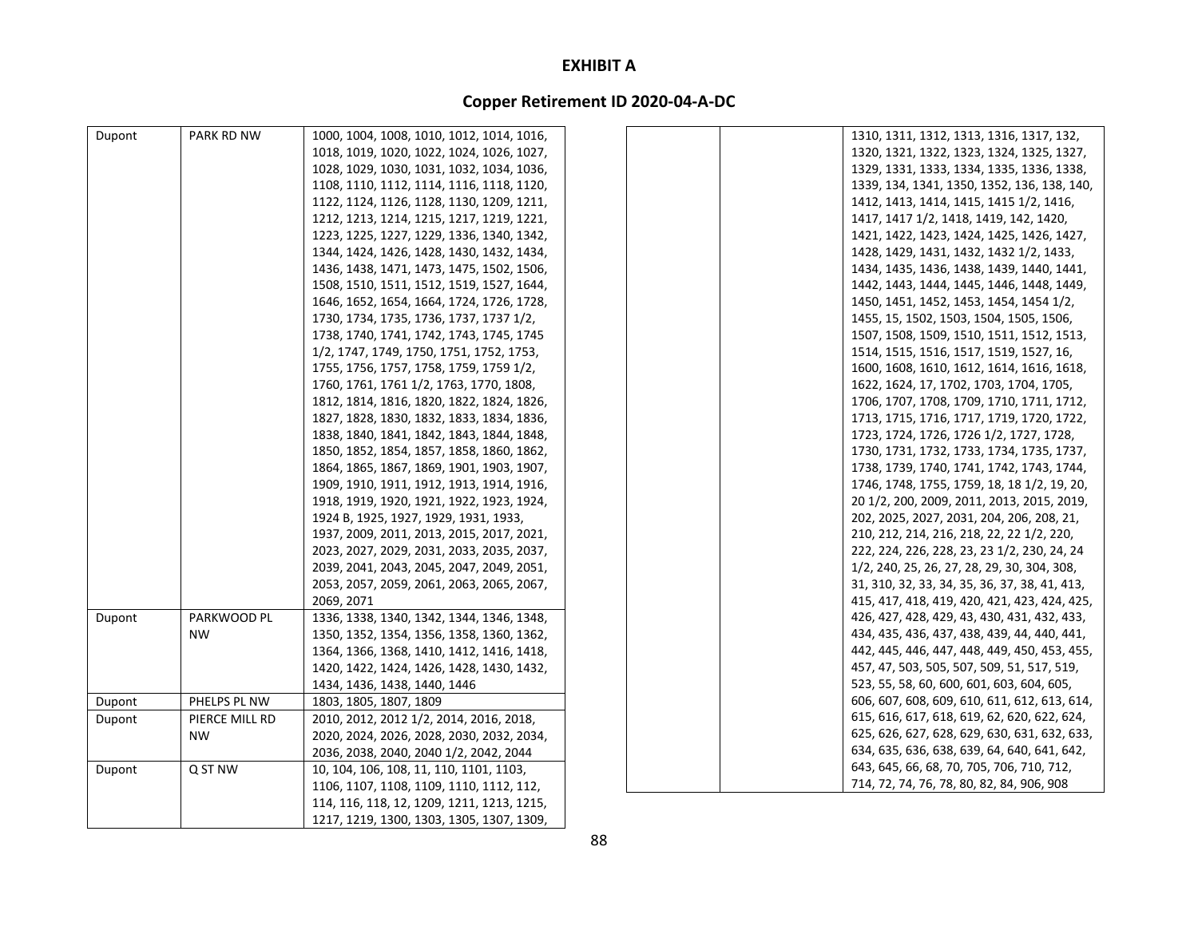**EXHIBIT A**

**Copper Retirement ID 2020-04-A-DC**

| | | |
|---|---|---|
| Dupont | PARK RD NW | 1000, 1004, 1008, 1010, 1012, 1014, 1016, 1018, 1019, 1020, 1022, 1024, 1026, 1027, 1028, 1029, 1030, 1031, 1032, 1034, 1036, 1108, 1110, 1112, 1114, 1116, 1118, 1120, 1122, 1124, 1126, 1128, 1130, 1209, 1211, 1212, 1213, 1214, 1215, 1217, 1219, 1221, 1223, 1225, 1227, 1229, 1336, 1340, 1342, 1344, 1424, 1426, 1428, 1430, 1432, 1434, 1436, 1438, 1471, 1473, 1475, 1502, 1506, 1508, 1510, 1511, 1512, 1519, 1527, 1644, 1646, 1652, 1654, 1664, 1724, 1726, 1728, 1730, 1734, 1735, 1736, 1737, 1737 1/2, 1738, 1740, 1741, 1742, 1743, 1745, 1745 1/2, 1747, 1749, 1750, 1751, 1752, 1753, 1755, 1756, 1757, 1758, 1759, 1759 1/2, 1760, 1761, 1761 1/2, 1763, 1770, 1808, 1812, 1814, 1816, 1820, 1822, 1824, 1826, 1827, 1828, 1830, 1832, 1833, 1834, 1836, 1838, 1840, 1841, 1842, 1843, 1844, 1848, 1850, 1852, 1854, 1857, 1858, 1860, 1862, 1864, 1865, 1867, 1869, 1901, 1903, 1907, 1909, 1910, 1911, 1912, 1913, 1914, 1916, 1918, 1919, 1920, 1921, 1922, 1923, 1924, 1924 B, 1925, 1927, 1929, 1931, 1933, 1937, 2009, 2011, 2013, 2015, 2017, 2021, 2023, 2027, 2029, 2031, 2033, 2035, 2037, 2039, 2041, 2043, 2045, 2047, 2049, 2051, 2053, 2057, 2059, 2061, 2063, 2065, 2067, 2069, 2071 |
| Dupont | PARKWOOD PL NW | 1336, 1338, 1340, 1342, 1344, 1346, 1348, 1350, 1352, 1354, 1356, 1358, 1360, 1362, 1364, 1366, 1368, 1410, 1412, 1416, 1418, 1420, 1422, 1424, 1426, 1428, 1430, 1432, 1434, 1436, 1438, 1440, 1446 |
| Dupont | PHELPS PL NW | 1803, 1805, 1807, 1809 |
| Dupont | PIERCE MILL RD NW | 2010, 2012, 2012 1/2, 2014, 2016, 2018, 2020, 2024, 2026, 2028, 2030, 2032, 2034, 2036, 2038, 2040, 2040 1/2, 2042, 2044 |
| Dupont | Q ST NW | 10, 104, 106, 108, 11, 110, 1101, 1103, 1106, 1107, 1108, 1109, 1110, 1112, 112, 114, 116, 118, 12, 1209, 1211, 1213, 1215, 1217, 1219, 1300, 1303, 1305, 1307, 1309, 1310, 1311, 1312, 1313, 1316, 1317, 132, 1320, 1321, 1322, 1323, 1324, 1325, 1327, 1329, 1331, 1333, 1334, 1335, 1336, 1338, 1339, 134, 1341, 1350, 1352, 136, 138, 140, 1412, 1413, 1414, 1415, 1415 1/2, 1416, 1417, 1417 1/2, 1418, 1419, 142, 1420, 1421, 1422, 1423, 1424, 1425, 1426, 1427, 1428, 1429, 1431, 1432, 1432 1/2, 1433, 1434, 1435, 1436, 1438, 1439, 1440, 1441, 1442, 1443, 1444, 1445, 1446, 1448, 1449, 1450, 1451, 1452, 1453, 1454, 1454 1/2, 1455, 15, 1502, 1503, 1504, 1505, 1506, 1507, 1508, 1509, 1510, 1511, 1512, 1513, 1514, 1515, 1516, 1517, 1519, 1527, 16, 1600, 1608, 1610, 1612, 1614, 1616, 1618, 1622, 1624, 17, 1702, 1703, 1704, 1705, 1706, 1707, 1708, 1709, 1710, 1711, 1712, 1713, 1715, 1716, 1717, 1719, 1720, 1722, 1723, 1724, 1726, 1726 1/2, 1727, 1728, 1730, 1731, 1732, 1733, 1734, 1735, 1737, 1738, 1739, 1740, 1741, 1742, 1743, 1744, 1746, 1748, 1755, 1759, 18, 18 1/2, 19, 20, 20 1/2, 200, 2009, 2011, 2013, 2015, 2019, 202, 2025, 2027, 2031, 204, 206, 208, 21, 210, 212, 214, 216, 218, 22, 22 1/2, 220, 222, 224, 226, 228, 23, 23 1/2, 230, 24, 24 1/2, 240, 25, 26, 27, 28, 29, 30, 304, 308, 31, 310, 32, 33, 34, 35, 36, 37, 38, 41, 413, 415, 417, 418, 419, 420, 421, 423, 424, 425, 426, 427, 428, 429, 43, 430, 431, 432, 433, 434, 435, 436, 437, 438, 439, 44, 440, 441, 442, 445, 446, 447, 448, 449, 450, 453, 455, 457, 47, 503, 505, 507, 509, 51, 517, 519, 523, 55, 58, 60, 600, 601, 603, 604, 605, 606, 607, 608, 609, 610, 611, 612, 613, 614, 615, 616, 617, 618, 619, 62, 620, 622, 624, 625, 626, 627, 628, 629, 630, 631, 632, 633, 634, 635, 636, 638, 639, 64, 640, 641, 642, 643, 645, 66, 68, 70, 705, 706, 710, 712, 714, 72, 74, 76, 78, 80, 82, 84, 906, 908 |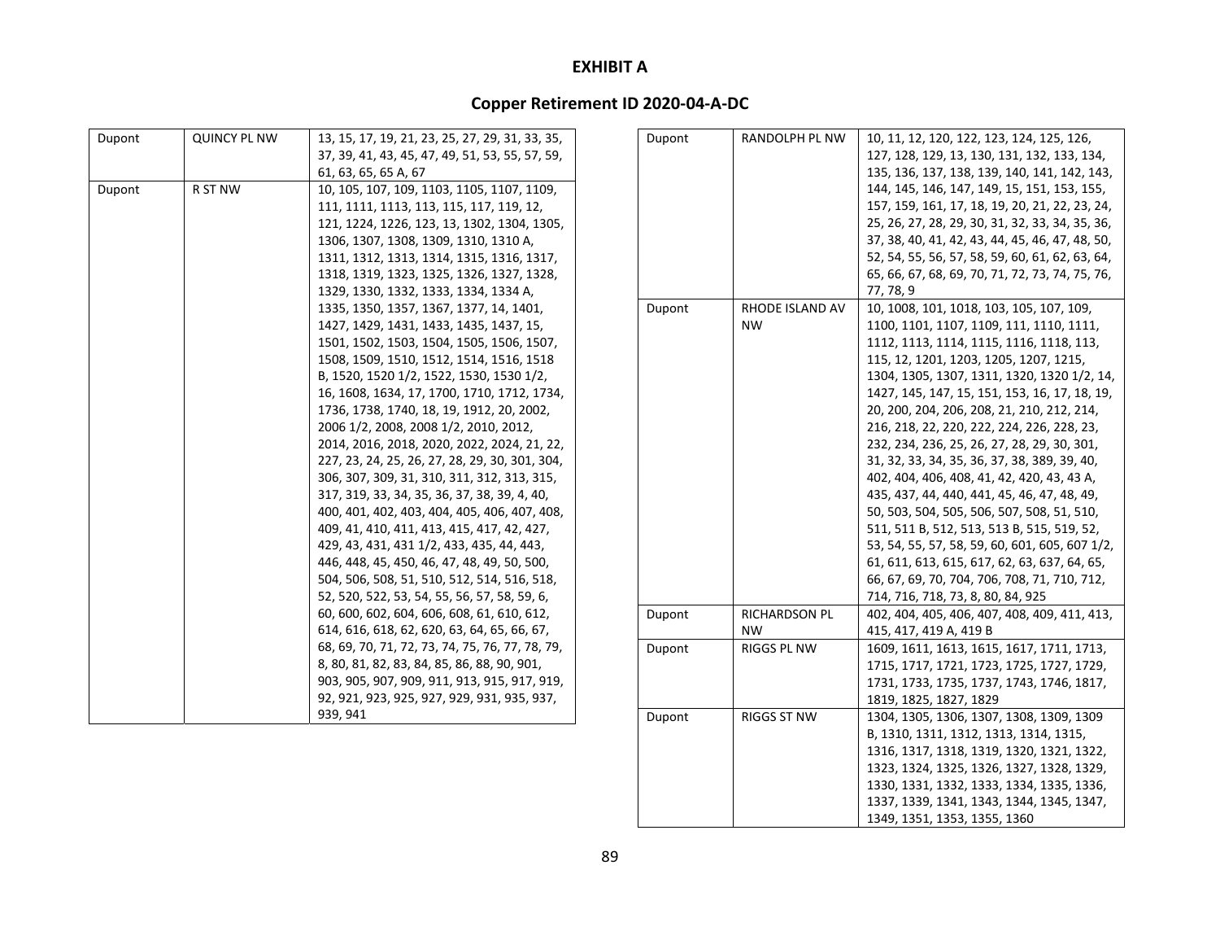# EXHIBIT A

## Copper Retirement ID 2020-04-A-DC

| | | |
|---|---|---|
| Dupont | QUINCY PL NW | 13, 15, 17, 19, 21, 23, 25, 27, 29, 31, 33, 35, 37, 39, 41, 43, 45, 47, 49, 51, 53, 55, 57, 59, 61, 63, 65, 65 A, 67 |
| Dupont | R ST NW | 10, 105, 107, 109, 1103, 1105, 1107, 1109, 111, 1111, 1113, 113, 115, 117, 119, 12, 121, 1224, 1226, 123, 13, 1302, 1304, 1305, 1306, 1307, 1308, 1309, 1310, 1310 A, 1311, 1312, 1313, 1314, 1315, 1316, 1317, 1318, 1319, 1323, 1325, 1326, 1327, 1328, 1329, 1330, 1332, 1333, 1334, 1334 A, 1335, 1350, 1357, 1367, 1377, 14, 1401, 1427, 1429, 1431, 1433, 1435, 1437, 15, 1501, 1502, 1503, 1504, 1505, 1506, 1507, 1508, 1509, 1510, 1512, 1514, 1516, 1518 B, 1520, 1520 1/2, 1522, 1530, 1530 1/2, 16, 1608, 1634, 17, 1700, 1710, 1712, 1734, 1736, 1738, 1740, 18, 19, 1912, 20, 2002, 2006 1/2, 2008, 2008 1/2, 2010, 2012, 2014, 2016, 2018, 2020, 2022, 2024, 21, 22, 227, 23, 24, 25, 26, 27, 28, 29, 30, 301, 304, 306, 307, 309, 31, 310, 311, 312, 313, 315, 317, 319, 33, 34, 35, 36, 37, 38, 39, 4, 40, 400, 401, 402, 403, 404, 405, 406, 407, 408, 409, 41, 410, 411, 413, 415, 417, 42, 427, 429, 43, 431, 431 1/2, 433, 435, 44, 443, 446, 448, 45, 450, 46, 47, 48, 49, 50, 500, 504, 506, 508, 51, 510, 512, 514, 516, 518, 52, 520, 522, 53, 54, 55, 56, 57, 58, 59, 6, 60, 600, 602, 604, 606, 608, 61, 610, 612, 614, 616, 618, 62, 620, 63, 64, 65, 66, 67, 68, 69, 70, 71, 72, 73, 74, 75, 76, 77, 78, 79, 8, 80, 81, 82, 83, 84, 85, 86, 88, 90, 901, 903, 905, 907, 909, 911, 913, 915, 917, 919, 92, 921, 923, 925, 927, 929, 931, 935, 937, 939, 941 |
| Dupont | RANDOLPH PL NW | 10, 11, 12, 120, 122, 123, 124, 125, 126, 127, 128, 129, 13, 130, 131, 132, 133, 134, 135, 136, 137, 138, 139, 140, 141, 142, 143, 144, 145, 146, 147, 149, 15, 151, 153, 155, 157, 159, 161, 17, 18, 19, 20, 21, 22, 23, 24, 25, 26, 27, 28, 29, 30, 31, 32, 33, 34, 35, 36, 37, 38, 40, 41, 42, 43, 44, 45, 46, 47, 48, 50, 52, 54, 55, 56, 57, 58, 59, 60, 61, 62, 63, 64, 65, 66, 67, 68, 69, 70, 71, 72, 73, 74, 75, 76, 77, 78, 9 |
| Dupont | RHODE ISLAND AV NW | 10, 1008, 101, 1018, 103, 105, 107, 109, 1100, 1101, 1107, 1109, 111, 1110, 1111, 1112, 1113, 1114, 1115, 1116, 1118, 113, 115, 12, 1201, 1203, 1205, 1207, 1215, 1304, 1305, 1307, 1311, 1320, 1320 1/2, 14, 1427, 145, 147, 15, 151, 153, 16, 17, 18, 19, 20, 200, 204, 206, 208, 21, 210, 212, 214, 216, 218, 22, 220, 222, 224, 226, 228, 23, 232, 234, 236, 25, 26, 27, 28, 29, 30, 301, 31, 32, 33, 34, 35, 36, 37, 38, 389, 39, 40, 402, 404, 406, 408, 41, 42, 420, 43, 43 A, 435, 437, 44, 440, 441, 45, 46, 47, 48, 49, 50, 503, 504, 505, 506, 507, 508, 51, 510, 511, 511 B, 512, 513, 513 B, 515, 519, 52, 53, 54, 55, 57, 58, 59, 60, 601, 605, 607 1/2, 61, 611, 613, 615, 617, 62, 63, 637, 64, 65, 66, 67, 69, 70, 704, 706, 708, 71, 710, 712, 714, 716, 718, 73, 8, 80, 84, 925 |
| Dupont | RICHARDSON PL NW | 402, 404, 405, 406, 407, 408, 409, 411, 413, 415, 417, 419 A, 419 B |
| Dupont | RIGGS PL NW | 1609, 1611, 1613, 1615, 1617, 1711, 1713, 1715, 1717, 1721, 1723, 1725, 1727, 1729, 1731, 1733, 1735, 1737, 1743, 1746, 1817, 1819, 1825, 1827, 1829 |
| Dupont | RIGGS ST NW | 1304, 1305, 1306, 1307, 1308, 1309, 1309 B, 1310, 1311, 1312, 1313, 1314, 1315, 1316, 1317, 1318, 1319, 1320, 1321, 1322, 1323, 1324, 1325, 1326, 1327, 1328, 1329, 1330, 1331, 1332, 1333, 1334, 1335, 1336, 1337, 1339, 1341, 1343, 1344, 1345, 1347, 1349, 1351, 1353, 1355, 1360 |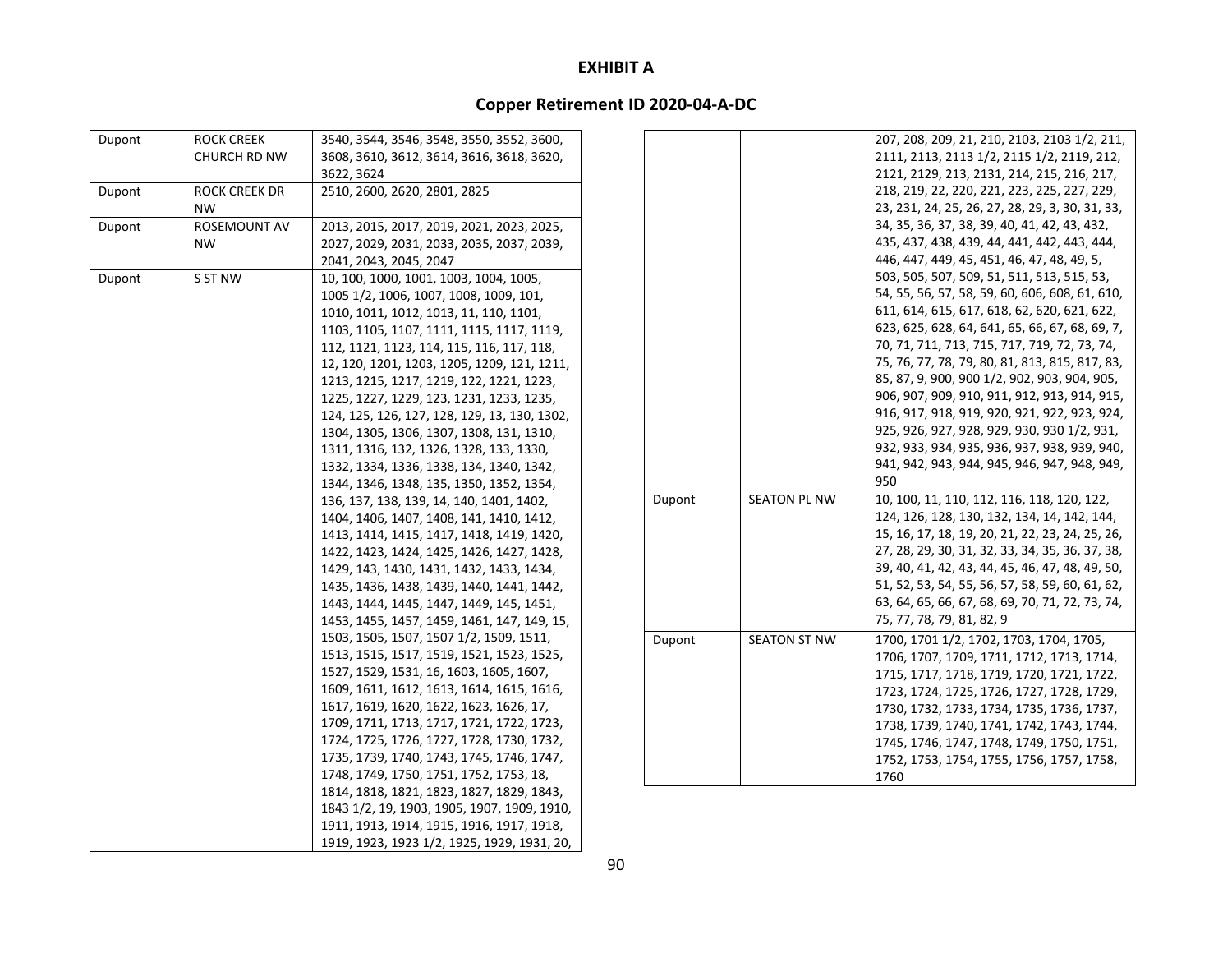**EXHIBIT A**

**Copper Retirement ID 2020-04-A-DC**

| | | |
|---|---|---|
| Dupont | ROCK CREEK CHURCH RD NW | 3540, 3544, 3546, 3548, 3550, 3552, 3600, 3608, 3610, 3612, 3614, 3616, 3618, 3620, 3622, 3624 |
| Dupont | ROCK CREEK DR NW | 2510, 2600, 2620, 2801, 2825 |
| Dupont | ROSEMOUNT AV NW | 2013, 2015, 2017, 2019, 2021, 2023, 2025, 2027, 2029, 2031, 2033, 2035, 2037, 2039, 2041, 2043, 2045, 2047 |
| Dupont | S ST NW | 10, 100, 1000, 1001, 1003, 1004, 1005, 1005 1/2, 1006, 1007, 1008, 1009, 101, 1010, 1011, 1012, 1013, 11, 110, 1101, 1103, 1105, 1107, 1111, 1115, 1117, 1119, 112, 1121, 1123, 114, 115, 116, 117, 118, 12, 120, 1201, 1203, 1205, 1209, 121, 1211, 1213, 1215, 1217, 1219, 122, 1221, 1223, 1225, 1227, 1229, 123, 1231, 1233, 1235, 124, 125, 126, 127, 128, 129, 13, 130, 1302, 1304, 1305, 1306, 1307, 1308, 131, 1310, 1311, 1316, 132, 1326, 1328, 133, 1330, 1332, 1334, 1336, 1338, 134, 1340, 1342, 1344, 1346, 1348, 135, 1350, 1352, 1354, 136, 137, 138, 139, 14, 140, 1401, 1402, 1404, 1406, 1407, 1408, 141, 1410, 1412, 1413, 1414, 1415, 1417, 1418, 1419, 1420, 1422, 1423, 1424, 1425, 1426, 1427, 1428, 1429, 143, 1430, 1431, 1432, 1433, 1434, 1435, 1436, 1438, 1439, 1440, 1441, 1442, 1443, 1444, 1445, 1447, 1449, 145, 1451, 1453, 1455, 1457, 1459, 1461, 147, 149, 15, 1503, 1505, 1507, 1507 1/2, 1509, 1511, 1513, 1515, 1517, 1519, 1521, 1523, 1525, 1527, 1529, 1531, 16, 1603, 1605, 1607, 1609, 1611, 1612, 1613, 1614, 1615, 1616, 1617, 1619, 1620, 1622, 1623, 1626, 17, 1709, 1711, 1713, 1717, 1721, 1722, 1723, 1724, 1725, 1726, 1727, 1728, 1730, 1732, 1735, 1739, 1740, 1743, 1745, 1746, 1747, 1748, 1749, 1750, 1751, 1752, 1753, 18, 1814, 1818, 1821, 1823, 1827, 1829, 1843, 1843 1/2, 19, 1903, 1905, 1907, 1909, 1910, 1911, 1913, 1914, 1915, 1916, 1917, 1918, 1919, 1923, 1923 1/2, 1925, 1929, 1931, 20, 207, 208, 209, 21, 210, 2103, 2103 1/2, 211, 2111, 2113, 2113 1/2, 2115 1/2, 2119, 212, 2121, 2129, 213, 2131, 214, 215, 216, 217, 218, 219, 22, 220, 221, 223, 225, 227, 229, 23, 231, 24, 25, 26, 27, 28, 29, 3, 30, 31, 33, 34, 35, 36, 37, 38, 39, 40, 41, 42, 43, 432, 435, 437, 438, 439, 44, 441, 442, 443, 444, 446, 447, 449, 45, 451, 46, 47, 48, 49, 5, 503, 505, 507, 509, 51, 511, 513, 515, 53, 54, 55, 56, 57, 58, 59, 60, 606, 608, 61, 610, 611, 614, 615, 617, 618, 62, 620, 621, 622, 623, 625, 628, 64, 641, 65, 66, 67, 68, 69, 7, 70, 71, 711, 713, 715, 717, 719, 72, 73, 74, 75, 76, 77, 78, 79, 80, 81, 813, 815, 817, 83, 85, 87, 9, 900, 900 1/2, 902, 903, 904, 905, 906, 907, 909, 910, 911, 912, 913, 914, 915, 916, 917, 918, 919, 920, 921, 922, 923, 924, 925, 926, 927, 928, 929, 930, 930 1/2, 931, 932, 933, 934, 935, 936, 937, 938, 939, 940, 941, 942, 943, 944, 945, 946, 947, 948, 949, 950 |
| Dupont | SEATON PL NW | 10, 100, 11, 110, 112, 116, 118, 120, 122, 124, 126, 128, 130, 132, 134, 14, 142, 144, 15, 16, 17, 18, 19, 20, 21, 22, 23, 24, 25, 26, 27, 28, 29, 30, 31, 32, 33, 34, 35, 36, 37, 38, 39, 40, 41, 42, 43, 44, 45, 46, 47, 48, 49, 50, 51, 52, 53, 54, 55, 56, 57, 58, 59, 60, 61, 62, 63, 64, 65, 66, 67, 68, 69, 70, 71, 72, 73, 74, 75, 77, 78, 79, 81, 82, 9 |
| Dupont | SEATON ST NW | 1700, 1701 1/2, 1702, 1703, 1704, 1705, 1706, 1707, 1709, 1711, 1712, 1713, 1714, 1715, 1717, 1718, 1719, 1720, 1721, 1722, 1723, 1724, 1725, 1726, 1727, 1728, 1729, 1730, 1732, 1733, 1734, 1735, 1736, 1737, 1738, 1739, 1740, 1741, 1742, 1743, 1744, 1745, 1746, 1747, 1748, 1749, 1750, 1751, 1752, 1753, 1754, 1755, 1756, 1757, 1758, 1760 |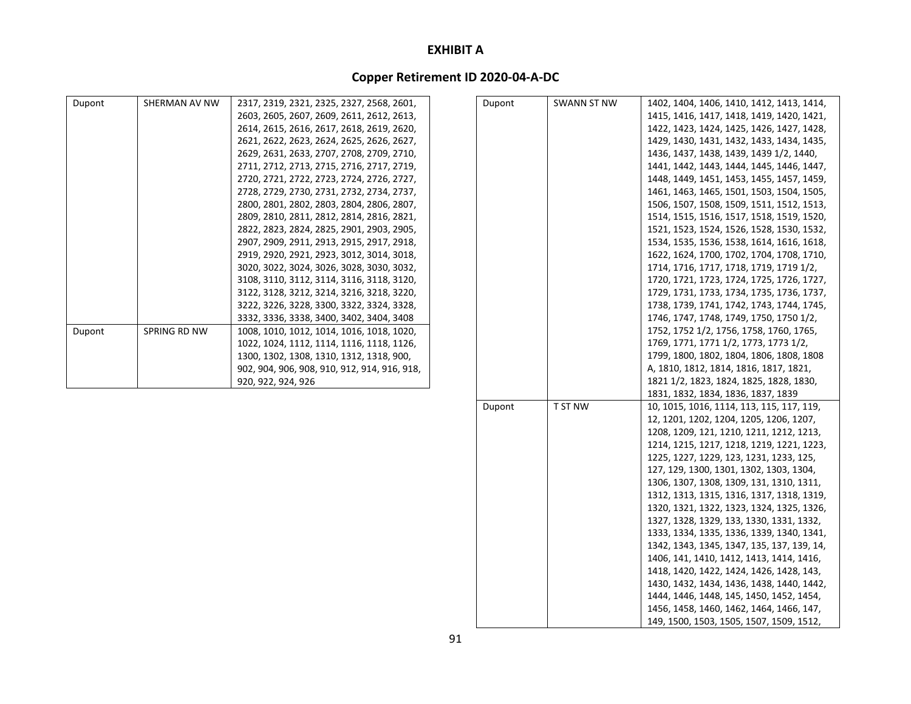## EXHIBIT A

## Copper Retirement ID 2020-04-A-DC

| | | |
|---|---|---|
| Dupont | SHERMAN AV NW | 2317, 2319, 2321, 2325, 2327, 2568, 2601, 2603, 2605, 2607, 2609, 2611, 2612, 2613, 2614, 2615, 2616, 2617, 2618, 2619, 2620, 2621, 2622, 2623, 2624, 2625, 2626, 2627, 2629, 2631, 2633, 2707, 2708, 2709, 2710, 2711, 2712, 2713, 2715, 2716, 2717, 2719, 2720, 2721, 2722, 2723, 2724, 2726, 2727, 2728, 2729, 2730, 2731, 2732, 2734, 2737, 2800, 2801, 2802, 2803, 2804, 2806, 2807, 2809, 2810, 2811, 2812, 2814, 2816, 2821, 2822, 2823, 2824, 2825, 2901, 2903, 2905, 2907, 2909, 2911, 2913, 2915, 2917, 2918, 2919, 2920, 2921, 2923, 3012, 3014, 3018, 3020, 3022, 3024, 3026, 3028, 3030, 3032, 3108, 3110, 3112, 3114, 3116, 3118, 3120, 3122, 3128, 3212, 3214, 3216, 3218, 3220, 3222, 3226, 3228, 3300, 3322, 3324, 3328, 3332, 3336, 3338, 3400, 3402, 3404, 3408 |
| Dupont | SPRING RD NW | 1008, 1010, 1012, 1014, 1016, 1018, 1020, 1022, 1024, 1112, 1114, 1116, 1118, 1126, 1300, 1302, 1308, 1310, 1312, 1318, 900, 902, 904, 906, 908, 910, 912, 914, 916, 918, 920, 922, 924, 926 |
| Dupont | SWANN ST NW | 1402, 1404, 1406, 1410, 1412, 1413, 1414, 1415, 1416, 1417, 1418, 1419, 1420, 1421, 1422, 1423, 1424, 1425, 1426, 1427, 1428, 1429, 1430, 1431, 1432, 1433, 1434, 1435, 1436, 1437, 1438, 1439, 1439 1/2, 1440, 1441, 1442, 1443, 1444, 1445, 1446, 1447, 1448, 1449, 1451, 1453, 1455, 1457, 1459, 1461, 1463, 1465, 1501, 1503, 1504, 1505, 1506, 1507, 1508, 1509, 1511, 1512, 1513, 1514, 1515, 1516, 1517, 1518, 1519, 1520, 1521, 1523, 1524, 1526, 1528, 1530, 1532, 1534, 1535, 1536, 1538, 1614, 1616, 1618, 1622, 1624, 1700, 1702, 1704, 1708, 1710, 1714, 1716, 1717, 1718, 1719, 1719 1/2, 1720, 1721, 1723, 1724, 1725, 1726, 1727, 1729, 1731, 1733, 1734, 1735, 1736, 1737, 1738, 1739, 1741, 1742, 1743, 1744, 1745, 1746, 1747, 1748, 1749, 1750, 1750 1/2, 1752, 1752 1/2, 1756, 1758, 1760, 1765, 1769, 1771, 1771 1/2, 1773, 1773 1/2, 1799, 1800, 1802, 1804, 1806, 1808, 1808 A, 1810, 1812, 1814, 1816, 1817, 1821, 1821 1/2, 1823, 1824, 1825, 1828, 1830, 1831, 1832, 1834, 1836, 1837, 1839 |
| Dupont | T ST NW | 10, 1015, 1016, 1114, 113, 115, 117, 119, 12, 1201, 1202, 1204, 1205, 1206, 1207, 1208, 1209, 121, 1210, 1211, 1212, 1213, 1214, 1215, 1217, 1218, 1219, 1221, 1223, 1225, 1227, 1229, 123, 1231, 1233, 125, 127, 129, 1300, 1301, 1302, 1303, 1304, 1306, 1307, 1308, 1309, 131, 1310, 1311, 1312, 1313, 1315, 1316, 1317, 1318, 1319, 1320, 1321, 1322, 1323, 1324, 1325, 1326, 1327, 1328, 1329, 133, 1330, 1331, 1332, 1333, 1334, 1335, 1336, 1339, 1340, 1341, 1342, 1343, 1345, 1347, 135, 137, 139, 14, 1406, 141, 1410, 1412, 1413, 1414, 1416, 1418, 1420, 1422, 1424, 1426, 1428, 143, 1430, 1432, 1434, 1436, 1438, 1440, 1442, 1444, 1446, 1448, 145, 1450, 1452, 1454, 1456, 1458, 1460, 1462, 1464, 1466, 147, 149, 1500, 1503, 1505, 1507, 1509, 1512, |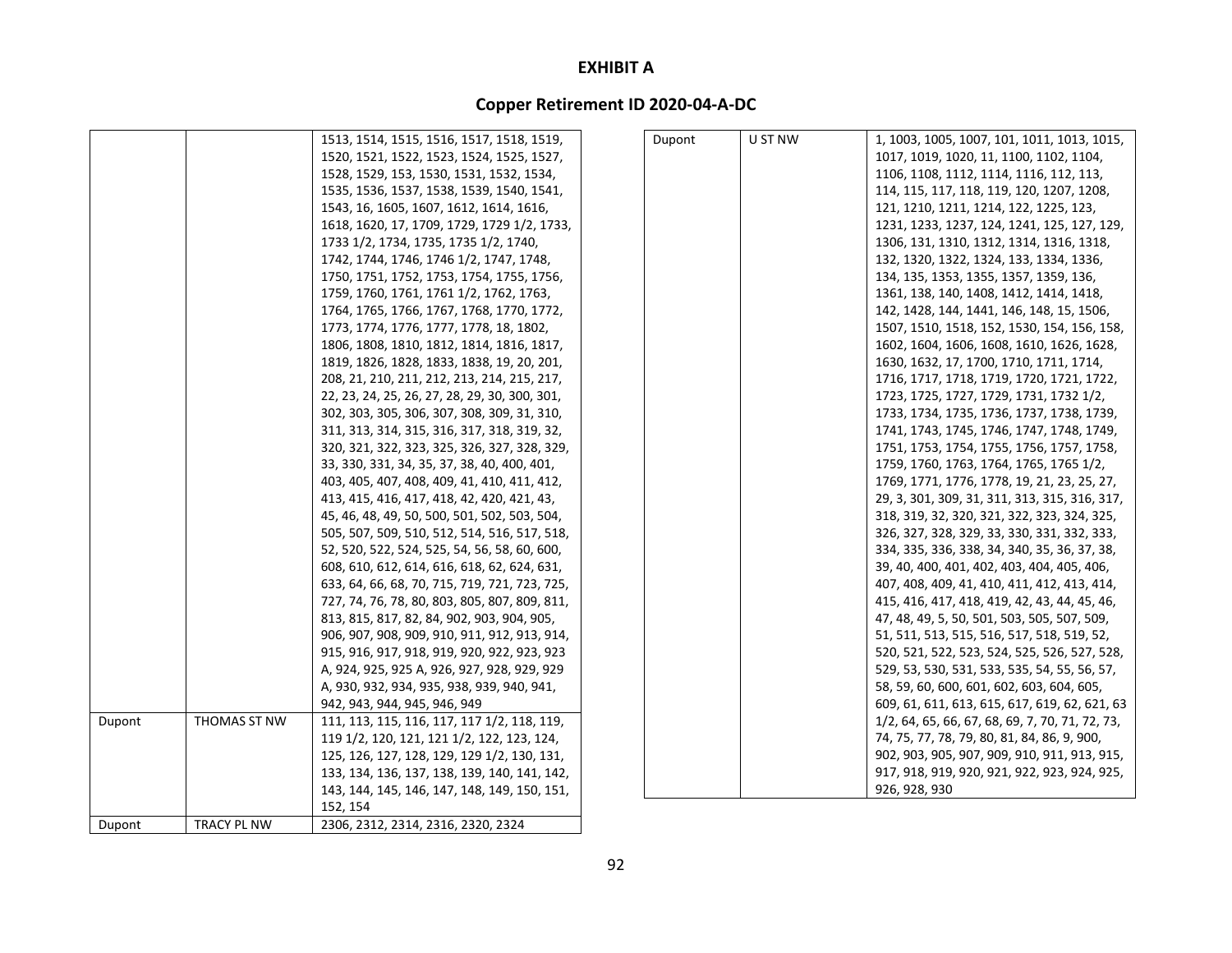# EXHIBIT A

## Copper Retirement ID 2020-04-A-DC

| | | |
|---|---|---|
| | | 1513, 1514, 1515, 1516, 1517, 1518, 1519, 1520, 1521, 1522, 1523, 1524, 1525, 1527, 1528, 1529, 153, 1530, 1531, 1532, 1534, 1535, 1536, 1537, 1538, 1539, 1540, 1541, 1543, 16, 1605, 1607, 1612, 1614, 1616, 1618, 1620, 17, 1709, 1729, 1729 1/2, 1733, 1733 1/2, 1734, 1735, 1735 1/2, 1740, 1742, 1744, 1746, 1746 1/2, 1747, 1748, 1750, 1751, 1752, 1753, 1754, 1755, 1756, 1759, 1760, 1761, 1761 1/2, 1762, 1763, 1764, 1765, 1766, 1767, 1768, 1770, 1772, 1773, 1774, 1776, 1777, 1778, 18, 1802, 1806, 1808, 1810, 1812, 1814, 1816, 1817, 1819, 1826, 1828, 1833, 1838, 19, 20, 201, 208, 21, 210, 211, 212, 213, 214, 215, 217, 22, 23, 24, 25, 26, 27, 28, 29, 30, 300, 301, 302, 303, 305, 306, 307, 308, 309, 31, 310, 311, 313, 314, 315, 316, 317, 318, 319, 32, 320, 321, 322, 323, 325, 326, 327, 328, 329, 33, 330, 331, 34, 35, 37, 38, 40, 400, 401, 403, 405, 407, 408, 409, 41, 410, 411, 412, 413, 415, 416, 417, 418, 42, 420, 421, 43, 45, 46, 48, 49, 50, 500, 501, 502, 503, 504, 505, 507, 509, 510, 512, 514, 516, 517, 518, 52, 520, 522, 524, 525, 54, 56, 58, 60, 600, 608, 610, 612, 614, 616, 618, 62, 624, 631, 633, 64, 66, 68, 70, 715, 719, 721, 723, 725, 727, 74, 76, 78, 80, 803, 805, 807, 809, 811, 813, 815, 817, 82, 84, 902, 903, 904, 905, 906, 907, 908, 909, 910, 911, 912, 913, 914, 915, 916, 917, 918, 919, 920, 922, 923, 923 A, 924, 925, 925 A, 926, 927, 928, 929, 929 A, 930, 932, 934, 935, 938, 939, 940, 941, 942, 943, 944, 945, 946, 949 |
| Dupont | THOMAS ST NW | 111, 113, 115, 116, 117, 117 1/2, 118, 119, 119 1/2, 120, 121, 121 1/2, 122, 123, 124, 125, 126, 127, 128, 129, 129 1/2, 130, 131, 133, 134, 136, 137, 138, 139, 140, 141, 142, 143, 144, 145, 146, 147, 148, 149, 150, 151, 152, 154 |
| Dupont | TRACY PL NW | 2306, 2312, 2314, 2316, 2320, 2324 |
| Dupont | U ST NW | 1, 1003, 1005, 1007, 101, 1011, 1013, 1015, 1017, 1019, 1020, 11, 1100, 1102, 1104, 1106, 1108, 1112, 1114, 1116, 112, 113, 114, 115, 117, 118, 119, 120, 1207, 1208, 121, 1210, 1211, 1214, 122, 1225, 123, 1231, 1233, 1237, 124, 1241, 125, 127, 129, 1306, 131, 1310, 1312, 1314, 1316, 1318, 132, 1320, 1322, 1324, 133, 1334, 1336, 134, 135, 1353, 1355, 1357, 1359, 136, 1361, 138, 140, 1408, 1412, 1414, 1418, 142, 1428, 144, 1441, 146, 148, 15, 1506, 1507, 1510, 1518, 152, 1530, 154, 156, 158, 1602, 1604, 1606, 1608, 1610, 1626, 1628, 1630, 1632, 17, 1700, 1710, 1711, 1714, 1716, 1717, 1718, 1719, 1720, 1721, 1722, 1723, 1725, 1727, 1729, 1731, 1732 1/2, 1733, 1734, 1735, 1736, 1737, 1738, 1739, 1741, 1743, 1745, 1746, 1747, 1748, 1749, 1751, 1753, 1754, 1755, 1756, 1757, 1758, 1759, 1760, 1763, 1764, 1765, 1765 1/2, 1769, 1771, 1776, 1778, 19, 21, 23, 25, 27, 29, 3, 301, 309, 31, 311, 313, 315, 316, 317, 318, 319, 32, 320, 321, 322, 323, 324, 325, 326, 327, 328, 329, 33, 330, 331, 332, 333, 334, 335, 336, 338, 34, 340, 35, 36, 37, 38, 39, 40, 400, 401, 402, 403, 404, 405, 406, 407, 408, 409, 41, 410, 411, 412, 413, 414, 415, 416, 417, 418, 419, 42, 43, 44, 45, 46, 47, 48, 49, 5, 50, 501, 503, 505, 507, 509, 51, 511, 513, 515, 516, 517, 518, 519, 52, 520, 521, 522, 523, 524, 525, 526, 527, 528, 529, 53, 530, 531, 533, 535, 54, 55, 56, 57, 58, 59, 60, 600, 601, 602, 603, 604, 605, 609, 61, 611, 613, 615, 617, 619, 62, 621, 63 1/2, 64, 65, 66, 67, 68, 69, 7, 70, 71, 72, 73, 74, 75, 77, 78, 79, 80, 81, 84, 86, 9, 900, 902, 903, 905, 907, 909, 910, 911, 913, 915, 917, 918, 919, 920, 921, 922, 923, 924, 925, 926, 928, 930 |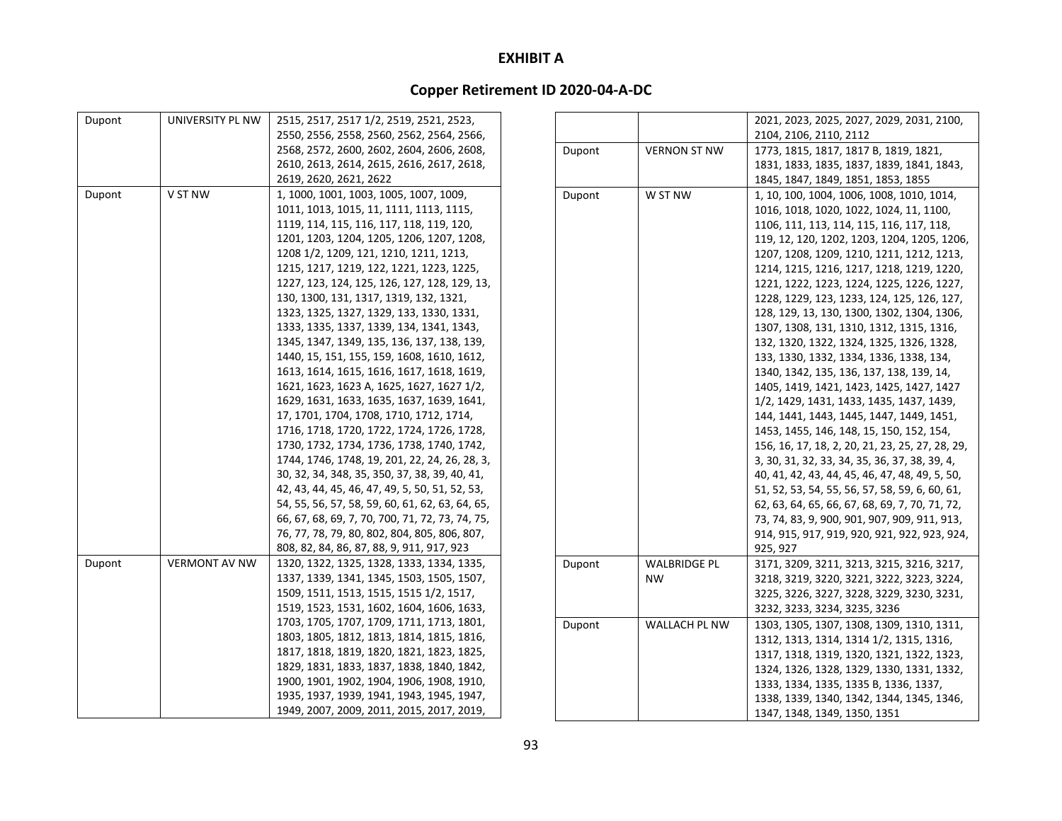# EXHIBIT A

## Copper Retirement ID 2020-04-A-DC

| | | |
|---|---|---|
| Dupont | UNIVERSITY PL NW | 2515, 2517, 2517 1/2, 2519, 2521, 2523, 2550, 2556, 2558, 2560, 2562, 2564, 2566, 2568, 2572, 2600, 2602, 2604, 2606, 2608, 2610, 2613, 2614, 2615, 2616, 2617, 2618, 2619, 2620, 2621, 2622 |
| Dupont | V ST NW | 1, 1000, 1001, 1003, 1005, 1007, 1009, 1011, 1013, 1015, 11, 1111, 1113, 1115, 1119, 114, 115, 116, 117, 118, 119, 120, 1201, 1203, 1204, 1205, 1206, 1207, 1208, 1208 1/2, 1209, 121, 1210, 1211, 1213, 1215, 1217, 1219, 122, 1221, 1223, 1225, 1227, 123, 124, 125, 126, 127, 128, 129, 13, 130, 1300, 131, 1317, 1319, 132, 1321, 1323, 1325, 1327, 1329, 133, 1330, 1331, 1333, 1335, 1337, 1339, 134, 1341, 1343, 1345, 1347, 1349, 135, 136, 137, 138, 139, 1440, 15, 151, 155, 159, 1608, 1610, 1612, 1613, 1614, 1615, 1616, 1617, 1618, 1619, 1621, 1623, 1623 A, 1625, 1627, 1627 1/2, 1629, 1631, 1633, 1635, 1637, 1639, 1641, 17, 1701, 1704, 1708, 1710, 1712, 1714, 1716, 1718, 1720, 1722, 1724, 1726, 1728, 1730, 1732, 1734, 1736, 1738, 1740, 1742, 1744, 1746, 1748, 19, 201, 22, 24, 26, 28, 3, 30, 32, 34, 348, 35, 350, 37, 38, 39, 40, 41, 42, 43, 44, 45, 46, 47, 49, 5, 50, 51, 52, 53, 54, 55, 56, 57, 58, 59, 60, 61, 62, 63, 64, 65, 66, 67, 68, 69, 7, 70, 700, 71, 72, 73, 74, 75, 76, 77, 78, 79, 80, 802, 804, 805, 806, 807, 808, 82, 84, 86, 87, 88, 9, 911, 917, 923 |
| Dupont | VERMONT AV NW | 1320, 1322, 1325, 1328, 1333, 1334, 1335, 1337, 1339, 1341, 1345, 1503, 1505, 1507, 1509, 1511, 1513, 1515, 1515 1/2, 1517, 1519, 1523, 1531, 1602, 1604, 1606, 1633, 1703, 1705, 1707, 1709, 1711, 1713, 1801, 1803, 1805, 1812, 1813, 1814, 1815, 1816, 1817, 1818, 1819, 1820, 1821, 1823, 1825, 1829, 1831, 1833, 1837, 1838, 1840, 1842, 1900, 1901, 1902, 1904, 1906, 1908, 1910, 1935, 1937, 1939, 1941, 1943, 1945, 1947, 1949, 2007, 2009, 2011, 2015, 2017, 2019, 2021, 2023, 2025, 2027, 2029, 2031, 2100, 2104, 2106, 2110, 2112 |
| Dupont | VERNON ST NW | 1773, 1815, 1817, 1817 B, 1819, 1821, 1831, 1833, 1835, 1837, 1839, 1841, 1843, 1845, 1847, 1849, 1851, 1853, 1855 |
| Dupont | W ST NW | 1, 10, 100, 1004, 1006, 1008, 1010, 1014, 1016, 1018, 1020, 1022, 1024, 11, 1100, 1106, 111, 113, 114, 115, 116, 117, 118, 119, 12, 120, 1202, 1203, 1204, 1205, 1206, 1207, 1208, 1209, 1210, 1211, 1212, 1213, 1214, 1215, 1216, 1217, 1218, 1219, 1220, 1221, 1222, 1223, 1224, 1225, 1226, 1227, 1228, 1229, 123, 1233, 124, 125, 126, 127, 128, 129, 13, 130, 1300, 1302, 1304, 1306, 1307, 1308, 131, 1310, 1312, 1315, 1316, 132, 1320, 1322, 1324, 1325, 1326, 1328, 133, 1330, 1332, 1334, 1336, 1338, 134, 1340, 1342, 135, 136, 137, 138, 139, 14, 1405, 1419, 1421, 1423, 1425, 1427, 1427 1/2, 1429, 1431, 1433, 1435, 1437, 1439, 144, 1441, 1443, 1445, 1447, 1449, 1451, 1453, 1455, 146, 148, 15, 150, 152, 154, 156, 16, 17, 18, 2, 20, 21, 23, 25, 27, 28, 29, 3, 30, 31, 32, 33, 34, 35, 36, 37, 38, 39, 4, 40, 41, 42, 43, 44, 45, 46, 47, 48, 49, 5, 50, 51, 52, 53, 54, 55, 56, 57, 58, 59, 6, 60, 61, 62, 63, 64, 65, 66, 67, 68, 69, 7, 70, 71, 72, 73, 74, 83, 9, 900, 901, 907, 909, 911, 913, 914, 915, 917, 919, 920, 921, 922, 923, 924, 925, 927 |
| Dupont | WALBRIDGE PL NW | 3171, 3209, 3211, 3213, 3215, 3216, 3217, 3218, 3219, 3220, 3221, 3222, 3223, 3224, 3225, 3226, 3227, 3228, 3229, 3230, 3231, 3232, 3233, 3234, 3235, 3236 |
| Dupont | WALLACH PL NW | 1303, 1305, 1307, 1308, 1309, 1310, 1311, 1312, 1313, 1314, 1314 1/2, 1315, 1316, 1317, 1318, 1319, 1320, 1321, 1322, 1323, 1324, 1326, 1328, 1329, 1330, 1331, 1332, 1333, 1334, 1335, 1335 B, 1336, 1337, 1338, 1339, 1340, 1342, 1344, 1345, 1346, 1347, 1348, 1349, 1350, 1351 |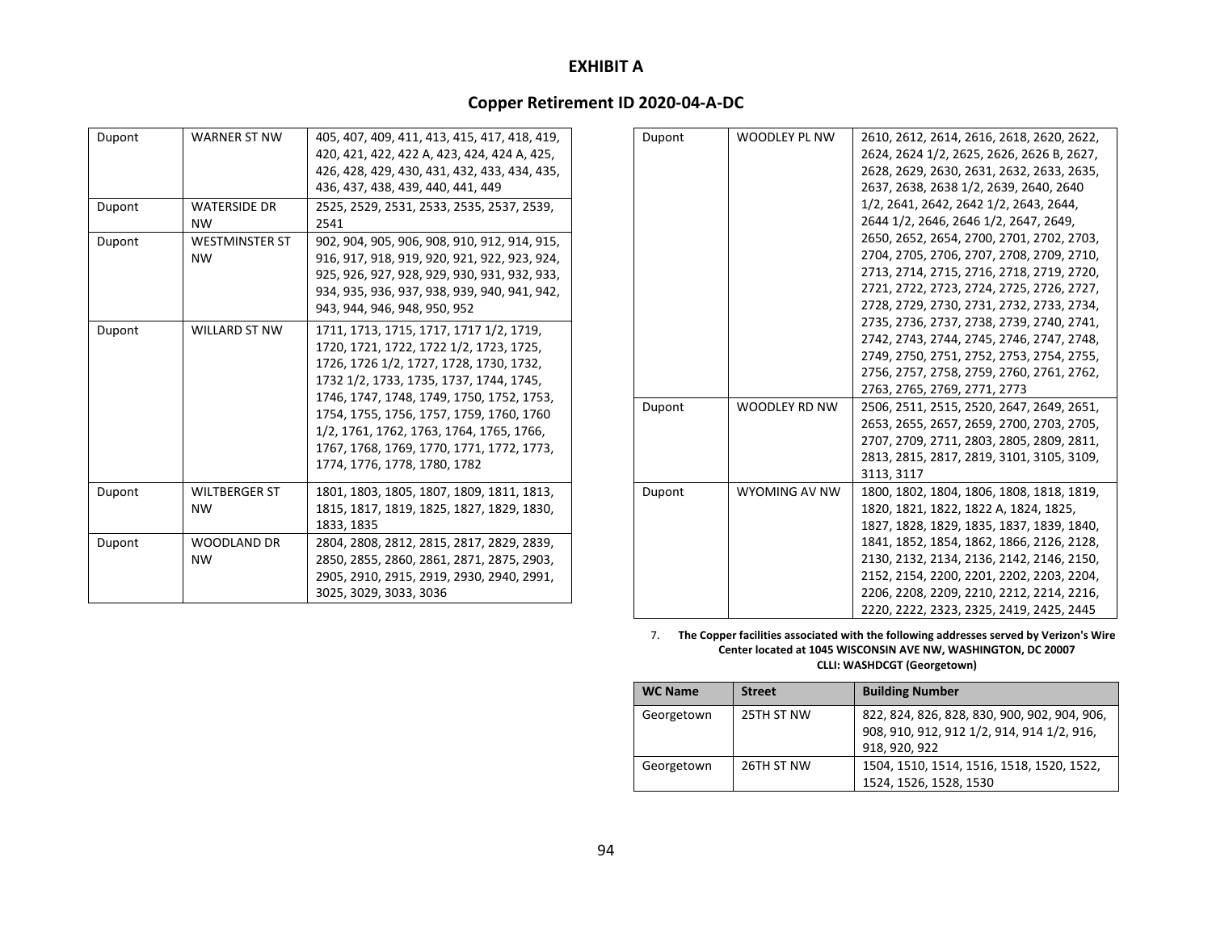# EXHIBIT A

## Copper Retirement ID 2020-04-A-DC

| | | |
|---|---|---|
| Dupont | WARNER ST NW | 405, 407, 409, 411, 413, 415, 417, 418, 419, 420, 421, 422, 422 A, 423, 424, 424 A, 425, 426, 428, 429, 430, 431, 432, 433, 434, 435, 436, 437, 438, 439, 440, 441, 449 |
| Dupont | WATERSIDE DR NW | 2525, 2529, 2531, 2533, 2535, 2537, 2539, 2541 |
| Dupont | WESTMINSTER ST NW | 902, 904, 905, 906, 908, 910, 912, 914, 915, 916, 917, 918, 919, 920, 921, 922, 923, 924, 925, 926, 927, 928, 929, 930, 931, 932, 933, 934, 935, 936, 937, 938, 939, 940, 941, 942, 943, 944, 946, 948, 950, 952 |
| Dupont | WILLARD ST NW | 1711, 1713, 1715, 1717, 1717 1/2, 1719, 1720, 1721, 1722, 1722 1/2, 1723, 1725, 1726, 1726 1/2, 1727, 1728, 1730, 1732, 1732 1/2, 1733, 1735, 1737, 1744, 1745, 1746, 1747, 1748, 1749, 1750, 1752, 1753, 1754, 1755, 1756, 1757, 1759, 1760, 1760 1/2, 1761, 1762, 1763, 1764, 1765, 1766, 1767, 1768, 1769, 1770, 1771, 1772, 1773, 1774, 1776, 1778, 1780, 1782 |
| Dupont | WILTBERGER ST NW | 1801, 1803, 1805, 1807, 1809, 1811, 1813, 1815, 1817, 1819, 1825, 1827, 1829, 1830, 1833, 1835 |
| Dupont | WOODLAND DR NW | 2804, 2808, 2812, 2815, 2817, 2829, 2839, 2850, 2855, 2860, 2861, 2871, 2875, 2903, 2905, 2910, 2915, 2919, 2930, 2940, 2991, 3025, 3029, 3033, 3036 |
| Dupont | WOODLEY PL NW | 2610, 2612, 2614, 2616, 2618, 2620, 2622, 2624, 2624 1/2, 2625, 2626, 2626 B, 2627, 2628, 2629, 2630, 2631, 2632, 2633, 2635, 2637, 2638, 2638 1/2, 2639, 2640, 2640 1/2, 2641, 2642, 2642 1/2, 2643, 2644, 2644 1/2, 2646, 2646 1/2, 2647, 2649, 2650, 2652, 2654, 2700, 2701, 2702, 2703, 2704, 2705, 2706, 2707, 2708, 2709, 2710, 2713, 2714, 2715, 2716, 2718, 2719, 2720, 2721, 2722, 2723, 2724, 2725, 2726, 2727, 2728, 2729, 2730, 2731, 2732, 2733, 2734, 2735, 2736, 2737, 2738, 2739, 2740, 2741, 2742, 2743, 2744, 2745, 2746, 2747, 2748, 2749, 2750, 2751, 2752, 2753, 2754, 2755, 2756, 2757, 2758, 2759, 2760, 2761, 2762, 2763, 2765, 2769, 2771, 2773 |
| Dupont | WOODLEY RD NW | 2506, 2511, 2515, 2520, 2647, 2649, 2651, 2653, 2655, 2657, 2659, 2700, 2703, 2705, 2707, 2709, 2711, 2803, 2805, 2809, 2811, 2813, 2815, 2817, 2819, 3101, 3105, 3109, 3113, 3117 |
| Dupont | WYOMING AV NW | 1800, 1802, 1804, 1806, 1808, 1818, 1819, 1820, 1821, 1822, 1822 A, 1824, 1825, 1827, 1828, 1829, 1835, 1837, 1839, 1840, 1841, 1852, 1854, 1862, 1866, 2126, 2128, 2130, 2132, 2134, 2136, 2142, 2146, 2150, 2152, 2154, 2200, 2201, 2202, 2203, 2204, 2206, 2208, 2209, 2210, 2212, 2214, 2216, 2220, 2222, 2323, 2325, 2419, 2425, 2445 |

7. **The Copper facilities associated with the following addresses served by Verizon's Wire Center located at 1045 WISCONSIN AVE NW, WASHINGTON, DC 20007**
**CLLI: WASHDCGT (Georgetown)**

| WC Name | Street | Building Number |
|---|---|---|
| Georgetown | 25TH ST NW | 822, 824, 826, 828, 830, 900, 902, 904, 906, 908, 910, 912, 912 1/2, 914, 914 1/2, 916, 918, 920, 922 |
| Georgetown | 26TH ST NW | 1504, 1510, 1514, 1516, 1518, 1520, 1522, 1524, 1526, 1528, 1530 |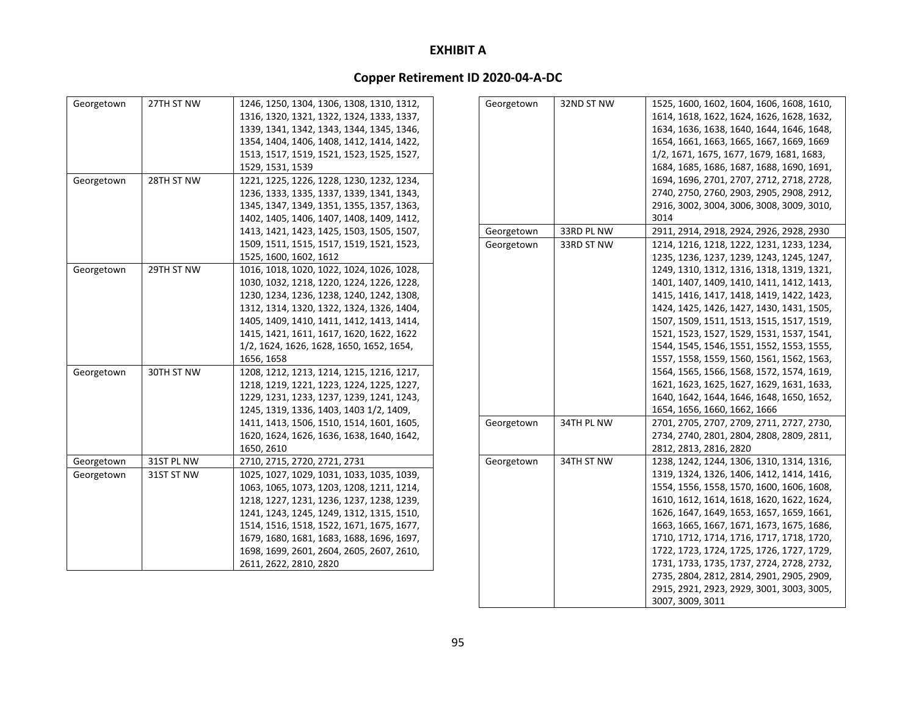# EXHIBIT A

## Copper Retirement ID 2020-04-A-DC

| | | |
|---|---|---|
| Georgetown | 27TH ST NW | 1246, 1250, 1304, 1306, 1308, 1310, 1312, 1316, 1320, 1321, 1322, 1324, 1333, 1337, 1339, 1341, 1342, 1343, 1344, 1345, 1346, 1354, 1404, 1406, 1408, 1412, 1414, 1422, 1513, 1517, 1519, 1521, 1523, 1525, 1527, 1529, 1531, 1539 |
| Georgetown | 28TH ST NW | 1221, 1225, 1226, 1228, 1230, 1232, 1234, 1236, 1333, 1335, 1337, 1339, 1341, 1343, 1345, 1347, 1349, 1351, 1355, 1357, 1363, 1402, 1405, 1406, 1407, 1408, 1409, 1412, 1413, 1421, 1423, 1425, 1503, 1505, 1507, 1509, 1511, 1515, 1517, 1519, 1521, 1523, 1525, 1600, 1602, 1612 |
| Georgetown | 29TH ST NW | 1016, 1018, 1020, 1022, 1024, 1026, 1028, 1030, 1032, 1218, 1220, 1224, 1226, 1228, 1230, 1234, 1236, 1238, 1240, 1242, 1308, 1312, 1314, 1320, 1322, 1324, 1326, 1404, 1405, 1409, 1410, 1411, 1412, 1413, 1414, 1415, 1421, 1611, 1617, 1620, 1622, 1622 1/2, 1624, 1626, 1628, 1650, 1652, 1654, 1656, 1658 |
| Georgetown | 30TH ST NW | 1208, 1212, 1213, 1214, 1215, 1216, 1217, 1218, 1219, 1221, 1223, 1224, 1225, 1227, 1229, 1231, 1233, 1237, 1239, 1241, 1243, 1245, 1319, 1336, 1403, 1403 1/2, 1409, 1411, 1413, 1506, 1510, 1514, 1601, 1605, 1620, 1624, 1626, 1636, 1638, 1640, 1642, 1650, 2610 |
| Georgetown | 31ST PL NW | 2710, 2715, 2720, 2721, 2731 |
| Georgetown | 31ST ST NW | 1025, 1027, 1029, 1031, 1033, 1035, 1039, 1063, 1065, 1073, 1203, 1208, 1211, 1214, 1218, 1227, 1231, 1236, 1237, 1238, 1239, 1241, 1243, 1245, 1249, 1312, 1315, 1510, 1514, 1516, 1518, 1522, 1671, 1675, 1677, 1679, 1680, 1681, 1683, 1688, 1696, 1697, 1698, 1699, 2601, 2604, 2605, 2607, 2610, 2611, 2622, 2810, 2820 |
| Georgetown | 32ND ST NW | 1525, 1600, 1602, 1604, 1606, 1608, 1610, 1614, 1618, 1622, 1624, 1626, 1628, 1632, 1634, 1636, 1638, 1640, 1644, 1646, 1648, 1654, 1661, 1663, 1665, 1667, 1669, 1669 1/2, 1671, 1675, 1677, 1679, 1681, 1683, 1684, 1685, 1686, 1687, 1688, 1690, 1691, 1694, 1696, 2701, 2707, 2712, 2718, 2728, 2740, 2750, 2760, 2903, 2905, 2908, 2912, 2916, 3002, 3004, 3006, 3008, 3009, 3010, 3014 |
| Georgetown | 33RD PL NW | 2911, 2914, 2918, 2924, 2926, 2928, 2930 |
| Georgetown | 33RD ST NW | 1214, 1216, 1218, 1222, 1231, 1233, 1234, 1235, 1236, 1237, 1239, 1243, 1245, 1247, 1249, 1310, 1312, 1316, 1318, 1319, 1321, 1401, 1407, 1409, 1410, 1411, 1412, 1413, 1415, 1416, 1417, 1418, 1419, 1422, 1423, 1424, 1425, 1426, 1427, 1430, 1431, 1505, 1507, 1509, 1511, 1513, 1515, 1517, 1519, 1521, 1523, 1527, 1529, 1531, 1537, 1541, 1544, 1545, 1546, 1551, 1552, 1553, 1555, 1557, 1558, 1559, 1560, 1561, 1562, 1563, 1564, 1565, 1566, 1568, 1572, 1574, 1619, 1621, 1623, 1625, 1627, 1629, 1631, 1633, 1640, 1642, 1644, 1646, 1648, 1650, 1652, 1654, 1656, 1660, 1662, 1666 |
| Georgetown | 34TH PL NW | 2701, 2705, 2707, 2709, 2711, 2727, 2730, 2734, 2740, 2801, 2804, 2808, 2809, 2811, 2812, 2813, 2816, 2820 |
| Georgetown | 34TH ST NW | 1238, 1242, 1244, 1306, 1310, 1314, 1316, 1319, 1324, 1326, 1406, 1412, 1414, 1416, 1554, 1556, 1558, 1570, 1600, 1606, 1608, 1610, 1612, 1614, 1618, 1620, 1622, 1624, 1626, 1647, 1649, 1653, 1657, 1659, 1661, 1663, 1665, 1667, 1671, 1673, 1675, 1686, 1710, 1712, 1714, 1716, 1717, 1718, 1720, 1722, 1723, 1724, 1725, 1726, 1727, 1729, 1731, 1733, 1735, 1737, 2724, 2728, 2732, 2735, 2804, 2812, 2814, 2901, 2905, 2909, 2915, 2921, 2923, 2929, 3001, 3003, 3005, 3007, 3009, 3011 |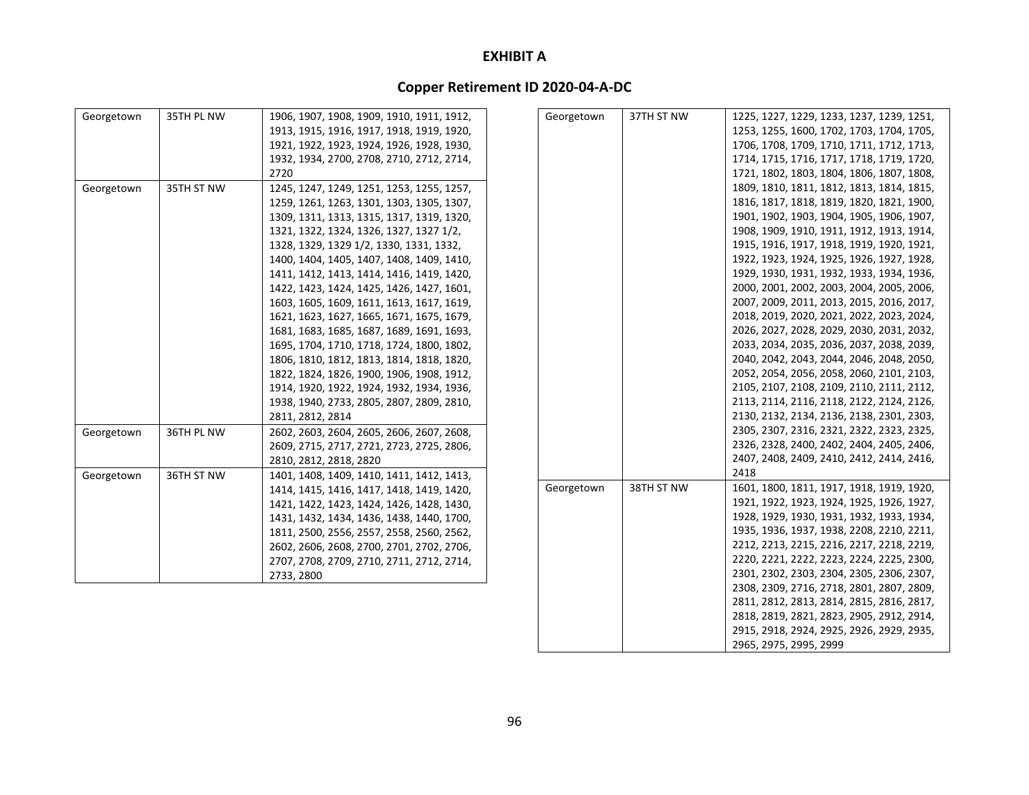**EXHIBIT A**

**Copper Retirement ID 2020-04-A-DC**

| | | |
|---|---|---|
| Georgetown | 35TH PL NW | 1906, 1907, 1908, 1909, 1910, 1911, 1912, 1913, 1915, 1916, 1917, 1918, 1919, 1920, 1921, 1922, 1923, 1924, 1926, 1928, 1930, 1932, 1934, 2700, 2708, 2710, 2712, 2714, 2720 |
| Georgetown | 35TH ST NW | 1245, 1247, 1249, 1251, 1253, 1255, 1257, 1259, 1261, 1263, 1301, 1303, 1305, 1307, 1309, 1311, 1313, 1315, 1317, 1319, 1320, 1321, 1322, 1324, 1326, 1327, 1327 1/2, 1328, 1329, 1329 1/2, 1330, 1331, 1332, 1400, 1404, 1405, 1407, 1408, 1409, 1410, 1411, 1412, 1413, 1414, 1416, 1419, 1420, 1422, 1423, 1424, 1425, 1426, 1427, 1601, 1603, 1605, 1609, 1611, 1613, 1617, 1619, 1621, 1623, 1627, 1665, 1671, 1675, 1679, 1681, 1683, 1685, 1687, 1689, 1691, 1693, 1695, 1704, 1710, 1718, 1724, 1800, 1802, 1806, 1810, 1812, 1813, 1814, 1818, 1820, 1822, 1824, 1826, 1900, 1906, 1908, 1912, 1914, 1920, 1922, 1924, 1932, 1934, 1936, 1938, 1940, 2733, 2805, 2807, 2809, 2810, 2811, 2812, 2814 |
| Georgetown | 36TH PL NW | 2602, 2603, 2604, 2605, 2606, 2607, 2608, 2609, 2715, 2717, 2721, 2723, 2725, 2806, 2810, 2812, 2818, 2820 |
| Georgetown | 36TH ST NW | 1401, 1408, 1409, 1410, 1411, 1412, 1413, 1414, 1415, 1416, 1417, 1418, 1419, 1420, 1421, 1422, 1423, 1424, 1426, 1428, 1430, 1431, 1432, 1434, 1436, 1438, 1440, 1700, 1811, 2500, 2556, 2557, 2558, 2560, 2562, 2602, 2606, 2608, 2700, 2701, 2702, 2706, 2707, 2708, 2709, 2710, 2711, 2712, 2714, 2733, 2800 |
| Georgetown | 37TH ST NW | 1225, 1227, 1229, 1233, 1237, 1239, 1251, 1253, 1255, 1600, 1702, 1703, 1704, 1705, 1706, 1708, 1709, 1710, 1711, 1712, 1713, 1714, 1715, 1716, 1717, 1718, 1719, 1720, 1721, 1802, 1803, 1804, 1806, 1807, 1808, 1809, 1810, 1811, 1812, 1813, 1814, 1815, 1816, 1817, 1818, 1819, 1820, 1821, 1900, 1901, 1902, 1903, 1904, 1905, 1906, 1907, 1908, 1909, 1910, 1911, 1912, 1913, 1914, 1915, 1916, 1917, 1918, 1919, 1920, 1921, 1922, 1923, 1924, 1925, 1926, 1927, 1928, 1929, 1930, 1931, 1932, 1933, 1934, 1936, 2000, 2001, 2002, 2003, 2004, 2005, 2006, 2007, 2009, 2011, 2013, 2015, 2016, 2017, 2018, 2019, 2020, 2021, 2022, 2023, 2024, 2026, 2027, 2028, 2029, 2030, 2031, 2032, 2033, 2034, 2035, 2036, 2037, 2038, 2039, 2040, 2042, 2043, 2044, 2046, 2048, 2050, 2052, 2054, 2056, 2058, 2060, 2101, 2103, 2105, 2107, 2108, 2109, 2110, 2111, 2112, 2113, 2114, 2116, 2118, 2122, 2124, 2126, 2130, 2132, 2134, 2136, 2138, 2301, 2303, 2305, 2307, 2316, 2321, 2322, 2323, 2325, 2326, 2328, 2400, 2402, 2404, 2405, 2406, 2407, 2408, 2409, 2410, 2412, 2414, 2416, 2418 |
| Georgetown | 38TH ST NW | 1601, 1800, 1811, 1917, 1918, 1919, 1920, 1921, 1922, 1923, 1924, 1925, 1926, 1927, 1928, 1929, 1930, 1931, 1932, 1933, 1934, 1935, 1936, 1937, 1938, 2208, 2210, 2211, 2212, 2213, 2215, 2216, 2217, 2218, 2219, 2220, 2221, 2222, 2223, 2224, 2225, 2300, 2301, 2302, 2303, 2304, 2305, 2306, 2307, 2308, 2309, 2716, 2718, 2801, 2807, 2809, 2811, 2812, 2813, 2814, 2815, 2816, 2817, 2818, 2819, 2821, 2823, 2905, 2912, 2914, 2915, 2918, 2924, 2925, 2926, 2929, 2935, 2965, 2975, 2995, 2999 |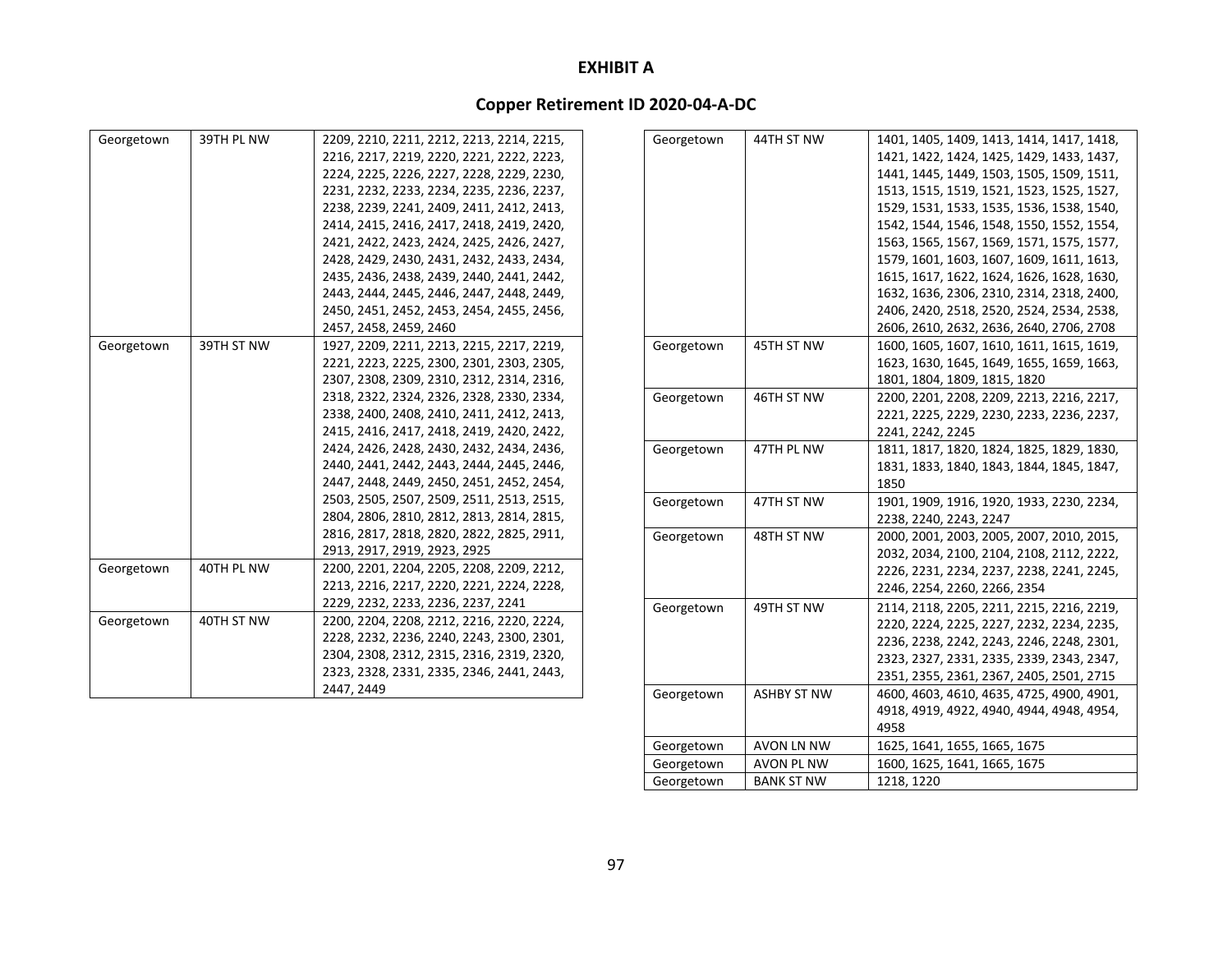# EXHIBIT A

## Copper Retirement ID 2020-04-A-DC

| | | |
|---|---|---|
| Georgetown | 39TH PL NW | 2209, 2210, 2211, 2212, 2213, 2214, 2215, 2216, 2217, 2219, 2220, 2221, 2222, 2223, 2224, 2225, 2226, 2227, 2228, 2229, 2230, 2231, 2232, 2233, 2234, 2235, 2236, 2237, 2238, 2239, 2241, 2409, 2411, 2412, 2413, 2414, 2415, 2416, 2417, 2418, 2419, 2420, 2421, 2422, 2423, 2424, 2425, 2426, 2427, 2428, 2429, 2430, 2431, 2432, 2433, 2434, 2435, 2436, 2438, 2439, 2440, 2441, 2442, 2443, 2444, 2445, 2446, 2447, 2448, 2449, 2450, 2451, 2452, 2453, 2454, 2455, 2456, 2457, 2458, 2459, 2460 |
| Georgetown | 39TH ST NW | 1927, 2209, 2211, 2213, 2215, 2217, 2219, 2221, 2223, 2225, 2300, 2301, 2303, 2305, 2307, 2308, 2309, 2310, 2312, 2314, 2316, 2318, 2322, 2324, 2326, 2328, 2330, 2334, 2338, 2400, 2408, 2410, 2411, 2412, 2413, 2415, 2416, 2417, 2418, 2419, 2420, 2422, 2424, 2426, 2428, 2430, 2432, 2434, 2436, 2440, 2441, 2442, 2443, 2444, 2445, 2446, 2447, 2448, 2449, 2450, 2451, 2452, 2454, 2503, 2505, 2507, 2509, 2511, 2513, 2515, 2804, 2806, 2810, 2812, 2813, 2814, 2815, 2816, 2817, 2818, 2820, 2822, 2825, 2911, 2913, 2917, 2919, 2923, 2925 |
| Georgetown | 40TH PL NW | 2200, 2201, 2204, 2205, 2208, 2209, 2212, 2213, 2216, 2217, 2220, 2221, 2224, 2228, 2229, 2232, 2233, 2236, 2237, 2241 |
| Georgetown | 40TH ST NW | 2200, 2204, 2208, 2212, 2216, 2220, 2224, 2228, 2232, 2236, 2240, 2243, 2300, 2301, 2304, 2308, 2312, 2315, 2316, 2319, 2320, 2323, 2328, 2331, 2335, 2346, 2441, 2443, 2447, 2449 |
| Georgetown | 44TH ST NW | 1401, 1405, 1409, 1413, 1414, 1417, 1418, 1421, 1422, 1424, 1425, 1429, 1433, 1437, 1441, 1445, 1449, 1503, 1505, 1509, 1511, 1513, 1515, 1519, 1521, 1523, 1525, 1527, 1529, 1531, 1533, 1535, 1536, 1538, 1540, 1542, 1544, 1546, 1548, 1550, 1552, 1554, 1563, 1565, 1567, 1569, 1571, 1575, 1577, 1579, 1601, 1603, 1607, 1609, 1611, 1613, 1615, 1617, 1622, 1624, 1626, 1628, 1630, 1632, 1636, 2306, 2310, 2314, 2318, 2400, 2406, 2420, 2518, 2520, 2524, 2534, 2538, 2606, 2610, 2632, 2636, 2640, 2706, 2708 |
| Georgetown | 45TH ST NW | 1600, 1605, 1607, 1610, 1611, 1615, 1619, 1623, 1630, 1645, 1649, 1655, 1659, 1663, 1801, 1804, 1809, 1815, 1820 |
| Georgetown | 46TH ST NW | 2200, 2201, 2208, 2209, 2213, 2216, 2217, 2221, 2225, 2229, 2230, 2233, 2236, 2237, 2241, 2242, 2245 |
| Georgetown | 47TH PL NW | 1811, 1817, 1820, 1824, 1825, 1829, 1830, 1831, 1833, 1840, 1843, 1844, 1845, 1847, 1850 |
| Georgetown | 47TH ST NW | 1901, 1909, 1916, 1920, 1933, 2230, 2234, 2238, 2240, 2243, 2247 |
| Georgetown | 48TH ST NW | 2000, 2001, 2003, 2005, 2007, 2010, 2015, 2032, 2034, 2100, 2104, 2108, 2112, 2222, 2226, 2231, 2234, 2237, 2238, 2241, 2245, 2246, 2254, 2260, 2266, 2354 |
| Georgetown | 49TH ST NW | 2114, 2118, 2205, 2211, 2215, 2216, 2219, 2220, 2224, 2225, 2227, 2232, 2234, 2235, 2236, 2238, 2242, 2243, 2246, 2248, 2301, 2323, 2327, 2331, 2335, 2339, 2343, 2347, 2351, 2355, 2361, 2367, 2405, 2501, 2715 |
| Georgetown | ASHBY ST NW | 4600, 4603, 4610, 4635, 4725, 4900, 4901, 4918, 4919, 4922, 4940, 4944, 4948, 4954, 4958 |
| Georgetown | AVON LN NW | 1625, 1641, 1655, 1665, 1675 |
| Georgetown | AVON PL NW | 1600, 1625, 1641, 1665, 1675 |
| Georgetown | BANK ST NW | 1218, 1220 |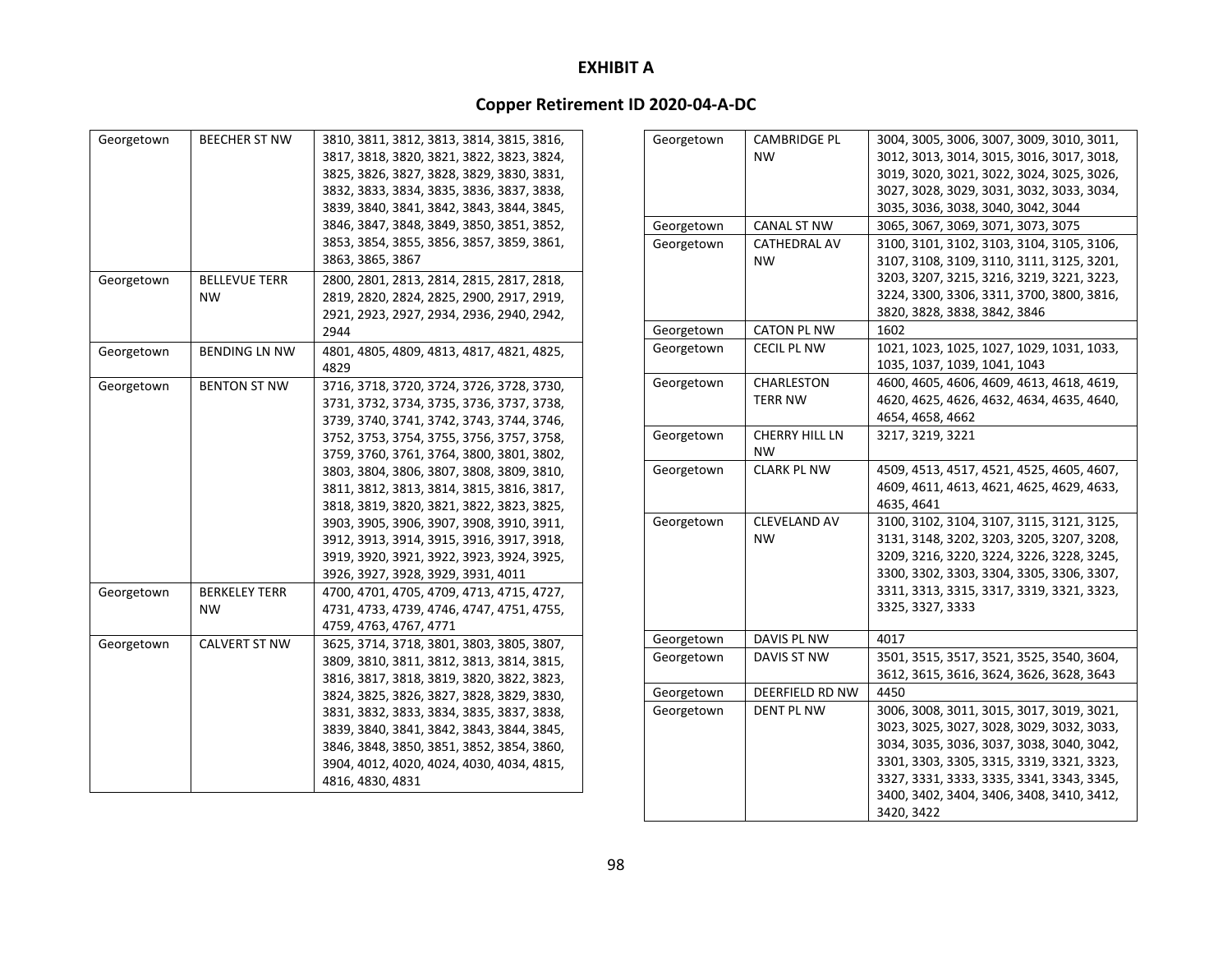# EXHIBIT A

## Copper Retirement ID 2020-04-A-DC

| | | |
|---|---|---|
| Georgetown | BEECHER ST NW | 3810, 3811, 3812, 3813, 3814, 3815, 3816, 3817, 3818, 3820, 3821, 3822, 3823, 3824, 3825, 3826, 3827, 3828, 3829, 3830, 3831, 3832, 3833, 3834, 3835, 3836, 3837, 3838, 3839, 3840, 3841, 3842, 3843, 3844, 3845, 3846, 3847, 3848, 3849, 3850, 3851, 3852, 3853, 3854, 3855, 3856, 3857, 3859, 3861, 3863, 3865, 3867 |
| Georgetown | BELLEVUE TERR NW | 2800, 2801, 2813, 2814, 2815, 2817, 2818, 2819, 2820, 2824, 2825, 2900, 2917, 2919, 2921, 2923, 2927, 2934, 2936, 2940, 2942, 2944 |
| Georgetown | BENDING LN NW | 4801, 4805, 4809, 4813, 4817, 4821, 4825, 4829 |
| Georgetown | BENTON ST NW | 3716, 3718, 3720, 3724, 3726, 3728, 3730, 3731, 3732, 3734, 3735, 3736, 3737, 3738, 3739, 3740, 3741, 3742, 3743, 3744, 3746, 3752, 3753, 3754, 3755, 3756, 3757, 3758, 3759, 3760, 3761, 3764, 3800, 3801, 3802, 3803, 3804, 3806, 3807, 3808, 3809, 3810, 3811, 3812, 3813, 3814, 3815, 3816, 3817, 3818, 3819, 3820, 3821, 3822, 3823, 3825, 3903, 3905, 3906, 3907, 3908, 3910, 3911, 3912, 3913, 3914, 3915, 3916, 3917, 3918, 3919, 3920, 3921, 3922, 3923, 3924, 3925, 3926, 3927, 3928, 3929, 3931, 4011 |
| Georgetown | BERKELEY TERR NW | 4700, 4701, 4705, 4709, 4713, 4715, 4727, 4731, 4733, 4739, 4746, 4747, 4751, 4755, 4759, 4763, 4767, 4771 |
| Georgetown | CALVERT ST NW | 3625, 3714, 3718, 3801, 3803, 3805, 3807, 3809, 3810, 3811, 3812, 3813, 3814, 3815, 3816, 3817, 3818, 3819, 3820, 3822, 3823, 3824, 3825, 3826, 3827, 3828, 3829, 3830, 3831, 3832, 3833, 3834, 3835, 3837, 3838, 3839, 3840, 3841, 3842, 3843, 3844, 3845, 3846, 3848, 3850, 3851, 3852, 3854, 3860, 3904, 4012, 4020, 4024, 4030, 4034, 4815, 4816, 4830, 4831 |
| Georgetown | CAMBRIDGE PL NW | 3004, 3005, 3006, 3007, 3009, 3010, 3011, 3012, 3013, 3014, 3015, 3016, 3017, 3018, 3019, 3020, 3021, 3022, 3024, 3025, 3026, 3027, 3028, 3029, 3031, 3032, 3033, 3034, 3035, 3036, 3038, 3040, 3042, 3044 |
| Georgetown | CANAL ST NW | 3065, 3067, 3069, 3071, 3073, 3075 |
| Georgetown | CATHEDRAL AV NW | 3100, 3101, 3102, 3103, 3104, 3105, 3106, 3107, 3108, 3109, 3110, 3111, 3125, 3201, 3203, 3207, 3215, 3216, 3219, 3221, 3223, 3224, 3300, 3306, 3311, 3700, 3800, 3816, 3820, 3828, 3838, 3842, 3846 |
| Georgetown | CATON PL NW | 1602 |
| Georgetown | CECIL PL NW | 1021, 1023, 1025, 1027, 1029, 1031, 1033, 1035, 1037, 1039, 1041, 1043 |
| Georgetown | CHARLESTON TERR NW | 4600, 4605, 4606, 4609, 4613, 4618, 4619, 4620, 4625, 4626, 4632, 4634, 4635, 4640, 4654, 4658, 4662 |
| Georgetown | CHERRY HILL LN NW | 3217, 3219, 3221 |
| Georgetown | CLARK PL NW | 4509, 4513, 4517, 4521, 4525, 4605, 4607, 4609, 4611, 4613, 4621, 4625, 4629, 4633, 4635, 4641 |
| Georgetown | CLEVELAND AV NW | 3100, 3102, 3104, 3107, 3115, 3121, 3125, 3131, 3148, 3202, 3203, 3205, 3207, 3208, 3209, 3216, 3220, 3224, 3226, 3228, 3245, 3300, 3302, 3303, 3304, 3305, 3306, 3307, 3311, 3313, 3315, 3317, 3319, 3321, 3323, 3325, 3327, 3333 |
| Georgetown | DAVIS PL NW | 4017 |
| Georgetown | DAVIS ST NW | 3501, 3515, 3517, 3521, 3525, 3540, 3604, 3612, 3615, 3616, 3624, 3626, 3628, 3643 |
| Georgetown | DEERFIELD RD NW | 4450 |
| Georgetown | DENT PL NW | 3006, 3008, 3011, 3015, 3017, 3019, 3021, 3023, 3025, 3027, 3028, 3029, 3032, 3033, 3034, 3035, 3036, 3037, 3038, 3040, 3042, 3301, 3303, 3305, 3315, 3319, 3321, 3323, 3327, 3331, 3333, 3335, 3341, 3343, 3345, 3400, 3402, 3404, 3406, 3408, 3410, 3412, 3420, 3422 |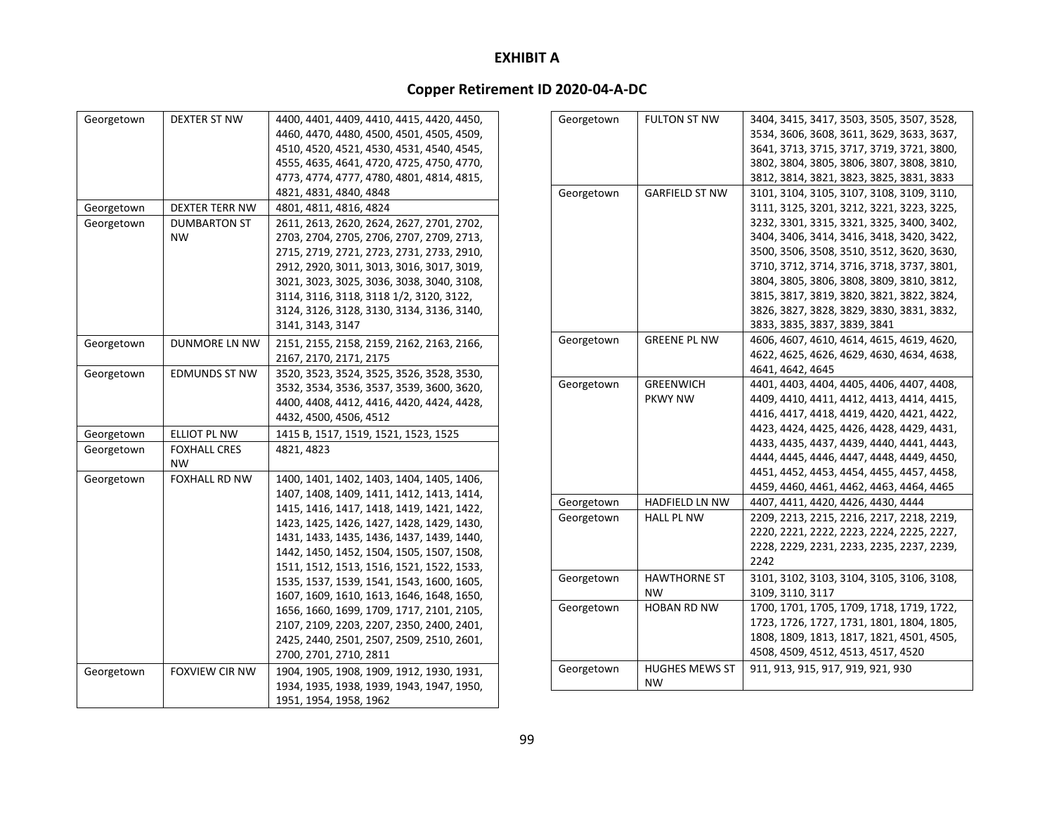# EXHIBIT A

## Copper Retirement ID 2020-04-A-DC

| | | |
|---|---|---|
| Georgetown | DEXTER ST NW | 4400, 4401, 4409, 4410, 4415, 4420, 4450, 4460, 4470, 4480, 4500, 4501, 4505, 4509, 4510, 4520, 4521, 4530, 4531, 4540, 4545, 4555, 4635, 4641, 4720, 4725, 4750, 4770, 4773, 4774, 4777, 4780, 4801, 4814, 4815, 4821, 4831, 4840, 4848 |
| Georgetown | DEXTER TERR NW | 4801, 4811, 4816, 4824 |
| Georgetown | DUMBARTON ST NW | 2611, 2613, 2620, 2624, 2627, 2701, 2702, 2703, 2704, 2705, 2706, 2707, 2709, 2713, 2715, 2719, 2721, 2723, 2731, 2733, 2910, 2912, 2920, 3011, 3013, 3016, 3017, 3019, 3021, 3023, 3025, 3036, 3038, 3040, 3108, 3114, 3116, 3118, 3118 1/2, 3120, 3122, 3124, 3126, 3128, 3130, 3134, 3136, 3140, 3141, 3143, 3147 |
| Georgetown | DUNMORE LN NW | 2151, 2155, 2158, 2159, 2162, 2163, 2166, 2167, 2170, 2171, 2175 |
| Georgetown | EDMUNDS ST NW | 3520, 3523, 3524, 3525, 3526, 3528, 3530, 3532, 3534, 3536, 3537, 3539, 3600, 3620, 4400, 4408, 4412, 4416, 4420, 4424, 4428, 4432, 4500, 4506, 4512 |
| Georgetown | ELLIOT PL NW | 1415 B, 1517, 1519, 1521, 1523, 1525 |
| Georgetown | FOXHALL CRES NW | 4821, 4823 |
| Georgetown | FOXHALL RD NW | 1400, 1401, 1402, 1403, 1404, 1405, 1406, 1407, 1408, 1409, 1411, 1412, 1413, 1414, 1415, 1416, 1417, 1418, 1419, 1421, 1422, 1423, 1425, 1426, 1427, 1428, 1429, 1430, 1431, 1433, 1435, 1436, 1437, 1439, 1440, 1442, 1450, 1452, 1504, 1505, 1507, 1508, 1511, 1512, 1513, 1516, 1521, 1522, 1533, 1535, 1537, 1539, 1541, 1543, 1600, 1605, 1607, 1609, 1610, 1613, 1646, 1648, 1650, 1656, 1660, 1699, 1709, 1717, 2101, 2105, 2107, 2109, 2203, 2207, 2350, 2400, 2401, 2425, 2440, 2501, 2507, 2509, 2510, 2601, 2700, 2701, 2710, 2811 |
| Georgetown | FOXVIEW CIR NW | 1904, 1905, 1908, 1909, 1912, 1930, 1931, 1934, 1935, 1938, 1939, 1943, 1947, 1950, 1951, 1954, 1958, 1962 |
| Georgetown | FULTON ST NW | 3404, 3415, 3417, 3503, 3505, 3507, 3528, 3534, 3606, 3608, 3611, 3629, 3633, 3637, 3641, 3713, 3715, 3717, 3719, 3721, 3800, 3802, 3804, 3805, 3806, 3807, 3808, 3810, 3812, 3814, 3821, 3823, 3825, 3831, 3833 |
| Georgetown | GARFIELD ST NW | 3101, 3104, 3105, 3107, 3108, 3109, 3110, 3111, 3125, 3201, 3212, 3221, 3223, 3225, 3232, 3301, 3315, 3321, 3325, 3400, 3402, 3404, 3406, 3414, 3416, 3418, 3420, 3422, 3500, 3506, 3508, 3510, 3512, 3620, 3630, 3710, 3712, 3714, 3716, 3718, 3737, 3801, 3804, 3805, 3806, 3808, 3809, 3810, 3812, 3815, 3817, 3819, 3820, 3821, 3822, 3824, 3826, 3827, 3828, 3829, 3830, 3831, 3832, 3833, 3835, 3837, 3839, 3841 |
| Georgetown | GREENE PL NW | 4606, 4607, 4610, 4614, 4615, 4619, 4620, 4622, 4625, 4626, 4629, 4630, 4634, 4638, 4641, 4642, 4645 |
| Georgetown | GREENWICH PKWY NW | 4401, 4403, 4404, 4405, 4406, 4407, 4408, 4409, 4410, 4411, 4412, 4413, 4414, 4415, 4416, 4417, 4418, 4419, 4420, 4421, 4422, 4423, 4424, 4425, 4426, 4428, 4429, 4431, 4433, 4435, 4437, 4439, 4440, 4441, 4443, 4444, 4445, 4446, 4447, 4448, 4449, 4450, 4451, 4452, 4453, 4454, 4455, 4457, 4458, 4459, 4460, 4461, 4462, 4463, 4464, 4465 |
| Georgetown | HADFIELD LN NW | 4407, 4411, 4420, 4426, 4430, 4444 |
| Georgetown | HALL PL NW | 2209, 2213, 2215, 2216, 2217, 2218, 2219, 2220, 2221, 2222, 2223, 2224, 2225, 2227, 2228, 2229, 2231, 2233, 2235, 2237, 2239, 2242 |
| Georgetown | HAWTHORNE ST NW | 3101, 3102, 3103, 3104, 3105, 3106, 3108, 3109, 3110, 3117 |
| Georgetown | HOBAN RD NW | 1700, 1701, 1705, 1709, 1718, 1719, 1722, 1723, 1726, 1727, 1731, 1801, 1804, 1805, 1808, 1809, 1813, 1817, 1821, 4501, 4505, 4508, 4509, 4512, 4513, 4517, 4520 |
| Georgetown | HUGHES MEWS ST NW | 911, 913, 915, 917, 919, 921, 930 |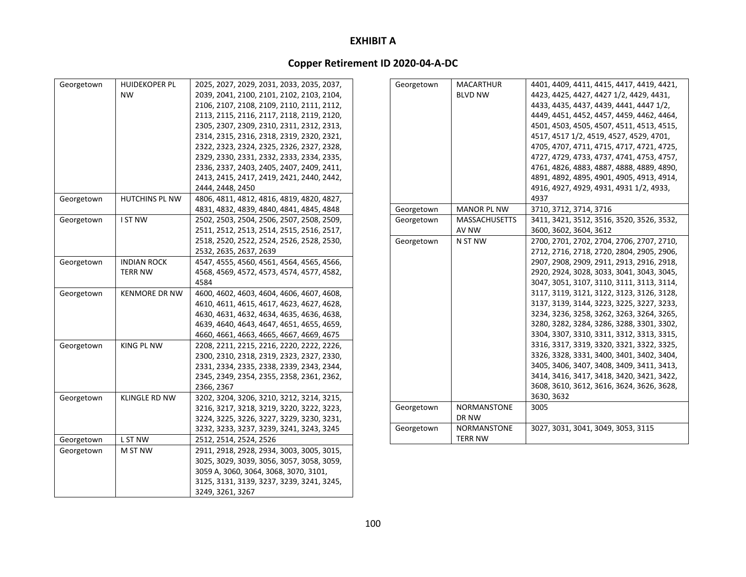**EXHIBIT A**

**Copper Retirement ID 2020-04-A-DC**

| | | |
|---|---|---|
| Georgetown | HUIDEKOPER PL NW | 2025, 2027, 2029, 2031, 2033, 2035, 2037, 2039, 2041, 2100, 2101, 2102, 2103, 2104, 2106, 2107, 2108, 2109, 2110, 2111, 2112, 2113, 2115, 2116, 2117, 2118, 2119, 2120, 2305, 2307, 2309, 2310, 2311, 2312, 2313, 2314, 2315, 2316, 2318, 2319, 2320, 2321, 2322, 2323, 2324, 2325, 2326, 2327, 2328, 2329, 2330, 2331, 2332, 2333, 2334, 2335, 2336, 2337, 2403, 2405, 2407, 2409, 2411, 2413, 2415, 2417, 2419, 2421, 2440, 2442, 2444, 2448, 2450 |
| Georgetown | HUTCHINS PL NW | 4806, 4811, 4812, 4816, 4819, 4820, 4827, 4831, 4832, 4839, 4840, 4841, 4845, 4848 |
| Georgetown | I ST NW | 2502, 2503, 2504, 2506, 2507, 2508, 2509, 2511, 2512, 2513, 2514, 2515, 2516, 2517, 2518, 2520, 2522, 2524, 2526, 2528, 2530, 2532, 2635, 2637, 2639 |
| Georgetown | INDIAN ROCK TERR NW | 4547, 4555, 4560, 4561, 4564, 4565, 4566, 4568, 4569, 4572, 4573, 4574, 4577, 4582, 4584 |
| Georgetown | KENMORE DR NW | 4600, 4602, 4603, 4604, 4606, 4607, 4608, 4610, 4611, 4615, 4617, 4623, 4627, 4628, 4630, 4631, 4632, 4634, 4635, 4636, 4638, 4639, 4640, 4643, 4647, 4651, 4655, 4659, 4660, 4661, 4663, 4665, 4667, 4669, 4675 |
| Georgetown | KING PL NW | 2208, 2211, 2215, 2216, 2220, 2222, 2226, 2300, 2310, 2318, 2319, 2323, 2327, 2330, 2331, 2334, 2335, 2338, 2339, 2343, 2344, 2345, 2349, 2354, 2355, 2358, 2361, 2362, 2366, 2367 |
| Georgetown | KLINGLE RD NW | 3202, 3204, 3206, 3210, 3212, 3214, 3215, 3216, 3217, 3218, 3219, 3220, 3222, 3223, 3224, 3225, 3226, 3227, 3229, 3230, 3231, 3232, 3233, 3237, 3239, 3241, 3243, 3245 |
| Georgetown | L ST NW | 2512, 2514, 2524, 2526 |
| Georgetown | M ST NW | 2911, 2918, 2928, 2934, 3003, 3005, 3015, 3025, 3029, 3039, 3056, 3057, 3058, 3059, 3059 A, 3060, 3064, 3068, 3070, 3101, 3125, 3131, 3139, 3237, 3239, 3241, 3245, 3249, 3261, 3267 |
| Georgetown | MACARTHUR BLVD NW | 4401, 4409, 4411, 4415, 4417, 4419, 4421, 4423, 4425, 4427, 4427 1/2, 4429, 4431, 4433, 4435, 4437, 4439, 4441, 4447 1/2, 4449, 4451, 4452, 4457, 4459, 4462, 4464, 4501, 4503, 4505, 4507, 4511, 4513, 4515, 4517, 4517 1/2, 4519, 4527, 4529, 4701, 4705, 4707, 4711, 4715, 4717, 4721, 4725, 4727, 4729, 4733, 4737, 4741, 4753, 4757, 4761, 4826, 4883, 4887, 4888, 4889, 4890, 4891, 4892, 4895, 4901, 4905, 4913, 4914, 4916, 4927, 4929, 4931, 4931 1/2, 4933, 4937 |
| Georgetown | MANOR PL NW | 3710, 3712, 3714, 3716 |
| Georgetown | MASSACHUSETTS AV NW | 3411, 3421, 3512, 3516, 3520, 3526, 3532, 3600, 3602, 3604, 3612 |
| Georgetown | N ST NW | 2700, 2701, 2702, 2704, 2706, 2707, 2710, 2712, 2716, 2718, 2720, 2804, 2905, 2906, 2907, 2908, 2909, 2911, 2913, 2916, 2918, 2920, 2924, 3028, 3033, 3041, 3043, 3045, 3047, 3051, 3107, 3110, 3111, 3113, 3114, 3117, 3119, 3121, 3122, 3123, 3126, 3128, 3137, 3139, 3144, 3223, 3225, 3227, 3233, 3234, 3236, 3258, 3262, 3263, 3264, 3265, 3280, 3282, 3284, 3286, 3288, 3301, 3302, 3304, 3307, 3310, 3311, 3312, 3313, 3315, 3316, 3317, 3319, 3320, 3321, 3322, 3325, 3326, 3328, 3331, 3400, 3401, 3402, 3404, 3405, 3406, 3407, 3408, 3409, 3411, 3413, 3414, 3416, 3417, 3418, 3420, 3421, 3422, 3608, 3610, 3612, 3616, 3624, 3626, 3628, 3630, 3632 |
| Georgetown | NORMANSTONE DR NW | 3005 |
| Georgetown | NORMANSTONE TERR NW | 3027, 3031, 3041, 3049, 3053, 3115 |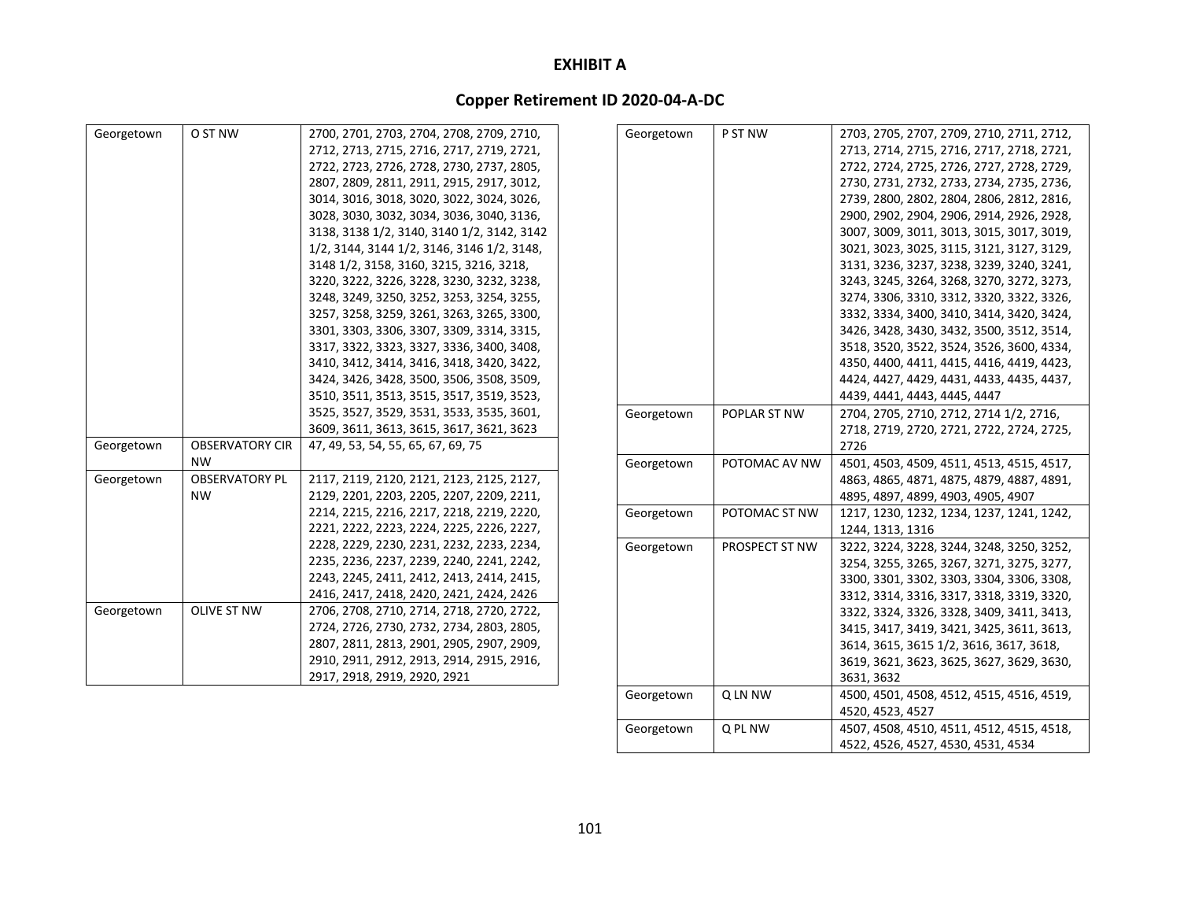# EXHIBIT A

## Copper Retirement ID 2020-04-A-DC

| | | |
|---|---|---|
| Georgetown | O ST NW | 2700, 2701, 2703, 2704, 2708, 2709, 2710, 2712, 2713, 2715, 2716, 2717, 2719, 2721, 2722, 2723, 2726, 2728, 2730, 2737, 2805, 2807, 2809, 2811, 2911, 2915, 2917, 3012, 3014, 3016, 3018, 3020, 3022, 3024, 3026, 3028, 3030, 3032, 3034, 3036, 3040, 3136, 3138, 3138 1/2, 3140, 3140 1/2, 3142, 3142 1/2, 3144, 3144 1/2, 3146, 3146 1/2, 3148, 3148 1/2, 3158, 3160, 3215, 3216, 3218, 3220, 3222, 3226, 3228, 3230, 3232, 3238, 3248, 3249, 3250, 3252, 3253, 3254, 3255, 3257, 3258, 3259, 3261, 3263, 3265, 3300, 3301, 3303, 3306, 3307, 3309, 3314, 3315, 3317, 3322, 3323, 3327, 3336, 3400, 3408, 3410, 3412, 3414, 3416, 3418, 3420, 3422, 3424, 3426, 3428, 3500, 3506, 3508, 3509, 3510, 3511, 3513, 3515, 3517, 3519, 3523, 3525, 3527, 3529, 3531, 3533, 3535, 3601, 3609, 3611, 3613, 3615, 3617, 3621, 3623 |
| Georgetown | OBSERVATORY CIR NW | 47, 49, 53, 54, 55, 65, 67, 69, 75 |
| Georgetown | OBSERVATORY PL NW | 2117, 2119, 2120, 2121, 2123, 2125, 2127, 2129, 2201, 2203, 2205, 2207, 2209, 2211, 2214, 2215, 2216, 2217, 2218, 2219, 2220, 2221, 2222, 2223, 2224, 2225, 2226, 2227, 2228, 2229, 2230, 2231, 2232, 2233, 2234, 2235, 2236, 2237, 2239, 2240, 2241, 2242, 2243, 2245, 2411, 2412, 2413, 2414, 2415, 2416, 2417, 2418, 2420, 2421, 2424, 2426 |
| Georgetown | OLIVE ST NW | 2706, 2708, 2710, 2714, 2718, 2720, 2722, 2724, 2726, 2730, 2732, 2734, 2803, 2805, 2807, 2811, 2813, 2901, 2905, 2907, 2909, 2910, 2911, 2912, 2913, 2914, 2915, 2916, 2917, 2918, 2919, 2920, 2921 |
| Georgetown | P ST NW | 2703, 2705, 2707, 2709, 2710, 2711, 2712, 2713, 2714, 2715, 2716, 2717, 2718, 2721, 2722, 2724, 2725, 2726, 2727, 2728, 2729, 2730, 2731, 2732, 2733, 2734, 2735, 2736, 2739, 2800, 2802, 2804, 2806, 2812, 2816, 2900, 2902, 2904, 2906, 2914, 2926, 2928, 3007, 3009, 3011, 3013, 3015, 3017, 3019, 3021, 3023, 3025, 3115, 3121, 3127, 3129, 3131, 3236, 3237, 3238, 3239, 3240, 3241, 3243, 3245, 3264, 3268, 3270, 3272, 3273, 3274, 3306, 3310, 3312, 3320, 3322, 3326, 3332, 3334, 3400, 3410, 3414, 3420, 3424, 3426, 3428, 3430, 3432, 3500, 3512, 3514, 3518, 3520, 3522, 3524, 3526, 3600, 4334, 4350, 4400, 4411, 4415, 4416, 4419, 4423, 4424, 4427, 4429, 4431, 4433, 4435, 4437, 4439, 4441, 4443, 4445, 4447 |
| Georgetown | POPLAR ST NW | 2704, 2705, 2710, 2712, 2714 1/2, 2716, 2718, 2719, 2720, 2721, 2722, 2724, 2725, 2726 |
| Georgetown | POTOMAC AV NW | 4501, 4503, 4509, 4511, 4513, 4515, 4517, 4863, 4865, 4871, 4875, 4879, 4887, 4891, 4895, 4897, 4899, 4903, 4905, 4907 |
| Georgetown | POTOMAC ST NW | 1217, 1230, 1232, 1234, 1237, 1241, 1242, 1244, 1313, 1316 |
| Georgetown | PROSPECT ST NW | 3222, 3224, 3228, 3244, 3248, 3250, 3252, 3254, 3255, 3265, 3267, 3271, 3275, 3277, 3300, 3301, 3302, 3303, 3304, 3306, 3308, 3312, 3314, 3316, 3317, 3318, 3319, 3320, 3322, 3324, 3326, 3328, 3409, 3411, 3413, 3415, 3417, 3419, 3421, 3425, 3611, 3613, 3614, 3615, 3615 1/2, 3616, 3617, 3618, 3619, 3621, 3623, 3625, 3627, 3629, 3630, 3631, 3632 |
| Georgetown | Q LN NW | 4500, 4501, 4508, 4512, 4515, 4516, 4519, 4520, 4523, 4527 |
| Georgetown | Q PL NW | 4507, 4508, 4510, 4511, 4512, 4515, 4518, 4522, 4526, 4527, 4530, 4531, 4534 |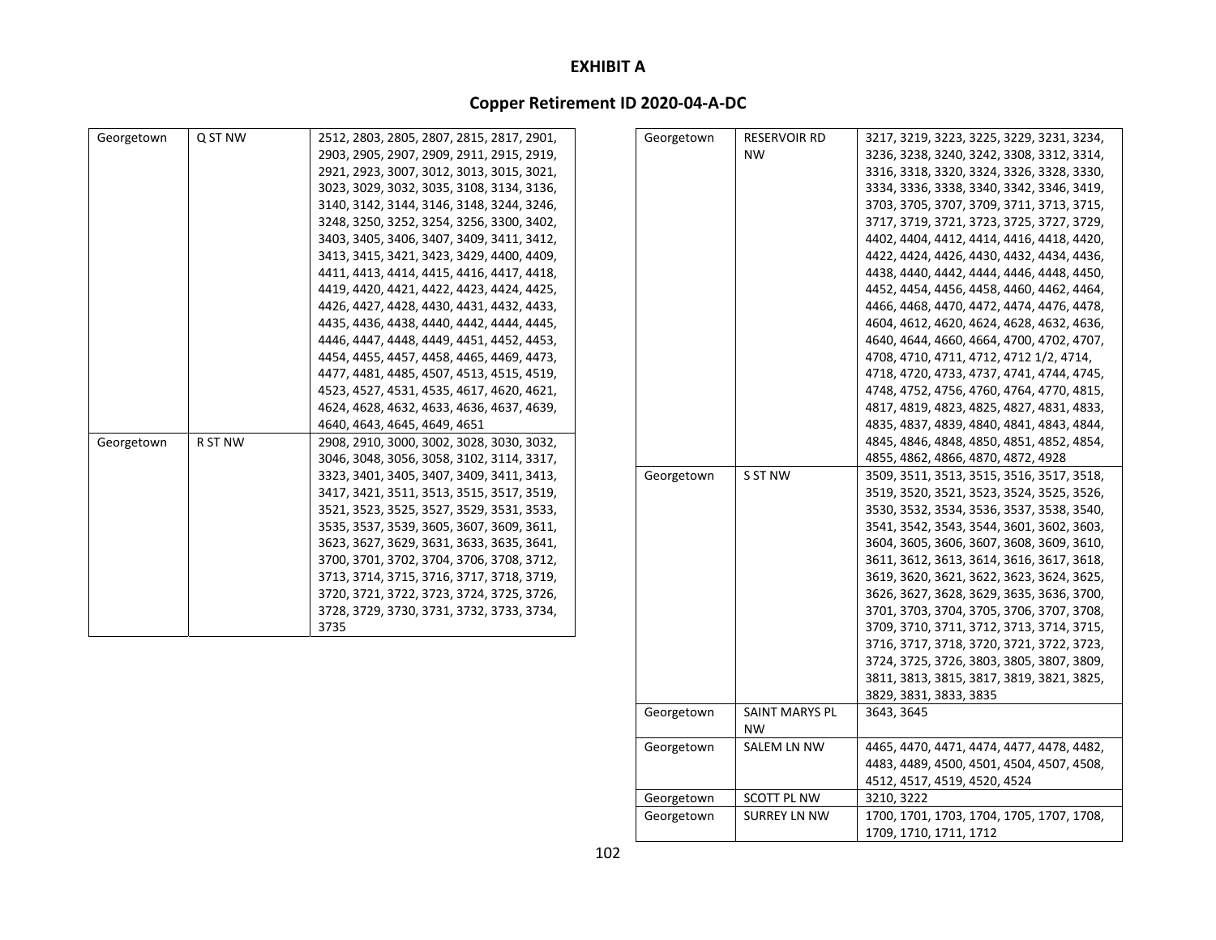# EXHIBIT A

## Copper Retirement ID 2020-04-A-DC

| | | |
|---|---|---|
| Georgetown | Q ST NW | 2512, 2803, 2805, 2807, 2815, 2817, 2901, 2903, 2905, 2907, 2909, 2911, 2915, 2919, 2921, 2923, 3007, 3012, 3013, 3015, 3021, 3023, 3029, 3032, 3035, 3108, 3134, 3136, 3140, 3142, 3144, 3146, 3148, 3244, 3246, 3248, 3250, 3252, 3254, 3256, 3300, 3402, 3403, 3405, 3406, 3407, 3409, 3411, 3412, 3413, 3415, 3421, 3423, 3429, 4400, 4409, 4411, 4413, 4414, 4415, 4416, 4417, 4418, 4419, 4420, 4421, 4422, 4423, 4424, 4425, 4426, 4427, 4428, 4430, 4431, 4432, 4433, 4435, 4436, 4438, 4440, 4442, 4444, 4445, 4446, 4447, 4448, 4449, 4451, 4452, 4453, 4454, 4455, 4457, 4458, 4465, 4469, 4473, 4477, 4481, 4485, 4507, 4513, 4515, 4519, 4523, 4527, 4531, 4535, 4617, 4620, 4621, 4624, 4628, 4632, 4633, 4636, 4637, 4639, 4640, 4643, 4645, 4649, 4651 |
| Georgetown | R ST NW | 2908, 2910, 3000, 3002, 3028, 3030, 3032, 3046, 3048, 3056, 3058, 3102, 3114, 3317, 3323, 3401, 3405, 3407, 3409, 3411, 3413, 3417, 3421, 3511, 3513, 3515, 3517, 3519, 3521, 3523, 3525, 3527, 3529, 3531, 3533, 3535, 3537, 3539, 3605, 3607, 3609, 3611, 3623, 3627, 3629, 3631, 3633, 3635, 3641, 3700, 3701, 3702, 3704, 3706, 3708, 3712, 3713, 3714, 3715, 3716, 3717, 3718, 3719, 3720, 3721, 3722, 3723, 3724, 3725, 3726, 3728, 3729, 3730, 3731, 3732, 3733, 3734, 3735 |
| Georgetown | RESERVOIR RD NW | 3217, 3219, 3223, 3225, 3229, 3231, 3234, 3236, 3238, 3240, 3242, 3308, 3312, 3314, 3316, 3318, 3320, 3324, 3326, 3328, 3330, 3334, 3336, 3338, 3340, 3342, 3346, 3419, 3703, 3705, 3707, 3709, 3711, 3713, 3715, 3717, 3719, 3721, 3723, 3725, 3727, 3729, 4402, 4404, 4412, 4414, 4416, 4418, 4420, 4422, 4424, 4426, 4430, 4432, 4434, 4436, 4438, 4440, 4442, 4444, 4446, 4448, 4450, 4452, 4454, 4456, 4458, 4460, 4462, 4464, 4466, 4468, 4470, 4472, 4474, 4476, 4478, 4604, 4612, 4620, 4624, 4628, 4632, 4636, 4640, 4644, 4660, 4664, 4700, 4702, 4707, 4708, 4710, 4711, 4712, 4712 1/2, 4714, 4718, 4720, 4733, 4737, 4741, 4744, 4745, 4748, 4752, 4756, 4760, 4764, 4770, 4815, 4817, 4819, 4823, 4825, 4827, 4831, 4833, 4835, 4837, 4839, 4840, 4841, 4843, 4844, 4845, 4846, 4848, 4850, 4851, 4852, 4854, 4855, 4862, 4866, 4870, 4872, 4928 |
| Georgetown | S ST NW | 3509, 3511, 3513, 3515, 3516, 3517, 3518, 3519, 3520, 3521, 3523, 3524, 3525, 3526, 3530, 3532, 3534, 3536, 3537, 3538, 3540, 3541, 3542, 3543, 3544, 3601, 3602, 3603, 3604, 3605, 3606, 3607, 3608, 3609, 3610, 3611, 3612, 3613, 3614, 3616, 3617, 3618, 3619, 3620, 3621, 3622, 3623, 3624, 3625, 3626, 3627, 3628, 3629, 3635, 3636, 3700, 3701, 3703, 3704, 3705, 3706, 3707, 3708, 3709, 3710, 3711, 3712, 3713, 3714, 3715, 3716, 3717, 3718, 3720, 3721, 3722, 3723, 3724, 3725, 3726, 3803, 3805, 3807, 3809, 3811, 3813, 3815, 3817, 3819, 3821, 3825, 3829, 3831, 3833, 3835 |
| Georgetown | SAINT MARYS PL NW | 3643, 3645 |
| Georgetown | SALEM LN NW | 4465, 4470, 4471, 4474, 4477, 4478, 4482, 4483, 4489, 4500, 4501, 4504, 4507, 4508, 4512, 4517, 4519, 4520, 4524 |
| Georgetown | SCOTT PL NW | 3210, 3222 |
| Georgetown | SURREY LN NW | 1700, 1701, 1703, 1704, 1705, 1707, 1708, 1709, 1710, 1711, 1712 |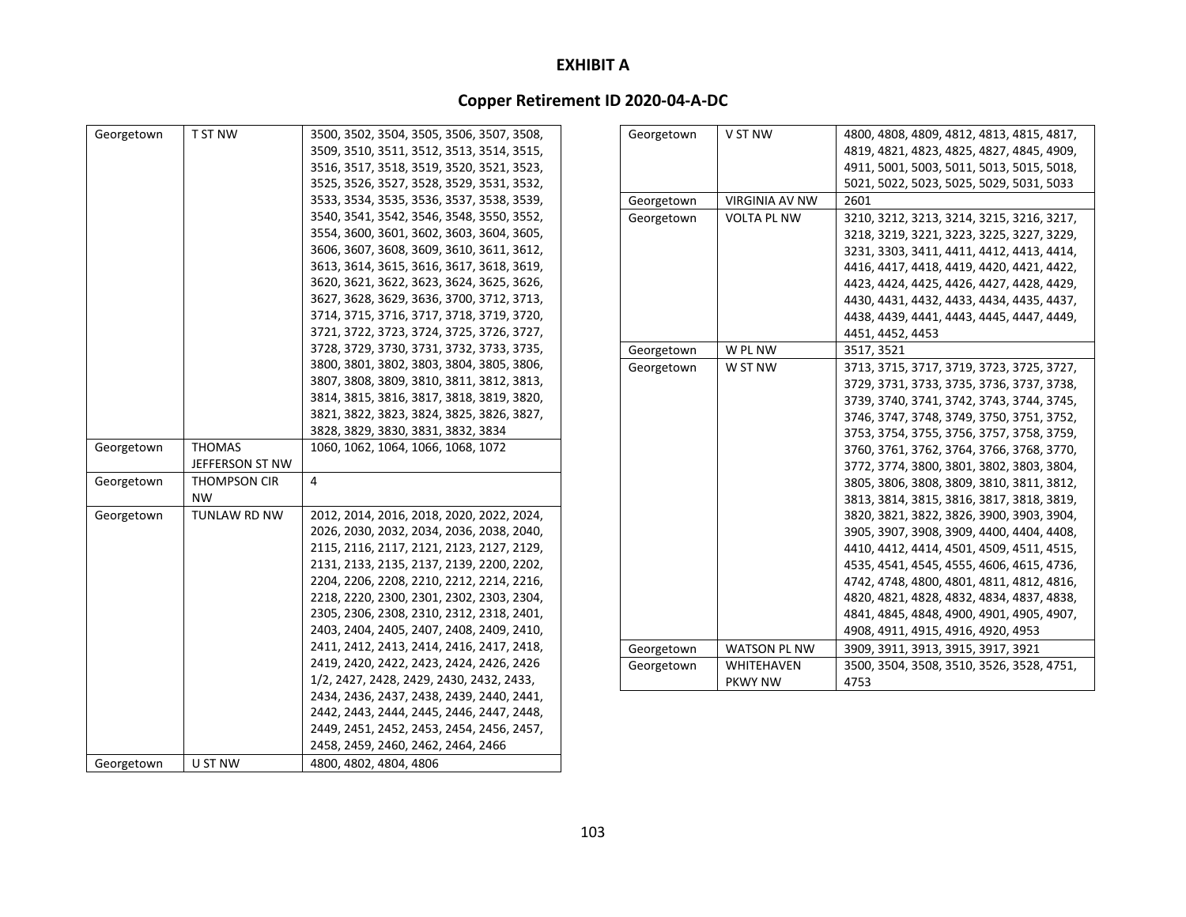# EXHIBIT A

## Copper Retirement ID 2020-04-A-DC

| | | |
|---|---|---|
| Georgetown | T ST NW | 3500, 3502, 3504, 3505, 3506, 3507, 3508, 3509, 3510, 3511, 3512, 3513, 3514, 3515, 3516, 3517, 3518, 3519, 3520, 3521, 3523, 3525, 3526, 3527, 3528, 3529, 3531, 3532, 3533, 3534, 3535, 3536, 3537, 3538, 3539, 3540, 3541, 3542, 3546, 3548, 3550, 3552, 3554, 3600, 3601, 3602, 3603, 3604, 3605, 3606, 3607, 3608, 3609, 3610, 3611, 3612, 3613, 3614, 3615, 3616, 3617, 3618, 3619, 3620, 3621, 3622, 3623, 3624, 3625, 3626, 3627, 3628, 3629, 3636, 3700, 3712, 3713, 3714, 3715, 3716, 3717, 3718, 3719, 3720, 3721, 3722, 3723, 3724, 3725, 3726, 3727, 3728, 3729, 3730, 3731, 3732, 3733, 3735, 3800, 3801, 3802, 3803, 3804, 3805, 3806, 3807, 3808, 3809, 3810, 3811, 3812, 3813, 3814, 3815, 3816, 3817, 3818, 3819, 3820, 3821, 3822, 3823, 3824, 3825, 3826, 3827, 3828, 3829, 3830, 3831, 3832, 3834 |
| Georgetown | THOMAS JEFFERSON ST NW | 1060, 1062, 1064, 1066, 1068, 1072 |
| Georgetown | THOMPSON CIR NW | 4 |
| Georgetown | TUNLAW RD NW | 2012, 2014, 2016, 2018, 2020, 2022, 2024, 2026, 2030, 2032, 2034, 2036, 2038, 2040, 2115, 2116, 2117, 2121, 2123, 2127, 2129, 2131, 2133, 2135, 2137, 2139, 2200, 2202, 2204, 2206, 2208, 2210, 2212, 2214, 2216, 2218, 2220, 2300, 2301, 2302, 2303, 2304, 2305, 2306, 2308, 2310, 2312, 2318, 2401, 2403, 2404, 2405, 2407, 2408, 2409, 2410, 2411, 2412, 2413, 2414, 2416, 2417, 2418, 2419, 2420, 2422, 2423, 2424, 2426, 2426 1/2, 2427, 2428, 2429, 2430, 2432, 2433, 2434, 2436, 2437, 2438, 2439, 2440, 2441, 2442, 2443, 2444, 2445, 2446, 2447, 2448, 2449, 2451, 2452, 2453, 2454, 2456, 2457, 2458, 2459, 2460, 2462, 2464, 2466 |
| Georgetown | U ST NW | 4800, 4802, 4804, 4806 |
| Georgetown | V ST NW | 4800, 4808, 4809, 4812, 4813, 4815, 4817, 4819, 4821, 4823, 4825, 4827, 4845, 4909, 4911, 5001, 5003, 5011, 5013, 5015, 5018, 5021, 5022, 5023, 5025, 5029, 5031, 5033 |
| Georgetown | VIRGINIA AV NW | 2601 |
| Georgetown | VOLTA PL NW | 3210, 3212, 3213, 3214, 3215, 3216, 3217, 3218, 3219, 3221, 3223, 3225, 3227, 3229, 3231, 3303, 3411, 4411, 4412, 4413, 4414, 4416, 4417, 4418, 4419, 4420, 4421, 4422, 4423, 4424, 4425, 4426, 4427, 4428, 4429, 4430, 4431, 4432, 4433, 4434, 4435, 4437, 4438, 4439, 4441, 4443, 4445, 4447, 4449, 4451, 4452, 4453 |
| Georgetown | W PL NW | 3517, 3521 |
| Georgetown | W ST NW | 3713, 3715, 3717, 3719, 3723, 3725, 3727, 3729, 3731, 3733, 3735, 3736, 3737, 3738, 3739, 3740, 3741, 3742, 3743, 3744, 3745, 3746, 3747, 3748, 3749, 3750, 3751, 3752, 3753, 3754, 3755, 3756, 3757, 3758, 3759, 3760, 3761, 3762, 3764, 3766, 3768, 3770, 3772, 3774, 3800, 3801, 3802, 3803, 3804, 3805, 3806, 3808, 3809, 3810, 3811, 3812, 3813, 3814, 3815, 3816, 3817, 3818, 3819, 3820, 3821, 3822, 3826, 3900, 3903, 3904, 3905, 3907, 3908, 3909, 4400, 4404, 4408, 4410, 4412, 4414, 4501, 4509, 4511, 4515, 4535, 4541, 4545, 4555, 4606, 4615, 4736, 4742, 4748, 4800, 4801, 4811, 4812, 4816, 4820, 4821, 4828, 4832, 4834, 4837, 4838, 4841, 4845, 4848, 4900, 4901, 4905, 4907, 4908, 4911, 4915, 4916, 4920, 4953 |
| Georgetown | WATSON PL NW | 3909, 3911, 3913, 3915, 3917, 3921 |
| Georgetown | WHITEHAVEN PKWY NW | 3500, 3504, 3508, 3510, 3526, 3528, 4751, 4753 |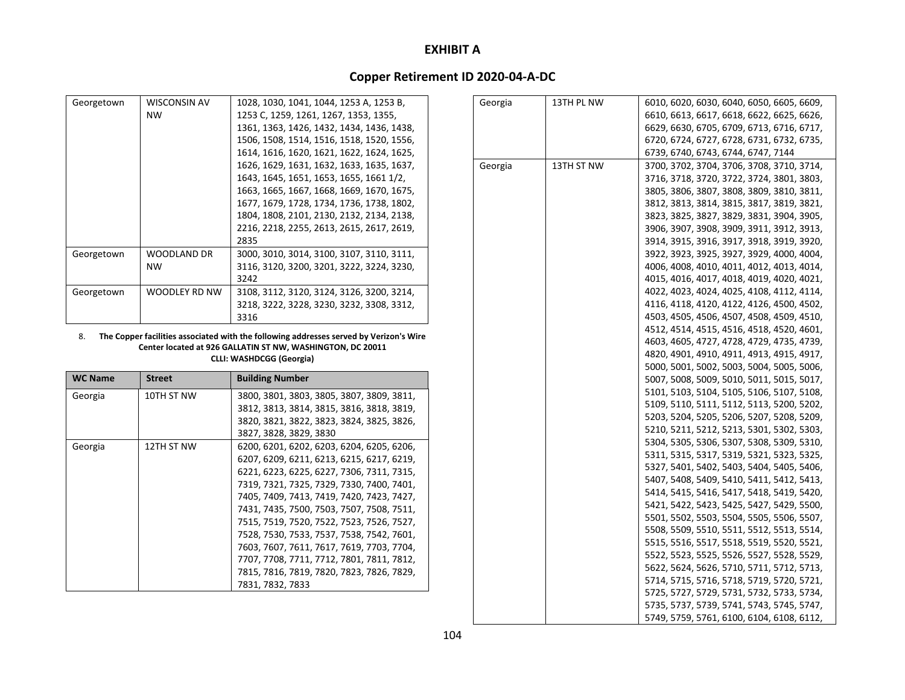# EXHIBIT A

## Copper Retirement ID 2020-04-A-DC

| | | |
|---|---|---|
| Georgetown | WISCONSIN AV NW | 1028, 1030, 1041, 1044, 1253 A, 1253 B, 1253 C, 1259, 1261, 1267, 1353, 1355, 1361, 1363, 1426, 1432, 1434, 1436, 1438, 1506, 1508, 1514, 1516, 1518, 1520, 1556, 1614, 1616, 1620, 1621, 1622, 1624, 1625, 1626, 1629, 1631, 1632, 1633, 1635, 1637, 1643, 1645, 1651, 1653, 1655, 1661 1/2, 1663, 1665, 1667, 1668, 1669, 1670, 1675, 1677, 1679, 1728, 1734, 1736, 1738, 1802, 1804, 1808, 2101, 2130, 2132, 2134, 2138, 2216, 2218, 2255, 2613, 2615, 2617, 2619, 2835 |
| Georgetown | WOODLAND DR NW | 3000, 3010, 3014, 3100, 3107, 3110, 3111, 3116, 3120, 3200, 3201, 3222, 3224, 3230, 3242 |
| Georgetown | WOODLEY RD NW | 3108, 3112, 3120, 3124, 3126, 3200, 3214, 3218, 3222, 3228, 3230, 3232, 3308, 3312, 3316 |

8. **The Copper facilities associated with the following addresses served by Verizon's Wire Center located at 926 GALLATIN ST NW, WASHINGTON, DC 20011**
**CLLI: WASHDCGG (Georgia)**

| WC Name | Street | Building Number |
|---|---|---|
| Georgia | 10TH ST NW | 3800, 3801, 3803, 3805, 3807, 3809, 3811, 3812, 3813, 3814, 3815, 3816, 3818, 3819, 3820, 3821, 3822, 3823, 3824, 3825, 3826, 3827, 3828, 3829, 3830 |
| Georgia | 12TH ST NW | 6200, 6201, 6202, 6203, 6204, 6205, 6206, 6207, 6209, 6211, 6213, 6215, 6217, 6219, 6221, 6223, 6225, 6227, 7306, 7311, 7315, 7319, 7321, 7325, 7329, 7330, 7400, 7401, 7405, 7409, 7413, 7419, 7420, 7423, 7427, 7431, 7435, 7500, 7503, 7507, 7508, 7511, 7515, 7519, 7520, 7522, 7523, 7526, 7527, 7528, 7530, 7533, 7537, 7538, 7542, 7601, 7603, 7607, 7611, 7617, 7619, 7703, 7704, 7707, 7708, 7711, 7712, 7801, 7811, 7812, 7815, 7816, 7819, 7820, 7823, 7826, 7829, 7831, 7832, 7833 |
| Georgia | 13TH PL NW | 6010, 6020, 6030, 6040, 6050, 6605, 6609, 6610, 6613, 6617, 6618, 6622, 6625, 6626, 6629, 6630, 6705, 6709, 6713, 6716, 6717, 6720, 6724, 6727, 6728, 6731, 6732, 6735, 6739, 6740, 6743, 6744, 6747, 7144 |
| Georgia | 13TH ST NW | 3700, 3702, 3704, 3706, 3708, 3710, 3714, 3716, 3718, 3720, 3722, 3724, 3801, 3803, 3805, 3806, 3807, 3808, 3809, 3810, 3811, 3812, 3813, 3814, 3815, 3817, 3819, 3821, 3823, 3825, 3827, 3829, 3831, 3904, 3905, 3906, 3907, 3908, 3909, 3911, 3912, 3913, 3914, 3915, 3916, 3917, 3918, 3919, 3920, 3922, 3923, 3925, 3927, 3929, 4000, 4004, 4006, 4008, 4010, 4011, 4012, 4013, 4014, 4015, 4016, 4017, 4018, 4019, 4020, 4021, 4022, 4023, 4024, 4025, 4108, 4112, 4114, 4116, 4118, 4120, 4122, 4126, 4500, 4502, 4503, 4505, 4506, 4507, 4508, 4509, 4510, 4512, 4514, 4515, 4516, 4518, 4520, 4601, 4603, 4605, 4727, 4728, 4729, 4735, 4739, 4820, 4901, 4910, 4911, 4913, 4915, 4917, 5000, 5001, 5002, 5003, 5004, 5005, 5006, 5007, 5008, 5009, 5010, 5011, 5015, 5017, 5101, 5103, 5104, 5105, 5106, 5107, 5108, 5109, 5110, 5111, 5112, 5113, 5200, 5202, 5203, 5204, 5205, 5206, 5207, 5208, 5209, 5210, 5211, 5212, 5213, 5301, 5302, 5303, 5304, 5305, 5306, 5307, 5308, 5309, 5310, 5311, 5315, 5317, 5319, 5321, 5323, 5325, 5327, 5401, 5402, 5403, 5404, 5405, 5406, 5407, 5408, 5409, 5410, 5411, 5412, 5413, 5414, 5415, 5416, 5417, 5418, 5419, 5420, 5421, 5422, 5423, 5425, 5427, 5429, 5500, 5501, 5502, 5503, 5504, 5505, 5506, 5507, 5508, 5509, 5510, 5511, 5512, 5513, 5514, 5515, 5516, 5517, 5518, 5519, 5520, 5521, 5522, 5523, 5525, 5526, 5527, 5528, 5529, 5622, 5624, 5626, 5710, 5711, 5712, 5713, 5714, 5715, 5716, 5718, 5719, 5720, 5721, 5725, 5727, 5729, 5731, 5732, 5733, 5734, 5735, 5737, 5739, 5741, 5743, 5745, 5747, 5749, 5759, 5761, 6100, 6104, 6108, 6112, |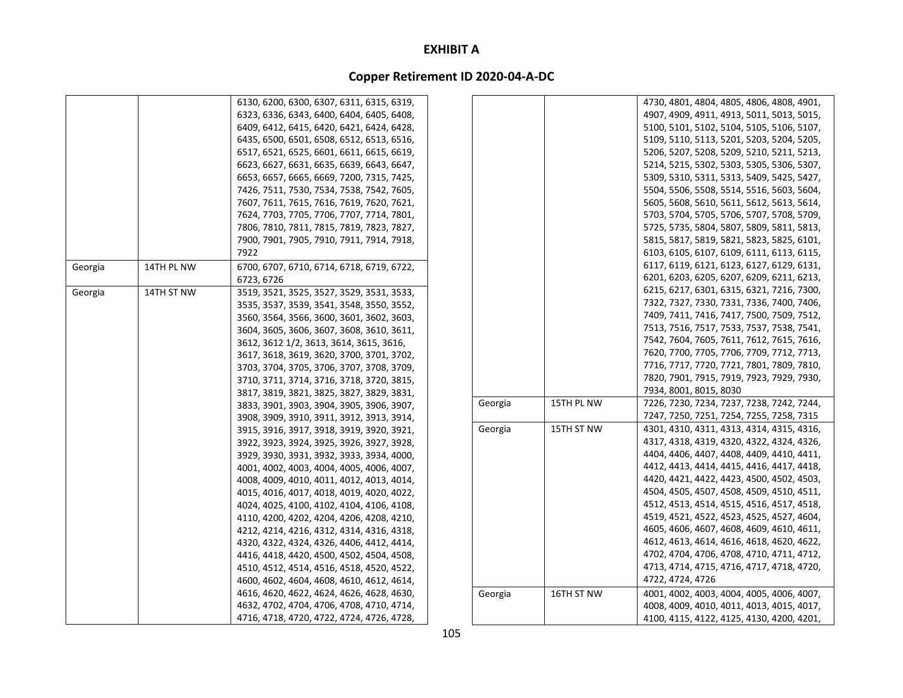# EXHIBIT A

## Copper Retirement ID 2020-04-A-DC

| | | |
|---|---|---|
| | | 6130, 6200, 6300, 6307, 6311, 6315, 6319, 6323, 6336, 6343, 6400, 6404, 6405, 6408, 6409, 6412, 6415, 6420, 6421, 6424, 6428, 6435, 6500, 6501, 6508, 6512, 6513, 6516, 6517, 6521, 6525, 6601, 6611, 6615, 6619, 6623, 6627, 6631, 6635, 6639, 6643, 6647, 6653, 6657, 6665, 6669, 7200, 7315, 7425, 7426, 7511, 7530, 7534, 7538, 7542, 7605, 7607, 7611, 7615, 7616, 7619, 7620, 7621, 7624, 7703, 7705, 7706, 7707, 7714, 7801, 7806, 7810, 7811, 7815, 7819, 7823, 7827, 7900, 7901, 7905, 7910, 7911, 7914, 7918, 7922 |
| Georgia | 14TH PL NW | 6700, 6707, 6710, 6714, 6718, 6719, 6722, 6723, 6726 |
| Georgia | 14TH ST NW | 3519, 3521, 3525, 3527, 3529, 3531, 3533, 3535, 3537, 3539, 3541, 3548, 3550, 3552, 3560, 3564, 3566, 3600, 3601, 3602, 3603, 3604, 3605, 3606, 3607, 3608, 3610, 3611, 3612, 3612 1/2, 3613, 3614, 3615, 3616, 3617, 3618, 3619, 3620, 3700, 3701, 3702, 3703, 3704, 3705, 3706, 3707, 3708, 3709, 3710, 3711, 3714, 3716, 3718, 3720, 3815, 3817, 3819, 3821, 3825, 3827, 3829, 3831, 3833, 3901, 3903, 3904, 3905, 3906, 3907, 3908, 3909, 3910, 3911, 3912, 3913, 3914, 3915, 3916, 3917, 3918, 3919, 3920, 3921, 3922, 3923, 3924, 3925, 3926, 3927, 3928, 3929, 3930, 3931, 3932, 3933, 3934, 4000, 4001, 4002, 4003, 4004, 4005, 4006, 4007, 4008, 4009, 4010, 4011, 4012, 4013, 4014, 4015, 4016, 4017, 4018, 4019, 4020, 4022, 4024, 4025, 4100, 4102, 4104, 4106, 4108, 4110, 4200, 4202, 4204, 4206, 4208, 4210, 4212, 4214, 4216, 4312, 4314, 4316, 4318, 4320, 4322, 4324, 4326, 4406, 4412, 4414, 4416, 4418, 4420, 4500, 4502, 4504, 4508, 4510, 4512, 4514, 4516, 4518, 4520, 4522, 4600, 4602, 4604, 4608, 4610, 4612, 4614, 4616, 4620, 4622, 4624, 4626, 4628, 4630, 4632, 4702, 4704, 4706, 4708, 4710, 4714, 4716, 4718, 4720, 4722, 4724, 4726, 4728, |

| | | |
|---|---|---|
| | | 4730, 4801, 4804, 4805, 4806, 4808, 4901, 4907, 4909, 4911, 4913, 5011, 5013, 5015, 5100, 5101, 5102, 5104, 5105, 5106, 5107, 5109, 5110, 5113, 5201, 5203, 5204, 5205, 5206, 5207, 5208, 5209, 5210, 5211, 5213, 5214, 5215, 5302, 5303, 5305, 5306, 5307, 5309, 5310, 5311, 5313, 5409, 5425, 5427, 5504, 5506, 5508, 5514, 5516, 5603, 5604, 5605, 5608, 5610, 5611, 5612, 5613, 5614, 5703, 5704, 5705, 5706, 5707, 5708, 5709, 5725, 5735, 5804, 5807, 5809, 5811, 5813, 5815, 5817, 5819, 5821, 5823, 5825, 6101, 6103, 6105, 6107, 6109, 6111, 6113, 6115, 6117, 6119, 6121, 6123, 6127, 6129, 6131, 6201, 6203, 6205, 6207, 6209, 6211, 6213, 6215, 6217, 6301, 6315, 6321, 7216, 7300, 7322, 7327, 7330, 7331, 7336, 7400, 7406, 7409, 7411, 7416, 7417, 7500, 7509, 7512, 7513, 7516, 7517, 7533, 7537, 7538, 7541, 7542, 7604, 7605, 7611, 7612, 7615, 7616, 7620, 7700, 7705, 7706, 7709, 7712, 7713, 7716, 7717, 7720, 7721, 7801, 7809, 7810, 7820, 7901, 7915, 7919, 7923, 7929, 7930, 7934, 8001, 8015, 8030 |
| Georgia | 15TH PL NW | 7226, 7230, 7234, 7237, 7238, 7242, 7244, 7247, 7250, 7251, 7254, 7255, 7258, 7315 |
| Georgia | 15TH ST NW | 4301, 4310, 4311, 4313, 4314, 4315, 4316, 4317, 4318, 4319, 4320, 4322, 4324, 4326, 4404, 4406, 4407, 4408, 4409, 4410, 4411, 4412, 4413, 4414, 4415, 4416, 4417, 4418, 4420, 4421, 4422, 4423, 4500, 4502, 4503, 4504, 4505, 4507, 4508, 4509, 4510, 4511, 4512, 4513, 4514, 4515, 4516, 4517, 4518, 4519, 4521, 4522, 4523, 4525, 4527, 4604, 4605, 4606, 4607, 4608, 4609, 4610, 4611, 4612, 4613, 4614, 4616, 4618, 4620, 4622, 4702, 4704, 4706, 4708, 4710, 4711, 4712, 4713, 4714, 4715, 4716, 4717, 4718, 4720, 4722, 4724, 4726 |
| Georgia | 16TH ST NW | 4001, 4002, 4003, 4004, 4005, 4006, 4007, 4008, 4009, 4010, 4011, 4013, 4015, 4017, 4100, 4115, 4122, 4125, 4130, 4200, 4201, |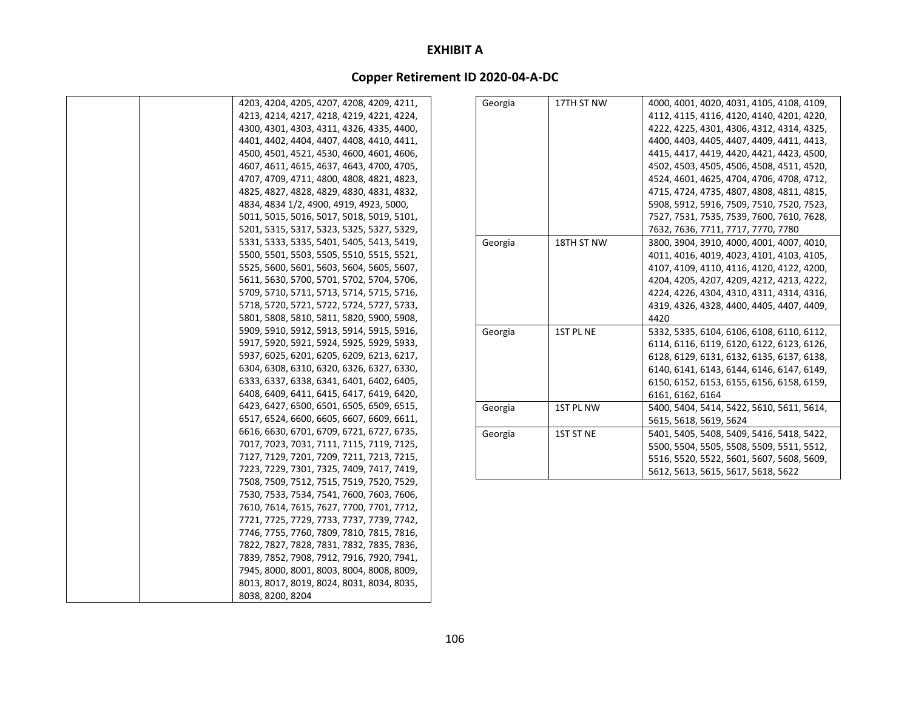# EXHIBIT A

## Copper Retirement ID 2020-04-A-DC

| | | |
|---|---|---|
| | | 4203, 4204, 4205, 4207, 4208, 4209, 4211, 4213, 4214, 4217, 4218, 4219, 4221, 4224, 4300, 4301, 4303, 4311, 4326, 4335, 4400, 4401, 4402, 4404, 4407, 4408, 4410, 4411, 4500, 4501, 4521, 4530, 4600, 4601, 4606, 4607, 4611, 4615, 4637, 4643, 4700, 4705, 4707, 4709, 4711, 4800, 4808, 4821, 4823, 4825, 4827, 4828, 4829, 4830, 4831, 4832, 4834, 4834 1/2, 4900, 4919, 4923, 5000, 5011, 5015, 5016, 5017, 5018, 5019, 5101, 5201, 5315, 5317, 5323, 5325, 5327, 5329, 5331, 5333, 5335, 5401, 5405, 5413, 5419, 5500, 5501, 5503, 5505, 5510, 5515, 5521, 5525, 5600, 5601, 5603, 5604, 5605, 5607, 5611, 5630, 5700, 5701, 5702, 5704, 5706, 5709, 5710, 5711, 5713, 5714, 5715, 5716, 5718, 5720, 5721, 5722, 5724, 5727, 5733, 5801, 5808, 5810, 5811, 5820, 5900, 5908, 5909, 5910, 5912, 5913, 5914, 5915, 5916, 5917, 5920, 5921, 5924, 5925, 5929, 5933, 5937, 6025, 6201, 6205, 6209, 6213, 6217, 6304, 6308, 6310, 6320, 6326, 6327, 6330, 6333, 6337, 6338, 6341, 6401, 6402, 6405, 6408, 6409, 6411, 6415, 6417, 6419, 6420, 6423, 6427, 6500, 6501, 6505, 6509, 6515, 6517, 6524, 6600, 6605, 6607, 6609, 6611, 6616, 6630, 6701, 6709, 6721, 6727, 6735, 7017, 7023, 7031, 7111, 7115, 7119, 7125, 7127, 7129, 7201, 7209, 7211, 7213, 7215, 7223, 7229, 7301, 7325, 7409, 7417, 7419, 7508, 7509, 7512, 7515, 7519, 7520, 7529, 7530, 7533, 7534, 7541, 7600, 7603, 7606, 7610, 7614, 7615, 7627, 7700, 7701, 7712, 7721, 7725, 7729, 7733, 7737, 7739, 7742, 7746, 7755, 7760, 7809, 7810, 7815, 7816, 7822, 7827, 7828, 7831, 7832, 7835, 7836, 7839, 7852, 7908, 7912, 7916, 7920, 7941, 7945, 8000, 8001, 8003, 8004, 8008, 8009, 8013, 8017, 8019, 8024, 8031, 8034, 8035, 8038, 8200, 8204 |
| Georgia | 17TH ST NW | 4000, 4001, 4020, 4031, 4105, 4108, 4109, 4112, 4115, 4116, 4120, 4140, 4201, 4220, 4222, 4225, 4301, 4306, 4312, 4314, 4325, 4400, 4403, 4405, 4407, 4409, 4411, 4413, 4415, 4417, 4419, 4420, 4421, 4423, 4500, 4502, 4503, 4505, 4506, 4508, 4511, 4520, 4524, 4601, 4625, 4704, 4706, 4708, 4712, 4715, 4724, 4735, 4807, 4808, 4811, 4815, 5908, 5912, 5916, 7509, 7510, 7520, 7523, 7527, 7531, 7535, 7539, 7600, 7610, 7628, 7632, 7636, 7711, 7717, 7770, 7780 |
| Georgia | 18TH ST NW | 3800, 3904, 3910, 4000, 4001, 4007, 4010, 4011, 4016, 4019, 4023, 4101, 4103, 4105, 4107, 4109, 4110, 4116, 4120, 4122, 4200, 4204, 4205, 4207, 4209, 4212, 4213, 4222, 4224, 4226, 4304, 4310, 4311, 4314, 4316, 4319, 4326, 4328, 4400, 4405, 4407, 4409, 4420 |
| Georgia | 1ST PL NE | 5332, 5335, 6104, 6106, 6108, 6110, 6112, 6114, 6116, 6119, 6120, 6122, 6123, 6126, 6128, 6129, 6131, 6132, 6135, 6137, 6138, 6140, 6141, 6143, 6144, 6146, 6147, 6149, 6150, 6152, 6153, 6155, 6156, 6158, 6159, 6161, 6162, 6164 |
| Georgia | 1ST PL NW | 5400, 5404, 5414, 5422, 5610, 5611, 5614, 5615, 5618, 5619, 5624 |
| Georgia | 1ST ST NE | 5401, 5405, 5408, 5409, 5416, 5418, 5422, 5500, 5504, 5505, 5508, 5509, 5511, 5512, 5516, 5520, 5522, 5601, 5607, 5608, 5609, 5612, 5613, 5615, 5617, 5618, 5622 |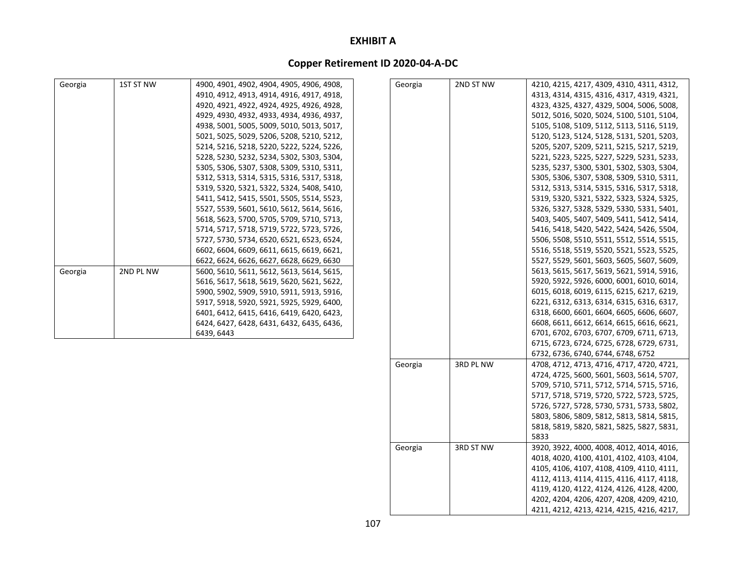**EXHIBIT A**

**Copper Retirement ID 2020-04-A-DC**

| | | |
|---|---|---|
| Georgia | 1ST ST NW | 4900, 4901, 4902, 4904, 4905, 4906, 4908, 4910, 4912, 4913, 4914, 4916, 4917, 4918, 4920, 4921, 4922, 4924, 4925, 4926, 4928, 4929, 4930, 4932, 4933, 4934, 4936, 4937, 4938, 5001, 5005, 5009, 5010, 5013, 5017, 5021, 5025, 5029, 5206, 5208, 5210, 5212, 5214, 5216, 5218, 5220, 5222, 5224, 5226, 5228, 5230, 5232, 5234, 5302, 5303, 5304, 5305, 5306, 5307, 5308, 5309, 5310, 5311, 5312, 5313, 5314, 5315, 5316, 5317, 5318, 5319, 5320, 5321, 5322, 5324, 5408, 5410, 5411, 5412, 5415, 5501, 5505, 5514, 5523, 5527, 5539, 5601, 5610, 5612, 5614, 5616, 5618, 5623, 5700, 5705, 5709, 5710, 5713, 5714, 5717, 5718, 5719, 5722, 5723, 5726, 5727, 5730, 5734, 6520, 6521, 6523, 6524, 6602, 6604, 6609, 6611, 6615, 6619, 6621, 6622, 6624, 6626, 6627, 6628, 6629, 6630 |
| Georgia | 2ND PL NW | 5600, 5610, 5611, 5612, 5613, 5614, 5615, 5616, 5617, 5618, 5619, 5620, 5621, 5622, 5900, 5902, 5909, 5910, 5911, 5913, 5916, 5917, 5918, 5920, 5921, 5925, 5929, 6400, 6401, 6412, 6415, 6416, 6419, 6420, 6423, 6424, 6427, 6428, 6431, 6432, 6435, 6436, 6439, 6443 |
| Georgia | 2ND ST NW | 4210, 4215, 4217, 4309, 4310, 4311, 4312, 4313, 4314, 4315, 4316, 4317, 4319, 4321, 4323, 4325, 4327, 4329, 5004, 5006, 5008, 5012, 5016, 5020, 5024, 5100, 5101, 5104, 5105, 5108, 5109, 5112, 5113, 5116, 5119, 5120, 5123, 5124, 5128, 5131, 5201, 5203, 5205, 5207, 5209, 5211, 5215, 5217, 5219, 5221, 5223, 5225, 5227, 5229, 5231, 5233, 5235, 5237, 5300, 5301, 5302, 5303, 5304, 5305, 5306, 5307, 5308, 5309, 5310, 5311, 5312, 5313, 5314, 5315, 5316, 5317, 5318, 5319, 5320, 5321, 5322, 5323, 5324, 5325, 5326, 5327, 5328, 5329, 5330, 5331, 5401, 5403, 5405, 5407, 5409, 5411, 5412, 5414, 5416, 5418, 5420, 5422, 5424, 5426, 5504, 5506, 5508, 5510, 5511, 5512, 5514, 5515, 5516, 5518, 5519, 5520, 5521, 5523, 5525, 5527, 5529, 5601, 5603, 5605, 5607, 5609, 5613, 5615, 5617, 5619, 5621, 5914, 5916, 5920, 5922, 5926, 6000, 6001, 6010, 6014, 6015, 6018, 6019, 6115, 6215, 6217, 6219, 6221, 6312, 6313, 6314, 6315, 6316, 6317, 6318, 6600, 6601, 6604, 6605, 6606, 6607, 6608, 6611, 6612, 6614, 6615, 6616, 6621, 6701, 6702, 6703, 6707, 6709, 6711, 6713, 6715, 6723, 6724, 6725, 6728, 6729, 6731, 6732, 6736, 6740, 6744, 6748, 6752 |
| Georgia | 3RD PL NW | 4708, 4712, 4713, 4716, 4717, 4720, 4721, 4724, 4725, 5600, 5601, 5603, 5614, 5707, 5709, 5710, 5711, 5712, 5714, 5715, 5716, 5717, 5718, 5719, 5720, 5722, 5723, 5725, 5726, 5727, 5728, 5730, 5731, 5733, 5802, 5803, 5806, 5809, 5812, 5813, 5814, 5815, 5818, 5819, 5820, 5821, 5825, 5827, 5831, 5833 |
| Georgia | 3RD ST NW | 3920, 3922, 4000, 4008, 4012, 4014, 4016, 4018, 4020, 4100, 4101, 4102, 4103, 4104, 4105, 4106, 4107, 4108, 4109, 4110, 4111, 4112, 4113, 4114, 4115, 4116, 4117, 4118, 4119, 4120, 4122, 4124, 4126, 4128, 4200, 4202, 4204, 4206, 4207, 4208, 4209, 4210, 4211, 4212, 4213, 4214, 4215, 4216, 4217, |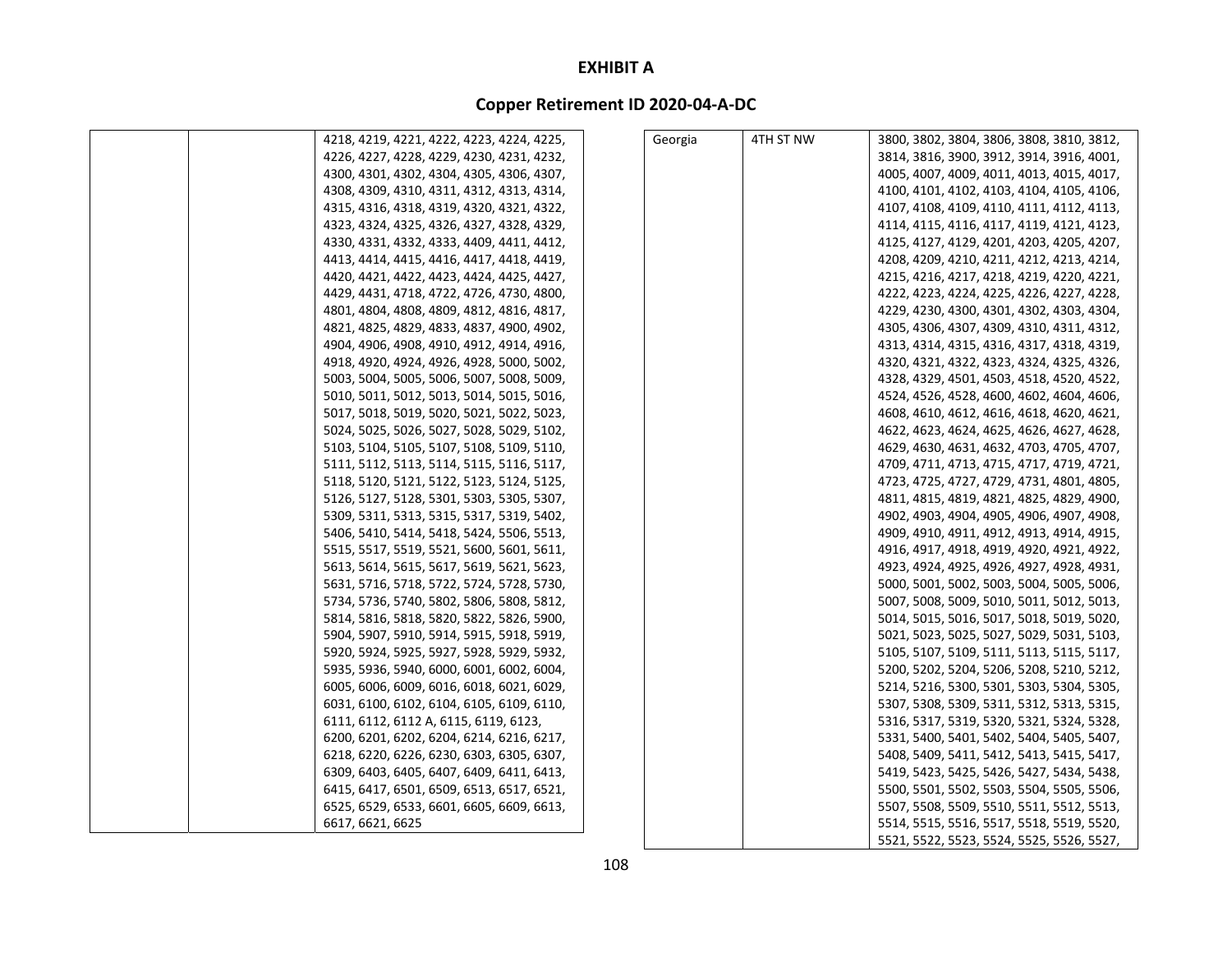# EXHIBIT A

## Copper Retirement ID 2020-04-A-DC

| | | |
|---|---|---|
| | | 4218, 4219, 4221, 4222, 4223, 4224, 4225, 4226, 4227, 4228, 4229, 4230, 4231, 4232, 4300, 4301, 4302, 4304, 4305, 4306, 4307, 4308, 4309, 4310, 4311, 4312, 4313, 4314, 4315, 4316, 4318, 4319, 4320, 4321, 4322, 4323, 4324, 4325, 4326, 4327, 4328, 4329, 4330, 4331, 4332, 4333, 4409, 4411, 4412, 4413, 4414, 4415, 4416, 4417, 4418, 4419, 4420, 4421, 4422, 4423, 4424, 4425, 4427, 4429, 4431, 4718, 4722, 4726, 4730, 4800, 4801, 4804, 4808, 4809, 4812, 4816, 4817, 4821, 4825, 4829, 4833, 4837, 4900, 4902, 4904, 4906, 4908, 4910, 4912, 4914, 4916, 4918, 4920, 4924, 4926, 4928, 5000, 5002, 5003, 5004, 5005, 5006, 5007, 5008, 5009, 5010, 5011, 5012, 5013, 5014, 5015, 5016, 5017, 5018, 5019, 5020, 5021, 5022, 5023, 5024, 5025, 5026, 5027, 5028, 5029, 5102, 5103, 5104, 5105, 5107, 5108, 5109, 5110, 5111, 5112, 5113, 5114, 5115, 5116, 5117, 5118, 5120, 5121, 5122, 5123, 5124, 5125, 5126, 5127, 5128, 5301, 5303, 5305, 5307, 5309, 5311, 5313, 5315, 5317, 5319, 5402, 5406, 5410, 5414, 5418, 5424, 5506, 5513, 5515, 5517, 5519, 5521, 5600, 5601, 5611, 5613, 5614, 5615, 5617, 5619, 5621, 5623, 5631, 5716, 5718, 5722, 5724, 5728, 5730, 5734, 5736, 5740, 5802, 5806, 5808, 5812, 5814, 5816, 5818, 5820, 5822, 5826, 5900, 5904, 5907, 5910, 5914, 5915, 5918, 5919, 5920, 5924, 5925, 5927, 5928, 5929, 5932, 5935, 5936, 5940, 6000, 6001, 6002, 6004, 6005, 6006, 6009, 6016, 6018, 6021, 6029, 6031, 6100, 6102, 6104, 6105, 6109, 6110, 6111, 6112, 6112 A, 6115, 6119, 6123, 6200, 6201, 6202, 6204, 6214, 6216, 6217, 6218, 6220, 6226, 6230, 6303, 6305, 6307, 6309, 6403, 6405, 6407, 6409, 6411, 6413, 6415, 6417, 6501, 6509, 6513, 6517, 6521, 6525, 6529, 6533, 6601, 6605, 6609, 6613, 6617, 6621, 6625 |
| Georgia | 4TH ST NW | 3800, 3802, 3804, 3806, 3808, 3810, 3812, 3814, 3816, 3900, 3912, 3914, 3916, 4001, 4005, 4007, 4009, 4011, 4013, 4015, 4017, 4100, 4101, 4102, 4103, 4104, 4105, 4106, 4107, 4108, 4109, 4110, 4111, 4112, 4113, 4114, 4115, 4116, 4117, 4119, 4121, 4123, 4125, 4127, 4129, 4201, 4203, 4205, 4207, 4208, 4209, 4210, 4211, 4212, 4213, 4214, 4215, 4216, 4217, 4218, 4219, 4220, 4221, 4222, 4223, 4224, 4225, 4226, 4227, 4228, 4229, 4230, 4300, 4301, 4302, 4303, 4304, 4305, 4306, 4307, 4309, 4310, 4311, 4312, 4313, 4314, 4315, 4316, 4317, 4318, 4319, 4320, 4321, 4322, 4323, 4324, 4325, 4326, 4328, 4329, 4501, 4503, 4518, 4520, 4522, 4524, 4526, 4528, 4600, 4602, 4604, 4606, 4608, 4610, 4612, 4616, 4618, 4620, 4621, 4622, 4623, 4624, 4625, 4626, 4627, 4628, 4629, 4630, 4631, 4632, 4703, 4705, 4707, 4709, 4711, 4713, 4715, 4717, 4719, 4721, 4723, 4725, 4727, 4729, 4731, 4801, 4805, 4811, 4815, 4819, 4821, 4825, 4829, 4900, 4902, 4903, 4904, 4905, 4906, 4907, 4908, 4909, 4910, 4911, 4912, 4913, 4914, 4915, 4916, 4917, 4918, 4919, 4920, 4921, 4922, 4923, 4924, 4925, 4926, 4927, 4928, 4931, 5000, 5001, 5002, 5003, 5004, 5005, 5006, 5007, 5008, 5009, 5010, 5011, 5012, 5013, 5014, 5015, 5016, 5017, 5018, 5019, 5020, 5021, 5023, 5025, 5027, 5029, 5031, 5103, 5105, 5107, 5109, 5111, 5113, 5115, 5117, 5200, 5202, 5204, 5206, 5208, 5210, 5212, 5214, 5216, 5300, 5301, 5303, 5304, 5305, 5307, 5308, 5309, 5311, 5312, 5313, 5315, 5316, 5317, 5319, 5320, 5321, 5324, 5328, 5331, 5400, 5401, 5402, 5404, 5405, 5407, 5408, 5409, 5411, 5412, 5413, 5415, 5417, 5419, 5423, 5425, 5426, 5427, 5434, 5438, 5500, 5501, 5502, 5503, 5504, 5505, 5506, 5507, 5508, 5509, 5510, 5511, 5512, 5513, 5514, 5515, 5516, 5517, 5518, 5519, 5520, 5521, 5522, 5523, 5524, 5525, 5526, 5527, |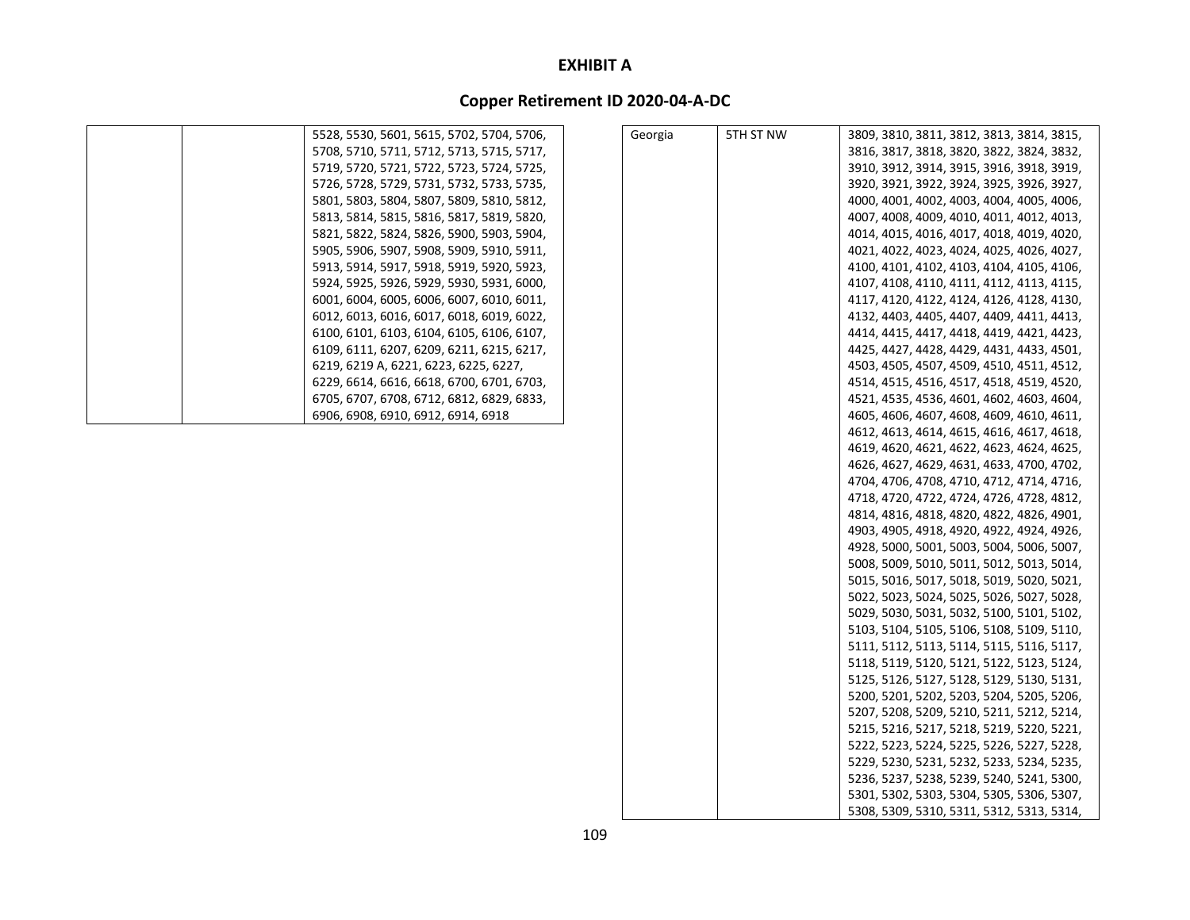# EXHIBIT A

## Copper Retirement ID 2020-04-A-DC

| | | |
|---|---|---|
| | | 5528, 5530, 5601, 5615, 5702, 5704, 5706, 5708, 5710, 5711, 5712, 5713, 5715, 5717, 5719, 5720, 5721, 5722, 5723, 5724, 5725, 5726, 5728, 5729, 5731, 5732, 5733, 5735, 5801, 5803, 5804, 5807, 5809, 5810, 5812, 5813, 5814, 5815, 5816, 5817, 5819, 5820, 5821, 5822, 5824, 5826, 5900, 5903, 5904, 5905, 5906, 5907, 5908, 5909, 5910, 5911, 5913, 5914, 5917, 5918, 5919, 5920, 5923, 5924, 5925, 5926, 5929, 5930, 5931, 6000, 6001, 6004, 6005, 6006, 6007, 6010, 6011, 6012, 6013, 6016, 6017, 6018, 6019, 6022, 6100, 6101, 6103, 6104, 6105, 6106, 6107, 6109, 6111, 6207, 6209, 6211, 6215, 6217, 6219, 6219 A, 6221, 6223, 6225, 6227, 6229, 6614, 6616, 6618, 6700, 6701, 6703, 6705, 6707, 6708, 6712, 6812, 6829, 6833, 6906, 6908, 6910, 6912, 6914, 6918 |

| | | |
|---|---|---|
| Georgia | 5TH ST NW | 3809, 3810, 3811, 3812, 3813, 3814, 3815, 3816, 3817, 3818, 3820, 3822, 3824, 3832, 3910, 3912, 3914, 3915, 3916, 3918, 3919, 3920, 3921, 3922, 3924, 3925, 3926, 3927, 4000, 4001, 4002, 4003, 4004, 4005, 4006, 4007, 4008, 4009, 4010, 4011, 4012, 4013, 4014, 4015, 4016, 4017, 4018, 4019, 4020, 4021, 4022, 4023, 4024, 4025, 4026, 4027, 4100, 4101, 4102, 4103, 4104, 4105, 4106, 4107, 4108, 4110, 4111, 4112, 4113, 4115, 4117, 4120, 4122, 4124, 4126, 4128, 4130, 4132, 4403, 4405, 4407, 4409, 4411, 4413, 4414, 4415, 4417, 4418, 4419, 4421, 4423, 4425, 4427, 4428, 4429, 4431, 4433, 4501, 4503, 4505, 4507, 4509, 4510, 4511, 4512, 4514, 4515, 4516, 4517, 4518, 4519, 4520, 4521, 4535, 4536, 4601, 4602, 4603, 4604, 4605, 4606, 4607, 4608, 4609, 4610, 4611, 4612, 4613, 4614, 4615, 4616, 4617, 4618, 4619, 4620, 4621, 4622, 4623, 4624, 4625, 4626, 4627, 4629, 4631, 4633, 4700, 4702, 4704, 4706, 4708, 4710, 4712, 4714, 4716, 4718, 4720, 4722, 4724, 4726, 4728, 4812, 4814, 4816, 4818, 4820, 4822, 4826, 4901, 4903, 4905, 4918, 4920, 4922, 4924, 4926, 4928, 5000, 5001, 5003, 5004, 5006, 5007, 5008, 5009, 5010, 5011, 5012, 5013, 5014, 5015, 5016, 5017, 5018, 5019, 5020, 5021, 5022, 5023, 5024, 5025, 5026, 5027, 5028, 5029, 5030, 5031, 5032, 5100, 5101, 5102, 5103, 5104, 5105, 5106, 5108, 5109, 5110, 5111, 5112, 5113, 5114, 5115, 5116, 5117, 5118, 5119, 5120, 5121, 5122, 5123, 5124, 5125, 5126, 5127, 5128, 5129, 5130, 5131, 5200, 5201, 5202, 5203, 5204, 5205, 5206, 5207, 5208, 5209, 5210, 5211, 5212, 5214, 5215, 5216, 5217, 5218, 5219, 5220, 5221, 5222, 5223, 5224, 5225, 5226, 5227, 5228, 5229, 5230, 5231, 5232, 5233, 5234, 5235, 5236, 5237, 5238, 5239, 5240, 5241, 5300, 5301, 5302, 5303, 5304, 5305, 5306, 5307, 5308, 5309, 5310, 5311, 5312, 5313, 5314, |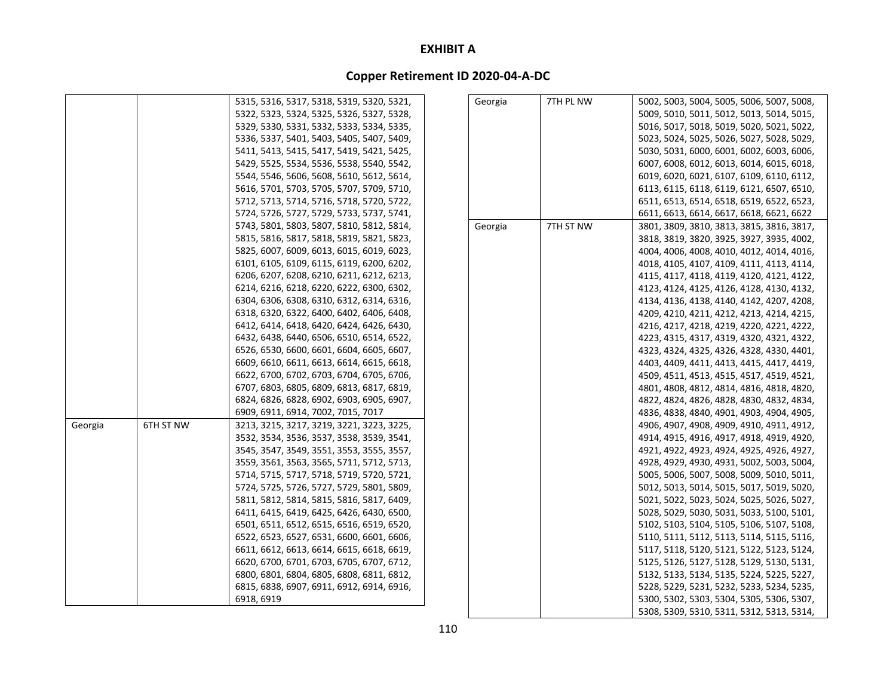# EXHIBIT A

## Copper Retirement ID 2020-04-A-DC

| | | |
|---|---|---|
| | | 5315, 5316, 5317, 5318, 5319, 5320, 5321, 5322, 5323, 5324, 5325, 5326, 5327, 5328, 5329, 5330, 5331, 5332, 5333, 5334, 5335, 5336, 5337, 5401, 5403, 5405, 5407, 5409, 5411, 5413, 5415, 5417, 5419, 5421, 5425, 5429, 5525, 5534, 5536, 5538, 5540, 5542, 5544, 5546, 5606, 5608, 5610, 5612, 5614, 5616, 5701, 5703, 5705, 5707, 5709, 5710, 5712, 5713, 5714, 5716, 5718, 5720, 5722, 5724, 5726, 5727, 5729, 5733, 5737, 5741, 5743, 5801, 5803, 5807, 5810, 5812, 5814, 5815, 5816, 5817, 5818, 5819, 5821, 5823, 5825, 6007, 6009, 6013, 6015, 6019, 6023, 6101, 6105, 6109, 6115, 6119, 6200, 6202, 6206, 6207, 6208, 6210, 6211, 6212, 6213, 6214, 6216, 6218, 6220, 6222, 6300, 6302, 6304, 6306, 6308, 6310, 6312, 6314, 6316, 6318, 6320, 6322, 6400, 6402, 6406, 6408, 6412, 6414, 6418, 6420, 6424, 6426, 6430, 6432, 6438, 6440, 6506, 6510, 6514, 6522, 6526, 6530, 6600, 6601, 6604, 6605, 6607, 6609, 6610, 6611, 6613, 6614, 6615, 6618, 6622, 6700, 6702, 6703, 6704, 6705, 6706, 6707, 6803, 6805, 6809, 6813, 6817, 6819, 6824, 6826, 6828, 6902, 6903, 6905, 6907, 6909, 6911, 6914, 7002, 7015, 7017 |
| Georgia | 6TH ST NW | 3213, 3215, 3217, 3219, 3221, 3223, 3225, 3532, 3534, 3536, 3537, 3538, 3539, 3541, 3545, 3547, 3549, 3551, 3553, 3555, 3557, 3559, 3561, 3563, 3565, 5711, 5712, 5713, 5714, 5715, 5717, 5718, 5719, 5720, 5721, 5724, 5725, 5726, 5727, 5729, 5801, 5809, 5811, 5812, 5814, 5815, 5816, 5817, 6409, 6411, 6415, 6419, 6425, 6426, 6430, 6500, 6501, 6511, 6512, 6515, 6516, 6519, 6520, 6522, 6523, 6527, 6531, 6600, 6601, 6606, 6611, 6612, 6613, 6614, 6615, 6618, 6619, 6620, 6700, 6701, 6703, 6705, 6707, 6712, 6800, 6801, 6804, 6805, 6808, 6811, 6812, 6815, 6838, 6907, 6911, 6912, 6914, 6916, 6918, 6919 |
| Georgia | 7TH PL NW | 5002, 5003, 5004, 5005, 5006, 5007, 5008, 5009, 5010, 5011, 5012, 5013, 5014, 5015, 5016, 5017, 5018, 5019, 5020, 5021, 5022, 5023, 5024, 5025, 5026, 5027, 5028, 5029, 5030, 5031, 6000, 6001, 6002, 6003, 6006, 6007, 6008, 6012, 6013, 6014, 6015, 6018, 6019, 6020, 6021, 6107, 6109, 6110, 6112, 6113, 6115, 6118, 6119, 6121, 6507, 6510, 6511, 6513, 6514, 6518, 6519, 6522, 6523, 6611, 6613, 6614, 6617, 6618, 6621, 6622 |
| Georgia | 7TH ST NW | 3801, 3809, 3810, 3813, 3815, 3816, 3817, 3818, 3819, 3820, 3925, 3927, 3935, 4002, 4004, 4006, 4008, 4010, 4012, 4014, 4016, 4018, 4105, 4107, 4109, 4111, 4113, 4114, 4115, 4117, 4118, 4119, 4120, 4121, 4122, 4123, 4124, 4125, 4126, 4128, 4130, 4132, 4134, 4136, 4138, 4140, 4142, 4207, 4208, 4209, 4210, 4211, 4212, 4213, 4214, 4215, 4216, 4217, 4218, 4219, 4220, 4221, 4222, 4223, 4315, 4317, 4319, 4320, 4321, 4322, 4323, 4324, 4325, 4326, 4328, 4330, 4401, 4403, 4409, 4411, 4413, 4415, 4417, 4419, 4509, 4511, 4513, 4515, 4517, 4519, 4521, 4801, 4808, 4812, 4814, 4816, 4818, 4820, 4822, 4824, 4826, 4828, 4830, 4832, 4834, 4836, 4838, 4840, 4901, 4903, 4904, 4905, 4906, 4907, 4908, 4909, 4910, 4911, 4912, 4914, 4915, 4916, 4917, 4918, 4919, 4920, 4921, 4922, 4923, 4924, 4925, 4926, 4927, 4928, 4929, 4930, 4931, 5002, 5003, 5004, 5005, 5006, 5007, 5008, 5009, 5010, 5011, 5012, 5013, 5014, 5015, 5017, 5019, 5020, 5021, 5022, 5023, 5024, 5025, 5026, 5027, 5028, 5029, 5030, 5031, 5033, 5100, 5101, 5102, 5103, 5104, 5105, 5106, 5107, 5108, 5110, 5111, 5112, 5113, 5114, 5115, 5116, 5117, 5118, 5120, 5121, 5122, 5123, 5124, 5125, 5126, 5127, 5128, 5129, 5130, 5131, 5132, 5133, 5134, 5135, 5224, 5225, 5227, 5228, 5229, 5231, 5232, 5233, 5234, 5235, 5300, 5302, 5303, 5304, 5305, 5306, 5307, 5308, 5309, 5310, 5311, 5312, 5313, 5314, |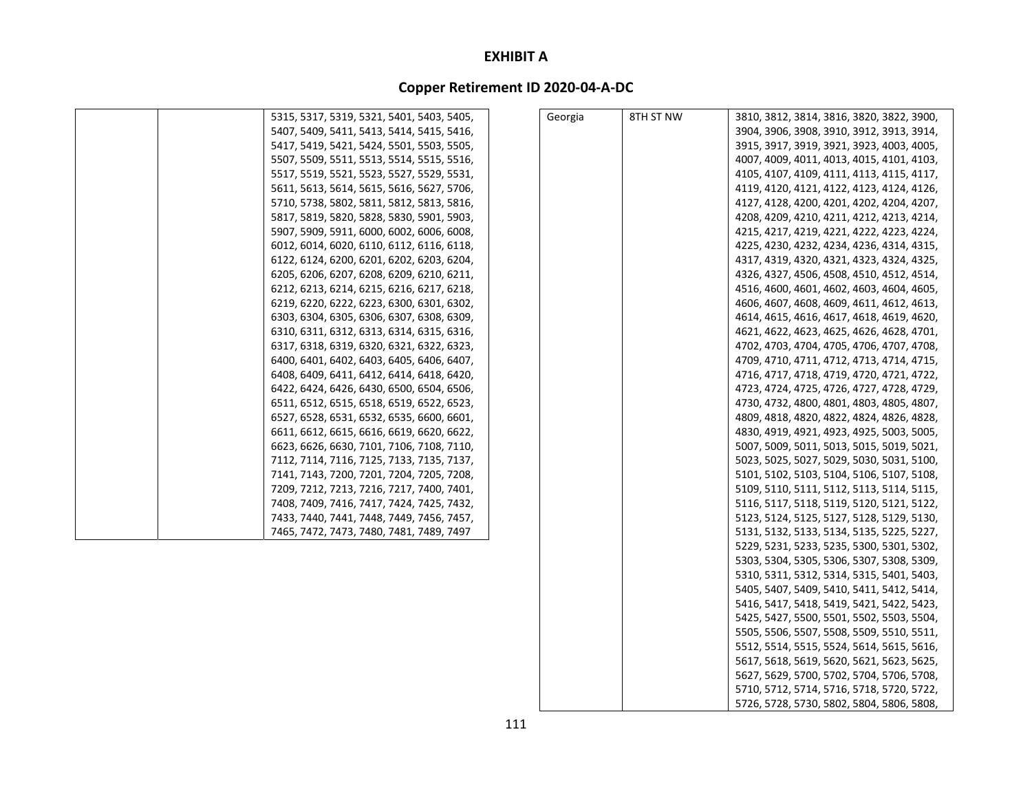# EXHIBIT A

## Copper Retirement ID 2020-04-A-DC

| | | |
|---|---|---|
| | | 5315, 5317, 5319, 5321, 5401, 5403, 5405, 5407, 5409, 5411, 5413, 5414, 5415, 5416, 5417, 5419, 5421, 5424, 5501, 5503, 5505, 5507, 5509, 5511, 5513, 5514, 5515, 5516, 5517, 5519, 5521, 5523, 5527, 5529, 5531, 5611, 5613, 5614, 5615, 5616, 5627, 5706, 5710, 5738, 5802, 5811, 5812, 5813, 5816, 5817, 5819, 5820, 5828, 5830, 5901, 5903, 5907, 5909, 5911, 6000, 6002, 6006, 6008, 6012, 6014, 6020, 6110, 6112, 6116, 6118, 6122, 6124, 6200, 6201, 6202, 6203, 6204, 6205, 6206, 6207, 6208, 6209, 6210, 6211, 6212, 6213, 6214, 6215, 6216, 6217, 6218, 6219, 6220, 6222, 6223, 6300, 6301, 6302, 6303, 6304, 6305, 6306, 6307, 6308, 6309, 6310, 6311, 6312, 6313, 6314, 6315, 6316, 6317, 6318, 6319, 6320, 6321, 6322, 6323, 6400, 6401, 6402, 6403, 6405, 6406, 6407, 6408, 6409, 6411, 6412, 6414, 6418, 6420, 6422, 6424, 6426, 6430, 6500, 6504, 6506, 6511, 6512, 6515, 6518, 6519, 6522, 6523, 6527, 6528, 6531, 6532, 6535, 6600, 6601, 6611, 6612, 6615, 6616, 6619, 6620, 6622, 6623, 6626, 6630, 7101, 7106, 7108, 7110, 7112, 7114, 7116, 7125, 7133, 7135, 7137, 7141, 7143, 7200, 7201, 7204, 7205, 7208, 7209, 7212, 7213, 7216, 7217, 7400, 7401, 7408, 7409, 7416, 7417, 7424, 7425, 7432, 7433, 7440, 7441, 7448, 7449, 7456, 7457, 7465, 7472, 7473, 7480, 7481, 7489, 7497 |
| Georgia | 8TH ST NW | 3810, 3812, 3814, 3816, 3820, 3822, 3900, 3904, 3906, 3908, 3910, 3912, 3913, 3914, 3915, 3917, 3919, 3921, 3923, 4003, 4005, 4007, 4009, 4011, 4013, 4015, 4101, 4103, 4105, 4107, 4109, 4111, 4113, 4115, 4117, 4119, 4120, 4121, 4122, 4123, 4124, 4126, 4127, 4128, 4200, 4201, 4202, 4204, 4207, 4208, 4209, 4210, 4211, 4212, 4213, 4214, 4215, 4217, 4219, 4221, 4222, 4223, 4224, 4225, 4230, 4232, 4234, 4236, 4314, 4315, 4317, 4319, 4320, 4321, 4323, 4324, 4325, 4326, 4327, 4506, 4508, 4510, 4512, 4514, 4516, 4600, 4601, 4602, 4603, 4604, 4605, 4606, 4607, 4608, 4609, 4611, 4612, 4613, 4614, 4615, 4616, 4617, 4618, 4619, 4620, 4621, 4622, 4623, 4625, 4626, 4628, 4701, 4702, 4703, 4704, 4705, 4706, 4707, 4708, 4709, 4710, 4711, 4712, 4713, 4714, 4715, 4716, 4717, 4718, 4719, 4720, 4721, 4722, 4723, 4724, 4725, 4726, 4727, 4728, 4729, 4730, 4732, 4800, 4801, 4803, 4805, 4807, 4809, 4818, 4820, 4822, 4824, 4826, 4828, 4830, 4919, 4921, 4923, 4925, 5003, 5005, 5007, 5009, 5011, 5013, 5015, 5019, 5021, 5023, 5025, 5027, 5029, 5030, 5031, 5100, 5101, 5102, 5103, 5104, 5106, 5107, 5108, 5109, 5110, 5111, 5112, 5113, 5114, 5115, 5116, 5117, 5118, 5119, 5120, 5121, 5122, 5123, 5124, 5125, 5127, 5128, 5129, 5130, 5131, 5132, 5133, 5134, 5135, 5225, 5227, 5229, 5231, 5233, 5235, 5300, 5301, 5302, 5303, 5304, 5305, 5306, 5307, 5308, 5309, 5310, 5311, 5312, 5314, 5315, 5401, 5403, 5405, 5407, 5409, 5410, 5411, 5412, 5414, 5416, 5417, 5418, 5419, 5421, 5422, 5423, 5425, 5427, 5500, 5501, 5502, 5503, 5504, 5505, 5506, 5507, 5508, 5509, 5510, 5511, 5512, 5514, 5515, 5524, 5614, 5615, 5616, 5617, 5618, 5619, 5620, 5621, 5623, 5625, 5627, 5629, 5700, 5702, 5704, 5706, 5708, 5710, 5712, 5714, 5716, 5718, 5720, 5722, 5726, 5728, 5730, 5802, 5804, 5806, 5808, |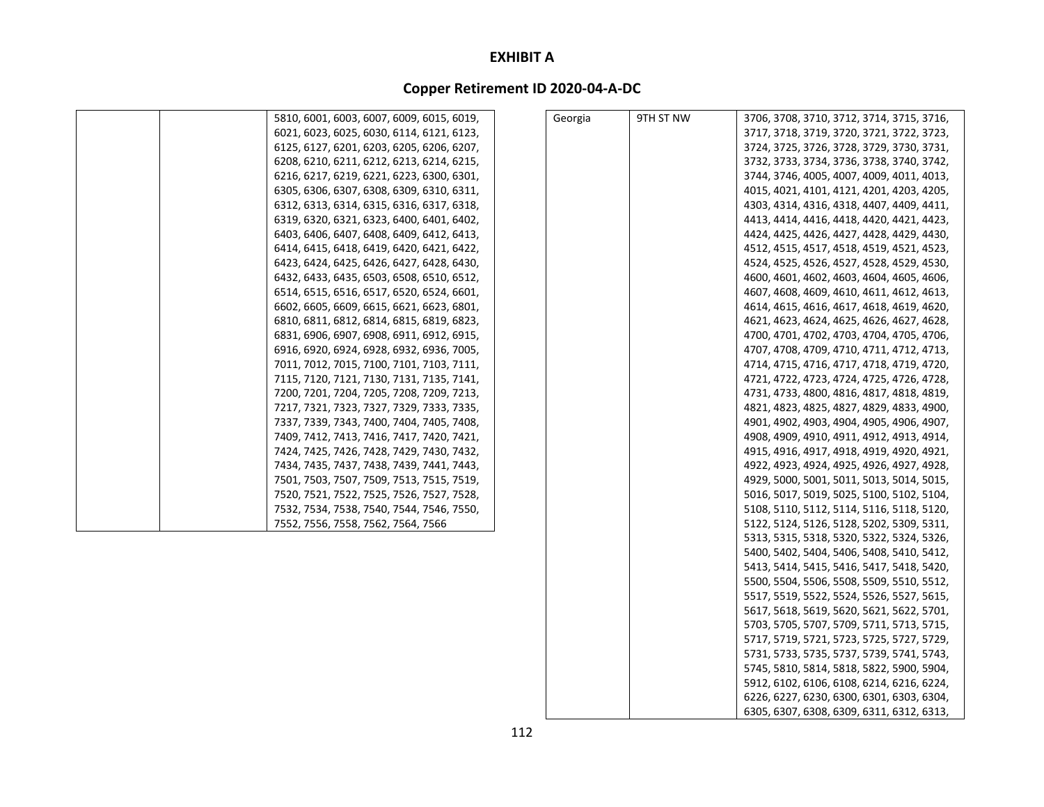# EXHIBIT A

## Copper Retirement ID 2020-04-A-DC

| | | |
|---|---|---|
| | | 5810, 6001, 6003, 6007, 6009, 6015, 6019, 6021, 6023, 6025, 6030, 6114, 6121, 6123, 6125, 6127, 6201, 6203, 6205, 6206, 6207, 6208, 6210, 6211, 6212, 6213, 6214, 6215, 6216, 6217, 6219, 6221, 6223, 6300, 6301, 6305, 6306, 6307, 6308, 6309, 6310, 6311, 6312, 6313, 6314, 6315, 6316, 6317, 6318, 6319, 6320, 6321, 6323, 6400, 6401, 6402, 6403, 6406, 6407, 6408, 6409, 6412, 6413, 6414, 6415, 6418, 6419, 6420, 6421, 6422, 6423, 6424, 6425, 6426, 6427, 6428, 6430, 6432, 6433, 6435, 6503, 6508, 6510, 6512, 6514, 6515, 6516, 6517, 6520, 6524, 6601, 6602, 6605, 6609, 6615, 6621, 6623, 6801, 6810, 6811, 6812, 6814, 6815, 6819, 6823, 6831, 6906, 6907, 6908, 6911, 6912, 6915, 6916, 6920, 6924, 6928, 6932, 6936, 7005, 7011, 7012, 7015, 7100, 7101, 7103, 7111, 7115, 7120, 7121, 7130, 7131, 7135, 7141, 7200, 7201, 7204, 7205, 7208, 7209, 7213, 7217, 7321, 7323, 7327, 7329, 7333, 7335, 7337, 7339, 7343, 7400, 7404, 7405, 7408, 7409, 7412, 7413, 7416, 7417, 7420, 7421, 7424, 7425, 7426, 7428, 7429, 7430, 7432, 7434, 7435, 7437, 7438, 7439, 7441, 7443, 7501, 7503, 7507, 7509, 7513, 7515, 7519, 7520, 7521, 7522, 7525, 7526, 7527, 7528, 7532, 7534, 7538, 7540, 7544, 7546, 7550, 7552, 7556, 7558, 7562, 7564, 7566 |
| Georgia | 9TH ST NW | 3706, 3708, 3710, 3712, 3714, 3715, 3716, 3717, 3718, 3719, 3720, 3721, 3722, 3723, 3724, 3725, 3726, 3728, 3729, 3730, 3731, 3732, 3733, 3734, 3736, 3738, 3740, 3742, 3744, 3746, 4005, 4007, 4009, 4011, 4013, 4015, 4021, 4101, 4121, 4201, 4203, 4205, 4303, 4314, 4316, 4318, 4407, 4409, 4411, 4413, 4414, 4416, 4418, 4420, 4421, 4423, 4424, 4425, 4426, 4427, 4428, 4429, 4430, 4512, 4515, 4517, 4518, 4519, 4521, 4523, 4524, 4525, 4526, 4527, 4528, 4529, 4530, 4600, 4601, 4602, 4603, 4604, 4605, 4606, 4607, 4608, 4609, 4610, 4611, 4612, 4613, 4614, 4615, 4616, 4617, 4618, 4619, 4620, 4621, 4623, 4624, 4625, 4626, 4627, 4628, 4700, 4701, 4702, 4703, 4704, 4705, 4706, 4707, 4708, 4709, 4710, 4711, 4712, 4713, 4714, 4715, 4716, 4717, 4718, 4719, 4720, 4721, 4722, 4723, 4724, 4725, 4726, 4728, 4731, 4733, 4800, 4816, 4817, 4818, 4819, 4821, 4823, 4825, 4827, 4829, 4833, 4900, 4901, 4902, 4903, 4904, 4905, 4906, 4907, 4908, 4909, 4910, 4911, 4912, 4913, 4914, 4915, 4916, 4917, 4918, 4919, 4920, 4921, 4922, 4923, 4924, 4925, 4926, 4927, 4928, 4929, 5000, 5001, 5011, 5013, 5014, 5015, 5016, 5017, 5019, 5025, 5100, 5102, 5104, 5108, 5110, 5112, 5114, 5116, 5118, 5120, 5122, 5124, 5126, 5128, 5202, 5309, 5311, 5313, 5315, 5318, 5320, 5322, 5324, 5326, 5400, 5402, 5404, 5406, 5408, 5410, 5412, 5413, 5414, 5415, 5416, 5417, 5418, 5420, 5500, 5504, 5506, 5508, 5509, 5510, 5512, 5517, 5519, 5522, 5524, 5526, 5527, 5615, 5617, 5618, 5619, 5620, 5621, 5622, 5701, 5703, 5705, 5707, 5709, 5711, 5713, 5715, 5717, 5719, 5721, 5723, 5725, 5727, 5729, 5731, 5733, 5735, 5737, 5739, 5741, 5743, 5745, 5810, 5814, 5818, 5822, 5900, 5904, 5912, 6102, 6106, 6108, 6214, 6216, 6224, 6226, 6227, 6230, 6300, 6301, 6303, 6304, 6305, 6307, 6308, 6309, 6311, 6312, 6313, |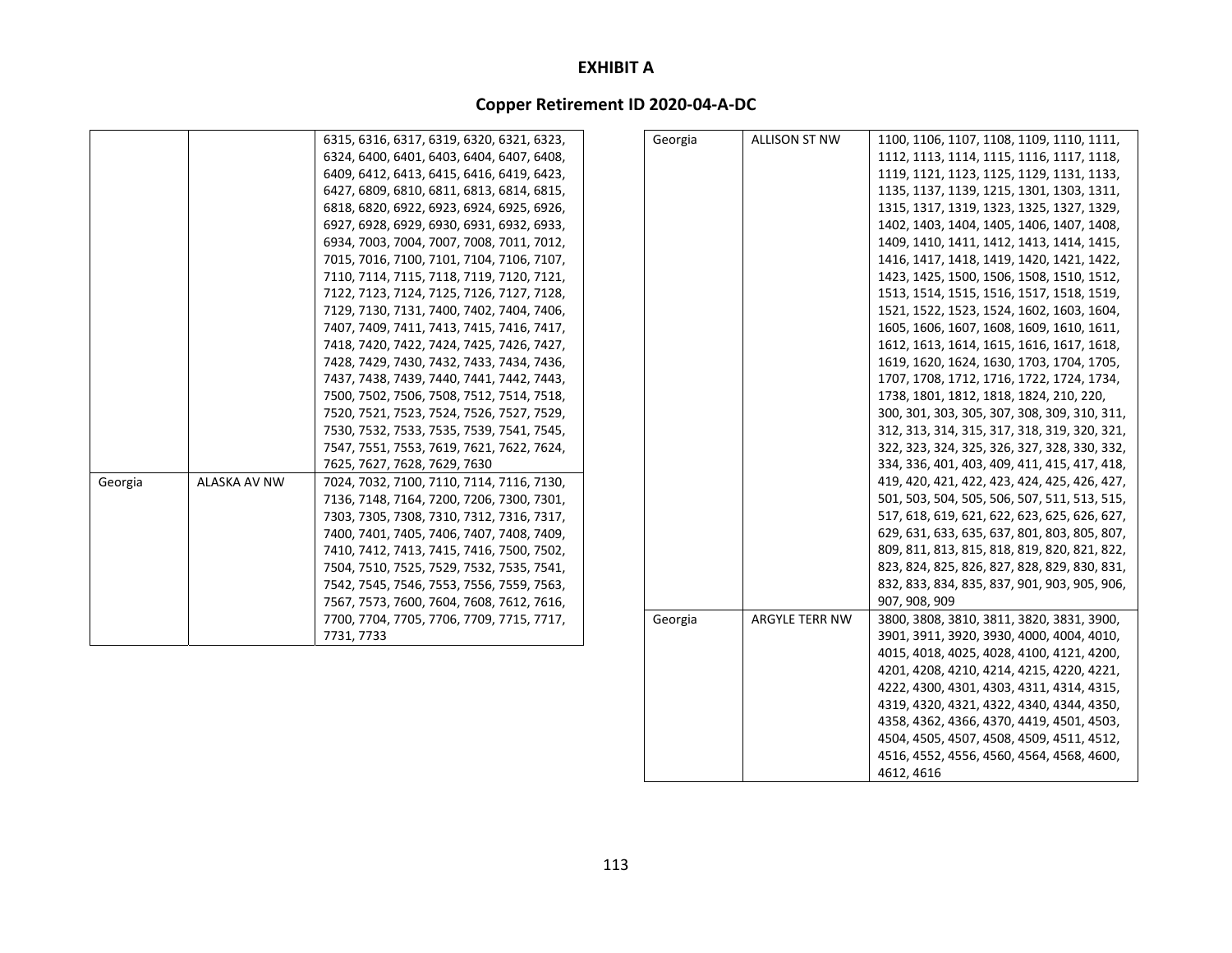# EXHIBIT A

## Copper Retirement ID 2020-04-A-DC

| | | |
|---|---|---|
| | | 6315, 6316, 6317, 6319, 6320, 6321, 6323, 6324, 6400, 6401, 6403, 6404, 6407, 6408, 6409, 6412, 6413, 6415, 6416, 6419, 6423, 6427, 6809, 6810, 6811, 6813, 6814, 6815, 6818, 6820, 6922, 6923, 6924, 6925, 6926, 6927, 6928, 6929, 6930, 6931, 6932, 6933, 6934, 7003, 7004, 7007, 7008, 7011, 7012, 7015, 7016, 7100, 7101, 7104, 7106, 7107, 7110, 7114, 7115, 7118, 7119, 7120, 7121, 7122, 7123, 7124, 7125, 7126, 7127, 7128, 7129, 7130, 7131, 7400, 7402, 7404, 7406, 7407, 7409, 7411, 7413, 7415, 7416, 7417, 7418, 7420, 7422, 7424, 7425, 7426, 7427, 7428, 7429, 7430, 7432, 7433, 7434, 7436, 7437, 7438, 7439, 7440, 7441, 7442, 7443, 7500, 7502, 7506, 7508, 7512, 7514, 7518, 7520, 7521, 7523, 7524, 7526, 7527, 7529, 7530, 7532, 7533, 7535, 7539, 7541, 7545, 7547, 7551, 7553, 7619, 7621, 7622, 7624, 7625, 7627, 7628, 7629, 7630 |
| Georgia | ALASKA AV NW | 7024, 7032, 7100, 7110, 7114, 7116, 7130, 7136, 7148, 7164, 7200, 7206, 7300, 7301, 7303, 7305, 7308, 7310, 7312, 7316, 7317, 7400, 7401, 7405, 7406, 7407, 7408, 7409, 7410, 7412, 7413, 7415, 7416, 7500, 7502, 7504, 7510, 7525, 7529, 7532, 7535, 7541, 7542, 7545, 7546, 7553, 7556, 7559, 7563, 7567, 7573, 7600, 7604, 7608, 7612, 7616, 7700, 7704, 7705, 7706, 7709, 7715, 7717, 7731, 7733 |
| Georgia | ALLISON ST NW | 1100, 1106, 1107, 1108, 1109, 1110, 1111, 1112, 1113, 1114, 1115, 1116, 1117, 1118, 1119, 1121, 1123, 1125, 1129, 1131, 1133, 1135, 1137, 1139, 1215, 1301, 1303, 1311, 1315, 1317, 1319, 1323, 1325, 1327, 1329, 1402, 1403, 1404, 1405, 1406, 1407, 1408, 1409, 1410, 1411, 1412, 1413, 1414, 1415, 1416, 1417, 1418, 1419, 1420, 1421, 1422, 1423, 1425, 1500, 1506, 1508, 1510, 1512, 1513, 1514, 1515, 1516, 1517, 1518, 1519, 1521, 1522, 1523, 1524, 1602, 1603, 1604, 1605, 1606, 1607, 1608, 1609, 1610, 1611, 1612, 1613, 1614, 1615, 1616, 1617, 1618, 1619, 1620, 1624, 1630, 1703, 1704, 1705, 1707, 1708, 1712, 1716, 1722, 1724, 1734, 1738, 1801, 1812, 1818, 1824, 210, 220, 300, 301, 303, 305, 307, 308, 309, 310, 311, 312, 313, 314, 315, 317, 318, 319, 320, 321, 322, 323, 324, 325, 326, 327, 328, 330, 332, 334, 336, 401, 403, 409, 411, 415, 417, 418, 419, 420, 421, 422, 423, 424, 425, 426, 427, 501, 503, 504, 505, 506, 507, 511, 513, 515, 517, 618, 619, 621, 622, 623, 625, 626, 627, 629, 631, 633, 635, 637, 801, 803, 805, 807, 809, 811, 813, 815, 818, 819, 820, 821, 822, 823, 824, 825, 826, 827, 828, 829, 830, 831, 832, 833, 834, 835, 837, 901, 903, 905, 906, 907, 908, 909 |
| Georgia | ARGYLE TERR NW | 3800, 3808, 3810, 3811, 3820, 3831, 3900, 3901, 3911, 3920, 3930, 4000, 4004, 4010, 4015, 4018, 4025, 4028, 4100, 4121, 4200, 4201, 4208, 4210, 4214, 4215, 4220, 4221, 4222, 4300, 4301, 4303, 4311, 4314, 4315, 4319, 4320, 4321, 4322, 4340, 4344, 4350, 4358, 4362, 4366, 4370, 4419, 4501, 4503, 4504, 4505, 4507, 4508, 4509, 4511, 4512, 4516, 4552, 4556, 4560, 4564, 4568, 4600, 4612, 4616 |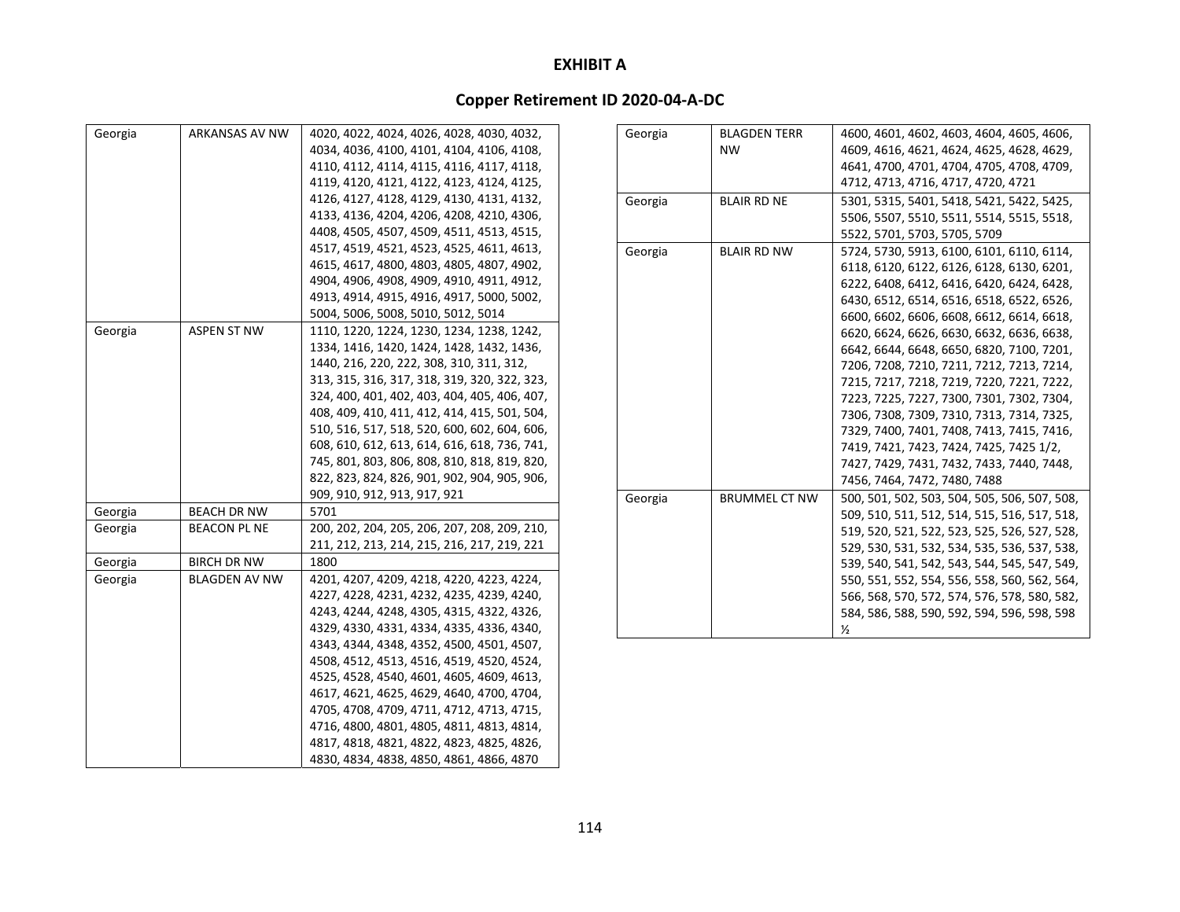# EXHIBIT A

## Copper Retirement ID 2020-04-A-DC

| | | |
|---|---|---|
| Georgia | ARKANSAS AV NW | 4020, 4022, 4024, 4026, 4028, 4030, 4032, 4034, 4036, 4100, 4101, 4104, 4106, 4108, 4110, 4112, 4114, 4115, 4116, 4117, 4118, 4119, 4120, 4121, 4122, 4123, 4124, 4125, 4126, 4127, 4128, 4129, 4130, 4131, 4132, 4133, 4136, 4204, 4206, 4208, 4210, 4306, 4408, 4505, 4507, 4509, 4511, 4513, 4515, 4517, 4519, 4521, 4523, 4525, 4611, 4613, 4615, 4617, 4800, 4803, 4805, 4807, 4902, 4904, 4906, 4908, 4909, 4910, 4911, 4912, 4913, 4914, 4915, 4916, 4917, 5000, 5002, 5004, 5006, 5008, 5010, 5012, 5014 |
| Georgia | ASPEN ST NW | 1110, 1220, 1224, 1230, 1234, 1238, 1242, 1334, 1416, 1420, 1424, 1428, 1432, 1436, 1440, 216, 220, 222, 308, 310, 311, 312, 313, 315, 316, 317, 318, 319, 320, 322, 323, 324, 400, 401, 402, 403, 404, 405, 406, 407, 408, 409, 410, 411, 412, 414, 415, 501, 504, 510, 516, 517, 518, 520, 600, 602, 604, 606, 608, 610, 612, 613, 614, 616, 618, 736, 741, 745, 801, 803, 806, 808, 810, 818, 819, 820, 822, 823, 824, 826, 901, 902, 904, 905, 906, 909, 910, 912, 913, 917, 921 |
| Georgia | BEACH DR NW | 5701 |
| Georgia | BEACON PL NE | 200, 202, 204, 205, 206, 207, 208, 209, 210, 211, 212, 213, 214, 215, 216, 217, 219, 221 |
| Georgia | BIRCH DR NW | 1800 |
| Georgia | BLAGDEN AV NW | 4201, 4207, 4209, 4218, 4220, 4223, 4224, 4227, 4228, 4231, 4232, 4235, 4239, 4240, 4243, 4244, 4248, 4305, 4315, 4322, 4326, 4329, 4330, 4331, 4334, 4335, 4336, 4340, 4343, 4344, 4348, 4352, 4500, 4501, 4507, 4508, 4512, 4513, 4516, 4519, 4520, 4524, 4525, 4528, 4540, 4601, 4605, 4609, 4613, 4617, 4621, 4625, 4629, 4640, 4700, 4704, 4705, 4708, 4709, 4711, 4712, 4713, 4715, 4716, 4800, 4801, 4805, 4811, 4813, 4814, 4817, 4818, 4821, 4822, 4823, 4825, 4826, 4830, 4834, 4838, 4850, 4861, 4866, 4870 |
| Georgia | BLAGDEN TERR NW | 4600, 4601, 4602, 4603, 4604, 4605, 4606, 4609, 4616, 4621, 4624, 4625, 4628, 4629, 4641, 4700, 4701, 4704, 4705, 4708, 4709, 4712, 4713, 4716, 4717, 4720, 4721 |
| Georgia | BLAIR RD NE | 5301, 5315, 5401, 5418, 5421, 5422, 5425, 5506, 5507, 5510, 5511, 5514, 5515, 5518, 5522, 5701, 5703, 5705, 5709 |
| Georgia | BLAIR RD NW | 5724, 5730, 5913, 6100, 6101, 6110, 6114, 6118, 6120, 6122, 6126, 6128, 6130, 6201, 6222, 6408, 6412, 6416, 6420, 6424, 6428, 6430, 6512, 6514, 6516, 6518, 6522, 6526, 6600, 6602, 6606, 6608, 6612, 6614, 6618, 6620, 6624, 6626, 6630, 6632, 6636, 6638, 6642, 6644, 6648, 6650, 6820, 7100, 7201, 7206, 7208, 7210, 7211, 7212, 7213, 7214, 7215, 7217, 7218, 7219, 7220, 7221, 7222, 7223, 7225, 7227, 7300, 7301, 7302, 7304, 7306, 7308, 7309, 7310, 7313, 7314, 7325, 7329, 7400, 7401, 7408, 7413, 7415, 7416, 7419, 7421, 7423, 7424, 7425, 7425 1/2, 7427, 7429, 7431, 7432, 7433, 7440, 7448, 7456, 7464, 7472, 7480, 7488 |
| Georgia | BRUMMEL CT NW | 500, 501, 502, 503, 504, 505, 506, 507, 508, 509, 510, 511, 512, 514, 515, 516, 517, 518, 519, 520, 521, 522, 523, 525, 526, 527, 528, 529, 530, 531, 532, 534, 535, 536, 537, 538, 539, 540, 541, 542, 543, 544, 545, 547, 549, 550, 551, 552, 554, 556, 558, 560, 562, 564, 566, 568, 570, 572, 574, 576, 578, 580, 582, 584, 586, 588, 590, 592, 594, 596, 598, 598 ½ |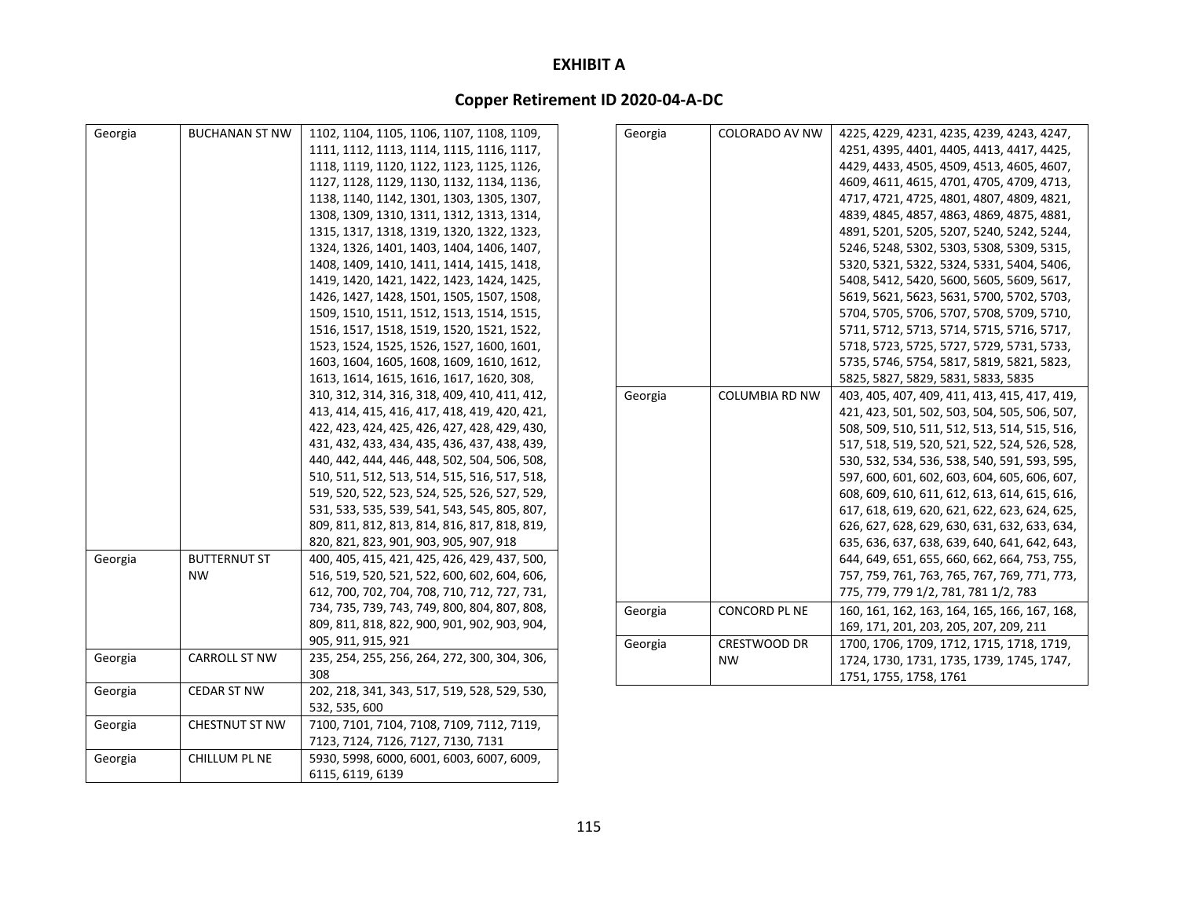# EXHIBIT A

## Copper Retirement ID 2020-04-A-DC

| | | |
|---|---|---|
| Georgia | BUCHANAN ST NW | 1102, 1104, 1105, 1106, 1107, 1108, 1109, 1111, 1112, 1113, 1114, 1115, 1116, 1117, 1118, 1119, 1120, 1122, 1123, 1125, 1126, 1127, 1128, 1129, 1130, 1132, 1134, 1136, 1138, 1140, 1142, 1301, 1303, 1305, 1307, 1308, 1309, 1310, 1311, 1312, 1313, 1314, 1315, 1317, 1318, 1319, 1320, 1322, 1323, 1324, 1326, 1401, 1403, 1404, 1406, 1407, 1408, 1409, 1410, 1411, 1414, 1415, 1418, 1419, 1420, 1421, 1422, 1423, 1424, 1425, 1426, 1427, 1428, 1501, 1505, 1507, 1508, 1509, 1510, 1511, 1512, 1513, 1514, 1515, 1516, 1517, 1518, 1519, 1520, 1521, 1522, 1523, 1524, 1525, 1526, 1527, 1600, 1601, 1603, 1604, 1605, 1608, 1609, 1610, 1612, 1613, 1614, 1615, 1616, 1617, 1620, 308, 310, 312, 314, 316, 318, 409, 410, 411, 412, 413, 414, 415, 416, 417, 418, 419, 420, 421, 422, 423, 424, 425, 426, 427, 428, 429, 430, 431, 432, 433, 434, 435, 436, 437, 438, 439, 440, 442, 444, 446, 448, 502, 504, 506, 508, 510, 511, 512, 513, 514, 515, 516, 517, 518, 519, 520, 522, 523, 524, 525, 526, 527, 529, 531, 533, 535, 539, 541, 543, 545, 805, 807, 809, 811, 812, 813, 814, 816, 817, 818, 819, 820, 821, 823, 901, 903, 905, 907, 918 |
| Georgia | BUTTERNUT ST NW | 400, 405, 415, 421, 425, 426, 429, 437, 500, 516, 519, 520, 521, 522, 600, 602, 604, 606, 612, 700, 702, 704, 708, 710, 712, 727, 731, 734, 735, 739, 743, 749, 800, 804, 807, 808, 809, 811, 818, 822, 900, 901, 902, 903, 904, 905, 911, 915, 921 |
| Georgia | CARROLL ST NW | 235, 254, 255, 256, 264, 272, 300, 304, 306, 308 |
| Georgia | CEDAR ST NW | 202, 218, 341, 343, 517, 519, 528, 529, 530, 532, 535, 600 |
| Georgia | CHESTNUT ST NW | 7100, 7101, 7104, 7108, 7109, 7112, 7119, 7123, 7124, 7126, 7127, 7130, 7131 |
| Georgia | CHILLUM PL NE | 5930, 5998, 6000, 6001, 6003, 6007, 6009, 6115, 6119, 6139 |
| Georgia | COLORADO AV NW | 4225, 4229, 4231, 4235, 4239, 4243, 4247, 4251, 4395, 4401, 4405, 4413, 4417, 4425, 4429, 4433, 4505, 4509, 4513, 4605, 4607, 4609, 4611, 4615, 4701, 4705, 4709, 4713, 4717, 4721, 4725, 4801, 4807, 4809, 4821, 4839, 4845, 4857, 4863, 4869, 4875, 4881, 4891, 5201, 5205, 5207, 5240, 5242, 5244, 5246, 5248, 5302, 5303, 5308, 5309, 5315, 5320, 5321, 5322, 5324, 5331, 5404, 5406, 5408, 5412, 5420, 5600, 5605, 5609, 5617, 5619, 5621, 5623, 5631, 5700, 5702, 5703, 5704, 5705, 5706, 5707, 5708, 5709, 5710, 5711, 5712, 5713, 5714, 5715, 5716, 5717, 5718, 5723, 5725, 5727, 5729, 5731, 5733, 5735, 5746, 5754, 5817, 5819, 5821, 5823, 5825, 5827, 5829, 5831, 5833, 5835 |
| Georgia | COLUMBIA RD NW | 403, 405, 407, 409, 411, 413, 415, 417, 419, 421, 423, 501, 502, 503, 504, 505, 506, 507, 508, 509, 510, 511, 512, 513, 514, 515, 516, 517, 518, 519, 520, 521, 522, 524, 526, 528, 530, 532, 534, 536, 538, 540, 591, 593, 595, 597, 600, 601, 602, 603, 604, 605, 606, 607, 608, 609, 610, 611, 612, 613, 614, 615, 616, 617, 618, 619, 620, 621, 622, 623, 624, 625, 626, 627, 628, 629, 630, 631, 632, 633, 634, 635, 636, 637, 638, 639, 640, 641, 642, 643, 644, 649, 651, 655, 660, 662, 664, 753, 755, 757, 759, 761, 763, 765, 767, 769, 771, 773, 775, 779, 779 1/2, 781, 781 1/2, 783 |
| Georgia | CONCORD PL NE | 160, 161, 162, 163, 164, 165, 166, 167, 168, 169, 171, 201, 203, 205, 207, 209, 211 |
| Georgia | CRESTWOOD DR NW | 1700, 1706, 1709, 1712, 1715, 1718, 1719, 1724, 1730, 1731, 1735, 1739, 1745, 1747, 1751, 1755, 1758, 1761 |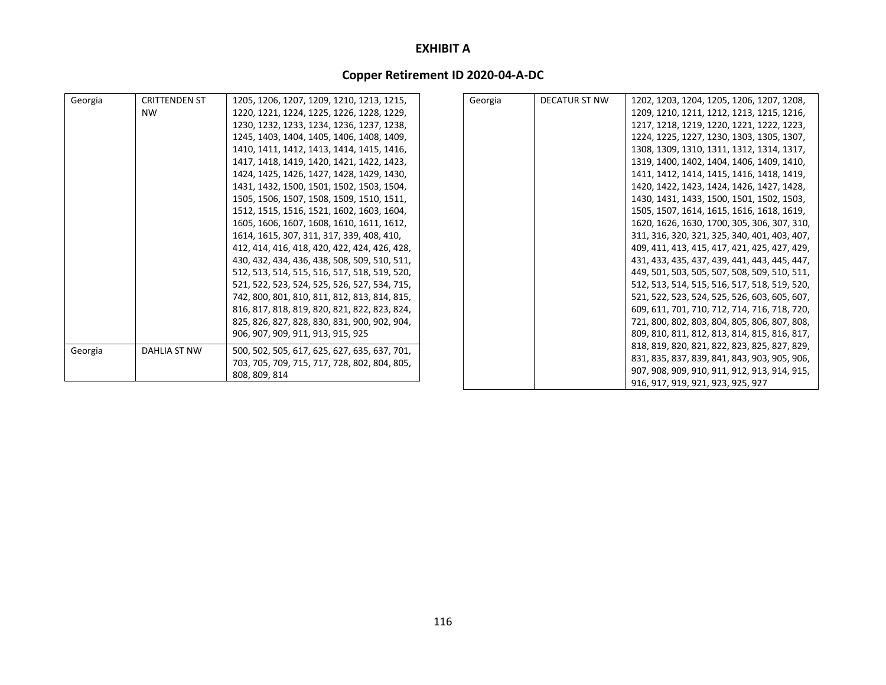**EXHIBIT A**

**Copper Retirement ID 2020-04-A-DC**

| | | |
|---|---|---|
| Georgia | CRITTENDEN ST NW | 1205, 1206, 1207, 1209, 1210, 1213, 1215, 1220, 1221, 1224, 1225, 1226, 1228, 1229, 1230, 1232, 1233, 1234, 1236, 1237, 1238, 1245, 1403, 1404, 1405, 1406, 1408, 1409, 1410, 1411, 1412, 1413, 1414, 1415, 1416, 1417, 1418, 1419, 1420, 1421, 1422, 1423, 1424, 1425, 1426, 1427, 1428, 1429, 1430, 1431, 1432, 1500, 1501, 1502, 1503, 1504, 1505, 1506, 1507, 1508, 1509, 1510, 1511, 1512, 1515, 1516, 1521, 1602, 1603, 1604, 1605, 1606, 1607, 1608, 1610, 1611, 1612, 1614, 1615, 307, 311, 317, 339, 408, 410, 412, 414, 416, 418, 420, 422, 424, 426, 428, 430, 432, 434, 436, 438, 508, 509, 510, 511, 512, 513, 514, 515, 516, 517, 518, 519, 520, 521, 522, 523, 524, 525, 526, 527, 534, 715, 742, 800, 801, 810, 811, 812, 813, 814, 815, 816, 817, 818, 819, 820, 821, 822, 823, 824, 825, 826, 827, 828, 830, 831, 900, 902, 904, 906, 907, 909, 911, 913, 915, 925 |
| Georgia | DAHLIA ST NW | 500, 502, 505, 617, 625, 627, 635, 637, 701, 703, 705, 709, 715, 717, 728, 802, 804, 805, 808, 809, 814 |
| Georgia | DECATUR ST NW | 1202, 1203, 1204, 1205, 1206, 1207, 1208, 1209, 1210, 1211, 1212, 1213, 1215, 1216, 1217, 1218, 1219, 1220, 1221, 1222, 1223, 1224, 1225, 1227, 1230, 1303, 1305, 1307, 1308, 1309, 1310, 1311, 1312, 1314, 1317, 1319, 1400, 1402, 1404, 1406, 1409, 1410, 1411, 1412, 1414, 1415, 1416, 1418, 1419, 1420, 1422, 1423, 1424, 1426, 1427, 1428, 1430, 1431, 1433, 1500, 1501, 1502, 1503, 1505, 1507, 1614, 1615, 1616, 1618, 1619, 1620, 1626, 1630, 1700, 305, 306, 307, 310, 311, 316, 320, 321, 325, 340, 401, 403, 407, 409, 411, 413, 415, 417, 421, 425, 427, 429, 431, 433, 435, 437, 439, 441, 443, 445, 447, 449, 501, 503, 505, 507, 508, 509, 510, 511, 512, 513, 514, 515, 516, 517, 518, 519, 520, 521, 522, 523, 524, 525, 526, 603, 605, 607, 609, 611, 701, 710, 712, 714, 716, 718, 720, 721, 800, 802, 803, 804, 805, 806, 807, 808, 809, 810, 811, 812, 813, 814, 815, 816, 817, 818, 819, 820, 821, 822, 823, 825, 827, 829, 831, 835, 837, 839, 841, 843, 903, 905, 906, 907, 908, 909, 910, 911, 912, 913, 914, 915, 916, 917, 919, 921, 923, 925, 927 |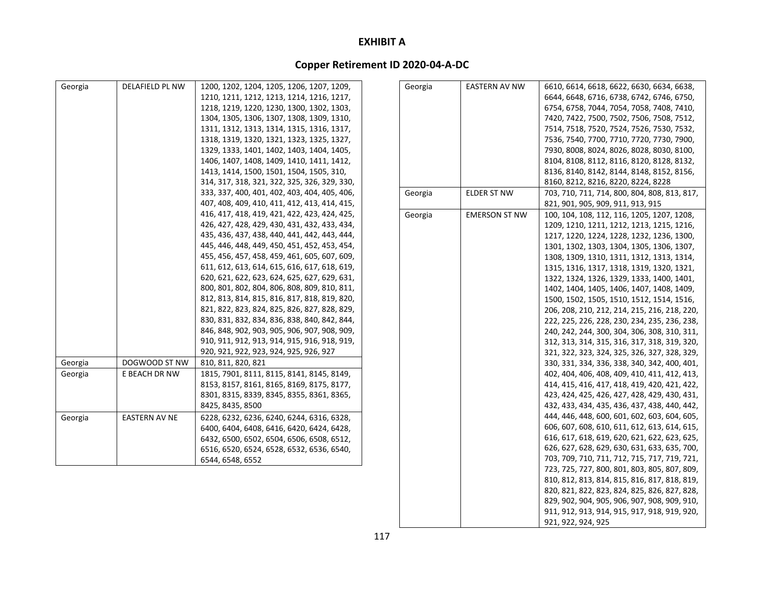# EXHIBIT A

## Copper Retirement ID 2020-04-A-DC

| | | |
|---|---|---|
| Georgia | DELAFIELD PL NW | 1200, 1202, 1204, 1205, 1206, 1207, 1209, 1210, 1211, 1212, 1213, 1214, 1216, 1217, 1218, 1219, 1220, 1230, 1300, 1302, 1303, 1304, 1305, 1306, 1307, 1308, 1309, 1310, 1311, 1312, 1313, 1314, 1315, 1316, 1317, 1318, 1319, 1320, 1321, 1323, 1325, 1327, 1329, 1333, 1401, 1402, 1403, 1404, 1405, 1406, 1407, 1408, 1409, 1410, 1411, 1412, 1413, 1414, 1500, 1501, 1504, 1505, 310, 314, 317, 318, 321, 322, 325, 326, 329, 330, 333, 337, 400, 401, 402, 403, 404, 405, 406, 407, 408, 409, 410, 411, 412, 413, 414, 415, 416, 417, 418, 419, 421, 422, 423, 424, 425, 426, 427, 428, 429, 430, 431, 432, 433, 434, 435, 436, 437, 438, 440, 441, 442, 443, 444, 445, 446, 448, 449, 450, 451, 452, 453, 454, 455, 456, 457, 458, 459, 461, 605, 607, 609, 611, 612, 613, 614, 615, 616, 617, 618, 619, 620, 621, 622, 623, 624, 625, 627, 629, 631, 800, 801, 802, 804, 806, 808, 809, 810, 811, 812, 813, 814, 815, 816, 817, 818, 819, 820, 821, 822, 823, 824, 825, 826, 827, 828, 829, 830, 831, 832, 834, 836, 838, 840, 842, 844, 846, 848, 902, 903, 905, 906, 907, 908, 909, 910, 911, 912, 913, 914, 915, 916, 918, 919, 920, 921, 922, 923, 924, 925, 926, 927 |
| Georgia | DOGWOOD ST NW | 810, 811, 820, 821 |
| Georgia | E BEACH DR NW | 1815, 7901, 8111, 8115, 8141, 8145, 8149, 8153, 8157, 8161, 8165, 8169, 8175, 8177, 8301, 8315, 8339, 8345, 8355, 8361, 8365, 8425, 8435, 8500 |
| Georgia | EASTERN AV NE | 6228, 6232, 6236, 6240, 6244, 6316, 6328, 6400, 6404, 6408, 6416, 6420, 6424, 6428, 6432, 6500, 6502, 6504, 6506, 6508, 6512, 6516, 6520, 6524, 6528, 6532, 6536, 6540, 6544, 6548, 6552 |
| Georgia | EASTERN AV NW | 6610, 6614, 6618, 6622, 6630, 6634, 6638, 6644, 6648, 6716, 6738, 6742, 6746, 6750, 6754, 6758, 7044, 7054, 7058, 7408, 7410, 7420, 7422, 7500, 7502, 7506, 7508, 7512, 7514, 7518, 7520, 7524, 7526, 7530, 7532, 7536, 7540, 7700, 7710, 7720, 7730, 7900, 7930, 8008, 8024, 8026, 8028, 8030, 8100, 8104, 8108, 8112, 8116, 8120, 8128, 8132, 8136, 8140, 8142, 8144, 8148, 8152, 8156, 8160, 8212, 8216, 8220, 8224, 8228 |
| Georgia | ELDER ST NW | 703, 710, 711, 714, 800, 804, 808, 813, 817, 821, 901, 905, 909, 911, 913, 915 |
| Georgia | EMERSON ST NW | 100, 104, 108, 112, 116, 1205, 1207, 1208, 1209, 1210, 1211, 1212, 1213, 1215, 1216, 1217, 1220, 1224, 1228, 1232, 1236, 1300, 1301, 1302, 1303, 1304, 1305, 1306, 1307, 1308, 1309, 1310, 1311, 1312, 1313, 1314, 1315, 1316, 1317, 1318, 1319, 1320, 1321, 1322, 1324, 1326, 1329, 1333, 1400, 1401, 1402, 1404, 1405, 1406, 1407, 1408, 1409, 1500, 1502, 1505, 1510, 1512, 1514, 1516, 206, 208, 210, 212, 214, 215, 216, 218, 220, 222, 225, 226, 228, 230, 234, 235, 236, 238, 240, 242, 244, 300, 304, 306, 308, 310, 311, 312, 313, 314, 315, 316, 317, 318, 319, 320, 321, 322, 323, 324, 325, 326, 327, 328, 329, 330, 331, 334, 336, 338, 340, 342, 400, 401, 402, 404, 406, 408, 409, 410, 411, 412, 413, 414, 415, 416, 417, 418, 419, 420, 421, 422, 423, 424, 425, 426, 427, 428, 429, 430, 431, 432, 433, 434, 435, 436, 437, 438, 440, 442, 444, 446, 448, 600, 601, 602, 603, 604, 605, 606, 607, 608, 610, 611, 612, 613, 614, 615, 616, 617, 618, 619, 620, 621, 622, 623, 625, 626, 627, 628, 629, 630, 631, 633, 635, 700, 703, 709, 710, 711, 712, 715, 717, 719, 721, 723, 725, 727, 800, 801, 803, 805, 807, 809, 810, 812, 813, 814, 815, 816, 817, 818, 819, 820, 821, 822, 823, 824, 825, 826, 827, 828, 829, 902, 904, 905, 906, 907, 908, 909, 910, 911, 912, 913, 914, 915, 917, 918, 919, 920, 921, 922, 924, 925 |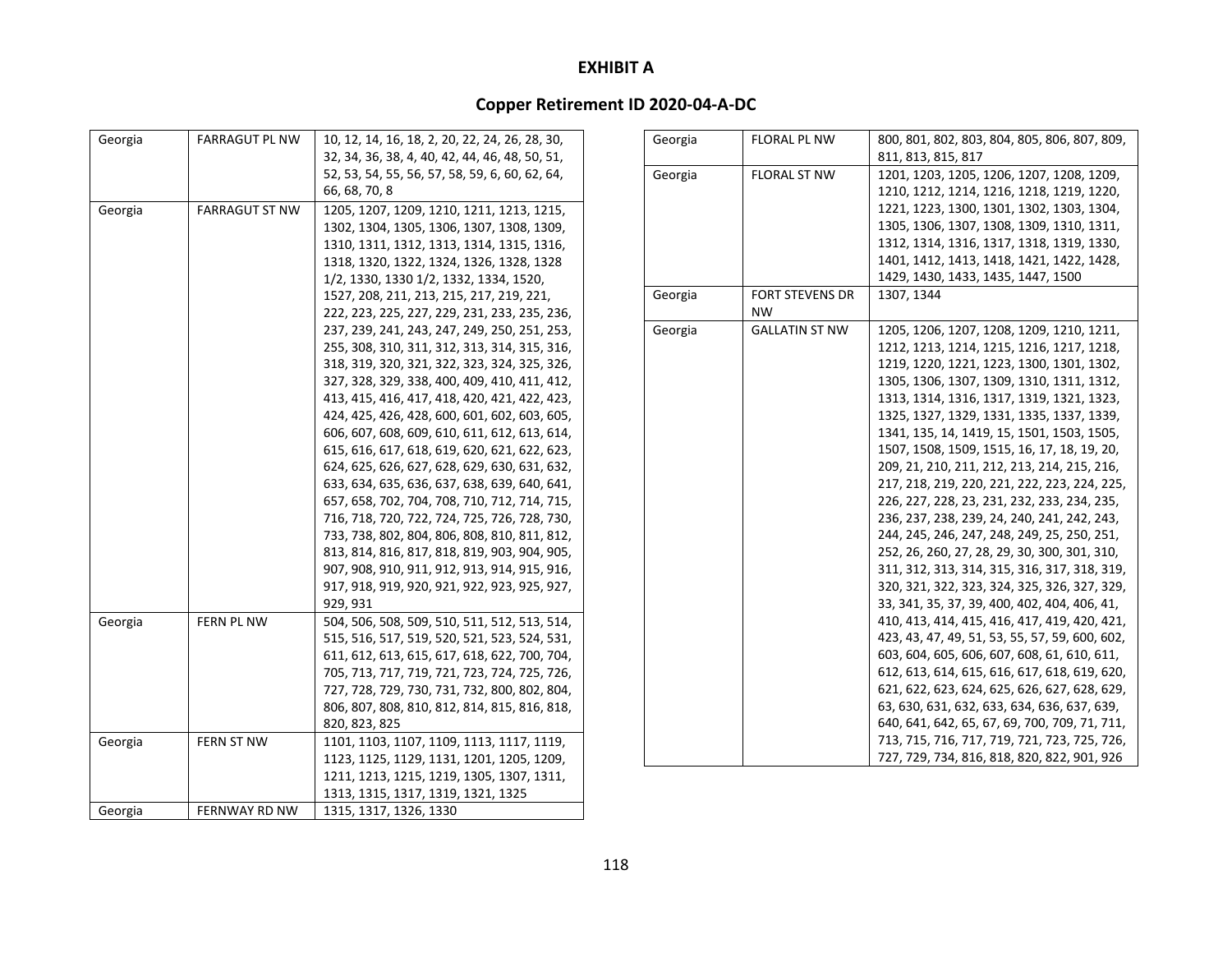# EXHIBIT A

## Copper Retirement ID 2020-04-A-DC

| | | |
|---|---|---|
| Georgia | FARRAGUT PL NW | 10, 12, 14, 16, 18, 2, 20, 22, 24, 26, 28, 30, 32, 34, 36, 38, 4, 40, 42, 44, 46, 48, 50, 51, 52, 53, 54, 55, 56, 57, 58, 59, 6, 60, 62, 64, 66, 68, 70, 8 |
| Georgia | FARRAGUT ST NW | 1205, 1207, 1209, 1210, 1211, 1213, 1215, 1302, 1304, 1305, 1306, 1307, 1308, 1309, 1310, 1311, 1312, 1313, 1314, 1315, 1316, 1318, 1320, 1322, 1324, 1326, 1328, 1328 1/2, 1330, 1330 1/2, 1332, 1334, 1520, 1527, 208, 211, 213, 215, 217, 219, 221, 222, 223, 225, 227, 229, 231, 233, 235, 236, 237, 239, 241, 243, 247, 249, 250, 251, 253, 255, 308, 310, 311, 312, 313, 314, 315, 316, 318, 319, 320, 321, 322, 323, 324, 325, 326, 327, 328, 329, 338, 400, 409, 410, 411, 412, 413, 415, 416, 417, 418, 420, 421, 422, 423, 424, 425, 426, 428, 600, 601, 602, 603, 605, 606, 607, 608, 609, 610, 611, 612, 613, 614, 615, 616, 617, 618, 619, 620, 621, 622, 623, 624, 625, 626, 627, 628, 629, 630, 631, 632, 633, 634, 635, 636, 637, 638, 639, 640, 641, 657, 658, 702, 704, 708, 710, 712, 714, 715, 716, 718, 720, 722, 724, 725, 726, 728, 730, 733, 738, 802, 804, 806, 808, 810, 811, 812, 813, 814, 816, 817, 818, 819, 903, 904, 905, 907, 908, 910, 911, 912, 913, 914, 915, 916, 917, 918, 919, 920, 921, 922, 923, 925, 927, 929, 931 |
| Georgia | FERN PL NW | 504, 506, 508, 509, 510, 511, 512, 513, 514, 515, 516, 517, 519, 520, 521, 523, 524, 531, 611, 612, 613, 615, 617, 618, 622, 700, 704, 705, 713, 717, 719, 721, 723, 724, 725, 726, 727, 728, 729, 730, 731, 732, 800, 802, 804, 806, 807, 808, 810, 812, 814, 815, 816, 818, 820, 823, 825 |
| Georgia | FERN ST NW | 1101, 1103, 1107, 1109, 1113, 1117, 1119, 1123, 1125, 1129, 1131, 1201, 1205, 1209, 1211, 1213, 1215, 1219, 1305, 1307, 1311, 1313, 1315, 1317, 1319, 1321, 1325 |
| Georgia | FERNWAY RD NW | 1315, 1317, 1326, 1330 |
| Georgia | FLORAL PL NW | 800, 801, 802, 803, 804, 805, 806, 807, 809, 811, 813, 815, 817 |
| Georgia | FLORAL ST NW | 1201, 1203, 1205, 1206, 1207, 1208, 1209, 1210, 1212, 1214, 1216, 1218, 1219, 1220, 1221, 1223, 1300, 1301, 1302, 1303, 1304, 1305, 1306, 1307, 1308, 1309, 1310, 1311, 1312, 1314, 1316, 1317, 1318, 1319, 1330, 1401, 1412, 1413, 1418, 1421, 1422, 1428, 1429, 1430, 1433, 1435, 1447, 1500 |
| Georgia | FORT STEVENS DR NW | 1307, 1344 |
| Georgia | GALLATIN ST NW | 1205, 1206, 1207, 1208, 1209, 1210, 1211, 1212, 1213, 1214, 1215, 1216, 1217, 1218, 1219, 1220, 1221, 1223, 1300, 1301, 1302, 1305, 1306, 1307, 1309, 1310, 1311, 1312, 1313, 1314, 1316, 1317, 1319, 1321, 1323, 1325, 1327, 1329, 1331, 1335, 1337, 1339, 1341, 135, 14, 1419, 15, 1501, 1503, 1505, 1507, 1508, 1509, 1515, 16, 17, 18, 19, 20, 209, 21, 210, 211, 212, 213, 214, 215, 216, 217, 218, 219, 220, 221, 222, 223, 224, 225, 226, 227, 228, 23, 231, 232, 233, 234, 235, 236, 237, 238, 239, 24, 240, 241, 242, 243, 244, 245, 246, 247, 248, 249, 25, 250, 251, 252, 26, 260, 27, 28, 29, 30, 300, 301, 310, 311, 312, 313, 314, 315, 316, 317, 318, 319, 320, 321, 322, 323, 324, 325, 326, 327, 329, 33, 341, 35, 37, 39, 400, 402, 404, 406, 41, 410, 413, 414, 415, 416, 417, 419, 420, 421, 423, 43, 47, 49, 51, 53, 55, 57, 59, 600, 602, 603, 604, 605, 606, 607, 608, 61, 610, 611, 612, 613, 614, 615, 616, 617, 618, 619, 620, 621, 622, 623, 624, 625, 626, 627, 628, 629, 63, 630, 631, 632, 633, 634, 636, 637, 639, 640, 641, 642, 65, 67, 69, 700, 709, 71, 711, 713, 715, 716, 717, 719, 721, 723, 725, 726, 727, 729, 734, 816, 818, 820, 822, 901, 926 |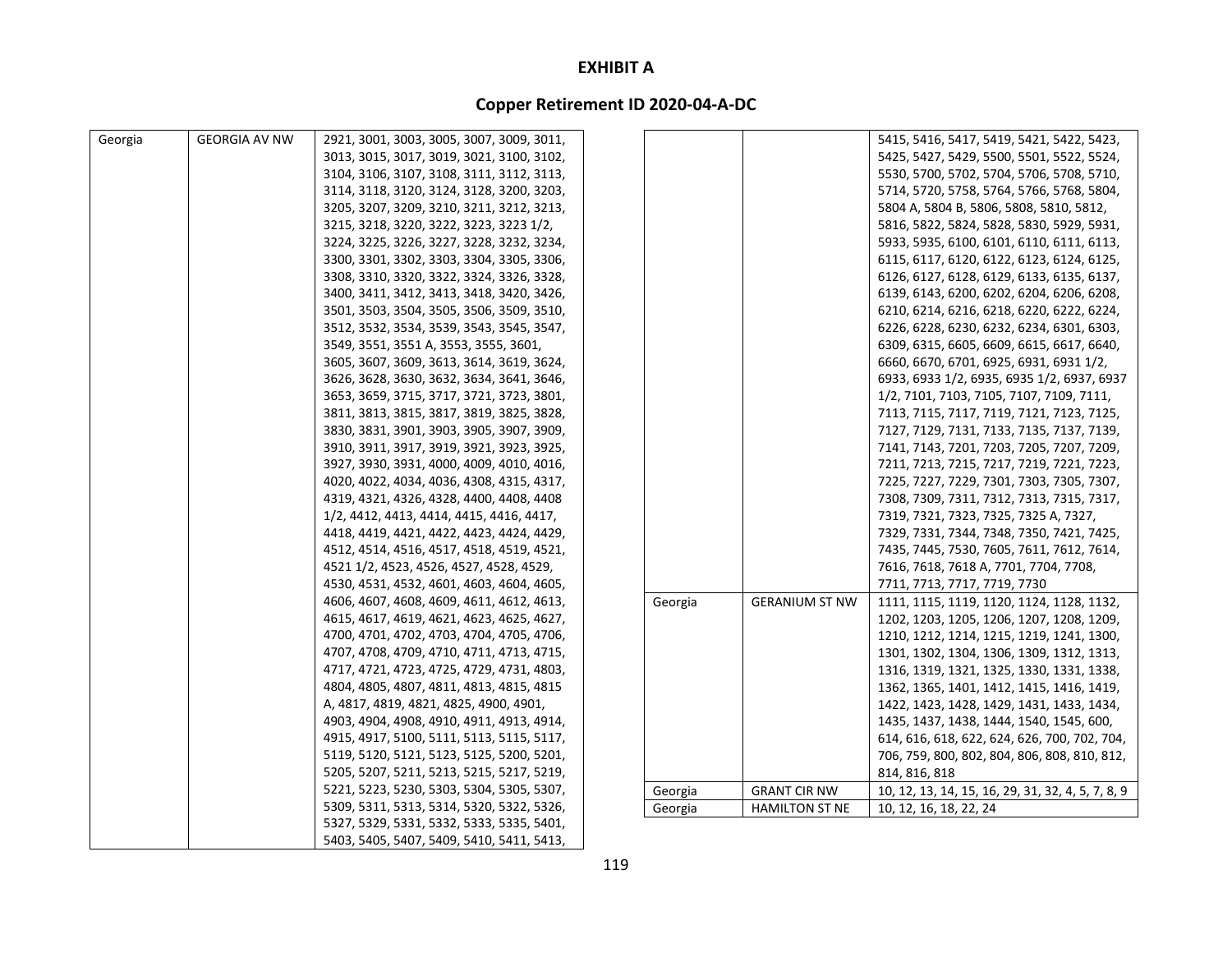# EXHIBIT A

## Copper Retirement ID 2020-04-A-DC

| | | |
|---|---|---|
| Georgia | GEORGIA AV NW | 2921, 3001, 3003, 3005, 3007, 3009, 3011, 3013, 3015, 3017, 3019, 3021, 3100, 3102, 3104, 3106, 3107, 3108, 3111, 3112, 3113, 3114, 3118, 3120, 3124, 3128, 3200, 3203, 3205, 3207, 3209, 3210, 3211, 3212, 3213, 3215, 3218, 3220, 3222, 3223, 3223 1/2, 3224, 3225, 3226, 3227, 3228, 3232, 3234, 3300, 3301, 3302, 3303, 3304, 3305, 3306, 3308, 3310, 3320, 3322, 3324, 3326, 3328, 3400, 3411, 3412, 3413, 3418, 3420, 3426, 3501, 3503, 3504, 3505, 3506, 3509, 3510, 3512, 3532, 3534, 3539, 3543, 3545, 3547, 3549, 3551, 3551 A, 3553, 3555, 3601, 3605, 3607, 3609, 3613, 3614, 3619, 3624, 3626, 3628, 3630, 3632, 3634, 3641, 3646, 3653, 3659, 3715, 3717, 3721, 3723, 3801, 3811, 3813, 3815, 3817, 3819, 3825, 3828, 3830, 3831, 3901, 3903, 3905, 3907, 3909, 3910, 3911, 3917, 3919, 3921, 3923, 3925, 3927, 3930, 3931, 4000, 4009, 4010, 4016, 4020, 4022, 4034, 4036, 4308, 4315, 4317, 4319, 4321, 4326, 4328, 4400, 4408, 4408 1/2, 4412, 4413, 4414, 4415, 4416, 4417, 4418, 4419, 4421, 4422, 4423, 4424, 4429, 4512, 4514, 4516, 4517, 4518, 4519, 4521, 4521 1/2, 4523, 4526, 4527, 4528, 4529, 4530, 4531, 4532, 4601, 4603, 4604, 4605, 4606, 4607, 4608, 4609, 4611, 4612, 4613, 4615, 4617, 4619, 4621, 4623, 4625, 4627, 4700, 4701, 4702, 4703, 4704, 4705, 4706, 4707, 4708, 4709, 4710, 4711, 4713, 4715, 4717, 4721, 4723, 4725, 4729, 4731, 4803, 4804, 4805, 4807, 4811, 4813, 4815, 4815 A, 4817, 4819, 4821, 4825, 4900, 4901, 4903, 4904, 4908, 4910, 4911, 4913, 4914, 4915, 4917, 5100, 5111, 5113, 5115, 5117, 5119, 5120, 5121, 5123, 5125, 5200, 5201, 5205, 5207, 5211, 5213, 5215, 5217, 5219, 5221, 5223, 5230, 5303, 5304, 5305, 5307, 5309, 5311, 5313, 5314, 5320, 5322, 5326, 5327, 5329, 5331, 5332, 5333, 5335, 5401, 5403, 5405, 5407, 5409, 5410, 5411, 5413, 5415, 5416, 5417, 5419, 5421, 5422, 5423, 5425, 5427, 5429, 5500, 5501, 5522, 5524, 5530, 5700, 5702, 5704, 5706, 5708, 5710, 5714, 5720, 5758, 5764, 5766, 5768, 5804, 5804 A, 5804 B, 5806, 5808, 5810, 5812, 5816, 5822, 5824, 5828, 5830, 5929, 5931, 5933, 5935, 6100, 6101, 6110, 6111, 6113, 6115, 6117, 6120, 6122, 6123, 6124, 6125, 6126, 6127, 6128, 6129, 6133, 6135, 6137, 6139, 6143, 6200, 6202, 6204, 6206, 6208, 6210, 6214, 6216, 6218, 6220, 6222, 6224, 6226, 6228, 6230, 6232, 6234, 6301, 6303, 6309, 6315, 6605, 6609, 6615, 6617, 6640, 6660, 6670, 6701, 6925, 6931, 6931 1/2, 6933, 6933 1/2, 6935, 6935 1/2, 6937, 6937 1/2, 7101, 7103, 7105, 7107, 7109, 7111, 7113, 7115, 7117, 7119, 7121, 7123, 7125, 7127, 7129, 7131, 7133, 7135, 7137, 7139, 7141, 7143, 7201, 7203, 7205, 7207, 7209, 7211, 7213, 7215, 7217, 7219, 7221, 7223, 7225, 7227, 7229, 7301, 7303, 7305, 7307, 7308, 7309, 7311, 7312, 7313, 7315, 7317, 7319, 7321, 7323, 7325, 7325 A, 7327, 7329, 7331, 7344, 7348, 7350, 7421, 7425, 7435, 7445, 7530, 7605, 7611, 7612, 7614, 7616, 7618, 7618 A, 7701, 7704, 7708, 7711, 7713, 7717, 7719, 7730 |
| Georgia | GERANIUM ST NW | 1111, 1115, 1119, 1120, 1124, 1128, 1132, 1202, 1203, 1205, 1206, 1207, 1208, 1209, 1210, 1212, 1214, 1215, 1219, 1241, 1300, 1301, 1302, 1304, 1306, 1309, 1312, 1313, 1316, 1319, 1321, 1325, 1330, 1331, 1338, 1362, 1365, 1401, 1412, 1415, 1416, 1419, 1422, 1423, 1428, 1429, 1431, 1433, 1434, 1435, 1437, 1438, 1444, 1540, 1545, 600, 614, 616, 618, 622, 624, 626, 700, 702, 704, 706, 759, 800, 802, 804, 806, 808, 810, 812, 814, 816, 818 |
| Georgia | GRANT CIR NW | 10, 12, 13, 14, 15, 16, 29, 31, 32, 4, 5, 7, 8, 9 |
| Georgia | HAMILTON ST NE | 10, 12, 16, 18, 22, 24 |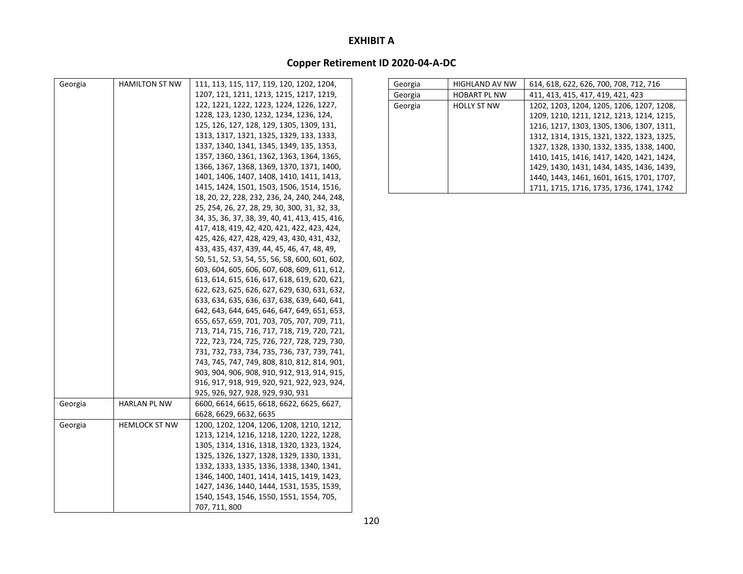# EXHIBIT A

## Copper Retirement ID 2020-04-A-DC

| | | |
|---|---|---|
| Georgia | HAMILTON ST NW | 111, 113, 115, 117, 119, 120, 1202, 1204, 1207, 121, 1211, 1213, 1215, 1217, 1219, 122, 1221, 1222, 1223, 1224, 1226, 1227, 1228, 123, 1230, 1232, 1234, 1236, 124, 125, 126, 127, 128, 129, 1305, 1309, 131, 1313, 1317, 1321, 1325, 1329, 133, 1333, 1337, 1340, 1341, 1345, 1349, 135, 1353, 1357, 1360, 1361, 1362, 1363, 1364, 1365, 1366, 1367, 1368, 1369, 1370, 1371, 1400, 1401, 1406, 1407, 1408, 1410, 1411, 1413, 1415, 1424, 1501, 1503, 1506, 1514, 1516, 18, 20, 22, 228, 232, 236, 24, 240, 244, 248, 25, 254, 26, 27, 28, 29, 30, 300, 31, 32, 33, 34, 35, 36, 37, 38, 39, 40, 41, 413, 415, 416, 417, 418, 419, 42, 420, 421, 422, 423, 424, 425, 426, 427, 428, 429, 43, 430, 431, 432, 433, 435, 437, 439, 44, 45, 46, 47, 48, 49, 50, 51, 52, 53, 54, 55, 56, 58, 600, 601, 602, 603, 604, 605, 606, 607, 608, 609, 611, 612, 613, 614, 615, 616, 617, 618, 619, 620, 621, 622, 623, 625, 626, 627, 629, 630, 631, 632, 633, 634, 635, 636, 637, 638, 639, 640, 641, 642, 643, 644, 645, 646, 647, 649, 651, 653, 655, 657, 659, 701, 703, 705, 707, 709, 711, 713, 714, 715, 716, 717, 718, 719, 720, 721, 722, 723, 724, 725, 726, 727, 728, 729, 730, 731, 732, 733, 734, 735, 736, 737, 739, 741, 743, 745, 747, 749, 808, 810, 812, 814, 901, 903, 904, 906, 908, 910, 912, 913, 914, 915, 916, 917, 918, 919, 920, 921, 922, 923, 924, 925, 926, 927, 928, 929, 930, 931 |
| Georgia | HARLAN PL NW | 6600, 6614, 6615, 6618, 6622, 6625, 6627, 6628, 6629, 6632, 6635 |
| Georgia | HEMLOCK ST NW | 1200, 1202, 1204, 1206, 1208, 1210, 1212, 1213, 1214, 1216, 1218, 1220, 1222, 1228, 1305, 1314, 1316, 1318, 1320, 1323, 1324, 1325, 1326, 1327, 1328, 1329, 1330, 1331, 1332, 1333, 1335, 1336, 1338, 1340, 1341, 1346, 1400, 1401, 1414, 1415, 1419, 1423, 1427, 1436, 1440, 1444, 1531, 1535, 1539, 1540, 1543, 1546, 1550, 1551, 1554, 705, 707, 711, 800 |
| Georgia | HIGHLAND AV NW | 614, 618, 622, 626, 700, 708, 712, 716 |
| Georgia | HOBART PL NW | 411, 413, 415, 417, 419, 421, 423 |
| Georgia | HOLLY ST NW | 1202, 1203, 1204, 1205, 1206, 1207, 1208, 1209, 1210, 1211, 1212, 1213, 1214, 1215, 1216, 1217, 1303, 1305, 1306, 1307, 1311, 1312, 1314, 1315, 1321, 1322, 1323, 1325, 1327, 1328, 1330, 1332, 1335, 1338, 1400, 1410, 1415, 1416, 1417, 1420, 1421, 1424, 1429, 1430, 1431, 1434, 1435, 1436, 1439, 1440, 1443, 1461, 1601, 1615, 1701, 1707, 1711, 1715, 1716, 1735, 1736, 1741, 1742 |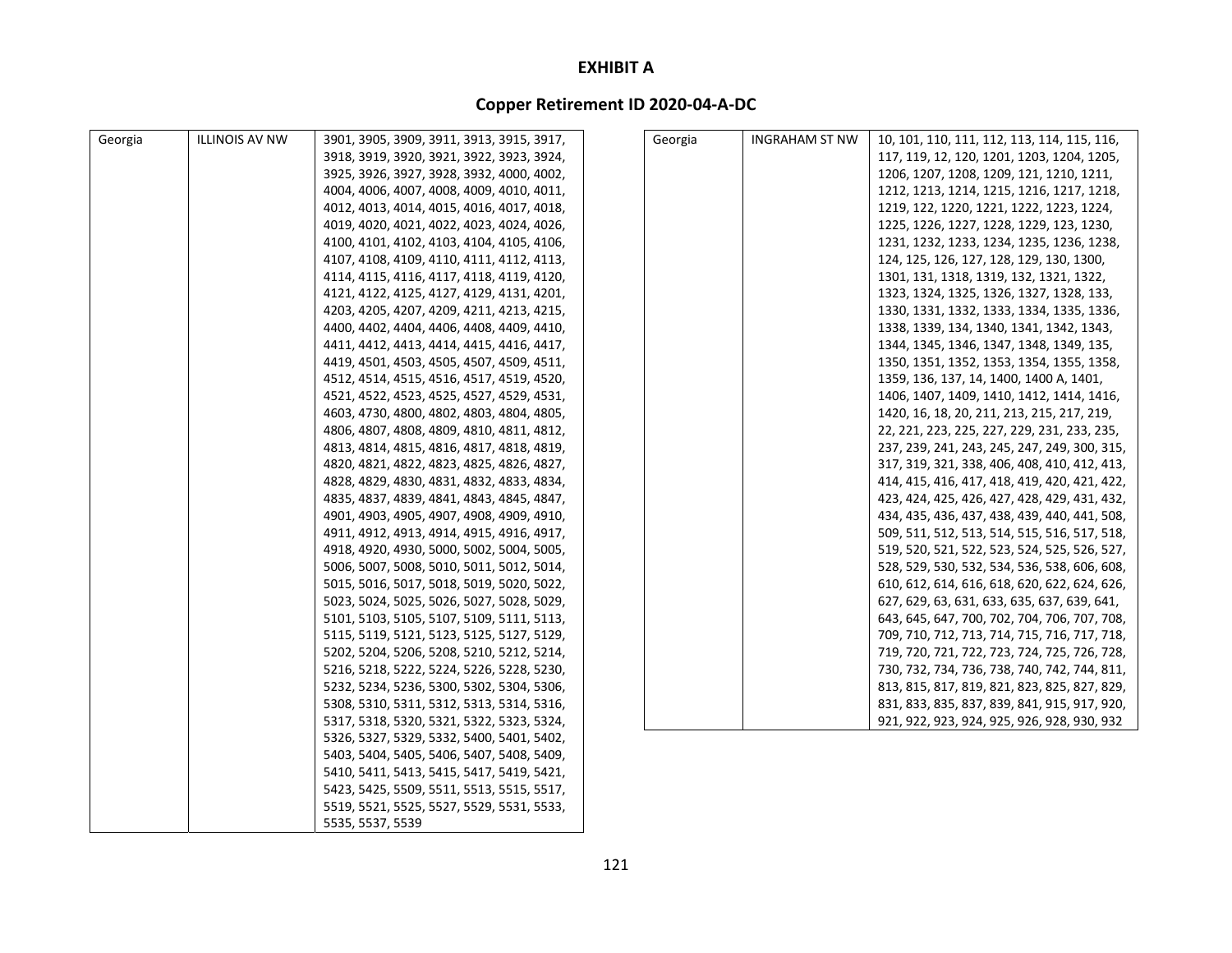# EXHIBIT A

## Copper Retirement ID 2020-04-A-DC

| | | |
|---|---|---|
| Georgia | ILLINOIS AV NW | 3901, 3905, 3909, 3911, 3913, 3915, 3917, 3918, 3919, 3920, 3921, 3922, 3923, 3924, 3925, 3926, 3927, 3928, 3932, 4000, 4002, 4004, 4006, 4007, 4008, 4009, 4010, 4011, 4012, 4013, 4014, 4015, 4016, 4017, 4018, 4019, 4020, 4021, 4022, 4023, 4024, 4026, 4100, 4101, 4102, 4103, 4104, 4105, 4106, 4107, 4108, 4109, 4110, 4111, 4112, 4113, 4114, 4115, 4116, 4117, 4118, 4119, 4120, 4121, 4122, 4125, 4127, 4129, 4131, 4201, 4203, 4205, 4207, 4209, 4211, 4213, 4215, 4400, 4402, 4404, 4406, 4408, 4409, 4410, 4411, 4412, 4413, 4414, 4415, 4416, 4417, 4419, 4501, 4503, 4505, 4507, 4509, 4511, 4512, 4514, 4515, 4516, 4517, 4519, 4520, 4521, 4522, 4523, 4525, 4527, 4529, 4531, 4603, 4730, 4800, 4802, 4803, 4804, 4805, 4806, 4807, 4808, 4809, 4810, 4811, 4812, 4813, 4814, 4815, 4816, 4817, 4818, 4819, 4820, 4821, 4822, 4823, 4825, 4826, 4827, 4828, 4829, 4830, 4831, 4832, 4833, 4834, 4835, 4837, 4839, 4841, 4843, 4845, 4847, 4901, 4903, 4905, 4907, 4908, 4909, 4910, 4911, 4912, 4913, 4914, 4915, 4916, 4917, 4918, 4920, 4930, 5000, 5002, 5004, 5005, 5006, 5007, 5008, 5010, 5011, 5012, 5014, 5015, 5016, 5017, 5018, 5019, 5020, 5022, 5023, 5024, 5025, 5026, 5027, 5028, 5029, 5101, 5103, 5105, 5107, 5109, 5111, 5113, 5115, 5119, 5121, 5123, 5125, 5127, 5129, 5202, 5204, 5206, 5208, 5210, 5212, 5214, 5216, 5218, 5222, 5224, 5226, 5228, 5230, 5232, 5234, 5236, 5300, 5302, 5304, 5306, 5308, 5310, 5311, 5312, 5313, 5314, 5316, 5317, 5318, 5320, 5321, 5322, 5323, 5324, 5326, 5327, 5329, 5332, 5400, 5401, 5402, 5403, 5404, 5405, 5406, 5407, 5408, 5409, 5410, 5411, 5413, 5415, 5417, 5419, 5421, 5423, 5425, 5509, 5511, 5513, 5515, 5517, 5519, 5521, 5525, 5527, 5529, 5531, 5533, 5535, 5537, 5539 |
| Georgia | INGRAHAM ST NW | 10, 101, 110, 111, 112, 113, 114, 115, 116, 117, 119, 12, 120, 1201, 1203, 1204, 1205, 1206, 1207, 1208, 1209, 121, 1210, 1211, 1212, 1213, 1214, 1215, 1216, 1217, 1218, 1219, 122, 1220, 1221, 1222, 1223, 1224, 1225, 1226, 1227, 1228, 1229, 123, 1230, 1231, 1232, 1233, 1234, 1235, 1236, 1238, 124, 125, 126, 127, 128, 129, 130, 1300, 1301, 131, 1318, 1319, 132, 1321, 1322, 1323, 1324, 1325, 1326, 1327, 1328, 133, 1330, 1331, 1332, 1333, 1334, 1335, 1336, 1338, 1339, 134, 1340, 1341, 1342, 1343, 1344, 1345, 1346, 1347, 1348, 1349, 135, 1350, 1351, 1352, 1353, 1354, 1355, 1358, 1359, 136, 137, 14, 1400, 1400 A, 1401, 1406, 1407, 1409, 1410, 1412, 1414, 1416, 1420, 16, 18, 20, 211, 213, 215, 217, 219, 22, 221, 223, 225, 227, 229, 231, 233, 235, 237, 239, 241, 243, 245, 247, 249, 300, 315, 317, 319, 321, 338, 406, 408, 410, 412, 413, 414, 415, 416, 417, 418, 419, 420, 421, 422, 423, 424, 425, 426, 427, 428, 429, 431, 432, 434, 435, 436, 437, 438, 439, 440, 441, 508, 509, 511, 512, 513, 514, 515, 516, 517, 518, 519, 520, 521, 522, 523, 524, 525, 526, 527, 528, 529, 530, 532, 534, 536, 538, 606, 608, 610, 612, 614, 616, 618, 620, 622, 624, 626, 627, 629, 63, 631, 633, 635, 637, 639, 641, 643, 645, 647, 700, 702, 704, 706, 707, 708, 709, 710, 712, 713, 714, 715, 716, 717, 718, 719, 720, 721, 722, 723, 724, 725, 726, 728, 730, 732, 734, 736, 738, 740, 742, 744, 811, 813, 815, 817, 819, 821, 823, 825, 827, 829, 831, 833, 835, 837, 839, 841, 915, 917, 920, 921, 922, 923, 924, 925, 926, 928, 930, 932 |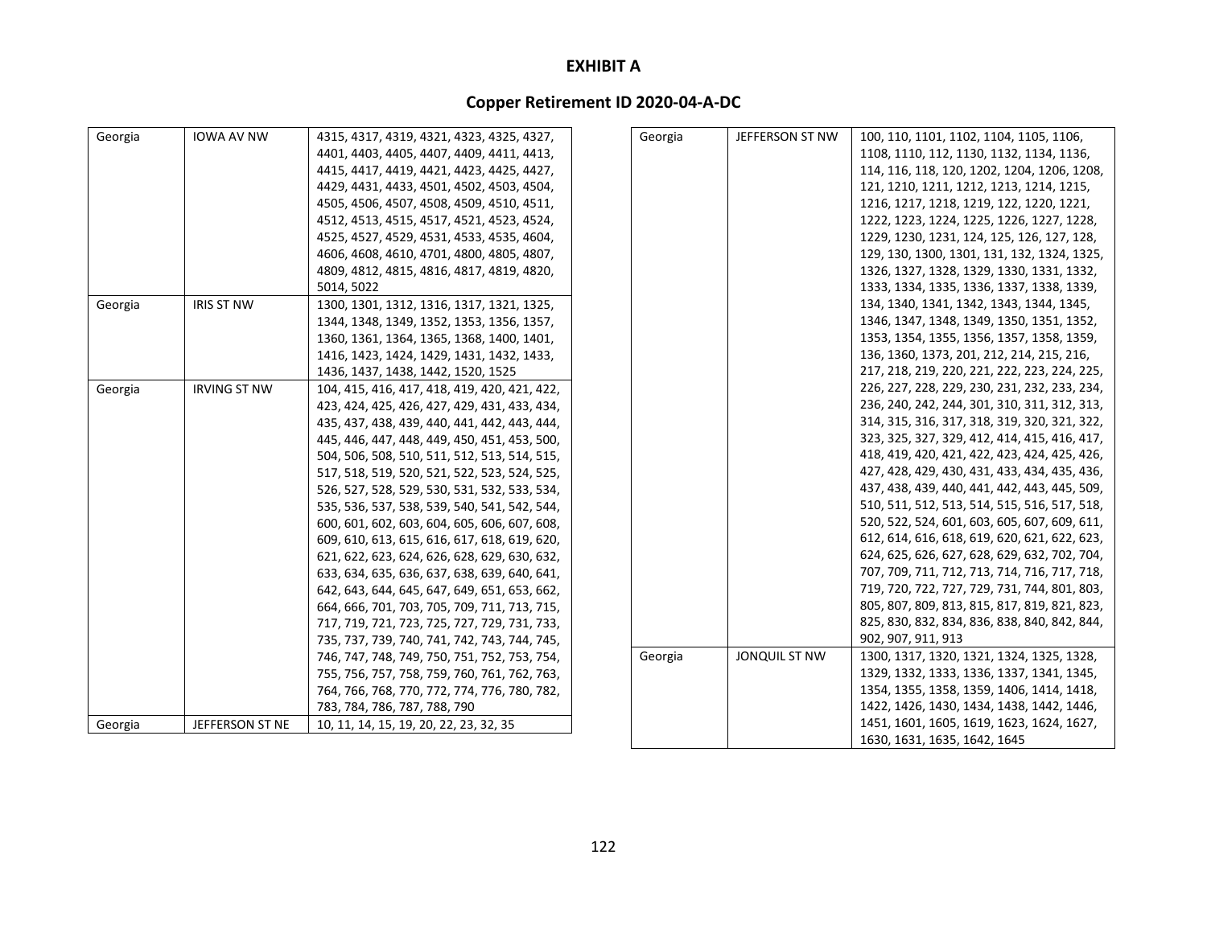# EXHIBIT A

## Copper Retirement ID 2020-04-A-DC

| | | |
|---|---|---|
| Georgia | IOWA AV NW | 4315, 4317, 4319, 4321, 4323, 4325, 4327, 4401, 4403, 4405, 4407, 4409, 4411, 4413, 4415, 4417, 4419, 4421, 4423, 4425, 4427, 4429, 4431, 4433, 4501, 4502, 4503, 4504, 4505, 4506, 4507, 4508, 4509, 4510, 4511, 4512, 4513, 4515, 4517, 4521, 4523, 4524, 4525, 4527, 4529, 4531, 4533, 4535, 4604, 4606, 4608, 4610, 4701, 4800, 4805, 4807, 4809, 4812, 4815, 4816, 4817, 4819, 4820, 5014, 5022 |
| Georgia | IRIS ST NW | 1300, 1301, 1312, 1316, 1317, 1321, 1325, 1344, 1348, 1349, 1352, 1353, 1356, 1357, 1360, 1361, 1364, 1365, 1368, 1400, 1401, 1416, 1423, 1424, 1429, 1431, 1432, 1433, 1436, 1437, 1438, 1442, 1520, 1525 |
| Georgia | IRVING ST NW | 104, 415, 416, 417, 418, 419, 420, 421, 422, 423, 424, 425, 426, 427, 429, 431, 433, 434, 435, 437, 438, 439, 440, 441, 442, 443, 444, 445, 446, 447, 448, 449, 450, 451, 453, 500, 504, 506, 508, 510, 511, 512, 513, 514, 515, 517, 518, 519, 520, 521, 522, 523, 524, 525, 526, 527, 528, 529, 530, 531, 532, 533, 534, 535, 536, 537, 538, 539, 540, 541, 542, 544, 600, 601, 602, 603, 604, 605, 606, 607, 608, 609, 610, 613, 615, 616, 617, 618, 619, 620, 621, 622, 623, 624, 626, 628, 629, 630, 632, 633, 634, 635, 636, 637, 638, 639, 640, 641, 642, 643, 644, 645, 647, 649, 651, 653, 662, 664, 666, 701, 703, 705, 709, 711, 713, 715, 717, 719, 721, 723, 725, 727, 729, 731, 733, 735, 737, 739, 740, 741, 742, 743, 744, 745, 746, 747, 748, 749, 750, 751, 752, 753, 754, 755, 756, 757, 758, 759, 760, 761, 762, 763, 764, 766, 768, 770, 772, 774, 776, 780, 782, 783, 784, 786, 787, 788, 790 |
| Georgia | JEFFERSON ST NE | 10, 11, 14, 15, 19, 20, 22, 23, 32, 35 |
| Georgia | JEFFERSON ST NW | 100, 110, 1101, 1102, 1104, 1105, 1106, 1108, 1110, 112, 1130, 1132, 1134, 1136, 114, 116, 118, 120, 1202, 1204, 1206, 1208, 121, 1210, 1211, 1212, 1213, 1214, 1215, 1216, 1217, 1218, 1219, 122, 1220, 1221, 1222, 1223, 1224, 1225, 1226, 1227, 1228, 1229, 1230, 1231, 124, 125, 126, 127, 128, 129, 130, 1300, 1301, 131, 132, 1324, 1325, 1326, 1327, 1328, 1329, 1330, 1331, 1332, 1333, 1334, 1335, 1336, 1337, 1338, 1339, 134, 1340, 1341, 1342, 1343, 1344, 1345, 1346, 1347, 1348, 1349, 1350, 1351, 1352, 1353, 1354, 1355, 1356, 1357, 1358, 1359, 136, 1360, 1373, 201, 212, 214, 215, 216, 217, 218, 219, 220, 221, 222, 223, 224, 225, 226, 227, 228, 229, 230, 231, 232, 233, 234, 236, 240, 242, 244, 301, 310, 311, 312, 313, 314, 315, 316, 317, 318, 319, 320, 321, 322, 323, 325, 327, 329, 412, 414, 415, 416, 417, 418, 419, 420, 421, 422, 423, 424, 425, 426, 427, 428, 429, 430, 431, 433, 434, 435, 436, 437, 438, 439, 440, 441, 442, 443, 445, 509, 510, 511, 512, 513, 514, 515, 516, 517, 518, 520, 522, 524, 601, 603, 605, 607, 609, 611, 612, 614, 616, 618, 619, 620, 621, 622, 623, 624, 625, 626, 627, 628, 629, 632, 702, 704, 707, 709, 711, 712, 713, 714, 716, 717, 718, 719, 720, 722, 727, 729, 731, 744, 801, 803, 805, 807, 809, 813, 815, 817, 819, 821, 823, 825, 830, 832, 834, 836, 838, 840, 842, 844, 902, 907, 911, 913 |
| Georgia | JONQUIL ST NW | 1300, 1317, 1320, 1321, 1324, 1325, 1328, 1329, 1332, 1333, 1336, 1337, 1341, 1345, 1354, 1355, 1358, 1359, 1406, 1414, 1418, 1422, 1426, 1430, 1434, 1438, 1442, 1446, 1451, 1601, 1605, 1619, 1623, 1624, 1627, 1630, 1631, 1635, 1642, 1645 |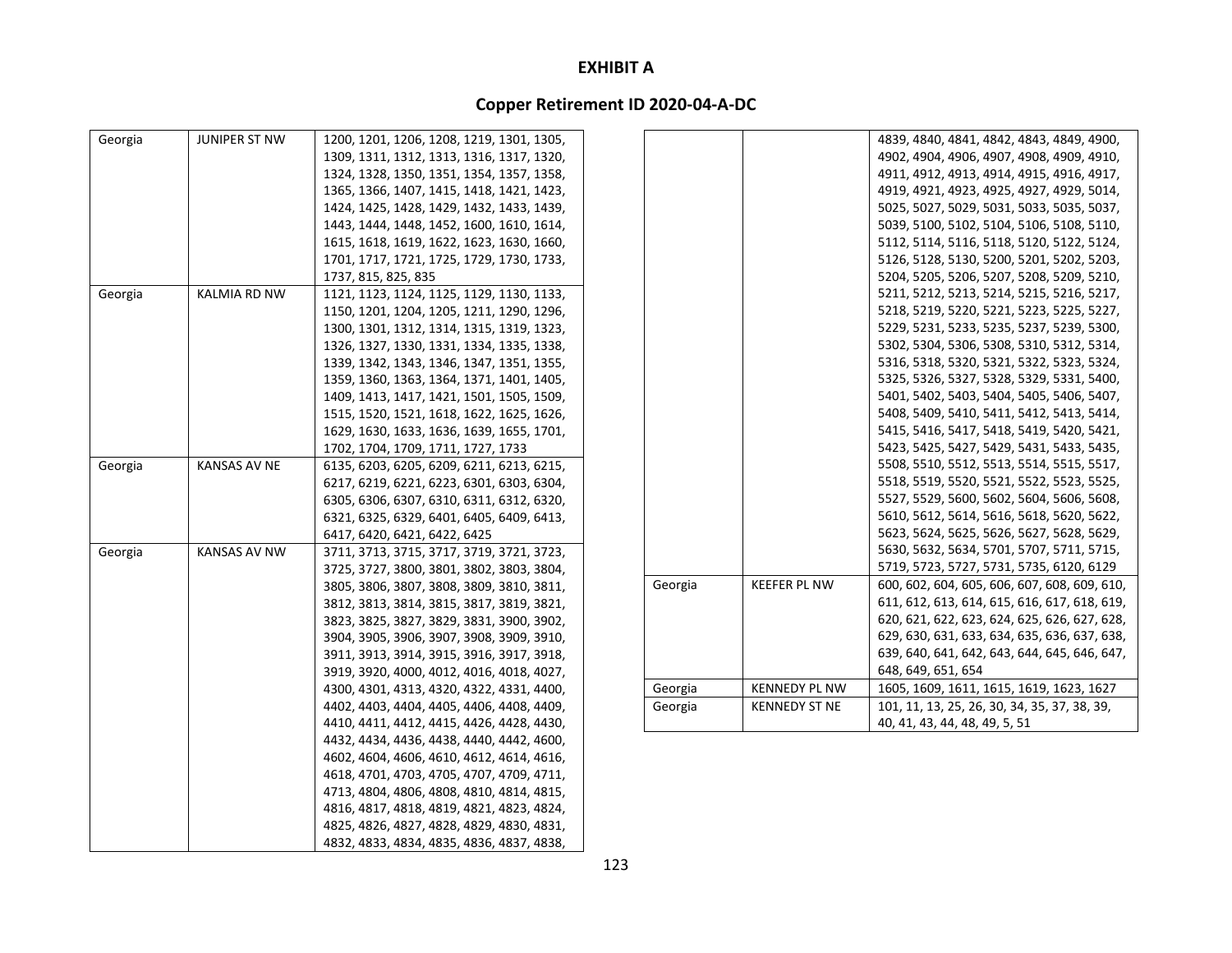# EXHIBIT A

## Copper Retirement ID 2020-04-A-DC

| | | |
|---|---|---|
| Georgia | JUNIPER ST NW | 1200, 1201, 1206, 1208, 1219, 1301, 1305, 1309, 1311, 1312, 1313, 1316, 1317, 1320, 1324, 1328, 1350, 1351, 1354, 1357, 1358, 1365, 1366, 1407, 1415, 1418, 1421, 1423, 1424, 1425, 1428, 1429, 1432, 1433, 1439, 1443, 1444, 1448, 1452, 1600, 1610, 1614, 1615, 1618, 1619, 1622, 1623, 1630, 1660, 1701, 1717, 1721, 1725, 1729, 1730, 1733, 1737, 815, 825, 835 |
| Georgia | KALMIA RD NW | 1121, 1123, 1124, 1125, 1129, 1130, 1133, 1150, 1201, 1204, 1205, 1211, 1290, 1296, 1300, 1301, 1312, 1314, 1315, 1319, 1323, 1326, 1327, 1330, 1331, 1334, 1335, 1338, 1339, 1342, 1343, 1346, 1347, 1351, 1355, 1359, 1360, 1363, 1364, 1371, 1401, 1405, 1409, 1413, 1417, 1421, 1501, 1505, 1509, 1515, 1520, 1521, 1618, 1622, 1625, 1626, 1629, 1630, 1633, 1636, 1639, 1655, 1701, 1702, 1704, 1709, 1711, 1727, 1733 |
| Georgia | KANSAS AV NE | 6135, 6203, 6205, 6209, 6211, 6213, 6215, 6217, 6219, 6221, 6223, 6301, 6303, 6304, 6305, 6306, 6307, 6310, 6311, 6312, 6320, 6321, 6325, 6329, 6401, 6405, 6409, 6413, 6417, 6420, 6421, 6422, 6425 |
| Georgia | KANSAS AV NW | 3711, 3713, 3715, 3717, 3719, 3721, 3723, 3725, 3727, 3800, 3801, 3802, 3803, 3804, 3805, 3806, 3807, 3808, 3809, 3810, 3811, 3812, 3813, 3814, 3815, 3817, 3819, 3821, 3823, 3825, 3827, 3829, 3831, 3900, 3902, 3904, 3905, 3906, 3907, 3908, 3909, 3910, 3911, 3913, 3914, 3915, 3916, 3917, 3918, 3919, 3920, 4000, 4012, 4016, 4018, 4027, 4300, 4301, 4313, 4320, 4322, 4331, 4400, 4402, 4403, 4404, 4405, 4406, 4408, 4409, 4410, 4411, 4412, 4415, 4426, 4428, 4430, 4432, 4434, 4436, 4438, 4440, 4442, 4600, 4602, 4604, 4606, 4610, 4612, 4614, 4616, 4618, 4701, 4703, 4705, 4707, 4709, 4711, 4713, 4804, 4806, 4808, 4810, 4814, 4815, 4816, 4817, 4818, 4819, 4821, 4823, 4824, 4825, 4826, 4827, 4828, 4829, 4830, 4831, 4832, 4833, 4834, 4835, 4836, 4837, 4838, 4839, 4840, 4841, 4842, 4843, 4849, 4900, 4902, 4904, 4906, 4907, 4908, 4909, 4910, 4911, 4912, 4913, 4914, 4915, 4916, 4917, 4919, 4921, 4923, 4925, 4927, 4929, 5014, 5025, 5027, 5029, 5031, 5033, 5035, 5037, 5039, 5100, 5102, 5104, 5106, 5108, 5110, 5112, 5114, 5116, 5118, 5120, 5122, 5124, 5126, 5128, 5130, 5200, 5201, 5202, 5203, 5204, 5205, 5206, 5207, 5208, 5209, 5210, 5211, 5212, 5213, 5214, 5215, 5216, 5217, 5218, 5219, 5220, 5221, 5223, 5225, 5227, 5229, 5231, 5233, 5235, 5237, 5239, 5300, 5302, 5304, 5306, 5308, 5310, 5312, 5314, 5316, 5318, 5320, 5321, 5322, 5323, 5324, 5325, 5326, 5327, 5328, 5329, 5331, 5400, 5401, 5402, 5403, 5404, 5405, 5406, 5407, 5408, 5409, 5410, 5411, 5412, 5413, 5414, 5415, 5416, 5417, 5418, 5419, 5420, 5421, 5423, 5425, 5427, 5429, 5431, 5433, 5435, 5508, 5510, 5512, 5513, 5514, 5515, 5517, 5518, 5519, 5520, 5521, 5522, 5523, 5525, 5527, 5529, 5600, 5602, 5604, 5606, 5608, 5610, 5612, 5614, 5616, 5618, 5620, 5622, 5623, 5624, 5625, 5626, 5627, 5628, 5629, 5630, 5632, 5634, 5701, 5707, 5711, 5715, 5719, 5723, 5727, 5731, 5735, 6120, 6129 |
| Georgia | KEEFER PL NW | 600, 602, 604, 605, 606, 607, 608, 609, 610, 611, 612, 613, 614, 615, 616, 617, 618, 619, 620, 621, 622, 623, 624, 625, 626, 627, 628, 629, 630, 631, 633, 634, 635, 636, 637, 638, 639, 640, 641, 642, 643, 644, 645, 646, 647, 648, 649, 651, 654 |
| Georgia | KENNEDY PL NW | 1605, 1609, 1611, 1615, 1619, 1623, 1627 |
| Georgia | KENNEDY ST NE | 101, 11, 13, 25, 26, 30, 34, 35, 37, 38, 39, 40, 41, 43, 44, 48, 49, 5, 51 |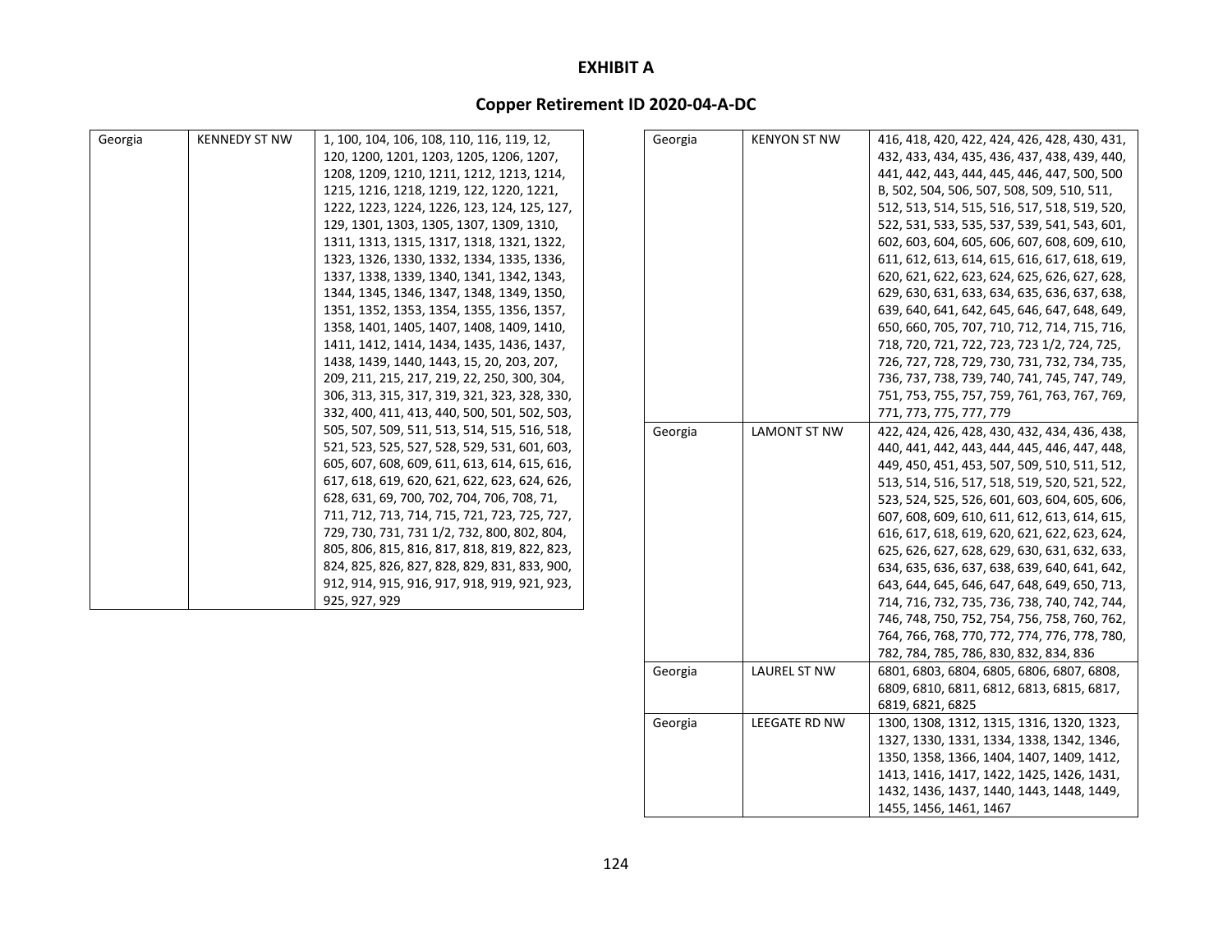**EXHIBIT A**

**Copper Retirement ID 2020-04-A-DC**

| | | |
|---|---|---|
| Georgia | KENNEDY ST NW | 1, 100, 104, 106, 108, 110, 116, 119, 12, 120, 1200, 1201, 1203, 1205, 1206, 1207, 1208, 1209, 1210, 1211, 1212, 1213, 1214, 1215, 1216, 1218, 1219, 122, 1220, 1221, 1222, 1223, 1224, 1226, 123, 124, 125, 127, 129, 1301, 1303, 1305, 1307, 1309, 1310, 1311, 1313, 1315, 1317, 1318, 1321, 1322, 1323, 1326, 1330, 1332, 1334, 1335, 1336, 1337, 1338, 1339, 1340, 1341, 1342, 1343, 1344, 1345, 1346, 1347, 1348, 1349, 1350, 1351, 1352, 1353, 1354, 1355, 1356, 1357, 1358, 1401, 1405, 1407, 1408, 1409, 1410, 1411, 1412, 1414, 1434, 1435, 1436, 1437, 1438, 1439, 1440, 1443, 15, 20, 203, 207, 209, 211, 215, 217, 219, 22, 250, 300, 304, 306, 313, 315, 317, 319, 321, 323, 328, 330, 332, 400, 411, 413, 440, 500, 501, 502, 503, 505, 507, 509, 511, 513, 514, 515, 516, 518, 521, 523, 525, 527, 528, 529, 531, 601, 603, 605, 607, 608, 609, 611, 613, 614, 615, 616, 617, 618, 619, 620, 621, 622, 623, 624, 626, 628, 631, 69, 700, 702, 704, 706, 708, 71, 711, 712, 713, 714, 715, 721, 723, 725, 727, 729, 730, 731, 731 1/2, 732, 800, 802, 804, 805, 806, 815, 816, 817, 818, 819, 822, 823, 824, 825, 826, 827, 828, 829, 831, 833, 900, 912, 914, 915, 916, 917, 918, 919, 921, 923, 925, 927, 929 |
| Georgia | KENYON ST NW | 416, 418, 420, 422, 424, 426, 428, 430, 431, 432, 433, 434, 435, 436, 437, 438, 439, 440, 441, 442, 443, 444, 445, 446, 447, 500, 500 B, 502, 504, 506, 507, 508, 509, 510, 511, 512, 513, 514, 515, 516, 517, 518, 519, 520, 522, 531, 533, 535, 537, 539, 541, 543, 601, 602, 603, 604, 605, 606, 607, 608, 609, 610, 611, 612, 613, 614, 615, 616, 617, 618, 619, 620, 621, 622, 623, 624, 625, 626, 627, 628, 629, 630, 631, 633, 634, 635, 636, 637, 638, 639, 640, 641, 642, 645, 646, 647, 648, 649, 650, 660, 705, 707, 710, 712, 714, 715, 716, 718, 720, 721, 722, 723, 723 1/2, 724, 725, 726, 727, 728, 729, 730, 731, 732, 734, 735, 736, 737, 738, 739, 740, 741, 745, 747, 749, 751, 753, 755, 757, 759, 761, 763, 767, 769, 771, 773, 775, 777, 779 |
| Georgia | LAMONT ST NW | 422, 424, 426, 428, 430, 432, 434, 436, 438, 440, 441, 442, 443, 444, 445, 446, 447, 448, 449, 450, 451, 453, 507, 509, 510, 511, 512, 513, 514, 516, 517, 518, 519, 520, 521, 522, 523, 524, 525, 526, 601, 603, 604, 605, 606, 607, 608, 609, 610, 611, 612, 613, 614, 615, 616, 617, 618, 619, 620, 621, 622, 623, 624, 625, 626, 627, 628, 629, 630, 631, 632, 633, 634, 635, 636, 637, 638, 639, 640, 641, 642, 643, 644, 645, 646, 647, 648, 649, 650, 713, 714, 716, 732, 735, 736, 738, 740, 742, 744, 746, 748, 750, 752, 754, 756, 758, 760, 762, 764, 766, 768, 770, 772, 774, 776, 778, 780, 782, 784, 785, 786, 830, 832, 834, 836 |
| Georgia | LAUREL ST NW | 6801, 6803, 6804, 6805, 6806, 6807, 6808, 6809, 6810, 6811, 6812, 6813, 6815, 6817, 6819, 6821, 6825 |
| Georgia | LEEGATE RD NW | 1300, 1308, 1312, 1315, 1316, 1320, 1323, 1327, 1330, 1331, 1334, 1338, 1342, 1346, 1350, 1358, 1366, 1404, 1407, 1409, 1412, 1413, 1416, 1417, 1422, 1425, 1426, 1431, 1432, 1436, 1437, 1440, 1443, 1448, 1449, 1455, 1456, 1461, 1467 |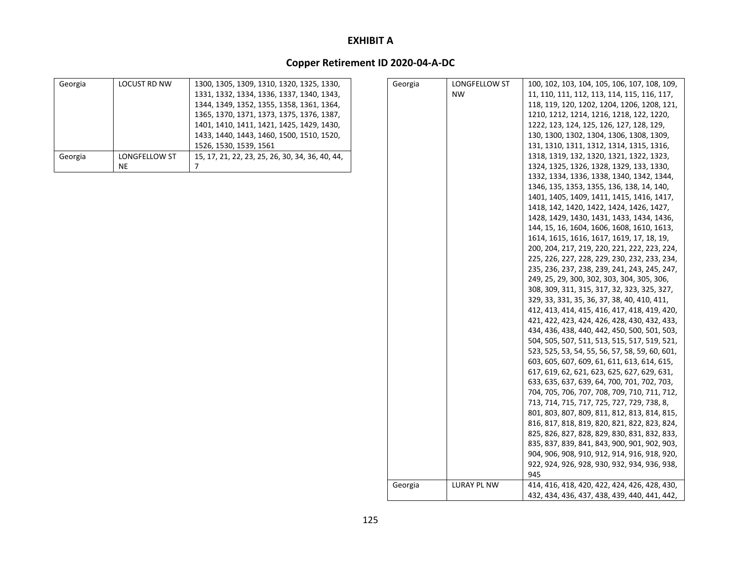# EXHIBIT A

## Copper Retirement ID 2020-04-A-DC

| | | |
|---|---|---|
| Georgia | LOCUST RD NW | 1300, 1305, 1309, 1310, 1320, 1325, 1330, 1331, 1332, 1334, 1336, 1337, 1340, 1343, 1344, 1349, 1352, 1355, 1358, 1361, 1364, 1365, 1370, 1371, 1373, 1375, 1376, 1387, 1401, 1410, 1411, 1421, 1425, 1429, 1430, 1433, 1440, 1443, 1460, 1500, 1510, 1520, 1526, 1530, 1539, 1561 |
| Georgia | LONGFELLOW ST NE | 15, 17, 21, 22, 23, 25, 26, 30, 34, 36, 40, 44, 7 |
| Georgia | LONGFELLOW ST NW | 100, 102, 103, 104, 105, 106, 107, 108, 109, 11, 110, 111, 112, 113, 114, 115, 116, 117, 118, 119, 120, 1202, 1204, 1206, 1208, 121, 1210, 1212, 1214, 1216, 1218, 122, 1220, 1222, 123, 124, 125, 126, 127, 128, 129, 130, 1300, 1302, 1304, 1306, 1308, 1309, 131, 1310, 1311, 1312, 1314, 1315, 1316, 1318, 1319, 132, 1320, 1321, 1322, 1323, 1324, 1325, 1326, 1328, 1329, 133, 1330, 1332, 1334, 1336, 1338, 1340, 1342, 1344, 1346, 135, 1353, 1355, 136, 138, 14, 140, 1401, 1405, 1409, 1411, 1415, 1416, 1417, 1418, 142, 1420, 1422, 1424, 1426, 1427, 1428, 1429, 1430, 1431, 1433, 1434, 1436, 144, 15, 16, 1604, 1606, 1608, 1610, 1613, 1614, 1615, 1616, 1617, 1619, 17, 18, 19, 200, 204, 217, 219, 220, 221, 222, 223, 224, 225, 226, 227, 228, 229, 230, 232, 233, 234, 235, 236, 237, 238, 239, 241, 243, 245, 247, 249, 25, 29, 300, 302, 303, 304, 305, 306, 308, 309, 311, 315, 317, 32, 323, 325, 327, 329, 33, 331, 35, 36, 37, 38, 40, 410, 411, 412, 413, 414, 415, 416, 417, 418, 419, 420, 421, 422, 423, 424, 426, 428, 430, 432, 433, 434, 436, 438, 440, 442, 450, 500, 501, 503, 504, 505, 507, 511, 513, 515, 517, 519, 521, 523, 525, 53, 54, 55, 56, 57, 58, 59, 60, 601, 603, 605, 607, 609, 61, 611, 613, 614, 615, 617, 619, 62, 621, 623, 625, 627, 629, 631, 633, 635, 637, 639, 64, 700, 701, 702, 703, 704, 705, 706, 707, 708, 709, 710, 711, 712, 713, 714, 715, 717, 725, 727, 729, 738, 8, 801, 803, 807, 809, 811, 812, 813, 814, 815, 816, 817, 818, 819, 820, 821, 822, 823, 824, 825, 826, 827, 828, 829, 830, 831, 832, 833, 835, 837, 839, 841, 843, 900, 901, 902, 903, 904, 906, 908, 910, 912, 914, 916, 918, 920, 922, 924, 926, 928, 930, 932, 934, 936, 938, 945 |
| Georgia | LURAY PL NW | 414, 416, 418, 420, 422, 424, 426, 428, 430, 432, 434, 436, 437, 438, 439, 440, 441, 442, |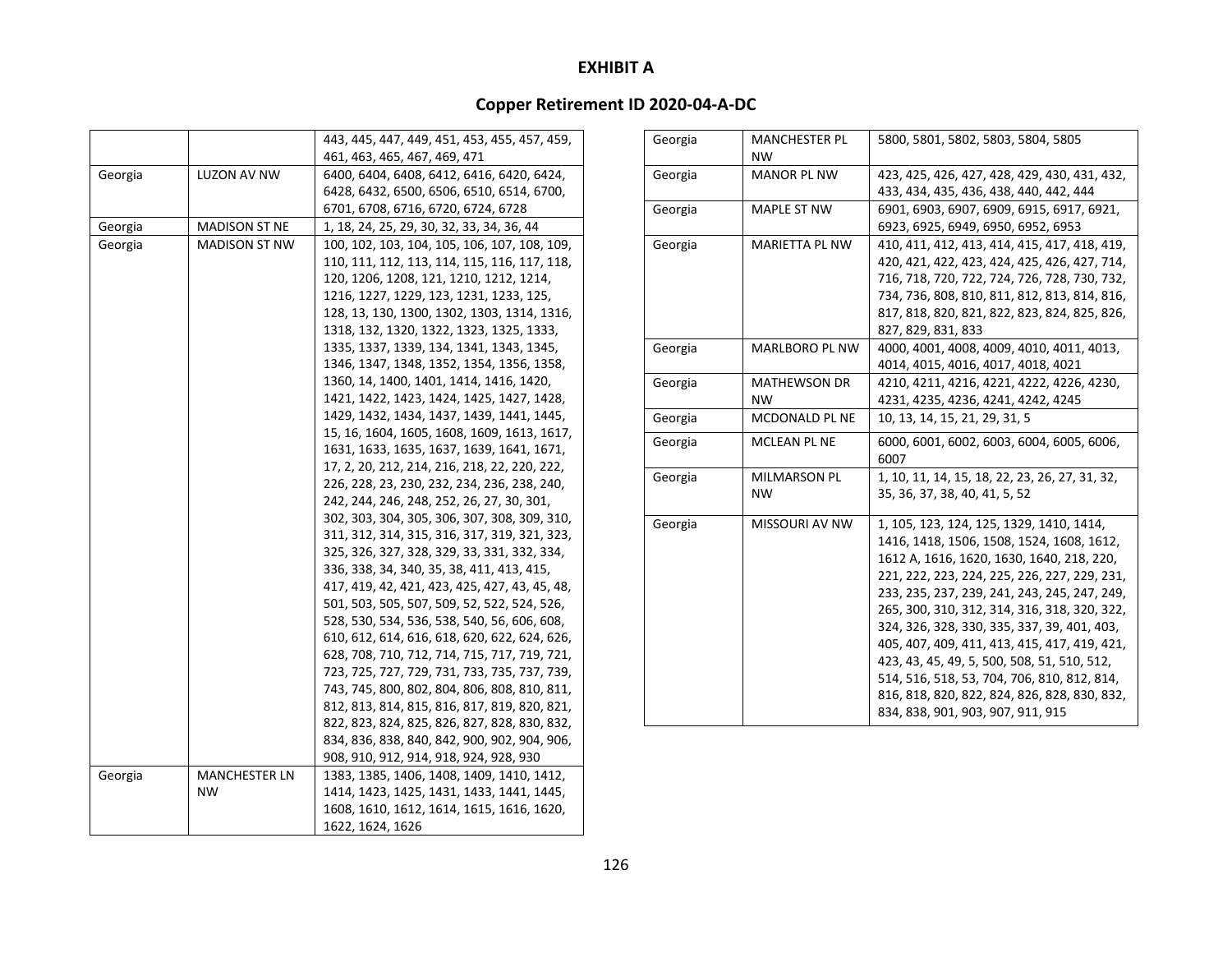**EXHIBIT A**

**Copper Retirement ID 2020-04-A-DC**

| | | |
|---|---|---|
| | | 443, 445, 447, 449, 451, 453, 455, 457, 459, 461, 463, 465, 467, 469, 471 |
| Georgia | LUZON AV NW | 6400, 6404, 6408, 6412, 6416, 6420, 6424, 6428, 6432, 6500, 6506, 6510, 6514, 6700, 6701, 6708, 6716, 6720, 6724, 6728 |
| Georgia | MADISON ST NE | 1, 18, 24, 25, 29, 30, 32, 33, 34, 36, 44 |
| Georgia | MADISON ST NW | 100, 102, 103, 104, 105, 106, 107, 108, 109, 110, 111, 112, 113, 114, 115, 116, 117, 118, 120, 1206, 1208, 121, 1210, 1212, 1214, 1216, 1227, 1229, 123, 1231, 1233, 125, 128, 13, 130, 1300, 1302, 1303, 1314, 1316, 1318, 132, 1320, 1322, 1323, 1325, 1333, 1335, 1337, 1339, 134, 1341, 1343, 1345, 1346, 1347, 1348, 1352, 1354, 1356, 1358, 1360, 14, 1400, 1401, 1414, 1416, 1420, 1421, 1422, 1423, 1424, 1425, 1427, 1428, 1429, 1432, 1434, 1437, 1439, 1441, 1445, 15, 16, 1604, 1605, 1608, 1609, 1613, 1617, 1631, 1633, 1635, 1637, 1639, 1641, 1671, 17, 2, 20, 212, 214, 216, 218, 22, 220, 222, 226, 228, 23, 230, 232, 234, 236, 238, 240, 242, 244, 246, 248, 252, 26, 27, 30, 301, 302, 303, 304, 305, 306, 307, 308, 309, 310, 311, 312, 314, 315, 316, 317, 319, 321, 323, 325, 326, 327, 328, 329, 33, 331, 332, 334, 336, 338, 34, 340, 35, 38, 411, 413, 415, 417, 419, 42, 421, 423, 425, 427, 43, 45, 48, 501, 503, 505, 507, 509, 52, 522, 524, 526, 528, 530, 534, 536, 538, 540, 56, 606, 608, 610, 612, 614, 616, 618, 620, 622, 624, 626, 628, 708, 710, 712, 714, 715, 717, 719, 721, 723, 725, 727, 729, 731, 733, 735, 737, 739, 743, 745, 800, 802, 804, 806, 808, 810, 811, 812, 813, 814, 815, 816, 817, 819, 820, 821, 822, 823, 824, 825, 826, 827, 828, 830, 832, 834, 836, 838, 840, 842, 900, 902, 904, 906, 908, 910, 912, 914, 918, 924, 928, 930 |
| Georgia | MANCHESTER LN NW | 1383, 1385, 1406, 1408, 1409, 1410, 1412, 1414, 1423, 1425, 1431, 1433, 1441, 1445, 1608, 1610, 1612, 1614, 1615, 1616, 1620, 1622, 1624, 1626 |
| Georgia | MANCHESTER PL NW | 5800, 5801, 5802, 5803, 5804, 5805 |
| Georgia | MANOR PL NW | 423, 425, 426, 427, 428, 429, 430, 431, 432, 433, 434, 435, 436, 438, 440, 442, 444 |
| Georgia | MAPLE ST NW | 6901, 6903, 6907, 6909, 6915, 6917, 6921, 6923, 6925, 6949, 6950, 6952, 6953 |
| Georgia | MARIETTA PL NW | 410, 411, 412, 413, 414, 415, 417, 418, 419, 420, 421, 422, 423, 424, 425, 426, 427, 714, 716, 718, 720, 722, 724, 726, 728, 730, 732, 734, 736, 808, 810, 811, 812, 813, 814, 816, 817, 818, 820, 821, 822, 823, 824, 825, 826, 827, 829, 831, 833 |
| Georgia | MARLBORO PL NW | 4000, 4001, 4008, 4009, 4010, 4011, 4013, 4014, 4015, 4016, 4017, 4018, 4021 |
| Georgia | MATHEWSON DR NW | 4210, 4211, 4216, 4221, 4222, 4226, 4230, 4231, 4235, 4236, 4241, 4242, 4245 |
| Georgia | MCDONALD PL NE | 10, 13, 14, 15, 21, 29, 31, 5 |
| Georgia | MCLEAN PL NE | 6000, 6001, 6002, 6003, 6004, 6005, 6006, 6007 |
| Georgia | MILMARSON PL NW | 1, 10, 11, 14, 15, 18, 22, 23, 26, 27, 31, 32, 35, 36, 37, 38, 40, 41, 5, 52 |
| Georgia | MISSOURI AV NW | 1, 105, 123, 124, 125, 1329, 1410, 1414, 1416, 1418, 1506, 1508, 1524, 1608, 1612, 1612 A, 1616, 1620, 1630, 1640, 218, 220, 221, 222, 223, 224, 225, 226, 227, 229, 231, 233, 235, 237, 239, 241, 243, 245, 247, 249, 265, 300, 310, 312, 314, 316, 318, 320, 322, 324, 326, 328, 330, 335, 337, 39, 401, 403, 405, 407, 409, 411, 413, 415, 417, 419, 421, 423, 43, 45, 49, 5, 500, 508, 51, 510, 512, 514, 516, 518, 53, 704, 706, 810, 812, 814, 816, 818, 820, 822, 824, 826, 828, 830, 832, 834, 838, 901, 903, 907, 911, 915 |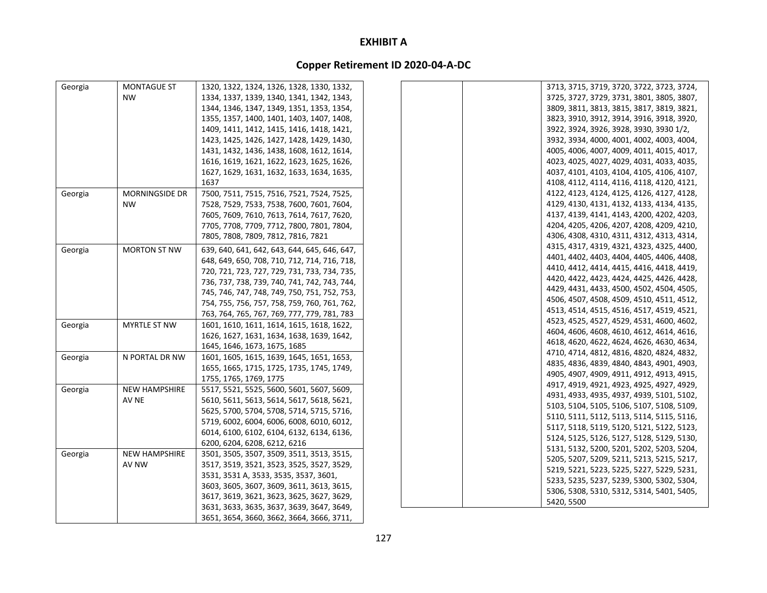# EXHIBIT A

## Copper Retirement ID 2020-04-A-DC

| | | |
|---|---|---|
| Georgia | MONTAGUE ST NW | 1320, 1322, 1324, 1326, 1328, 1330, 1332, 1334, 1337, 1339, 1340, 1341, 1342, 1343, 1344, 1346, 1347, 1349, 1351, 1353, 1354, 1355, 1357, 1400, 1401, 1403, 1407, 1408, 1409, 1411, 1412, 1415, 1416, 1418, 1421, 1423, 1425, 1426, 1427, 1428, 1429, 1430, 1431, 1432, 1436, 1438, 1608, 1612, 1614, 1616, 1619, 1621, 1622, 1623, 1625, 1626, 1627, 1629, 1631, 1632, 1633, 1634, 1635, 1637 |
| Georgia | MORNINGSIDE DR NW | 7500, 7511, 7515, 7516, 7521, 7524, 7525, 7528, 7529, 7533, 7538, 7600, 7601, 7604, 7605, 7609, 7610, 7613, 7614, 7617, 7620, 7705, 7708, 7709, 7712, 7800, 7801, 7804, 7805, 7808, 7809, 7812, 7816, 7821 |
| Georgia | MORTON ST NW | 639, 640, 641, 642, 643, 644, 645, 646, 647, 648, 649, 650, 708, 710, 712, 714, 716, 718, 720, 721, 723, 727, 729, 731, 733, 734, 735, 736, 737, 738, 739, 740, 741, 742, 743, 744, 745, 746, 747, 748, 749, 750, 751, 752, 753, 754, 755, 756, 757, 758, 759, 760, 761, 762, 763, 764, 765, 767, 769, 777, 779, 781, 783 |
| Georgia | MYRTLE ST NW | 1601, 1610, 1611, 1614, 1615, 1618, 1622, 1626, 1627, 1631, 1634, 1638, 1639, 1642, 1645, 1646, 1673, 1675, 1685 |
| Georgia | N PORTAL DR NW | 1601, 1605, 1615, 1639, 1645, 1651, 1653, 1655, 1665, 1715, 1725, 1735, 1745, 1749, 1755, 1765, 1769, 1775 |
| Georgia | NEW HAMPSHIRE AV NE | 5517, 5521, 5525, 5600, 5601, 5607, 5609, 5610, 5611, 5613, 5614, 5617, 5618, 5621, 5625, 5700, 5704, 5708, 5714, 5715, 5716, 5719, 6002, 6004, 6006, 6008, 6010, 6012, 6014, 6100, 6102, 6104, 6132, 6134, 6136, 6200, 6204, 6208, 6212, 6216 |
| Georgia | NEW HAMPSHIRE AV NW | 3501, 3505, 3507, 3509, 3511, 3513, 3515, 3517, 3519, 3521, 3523, 3525, 3527, 3529, 3531, 3531 A, 3533, 3535, 3537, 3601, 3603, 3605, 3607, 3609, 3611, 3613, 3615, 3617, 3619, 3621, 3623, 3625, 3627, 3629, 3631, 3633, 3635, 3637, 3639, 3647, 3649, 3651, 3654, 3660, 3662, 3664, 3666, 3711, 3713, 3715, 3719, 3720, 3722, 3723, 3724, 3725, 3727, 3729, 3731, 3801, 3805, 3807, 3809, 3811, 3813, 3815, 3817, 3819, 3821, 3823, 3910, 3912, 3914, 3916, 3918, 3920, 3922, 3924, 3926, 3928, 3930, 3930 1/2, 3932, 3934, 4000, 4001, 4002, 4003, 4004, 4005, 4006, 4007, 4009, 4011, 4015, 4017, 4023, 4025, 4027, 4029, 4031, 4033, 4035, 4037, 4101, 4103, 4104, 4105, 4106, 4107, 4108, 4112, 4114, 4116, 4118, 4120, 4121, 4122, 4123, 4124, 4125, 4126, 4127, 4128, 4129, 4130, 4131, 4132, 4133, 4134, 4135, 4137, 4139, 4141, 4143, 4200, 4202, 4203, 4204, 4205, 4206, 4207, 4208, 4209, 4210, 4306, 4308, 4310, 4311, 4312, 4313, 4314, 4315, 4317, 4319, 4321, 4323, 4325, 4400, 4401, 4402, 4403, 4404, 4405, 4406, 4408, 4410, 4412, 4414, 4415, 4416, 4418, 4419, 4420, 4422, 4423, 4424, 4425, 4426, 4428, 4429, 4431, 4433, 4500, 4502, 4504, 4505, 4506, 4507, 4508, 4509, 4510, 4511, 4512, 4513, 4514, 4515, 4516, 4517, 4519, 4521, 4523, 4525, 4527, 4529, 4531, 4600, 4602, 4604, 4606, 4608, 4610, 4612, 4614, 4616, 4618, 4620, 4622, 4624, 4626, 4630, 4634, 4710, 4714, 4812, 4816, 4820, 4824, 4832, 4835, 4836, 4839, 4840, 4843, 4901, 4903, 4905, 4907, 4909, 4911, 4912, 4913, 4915, 4917, 4919, 4921, 4923, 4925, 4927, 4929, 4931, 4933, 4935, 4937, 4939, 5101, 5102, 5103, 5104, 5105, 5106, 5107, 5108, 5109, 5110, 5111, 5112, 5113, 5114, 5115, 5116, 5117, 5118, 5119, 5120, 5121, 5122, 5123, 5124, 5125, 5126, 5127, 5128, 5129, 5130, 5131, 5132, 5200, 5201, 5202, 5203, 5204, 5205, 5207, 5209, 5211, 5213, 5215, 5217, 5219, 5221, 5223, 5225, 5227, 5229, 5231, 5233, 5235, 5237, 5239, 5300, 5302, 5304, 5306, 5308, 5310, 5312, 5314, 5401, 5405, 5420, 5500 |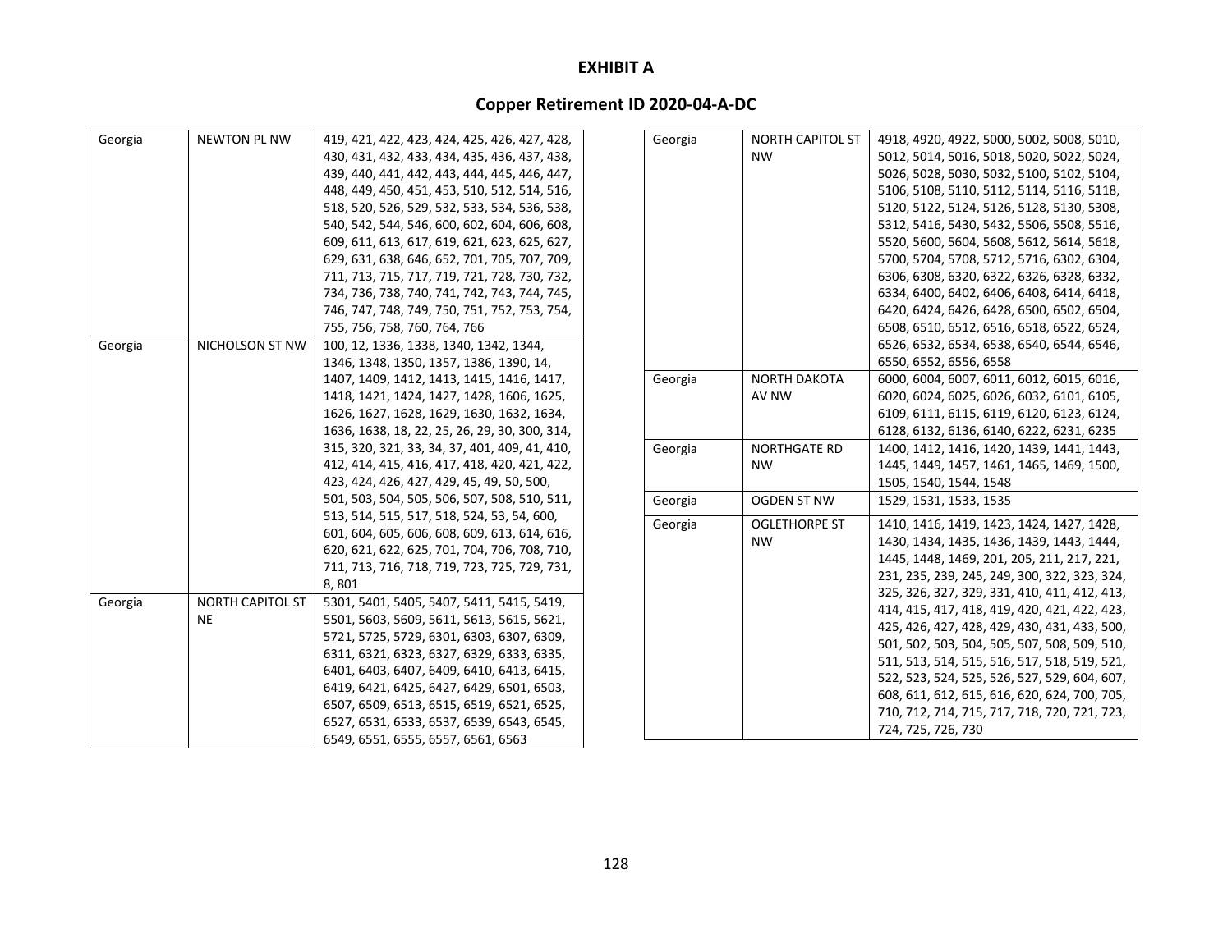# EXHIBIT A

## Copper Retirement ID 2020-04-A-DC

| | | |
|---|---|---|
| Georgia | NEWTON PL NW | 419, 421, 422, 423, 424, 425, 426, 427, 428, 430, 431, 432, 433, 434, 435, 436, 437, 438, 439, 440, 441, 442, 443, 444, 445, 446, 447, 448, 449, 450, 451, 453, 510, 512, 514, 516, 518, 520, 526, 529, 532, 533, 534, 536, 538, 540, 542, 544, 546, 600, 602, 604, 606, 608, 609, 611, 613, 617, 619, 621, 623, 625, 627, 629, 631, 638, 646, 652, 701, 705, 707, 709, 711, 713, 715, 717, 719, 721, 728, 730, 732, 734, 736, 738, 740, 741, 742, 743, 744, 745, 746, 747, 748, 749, 750, 751, 752, 753, 754, 755, 756, 758, 760, 764, 766 |
| Georgia | NICHOLSON ST NW | 100, 12, 1336, 1338, 1340, 1342, 1344, 1346, 1348, 1350, 1357, 1386, 1390, 14, 1407, 1409, 1412, 1413, 1415, 1416, 1417, 1418, 1421, 1424, 1427, 1428, 1606, 1625, 1626, 1627, 1628, 1629, 1630, 1632, 1634, 1636, 1638, 18, 22, 25, 26, 29, 30, 300, 314, 315, 320, 321, 33, 34, 37, 401, 409, 41, 410, 412, 414, 415, 416, 417, 418, 420, 421, 422, 423, 424, 426, 427, 429, 45, 49, 50, 500, 501, 503, 504, 505, 506, 507, 508, 510, 511, 513, 514, 515, 517, 518, 524, 53, 54, 600, 601, 604, 605, 606, 608, 609, 613, 614, 616, 620, 621, 622, 625, 701, 704, 706, 708, 710, 711, 713, 716, 718, 719, 723, 725, 729, 731, 8, 801 |
| Georgia | NORTH CAPITOL ST NE | 5301, 5401, 5405, 5407, 5411, 5415, 5419, 5501, 5603, 5609, 5611, 5613, 5615, 5621, 5721, 5725, 5729, 6301, 6303, 6307, 6309, 6311, 6321, 6323, 6327, 6329, 6333, 6335, 6401, 6403, 6407, 6409, 6410, 6413, 6415, 6419, 6421, 6425, 6427, 6429, 6501, 6503, 6507, 6509, 6513, 6515, 6519, 6521, 6525, 6527, 6531, 6533, 6537, 6539, 6543, 6545, 6549, 6551, 6555, 6557, 6561, 6563 |
| Georgia | NORTH CAPITOL ST NW | 4918, 4920, 4922, 5000, 5002, 5008, 5010, 5012, 5014, 5016, 5018, 5020, 5022, 5024, 5026, 5028, 5030, 5032, 5100, 5102, 5104, 5106, 5108, 5110, 5112, 5114, 5116, 5118, 5120, 5122, 5124, 5126, 5128, 5130, 5308, 5312, 5416, 5430, 5432, 5506, 5508, 5516, 5520, 5600, 5604, 5608, 5612, 5614, 5618, 5700, 5704, 5708, 5712, 5716, 6302, 6304, 6306, 6308, 6320, 6322, 6326, 6328, 6332, 6334, 6400, 6402, 6406, 6408, 6414, 6418, 6420, 6424, 6426, 6428, 6500, 6502, 6504, 6508, 6510, 6512, 6516, 6518, 6522, 6524, 6526, 6532, 6534, 6538, 6540, 6544, 6546, 6550, 6552, 6556, 6558 |
| Georgia | NORTH DAKOTA AV NW | 6000, 6004, 6007, 6011, 6012, 6015, 6016, 6020, 6024, 6025, 6026, 6032, 6101, 6105, 6109, 6111, 6115, 6119, 6120, 6123, 6124, 6128, 6132, 6136, 6140, 6222, 6231, 6235 |
| Georgia | NORTHGATE RD NW | 1400, 1412, 1416, 1420, 1439, 1441, 1443, 1445, 1449, 1457, 1461, 1465, 1469, 1500, 1505, 1540, 1544, 1548 |
| Georgia | OGDEN ST NW | 1529, 1531, 1533, 1535 |
| Georgia | OGLETHORPE ST NW | 1410, 1416, 1419, 1423, 1424, 1427, 1428, 1430, 1434, 1435, 1436, 1439, 1443, 1444, 1445, 1448, 1469, 201, 205, 211, 217, 221, 231, 235, 239, 245, 249, 300, 322, 323, 324, 325, 326, 327, 329, 331, 410, 411, 412, 413, 414, 415, 417, 418, 419, 420, 421, 422, 423, 425, 426, 427, 428, 429, 430, 431, 433, 500, 501, 502, 503, 504, 505, 507, 508, 509, 510, 511, 513, 514, 515, 516, 517, 518, 519, 521, 522, 523, 524, 525, 526, 527, 529, 604, 607, 608, 611, 612, 615, 616, 620, 624, 700, 705, 710, 712, 714, 715, 717, 718, 720, 721, 723, 724, 725, 726, 730 |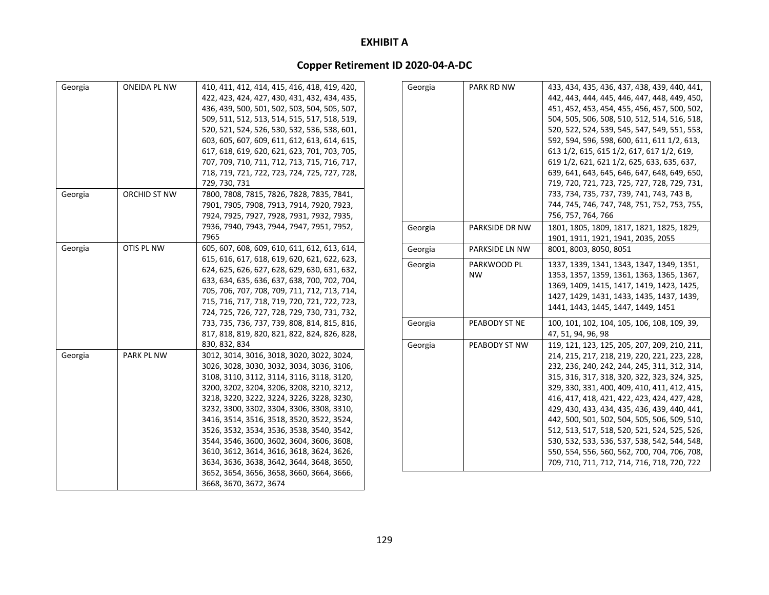# EXHIBIT A

## Copper Retirement ID 2020-04-A-DC

| | | |
|---|---|---|
| Georgia | ONEIDA PL NW | 410, 411, 412, 414, 415, 416, 418, 419, 420, 422, 423, 424, 427, 430, 431, 432, 434, 435, 436, 439, 500, 501, 502, 503, 504, 505, 507, 509, 511, 512, 513, 514, 515, 517, 518, 519, 520, 521, 524, 526, 530, 532, 536, 538, 601, 603, 605, 607, 609, 611, 612, 613, 614, 615, 617, 618, 619, 620, 621, 623, 701, 703, 705, 707, 709, 710, 711, 712, 713, 715, 716, 717, 718, 719, 721, 722, 723, 724, 725, 727, 728, 729, 730, 731 |
| Georgia | ORCHID ST NW | 7800, 7808, 7815, 7826, 7828, 7835, 7841, 7901, 7905, 7908, 7913, 7914, 7920, 7923, 7924, 7925, 7927, 7928, 7931, 7932, 7935, 7936, 7940, 7943, 7944, 7947, 7951, 7952, 7965 |
| Georgia | OTIS PL NW | 605, 607, 608, 609, 610, 611, 612, 613, 614, 615, 616, 617, 618, 619, 620, 621, 622, 623, 624, 625, 626, 627, 628, 629, 630, 631, 632, 633, 634, 635, 636, 637, 638, 700, 702, 704, 705, 706, 707, 708, 709, 711, 712, 713, 714, 715, 716, 717, 718, 719, 720, 721, 722, 723, 724, 725, 726, 727, 728, 729, 730, 731, 732, 733, 735, 736, 737, 739, 808, 814, 815, 816, 817, 818, 819, 820, 821, 822, 824, 826, 828, 830, 832, 834 |
| Georgia | PARK PL NW | 3012, 3014, 3016, 3018, 3020, 3022, 3024, 3026, 3028, 3030, 3032, 3034, 3036, 3106, 3108, 3110, 3112, 3114, 3116, 3118, 3120, 3200, 3202, 3204, 3206, 3208, 3210, 3212, 3218, 3220, 3222, 3224, 3226, 3228, 3230, 3232, 3300, 3302, 3304, 3306, 3308, 3310, 3416, 3514, 3516, 3518, 3520, 3522, 3524, 3526, 3532, 3534, 3536, 3538, 3540, 3542, 3544, 3546, 3600, 3602, 3604, 3606, 3608, 3610, 3612, 3614, 3616, 3618, 3624, 3626, 3634, 3636, 3638, 3642, 3644, 3648, 3650, 3652, 3654, 3656, 3658, 3660, 3664, 3666, 3668, 3670, 3672, 3674 |
| Georgia | PARK RD NW | 433, 434, 435, 436, 437, 438, 439, 440, 441, 442, 443, 444, 445, 446, 447, 448, 449, 450, 451, 452, 453, 454, 455, 456, 457, 500, 502, 504, 505, 506, 508, 510, 512, 514, 516, 518, 520, 522, 524, 539, 545, 547, 549, 551, 553, 592, 594, 596, 598, 600, 611, 611 1/2, 613, 613 1/2, 615, 615 1/2, 617, 617 1/2, 619, 619 1/2, 621, 621 1/2, 625, 633, 635, 637, 639, 641, 643, 645, 646, 647, 648, 649, 650, 719, 720, 721, 723, 725, 727, 728, 729, 731, 733, 734, 735, 737, 739, 741, 743, 743 B, 744, 745, 746, 747, 748, 751, 752, 753, 755, 756, 757, 764, 766 |
| Georgia | PARKSIDE DR NW | 1801, 1805, 1809, 1817, 1821, 1825, 1829, 1901, 1911, 1921, 1941, 2035, 2055 |
| Georgia | PARKSIDE LN NW | 8001, 8003, 8050, 8051 |
| Georgia | PARKWOOD PL NW | 1337, 1339, 1341, 1343, 1347, 1349, 1351, 1353, 1357, 1359, 1361, 1363, 1365, 1367, 1369, 1409, 1415, 1417, 1419, 1423, 1425, 1427, 1429, 1431, 1433, 1435, 1437, 1439, 1441, 1443, 1445, 1447, 1449, 1451 |
| Georgia | PEABODY ST NE | 100, 101, 102, 104, 105, 106, 108, 109, 39, 47, 51, 94, 96, 98 |
| Georgia | PEABODY ST NW | 119, 121, 123, 125, 205, 207, 209, 210, 211, 214, 215, 217, 218, 219, 220, 221, 223, 228, 232, 236, 240, 242, 244, 245, 311, 312, 314, 315, 316, 317, 318, 320, 322, 323, 324, 325, 329, 330, 331, 400, 409, 410, 411, 412, 415, 416, 417, 418, 421, 422, 423, 424, 427, 428, 429, 430, 433, 434, 435, 436, 439, 440, 441, 442, 500, 501, 502, 504, 505, 506, 509, 510, 512, 513, 517, 518, 520, 521, 524, 525, 526, 530, 532, 533, 536, 537, 538, 542, 544, 548, 550, 554, 556, 560, 562, 700, 704, 706, 708, 709, 710, 711, 712, 714, 716, 718, 720, 722 |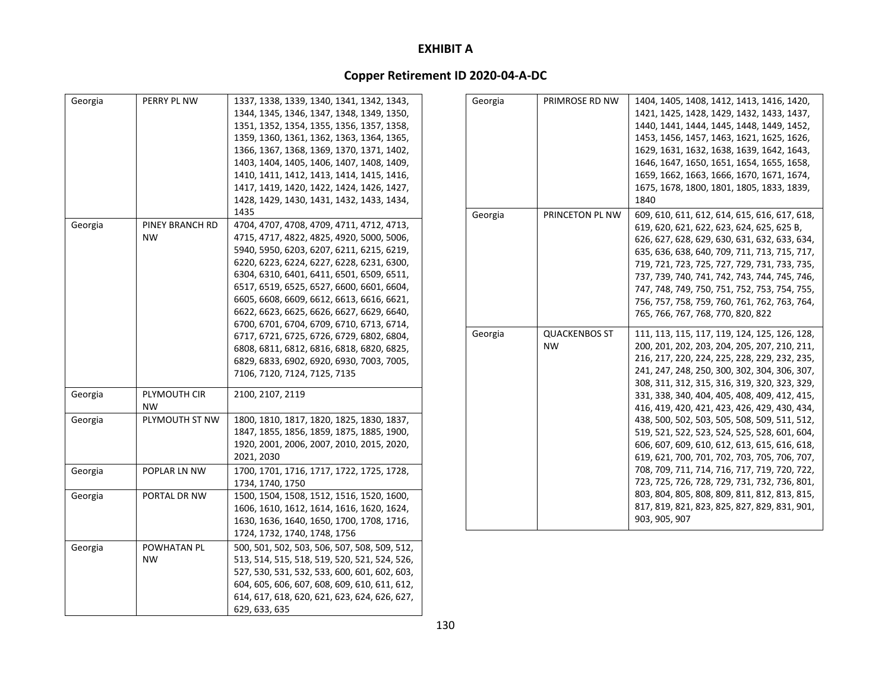# EXHIBIT A

## Copper Retirement ID 2020-04-A-DC

| | | |
|---|---|---|
| Georgia | PERRY PL NW | 1337, 1338, 1339, 1340, 1341, 1342, 1343, 1344, 1345, 1346, 1347, 1348, 1349, 1350, 1351, 1352, 1354, 1355, 1356, 1357, 1358, 1359, 1360, 1361, 1362, 1363, 1364, 1365, 1366, 1367, 1368, 1369, 1370, 1371, 1402, 1403, 1404, 1405, 1406, 1407, 1408, 1409, 1410, 1411, 1412, 1413, 1414, 1415, 1416, 1417, 1419, 1420, 1422, 1424, 1426, 1427, 1428, 1429, 1430, 1431, 1432, 1433, 1434, 1435 |
| Georgia | PINEY BRANCH RD NW | 4704, 4707, 4708, 4709, 4711, 4712, 4713, 4715, 4717, 4822, 4825, 4920, 5000, 5006, 5940, 5950, 6203, 6207, 6211, 6215, 6219, 6220, 6223, 6224, 6227, 6228, 6231, 6300, 6304, 6310, 6401, 6411, 6501, 6509, 6511, 6517, 6519, 6525, 6527, 6600, 6601, 6604, 6605, 6608, 6609, 6612, 6613, 6616, 6621, 6622, 6623, 6625, 6626, 6627, 6629, 6640, 6700, 6701, 6704, 6709, 6710, 6713, 6714, 6717, 6721, 6725, 6726, 6729, 6802, 6804, 6808, 6811, 6812, 6816, 6818, 6820, 6825, 6829, 6833, 6902, 6920, 6930, 7003, 7005, 7106, 7120, 7124, 7125, 7135 |
| Georgia | PLYMOUTH CIR NW | 2100, 2107, 2119 |
| Georgia | PLYMOUTH ST NW | 1800, 1810, 1817, 1820, 1825, 1830, 1837, 1847, 1855, 1856, 1859, 1875, 1885, 1900, 1920, 2001, 2006, 2007, 2010, 2015, 2020, 2021, 2030 |
| Georgia | POPLAR LN NW | 1700, 1701, 1716, 1717, 1722, 1725, 1728, 1734, 1740, 1750 |
| Georgia | PORTAL DR NW | 1500, 1504, 1508, 1512, 1516, 1520, 1600, 1606, 1610, 1612, 1614, 1616, 1620, 1624, 1630, 1636, 1640, 1650, 1700, 1708, 1716, 1724, 1732, 1740, 1748, 1756 |
| Georgia | POWHATAN PL NW | 500, 501, 502, 503, 506, 507, 508, 509, 512, 513, 514, 515, 518, 519, 520, 521, 524, 526, 527, 530, 531, 532, 533, 600, 601, 602, 603, 604, 605, 606, 607, 608, 609, 610, 611, 612, 614, 617, 618, 620, 621, 623, 624, 626, 627, 629, 633, 635 |
| Georgia | PRIMROSE RD NW | 1404, 1405, 1408, 1412, 1413, 1416, 1420, 1421, 1425, 1428, 1429, 1432, 1433, 1437, 1440, 1441, 1444, 1445, 1448, 1449, 1452, 1453, 1456, 1457, 1463, 1621, 1625, 1626, 1629, 1631, 1632, 1638, 1639, 1642, 1643, 1646, 1647, 1650, 1651, 1654, 1655, 1658, 1659, 1662, 1663, 1666, 1670, 1671, 1674, 1675, 1678, 1800, 1801, 1805, 1833, 1839, 1840 |
| Georgia | PRINCETON PL NW | 609, 610, 611, 612, 614, 615, 616, 617, 618, 619, 620, 621, 622, 623, 624, 625, 625 B, 626, 627, 628, 629, 630, 631, 632, 633, 634, 635, 636, 638, 640, 709, 711, 713, 715, 717, 719, 721, 723, 725, 727, 729, 731, 733, 735, 737, 739, 740, 741, 742, 743, 744, 745, 746, 747, 748, 749, 750, 751, 752, 753, 754, 755, 756, 757, 758, 759, 760, 761, 762, 763, 764, 765, 766, 767, 768, 770, 820, 822 |
| Georgia | QUACKENBOS ST NW | 111, 113, 115, 117, 119, 124, 125, 126, 128, 200, 201, 202, 203, 204, 205, 207, 210, 211, 216, 217, 220, 224, 225, 228, 229, 232, 235, 241, 247, 248, 250, 300, 302, 304, 306, 307, 308, 311, 312, 315, 316, 319, 320, 323, 329, 331, 338, 340, 404, 405, 408, 409, 412, 415, 416, 419, 420, 421, 423, 426, 429, 430, 434, 438, 500, 502, 503, 505, 508, 509, 511, 512, 519, 521, 522, 523, 524, 525, 528, 601, 604, 606, 607, 609, 610, 612, 613, 615, 616, 618, 619, 621, 700, 701, 702, 703, 705, 706, 707, 708, 709, 711, 714, 716, 717, 719, 720, 722, 723, 725, 726, 728, 729, 731, 732, 736, 801, 803, 804, 805, 808, 809, 811, 812, 813, 815, 817, 819, 821, 823, 825, 827, 829, 831, 901, 903, 905, 907 |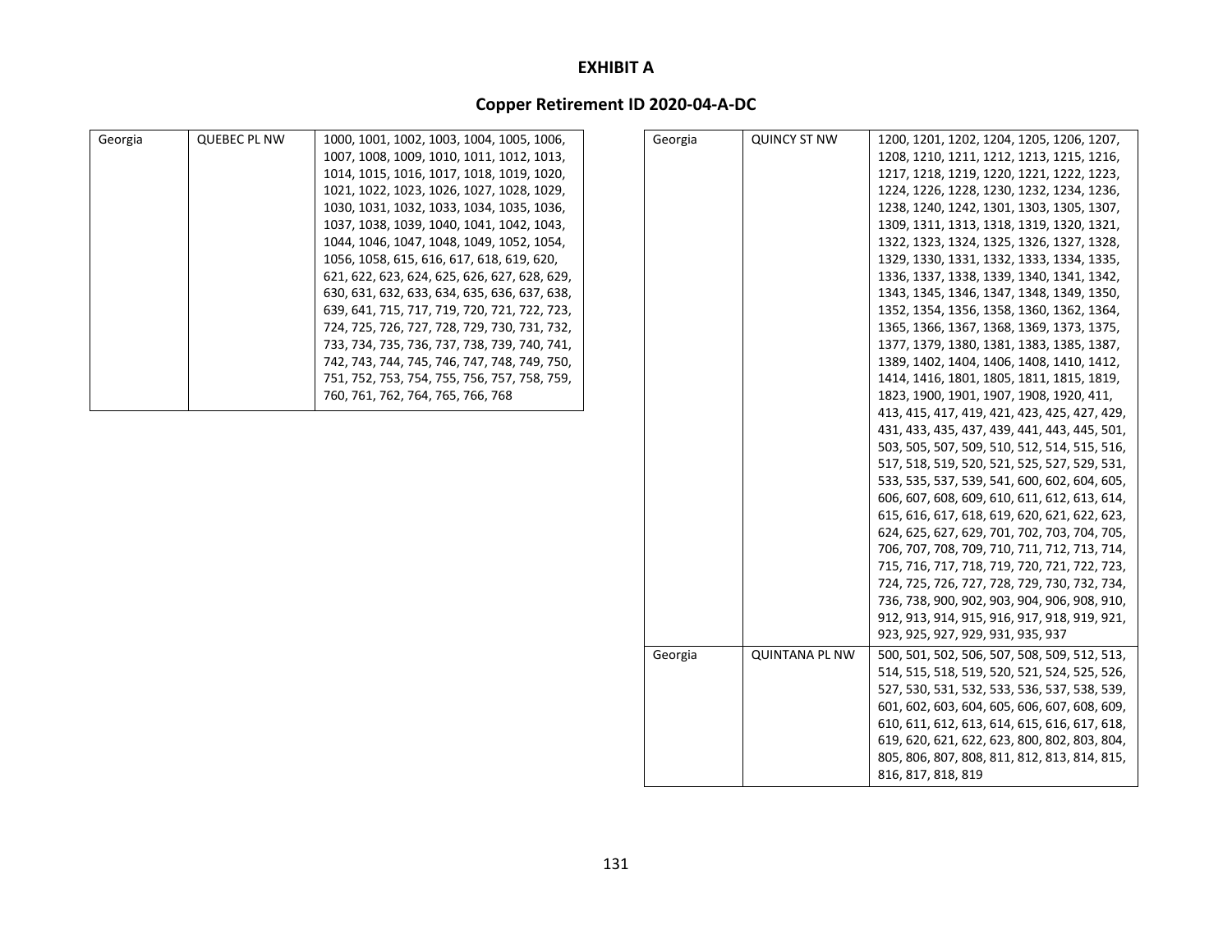**EXHIBIT A**

**Copper Retirement ID 2020-04-A-DC**

| | | |
|---|---|---|
| Georgia | QUEBEC PL NW | 1000, 1001, 1002, 1003, 1004, 1005, 1006, 1007, 1008, 1009, 1010, 1011, 1012, 1013, 1014, 1015, 1016, 1017, 1018, 1019, 1020, 1021, 1022, 1023, 1026, 1027, 1028, 1029, 1030, 1031, 1032, 1033, 1034, 1035, 1036, 1037, 1038, 1039, 1040, 1041, 1042, 1043, 1044, 1046, 1047, 1048, 1049, 1052, 1054, 1056, 1058, 615, 616, 617, 618, 619, 620, 621, 622, 623, 624, 625, 626, 627, 628, 629, 630, 631, 632, 633, 634, 635, 636, 637, 638, 639, 641, 715, 717, 719, 720, 721, 722, 723, 724, 725, 726, 727, 728, 729, 730, 731, 732, 733, 734, 735, 736, 737, 738, 739, 740, 741, 742, 743, 744, 745, 746, 747, 748, 749, 750, 751, 752, 753, 754, 755, 756, 757, 758, 759, 760, 761, 762, 764, 765, 766, 768 |
| Georgia | QUINCY ST NW | 1200, 1201, 1202, 1204, 1205, 1206, 1207, 1208, 1210, 1211, 1212, 1213, 1215, 1216, 1217, 1218, 1219, 1220, 1221, 1222, 1223, 1224, 1226, 1228, 1230, 1232, 1234, 1236, 1238, 1240, 1242, 1301, 1303, 1305, 1307, 1309, 1311, 1313, 1318, 1319, 1320, 1321, 1322, 1323, 1324, 1325, 1326, 1327, 1328, 1329, 1330, 1331, 1332, 1333, 1334, 1335, 1336, 1337, 1338, 1339, 1340, 1341, 1342, 1343, 1345, 1346, 1347, 1348, 1349, 1350, 1352, 1354, 1356, 1358, 1360, 1362, 1364, 1365, 1366, 1367, 1368, 1369, 1373, 1375, 1377, 1379, 1380, 1381, 1383, 1385, 1387, 1389, 1402, 1404, 1406, 1408, 1410, 1412, 1414, 1416, 1801, 1805, 1811, 1815, 1819, 1823, 1900, 1901, 1907, 1908, 1920, 411, 413, 415, 417, 419, 421, 423, 425, 427, 429, 431, 433, 435, 437, 439, 441, 443, 445, 501, 503, 505, 507, 509, 510, 512, 514, 515, 516, 517, 518, 519, 520, 521, 525, 527, 529, 531, 533, 535, 537, 539, 541, 600, 602, 604, 605, 606, 607, 608, 609, 610, 611, 612, 613, 614, 615, 616, 617, 618, 619, 620, 621, 622, 623, 624, 625, 627, 629, 701, 702, 703, 704, 705, 706, 707, 708, 709, 710, 711, 712, 713, 714, 715, 716, 717, 718, 719, 720, 721, 722, 723, 724, 725, 726, 727, 728, 729, 730, 732, 734, 736, 738, 900, 902, 903, 904, 906, 908, 910, 912, 913, 914, 915, 916, 917, 918, 919, 921, 923, 925, 927, 929, 931, 935, 937 |
| Georgia | QUINTANA PL NW | 500, 501, 502, 506, 507, 508, 509, 512, 513, 514, 515, 518, 519, 520, 521, 524, 525, 526, 527, 530, 531, 532, 533, 536, 537, 538, 539, 601, 602, 603, 604, 605, 606, 607, 608, 609, 610, 611, 612, 613, 614, 615, 616, 617, 618, 619, 620, 621, 622, 623, 800, 802, 803, 804, 805, 806, 807, 808, 811, 812, 813, 814, 815, 816, 817, 818, 819 |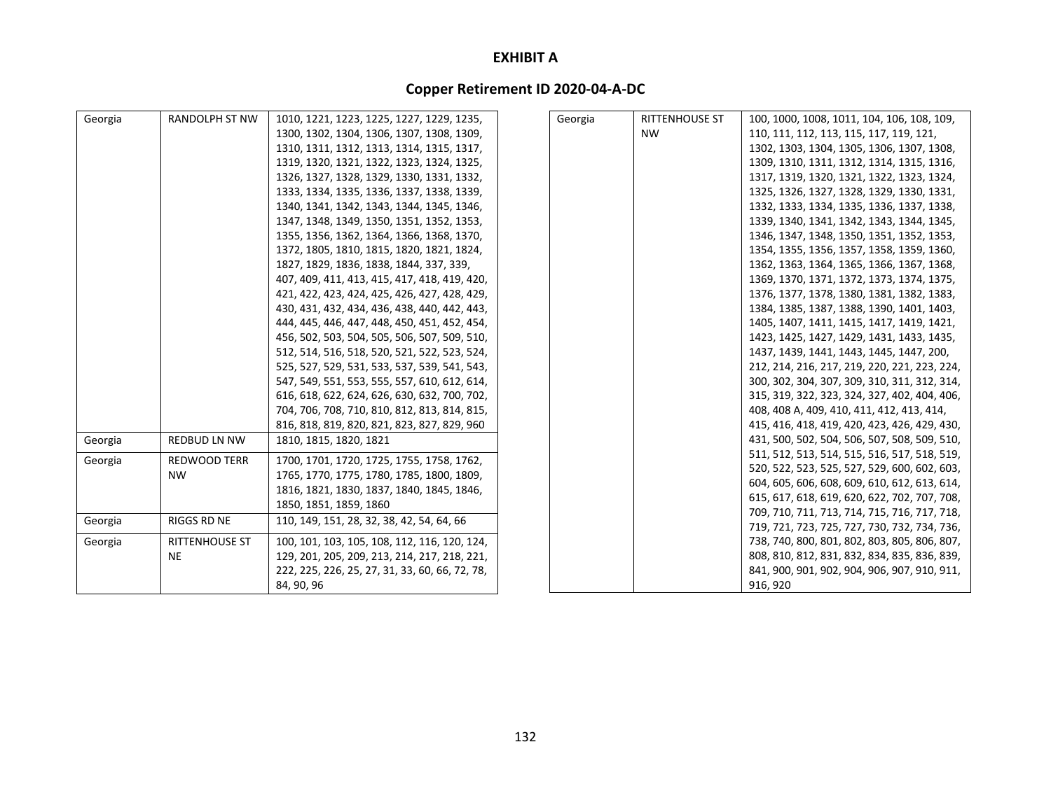# EXHIBIT A

## Copper Retirement ID 2020-04-A-DC

| | | |
|---|---|---|
| Georgia | RANDOLPH ST NW | 1010, 1221, 1223, 1225, 1227, 1229, 1235, 1300, 1302, 1304, 1306, 1307, 1308, 1309, 1310, 1311, 1312, 1313, 1314, 1315, 1317, 1319, 1320, 1321, 1322, 1323, 1324, 1325, 1326, 1327, 1328, 1329, 1330, 1331, 1332, 1333, 1334, 1335, 1336, 1337, 1338, 1339, 1340, 1341, 1342, 1343, 1344, 1345, 1346, 1347, 1348, 1349, 1350, 1351, 1352, 1353, 1355, 1356, 1362, 1364, 1366, 1368, 1370, 1372, 1805, 1810, 1815, 1820, 1821, 1824, 1827, 1829, 1836, 1838, 1844, 337, 339, 407, 409, 411, 413, 415, 417, 418, 419, 420, 421, 422, 423, 424, 425, 426, 427, 428, 429, 430, 431, 432, 434, 436, 438, 440, 442, 443, 444, 445, 446, 447, 448, 450, 451, 452, 454, 456, 502, 503, 504, 505, 506, 507, 509, 510, 512, 514, 516, 518, 520, 521, 522, 523, 524, 525, 527, 529, 531, 533, 537, 539, 541, 543, 547, 549, 551, 553, 555, 557, 610, 612, 614, 616, 618, 622, 624, 626, 630, 632, 700, 702, 704, 706, 708, 710, 810, 812, 813, 814, 815, 816, 818, 819, 820, 821, 823, 827, 829, 960 |
| Georgia | REDBUD LN NW | 1810, 1815, 1820, 1821 |
| Georgia | REDWOOD TERR NW | 1700, 1701, 1720, 1725, 1755, 1758, 1762, 1765, 1770, 1775, 1780, 1785, 1800, 1809, 1816, 1821, 1830, 1837, 1840, 1845, 1846, 1850, 1851, 1859, 1860 |
| Georgia | RIGGS RD NE | 110, 149, 151, 28, 32, 38, 42, 54, 64, 66 |
| Georgia | RITTENHOUSE ST NE | 100, 101, 103, 105, 108, 112, 116, 120, 124, 129, 201, 205, 209, 213, 214, 217, 218, 221, 222, 225, 226, 25, 27, 31, 33, 60, 66, 72, 78, 84, 90, 96 |
| Georgia | RITTENHOUSE ST NW | 100, 1000, 1008, 1011, 104, 106, 108, 109, 110, 111, 112, 113, 115, 117, 119, 121, 1302, 1303, 1304, 1305, 1306, 1307, 1308, 1309, 1310, 1311, 1312, 1314, 1315, 1316, 1317, 1319, 1320, 1321, 1322, 1323, 1324, 1325, 1326, 1327, 1328, 1329, 1330, 1331, 1332, 1333, 1334, 1335, 1336, 1337, 1338, 1339, 1340, 1341, 1342, 1343, 1344, 1345, 1346, 1347, 1348, 1350, 1351, 1352, 1353, 1354, 1355, 1356, 1357, 1358, 1359, 1360, 1362, 1363, 1364, 1365, 1366, 1367, 1368, 1369, 1370, 1371, 1372, 1373, 1374, 1375, 1376, 1377, 1378, 1380, 1381, 1382, 1383, 1384, 1385, 1387, 1388, 1390, 1401, 1403, 1405, 1407, 1411, 1415, 1417, 1419, 1421, 1423, 1425, 1427, 1429, 1431, 1433, 1435, 1437, 1439, 1441, 1443, 1445, 1447, 200, 212, 214, 216, 217, 219, 220, 221, 223, 224, 300, 302, 304, 307, 309, 310, 311, 312, 314, 315, 319, 322, 323, 324, 327, 402, 404, 406, 408, 408 A, 409, 410, 411, 412, 413, 414, 415, 416, 418, 419, 420, 423, 426, 429, 430, 431, 500, 502, 504, 506, 507, 508, 509, 510, 511, 512, 513, 514, 515, 516, 517, 518, 519, 520, 522, 523, 525, 527, 529, 600, 602, 603, 604, 605, 606, 608, 609, 610, 612, 613, 614, 615, 617, 618, 619, 620, 622, 702, 707, 708, 709, 710, 711, 713, 714, 715, 716, 717, 718, 719, 721, 723, 725, 727, 730, 732, 734, 736, 738, 740, 800, 801, 802, 803, 805, 806, 807, 808, 810, 812, 831, 832, 834, 835, 836, 839, 841, 900, 901, 902, 904, 906, 907, 910, 911, 916, 920 |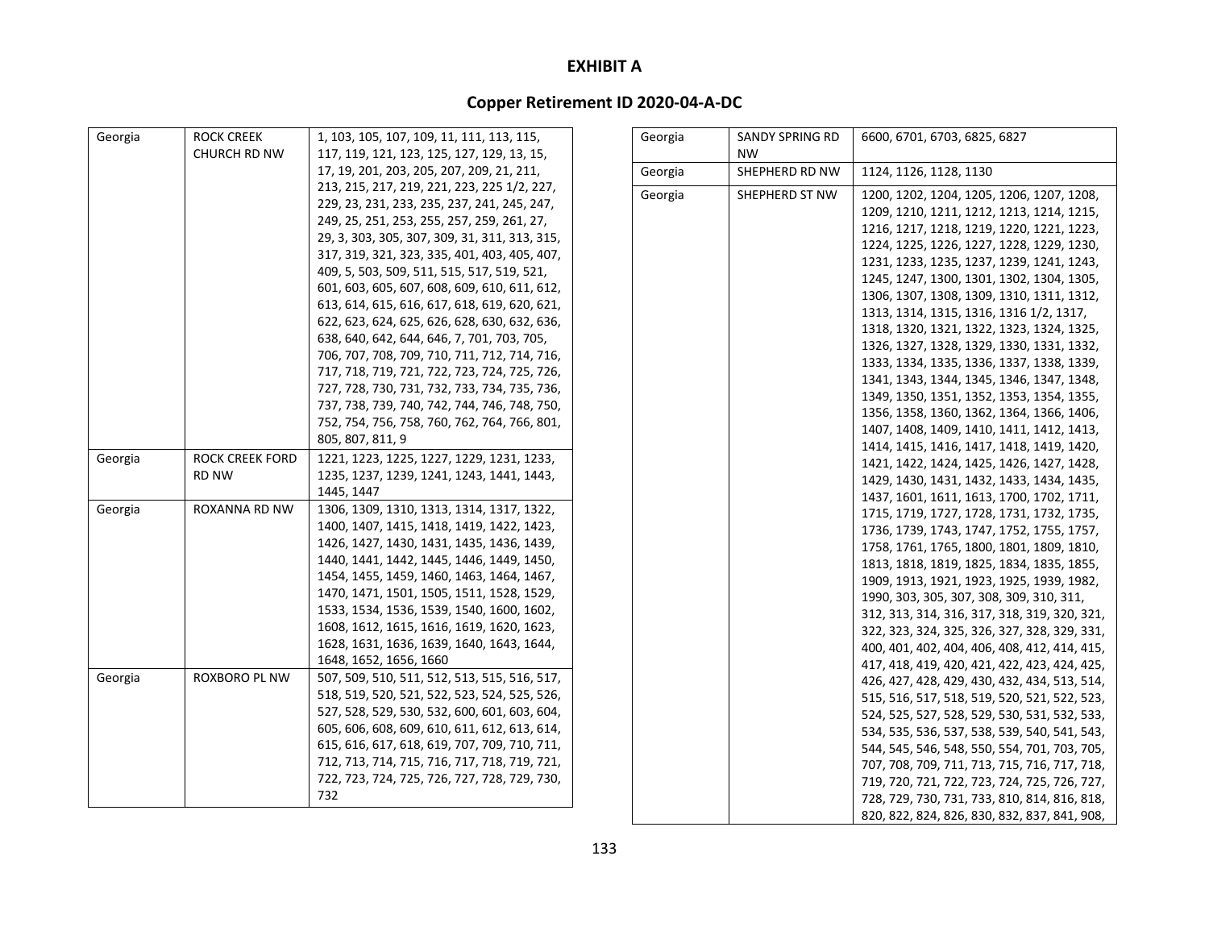# EXHIBIT A

## Copper Retirement ID 2020-04-A-DC

| | | |
|---|---|---|
| Georgia | ROCK CREEK CHURCH RD NW | 1, 103, 105, 107, 109, 11, 111, 113, 115, 117, 119, 121, 123, 125, 127, 129, 13, 15, 17, 19, 201, 203, 205, 207, 209, 21, 211, 213, 215, 217, 219, 221, 223, 225 1/2, 227, 229, 23, 231, 233, 235, 237, 241, 245, 247, 249, 25, 251, 253, 255, 257, 259, 261, 27, 29, 3, 303, 305, 307, 309, 31, 311, 313, 315, 317, 319, 321, 323, 335, 401, 403, 405, 407, 409, 5, 503, 509, 511, 515, 517, 519, 521, 601, 603, 605, 607, 608, 609, 610, 611, 612, 613, 614, 615, 616, 617, 618, 619, 620, 621, 622, 623, 624, 625, 626, 628, 630, 632, 636, 638, 640, 642, 644, 646, 7, 701, 703, 705, 706, 707, 708, 709, 710, 711, 712, 714, 716, 717, 718, 719, 721, 722, 723, 724, 725, 726, 727, 728, 730, 731, 732, 733, 734, 735, 736, 737, 738, 739, 740, 742, 744, 746, 748, 750, 752, 754, 756, 758, 760, 762, 764, 766, 801, 805, 807, 811, 9 |
| Georgia | ROCK CREEK FORD RD NW | 1221, 1223, 1225, 1227, 1229, 1231, 1233, 1235, 1237, 1239, 1241, 1243, 1441, 1443, 1445, 1447 |
| Georgia | ROXANNA RD NW | 1306, 1309, 1310, 1313, 1314, 1317, 1322, 1400, 1407, 1415, 1418, 1419, 1422, 1423, 1426, 1427, 1430, 1431, 1435, 1436, 1439, 1440, 1441, 1442, 1445, 1446, 1449, 1450, 1454, 1455, 1459, 1460, 1463, 1464, 1467, 1470, 1471, 1501, 1505, 1511, 1528, 1529, 1533, 1534, 1536, 1539, 1540, 1600, 1602, 1608, 1612, 1615, 1616, 1619, 1620, 1623, 1628, 1631, 1636, 1639, 1640, 1643, 1644, 1648, 1652, 1656, 1660 |
| Georgia | ROXBORO PL NW | 507, 509, 510, 511, 512, 513, 515, 516, 517, 518, 519, 520, 521, 522, 523, 524, 525, 526, 527, 528, 529, 530, 532, 600, 601, 603, 604, 605, 606, 608, 609, 610, 611, 612, 613, 614, 615, 616, 617, 618, 619, 707, 709, 710, 711, 712, 713, 714, 715, 716, 717, 718, 719, 721, 722, 723, 724, 725, 726, 727, 728, 729, 730, 732 |
| Georgia | SANDY SPRING RD NW | 6600, 6701, 6703, 6825, 6827 |
| Georgia | SHEPHERD RD NW | 1124, 1126, 1128, 1130 |
| Georgia | SHEPHERD ST NW | 1200, 1202, 1204, 1205, 1206, 1207, 1208, 1209, 1210, 1211, 1212, 1213, 1214, 1215, 1216, 1217, 1218, 1219, 1220, 1221, 1223, 1224, 1225, 1226, 1227, 1228, 1229, 1230, 1231, 1233, 1235, 1237, 1239, 1241, 1243, 1245, 1247, 1300, 1301, 1302, 1304, 1305, 1306, 1307, 1308, 1309, 1310, 1311, 1312, 1313, 1314, 1315, 1316, 1316 1/2, 1317, 1318, 1320, 1321, 1322, 1323, 1324, 1325, 1326, 1327, 1328, 1329, 1330, 1331, 1332, 1333, 1334, 1335, 1336, 1337, 1338, 1339, 1341, 1343, 1344, 1345, 1346, 1347, 1348, 1349, 1350, 1351, 1352, 1353, 1354, 1355, 1356, 1358, 1360, 1362, 1364, 1366, 1406, 1407, 1408, 1409, 1410, 1411, 1412, 1413, 1414, 1415, 1416, 1417, 1418, 1419, 1420, 1421, 1422, 1424, 1425, 1426, 1427, 1428, 1429, 1430, 1431, 1432, 1433, 1434, 1435, 1437, 1601, 1611, 1613, 1700, 1702, 1711, 1715, 1719, 1727, 1728, 1731, 1732, 1735, 1736, 1739, 1743, 1747, 1752, 1755, 1757, 1758, 1761, 1765, 1800, 1801, 1809, 1810, 1813, 1818, 1819, 1825, 1834, 1835, 1855, 1909, 1913, 1921, 1923, 1925, 1939, 1982, 1990, 303, 305, 307, 308, 309, 310, 311, 312, 313, 314, 316, 317, 318, 319, 320, 321, 322, 323, 324, 325, 326, 327, 328, 329, 331, 400, 401, 402, 404, 406, 408, 412, 414, 415, 417, 418, 419, 420, 421, 422, 423, 424, 425, 426, 427, 428, 429, 430, 432, 434, 513, 514, 515, 516, 517, 518, 519, 520, 521, 522, 523, 524, 525, 527, 528, 529, 530, 531, 532, 533, 534, 535, 536, 537, 538, 539, 540, 541, 543, 544, 545, 546, 548, 550, 554, 701, 703, 705, 707, 708, 709, 711, 713, 715, 716, 717, 718, 719, 720, 721, 722, 723, 724, 725, 726, 727, 728, 729, 730, 731, 733, 810, 814, 816, 818, 820, 822, 824, 826, 830, 832, 837, 841, 908, |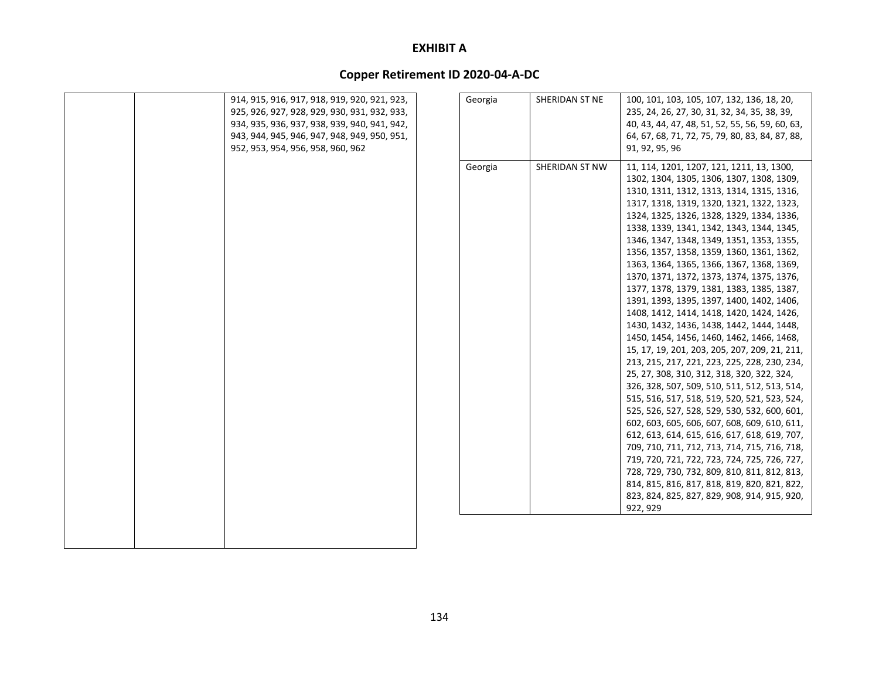# EXHIBIT A

## Copper Retirement ID 2020-04-A-DC

| | | |
|---|---|---|
| | | 914, 915, 916, 917, 918, 919, 920, 921, 923, 925, 926, 927, 928, 929, 930, 931, 932, 933, 934, 935, 936, 937, 938, 939, 940, 941, 942, 943, 944, 945, 946, 947, 948, 949, 950, 951, 952, 953, 954, 956, 958, 960, 962 |
| Georgia | SHERIDAN ST NE | 100, 101, 103, 105, 107, 132, 136, 18, 20, 235, 24, 26, 27, 30, 31, 32, 34, 35, 38, 39, 40, 43, 44, 47, 48, 51, 52, 55, 56, 59, 60, 63, 64, 67, 68, 71, 72, 75, 79, 80, 83, 84, 87, 88, 91, 92, 95, 96 |
| Georgia | SHERIDAN ST NW | 11, 114, 1201, 1207, 121, 1211, 13, 1300, 1302, 1304, 1305, 1306, 1307, 1308, 1309, 1310, 1311, 1312, 1313, 1314, 1315, 1316, 1317, 1318, 1319, 1320, 1321, 1322, 1323, 1324, 1325, 1326, 1328, 1329, 1334, 1336, 1338, 1339, 1341, 1342, 1343, 1344, 1345, 1346, 1347, 1348, 1349, 1351, 1353, 1355, 1356, 1357, 1358, 1359, 1360, 1361, 1362, 1363, 1364, 1365, 1366, 1367, 1368, 1369, 1370, 1371, 1372, 1373, 1374, 1375, 1376, 1377, 1378, 1379, 1381, 1383, 1385, 1387, 1391, 1393, 1395, 1397, 1400, 1402, 1406, 1408, 1412, 1414, 1418, 1420, 1424, 1426, 1430, 1432, 1436, 1438, 1442, 1444, 1448, 1450, 1454, 1456, 1460, 1462, 1466, 1468, 15, 17, 19, 201, 203, 205, 207, 209, 21, 211, 213, 215, 217, 221, 223, 225, 228, 230, 234, 25, 27, 308, 310, 312, 318, 320, 322, 324, 326, 328, 507, 509, 510, 511, 512, 513, 514, 515, 516, 517, 518, 519, 520, 521, 523, 524, 525, 526, 527, 528, 529, 530, 532, 600, 601, 602, 603, 605, 606, 607, 608, 609, 610, 611, 612, 613, 614, 615, 616, 617, 618, 619, 707, 709, 710, 711, 712, 713, 714, 715, 716, 718, 719, 720, 721, 722, 723, 724, 725, 726, 727, 728, 729, 730, 732, 809, 810, 811, 812, 813, 814, 815, 816, 817, 818, 819, 820, 821, 822, 823, 824, 825, 827, 829, 908, 914, 915, 920, 922, 929 |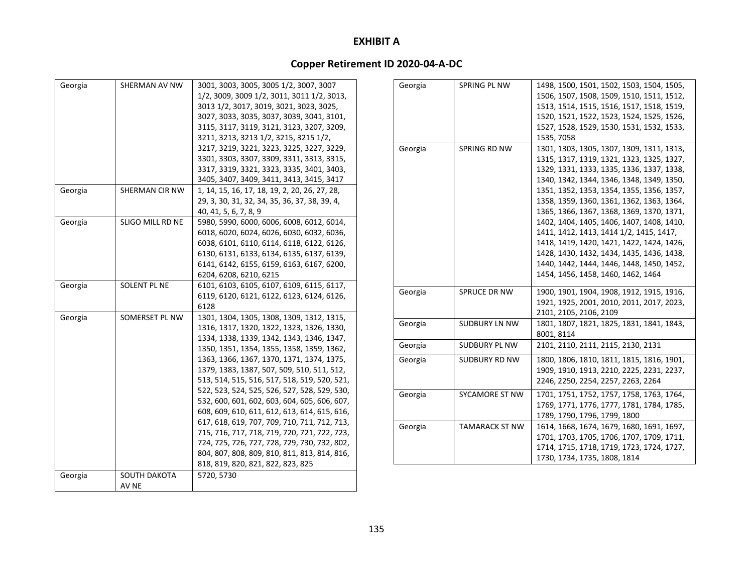# EXHIBIT A

## Copper Retirement ID 2020-04-A-DC

| | | |
|---|---|---|
| Georgia | SHERMAN AV NW | 3001, 3003, 3005, 3005 1/2, 3007, 3007 1/2, 3009, 3009 1/2, 3011, 3011 1/2, 3013, 3013 1/2, 3017, 3019, 3021, 3023, 3025, 3027, 3033, 3035, 3037, 3039, 3041, 3101, 3115, 3117, 3119, 3121, 3123, 3207, 3209, 3211, 3213, 3213 1/2, 3215, 3215 1/2, 3217, 3219, 3221, 3223, 3225, 3227, 3229, 3301, 3303, 3307, 3309, 3311, 3313, 3315, 3317, 3319, 3321, 3323, 3335, 3401, 3403, 3405, 3407, 3409, 3411, 3413, 3415, 3417 |
| Georgia | SHERMAN CIR NW | 1, 14, 15, 16, 17, 18, 19, 2, 20, 26, 27, 28, 29, 3, 30, 31, 32, 34, 35, 36, 37, 38, 39, 4, 40, 41, 5, 6, 7, 8, 9 |
| Georgia | SLIGO MILL RD NE | 5980, 5990, 6000, 6006, 6008, 6012, 6014, 6018, 6020, 6024, 6026, 6030, 6032, 6036, 6038, 6101, 6110, 6114, 6118, 6122, 6126, 6130, 6131, 6133, 6134, 6135, 6137, 6139, 6141, 6142, 6155, 6159, 6163, 6167, 6200, 6204, 6208, 6210, 6215 |
| Georgia | SOLENT PL NE | 6101, 6103, 6105, 6107, 6109, 6115, 6117, 6119, 6120, 6121, 6122, 6123, 6124, 6126, 6128 |
| Georgia | SOMERSET PL NW | 1301, 1304, 1305, 1308, 1309, 1312, 1315, 1316, 1317, 1320, 1322, 1323, 1326, 1330, 1334, 1338, 1339, 1342, 1343, 1346, 1347, 1350, 1351, 1354, 1355, 1358, 1359, 1362, 1363, 1366, 1367, 1370, 1371, 1374, 1375, 1379, 1383, 1387, 507, 509, 510, 511, 512, 513, 514, 515, 516, 517, 518, 519, 520, 521, 522, 523, 524, 525, 526, 527, 528, 529, 530, 532, 600, 601, 602, 603, 604, 605, 606, 607, 608, 609, 610, 611, 612, 613, 614, 615, 616, 617, 618, 619, 707, 709, 710, 711, 712, 713, 715, 716, 717, 718, 719, 720, 721, 722, 723, 724, 725, 726, 727, 728, 729, 730, 732, 802, 804, 807, 808, 809, 810, 811, 813, 814, 816, 818, 819, 820, 821, 822, 823, 825 |
| Georgia | SOUTH DAKOTA AV NE | 5720, 5730 |
| Georgia | SPRING PL NW | 1498, 1500, 1501, 1502, 1503, 1504, 1505, 1506, 1507, 1508, 1509, 1510, 1511, 1512, 1513, 1514, 1515, 1516, 1517, 1518, 1519, 1520, 1521, 1522, 1523, 1524, 1525, 1526, 1527, 1528, 1529, 1530, 1531, 1532, 1533, 1535, 7058 |
| Georgia | SPRING RD NW | 1301, 1303, 1305, 1307, 1309, 1311, 1313, 1315, 1317, 1319, 1321, 1323, 1325, 1327, 1329, 1331, 1333, 1335, 1336, 1337, 1338, 1340, 1342, 1344, 1346, 1348, 1349, 1350, 1351, 1352, 1353, 1354, 1355, 1356, 1357, 1358, 1359, 1360, 1361, 1362, 1363, 1364, 1365, 1366, 1367, 1368, 1369, 1370, 1371, 1402, 1404, 1405, 1406, 1407, 1408, 1410, 1411, 1412, 1413, 1414 1/2, 1415, 1417, 1418, 1419, 1420, 1421, 1422, 1424, 1426, 1428, 1430, 1432, 1434, 1435, 1436, 1438, 1440, 1442, 1444, 1446, 1448, 1450, 1452, 1454, 1456, 1458, 1460, 1462, 1464 |
| Georgia | SPRUCE DR NW | 1900, 1901, 1904, 1908, 1912, 1915, 1916, 1921, 1925, 2001, 2010, 2011, 2017, 2023, 2101, 2105, 2106, 2109 |
| Georgia | SUDBURY LN NW | 1801, 1807, 1821, 1825, 1831, 1841, 1843, 8001, 8114 |
| Georgia | SUDBURY PL NW | 2101, 2110, 2111, 2115, 2130, 2131 |
| Georgia | SUDBURY RD NW | 1800, 1806, 1810, 1811, 1815, 1816, 1901, 1909, 1910, 1913, 2210, 2225, 2231, 2237, 2246, 2250, 2254, 2257, 2263, 2264 |
| Georgia | SYCAMORE ST NW | 1701, 1751, 1752, 1757, 1758, 1763, 1764, 1769, 1771, 1776, 1777, 1781, 1784, 1785, 1789, 1790, 1796, 1799, 1800 |
| Georgia | TAMARACK ST NW | 1614, 1668, 1674, 1679, 1680, 1691, 1697, 1701, 1703, 1705, 1706, 1707, 1709, 1711, 1714, 1715, 1718, 1719, 1723, 1724, 1727, 1730, 1734, 1735, 1808, 1814 |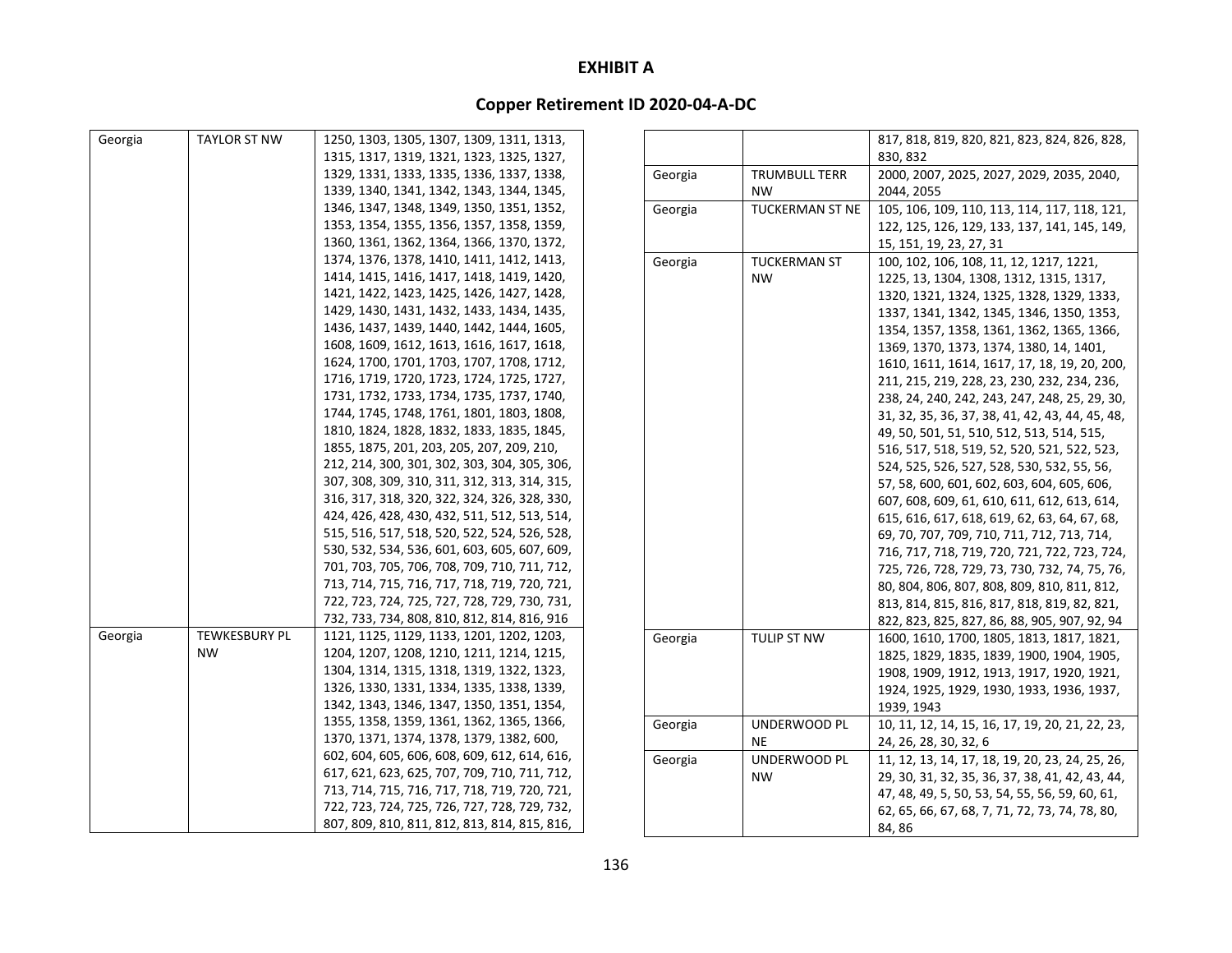# EXHIBIT A

## Copper Retirement ID 2020-04-A-DC

| | | |
|---|---|---|
| Georgia | TAYLOR ST NW | 1250, 1303, 1305, 1307, 1309, 1311, 1313, 1315, 1317, 1319, 1321, 1323, 1325, 1327, 1329, 1331, 1333, 1335, 1336, 1337, 1338, 1339, 1340, 1341, 1342, 1343, 1344, 1345, 1346, 1347, 1348, 1349, 1350, 1351, 1352, 1353, 1354, 1355, 1356, 1357, 1358, 1359, 1360, 1361, 1362, 1364, 1366, 1370, 1372, 1374, 1376, 1378, 1410, 1411, 1412, 1413, 1414, 1415, 1416, 1417, 1418, 1419, 1420, 1421, 1422, 1423, 1425, 1426, 1427, 1428, 1429, 1430, 1431, 1432, 1433, 1434, 1435, 1436, 1437, 1439, 1440, 1442, 1444, 1605, 1608, 1609, 1612, 1613, 1616, 1617, 1618, 1624, 1700, 1701, 1703, 1707, 1708, 1712, 1716, 1719, 1720, 1723, 1724, 1725, 1727, 1731, 1732, 1733, 1734, 1735, 1737, 1740, 1744, 1745, 1748, 1761, 1801, 1803, 1808, 1810, 1824, 1828, 1832, 1833, 1835, 1845, 1855, 1875, 201, 203, 205, 207, 209, 210, 212, 214, 300, 301, 302, 303, 304, 305, 306, 307, 308, 309, 310, 311, 312, 313, 314, 315, 316, 317, 318, 320, 322, 324, 326, 328, 330, 424, 426, 428, 430, 432, 511, 512, 513, 514, 515, 516, 517, 518, 520, 522, 524, 526, 528, 530, 532, 534, 536, 601, 603, 605, 607, 609, 701, 703, 705, 706, 708, 709, 710, 711, 712, 713, 714, 715, 716, 717, 718, 719, 720, 721, 722, 723, 724, 725, 727, 728, 729, 730, 731, 732, 733, 734, 808, 810, 812, 814, 816, 916 |
| Georgia | TEWKESBURY PL NW | 1121, 1125, 1129, 1133, 1201, 1202, 1203, 1204, 1207, 1208, 1210, 1211, 1214, 1215, 1304, 1314, 1315, 1318, 1319, 1322, 1323, 1326, 1330, 1331, 1334, 1335, 1338, 1339, 1342, 1343, 1346, 1347, 1350, 1351, 1354, 1355, 1358, 1359, 1361, 1362, 1365, 1366, 1370, 1371, 1374, 1378, 1379, 1382, 600, 602, 604, 605, 606, 608, 609, 612, 614, 616, 617, 621, 623, 625, 707, 709, 710, 711, 712, 713, 714, 715, 716, 717, 718, 719, 720, 721, 722, 723, 724, 725, 726, 727, 728, 729, 732, 807, 809, 810, 811, 812, 813, 814, 815, 816, 817, 818, 819, 820, 821, 823, 824, 826, 828, 830, 832 |
| Georgia | TRUMBULL TERR NW | 2000, 2007, 2025, 2027, 2029, 2035, 2040, 2044, 2055 |
| Georgia | TUCKERMAN ST NE | 105, 106, 109, 110, 113, 114, 117, 118, 121, 122, 125, 126, 129, 133, 137, 141, 145, 149, 15, 151, 19, 23, 27, 31 |
| Georgia | TUCKERMAN ST NW | 100, 102, 106, 108, 11, 12, 1217, 1221, 1225, 13, 1304, 1308, 1312, 1315, 1317, 1320, 1321, 1324, 1325, 1328, 1329, 1333, 1337, 1341, 1342, 1345, 1346, 1350, 1353, 1354, 1357, 1358, 1361, 1362, 1365, 1366, 1369, 1370, 1373, 1374, 1380, 14, 1401, 1610, 1611, 1614, 1617, 17, 18, 19, 20, 200, 211, 215, 219, 228, 23, 230, 232, 234, 236, 238, 24, 240, 242, 243, 247, 248, 25, 29, 30, 31, 32, 35, 36, 37, 38, 41, 42, 43, 44, 45, 48, 49, 50, 501, 51, 510, 512, 513, 514, 515, 516, 517, 518, 519, 52, 520, 521, 522, 523, 524, 525, 526, 527, 528, 530, 532, 55, 56, 57, 58, 600, 601, 602, 603, 604, 605, 606, 607, 608, 609, 61, 610, 611, 612, 613, 614, 615, 616, 617, 618, 619, 62, 63, 64, 67, 68, 69, 70, 707, 709, 710, 711, 712, 713, 714, 716, 717, 718, 719, 720, 721, 722, 723, 724, 725, 726, 728, 729, 73, 730, 732, 74, 75, 76, 80, 804, 806, 807, 808, 809, 810, 811, 812, 813, 814, 815, 816, 817, 818, 819, 82, 821, 822, 823, 825, 827, 86, 88, 905, 907, 92, 94 |
| Georgia | TULIP ST NW | 1600, 1610, 1700, 1805, 1813, 1817, 1821, 1825, 1829, 1835, 1839, 1900, 1904, 1905, 1908, 1909, 1912, 1913, 1917, 1920, 1921, 1924, 1925, 1929, 1930, 1933, 1936, 1937, 1939, 1943 |
| Georgia | UNDERWOOD PL NE | 10, 11, 12, 14, 15, 16, 17, 19, 20, 21, 22, 23, 24, 26, 28, 30, 32, 6 |
| Georgia | UNDERWOOD PL NW | 11, 12, 13, 14, 17, 18, 19, 20, 23, 24, 25, 26, 29, 30, 31, 32, 35, 36, 37, 38, 41, 42, 43, 44, 47, 48, 49, 5, 50, 53, 54, 55, 56, 59, 60, 61, 62, 65, 66, 67, 68, 7, 71, 72, 73, 74, 78, 80, 84, 86 |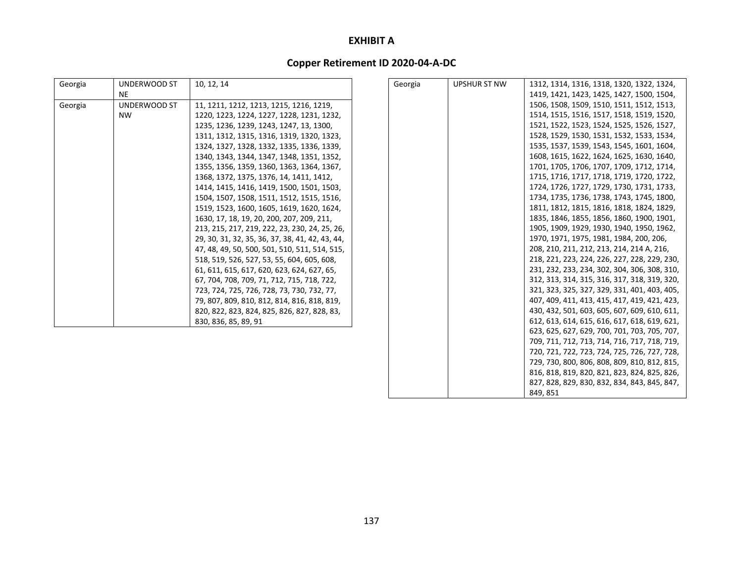**EXHIBIT A**

**Copper Retirement ID 2020-04-A-DC**

| | | |
|---|---|---|
| Georgia | UNDERWOOD ST NE | 10, 12, 14 |
| Georgia | UNDERWOOD ST NW | 11, 1211, 1212, 1213, 1215, 1216, 1219, 1220, 1223, 1224, 1227, 1228, 1231, 1232, 1235, 1236, 1239, 1243, 1247, 13, 1300, 1311, 1312, 1315, 1316, 1319, 1320, 1323, 1324, 1327, 1328, 1332, 1335, 1336, 1339, 1340, 1343, 1344, 1347, 1348, 1351, 1352, 1355, 1356, 1359, 1360, 1363, 1364, 1367, 1368, 1372, 1375, 1376, 14, 1411, 1412, 1414, 1415, 1416, 1419, 1500, 1501, 1503, 1504, 1507, 1508, 1511, 1512, 1515, 1516, 1519, 1523, 1600, 1605, 1619, 1620, 1624, 1630, 17, 18, 19, 20, 200, 207, 209, 211, 213, 215, 217, 219, 222, 23, 230, 24, 25, 26, 29, 30, 31, 32, 35, 36, 37, 38, 41, 42, 43, 44, 47, 48, 49, 50, 500, 501, 510, 511, 514, 515, 518, 519, 526, 527, 53, 55, 604, 605, 608, 61, 611, 615, 617, 620, 623, 624, 627, 65, 67, 704, 708, 709, 71, 712, 715, 718, 722, 723, 724, 725, 726, 728, 73, 730, 732, 77, 79, 807, 809, 810, 812, 814, 816, 818, 819, 820, 822, 823, 824, 825, 826, 827, 828, 83, 830, 836, 85, 89, 91 |
| Georgia | UPSHUR ST NW | 1312, 1314, 1316, 1318, 1320, 1322, 1324, 1419, 1421, 1423, 1425, 1427, 1500, 1504, 1506, 1508, 1509, 1510, 1511, 1512, 1513, 1514, 1515, 1516, 1517, 1518, 1519, 1520, 1521, 1522, 1523, 1524, 1525, 1526, 1527, 1528, 1529, 1530, 1531, 1532, 1533, 1534, 1535, 1537, 1539, 1543, 1545, 1601, 1604, 1608, 1615, 1622, 1624, 1625, 1630, 1640, 1701, 1705, 1706, 1707, 1709, 1712, 1714, 1715, 1716, 1717, 1718, 1719, 1720, 1722, 1724, 1726, 1727, 1729, 1730, 1731, 1733, 1734, 1735, 1736, 1738, 1743, 1745, 1800, 1811, 1812, 1815, 1816, 1818, 1824, 1829, 1835, 1846, 1855, 1856, 1860, 1900, 1901, 1905, 1909, 1929, 1930, 1940, 1950, 1962, 1970, 1971, 1975, 1981, 1984, 200, 206, 208, 210, 211, 212, 213, 214, 214 A, 216, 218, 221, 223, 224, 226, 227, 228, 229, 230, 231, 232, 233, 234, 302, 304, 306, 308, 310, 312, 313, 314, 315, 316, 317, 318, 319, 320, 321, 323, 325, 327, 329, 331, 401, 403, 405, 407, 409, 411, 413, 415, 417, 419, 421, 423, 430, 432, 501, 603, 605, 607, 609, 610, 611, 612, 613, 614, 615, 616, 617, 618, 619, 621, 623, 625, 627, 629, 700, 701, 703, 705, 707, 709, 711, 712, 713, 714, 716, 717, 718, 719, 720, 721, 722, 723, 724, 725, 726, 727, 728, 729, 730, 800, 806, 808, 809, 810, 812, 815, 816, 818, 819, 820, 821, 823, 824, 825, 826, 827, 828, 829, 830, 832, 834, 843, 845, 847, 849, 851 |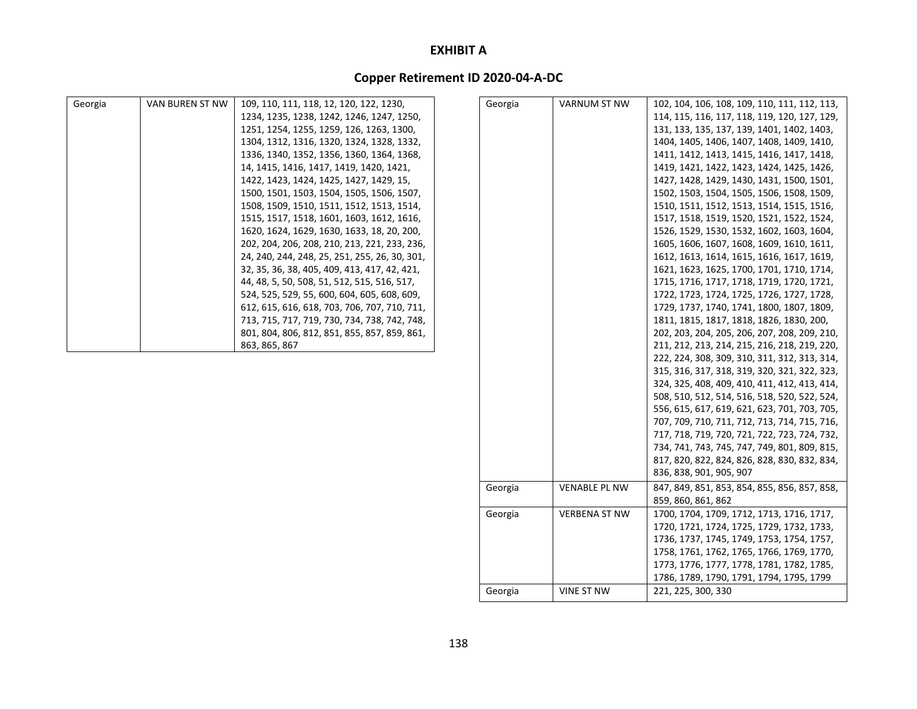# EXHIBIT A

## Copper Retirement ID 2020-04-A-DC

| | | |
|---|---|---|
| Georgia | VAN BUREN ST NW | 109, 110, 111, 118, 12, 120, 122, 1230, 1234, 1235, 1238, 1242, 1246, 1247, 1250, 1251, 1254, 1255, 1259, 126, 1263, 1300, 1304, 1312, 1316, 1320, 1324, 1328, 1332, 1336, 1340, 1352, 1356, 1360, 1364, 1368, 14, 1415, 1416, 1417, 1419, 1420, 1421, 1422, 1423, 1424, 1425, 1427, 1429, 15, 1500, 1501, 1503, 1504, 1505, 1506, 1507, 1508, 1509, 1510, 1511, 1512, 1513, 1514, 1515, 1517, 1518, 1601, 1603, 1612, 1616, 1620, 1624, 1629, 1630, 1633, 18, 20, 200, 202, 204, 206, 208, 210, 213, 221, 233, 236, 24, 240, 244, 248, 25, 251, 255, 26, 30, 301, 32, 35, 36, 38, 405, 409, 413, 417, 42, 421, 44, 48, 5, 50, 508, 51, 512, 515, 516, 517, 524, 525, 529, 55, 600, 604, 605, 608, 609, 612, 615, 616, 618, 703, 706, 707, 710, 711, 713, 715, 717, 719, 730, 734, 738, 742, 748, 801, 804, 806, 812, 851, 855, 857, 859, 861, 863, 865, 867 |
| Georgia | VARNUM ST NW | 102, 104, 106, 108, 109, 110, 111, 112, 113, 114, 115, 116, 117, 118, 119, 120, 127, 129, 131, 133, 135, 137, 139, 1401, 1402, 1403, 1404, 1405, 1406, 1407, 1408, 1409, 1410, 1411, 1412, 1413, 1415, 1416, 1417, 1418, 1419, 1421, 1422, 1423, 1424, 1425, 1426, 1427, 1428, 1429, 1430, 1431, 1500, 1501, 1502, 1503, 1504, 1505, 1506, 1508, 1509, 1510, 1511, 1512, 1513, 1514, 1515, 1516, 1517, 1518, 1519, 1520, 1521, 1522, 1524, 1526, 1529, 1530, 1532, 1602, 1603, 1604, 1605, 1606, 1607, 1608, 1609, 1610, 1611, 1612, 1613, 1614, 1615, 1616, 1617, 1619, 1621, 1623, 1625, 1700, 1701, 1710, 1714, 1715, 1716, 1717, 1718, 1719, 1720, 1721, 1722, 1723, 1724, 1725, 1726, 1727, 1728, 1729, 1737, 1740, 1741, 1800, 1807, 1809, 1811, 1815, 1817, 1818, 1826, 1830, 200, 202, 203, 204, 205, 206, 207, 208, 209, 210, 211, 212, 213, 214, 215, 216, 218, 219, 220, 222, 224, 308, 309, 310, 311, 312, 313, 314, 315, 316, 317, 318, 319, 320, 321, 322, 323, 324, 325, 408, 409, 410, 411, 412, 413, 414, 508, 510, 512, 514, 516, 518, 520, 522, 524, 556, 615, 617, 619, 621, 623, 701, 703, 705, 707, 709, 710, 711, 712, 713, 714, 715, 716, 717, 718, 719, 720, 721, 722, 723, 724, 732, 734, 741, 743, 745, 747, 749, 801, 809, 815, 817, 820, 822, 824, 826, 828, 830, 832, 834, 836, 838, 901, 905, 907 |
| Georgia | VENABLE PL NW | 847, 849, 851, 853, 854, 855, 856, 857, 858, 859, 860, 861, 862 |
| Georgia | VERBENA ST NW | 1700, 1704, 1709, 1712, 1713, 1716, 1717, 1720, 1721, 1724, 1725, 1729, 1732, 1733, 1736, 1737, 1745, 1749, 1753, 1754, 1757, 1758, 1761, 1762, 1765, 1766, 1769, 1770, 1773, 1776, 1777, 1778, 1781, 1782, 1785, 1786, 1789, 1790, 1791, 1794, 1795, 1799 |
| Georgia | VINE ST NW | 221, 225, 300, 330 |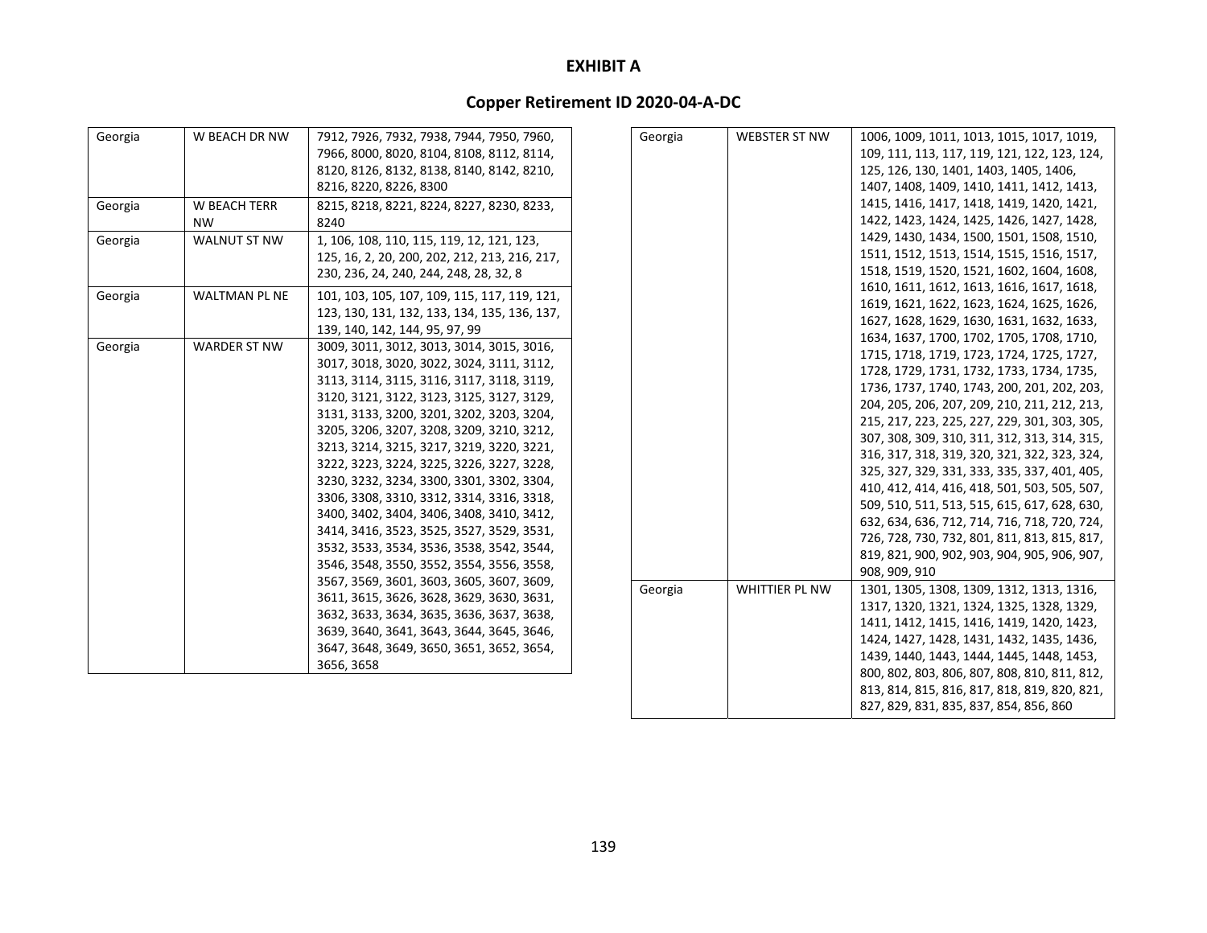# EXHIBIT A

## Copper Retirement ID 2020-04-A-DC

| | | |
|---|---|---|
| Georgia | W BEACH DR NW | 7912, 7926, 7932, 7938, 7944, 7950, 7960, 7966, 8000, 8020, 8104, 8108, 8112, 8114, 8120, 8126, 8132, 8138, 8140, 8142, 8210, 8216, 8220, 8226, 8300 |
| Georgia | W BEACH TERR NW | 8215, 8218, 8221, 8224, 8227, 8230, 8233, 8240 |
| Georgia | WALNUT ST NW | 1, 106, 108, 110, 115, 119, 12, 121, 123, 125, 16, 2, 20, 200, 202, 212, 213, 216, 217, 230, 236, 24, 240, 244, 248, 28, 32, 8 |
| Georgia | WALTMAN PL NE | 101, 103, 105, 107, 109, 115, 117, 119, 121, 123, 130, 131, 132, 133, 134, 135, 136, 137, 139, 140, 142, 144, 95, 97, 99 |
| Georgia | WARDER ST NW | 3009, 3011, 3012, 3013, 3014, 3015, 3016, 3017, 3018, 3020, 3022, 3024, 3111, 3112, 3113, 3114, 3115, 3116, 3117, 3118, 3119, 3120, 3121, 3122, 3123, 3125, 3127, 3129, 3131, 3133, 3200, 3201, 3202, 3203, 3204, 3205, 3206, 3207, 3208, 3209, 3210, 3212, 3213, 3214, 3215, 3217, 3219, 3220, 3221, 3222, 3223, 3224, 3225, 3226, 3227, 3228, 3230, 3232, 3234, 3300, 3301, 3302, 3304, 3306, 3308, 3310, 3312, 3314, 3316, 3318, 3400, 3402, 3404, 3406, 3408, 3410, 3412, 3414, 3416, 3523, 3525, 3527, 3529, 3531, 3532, 3533, 3534, 3536, 3538, 3542, 3544, 3546, 3548, 3550, 3552, 3554, 3556, 3558, 3567, 3569, 3601, 3603, 3605, 3607, 3609, 3611, 3615, 3626, 3628, 3629, 3630, 3631, 3632, 3633, 3634, 3635, 3636, 3637, 3638, 3639, 3640, 3641, 3643, 3644, 3645, 3646, 3647, 3648, 3649, 3650, 3651, 3652, 3654, 3656, 3658 |
| Georgia | WEBSTER ST NW | 1006, 1009, 1011, 1013, 1015, 1017, 1019, 109, 111, 113, 117, 119, 121, 122, 123, 124, 125, 126, 130, 1401, 1403, 1405, 1406, 1407, 1408, 1409, 1410, 1411, 1412, 1413, 1415, 1416, 1417, 1418, 1419, 1420, 1421, 1422, 1423, 1424, 1425, 1426, 1427, 1428, 1429, 1430, 1434, 1500, 1501, 1508, 1510, 1511, 1512, 1513, 1514, 1515, 1516, 1517, 1518, 1519, 1520, 1521, 1602, 1604, 1608, 1610, 1611, 1612, 1613, 1616, 1617, 1618, 1619, 1621, 1622, 1623, 1624, 1625, 1626, 1627, 1628, 1629, 1630, 1631, 1632, 1633, 1634, 1637, 1700, 1702, 1705, 1708, 1710, 1715, 1718, 1719, 1723, 1724, 1725, 1727, 1728, 1729, 1731, 1732, 1733, 1734, 1735, 1736, 1737, 1740, 1743, 200, 201, 202, 203, 204, 205, 206, 207, 209, 210, 211, 212, 213, 215, 217, 223, 225, 227, 229, 301, 303, 305, 307, 308, 309, 310, 311, 312, 313, 314, 315, 316, 317, 318, 319, 320, 321, 322, 323, 324, 325, 327, 329, 331, 333, 335, 337, 401, 405, 410, 412, 414, 416, 418, 501, 503, 505, 507, 509, 510, 511, 513, 515, 615, 617, 628, 630, 632, 634, 636, 712, 714, 716, 718, 720, 724, 726, 728, 730, 732, 801, 811, 813, 815, 817, 819, 821, 900, 902, 903, 904, 905, 906, 907, 908, 909, 910 |
| Georgia | WHITTIER PL NW | 1301, 1305, 1308, 1309, 1312, 1313, 1316, 1317, 1320, 1321, 1324, 1325, 1328, 1329, 1411, 1412, 1415, 1416, 1419, 1420, 1423, 1424, 1427, 1428, 1431, 1432, 1435, 1436, 1439, 1440, 1443, 1444, 1445, 1448, 1453, 800, 802, 803, 806, 807, 808, 810, 811, 812, 813, 814, 815, 816, 817, 818, 819, 820, 821, 827, 829, 831, 835, 837, 854, 856, 860 |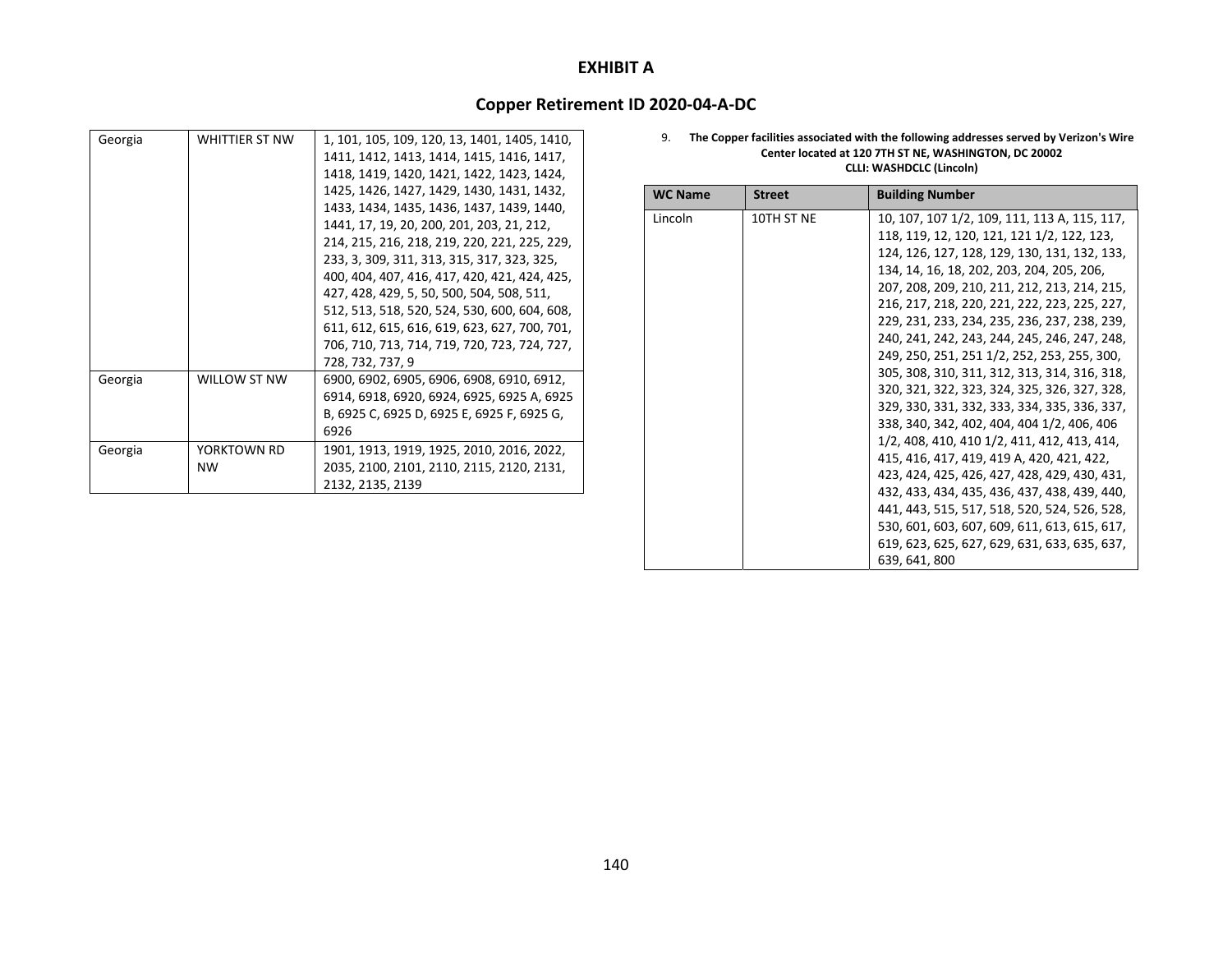# EXHIBIT A

## Copper Retirement ID 2020-04-A-DC

| | | |
|---|---|---|
| Georgia | WHITTIER ST NW | 1, 101, 105, 109, 120, 13, 1401, 1405, 1410, 1411, 1412, 1413, 1414, 1415, 1416, 1417, 1418, 1419, 1420, 1421, 1422, 1423, 1424, 1425, 1426, 1427, 1429, 1430, 1431, 1432, 1433, 1434, 1435, 1436, 1437, 1439, 1440, 1441, 17, 19, 20, 200, 201, 203, 21, 212, 214, 215, 216, 218, 219, 220, 221, 225, 229, 233, 3, 309, 311, 313, 315, 317, 323, 325, 400, 404, 407, 416, 417, 420, 421, 424, 425, 427, 428, 429, 5, 50, 500, 504, 508, 511, 512, 513, 518, 520, 524, 530, 600, 604, 608, 611, 612, 615, 616, 619, 623, 627, 700, 701, 706, 710, 713, 714, 719, 720, 723, 724, 727, 728, 732, 737, 9 |
| Georgia | WILLOW ST NW | 6900, 6902, 6905, 6906, 6908, 6910, 6912, 6914, 6918, 6920, 6924, 6925, 6925 A, 6925 B, 6925 C, 6925 D, 6925 E, 6925 F, 6925 G, 6926 |
| Georgia | YORKTOWN RD NW | 1901, 1913, 1919, 1925, 2010, 2016, 2022, 2035, 2100, 2101, 2110, 2115, 2120, 2131, 2132, 2135, 2139 |

9. **The Copper facilities associated with the following addresses served by Verizon's Wire Center located at 120 7TH ST NE, WASHINGTON, DC 20002 CLLI: WASHDCLC (Lincoln)**

| WC Name | Street | Building Number |
|---|---|---|
| Lincoln | 10TH ST NE | 10, 107, 107 1/2, 109, 111, 113 A, 115, 117, 118, 119, 12, 120, 121, 121 1/2, 122, 123, 124, 126, 127, 128, 129, 130, 131, 132, 133, 134, 14, 16, 18, 202, 203, 204, 205, 206, 207, 208, 209, 210, 211, 212, 213, 214, 215, 216, 217, 218, 220, 221, 222, 223, 225, 227, 229, 231, 233, 234, 235, 236, 237, 238, 239, 240, 241, 242, 243, 244, 245, 246, 247, 248, 249, 250, 251, 251 1/2, 252, 253, 255, 300, 305, 308, 310, 311, 312, 313, 314, 316, 318, 320, 321, 322, 323, 324, 325, 326, 327, 328, 329, 330, 331, 332, 333, 334, 335, 336, 337, 338, 340, 342, 402, 404, 404 1/2, 406, 406 1/2, 408, 410, 410 1/2, 411, 412, 413, 414, 415, 416, 417, 419, 419 A, 420, 421, 422, 423, 424, 425, 426, 427, 428, 429, 430, 431, 432, 433, 434, 435, 436, 437, 438, 439, 440, 441, 443, 515, 517, 518, 520, 524, 526, 528, 530, 601, 603, 607, 609, 611, 613, 615, 617, 619, 623, 625, 627, 629, 631, 633, 635, 637, 639, 641, 800 |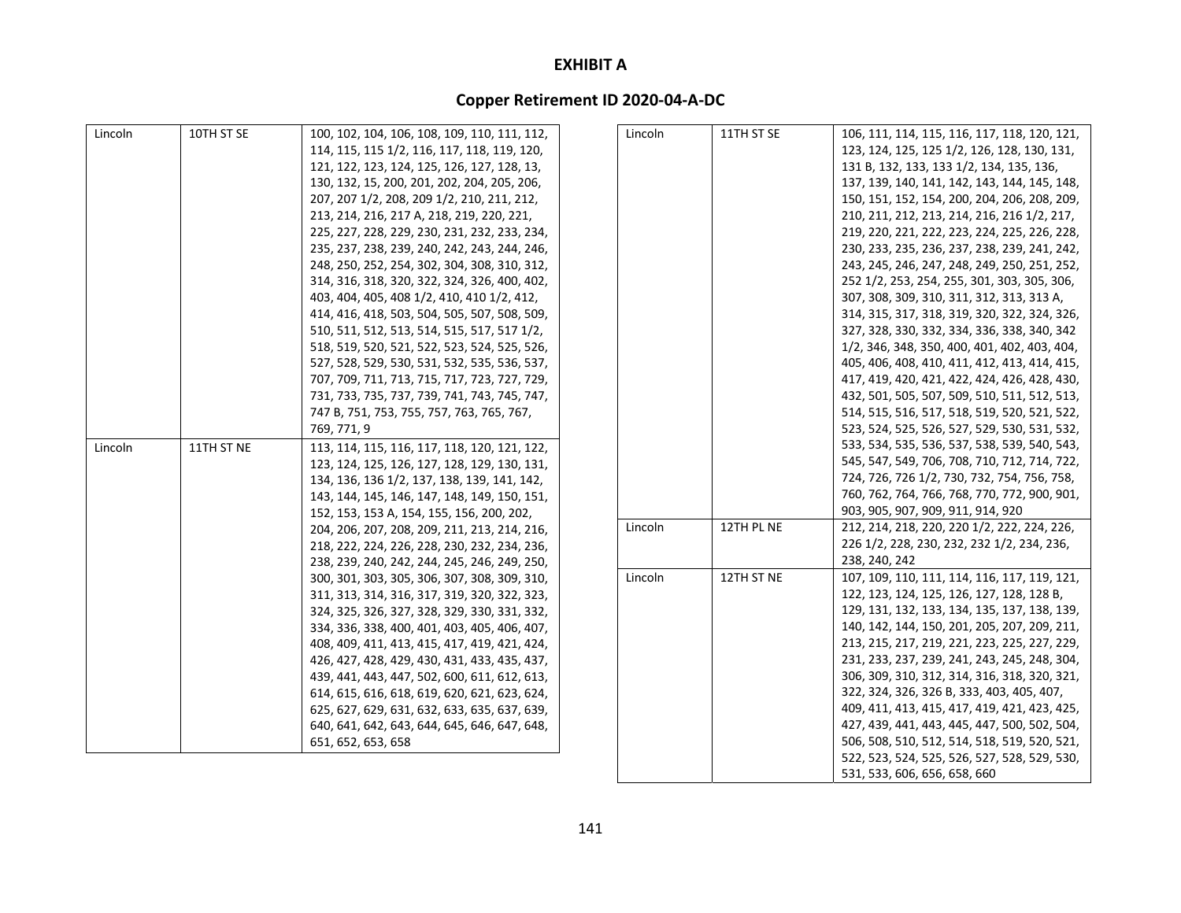# EXHIBIT A

## Copper Retirement ID 2020-04-A-DC

| | | |
|---|---|---|
| Lincoln | 10TH ST SE | 100, 102, 104, 106, 108, 109, 110, 111, 112, 114, 115, 115 1/2, 116, 117, 118, 119, 120, 121, 122, 123, 124, 125, 126, 127, 128, 13, 130, 132, 15, 200, 201, 202, 204, 205, 206, 207, 207 1/2, 208, 209 1/2, 210, 211, 212, 213, 214, 216, 217 A, 218, 219, 220, 221, 225, 227, 228, 229, 230, 231, 232, 233, 234, 235, 237, 238, 239, 240, 242, 243, 244, 246, 248, 250, 252, 254, 302, 304, 308, 310, 312, 314, 316, 318, 320, 322, 324, 326, 400, 402, 403, 404, 405, 408 1/2, 410, 410 1/2, 412, 414, 416, 418, 503, 504, 505, 507, 508, 509, 510, 511, 512, 513, 514, 515, 517, 517 1/2, 518, 519, 520, 521, 522, 523, 524, 525, 526, 527, 528, 529, 530, 531, 532, 535, 536, 537, 707, 709, 711, 713, 715, 717, 723, 727, 729, 731, 733, 735, 737, 739, 741, 743, 745, 747, 747 B, 751, 753, 755, 757, 763, 765, 767, 769, 771, 9 |
| Lincoln | 11TH ST NE | 113, 114, 115, 116, 117, 118, 120, 121, 122, 123, 124, 125, 126, 127, 128, 129, 130, 131, 134, 136, 136 1/2, 137, 138, 139, 141, 142, 143, 144, 145, 146, 147, 148, 149, 150, 151, 152, 153, 153 A, 154, 155, 156, 200, 202, 204, 206, 207, 208, 209, 211, 213, 214, 216, 218, 222, 224, 226, 228, 230, 232, 234, 236, 238, 239, 240, 242, 244, 245, 246, 249, 250, 300, 301, 303, 305, 306, 307, 308, 309, 310, 311, 313, 314, 316, 317, 319, 320, 322, 323, 324, 325, 326, 327, 328, 329, 330, 331, 332, 334, 336, 338, 400, 401, 403, 405, 406, 407, 408, 409, 411, 413, 415, 417, 419, 421, 424, 426, 427, 428, 429, 430, 431, 433, 435, 437, 439, 441, 443, 447, 502, 600, 611, 612, 613, 614, 615, 616, 618, 619, 620, 621, 623, 624, 625, 627, 629, 631, 632, 633, 635, 637, 639, 640, 641, 642, 643, 644, 645, 646, 647, 648, 651, 652, 653, 658 |
| Lincoln | 11TH ST SE | 106, 111, 114, 115, 116, 117, 118, 120, 121, 123, 124, 125, 125 1/2, 126, 128, 130, 131, 131 B, 132, 133, 133 1/2, 134, 135, 136, 137, 139, 140, 141, 142, 143, 144, 145, 148, 150, 151, 152, 154, 200, 204, 206, 208, 209, 210, 211, 212, 213, 214, 216, 216 1/2, 217, 219, 220, 221, 222, 223, 224, 225, 226, 228, 230, 233, 235, 236, 237, 238, 239, 241, 242, 243, 245, 246, 247, 248, 249, 250, 251, 252, 252 1/2, 253, 254, 255, 301, 303, 305, 306, 307, 308, 309, 310, 311, 312, 313, 313 A, 314, 315, 317, 318, 319, 320, 322, 324, 326, 327, 328, 330, 332, 334, 336, 338, 340, 342 1/2, 346, 348, 350, 400, 401, 402, 403, 404, 405, 406, 408, 410, 411, 412, 413, 414, 415, 417, 419, 420, 421, 422, 424, 426, 428, 430, 432, 501, 505, 507, 509, 510, 511, 512, 513, 514, 515, 516, 517, 518, 519, 520, 521, 522, 523, 524, 525, 526, 527, 529, 530, 531, 532, 533, 534, 535, 536, 537, 538, 539, 540, 543, 545, 547, 549, 706, 708, 710, 712, 714, 722, 724, 726, 726 1/2, 730, 732, 754, 756, 758, 760, 762, 764, 766, 768, 770, 772, 900, 901, 903, 905, 907, 909, 911, 914, 920 |
| Lincoln | 12TH PL NE | 212, 214, 218, 220, 220 1/2, 222, 224, 226, 226 1/2, 228, 230, 232, 232 1/2, 234, 236, 238, 240, 242 |
| Lincoln | 12TH ST NE | 107, 109, 110, 111, 114, 116, 117, 119, 121, 122, 123, 124, 125, 126, 127, 128, 128 B, 129, 131, 132, 133, 134, 135, 137, 138, 139, 140, 142, 144, 150, 201, 205, 207, 209, 211, 213, 215, 217, 219, 221, 223, 225, 227, 229, 231, 233, 237, 239, 241, 243, 245, 248, 304, 306, 309, 310, 312, 314, 316, 318, 320, 321, 322, 324, 326, 326 B, 333, 403, 405, 407, 409, 411, 413, 415, 417, 419, 421, 423, 425, 427, 439, 441, 443, 445, 447, 500, 502, 504, 506, 508, 510, 512, 514, 518, 519, 520, 521, 522, 523, 524, 525, 526, 527, 528, 529, 530, 531, 533, 606, 656, 658, 660 |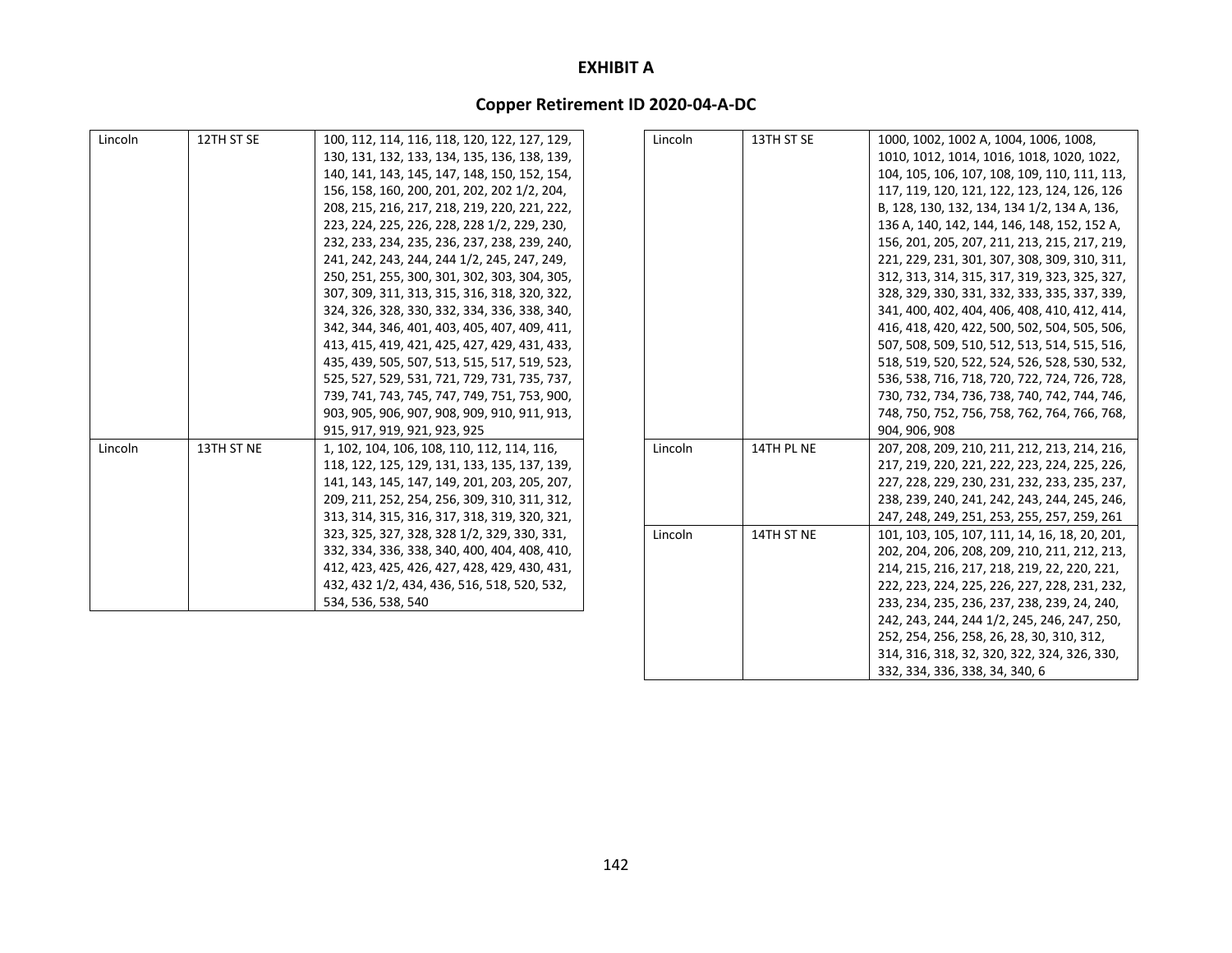**EXHIBIT A**

**Copper Retirement ID 2020-04-A-DC**

| | | |
|---|---|---|
| Lincoln | 12TH ST SE | 100, 112, 114, 116, 118, 120, 122, 127, 129, 130, 131, 132, 133, 134, 135, 136, 138, 139, 140, 141, 143, 145, 147, 148, 150, 152, 154, 156, 158, 160, 200, 201, 202, 202 1/2, 204, 208, 215, 216, 217, 218, 219, 220, 221, 222, 223, 224, 225, 226, 228, 228 1/2, 229, 230, 232, 233, 234, 235, 236, 237, 238, 239, 240, 241, 242, 243, 244, 244 1/2, 245, 247, 249, 250, 251, 255, 300, 301, 302, 303, 304, 305, 307, 309, 311, 313, 315, 316, 318, 320, 322, 324, 326, 328, 330, 332, 334, 336, 338, 340, 342, 344, 346, 401, 403, 405, 407, 409, 411, 413, 415, 419, 421, 425, 427, 429, 431, 433, 435, 439, 505, 507, 513, 515, 517, 519, 523, 525, 527, 529, 531, 721, 729, 731, 735, 737, 739, 741, 743, 745, 747, 749, 751, 753, 900, 903, 905, 906, 907, 908, 909, 910, 911, 913, 915, 917, 919, 921, 923, 925 |
| Lincoln | 13TH ST NE | 1, 102, 104, 106, 108, 110, 112, 114, 116, 118, 122, 125, 129, 131, 133, 135, 137, 139, 141, 143, 145, 147, 149, 201, 203, 205, 207, 209, 211, 252, 254, 256, 309, 310, 311, 312, 313, 314, 315, 316, 317, 318, 319, 320, 321, 323, 325, 327, 328, 328 1/2, 329, 330, 331, 332, 334, 336, 338, 340, 400, 404, 408, 410, 412, 423, 425, 426, 427, 428, 429, 430, 431, 432, 432 1/2, 434, 436, 516, 518, 520, 532, 534, 536, 538, 540 |
| Lincoln | 13TH ST SE | 1000, 1002, 1002 A, 1004, 1006, 1008, 1010, 1012, 1014, 1016, 1018, 1020, 1022, 104, 105, 106, 107, 108, 109, 110, 111, 113, 117, 119, 120, 121, 122, 123, 124, 126, 126 B, 128, 130, 132, 134, 134 1/2, 134 A, 136, 136 A, 140, 142, 144, 146, 148, 152, 152 A, 156, 201, 205, 207, 211, 213, 215, 217, 219, 221, 229, 231, 301, 307, 308, 309, 310, 311, 312, 313, 314, 315, 317, 319, 323, 325, 327, 328, 329, 330, 331, 332, 333, 335, 337, 339, 341, 400, 402, 404, 406, 408, 410, 412, 414, 416, 418, 420, 422, 500, 502, 504, 505, 506, 507, 508, 509, 510, 512, 513, 514, 515, 516, 518, 519, 520, 522, 524, 526, 528, 530, 532, 536, 538, 716, 718, 720, 722, 724, 726, 728, 730, 732, 734, 736, 738, 740, 742, 744, 746, 748, 750, 752, 756, 758, 762, 764, 766, 768, 904, 906, 908 |
| Lincoln | 14TH PL NE | 207, 208, 209, 210, 211, 212, 213, 214, 216, 217, 219, 220, 221, 222, 223, 224, 225, 226, 227, 228, 229, 230, 231, 232, 233, 235, 237, 238, 239, 240, 241, 242, 243, 244, 245, 246, 247, 248, 249, 251, 253, 255, 257, 259, 261 |
| Lincoln | 14TH ST NE | 101, 103, 105, 107, 111, 14, 16, 18, 20, 201, 202, 204, 206, 208, 209, 210, 211, 212, 213, 214, 215, 216, 217, 218, 219, 22, 220, 221, 222, 223, 224, 225, 226, 227, 228, 231, 232, 233, 234, 235, 236, 237, 238, 239, 24, 240, 242, 243, 244, 244 1/2, 245, 246, 247, 250, 252, 254, 256, 258, 26, 28, 30, 310, 312, 314, 316, 318, 32, 320, 322, 324, 326, 330, 332, 334, 336, 338, 34, 340, 6 |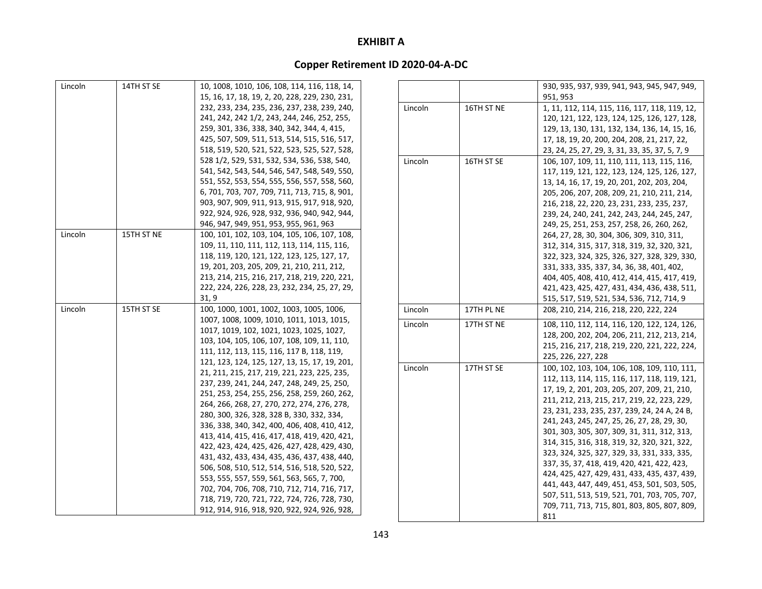# EXHIBIT A

## Copper Retirement ID 2020-04-A-DC

| | | |
|---|---|---|
| Lincoln | 14TH ST SE | 10, 1008, 1010, 106, 108, 114, 116, 118, 14, 15, 16, 17, 18, 19, 2, 20, 228, 229, 230, 231, 232, 233, 234, 235, 236, 237, 238, 239, 240, 241, 242, 242 1/2, 243, 244, 246, 252, 255, 259, 301, 336, 338, 340, 342, 344, 4, 415, 425, 507, 509, 511, 513, 514, 515, 516, 517, 518, 519, 520, 521, 522, 523, 525, 527, 528, 528 1/2, 529, 531, 532, 534, 536, 538, 540, 541, 542, 543, 544, 546, 547, 548, 549, 550, 551, 552, 553, 554, 555, 556, 557, 558, 560, 6, 701, 703, 707, 709, 711, 713, 715, 8, 901, 903, 907, 909, 911, 913, 915, 917, 918, 920, 922, 924, 926, 928, 932, 936, 940, 942, 944, 946, 947, 949, 951, 953, 955, 961, 963 |
| Lincoln | 15TH ST NE | 100, 101, 102, 103, 104, 105, 106, 107, 108, 109, 11, 110, 111, 112, 113, 114, 115, 116, 118, 119, 120, 121, 122, 123, 125, 127, 17, 19, 201, 203, 205, 209, 21, 210, 211, 212, 213, 214, 215, 216, 217, 218, 219, 220, 221, 222, 224, 226, 228, 23, 232, 234, 25, 27, 29, 31, 9 |
| Lincoln | 15TH ST SE | 100, 1000, 1001, 1002, 1003, 1005, 1006, 1007, 1008, 1009, 1010, 1011, 1013, 1015, 1017, 1019, 102, 1021, 1023, 1025, 1027, 103, 104, 105, 106, 107, 108, 109, 11, 110, 111, 112, 113, 115, 116, 117 B, 118, 119, 121, 123, 124, 125, 127, 13, 15, 17, 19, 201, 21, 211, 215, 217, 219, 221, 223, 225, 235, 237, 239, 241, 244, 247, 248, 249, 25, 250, 251, 253, 254, 255, 256, 258, 259, 260, 262, 264, 266, 268, 27, 270, 272, 274, 276, 278, 280, 300, 326, 328, 328 B, 330, 332, 334, 336, 338, 340, 342, 400, 406, 408, 410, 412, 413, 414, 415, 416, 417, 418, 419, 420, 421, 422, 423, 424, 425, 426, 427, 428, 429, 430, 431, 432, 433, 434, 435, 436, 437, 438, 440, 506, 508, 510, 512, 514, 516, 518, 520, 522, 553, 555, 557, 559, 561, 563, 565, 7, 700, 702, 704, 706, 708, 710, 712, 714, 716, 717, 718, 719, 720, 721, 722, 724, 726, 728, 730, 912, 914, 916, 918, 920, 922, 924, 926, 928, 930, 935, 937, 939, 941, 943, 945, 947, 949, 951, 953 |
| Lincoln | 16TH ST NE | 1, 11, 112, 114, 115, 116, 117, 118, 119, 12, 120, 121, 122, 123, 124, 125, 126, 127, 128, 129, 13, 130, 131, 132, 134, 136, 14, 15, 16, 17, 18, 19, 20, 200, 204, 208, 21, 217, 22, 23, 24, 25, 27, 29, 3, 31, 33, 35, 37, 5, 7, 9 |
| Lincoln | 16TH ST SE | 106, 107, 109, 11, 110, 111, 113, 115, 116, 117, 119, 121, 122, 123, 124, 125, 126, 127, 13, 14, 16, 17, 19, 20, 201, 202, 203, 204, 205, 206, 207, 208, 209, 21, 210, 211, 214, 216, 218, 22, 220, 23, 231, 233, 235, 237, 239, 24, 240, 241, 242, 243, 244, 245, 247, 249, 25, 251, 253, 257, 258, 26, 260, 262, 264, 27, 28, 30, 304, 306, 309, 310, 311, 312, 314, 315, 317, 318, 319, 32, 320, 321, 322, 323, 324, 325, 326, 327, 328, 329, 330, 331, 333, 335, 337, 34, 36, 38, 401, 402, 404, 405, 408, 410, 412, 414, 415, 417, 419, 421, 423, 425, 427, 431, 434, 436, 438, 511, 515, 517, 519, 521, 534, 536, 712, 714, 9 |
| Lincoln | 17TH PL NE | 208, 210, 214, 216, 218, 220, 222, 224 |
| Lincoln | 17TH ST NE | 108, 110, 112, 114, 116, 120, 122, 124, 126, 128, 200, 202, 204, 206, 211, 212, 213, 214, 215, 216, 217, 218, 219, 220, 221, 222, 224, 225, 226, 227, 228 |
| Lincoln | 17TH ST SE | 100, 102, 103, 104, 106, 108, 109, 110, 111, 112, 113, 114, 115, 116, 117, 118, 119, 121, 17, 19, 2, 201, 203, 205, 207, 209, 21, 210, 211, 212, 213, 215, 217, 219, 22, 223, 229, 23, 231, 233, 235, 237, 239, 24, 24 A, 24 B, 241, 243, 245, 247, 25, 26, 27, 28, 29, 30, 301, 303, 305, 307, 309, 31, 311, 312, 313, 314, 315, 316, 318, 319, 32, 320, 321, 322, 323, 324, 325, 327, 329, 33, 331, 333, 335, 337, 35, 37, 418, 419, 420, 421, 422, 423, 424, 425, 427, 429, 431, 433, 435, 437, 439, 441, 443, 447, 449, 451, 453, 501, 503, 505, 507, 511, 513, 519, 521, 701, 703, 705, 707, 709, 711, 713, 715, 801, 803, 805, 807, 809, 811 |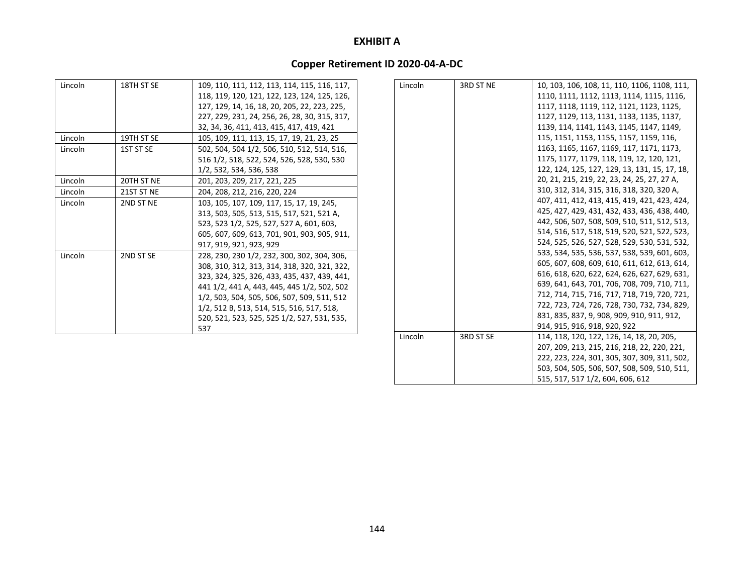**EXHIBIT A**

**Copper Retirement ID 2020-04-A-DC**

| | | |
|---|---|---|
| Lincoln | 18TH ST SE | 109, 110, 111, 112, 113, 114, 115, 116, 117, 118, 119, 120, 121, 122, 123, 124, 125, 126, 127, 129, 14, 16, 18, 20, 205, 22, 223, 225, 227, 229, 231, 24, 256, 26, 28, 30, 315, 317, 32, 34, 36, 411, 413, 415, 417, 419, 421 |
| Lincoln | 19TH ST SE | 105, 109, 111, 113, 15, 17, 19, 21, 23, 25 |
| Lincoln | 1ST ST SE | 502, 504, 504 1/2, 506, 510, 512, 514, 516, 516 1/2, 518, 522, 524, 526, 528, 530, 530 1/2, 532, 534, 536, 538 |
| Lincoln | 20TH ST NE | 201, 203, 209, 217, 221, 225 |
| Lincoln | 21ST ST NE | 204, 208, 212, 216, 220, 224 |
| Lincoln | 2ND ST NE | 103, 105, 107, 109, 117, 15, 17, 19, 245, 313, 503, 505, 513, 515, 517, 521, 521 A, 523, 523 1/2, 525, 527, 527 A, 601, 603, 605, 607, 609, 613, 701, 901, 903, 905, 911, 917, 919, 921, 923, 929 |
| Lincoln | 2ND ST SE | 228, 230, 230 1/2, 232, 300, 302, 304, 306, 308, 310, 312, 313, 314, 318, 320, 321, 322, 323, 324, 325, 326, 433, 435, 437, 439, 441, 441 1/2, 441 A, 443, 445, 445 1/2, 502, 502 1/2, 503, 504, 505, 506, 507, 509, 511, 512 1/2, 512 B, 513, 514, 515, 516, 517, 518, 520, 521, 523, 525, 525 1/2, 527, 531, 535, 537 |
| Lincoln | 3RD ST NE | 10, 103, 106, 108, 11, 110, 1106, 1108, 111, 1110, 1111, 1112, 1113, 1114, 1115, 1116, 1117, 1118, 1119, 112, 1121, 1123, 1125, 1127, 1129, 113, 1131, 1133, 1135, 1137, 1139, 114, 1141, 1143, 1145, 1147, 1149, 115, 1151, 1153, 1155, 1157, 1159, 116, 1163, 1165, 1167, 1169, 117, 1171, 1173, 1175, 1177, 1179, 118, 119, 12, 120, 121, 122, 124, 125, 127, 129, 13, 131, 15, 17, 18, 20, 21, 215, 219, 22, 23, 24, 25, 27, 27 A, 310, 312, 314, 315, 316, 318, 320, 320 A, 407, 411, 412, 413, 415, 419, 421, 423, 424, 425, 427, 429, 431, 432, 433, 436, 438, 440, 442, 506, 507, 508, 509, 510, 511, 512, 513, 514, 516, 517, 518, 519, 520, 521, 522, 523, 524, 525, 526, 527, 528, 529, 530, 531, 532, 533, 534, 535, 536, 537, 538, 539, 601, 603, 605, 607, 608, 609, 610, 611, 612, 613, 614, 616, 618, 620, 622, 624, 626, 627, 629, 631, 639, 641, 643, 701, 706, 708, 709, 710, 711, 712, 714, 715, 716, 717, 718, 719, 720, 721, 722, 723, 724, 726, 728, 730, 732, 734, 829, 831, 835, 837, 9, 908, 909, 910, 911, 912, 914, 915, 916, 918, 920, 922 |
| Lincoln | 3RD ST SE | 114, 118, 120, 122, 126, 14, 18, 20, 205, 207, 209, 213, 215, 216, 218, 22, 220, 221, 222, 223, 224, 301, 305, 307, 309, 311, 502, 503, 504, 505, 506, 507, 508, 509, 510, 511, 515, 517, 517 1/2, 604, 606, 612 |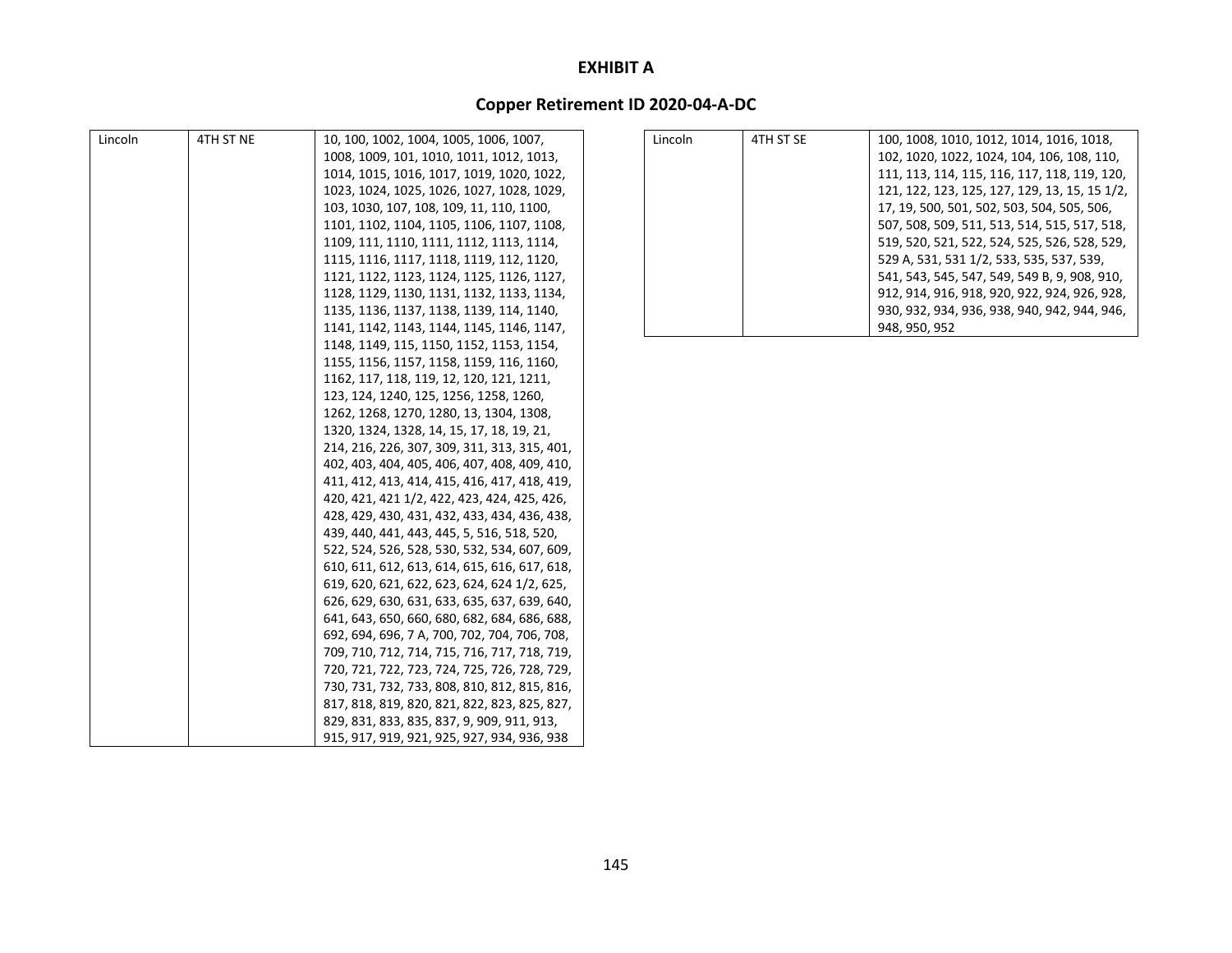# EXHIBIT A

## Copper Retirement ID 2020-04-A-DC

| Lincoln | 4TH ST NE | 10, 100, 1002, 1004, 1005, 1006, 1007, 1008, 1009, 101, 1010, 1011, 1012, 1013, 1014, 1015, 1016, 1017, 1019, 1020, 1022, 1023, 1024, 1025, 1026, 1027, 1028, 1029, 103, 1030, 107, 108, 109, 11, 110, 1100, 1101, 1102, 1104, 1105, 1106, 1107, 1108, 1109, 111, 1110, 1111, 1112, 1113, 1114, 1115, 1116, 1117, 1118, 1119, 112, 1120, 1121, 1122, 1123, 1124, 1125, 1126, 1127, 1128, 1129, 1130, 1131, 1132, 1133, 1134, 1135, 1136, 1137, 1138, 1139, 114, 1140, 1141, 1142, 1143, 1144, 1145, 1146, 1147, 1148, 1149, 115, 1150, 1152, 1153, 1154, 1155, 1156, 1157, 1158, 1159, 116, 1160, 1162, 117, 118, 119, 12, 120, 121, 1211, 123, 124, 1240, 125, 1256, 1258, 1260, 1262, 1268, 1270, 1280, 13, 1304, 1308, 1320, 1324, 1328, 14, 15, 17, 18, 19, 21, 214, 216, 226, 307, 309, 311, 313, 315, 401, 402, 403, 404, 405, 406, 407, 408, 409, 410, 411, 412, 413, 414, 415, 416, 417, 418, 419, 420, 421, 421 1/2, 422, 423, 424, 425, 426, 428, 429, 430, 431, 432, 433, 434, 436, 438, 439, 440, 441, 443, 445, 5, 516, 518, 520, 522, 524, 526, 528, 530, 532, 534, 607, 609, 610, 611, 612, 613, 614, 615, 616, 617, 618, 619, 620, 621, 622, 623, 624, 624 1/2, 625, 626, 629, 630, 631, 633, 635, 637, 639, 640, 641, 643, 650, 660, 680, 682, 684, 686, 688, 692, 694, 696, 7 A, 700, 702, 704, 706, 708, 709, 710, 712, 714, 715, 716, 717, 718, 719, 720, 721, 722, 723, 724, 725, 726, 728, 729, 730, 731, 732, 733, 808, 810, 812, 815, 816, 817, 818, 819, 820, 821, 822, 823, 825, 827, 829, 831, 833, 835, 837, 9, 909, 911, 913, 915, 917, 919, 921, 925, 927, 934, 936, 938 |
|---|---|---|

| Lincoln | 4TH ST SE | 100, 1008, 1010, 1012, 1014, 1016, 1018, 102, 1020, 1022, 1024, 104, 106, 108, 110, 111, 113, 114, 115, 116, 117, 118, 119, 120, 121, 122, 123, 125, 127, 129, 13, 15, 15 1/2, 17, 19, 500, 501, 502, 503, 504, 505, 506, 507, 508, 509, 511, 513, 514, 515, 517, 518, 519, 520, 521, 522, 524, 525, 526, 528, 529, 529 A, 531, 531 1/2, 533, 535, 537, 539, 541, 543, 545, 547, 549, 549 B, 9, 908, 910, 912, 914, 916, 918, 920, 922, 924, 926, 928, 930, 932, 934, 936, 938, 940, 942, 944, 946, 948, 950, 952 |
|---|---|---|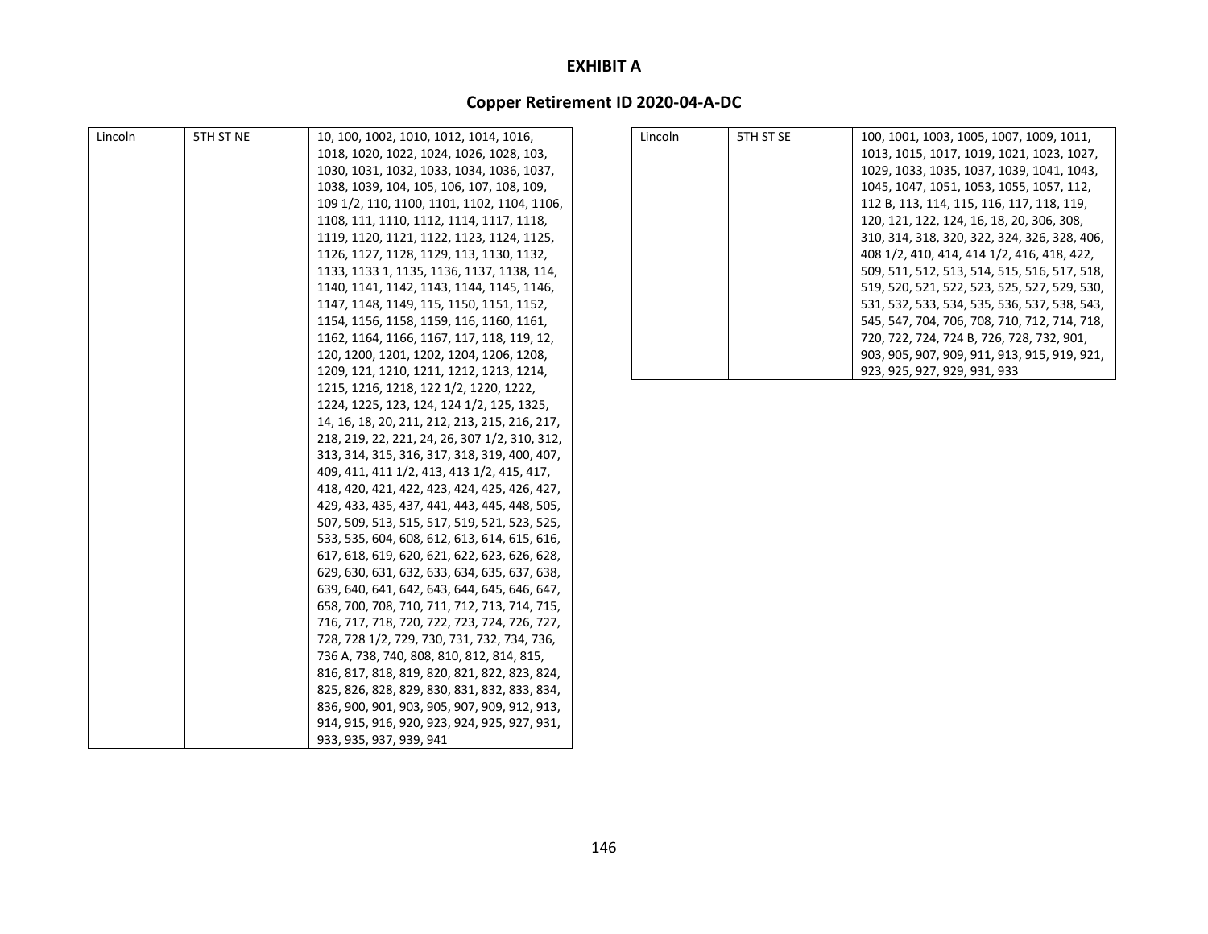**EXHIBIT A**

**Copper Retirement ID 2020-04-A-DC**

| | | |
|---|---|---|
| Lincoln | 5TH ST NE | 10, 100, 1002, 1010, 1012, 1014, 1016, 1018, 1020, 1022, 1024, 1026, 1028, 103, 1030, 1031, 1032, 1033, 1034, 1036, 1037, 1038, 1039, 104, 105, 106, 107, 108, 109, 109 1/2, 110, 1100, 1101, 1102, 1104, 1106, 1108, 111, 1110, 1112, 1114, 1117, 1118, 1119, 1120, 1121, 1122, 1123, 1124, 1125, 1126, 1127, 1128, 1129, 113, 1130, 1132, 1133, 1133 1, 1135, 1136, 1137, 1138, 114, 1140, 1141, 1142, 1143, 1144, 1145, 1146, 1147, 1148, 1149, 115, 1150, 1151, 1152, 1154, 1156, 1158, 1159, 116, 1160, 1161, 1162, 1164, 1166, 1167, 117, 118, 119, 12, 120, 1200, 1201, 1202, 1204, 1206, 1208, 1209, 121, 1210, 1211, 1212, 1213, 1214, 1215, 1216, 1218, 122 1/2, 1220, 1222, 1224, 1225, 123, 124, 124 1/2, 125, 1325, 14, 16, 18, 20, 211, 212, 213, 215, 216, 217, 218, 219, 22, 221, 24, 26, 307 1/2, 310, 312, 313, 314, 315, 316, 317, 318, 319, 400, 407, 409, 411, 411 1/2, 413, 413 1/2, 415, 417, 418, 420, 421, 422, 423, 424, 425, 426, 427, 429, 433, 435, 437, 441, 443, 445, 448, 505, 507, 509, 513, 515, 517, 519, 521, 523, 525, 533, 535, 604, 608, 612, 613, 614, 615, 616, 617, 618, 619, 620, 621, 622, 623, 626, 628, 629, 630, 631, 632, 633, 634, 635, 637, 638, 639, 640, 641, 642, 643, 644, 645, 646, 647, 658, 700, 708, 710, 711, 712, 713, 714, 715, 716, 717, 718, 720, 722, 723, 724, 726, 727, 728, 728 1/2, 729, 730, 731, 732, 734, 736, 736 A, 738, 740, 808, 810, 812, 814, 815, 816, 817, 818, 819, 820, 821, 822, 823, 824, 825, 826, 828, 829, 830, 831, 832, 833, 834, 836, 900, 901, 903, 905, 907, 909, 912, 913, 914, 915, 916, 920, 923, 924, 925, 927, 931, 933, 935, 937, 939, 941 |
| Lincoln | 5TH ST SE | 100, 1001, 1003, 1005, 1007, 1009, 1011, 1013, 1015, 1017, 1019, 1021, 1023, 1027, 1029, 1033, 1035, 1037, 1039, 1041, 1043, 1045, 1047, 1051, 1053, 1055, 1057, 112, 112 B, 113, 114, 115, 116, 117, 118, 119, 120, 121, 122, 124, 16, 18, 20, 306, 308, 310, 314, 318, 320, 322, 324, 326, 328, 406, 408 1/2, 410, 414, 414 1/2, 416, 418, 422, 509, 511, 512, 513, 514, 515, 516, 517, 518, 519, 520, 521, 522, 523, 525, 527, 529, 530, 531, 532, 533, 534, 535, 536, 537, 538, 543, 545, 547, 704, 706, 708, 710, 712, 714, 718, 720, 722, 724, 724 B, 726, 728, 732, 901, 903, 905, 907, 909, 911, 913, 915, 919, 921, 923, 925, 927, 929, 931, 933 |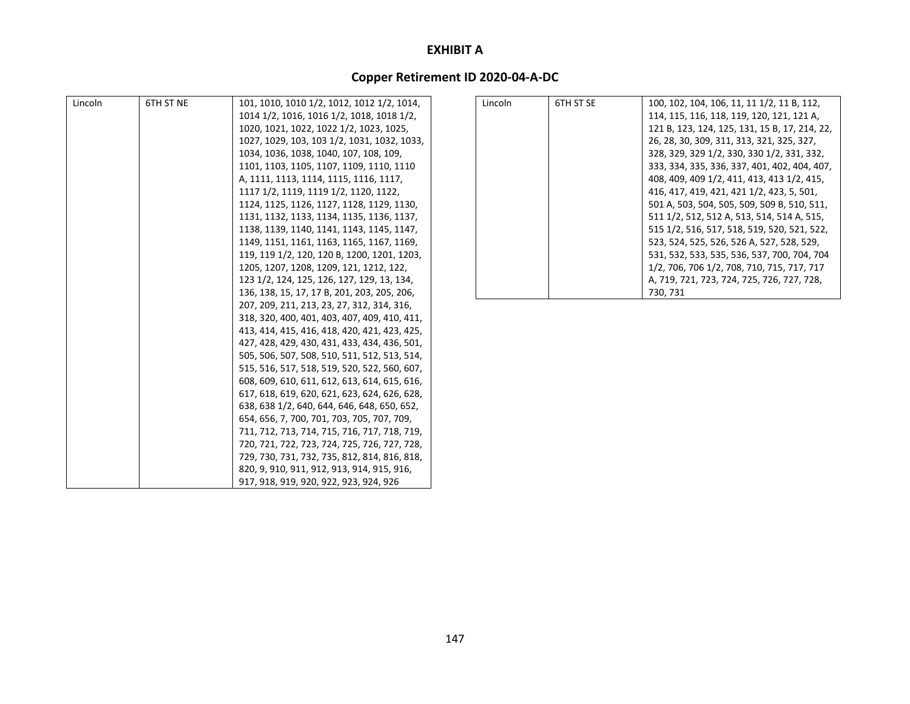**EXHIBIT A**

**Copper Retirement ID 2020-04-A-DC**

| Lincoln | 6TH ST NE | 101, 1010, 1010 1/2, 1012, 1012 1/2, 1014, 1014 1/2, 1016, 1016 1/2, 1018, 1018 1/2, 1020, 1021, 1022, 1022 1/2, 1023, 1025, 1027, 1029, 103, 103 1/2, 1031, 1032, 1033, 1034, 1036, 1038, 1040, 107, 108, 109, 1101, 1103, 1105, 1107, 1109, 1110, 1110 A, 1111, 1113, 1114, 1115, 1116, 1117, 1117 1/2, 1119, 1119 1/2, 1120, 1122, 1124, 1125, 1126, 1127, 1128, 1129, 1130, 1131, 1132, 1133, 1134, 1135, 1136, 1137, 1138, 1139, 1140, 1141, 1143, 1145, 1147, 1149, 1151, 1161, 1163, 1165, 1167, 1169, 119, 119 1/2, 120, 120 B, 1200, 1201, 1203, 1205, 1207, 1208, 1209, 121, 1212, 122, 123 1/2, 124, 125, 126, 127, 129, 13, 134, 136, 138, 15, 17, 17 B, 201, 203, 205, 206, 207, 209, 211, 213, 23, 27, 312, 314, 316, 318, 320, 400, 401, 403, 407, 409, 410, 411, 413, 414, 415, 416, 418, 420, 421, 423, 425, 427, 428, 429, 430, 431, 433, 434, 436, 501, 505, 506, 507, 508, 510, 511, 512, 513, 514, 515, 516, 517, 518, 519, 520, 522, 560, 607, 608, 609, 610, 611, 612, 613, 614, 615, 616, 617, 618, 619, 620, 621, 623, 624, 626, 628, 638, 638 1/2, 640, 644, 646, 648, 650, 652, 654, 656, 7, 700, 701, 703, 705, 707, 709, 711, 712, 713, 714, 715, 716, 717, 718, 719, 720, 721, 722, 723, 724, 725, 726, 727, 728, 729, 730, 731, 732, 735, 812, 814, 816, 818, 820, 9, 910, 911, 912, 913, 914, 915, 916, 917, 918, 919, 920, 922, 923, 924, 926 |
|---|---|---|

| Lincoln | 6TH ST SE | 100, 102, 104, 106, 11, 11 1/2, 11 B, 112, 114, 115, 116, 118, 119, 120, 121, 121 A, 121 B, 123, 124, 125, 131, 15 B, 17, 214, 22, 26, 28, 30, 309, 311, 313, 321, 325, 327, 328, 329, 329 1/2, 330, 330 1/2, 331, 332, 333, 334, 335, 336, 337, 401, 402, 404, 407, 408, 409, 409 1/2, 411, 413, 413 1/2, 415, 416, 417, 419, 421, 421 1/2, 423, 5, 501, 501 A, 503, 504, 505, 509, 509 B, 510, 511, 511 1/2, 512, 512 A, 513, 514, 514 A, 515, 515 1/2, 516, 517, 518, 519, 520, 521, 522, 523, 524, 525, 526, 526 A, 527, 528, 529, 531, 532, 533, 535, 536, 537, 700, 704, 704 1/2, 706, 706 1/2, 708, 710, 715, 717, 717 A, 719, 721, 723, 724, 725, 726, 727, 728, 730, 731 |
|---|---|---|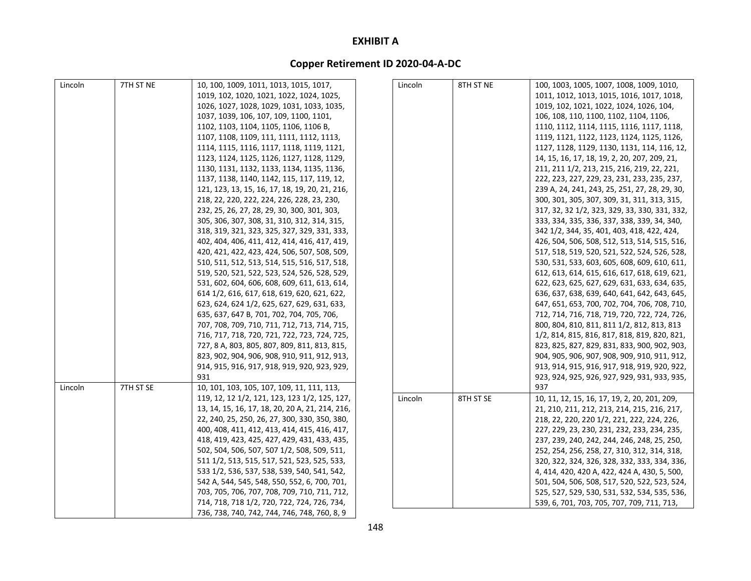# EXHIBIT A

## Copper Retirement ID 2020-04-A-DC

| | | |
|---|---|---|
| Lincoln | 7TH ST NE | 10, 100, 1009, 1011, 1013, 1015, 1017, 1019, 102, 1020, 1021, 1022, 1024, 1025, 1026, 1027, 1028, 1029, 1031, 1033, 1035, 1037, 1039, 106, 107, 109, 1100, 1101, 1102, 1103, 1104, 1105, 1106, 1106 B, 1107, 1108, 1109, 111, 1111, 1112, 1113, 1114, 1115, 1116, 1117, 1118, 1119, 1121, 1123, 1124, 1125, 1126, 1127, 1128, 1129, 1130, 1131, 1132, 1133, 1134, 1135, 1136, 1137, 1138, 1140, 1142, 115, 117, 119, 12, 121, 123, 13, 15, 16, 17, 18, 19, 20, 21, 216, 218, 22, 220, 222, 224, 226, 228, 23, 230, 232, 25, 26, 27, 28, 29, 30, 300, 301, 303, 305, 306, 307, 308, 31, 310, 312, 314, 315, 318, 319, 321, 323, 325, 327, 329, 331, 333, 402, 404, 406, 411, 412, 414, 416, 417, 419, 420, 421, 422, 423, 424, 506, 507, 508, 509, 510, 511, 512, 513, 514, 515, 516, 517, 518, 519, 520, 521, 522, 523, 524, 526, 528, 529, 531, 602, 604, 606, 608, 609, 611, 613, 614, 614 1/2, 616, 617, 618, 619, 620, 621, 622, 623, 624, 624 1/2, 625, 627, 629, 631, 633, 635, 637, 647 B, 701, 702, 704, 705, 706, 707, 708, 709, 710, 711, 712, 713, 714, 715, 716, 717, 718, 720, 721, 722, 723, 724, 725, 727, 8 A, 803, 805, 807, 809, 811, 813, 815, 823, 902, 904, 906, 908, 910, 911, 912, 913, 914, 915, 916, 917, 918, 919, 920, 923, 929, 931 |
| Lincoln | 7TH ST SE | 10, 101, 103, 105, 107, 109, 11, 111, 113, 119, 12, 12 1/2, 121, 123, 123 1/2, 125, 127, 13, 14, 15, 16, 17, 18, 20, 20 A, 21, 214, 216, 22, 240, 25, 250, 26, 27, 300, 330, 350, 380, 400, 408, 411, 412, 413, 414, 415, 416, 417, 418, 419, 423, 425, 427, 429, 431, 433, 435, 502, 504, 506, 507, 507 1/2, 508, 509, 511, 511 1/2, 513, 515, 517, 521, 523, 525, 533, 533 1/2, 536, 537, 538, 539, 540, 541, 542, 542 A, 544, 545, 548, 550, 552, 6, 700, 701, 703, 705, 706, 707, 708, 709, 710, 711, 712, 714, 718, 718 1/2, 720, 722, 724, 726, 734, 736, 738, 740, 742, 744, 746, 748, 760, 8, 9 |
| Lincoln | 8TH ST NE | 100, 1003, 1005, 1007, 1008, 1009, 1010, 1011, 1012, 1013, 1015, 1016, 1017, 1018, 1019, 102, 1021, 1022, 1024, 1026, 104, 106, 108, 110, 1100, 1102, 1104, 1106, 1110, 1112, 1114, 1115, 1116, 1117, 1118, 1119, 1121, 1122, 1123, 1124, 1125, 1126, 1127, 1128, 1129, 1130, 1131, 114, 116, 12, 14, 15, 16, 17, 18, 19, 2, 20, 207, 209, 21, 211, 211 1/2, 213, 215, 216, 219, 22, 221, 222, 223, 227, 229, 23, 231, 233, 235, 237, 239 A, 24, 241, 243, 25, 251, 27, 28, 29, 30, 300, 301, 305, 307, 309, 31, 311, 313, 315, 317, 32, 32 1/2, 323, 329, 33, 330, 331, 332, 333, 334, 335, 336, 337, 338, 339, 34, 340, 342 1/2, 344, 35, 401, 403, 418, 422, 424, 426, 504, 506, 508, 512, 513, 514, 515, 516, 517, 518, 519, 520, 521, 522, 524, 526, 528, 530, 531, 533, 603, 605, 608, 609, 610, 611, 612, 613, 614, 615, 616, 617, 618, 619, 621, 622, 623, 625, 627, 629, 631, 633, 634, 635, 636, 637, 638, 639, 640, 641, 642, 643, 645, 647, 651, 653, 700, 702, 704, 706, 708, 710, 712, 714, 716, 718, 719, 720, 722, 724, 726, 800, 804, 810, 811, 811 1/2, 812, 813, 813 1/2, 814, 815, 816, 817, 818, 819, 820, 821, 823, 825, 827, 829, 831, 833, 900, 902, 903, 904, 905, 906, 907, 908, 909, 910, 911, 912, 913, 914, 915, 916, 917, 918, 919, 920, 922, 923, 924, 925, 926, 927, 929, 931, 933, 935, 937 |
| Lincoln | 8TH ST SE | 10, 11, 12, 15, 16, 17, 19, 2, 20, 201, 209, 21, 210, 211, 212, 213, 214, 215, 216, 217, 218, 22, 220, 220 1/2, 221, 222, 224, 226, 227, 229, 23, 230, 231, 232, 233, 234, 235, 237, 239, 240, 242, 244, 246, 248, 25, 250, 252, 254, 256, 258, 27, 310, 312, 314, 318, 320, 322, 324, 326, 328, 332, 333, 334, 336, 4, 414, 420, 420 A, 422, 424 A, 430, 5, 500, 501, 504, 506, 508, 517, 520, 522, 523, 524, 525, 527, 529, 530, 531, 532, 534, 535, 536, 539, 6, 701, 703, 705, 707, 709, 711, 713, |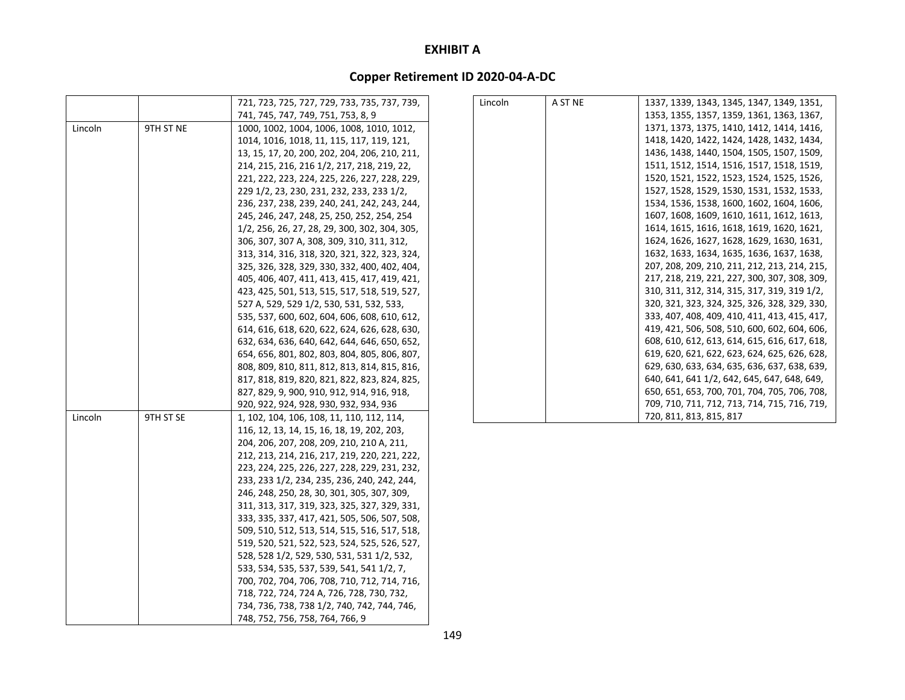**EXHIBIT A**

**Copper Retirement ID 2020-04-A-DC**

| | | |
|---|---|---|
| | | 721, 723, 725, 727, 729, 733, 735, 737, 739, 741, 745, 747, 749, 751, 753, 8, 9 |
| Lincoln | 9TH ST NE | 1000, 1002, 1004, 1006, 1008, 1010, 1012, 1014, 1016, 1018, 11, 115, 117, 119, 121, 13, 15, 17, 20, 200, 202, 204, 206, 210, 211, 214, 215, 216, 216 1/2, 217, 218, 219, 22, 221, 222, 223, 224, 225, 226, 227, 228, 229, 229 1/2, 23, 230, 231, 232, 233, 233 1/2, 236, 237, 238, 239, 240, 241, 242, 243, 244, 245, 246, 247, 248, 25, 250, 252, 254, 254 1/2, 256, 26, 27, 28, 29, 300, 302, 304, 305, 306, 307, 307 A, 308, 309, 310, 311, 312, 313, 314, 316, 318, 320, 321, 322, 323, 324, 325, 326, 328, 329, 330, 332, 400, 402, 404, 405, 406, 407, 411, 413, 415, 417, 419, 421, 423, 425, 501, 513, 515, 517, 518, 519, 527, 527 A, 529, 529 1/2, 530, 531, 532, 533, 535, 537, 600, 602, 604, 606, 608, 610, 612, 614, 616, 618, 620, 622, 624, 626, 628, 630, 632, 634, 636, 640, 642, 644, 646, 650, 652, 654, 656, 801, 802, 803, 804, 805, 806, 807, 808, 809, 810, 811, 812, 813, 814, 815, 816, 817, 818, 819, 820, 821, 822, 823, 824, 825, 827, 829, 9, 900, 910, 912, 914, 916, 918, 920, 922, 924, 928, 930, 932, 934, 936 |
| Lincoln | 9TH ST SE | 1, 102, 104, 106, 108, 11, 110, 112, 114, 116, 12, 13, 14, 15, 16, 18, 19, 202, 203, 204, 206, 207, 208, 209, 210, 210 A, 211, 212, 213, 214, 216, 217, 219, 220, 221, 222, 223, 224, 225, 226, 227, 228, 229, 231, 232, 233, 233 1/2, 234, 235, 236, 240, 242, 244, 246, 248, 250, 28, 30, 301, 305, 307, 309, 311, 313, 317, 319, 323, 325, 327, 329, 331, 333, 335, 337, 417, 421, 505, 506, 507, 508, 509, 510, 512, 513, 514, 515, 516, 517, 518, 519, 520, 521, 522, 523, 524, 525, 526, 527, 528, 528 1/2, 529, 530, 531, 531 1/2, 532, 533, 534, 535, 537, 539, 541, 541 1/2, 7, 700, 702, 704, 706, 708, 710, 712, 714, 716, 718, 722, 724, 724 A, 726, 728, 730, 732, 734, 736, 738, 738 1/2, 740, 742, 744, 746, 748, 752, 756, 758, 764, 766, 9 |
| Lincoln | A ST NE | 1337, 1339, 1343, 1345, 1347, 1349, 1351, 1353, 1355, 1357, 1359, 1361, 1363, 1367, 1371, 1373, 1375, 1410, 1412, 1414, 1416, 1418, 1420, 1422, 1424, 1428, 1432, 1434, 1436, 1438, 1440, 1504, 1505, 1507, 1509, 1511, 1512, 1514, 1516, 1517, 1518, 1519, 1520, 1521, 1522, 1523, 1524, 1525, 1526, 1527, 1528, 1529, 1530, 1531, 1532, 1533, 1534, 1536, 1538, 1600, 1602, 1604, 1606, 1607, 1608, 1609, 1610, 1611, 1612, 1613, 1614, 1615, 1616, 1618, 1619, 1620, 1621, 1624, 1626, 1627, 1628, 1629, 1630, 1631, 1632, 1633, 1634, 1635, 1636, 1637, 1638, 207, 208, 209, 210, 211, 212, 213, 214, 215, 217, 218, 219, 221, 227, 300, 307, 308, 309, 310, 311, 312, 314, 315, 317, 319, 319 1/2, 320, 321, 323, 324, 325, 326, 328, 329, 330, 333, 407, 408, 409, 410, 411, 413, 415, 417, 419, 421, 506, 508, 510, 600, 602, 604, 606, 608, 610, 612, 613, 614, 615, 616, 617, 618, 619, 620, 621, 622, 623, 624, 625, 626, 628, 629, 630, 633, 634, 635, 636, 637, 638, 639, 640, 641, 641 1/2, 642, 645, 647, 648, 649, 650, 651, 653, 700, 701, 704, 705, 706, 708, 709, 710, 711, 712, 713, 714, 715, 716, 719, 720, 811, 813, 815, 817 |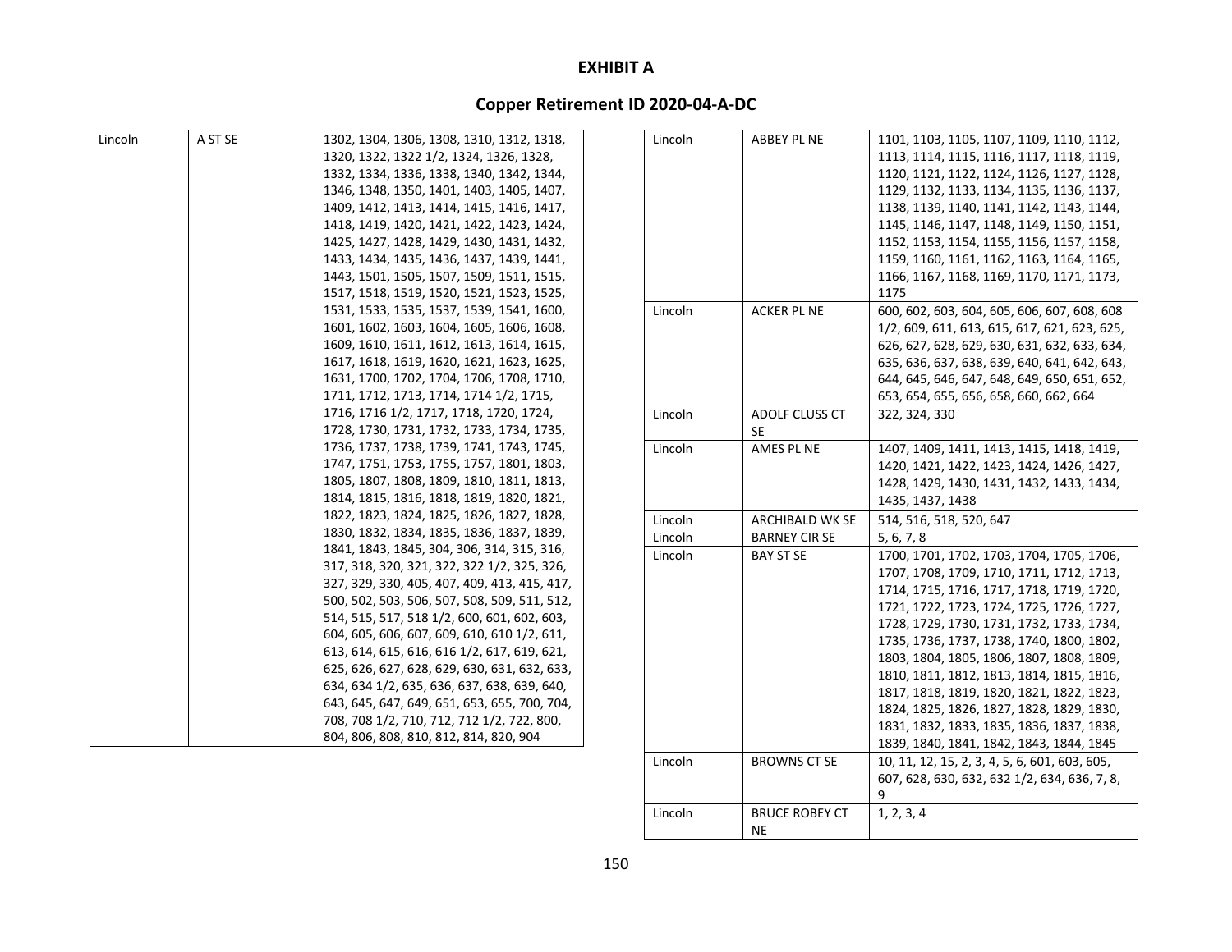# EXHIBIT A

## Copper Retirement ID 2020-04-A-DC

| | | |
|---|---|---|
| Lincoln | A ST SE | 1302, 1304, 1306, 1308, 1310, 1312, 1318, 1320, 1322, 1322 1/2, 1324, 1326, 1328, 1332, 1334, 1336, 1338, 1340, 1342, 1344, 1346, 1348, 1350, 1401, 1403, 1405, 1407, 1409, 1412, 1413, 1414, 1415, 1416, 1417, 1418, 1419, 1420, 1421, 1422, 1423, 1424, 1425, 1427, 1428, 1429, 1430, 1431, 1432, 1433, 1434, 1435, 1436, 1437, 1439, 1441, 1443, 1501, 1505, 1507, 1509, 1511, 1515, 1517, 1518, 1519, 1520, 1521, 1523, 1525, 1531, 1533, 1535, 1537, 1539, 1541, 1600, 1601, 1602, 1603, 1604, 1605, 1606, 1608, 1609, 1610, 1611, 1612, 1613, 1614, 1615, 1617, 1618, 1619, 1620, 1621, 1623, 1625, 1631, 1700, 1702, 1704, 1706, 1708, 1710, 1711, 1712, 1713, 1714, 1714 1/2, 1715, 1716, 1716 1/2, 1717, 1718, 1720, 1724, 1728, 1730, 1731, 1732, 1733, 1734, 1735, 1736, 1737, 1738, 1739, 1741, 1743, 1745, 1747, 1751, 1753, 1755, 1757, 1801, 1803, 1805, 1807, 1808, 1809, 1810, 1811, 1813, 1814, 1815, 1816, 1818, 1819, 1820, 1821, 1822, 1823, 1824, 1825, 1826, 1827, 1828, 1830, 1832, 1834, 1835, 1836, 1837, 1839, 1841, 1843, 1845, 304, 306, 314, 315, 316, 317, 318, 320, 321, 322, 322 1/2, 325, 326, 327, 329, 330, 405, 407, 409, 413, 415, 417, 500, 502, 503, 506, 507, 508, 509, 511, 512, 514, 515, 517, 518 1/2, 600, 601, 602, 603, 604, 605, 606, 607, 609, 610, 610 1/2, 611, 613, 614, 615, 616, 616 1/2, 617, 619, 621, 625, 626, 627, 628, 629, 630, 631, 632, 633, 634, 634 1/2, 635, 636, 637, 638, 639, 640, 643, 645, 647, 649, 651, 653, 655, 700, 704, 708, 708 1/2, 710, 712, 712 1/2, 722, 800, 804, 806, 808, 810, 812, 814, 820, 904 |
| Lincoln | ABBEY PL NE | 1101, 1103, 1105, 1107, 1109, 1110, 1112, 1113, 1114, 1115, 1116, 1117, 1118, 1119, 1120, 1121, 1122, 1124, 1126, 1127, 1128, 1129, 1132, 1133, 1134, 1135, 1136, 1137, 1138, 1139, 1140, 1141, 1142, 1143, 1144, 1145, 1146, 1147, 1148, 1149, 1150, 1151, 1152, 1153, 1154, 1155, 1156, 1157, 1158, 1159, 1160, 1161, 1162, 1163, 1164, 1165, 1166, 1167, 1168, 1169, 1170, 1171, 1173, 1175 |
| Lincoln | ACKER PL NE | 600, 602, 603, 604, 605, 606, 607, 608, 608 1/2, 609, 611, 613, 615, 617, 621, 623, 625, 626, 627, 628, 629, 630, 631, 632, 633, 634, 635, 636, 637, 638, 639, 640, 641, 642, 643, 644, 645, 646, 647, 648, 649, 650, 651, 652, 653, 654, 655, 656, 658, 660, 662, 664 |
| Lincoln | ADOLF CLUSS CT SE | 322, 324, 330 |
| Lincoln | AMES PL NE | 1407, 1409, 1411, 1413, 1415, 1418, 1419, 1420, 1421, 1422, 1423, 1424, 1426, 1427, 1428, 1429, 1430, 1431, 1432, 1433, 1434, 1435, 1437, 1438 |
| Lincoln | ARCHIBALD WK SE | 514, 516, 518, 520, 647 |
| Lincoln | BARNEY CIR SE | 5, 6, 7, 8 |
| Lincoln | BAY ST SE | 1700, 1701, 1702, 1703, 1704, 1705, 1706, 1707, 1708, 1709, 1710, 1711, 1712, 1713, 1714, 1715, 1716, 1717, 1718, 1719, 1720, 1721, 1722, 1723, 1724, 1725, 1726, 1727, 1728, 1729, 1730, 1731, 1732, 1733, 1734, 1735, 1736, 1737, 1738, 1740, 1800, 1802, 1803, 1804, 1805, 1806, 1807, 1808, 1809, 1810, 1811, 1812, 1813, 1814, 1815, 1816, 1817, 1818, 1819, 1820, 1821, 1822, 1823, 1824, 1825, 1826, 1827, 1828, 1829, 1830, 1831, 1832, 1833, 1835, 1836, 1837, 1838, 1839, 1840, 1841, 1842, 1843, 1844, 1845 |
| Lincoln | BROWNS CT SE | 10, 11, 12, 15, 2, 3, 4, 5, 6, 601, 603, 605, 607, 628, 630, 632, 632 1/2, 634, 636, 7, 8, 9 |
| Lincoln | BRUCE ROBEY CT NE | 1, 2, 3, 4 |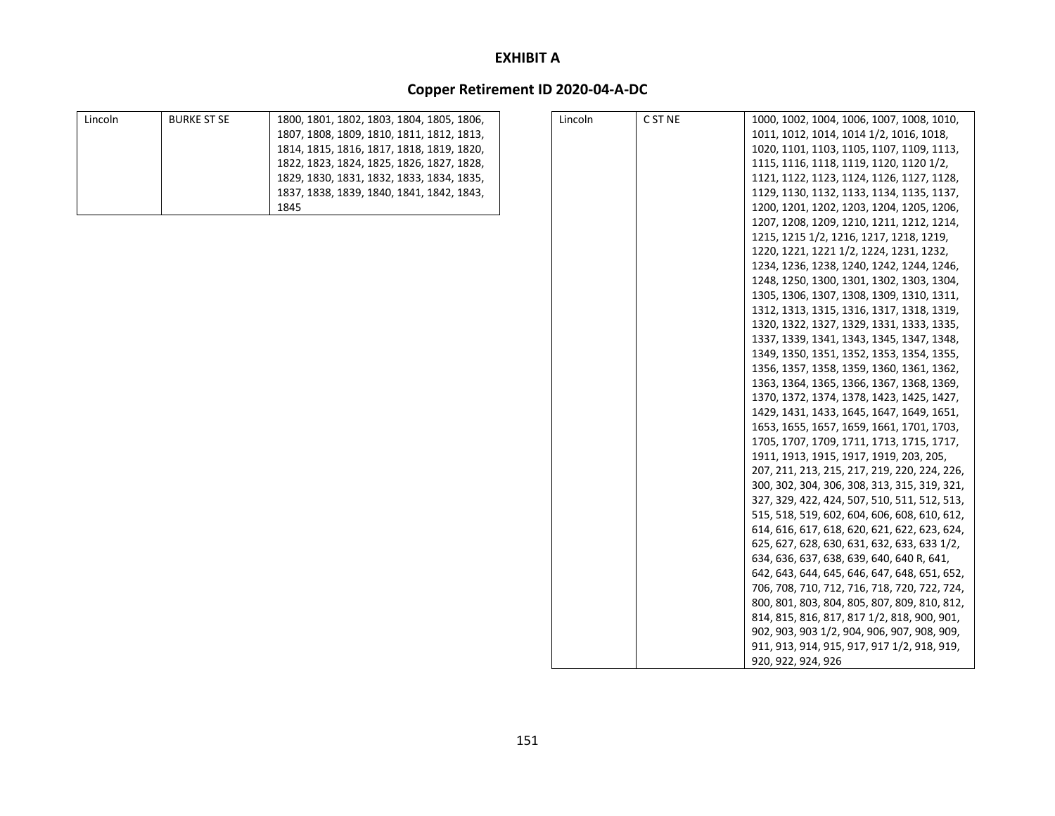# EXHIBIT A

## Copper Retirement ID 2020-04-A-DC

| | | |
|---|---|---|
| Lincoln | BURKE ST SE | 1800, 1801, 1802, 1803, 1804, 1805, 1806, 1807, 1808, 1809, 1810, 1811, 1812, 1813, 1814, 1815, 1816, 1817, 1818, 1819, 1820, 1822, 1823, 1824, 1825, 1826, 1827, 1828, 1829, 1830, 1831, 1832, 1833, 1834, 1835, 1837, 1838, 1839, 1840, 1841, 1842, 1843, 1845 |
| Lincoln | C ST NE | 1000, 1002, 1004, 1006, 1007, 1008, 1010, 1011, 1012, 1014, 1014 1/2, 1016, 1018, 1020, 1101, 1103, 1105, 1107, 1109, 1113, 1115, 1116, 1118, 1119, 1120, 1120 1/2, 1121, 1122, 1123, 1124, 1126, 1127, 1128, 1129, 1130, 1132, 1133, 1134, 1135, 1137, 1200, 1201, 1202, 1203, 1204, 1205, 1206, 1207, 1208, 1209, 1210, 1211, 1212, 1214, 1215, 1215 1/2, 1216, 1217, 1218, 1219, 1220, 1221, 1221 1/2, 1224, 1231, 1232, 1234, 1236, 1238, 1240, 1242, 1244, 1246, 1248, 1250, 1300, 1301, 1302, 1303, 1304, 1305, 1306, 1307, 1308, 1309, 1310, 1311, 1312, 1313, 1315, 1316, 1317, 1318, 1319, 1320, 1322, 1327, 1329, 1331, 1333, 1335, 1337, 1339, 1341, 1343, 1345, 1347, 1348, 1349, 1350, 1351, 1352, 1353, 1354, 1355, 1356, 1357, 1358, 1359, 1360, 1361, 1362, 1363, 1364, 1365, 1366, 1367, 1368, 1369, 1370, 1372, 1374, 1378, 1423, 1425, 1427, 1429, 1431, 1433, 1645, 1647, 1649, 1651, 1653, 1655, 1657, 1659, 1661, 1701, 1703, 1705, 1707, 1709, 1711, 1713, 1715, 1717, 1911, 1913, 1915, 1917, 1919, 203, 205, 207, 211, 213, 215, 217, 219, 220, 224, 226, 300, 302, 304, 306, 308, 313, 315, 319, 321, 327, 329, 422, 424, 507, 510, 511, 512, 513, 515, 518, 519, 602, 604, 606, 608, 610, 612, 614, 616, 617, 618, 620, 621, 622, 623, 624, 625, 627, 628, 630, 631, 632, 633, 633 1/2, 634, 636, 637, 638, 639, 640, 640 R, 641, 642, 643, 644, 645, 646, 647, 648, 651, 652, 706, 708, 710, 712, 716, 718, 720, 722, 724, 800, 801, 803, 804, 805, 807, 809, 810, 812, 814, 815, 816, 817, 817 1/2, 818, 900, 901, 902, 903, 903 1/2, 904, 906, 907, 908, 909, 911, 913, 914, 915, 917, 917 1/2, 918, 919, 920, 922, 924, 926 |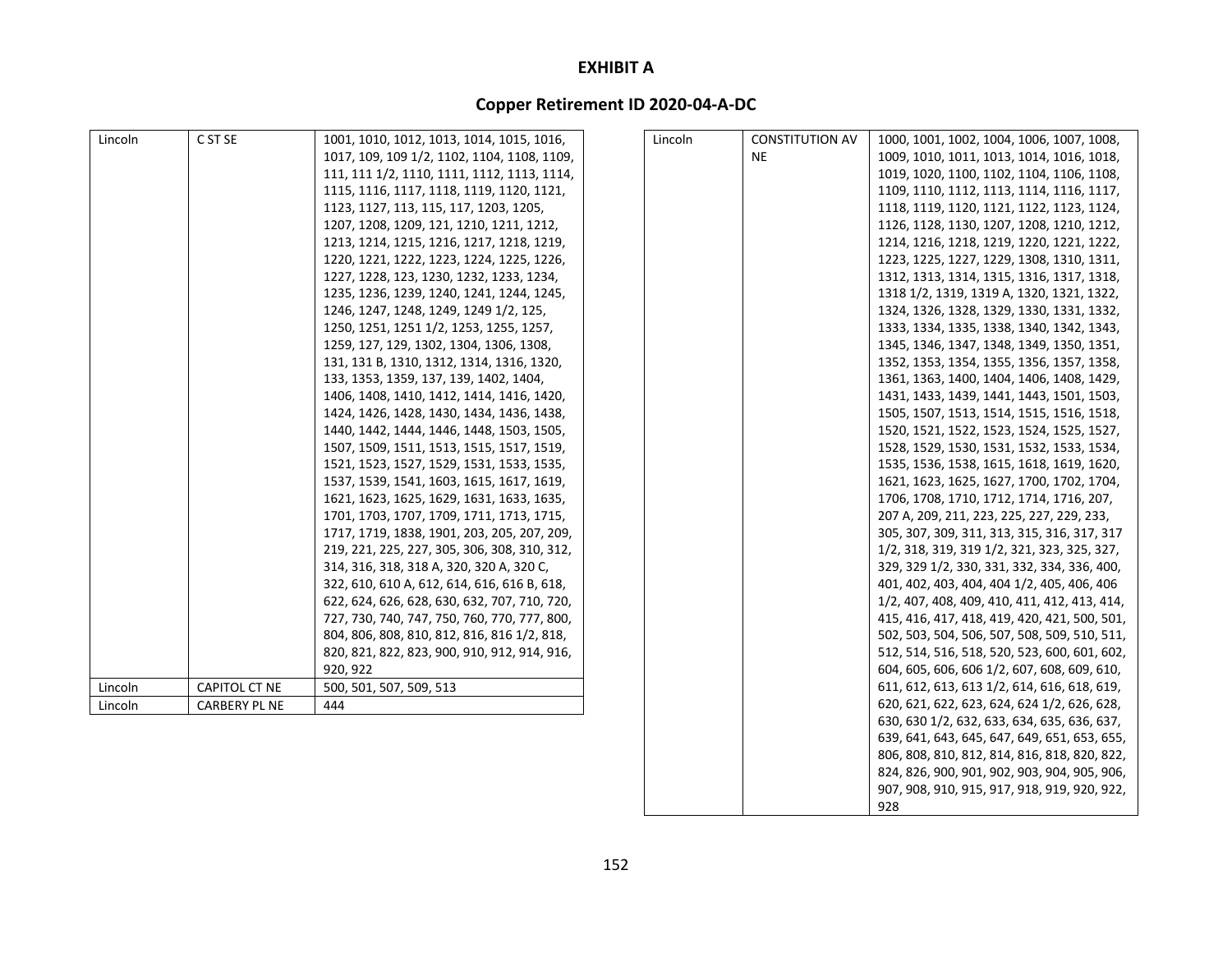# EXHIBIT A

## Copper Retirement ID 2020-04-A-DC

| | | |
|---|---|---|
| Lincoln | C ST SE | 1001, 1010, 1012, 1013, 1014, 1015, 1016, 1017, 109, 109 1/2, 1102, 1104, 1108, 1109, 111, 111 1/2, 1110, 1111, 1112, 1113, 1114, 1115, 1116, 1117, 1118, 1119, 1120, 1121, 1123, 1127, 113, 115, 117, 1203, 1205, 1207, 1208, 1209, 121, 1210, 1211, 1212, 1213, 1214, 1215, 1216, 1217, 1218, 1219, 1220, 1221, 1222, 1223, 1224, 1225, 1226, 1227, 1228, 123, 1230, 1232, 1233, 1234, 1235, 1236, 1239, 1240, 1241, 1244, 1245, 1246, 1247, 1248, 1249, 1249 1/2, 125, 1250, 1251, 1251 1/2, 1253, 1255, 1257, 1259, 127, 129, 1302, 1304, 1306, 1308, 131, 131 B, 1310, 1312, 1314, 1316, 1320, 133, 1353, 1359, 137, 139, 1402, 1404, 1406, 1408, 1410, 1412, 1414, 1416, 1420, 1424, 1426, 1428, 1430, 1434, 1436, 1438, 1440, 1442, 1444, 1446, 1448, 1503, 1505, 1507, 1509, 1511, 1513, 1515, 1517, 1519, 1521, 1523, 1527, 1529, 1531, 1533, 1535, 1537, 1539, 1541, 1603, 1615, 1617, 1619, 1621, 1623, 1625, 1629, 1631, 1633, 1635, 1701, 1703, 1707, 1709, 1711, 1713, 1715, 1717, 1719, 1838, 1901, 203, 205, 207, 209, 219, 221, 225, 227, 305, 306, 308, 310, 312, 314, 316, 318, 318 A, 320, 320 A, 320 C, 322, 610, 610 A, 612, 614, 616, 616 B, 618, 622, 624, 626, 628, 630, 632, 707, 710, 720, 727, 730, 740, 747, 750, 760, 770, 777, 800, 804, 806, 808, 810, 812, 816, 816 1/2, 818, 820, 821, 822, 823, 900, 910, 912, 914, 916, 920, 922 |
| Lincoln | CAPITOL CT NE | 500, 501, 507, 509, 513 |
| Lincoln | CARBERY PL NE | 444 |
| Lincoln | CONSTITUTION AV NE | 1000, 1001, 1002, 1004, 1006, 1007, 1008, 1009, 1010, 1011, 1013, 1014, 1016, 1018, 1019, 1020, 1100, 1102, 1104, 1106, 1108, 1109, 1110, 1112, 1113, 1114, 1116, 1117, 1118, 1119, 1120, 1121, 1122, 1123, 1124, 1126, 1128, 1130, 1207, 1208, 1210, 1212, 1214, 1216, 1218, 1219, 1220, 1221, 1222, 1223, 1225, 1227, 1229, 1308, 1310, 1311, 1312, 1313, 1314, 1315, 1316, 1317, 1318, 1318 1/2, 1319, 1319 A, 1320, 1321, 1322, 1324, 1326, 1328, 1329, 1330, 1331, 1332, 1333, 1334, 1335, 1338, 1340, 1342, 1343, 1345, 1346, 1347, 1348, 1349, 1350, 1351, 1352, 1353, 1354, 1355, 1356, 1357, 1358, 1361, 1363, 1400, 1404, 1406, 1408, 1429, 1431, 1433, 1439, 1441, 1443, 1501, 1503, 1505, 1507, 1513, 1514, 1515, 1516, 1518, 1520, 1521, 1522, 1523, 1524, 1525, 1527, 1528, 1529, 1530, 1531, 1532, 1533, 1534, 1535, 1536, 1538, 1615, 1618, 1619, 1620, 1621, 1623, 1625, 1627, 1700, 1702, 1704, 1706, 1708, 1710, 1712, 1714, 1716, 207, 207 A, 209, 211, 223, 225, 227, 229, 233, 305, 307, 309, 311, 313, 315, 316, 317, 317 1/2, 318, 319, 319 1/2, 321, 323, 325, 327, 329, 329 1/2, 330, 331, 332, 334, 336, 400, 401, 402, 403, 404, 404 1/2, 405, 406, 406 1/2, 407, 408, 409, 410, 411, 412, 413, 414, 415, 416, 417, 418, 419, 420, 421, 500, 501, 502, 503, 504, 506, 507, 508, 509, 510, 511, 512, 514, 516, 518, 520, 523, 600, 601, 602, 604, 605, 606, 606 1/2, 607, 608, 609, 610, 611, 612, 613, 613 1/2, 614, 616, 618, 619, 620, 621, 622, 623, 624, 624 1/2, 626, 628, 630, 630 1/2, 632, 633, 634, 635, 636, 637, 639, 641, 643, 645, 647, 649, 651, 653, 655, 806, 808, 810, 812, 814, 816, 818, 820, 822, 824, 826, 900, 901, 902, 903, 904, 905, 906, 907, 908, 910, 915, 917, 918, 919, 920, 922, 928 |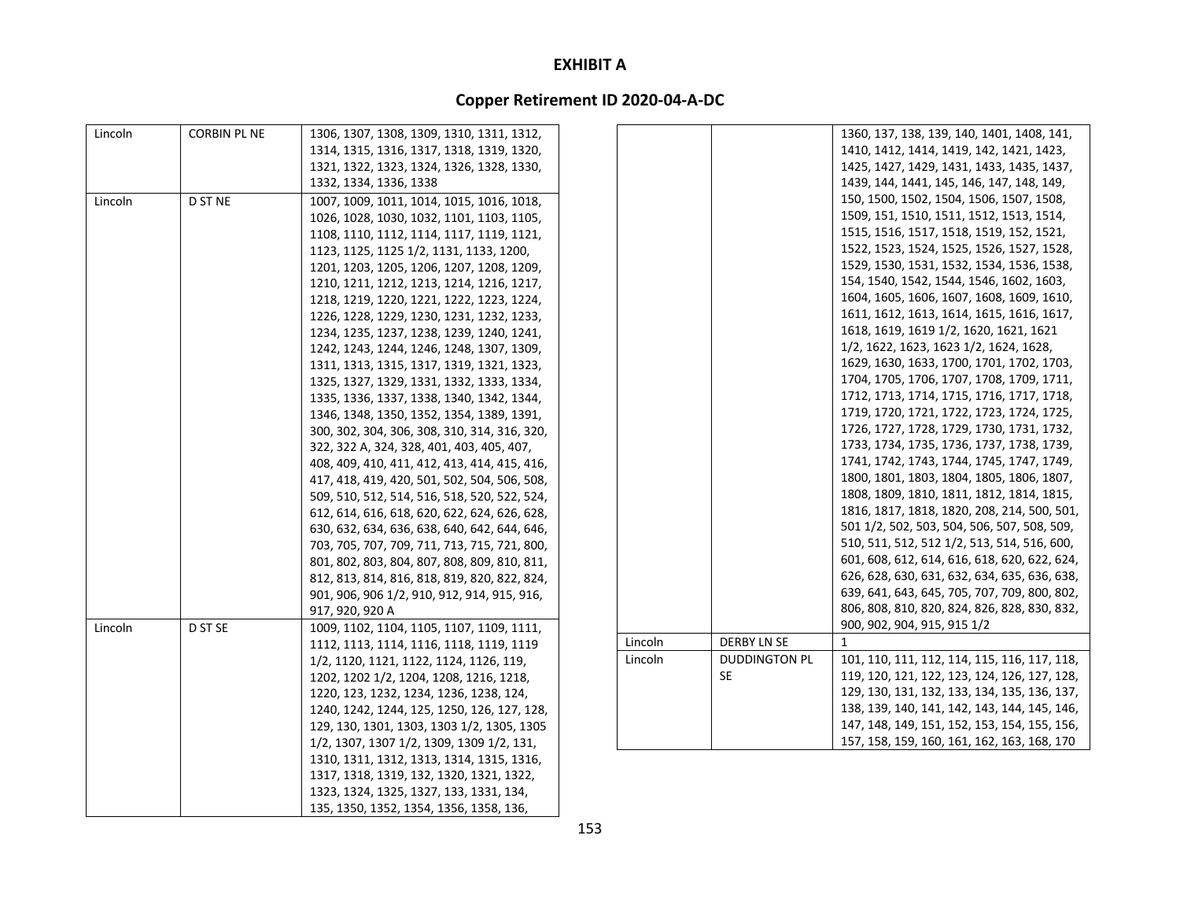# EXHIBIT A

## Copper Retirement ID 2020-04-A-DC

| | | |
|---|---|---|
| Lincoln | CORBIN PL NE | 1306, 1307, 1308, 1309, 1310, 1311, 1312, 1314, 1315, 1316, 1317, 1318, 1319, 1320, 1321, 1322, 1323, 1324, 1326, 1328, 1330, 1332, 1334, 1336, 1338 |
| Lincoln | D ST NE | 1007, 1009, 1011, 1014, 1015, 1016, 1018, 1026, 1028, 1030, 1032, 1101, 1103, 1105, 1108, 1110, 1112, 1114, 1117, 1119, 1121, 1123, 1125, 1125 1/2, 1131, 1133, 1200, 1201, 1203, 1205, 1206, 1207, 1208, 1209, 1210, 1211, 1212, 1213, 1214, 1216, 1217, 1218, 1219, 1220, 1221, 1222, 1223, 1224, 1226, 1228, 1229, 1230, 1231, 1232, 1233, 1234, 1235, 1237, 1238, 1239, 1240, 1241, 1242, 1243, 1244, 1246, 1248, 1307, 1309, 1311, 1313, 1315, 1317, 1319, 1321, 1323, 1325, 1327, 1329, 1331, 1332, 1333, 1334, 1335, 1336, 1337, 1338, 1340, 1342, 1344, 1346, 1348, 1350, 1352, 1354, 1389, 1391, 300, 302, 304, 306, 308, 310, 314, 316, 320, 322, 322 A, 324, 328, 401, 403, 405, 407, 408, 409, 410, 411, 412, 413, 414, 415, 416, 417, 418, 419, 420, 501, 502, 504, 506, 508, 509, 510, 512, 514, 516, 518, 520, 522, 524, 612, 614, 616, 618, 620, 622, 624, 626, 628, 630, 632, 634, 636, 638, 640, 642, 644, 646, 703, 705, 707, 709, 711, 713, 715, 721, 800, 801, 802, 803, 804, 807, 808, 809, 810, 811, 812, 813, 814, 816, 818, 819, 820, 822, 824, 901, 906, 906 1/2, 910, 912, 914, 915, 916, 917, 920, 920 A |
| Lincoln | D ST SE | 1009, 1102, 1104, 1105, 1107, 1109, 1111, 1112, 1113, 1114, 1116, 1118, 1119, 1119 1/2, 1120, 1121, 1122, 1124, 1126, 119, 1202, 1202 1/2, 1204, 1208, 1216, 1218, 1220, 123, 1232, 1234, 1236, 1238, 124, 1240, 1242, 1244, 125, 1250, 126, 127, 128, 129, 130, 1301, 1303, 1303 1/2, 1305, 1305 1/2, 1307, 1307 1/2, 1309, 1309 1/2, 131, 1310, 1311, 1312, 1313, 1314, 1315, 1316, 1317, 1318, 1319, 132, 1320, 1321, 1322, 1323, 1324, 1325, 1327, 133, 1331, 134, 135, 1350, 1352, 1354, 1356, 1358, 136, 1360, 137, 138, 139, 140, 1401, 1408, 141, 1410, 1412, 1414, 1419, 142, 1421, 1423, 1425, 1427, 1429, 1431, 1433, 1435, 1437, 1439, 144, 1441, 145, 146, 147, 148, 149, 150, 1500, 1502, 1504, 1506, 1507, 1508, 1509, 151, 1510, 1511, 1512, 1513, 1514, 1515, 1516, 1517, 1518, 1519, 152, 1521, 1522, 1523, 1524, 1525, 1526, 1527, 1528, 1529, 1530, 1531, 1532, 1534, 1536, 1538, 154, 1540, 1542, 1544, 1546, 1602, 1603, 1604, 1605, 1606, 1607, 1608, 1609, 1610, 1611, 1612, 1613, 1614, 1615, 1616, 1617, 1618, 1619, 1619 1/2, 1620, 1621, 1621 1/2, 1622, 1623, 1623 1/2, 1624, 1628, 1629, 1630, 1633, 1700, 1701, 1702, 1703, 1704, 1705, 1706, 1707, 1708, 1709, 1711, 1712, 1713, 1714, 1715, 1716, 1717, 1718, 1719, 1720, 1721, 1722, 1723, 1724, 1725, 1726, 1727, 1728, 1729, 1730, 1731, 1732, 1733, 1734, 1735, 1736, 1737, 1738, 1739, 1741, 1742, 1743, 1744, 1745, 1747, 1749, 1800, 1801, 1803, 1804, 1805, 1806, 1807, 1808, 1809, 1810, 1811, 1812, 1814, 1815, 1816, 1817, 1818, 1820, 208, 214, 500, 501, 501 1/2, 502, 503, 504, 506, 507, 508, 509, 510, 511, 512, 512 1/2, 513, 514, 516, 600, 601, 608, 612, 614, 616, 618, 620, 622, 624, 626, 628, 630, 631, 632, 634, 635, 636, 638, 639, 641, 643, 645, 705, 707, 709, 800, 802, 806, 808, 810, 820, 824, 826, 828, 830, 832, 900, 902, 904, 915, 915 1/2 |
| Lincoln | DERBY LN SE | 1 |
| Lincoln | DUDDINGTON PL SE | 101, 110, 111, 112, 114, 115, 116, 117, 118, 119, 120, 121, 122, 123, 124, 126, 127, 128, 129, 130, 131, 132, 133, 134, 135, 136, 137, 138, 139, 140, 141, 142, 143, 144, 145, 146, 147, 148, 149, 151, 152, 153, 154, 155, 156, 157, 158, 159, 160, 161, 162, 163, 168, 170 |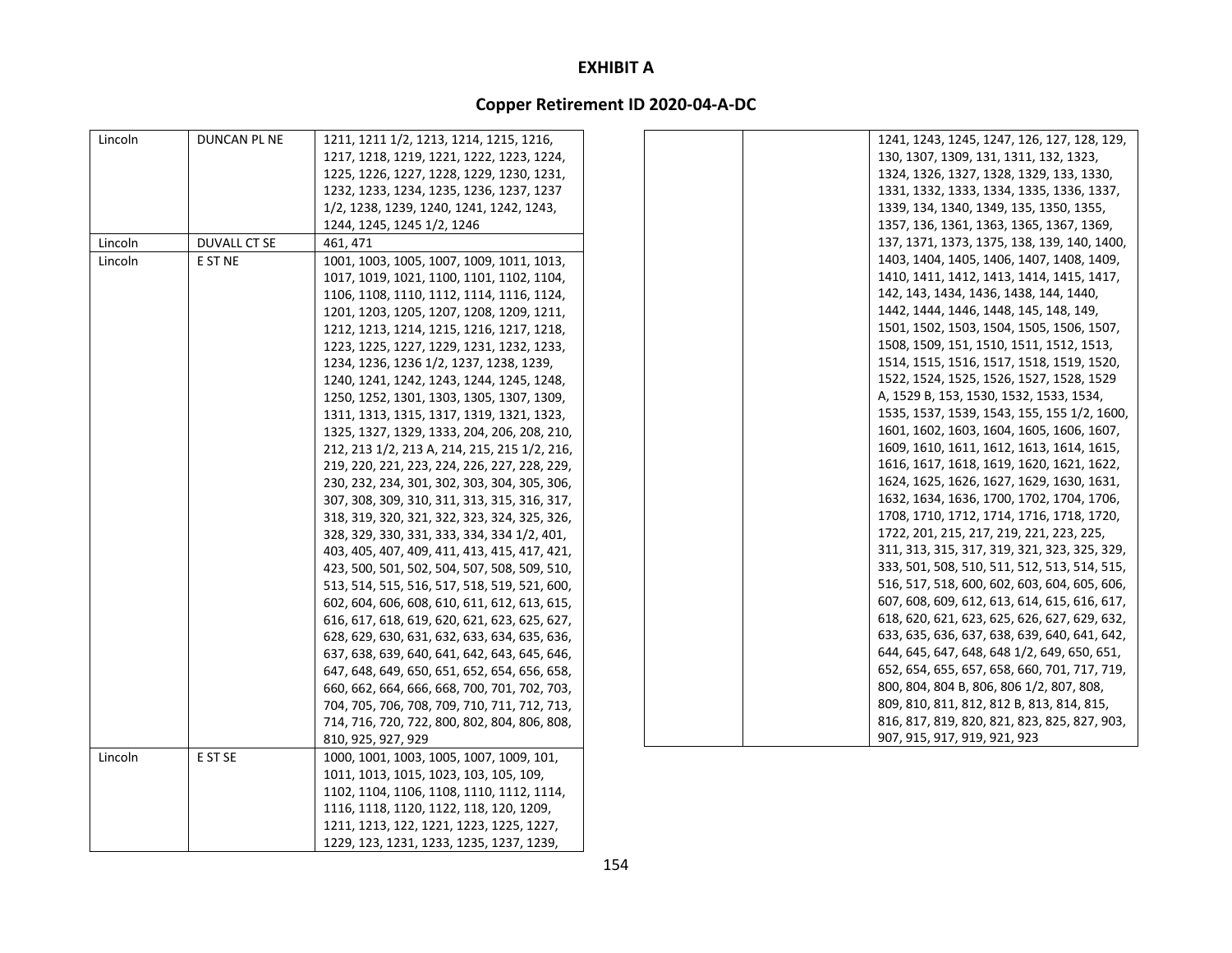# EXHIBIT A

## Copper Retirement ID 2020-04-A-DC

| | | |
|---|---|---|
| Lincoln | DUNCAN PL NE | 1211, 1211 1/2, 1213, 1214, 1215, 1216, 1217, 1218, 1219, 1221, 1222, 1223, 1224, 1225, 1226, 1227, 1228, 1229, 1230, 1231, 1232, 1233, 1234, 1235, 1236, 1237, 1237 1/2, 1238, 1239, 1240, 1241, 1242, 1243, 1244, 1245, 1245 1/2, 1246 |
| Lincoln | DUVALL CT SE | 461, 471 |
| Lincoln | E ST NE | 1001, 1003, 1005, 1007, 1009, 1011, 1013, 1017, 1019, 1021, 1100, 1101, 1102, 1104, 1106, 1108, 1110, 1112, 1114, 1116, 1124, 1201, 1203, 1205, 1207, 1208, 1209, 1211, 1212, 1213, 1214, 1215, 1216, 1217, 1218, 1223, 1225, 1227, 1229, 1231, 1232, 1233, 1234, 1236, 1236 1/2, 1237, 1238, 1239, 1240, 1241, 1242, 1243, 1244, 1245, 1248, 1250, 1252, 1301, 1303, 1305, 1307, 1309, 1311, 1313, 1315, 1317, 1319, 1321, 1323, 1325, 1327, 1329, 1333, 204, 206, 208, 210, 212, 213 1/2, 213 A, 214, 215, 215 1/2, 216, 219, 220, 221, 223, 224, 226, 227, 228, 229, 230, 232, 234, 301, 302, 303, 304, 305, 306, 307, 308, 309, 310, 311, 313, 315, 316, 317, 318, 319, 320, 321, 322, 323, 324, 325, 326, 328, 329, 330, 331, 333, 334, 334 1/2, 401, 403, 405, 407, 409, 411, 413, 415, 417, 421, 423, 500, 501, 502, 504, 507, 508, 509, 510, 513, 514, 515, 516, 517, 518, 519, 521, 600, 602, 604, 606, 608, 610, 611, 612, 613, 615, 616, 617, 618, 619, 620, 621, 623, 625, 627, 628, 629, 630, 631, 632, 633, 634, 635, 636, 637, 638, 639, 640, 641, 642, 643, 645, 646, 647, 648, 649, 650, 651, 652, 654, 656, 658, 660, 662, 664, 666, 668, 700, 701, 702, 703, 704, 705, 706, 708, 709, 710, 711, 712, 713, 714, 716, 720, 722, 800, 802, 804, 806, 808, 810, 925, 927, 929 |
| Lincoln | E ST SE | 1000, 1001, 1003, 1005, 1007, 1009, 101, 1011, 1013, 1015, 1023, 103, 105, 109, 1102, 1104, 1106, 1108, 1110, 1112, 1114, 1116, 1118, 1120, 1122, 118, 120, 1209, 1211, 1213, 122, 1221, 1223, 1225, 1227, 1229, 123, 1231, 1233, 1235, 1237, 1239, 1241, 1243, 1245, 1247, 126, 127, 128, 129, 130, 1307, 1309, 131, 1311, 132, 1323, 1324, 1326, 1327, 1328, 1329, 133, 1330, 1331, 1332, 1333, 1334, 1335, 1336, 1337, 1339, 134, 1340, 1349, 135, 1350, 1355, 1357, 136, 1361, 1363, 1365, 1367, 1369, 137, 1371, 1373, 1375, 138, 139, 140, 1400, 1403, 1404, 1405, 1406, 1407, 1408, 1409, 1410, 1411, 1412, 1413, 1414, 1415, 1417, 142, 143, 1434, 1436, 1438, 144, 1440, 1442, 1444, 1446, 1448, 145, 148, 149, 1501, 1502, 1503, 1504, 1505, 1506, 1507, 1508, 1509, 151, 1510, 1511, 1512, 1513, 1514, 1515, 1516, 1517, 1518, 1519, 1520, 1522, 1524, 1525, 1526, 1527, 1528, 1529 A, 1529 B, 153, 1530, 1532, 1533, 1534, 1535, 1537, 1539, 1543, 155, 155 1/2, 1600, 1601, 1602, 1603, 1604, 1605, 1606, 1607, 1609, 1610, 1611, 1612, 1613, 1614, 1615, 1616, 1617, 1618, 1619, 1620, 1621, 1622, 1624, 1625, 1626, 1627, 1629, 1630, 1631, 1632, 1634, 1636, 1700, 1702, 1704, 1706, 1708, 1710, 1712, 1714, 1716, 1718, 1720, 1722, 201, 215, 217, 219, 221, 223, 225, 311, 313, 315, 317, 319, 321, 323, 325, 329, 333, 501, 508, 510, 511, 512, 513, 514, 515, 516, 517, 518, 600, 602, 603, 604, 605, 606, 607, 608, 609, 612, 613, 614, 615, 616, 617, 618, 620, 621, 623, 625, 626, 627, 629, 632, 633, 635, 636, 637, 638, 639, 640, 641, 642, 644, 645, 647, 648, 648 1/2, 649, 650, 651, 652, 654, 655, 657, 658, 660, 701, 717, 719, 800, 804, 804 B, 806, 806 1/2, 807, 808, 809, 810, 811, 812, 812 B, 813, 814, 815, 816, 817, 819, 820, 821, 823, 825, 827, 903, 907, 915, 917, 919, 921, 923 |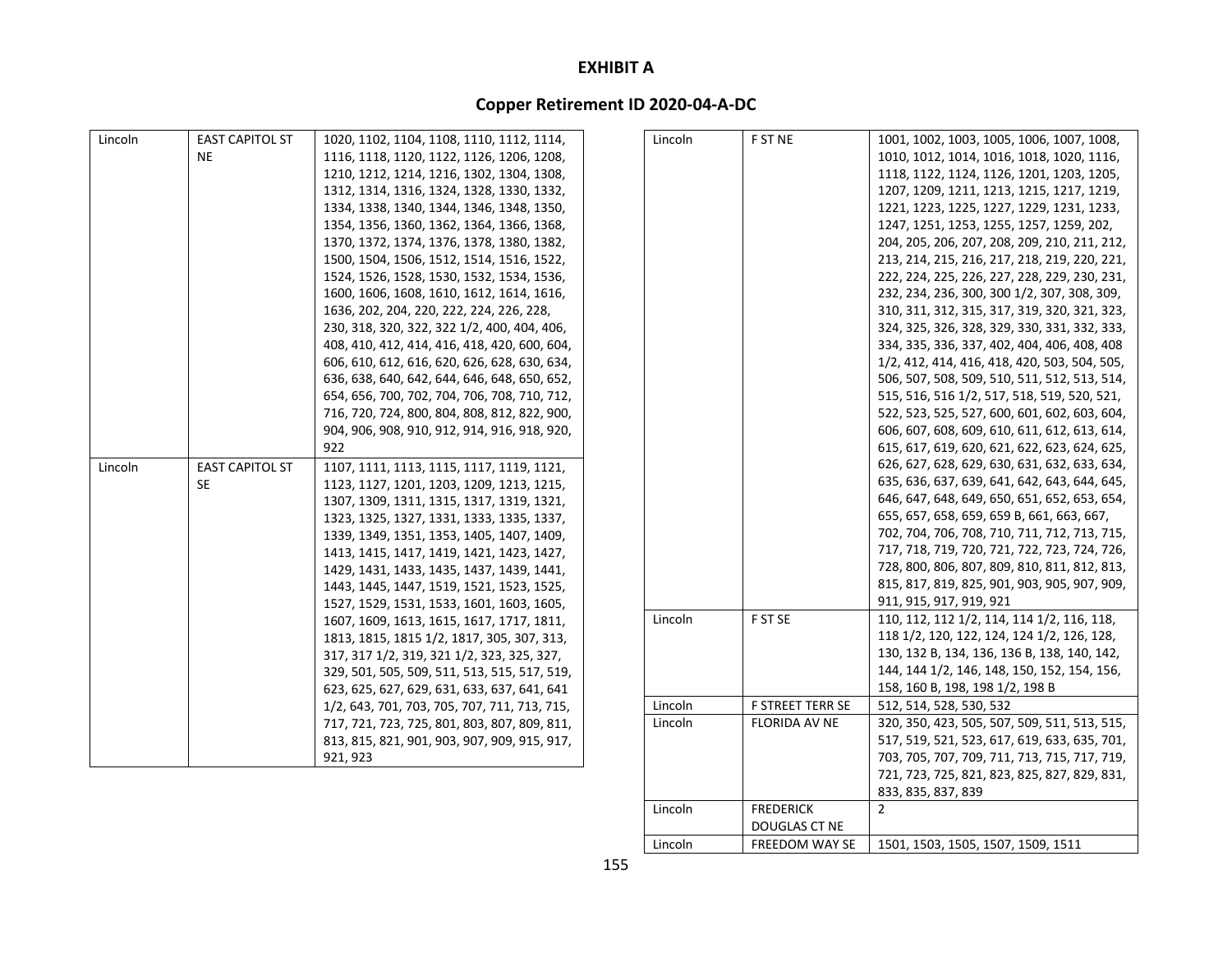# EXHIBIT A

## Copper Retirement ID 2020-04-A-DC

| | | |
|---|---|---|
| Lincoln | EAST CAPITOL ST NE | 1020, 1102, 1104, 1108, 1110, 1112, 1114, 1116, 1118, 1120, 1122, 1126, 1206, 1208, 1210, 1212, 1214, 1216, 1302, 1304, 1308, 1312, 1314, 1316, 1324, 1328, 1330, 1332, 1334, 1338, 1340, 1344, 1346, 1348, 1350, 1354, 1356, 1360, 1362, 1364, 1366, 1368, 1370, 1372, 1374, 1376, 1378, 1380, 1382, 1500, 1504, 1506, 1512, 1514, 1516, 1522, 1524, 1526, 1528, 1530, 1532, 1534, 1536, 1600, 1606, 1608, 1610, 1612, 1614, 1616, 1636, 202, 204, 220, 222, 224, 226, 228, 230, 318, 320, 322, 322 1/2, 400, 404, 406, 408, 410, 412, 414, 416, 418, 420, 600, 604, 606, 610, 612, 616, 620, 626, 628, 630, 634, 636, 638, 640, 642, 644, 646, 648, 650, 652, 654, 656, 700, 702, 704, 706, 708, 710, 712, 716, 720, 724, 800, 804, 808, 812, 822, 900, 904, 906, 908, 910, 912, 914, 916, 918, 920, 922 |
| Lincoln | EAST CAPITOL ST SE | 1107, 1111, 1113, 1115, 1117, 1119, 1121, 1123, 1127, 1201, 1203, 1209, 1213, 1215, 1307, 1309, 1311, 1315, 1317, 1319, 1321, 1323, 1325, 1327, 1331, 1333, 1335, 1337, 1339, 1349, 1351, 1353, 1405, 1407, 1409, 1413, 1415, 1417, 1419, 1421, 1423, 1427, 1429, 1431, 1433, 1435, 1437, 1439, 1441, 1443, 1445, 1447, 1519, 1521, 1523, 1525, 1527, 1529, 1531, 1533, 1601, 1603, 1605, 1607, 1609, 1613, 1615, 1617, 1717, 1811, 1813, 1815, 1815 1/2, 1817, 305, 307, 313, 317, 317 1/2, 319, 321 1/2, 323, 325, 327, 329, 501, 505, 509, 511, 513, 515, 517, 519, 623, 625, 627, 629, 631, 633, 637, 641, 641 1/2, 643, 701, 703, 705, 707, 711, 713, 715, 717, 721, 723, 725, 801, 803, 807, 809, 811, 813, 815, 821, 901, 903, 907, 909, 915, 917, 921, 923 |
| Lincoln | F ST NE | 1001, 1002, 1003, 1005, 1006, 1007, 1008, 1010, 1012, 1014, 1016, 1018, 1020, 1116, 1118, 1122, 1124, 1126, 1201, 1203, 1205, 1207, 1209, 1211, 1213, 1215, 1217, 1219, 1221, 1223, 1225, 1227, 1229, 1231, 1233, 1247, 1251, 1253, 1255, 1257, 1259, 202, 204, 205, 206, 207, 208, 209, 210, 211, 212, 213, 214, 215, 216, 217, 218, 219, 220, 221, 222, 224, 225, 226, 227, 228, 229, 230, 231, 232, 234, 236, 300, 300 1/2, 307, 308, 309, 310, 311, 312, 315, 317, 319, 320, 321, 323, 324, 325, 326, 328, 329, 330, 331, 332, 333, 334, 335, 336, 337, 402, 404, 406, 408, 408 1/2, 412, 414, 416, 418, 420, 503, 504, 505, 506, 507, 508, 509, 510, 511, 512, 513, 514, 515, 516, 516 1/2, 517, 518, 519, 520, 521, 522, 523, 525, 527, 600, 601, 602, 603, 604, 606, 607, 608, 609, 610, 611, 612, 613, 614, 615, 617, 619, 620, 621, 622, 623, 624, 625, 626, 627, 628, 629, 630, 631, 632, 633, 634, 635, 636, 637, 639, 641, 642, 643, 644, 645, 646, 647, 648, 649, 650, 651, 652, 653, 654, 655, 657, 658, 659, 659 B, 661, 663, 667, 702, 704, 706, 708, 710, 711, 712, 713, 715, 717, 718, 719, 720, 721, 722, 723, 724, 726, 728, 800, 806, 807, 809, 810, 811, 812, 813, 815, 817, 819, 825, 901, 903, 905, 907, 909, 911, 915, 917, 919, 921 |
| Lincoln | F ST SE | 110, 112, 112 1/2, 114, 114 1/2, 116, 118, 118 1/2, 120, 122, 124, 124 1/2, 126, 128, 130, 132 B, 134, 136, 136 B, 138, 140, 142, 144, 144 1/2, 146, 148, 150, 152, 154, 156, 158, 160 B, 198, 198 1/2, 198 B |
| Lincoln | F STREET TERR SE | 512, 514, 528, 530, 532 |
| Lincoln | FLORIDA AV NE | 320, 350, 423, 505, 507, 509, 511, 513, 515, 517, 519, 521, 523, 617, 619, 633, 635, 701, 703, 705, 707, 709, 711, 713, 715, 717, 719, 721, 723, 725, 821, 823, 825, 827, 829, 831, 833, 835, 837, 839 |
| Lincoln | FREDERICK DOUGLAS CT NE | 2 |
| Lincoln | FREEDOM WAY SE | 1501, 1503, 1505, 1507, 1509, 1511 |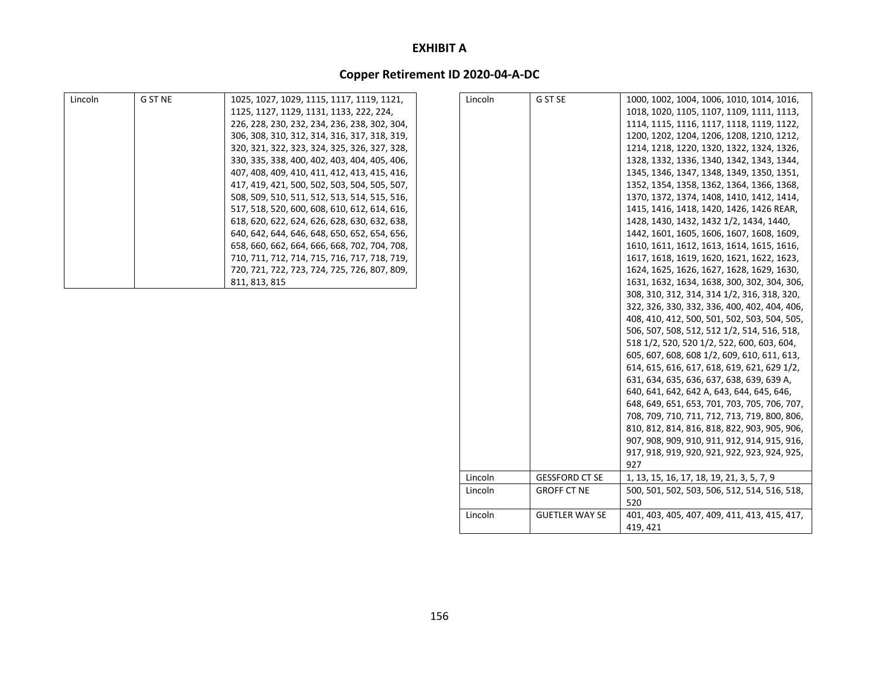# EXHIBIT A

## Copper Retirement ID 2020-04-A-DC

| | | |
|---|---|---|
| Lincoln | G ST NE | 1025, 1027, 1029, 1115, 1117, 1119, 1121, 1125, 1127, 1129, 1131, 1133, 222, 224, 226, 228, 230, 232, 234, 236, 238, 302, 304, 306, 308, 310, 312, 314, 316, 317, 318, 319, 320, 321, 322, 323, 324, 325, 326, 327, 328, 330, 335, 338, 400, 402, 403, 404, 405, 406, 407, 408, 409, 410, 411, 412, 413, 415, 416, 417, 419, 421, 500, 502, 503, 504, 505, 507, 508, 509, 510, 511, 512, 513, 514, 515, 516, 517, 518, 520, 600, 608, 610, 612, 614, 616, 618, 620, 622, 624, 626, 628, 630, 632, 638, 640, 642, 644, 646, 648, 650, 652, 654, 656, 658, 660, 662, 664, 666, 668, 702, 704, 708, 710, 711, 712, 714, 715, 716, 717, 718, 719, 720, 721, 722, 723, 724, 725, 726, 807, 809, 811, 813, 815 |
| Lincoln | G ST SE | 1000, 1002, 1004, 1006, 1010, 1014, 1016, 1018, 1020, 1105, 1107, 1109, 1111, 1113, 1114, 1115, 1116, 1117, 1118, 1119, 1122, 1200, 1202, 1204, 1206, 1208, 1210, 1212, 1214, 1218, 1220, 1320, 1322, 1324, 1326, 1328, 1332, 1336, 1340, 1342, 1343, 1344, 1345, 1346, 1347, 1348, 1349, 1350, 1351, 1352, 1354, 1358, 1362, 1364, 1366, 1368, 1370, 1372, 1374, 1408, 1410, 1412, 1414, 1415, 1416, 1418, 1420, 1426, 1426 REAR, 1428, 1430, 1432, 1432 1/2, 1434, 1440, 1442, 1601, 1605, 1606, 1607, 1608, 1609, 1610, 1611, 1612, 1613, 1614, 1615, 1616, 1617, 1618, 1619, 1620, 1621, 1622, 1623, 1624, 1625, 1626, 1627, 1628, 1629, 1630, 1631, 1632, 1634, 1638, 300, 302, 304, 306, 308, 310, 312, 314, 314 1/2, 316, 318, 320, 322, 326, 330, 332, 336, 400, 402, 404, 406, 408, 410, 412, 500, 501, 502, 503, 504, 505, 506, 507, 508, 512, 512 1/2, 514, 516, 518, 518 1/2, 520, 520 1/2, 522, 600, 603, 604, 605, 607, 608, 608 1/2, 609, 610, 611, 613, 614, 615, 616, 617, 618, 619, 621, 629 1/2, 631, 634, 635, 636, 637, 638, 639, 639 A, 640, 641, 642, 642 A, 643, 644, 645, 646, 648, 649, 651, 653, 701, 703, 705, 706, 707, 708, 709, 710, 711, 712, 713, 719, 800, 806, 810, 812, 814, 816, 818, 822, 903, 905, 906, 907, 908, 909, 910, 911, 912, 914, 915, 916, 917, 918, 919, 920, 921, 922, 923, 924, 925, 927 |
| Lincoln | GESSFORD CT SE | 1, 13, 15, 16, 17, 18, 19, 21, 3, 5, 7, 9 |
| Lincoln | GROFF CT NE | 500, 501, 502, 503, 506, 512, 514, 516, 518, 520 |
| Lincoln | GUETLER WAY SE | 401, 403, 405, 407, 409, 411, 413, 415, 417, 419, 421 |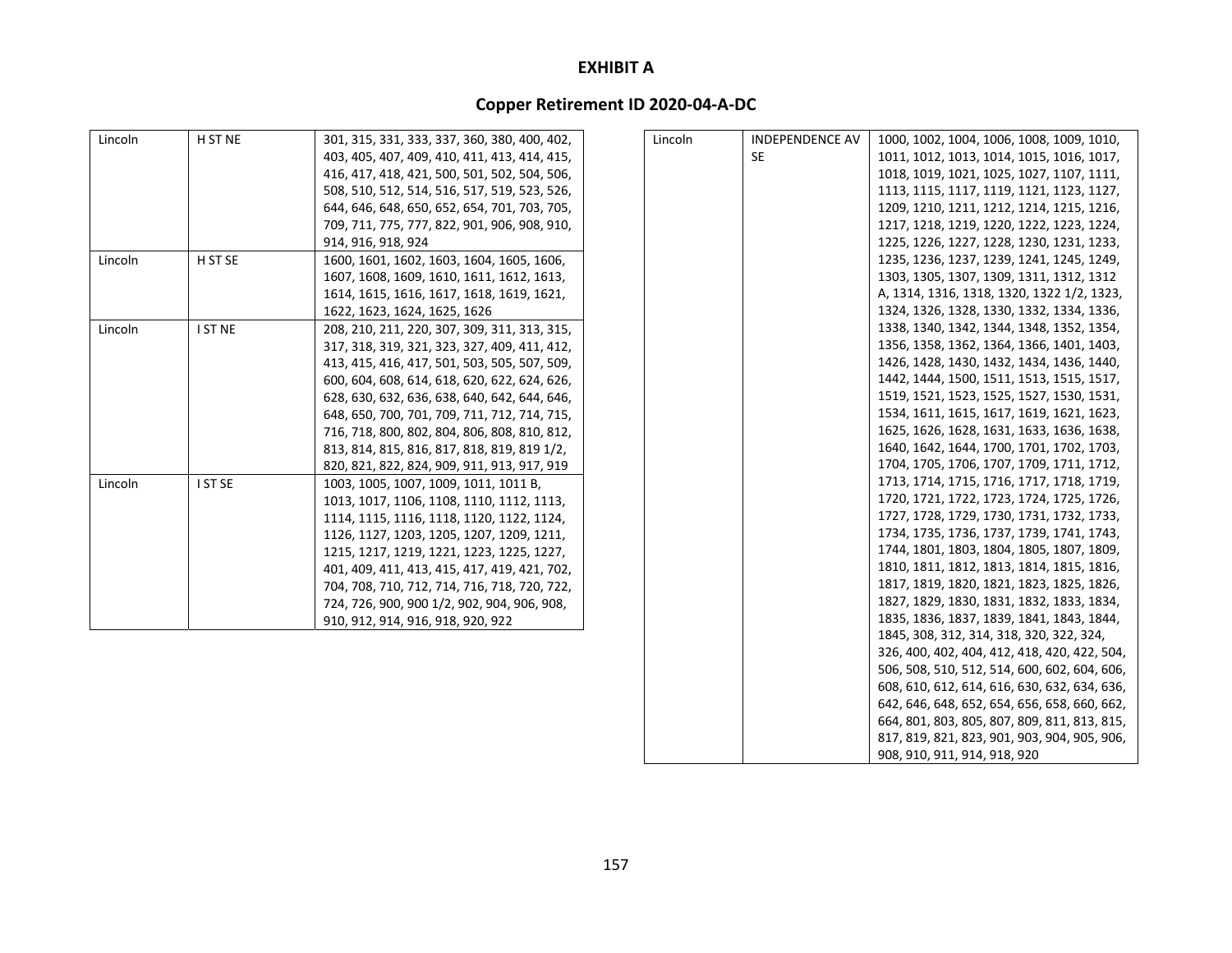# EXHIBIT A

## Copper Retirement ID 2020-04-A-DC

| | | |
|---|---|---|
| Lincoln | H ST NE | 301, 315, 331, 333, 337, 360, 380, 400, 402, 403, 405, 407, 409, 410, 411, 413, 414, 415, 416, 417, 418, 421, 500, 501, 502, 504, 506, 508, 510, 512, 514, 516, 517, 519, 523, 526, 644, 646, 648, 650, 652, 654, 701, 703, 705, 709, 711, 775, 777, 822, 901, 906, 908, 910, 914, 916, 918, 924 |
| Lincoln | H ST SE | 1600, 1601, 1602, 1603, 1604, 1605, 1606, 1607, 1608, 1609, 1610, 1611, 1612, 1613, 1614, 1615, 1616, 1617, 1618, 1619, 1621, 1622, 1623, 1624, 1625, 1626 |
| Lincoln | I ST NE | 208, 210, 211, 220, 307, 309, 311, 313, 315, 317, 318, 319, 321, 323, 327, 409, 411, 412, 413, 415, 416, 417, 501, 503, 505, 507, 509, 600, 604, 608, 614, 618, 620, 622, 624, 626, 628, 630, 632, 636, 638, 640, 642, 644, 646, 648, 650, 700, 701, 709, 711, 712, 714, 715, 716, 718, 800, 802, 804, 806, 808, 810, 812, 813, 814, 815, 816, 817, 818, 819, 819 1/2, 820, 821, 822, 824, 909, 911, 913, 917, 919 |
| Lincoln | I ST SE | 1003, 1005, 1007, 1009, 1011, 1011 B, 1013, 1017, 1106, 1108, 1110, 1112, 1113, 1114, 1115, 1116, 1118, 1120, 1122, 1124, 1126, 1127, 1203, 1205, 1207, 1209, 1211, 1215, 1217, 1219, 1221, 1223, 1225, 1227, 401, 409, 411, 413, 415, 417, 419, 421, 702, 704, 708, 710, 712, 714, 716, 718, 720, 722, 724, 726, 900, 900 1/2, 902, 904, 906, 908, 910, 912, 914, 916, 918, 920, 922 |
| Lincoln | INDEPENDENCE AV SE | 1000, 1002, 1004, 1006, 1008, 1009, 1010, 1011, 1012, 1013, 1014, 1015, 1016, 1017, 1018, 1019, 1021, 1025, 1027, 1107, 1111, 1113, 1115, 1117, 1119, 1121, 1123, 1127, 1209, 1210, 1211, 1212, 1214, 1215, 1216, 1217, 1218, 1219, 1220, 1222, 1223, 1224, 1225, 1226, 1227, 1228, 1230, 1231, 1233, 1235, 1236, 1237, 1239, 1241, 1245, 1249, 1303, 1305, 1307, 1309, 1311, 1312, 1312 A, 1314, 1316, 1318, 1320, 1322 1/2, 1323, 1324, 1326, 1328, 1330, 1332, 1334, 1336, 1338, 1340, 1342, 1344, 1348, 1352, 1354, 1356, 1358, 1362, 1364, 1366, 1401, 1403, 1426, 1428, 1430, 1432, 1434, 1436, 1440, 1442, 1444, 1500, 1511, 1513, 1515, 1517, 1519, 1521, 1523, 1525, 1527, 1530, 1531, 1534, 1611, 1615, 1617, 1619, 1621, 1623, 1625, 1626, 1628, 1631, 1633, 1636, 1638, 1640, 1642, 1644, 1700, 1701, 1702, 1703, 1704, 1705, 1706, 1707, 1709, 1711, 1712, 1713, 1714, 1715, 1716, 1717, 1718, 1719, 1720, 1721, 1722, 1723, 1724, 1725, 1726, 1727, 1728, 1729, 1730, 1731, 1732, 1733, 1734, 1735, 1736, 1737, 1739, 1741, 1743, 1744, 1801, 1803, 1804, 1805, 1807, 1809, 1810, 1811, 1812, 1813, 1814, 1815, 1816, 1817, 1819, 1820, 1821, 1823, 1825, 1826, 1827, 1829, 1830, 1831, 1832, 1833, 1834, 1835, 1836, 1837, 1839, 1841, 1843, 1844, 1845, 308, 312, 314, 318, 320, 322, 324, 326, 400, 402, 404, 412, 418, 420, 422, 504, 506, 508, 510, 512, 514, 600, 602, 604, 606, 608, 610, 612, 614, 616, 630, 632, 634, 636, 642, 646, 648, 652, 654, 656, 658, 660, 662, 664, 801, 803, 805, 807, 809, 811, 813, 815, 817, 819, 821, 823, 901, 903, 904, 905, 906, 908, 910, 911, 914, 918, 920 |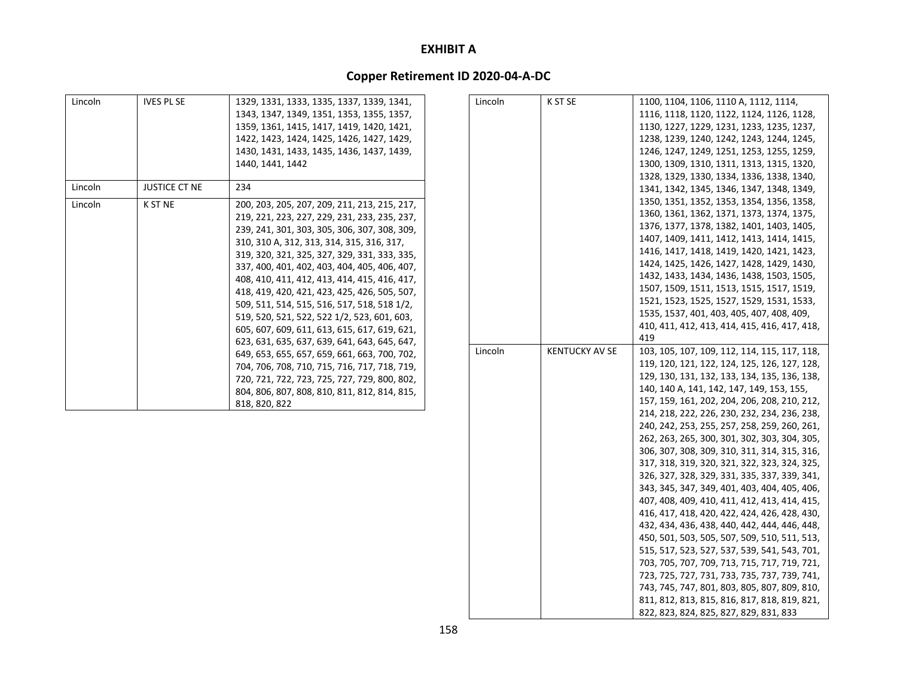# EXHIBIT A

## Copper Retirement ID 2020-04-A-DC

| | | |
|---|---|---|
| Lincoln | IVES PL SE | 1329, 1331, 1333, 1335, 1337, 1339, 1341, 1343, 1347, 1349, 1351, 1353, 1355, 1357, 1359, 1361, 1415, 1417, 1419, 1420, 1421, 1422, 1423, 1424, 1425, 1426, 1427, 1429, 1430, 1431, 1433, 1435, 1436, 1437, 1439, 1440, 1441, 1442 |
| Lincoln | JUSTICE CT NE | 234 |
| Lincoln | K ST NE | 200, 203, 205, 207, 209, 211, 213, 215, 217, 219, 221, 223, 227, 229, 231, 233, 235, 237, 239, 241, 301, 303, 305, 306, 307, 308, 309, 310, 310 A, 312, 313, 314, 315, 316, 317, 319, 320, 321, 325, 327, 329, 331, 333, 335, 337, 400, 401, 402, 403, 404, 405, 406, 407, 408, 410, 411, 412, 413, 414, 415, 416, 417, 418, 419, 420, 421, 423, 425, 426, 505, 507, 509, 511, 514, 515, 516, 517, 518, 518 1/2, 519, 520, 521, 522, 522 1/2, 523, 601, 603, 605, 607, 609, 611, 613, 615, 617, 619, 621, 623, 631, 635, 637, 639, 641, 643, 645, 647, 649, 653, 655, 657, 659, 661, 663, 700, 702, 704, 706, 708, 710, 715, 716, 717, 718, 719, 720, 721, 722, 723, 725, 727, 729, 800, 802, 804, 806, 807, 808, 810, 811, 812, 814, 815, 818, 820, 822 |
| Lincoln | K ST SE | 1100, 1104, 1106, 1110 A, 1112, 1114, 1116, 1118, 1120, 1122, 1124, 1126, 1128, 1130, 1227, 1229, 1231, 1233, 1235, 1237, 1238, 1239, 1240, 1242, 1243, 1244, 1245, 1246, 1247, 1249, 1251, 1253, 1255, 1259, 1300, 1309, 1310, 1311, 1313, 1315, 1320, 1328, 1329, 1330, 1334, 1336, 1338, 1340, 1341, 1342, 1345, 1346, 1347, 1348, 1349, 1350, 1351, 1352, 1353, 1354, 1356, 1358, 1360, 1361, 1362, 1371, 1373, 1374, 1375, 1376, 1377, 1378, 1382, 1401, 1403, 1405, 1407, 1409, 1411, 1412, 1413, 1414, 1415, 1416, 1417, 1418, 1419, 1420, 1421, 1423, 1424, 1425, 1426, 1427, 1428, 1429, 1430, 1432, 1433, 1434, 1436, 1438, 1503, 1505, 1507, 1509, 1511, 1513, 1515, 1517, 1519, 1521, 1523, 1525, 1527, 1529, 1531, 1533, 1535, 1537, 401, 403, 405, 407, 408, 409, 410, 411, 412, 413, 414, 415, 416, 417, 418, 419 |
| Lincoln | KENTUCKY AV SE | 103, 105, 107, 109, 112, 114, 115, 117, 118, 119, 120, 121, 122, 124, 125, 126, 127, 128, 129, 130, 131, 132, 133, 134, 135, 136, 138, 140, 140 A, 141, 142, 147, 149, 153, 155, 157, 159, 161, 202, 204, 206, 208, 210, 212, 214, 218, 222, 226, 230, 232, 234, 236, 238, 240, 242, 253, 255, 257, 258, 259, 260, 261, 262, 263, 265, 300, 301, 302, 303, 304, 305, 306, 307, 308, 309, 310, 311, 314, 315, 316, 317, 318, 319, 320, 321, 322, 323, 324, 325, 326, 327, 328, 329, 331, 335, 337, 339, 341, 343, 345, 347, 349, 401, 403, 404, 405, 406, 407, 408, 409, 410, 411, 412, 413, 414, 415, 416, 417, 418, 420, 422, 424, 426, 428, 430, 432, 434, 436, 438, 440, 442, 444, 446, 448, 450, 501, 503, 505, 507, 509, 510, 511, 513, 515, 517, 523, 527, 537, 539, 541, 543, 701, 703, 705, 707, 709, 713, 715, 717, 719, 721, 723, 725, 727, 731, 733, 735, 737, 739, 741, 743, 745, 747, 801, 803, 805, 807, 809, 810, 811, 812, 813, 815, 816, 817, 818, 819, 821, 822, 823, 824, 825, 827, 829, 831, 833 |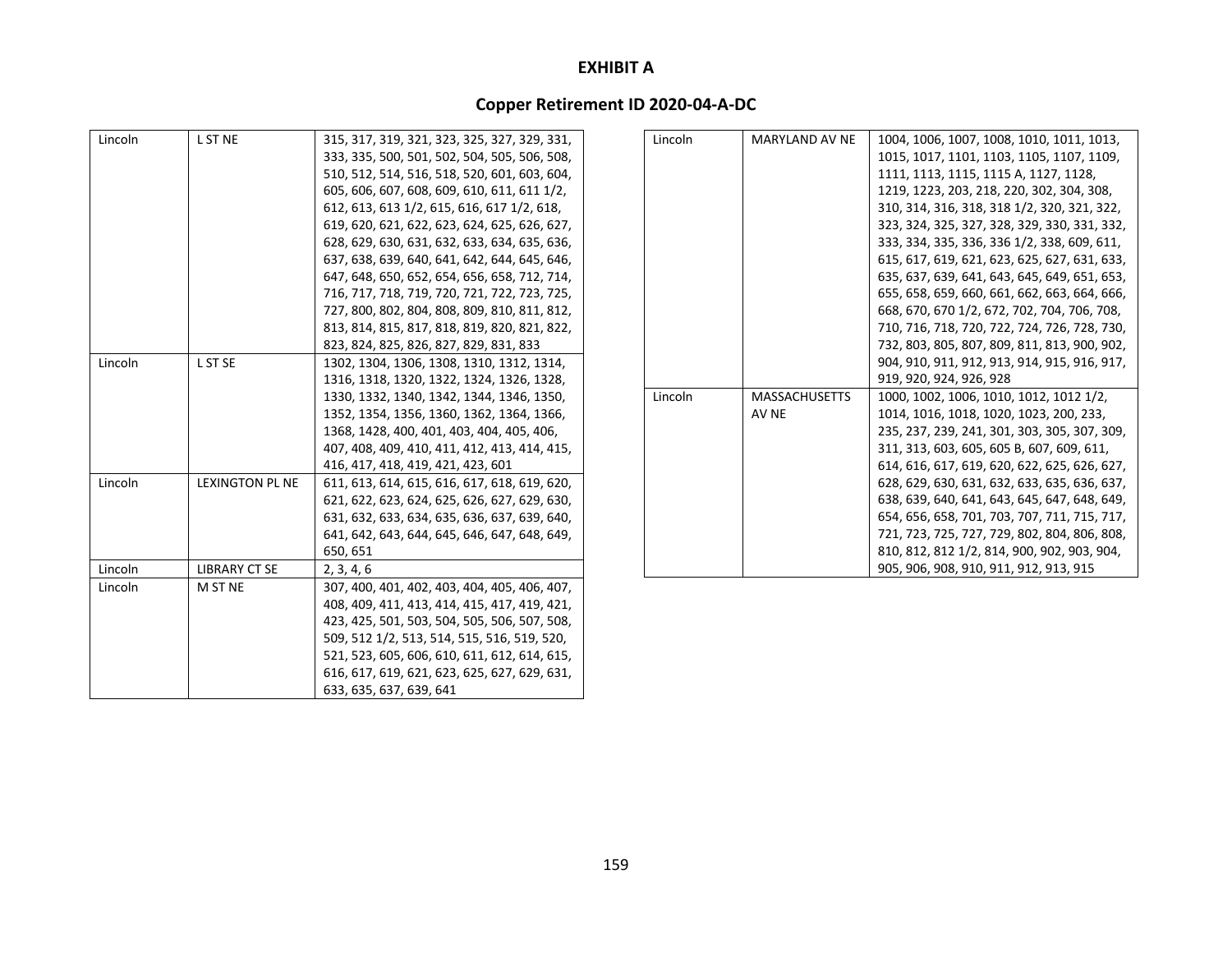**EXHIBIT A**

**Copper Retirement ID 2020-04-A-DC**

| | | |
|---|---|---|
| Lincoln | L ST NE | 315, 317, 319, 321, 323, 325, 327, 329, 331, 333, 335, 500, 501, 502, 504, 505, 506, 508, 510, 512, 514, 516, 518, 520, 601, 603, 604, 605, 606, 607, 608, 609, 610, 611, 611 1/2, 612, 613, 613 1/2, 615, 616, 617 1/2, 618, 619, 620, 621, 622, 623, 624, 625, 626, 627, 628, 629, 630, 631, 632, 633, 634, 635, 636, 637, 638, 639, 640, 641, 642, 644, 645, 646, 647, 648, 650, 652, 654, 656, 658, 712, 714, 716, 717, 718, 719, 720, 721, 722, 723, 725, 727, 800, 802, 804, 808, 809, 810, 811, 812, 813, 814, 815, 817, 818, 819, 820, 821, 822, 823, 824, 825, 826, 827, 829, 831, 833 |
| Lincoln | L ST SE | 1302, 1304, 1306, 1308, 1310, 1312, 1314, 1316, 1318, 1320, 1322, 1324, 1326, 1328, 1330, 1332, 1340, 1342, 1344, 1346, 1350, 1352, 1354, 1356, 1360, 1362, 1364, 1366, 1368, 1428, 400, 401, 403, 404, 405, 406, 407, 408, 409, 410, 411, 412, 413, 414, 415, 416, 417, 418, 419, 421, 423, 601 |
| Lincoln | LEXINGTON PL NE | 611, 613, 614, 615, 616, 617, 618, 619, 620, 621, 622, 623, 624, 625, 626, 627, 629, 630, 631, 632, 633, 634, 635, 636, 637, 639, 640, 641, 642, 643, 644, 645, 646, 647, 648, 649, 650, 651 |
| Lincoln | LIBRARY CT SE | 2, 3, 4, 6 |
| Lincoln | M ST NE | 307, 400, 401, 402, 403, 404, 405, 406, 407, 408, 409, 411, 413, 414, 415, 417, 419, 421, 423, 425, 501, 503, 504, 505, 506, 507, 508, 509, 512 1/2, 513, 514, 515, 516, 519, 520, 521, 523, 605, 606, 610, 611, 612, 614, 615, 616, 617, 619, 621, 623, 625, 627, 629, 631, 633, 635, 637, 639, 641 |
| Lincoln | MARYLAND AV NE | 1004, 1006, 1007, 1008, 1010, 1011, 1013, 1015, 1017, 1101, 1103, 1105, 1107, 1109, 1111, 1113, 1115, 1115 A, 1127, 1128, 1219, 1223, 203, 218, 220, 302, 304, 308, 310, 314, 316, 318, 318 1/2, 320, 321, 322, 323, 324, 325, 327, 328, 329, 330, 331, 332, 333, 334, 335, 336, 336 1/2, 338, 609, 611, 615, 617, 619, 621, 623, 625, 627, 631, 633, 635, 637, 639, 641, 643, 645, 649, 651, 653, 655, 658, 659, 660, 661, 662, 663, 664, 666, 668, 670, 670 1/2, 672, 702, 704, 706, 708, 710, 716, 718, 720, 722, 724, 726, 728, 730, 732, 803, 805, 807, 809, 811, 813, 900, 902, 904, 910, 911, 912, 913, 914, 915, 916, 917, 919, 920, 924, 926, 928 |
| Lincoln | MASSACHUSETTS AV NE | 1000, 1002, 1006, 1010, 1012, 1012 1/2, 1014, 1016, 1018, 1020, 1023, 200, 233, 235, 237, 239, 241, 301, 303, 305, 307, 309, 311, 313, 603, 605, 605 B, 607, 609, 611, 614, 616, 617, 619, 620, 622, 625, 626, 627, 628, 629, 630, 631, 632, 633, 635, 636, 637, 638, 639, 640, 641, 643, 645, 647, 648, 649, 654, 656, 658, 701, 703, 707, 711, 715, 717, 721, 723, 725, 727, 729, 802, 804, 806, 808, 810, 812, 812 1/2, 814, 900, 902, 903, 904, 905, 906, 908, 910, 911, 912, 913, 915 |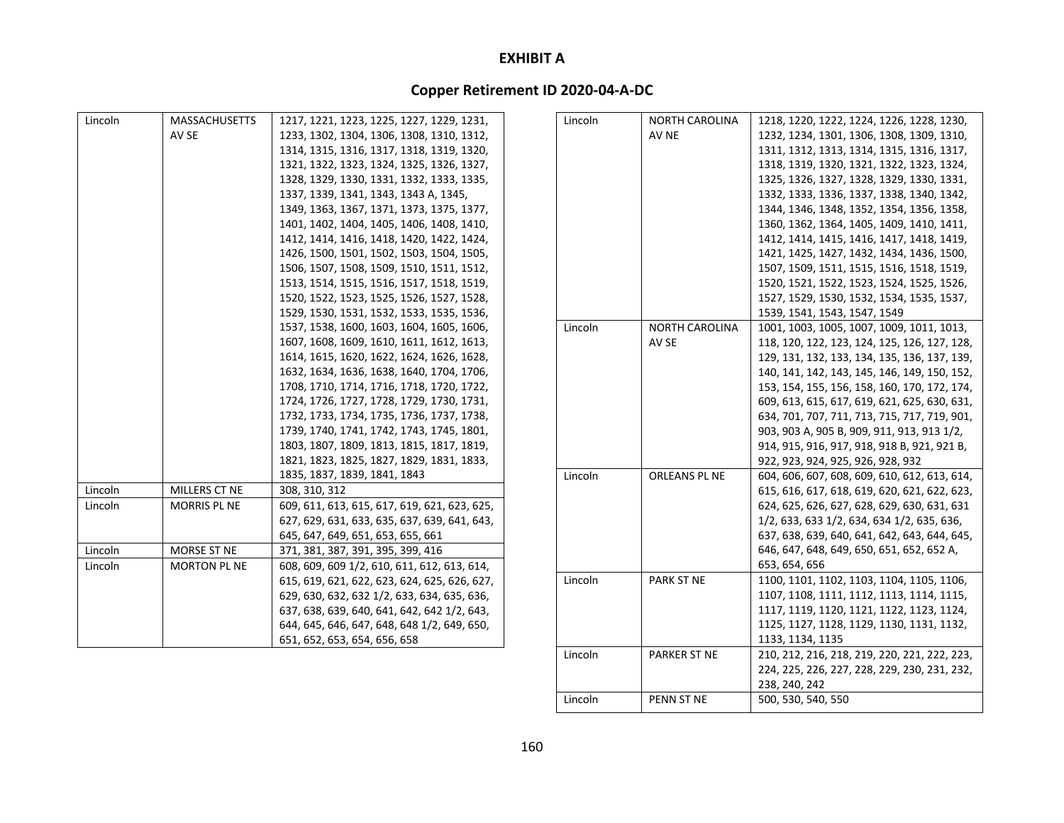# EXHIBIT A

## Copper Retirement ID 2020-04-A-DC

| | | |
|---|---|---|
| Lincoln | MASSACHUSETTS AV SE | 1217, 1221, 1223, 1225, 1227, 1229, 1231, 1233, 1302, 1304, 1306, 1308, 1310, 1312, 1314, 1315, 1316, 1317, 1318, 1319, 1320, 1321, 1322, 1323, 1324, 1325, 1326, 1327, 1328, 1329, 1330, 1331, 1332, 1333, 1335, 1337, 1339, 1341, 1343, 1343 A, 1345, 1349, 1363, 1367, 1371, 1373, 1375, 1377, 1401, 1402, 1404, 1405, 1406, 1408, 1410, 1412, 1414, 1416, 1418, 1420, 1422, 1424, 1426, 1500, 1501, 1502, 1503, 1504, 1505, 1506, 1507, 1508, 1509, 1510, 1511, 1512, 1513, 1514, 1515, 1516, 1517, 1518, 1519, 1520, 1522, 1523, 1525, 1526, 1527, 1528, 1529, 1530, 1531, 1532, 1533, 1535, 1536, 1537, 1538, 1600, 1603, 1604, 1605, 1606, 1607, 1608, 1609, 1610, 1611, 1612, 1613, 1614, 1615, 1620, 1622, 1624, 1626, 1628, 1632, 1634, 1636, 1638, 1640, 1704, 1706, 1708, 1710, 1714, 1716, 1718, 1720, 1722, 1724, 1726, 1727, 1728, 1729, 1730, 1731, 1732, 1733, 1734, 1735, 1736, 1737, 1738, 1739, 1740, 1741, 1742, 1743, 1745, 1801, 1803, 1807, 1809, 1813, 1815, 1817, 1819, 1821, 1823, 1825, 1827, 1829, 1831, 1833, 1835, 1837, 1839, 1841, 1843 |
| Lincoln | MILLERS CT NE | 308, 310, 312 |
| Lincoln | MORRIS PL NE | 609, 611, 613, 615, 617, 619, 621, 623, 625, 627, 629, 631, 633, 635, 637, 639, 641, 643, 645, 647, 649, 651, 653, 655, 661 |
| Lincoln | MORSE ST NE | 371, 381, 387, 391, 395, 399, 416 |
| Lincoln | MORTON PL NE | 608, 609, 609 1/2, 610, 611, 612, 613, 614, 615, 619, 621, 622, 623, 624, 625, 626, 627, 629, 630, 632, 632 1/2, 633, 634, 635, 636, 637, 638, 639, 640, 641, 642, 642 1/2, 643, 644, 645, 646, 647, 648, 648 1/2, 649, 650, 651, 652, 653, 654, 656, 658 |
| Lincoln | NORTH CAROLINA AV NE | 1218, 1220, 1222, 1224, 1226, 1228, 1230, 1232, 1234, 1301, 1306, 1308, 1309, 1310, 1311, 1312, 1313, 1314, 1315, 1316, 1317, 1318, 1319, 1320, 1321, 1322, 1323, 1324, 1325, 1326, 1327, 1328, 1329, 1330, 1331, 1332, 1333, 1336, 1337, 1338, 1340, 1342, 1344, 1346, 1348, 1352, 1354, 1356, 1358, 1360, 1362, 1364, 1405, 1409, 1410, 1411, 1412, 1414, 1415, 1416, 1417, 1418, 1419, 1421, 1425, 1427, 1432, 1434, 1436, 1500, 1507, 1509, 1511, 1515, 1516, 1518, 1519, 1520, 1521, 1522, 1523, 1524, 1525, 1526, 1527, 1529, 1530, 1532, 1534, 1535, 1537, 1539, 1541, 1543, 1547, 1549 |
| Lincoln | NORTH CAROLINA AV SE | 1001, 1003, 1005, 1007, 1009, 1011, 1013, 118, 120, 122, 123, 124, 125, 126, 127, 128, 129, 131, 132, 133, 134, 135, 136, 137, 139, 140, 141, 142, 143, 145, 146, 149, 150, 152, 153, 154, 155, 156, 158, 160, 170, 172, 174, 609, 613, 615, 617, 619, 621, 625, 630, 631, 634, 701, 707, 711, 713, 715, 717, 719, 901, 903, 903 A, 905 B, 909, 911, 913, 913 1/2, 914, 915, 916, 917, 918, 918 B, 921, 921 B, 922, 923, 924, 925, 926, 928, 932 |
| Lincoln | ORLEANS PL NE | 604, 606, 607, 608, 609, 610, 612, 613, 614, 615, 616, 617, 618, 619, 620, 621, 622, 623, 624, 625, 626, 627, 628, 629, 630, 631, 631 1/2, 633, 633 1/2, 634, 634 1/2, 635, 636, 637, 638, 639, 640, 641, 642, 643, 644, 645, 646, 647, 648, 649, 650, 651, 652, 652 A, 653, 654, 656 |
| Lincoln | PARK ST NE | 1100, 1101, 1102, 1103, 1104, 1105, 1106, 1107, 1108, 1111, 1112, 1113, 1114, 1115, 1117, 1119, 1120, 1121, 1122, 1123, 1124, 1125, 1127, 1128, 1129, 1130, 1131, 1132, 1133, 1134, 1135 |
| Lincoln | PARKER ST NE | 210, 212, 216, 218, 219, 220, 221, 222, 223, 224, 225, 226, 227, 228, 229, 230, 231, 232, 238, 240, 242 |
| Lincoln | PENN ST NE | 500, 530, 540, 550 |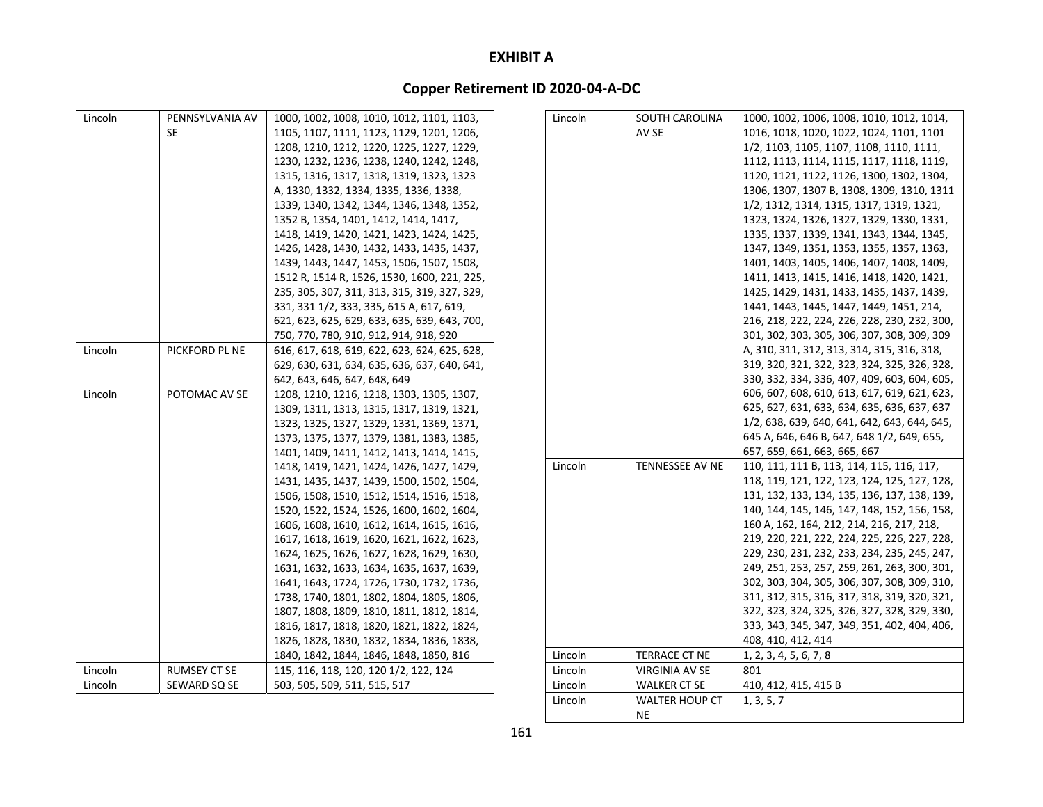# EXHIBIT A

## Copper Retirement ID 2020-04-A-DC

| | | |
|---|---|---|
| Lincoln | PENNSYLVANIA AV SE | 1000, 1002, 1008, 1010, 1012, 1101, 1103, 1105, 1107, 1111, 1123, 1129, 1201, 1206, 1208, 1210, 1212, 1220, 1225, 1227, 1229, 1230, 1232, 1236, 1238, 1240, 1242, 1248, 1315, 1316, 1317, 1318, 1319, 1323, 1323 A, 1330, 1332, 1334, 1335, 1336, 1338, 1339, 1340, 1342, 1344, 1346, 1348, 1352, 1352 B, 1354, 1401, 1412, 1414, 1417, 1418, 1419, 1420, 1421, 1423, 1424, 1425, 1426, 1428, 1430, 1432, 1433, 1435, 1437, 1439, 1443, 1447, 1453, 1506, 1507, 1508, 1512 R, 1514 R, 1526, 1530, 1600, 221, 225, 235, 305, 307, 311, 313, 315, 319, 327, 329, 331, 331 1/2, 333, 335, 615 A, 617, 619, 621, 623, 625, 629, 633, 635, 639, 643, 700, 750, 770, 780, 910, 912, 914, 918, 920 |
| Lincoln | PICKFORD PL NE | 616, 617, 618, 619, 622, 623, 624, 625, 628, 629, 630, 631, 634, 635, 636, 637, 640, 641, 642, 643, 646, 647, 648, 649 |
| Lincoln | POTOMAC AV SE | 1208, 1210, 1216, 1218, 1303, 1305, 1307, 1309, 1311, 1313, 1315, 1317, 1319, 1321, 1323, 1325, 1327, 1329, 1331, 1369, 1371, 1373, 1375, 1377, 1379, 1381, 1383, 1385, 1401, 1409, 1411, 1412, 1413, 1414, 1415, 1418, 1419, 1421, 1424, 1426, 1427, 1429, 1431, 1435, 1437, 1439, 1500, 1502, 1504, 1506, 1508, 1510, 1512, 1514, 1516, 1518, 1520, 1522, 1524, 1526, 1600, 1602, 1604, 1606, 1608, 1610, 1612, 1614, 1615, 1616, 1617, 1618, 1619, 1620, 1621, 1622, 1623, 1624, 1625, 1626, 1627, 1628, 1629, 1630, 1631, 1632, 1633, 1634, 1635, 1637, 1639, 1641, 1643, 1724, 1726, 1730, 1732, 1736, 1738, 1740, 1801, 1802, 1804, 1805, 1806, 1807, 1808, 1809, 1810, 1811, 1812, 1814, 1816, 1817, 1818, 1820, 1821, 1822, 1824, 1826, 1828, 1830, 1832, 1834, 1836, 1838, 1840, 1842, 1844, 1846, 1848, 1850, 816 |
| Lincoln | RUMSEY CT SE | 115, 116, 118, 120, 120 1/2, 122, 124 |
| Lincoln | SEWARD SQ SE | 503, 505, 509, 511, 515, 517 |
| Lincoln | SOUTH CAROLINA AV SE | 1000, 1002, 1006, 1008, 1010, 1012, 1014, 1016, 1018, 1020, 1022, 1024, 1101, 1101 1/2, 1103, 1105, 1107, 1108, 1110, 1111, 1112, 1113, 1114, 1115, 1117, 1118, 1119, 1120, 1121, 1122, 1126, 1300, 1302, 1304, 1306, 1307, 1307 B, 1308, 1309, 1310, 1311 1/2, 1312, 1314, 1315, 1317, 1319, 1321, 1323, 1324, 1326, 1327, 1329, 1330, 1331, 1335, 1337, 1339, 1341, 1343, 1344, 1345, 1347, 1349, 1351, 1353, 1355, 1357, 1363, 1401, 1403, 1405, 1406, 1407, 1408, 1409, 1411, 1413, 1415, 1416, 1418, 1420, 1421, 1425, 1429, 1431, 1433, 1435, 1437, 1439, 1441, 1443, 1445, 1447, 1449, 1451, 214, 216, 218, 222, 224, 226, 228, 230, 232, 300, 301, 302, 303, 305, 306, 307, 308, 309, 309 A, 310, 311, 312, 313, 314, 315, 316, 318, 319, 320, 321, 322, 323, 324, 325, 326, 328, 330, 332, 334, 336, 407, 409, 603, 604, 605, 606, 607, 608, 610, 613, 617, 619, 621, 623, 625, 627, 631, 633, 634, 635, 636, 637, 637 1/2, 638, 639, 640, 641, 642, 643, 644, 645, 645 A, 646, 646 B, 647, 648 1/2, 649, 655, 657, 659, 661, 663, 665, 667 |
| Lincoln | TENNESSEE AV NE | 110, 111, 111 B, 113, 114, 115, 116, 117, 118, 119, 121, 122, 123, 124, 125, 127, 128, 131, 132, 133, 134, 135, 136, 137, 138, 139, 140, 144, 145, 146, 147, 148, 152, 156, 158, 160 A, 162, 164, 212, 214, 216, 217, 218, 219, 220, 221, 222, 224, 225, 226, 227, 228, 229, 230, 231, 232, 233, 234, 235, 245, 247, 249, 251, 253, 257, 259, 261, 263, 300, 301, 302, 303, 304, 305, 306, 307, 308, 309, 310, 311, 312, 315, 316, 317, 318, 319, 320, 321, 322, 323, 324, 325, 326, 327, 328, 329, 330, 333, 343, 345, 347, 349, 351, 402, 404, 406, 408, 410, 412, 414 |
| Lincoln | TERRACE CT NE | 1, 2, 3, 4, 5, 6, 7, 8 |
| Lincoln | VIRGINIA AV SE | 801 |
| Lincoln | WALKER CT SE | 410, 412, 415, 415 B |
| Lincoln | WALTER HOUP CT NE | 1, 3, 5, 7 |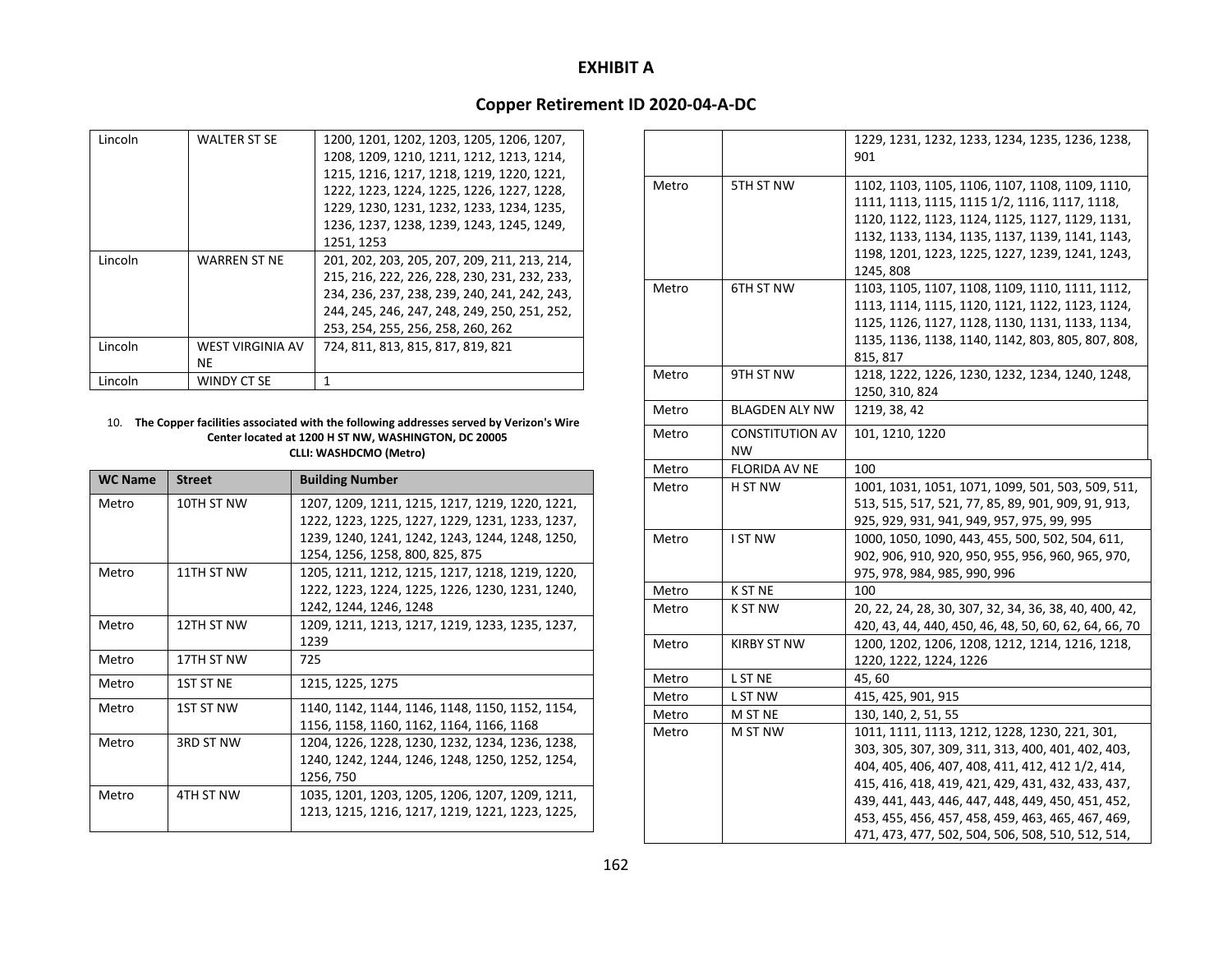# EXHIBIT A

## Copper Retirement ID 2020-04-A-DC

| | | |
|---|---|---|
| Lincoln | WALTER ST SE | 1200, 1201, 1202, 1203, 1205, 1206, 1207, 1208, 1209, 1210, 1211, 1212, 1213, 1214, 1215, 1216, 1217, 1218, 1219, 1220, 1221, 1222, 1223, 1224, 1225, 1226, 1227, 1228, 1229, 1230, 1231, 1232, 1233, 1234, 1235, 1236, 1237, 1238, 1239, 1243, 1245, 1249, 1251, 1253 |
| Lincoln | WARREN ST NE | 201, 202, 203, 205, 207, 209, 211, 213, 214, 215, 216, 222, 226, 228, 230, 231, 232, 233, 234, 236, 237, 238, 239, 240, 241, 242, 243, 244, 245, 246, 247, 248, 249, 250, 251, 252, 253, 254, 255, 256, 258, 260, 262 |
| Lincoln | WEST VIRGINIA AV NE | 724, 811, 813, 815, 817, 819, 821 |
| Lincoln | WINDY CT SE | 1 |

10. **The Copper facilities associated with the following addresses served by Verizon's Wire Center located at 1200 H ST NW, WASHINGTON, DC 20005**
**CLLI: WASHDCMO (Metro)**

| WC Name | Street | Building Number |
|---|---|---|
| Metro | 10TH ST NW | 1207, 1209, 1211, 1215, 1217, 1219, 1220, 1221, 1222, 1223, 1225, 1227, 1229, 1231, 1233, 1237, 1239, 1240, 1241, 1242, 1243, 1244, 1248, 1250, 1254, 1256, 1258, 800, 825, 875 |
| Metro | 11TH ST NW | 1205, 1211, 1212, 1215, 1217, 1218, 1219, 1220, 1222, 1223, 1224, 1225, 1226, 1230, 1231, 1240, 1242, 1244, 1246, 1248 |
| Metro | 12TH ST NW | 1209, 1211, 1213, 1217, 1219, 1233, 1235, 1237, 1239 |
| Metro | 17TH ST NW | 725 |
| Metro | 1ST ST NE | 1215, 1225, 1275 |
| Metro | 1ST ST NW | 1140, 1142, 1144, 1146, 1148, 1150, 1152, 1154, 1156, 1158, 1160, 1162, 1164, 1166, 1168 |
| Metro | 3RD ST NW | 1204, 1226, 1228, 1230, 1232, 1234, 1236, 1238, 1240, 1242, 1244, 1246, 1248, 1250, 1252, 1254, 1256, 750 |
| Metro | 4TH ST NW | 1035, 1201, 1203, 1205, 1206, 1207, 1209, 1211, 1213, 1215, 1216, 1217, 1219, 1221, 1223, 1225, 1229, 1231, 1232, 1233, 1234, 1235, 1236, 1238, 901 |
| Metro | 5TH ST NW | 1102, 1103, 1105, 1106, 1107, 1108, 1109, 1110, 1111, 1113, 1115, 1115 1/2, 1116, 1117, 1118, 1120, 1122, 1123, 1124, 1125, 1127, 1129, 1131, 1132, 1133, 1134, 1135, 1137, 1139, 1141, 1143, 1198, 1201, 1223, 1225, 1227, 1239, 1241, 1243, 1245, 808 |
| Metro | 6TH ST NW | 1103, 1105, 1107, 1108, 1109, 1110, 1111, 1112, 1113, 1114, 1115, 1120, 1121, 1122, 1123, 1124, 1125, 1126, 1127, 1128, 1130, 1131, 1133, 1134, 1135, 1136, 1138, 1140, 1142, 803, 805, 807, 808, 815, 817 |
| Metro | 9TH ST NW | 1218, 1222, 1226, 1230, 1232, 1234, 1240, 1248, 1250, 310, 824 |
| Metro | BLAGDEN ALY NW | 1219, 38, 42 |
| Metro | CONSTITUTION AV NW | 101, 1210, 1220 |
| Metro | FLORIDA AV NE | 100 |
| Metro | H ST NW | 1001, 1031, 1051, 1071, 1099, 501, 503, 509, 511, 513, 515, 517, 521, 77, 85, 89, 901, 909, 91, 913, 925, 929, 931, 941, 949, 957, 975, 99, 995 |
| Metro | I ST NW | 1000, 1050, 1090, 443, 455, 500, 502, 504, 611, 902, 906, 910, 920, 950, 955, 956, 960, 965, 970, 975, 978, 984, 985, 990, 996 |
| Metro | K ST NE | 100 |
| Metro | K ST NW | 20, 22, 24, 28, 30, 307, 32, 34, 36, 38, 40, 400, 42, 420, 43, 44, 440, 450, 46, 48, 50, 60, 62, 64, 66, 70 |
| Metro | KIRBY ST NW | 1200, 1202, 1206, 1208, 1212, 1214, 1216, 1218, 1220, 1222, 1224, 1226 |
| Metro | L ST NE | 45, 60 |
| Metro | L ST NW | 415, 425, 901, 915 |
| Metro | M ST NE | 130, 140, 2, 51, 55 |
| Metro | M ST NW | 1011, 1111, 1113, 1212, 1228, 1230, 221, 301, 303, 305, 307, 309, 311, 313, 400, 401, 402, 403, 404, 405, 406, 407, 408, 411, 412, 412 1/2, 414, 415, 416, 418, 419, 421, 429, 431, 432, 433, 437, 439, 441, 443, 446, 447, 448, 449, 450, 451, 452, 453, 455, 456, 457, 458, 459, 463, 465, 467, 469, 471, 473, 477, 502, 504, 506, 508, 510, 512, 514, |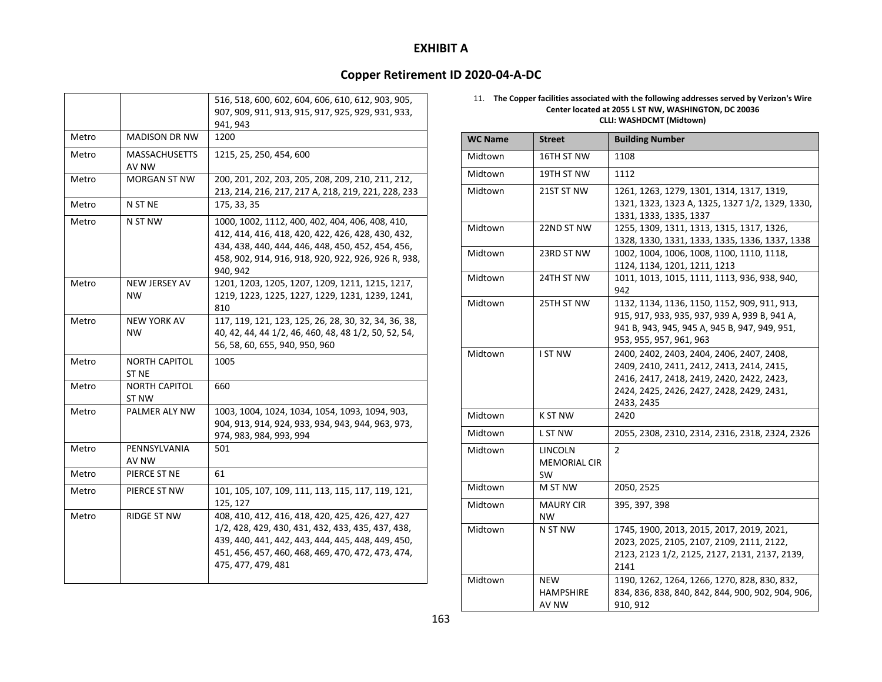# EXHIBIT A

## Copper Retirement ID 2020-04-A-DC

| | | |
|---|---|---|
| | | 516, 518, 600, 602, 604, 606, 610, 612, 903, 905, 907, 909, 911, 913, 915, 917, 925, 929, 931, 933, 941, 943 |
| Metro | MADISON DR NW | 1200 |
| Metro | MASSACHUSETTS AV NW | 1215, 25, 250, 454, 600 |
| Metro | MORGAN ST NW | 200, 201, 202, 203, 205, 208, 209, 210, 211, 212, 213, 214, 216, 217, 217 A, 218, 219, 221, 228, 233 |
| Metro | N ST NE | 175, 33, 35 |
| Metro | N ST NW | 1000, 1002, 1112, 400, 402, 404, 406, 408, 410, 412, 414, 416, 418, 420, 422, 426, 428, 430, 432, 434, 438, 440, 444, 446, 448, 450, 452, 454, 456, 458, 902, 914, 916, 918, 920, 922, 926, 926 R, 938, 940, 942 |
| Metro | NEW JERSEY AV NW | 1201, 1203, 1205, 1207, 1209, 1211, 1215, 1217, 1219, 1223, 1225, 1227, 1229, 1231, 1239, 1241, 810 |
| Metro | NEW YORK AV NW | 117, 119, 121, 123, 125, 26, 28, 30, 32, 34, 36, 38, 40, 42, 44, 44 1/2, 46, 460, 48, 48 1/2, 50, 52, 54, 56, 58, 60, 655, 940, 950, 960 |
| Metro | NORTH CAPITOL ST NE | 1005 |
| Metro | NORTH CAPITOL ST NW | 660 |
| Metro | PALMER ALY NW | 1003, 1004, 1024, 1034, 1054, 1093, 1094, 903, 904, 913, 914, 924, 933, 934, 943, 944, 963, 973, 974, 983, 984, 993, 994 |
| Metro | PENNSYLVANIA AV NW | 501 |
| Metro | PIERCE ST NE | 61 |
| Metro | PIERCE ST NW | 101, 105, 107, 109, 111, 113, 115, 117, 119, 121, 125, 127 |
| Metro | RIDGE ST NW | 408, 410, 412, 416, 418, 420, 425, 426, 427, 427 1/2, 428, 429, 430, 431, 432, 433, 435, 437, 438, 439, 440, 441, 442, 443, 444, 445, 448, 449, 450, 451, 456, 457, 460, 468, 469, 470, 472, 473, 474, 475, 477, 479, 481 |

11. **The Copper facilities associated with the following addresses served by Verizon's Wire Center located at 2055 L ST NW, WASHINGTON, DC 20036**
**CLLI: WASHDCMT (Midtown)**

| WC Name | Street | Building Number |
|---|---|---|
| Midtown | 16TH ST NW | 1108 |
| Midtown | 19TH ST NW | 1112 |
| Midtown | 21ST ST NW | 1261, 1263, 1279, 1301, 1314, 1317, 1319, 1321, 1323, 1323 A, 1325, 1327 1/2, 1329, 1330, 1331, 1333, 1335, 1337 |
| Midtown | 22ND ST NW | 1255, 1309, 1311, 1313, 1315, 1317, 1326, 1328, 1330, 1331, 1333, 1335, 1336, 1337, 1338 |
| Midtown | 23RD ST NW | 1002, 1004, 1006, 1008, 1100, 1110, 1118, 1124, 1134, 1201, 1211, 1213 |
| Midtown | 24TH ST NW | 1011, 1013, 1015, 1111, 1113, 936, 938, 940, 942 |
| Midtown | 25TH ST NW | 1132, 1134, 1136, 1150, 1152, 909, 911, 913, 915, 917, 933, 935, 937, 939 A, 939 B, 941 A, 941 B, 943, 945, 945 A, 945 B, 947, 949, 951, 953, 955, 957, 961, 963 |
| Midtown | I ST NW | 2400, 2402, 2403, 2404, 2406, 2407, 2408, 2409, 2410, 2411, 2412, 2413, 2414, 2415, 2416, 2417, 2418, 2419, 2420, 2422, 2423, 2424, 2425, 2426, 2427, 2428, 2429, 2431, 2433, 2435 |
| Midtown | K ST NW | 2420 |
| Midtown | L ST NW | 2055, 2308, 2310, 2314, 2316, 2318, 2324, 2326 |
| Midtown | LINCOLN MEMORIAL CIR SW | 2 |
| Midtown | M ST NW | 2050, 2525 |
| Midtown | MAURY CIR NW | 395, 397, 398 |
| Midtown | N ST NW | 1745, 1900, 2013, 2015, 2017, 2019, 2021, 2023, 2025, 2105, 2107, 2109, 2111, 2122, 2123, 2123 1/2, 2125, 2127, 2131, 2137, 2139, 2141 |
| Midtown | NEW HAMPSHIRE AV NW | 1190, 1262, 1264, 1266, 1270, 828, 830, 832, 834, 836, 838, 840, 842, 844, 900, 902, 904, 906, 910, 912 |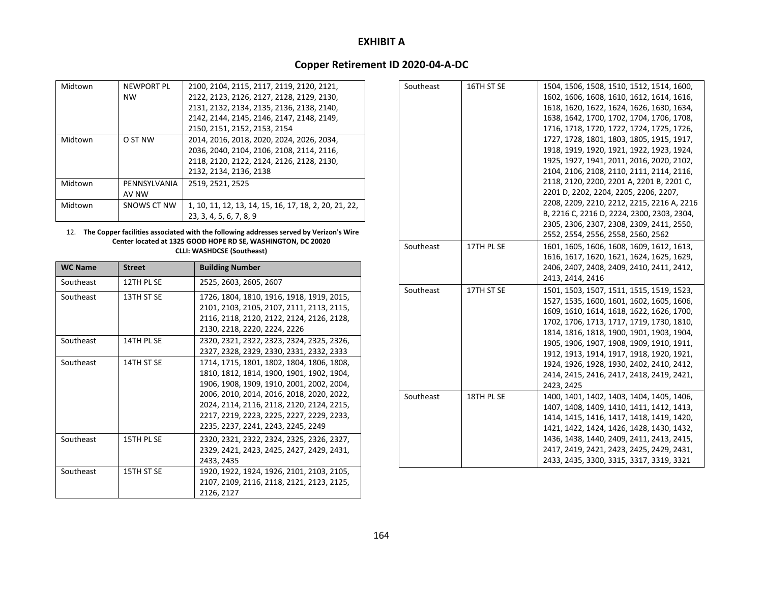# EXHIBIT A

## Copper Retirement ID 2020-04-A-DC

| | | |
|---|---|---|
| Midtown | NEWPORT PL NW | 2100, 2104, 2115, 2117, 2119, 2120, 2121, 2122, 2123, 2126, 2127, 2128, 2129, 2130, 2131, 2132, 2134, 2135, 2136, 2138, 2140, 2142, 2144, 2145, 2146, 2147, 2148, 2149, 2150, 2151, 2152, 2153, 2154 |
| Midtown | O ST NW | 2014, 2016, 2018, 2020, 2024, 2026, 2034, 2036, 2040, 2104, 2106, 2108, 2114, 2116, 2118, 2120, 2122, 2124, 2126, 2128, 2130, 2132, 2134, 2136, 2138 |
| Midtown | PENNSYLVANIA AV NW | 2519, 2521, 2525 |
| Midtown | SNOWS CT NW | 1, 10, 11, 12, 13, 14, 15, 16, 17, 18, 2, 20, 21, 22, 23, 3, 4, 5, 6, 7, 8, 9 |

12. **The Copper facilities associated with the following addresses served by Verizon's Wire Center located at 1325 GOOD HOPE RD SE, WASHINGTON, DC 20020**
**CLLI: WASHDCSE (Southeast)**

| WC Name | Street | Building Number |
|---|---|---|
| Southeast | 12TH PL SE | 2525, 2603, 2605, 2607 |
| Southeast | 13TH ST SE | 1726, 1804, 1810, 1916, 1918, 1919, 2015, 2101, 2103, 2105, 2107, 2111, 2113, 2115, 2116, 2118, 2120, 2122, 2124, 2126, 2128, 2130, 2218, 2220, 2224, 2226 |
| Southeast | 14TH PL SE | 2320, 2321, 2322, 2323, 2324, 2325, 2326, 2327, 2328, 2329, 2330, 2331, 2332, 2333 |
| Southeast | 14TH ST SE | 1714, 1715, 1801, 1802, 1804, 1806, 1808, 1810, 1812, 1814, 1900, 1901, 1902, 1904, 1906, 1908, 1909, 1910, 2001, 2002, 2004, 2006, 2010, 2014, 2016, 2018, 2020, 2022, 2024, 2114, 2116, 2118, 2120, 2124, 2215, 2217, 2219, 2223, 2225, 2227, 2229, 2233, 2235, 2237, 2241, 2243, 2245, 2249 |
| Southeast | 15TH PL SE | 2320, 2321, 2322, 2324, 2325, 2326, 2327, 2329, 2421, 2423, 2425, 2427, 2429, 2431, 2433, 2435 |
| Southeast | 15TH ST SE | 1920, 1922, 1924, 1926, 2101, 2103, 2105, 2107, 2109, 2116, 2118, 2121, 2123, 2125, 2126, 2127 |
| Southeast | 16TH ST SE | 1504, 1506, 1508, 1510, 1512, 1514, 1600, 1602, 1606, 1608, 1610, 1612, 1614, 1616, 1618, 1620, 1622, 1624, 1626, 1630, 1634, 1638, 1642, 1700, 1702, 1704, 1706, 1708, 1716, 1718, 1720, 1722, 1724, 1725, 1726, 1727, 1728, 1801, 1803, 1805, 1915, 1917, 1918, 1919, 1920, 1921, 1922, 1923, 1924, 1925, 1927, 1941, 2011, 2016, 2020, 2102, 2104, 2106, 2108, 2110, 2111, 2114, 2116, 2118, 2120, 2200, 2201 A, 2201 B, 2201 C, 2201 D, 2202, 2204, 2205, 2206, 2207, 2208, 2209, 2210, 2212, 2215, 2216 A, 2216 B, 2216 C, 2216 D, 2224, 2300, 2303, 2304, 2305, 2306, 2307, 2308, 2309, 2411, 2550, 2552, 2554, 2556, 2558, 2560, 2562 |
| Southeast | 17TH PL SE | 1601, 1605, 1606, 1608, 1609, 1612, 1613, 1616, 1617, 1620, 1621, 1624, 1625, 1629, 2406, 2407, 2408, 2409, 2410, 2411, 2412, 2413, 2414, 2416 |
| Southeast | 17TH ST SE | 1501, 1503, 1507, 1511, 1515, 1519, 1523, 1527, 1535, 1600, 1601, 1602, 1605, 1606, 1609, 1610, 1614, 1618, 1622, 1626, 1700, 1702, 1706, 1713, 1717, 1719, 1730, 1810, 1814, 1816, 1818, 1900, 1901, 1903, 1904, 1905, 1906, 1907, 1908, 1909, 1910, 1911, 1912, 1913, 1914, 1917, 1918, 1920, 1921, 1924, 1926, 1928, 1930, 2402, 2410, 2412, 2414, 2415, 2416, 2417, 2418, 2419, 2421, 2423, 2425 |
| Southeast | 18TH PL SE | 1400, 1401, 1402, 1403, 1404, 1405, 1406, 1407, 1408, 1409, 1410, 1411, 1412, 1413, 1414, 1415, 1416, 1417, 1418, 1419, 1420, 1421, 1422, 1424, 1426, 1428, 1430, 1432, 1436, 1438, 1440, 2409, 2411, 2413, 2415, 2417, 2419, 2421, 2423, 2425, 2429, 2431, 2433, 2435, 3300, 3315, 3317, 3319, 3321 |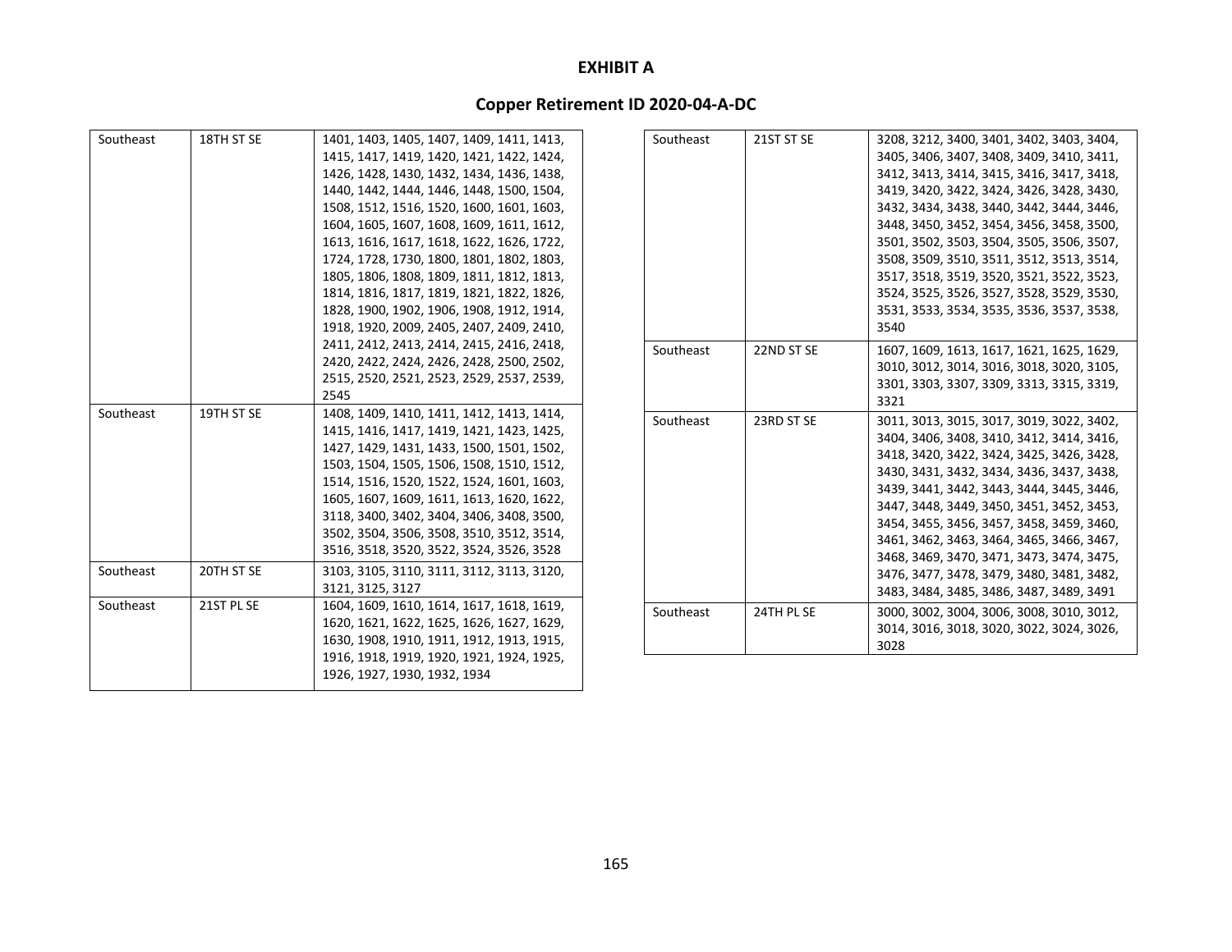# EXHIBIT A

## Copper Retirement ID 2020-04-A-DC

| | | |
|---|---|---|
| Southeast | 18TH ST SE | 1401, 1403, 1405, 1407, 1409, 1411, 1413, 1415, 1417, 1419, 1420, 1421, 1422, 1424, 1426, 1428, 1430, 1432, 1434, 1436, 1438, 1440, 1442, 1444, 1446, 1448, 1500, 1504, 1508, 1512, 1516, 1520, 1600, 1601, 1603, 1604, 1605, 1607, 1608, 1609, 1611, 1612, 1613, 1616, 1617, 1618, 1622, 1626, 1722, 1724, 1728, 1730, 1800, 1801, 1802, 1803, 1805, 1806, 1808, 1809, 1811, 1812, 1813, 1814, 1816, 1817, 1819, 1821, 1822, 1826, 1828, 1900, 1902, 1906, 1908, 1912, 1914, 1918, 1920, 2009, 2405, 2407, 2409, 2410, 2411, 2412, 2413, 2414, 2415, 2416, 2418, 2420, 2422, 2424, 2426, 2428, 2500, 2502, 2515, 2520, 2521, 2523, 2529, 2537, 2539, 2545 |
| Southeast | 19TH ST SE | 1408, 1409, 1410, 1411, 1412, 1413, 1414, 1415, 1416, 1417, 1419, 1421, 1423, 1425, 1427, 1429, 1431, 1433, 1500, 1501, 1502, 1503, 1504, 1505, 1506, 1508, 1510, 1512, 1514, 1516, 1520, 1522, 1524, 1601, 1603, 1605, 1607, 1609, 1611, 1613, 1620, 1622, 3118, 3400, 3402, 3404, 3406, 3408, 3500, 3502, 3504, 3506, 3508, 3510, 3512, 3514, 3516, 3518, 3520, 3522, 3524, 3526, 3528 |
| Southeast | 20TH ST SE | 3103, 3105, 3110, 3111, 3112, 3113, 3120, 3121, 3125, 3127 |
| Southeast | 21ST PL SE | 1604, 1609, 1610, 1614, 1617, 1618, 1619, 1620, 1621, 1622, 1625, 1626, 1627, 1629, 1630, 1908, 1910, 1911, 1912, 1913, 1915, 1916, 1918, 1919, 1920, 1921, 1924, 1925, 1926, 1927, 1930, 1932, 1934 |
| Southeast | 21ST ST SE | 3208, 3212, 3400, 3401, 3402, 3403, 3404, 3405, 3406, 3407, 3408, 3409, 3410, 3411, 3412, 3413, 3414, 3415, 3416, 3417, 3418, 3419, 3420, 3422, 3424, 3426, 3428, 3430, 3432, 3434, 3438, 3440, 3442, 3444, 3446, 3448, 3450, 3452, 3454, 3456, 3458, 3500, 3501, 3502, 3503, 3504, 3505, 3506, 3507, 3508, 3509, 3510, 3511, 3512, 3513, 3514, 3517, 3518, 3519, 3520, 3521, 3522, 3523, 3524, 3525, 3526, 3527, 3528, 3529, 3530, 3531, 3533, 3534, 3535, 3536, 3537, 3538, 3540 |
| Southeast | 22ND ST SE | 1607, 1609, 1613, 1617, 1621, 1625, 1629, 3010, 3012, 3014, 3016, 3018, 3020, 3105, 3301, 3303, 3307, 3309, 3313, 3315, 3319, 3321 |
| Southeast | 23RD ST SE | 3011, 3013, 3015, 3017, 3019, 3022, 3402, 3404, 3406, 3408, 3410, 3412, 3414, 3416, 3418, 3420, 3422, 3424, 3425, 3426, 3428, 3430, 3431, 3432, 3434, 3436, 3437, 3438, 3439, 3441, 3442, 3443, 3444, 3445, 3446, 3447, 3448, 3449, 3450, 3451, 3452, 3453, 3454, 3455, 3456, 3457, 3458, 3459, 3460, 3461, 3462, 3463, 3464, 3465, 3466, 3467, 3468, 3469, 3470, 3471, 3473, 3474, 3475, 3476, 3477, 3478, 3479, 3480, 3481, 3482, 3483, 3484, 3485, 3486, 3487, 3489, 3491 |
| Southeast | 24TH PL SE | 3000, 3002, 3004, 3006, 3008, 3010, 3012, 3014, 3016, 3018, 3020, 3022, 3024, 3026, 3028 |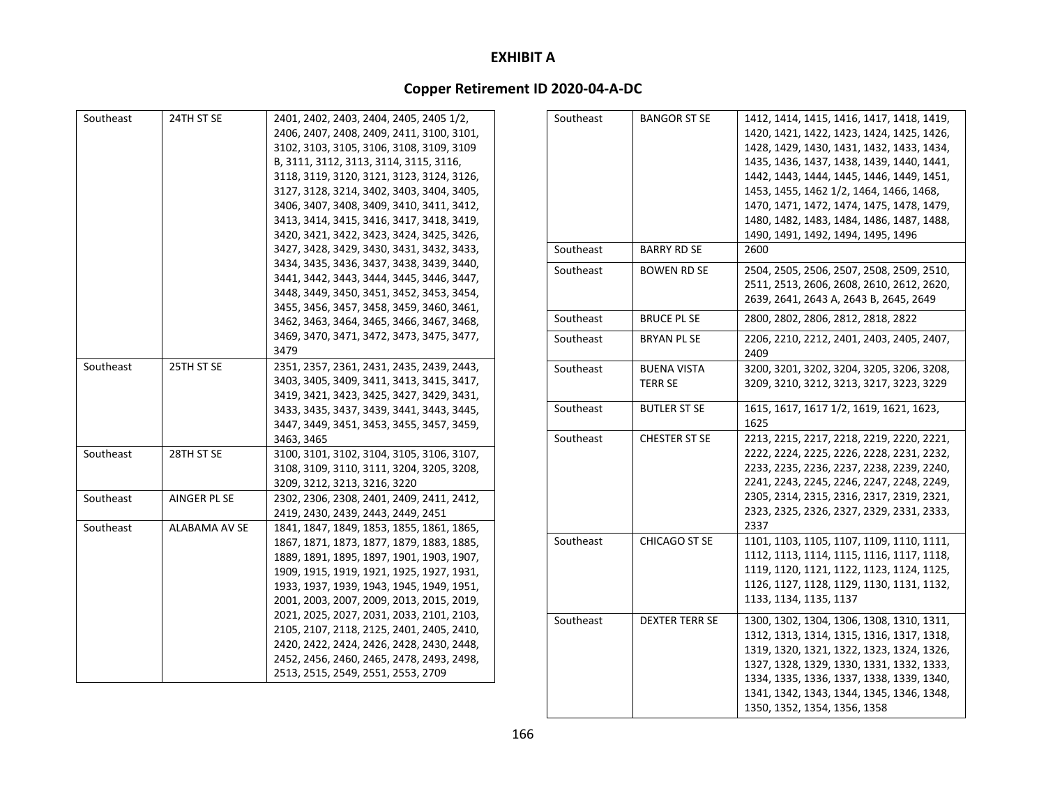**EXHIBIT A**

**Copper Retirement ID 2020-04-A-DC**

| | | |
|---|---|---|
| Southeast | 24TH ST SE | 2401, 2402, 2403, 2404, 2405, 2405 1/2, 2406, 2407, 2408, 2409, 2411, 3100, 3101, 3102, 3103, 3105, 3106, 3108, 3109, 3109 B, 3111, 3112, 3113, 3114, 3115, 3116, 3118, 3119, 3120, 3121, 3123, 3124, 3126, 3127, 3128, 3214, 3402, 3403, 3404, 3405, 3406, 3407, 3408, 3409, 3410, 3411, 3412, 3413, 3414, 3415, 3416, 3417, 3418, 3419, 3420, 3421, 3422, 3423, 3424, 3425, 3426, 3427, 3428, 3429, 3430, 3431, 3432, 3433, 3434, 3435, 3436, 3437, 3438, 3439, 3440, 3441, 3442, 3443, 3444, 3445, 3446, 3447, 3448, 3449, 3450, 3451, 3452, 3453, 3454, 3455, 3456, 3457, 3458, 3459, 3460, 3461, 3462, 3463, 3464, 3465, 3466, 3467, 3468, 3469, 3470, 3471, 3472, 3473, 3475, 3477, 3479 |
| Southeast | 25TH ST SE | 2351, 2357, 2361, 2431, 2435, 2439, 2443, 3403, 3405, 3409, 3411, 3413, 3415, 3417, 3419, 3421, 3423, 3425, 3427, 3429, 3431, 3433, 3435, 3437, 3439, 3441, 3443, 3445, 3447, 3449, 3451, 3453, 3455, 3457, 3459, 3463, 3465 |
| Southeast | 28TH ST SE | 3100, 3101, 3102, 3104, 3105, 3106, 3107, 3108, 3109, 3110, 3111, 3204, 3205, 3208, 3209, 3212, 3213, 3216, 3220 |
| Southeast | AINGER PL SE | 2302, 2306, 2308, 2401, 2409, 2411, 2412, 2419, 2430, 2439, 2443, 2449, 2451 |
| Southeast | ALABAMA AV SE | 1841, 1847, 1849, 1853, 1855, 1861, 1865, 1867, 1871, 1873, 1877, 1879, 1883, 1885, 1889, 1891, 1895, 1897, 1901, 1903, 1907, 1909, 1915, 1919, 1921, 1925, 1927, 1931, 1933, 1937, 1939, 1943, 1945, 1949, 1951, 2001, 2003, 2007, 2009, 2013, 2015, 2019, 2021, 2025, 2027, 2031, 2033, 2101, 2103, 2105, 2107, 2118, 2125, 2401, 2405, 2410, 2420, 2422, 2424, 2426, 2428, 2430, 2448, 2452, 2456, 2460, 2465, 2478, 2493, 2498, 2513, 2515, 2549, 2551, 2553, 2709 |
| Southeast | BANGOR ST SE | 1412, 1414, 1415, 1416, 1417, 1418, 1419, 1420, 1421, 1422, 1423, 1424, 1425, 1426, 1428, 1429, 1430, 1431, 1432, 1433, 1434, 1435, 1436, 1437, 1438, 1439, 1440, 1441, 1442, 1443, 1444, 1445, 1446, 1449, 1451, 1453, 1455, 1462 1/2, 1464, 1466, 1468, 1470, 1471, 1472, 1474, 1475, 1478, 1479, 1480, 1482, 1483, 1484, 1486, 1487, 1488, 1490, 1491, 1492, 1494, 1495, 1496 |
| Southeast | BARRY RD SE | 2600 |
| Southeast | BOWEN RD SE | 2504, 2505, 2506, 2507, 2508, 2509, 2510, 2511, 2513, 2606, 2608, 2610, 2612, 2620, 2639, 2641, 2643 A, 2643 B, 2645, 2649 |
| Southeast | BRUCE PL SE | 2800, 2802, 2806, 2812, 2818, 2822 |
| Southeast | BRYAN PL SE | 2206, 2210, 2212, 2401, 2403, 2405, 2407, 2409 |
| Southeast | BUENA VISTA TERR SE | 3200, 3201, 3202, 3204, 3205, 3206, 3208, 3209, 3210, 3212, 3213, 3217, 3223, 3229 |
| Southeast | BUTLER ST SE | 1615, 1617, 1617 1/2, 1619, 1621, 1623, 1625 |
| Southeast | CHESTER ST SE | 2213, 2215, 2217, 2218, 2219, 2220, 2221, 2222, 2224, 2225, 2226, 2228, 2231, 2232, 2233, 2235, 2236, 2237, 2238, 2239, 2240, 2241, 2243, 2245, 2246, 2247, 2248, 2249, 2305, 2314, 2315, 2316, 2317, 2319, 2321, 2323, 2325, 2326, 2327, 2329, 2331, 2333, 2337 |
| Southeast | CHICAGO ST SE | 1101, 1103, 1105, 1107, 1109, 1110, 1111, 1112, 1113, 1114, 1115, 1116, 1117, 1118, 1119, 1120, 1121, 1122, 1123, 1124, 1125, 1126, 1127, 1128, 1129, 1130, 1131, 1132, 1133, 1134, 1135, 1137 |
| Southeast | DEXTER TERR SE | 1300, 1302, 1304, 1306, 1308, 1310, 1311, 1312, 1313, 1314, 1315, 1316, 1317, 1318, 1319, 1320, 1321, 1322, 1323, 1324, 1326, 1327, 1328, 1329, 1330, 1331, 1332, 1333, 1334, 1335, 1336, 1337, 1338, 1339, 1340, 1341, 1342, 1343, 1344, 1345, 1346, 1348, 1350, 1352, 1354, 1356, 1358 |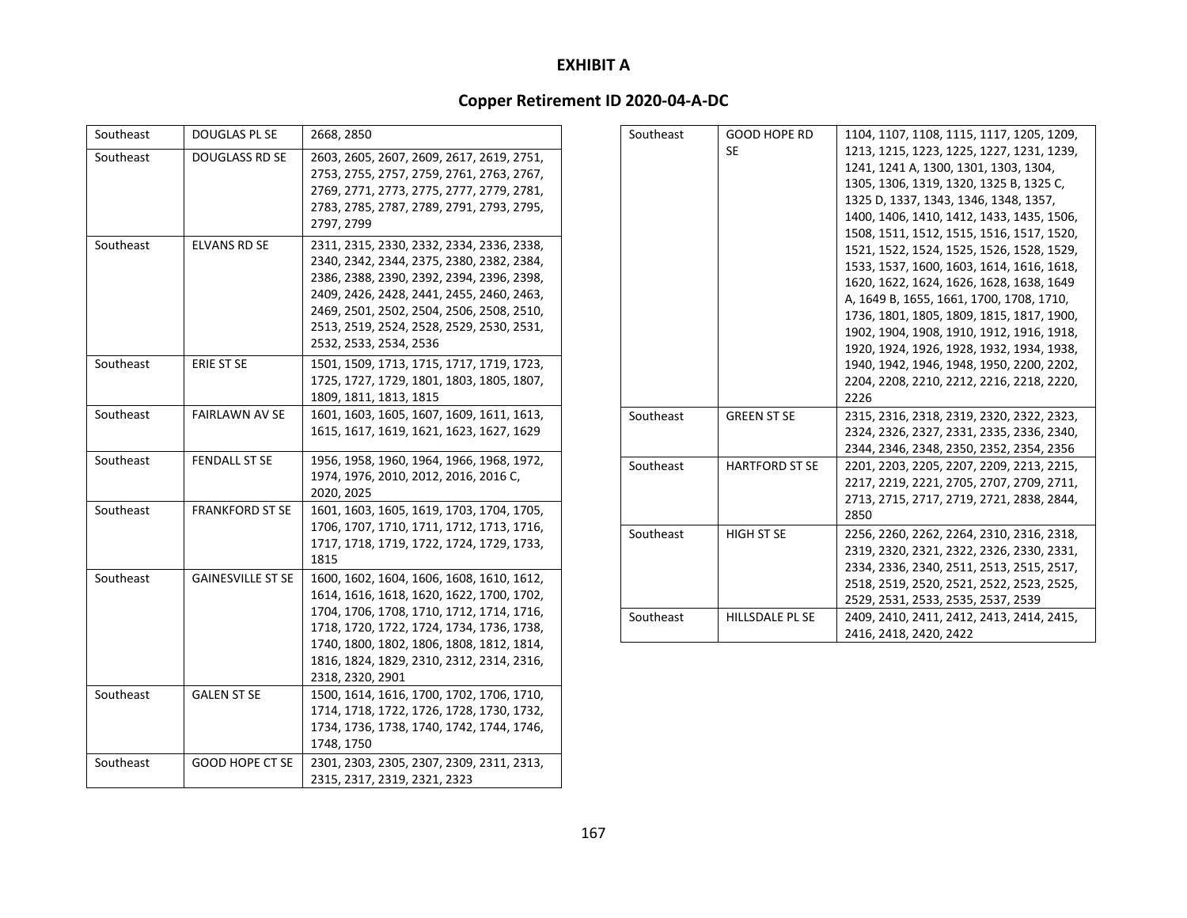# EXHIBIT A

## Copper Retirement ID 2020-04-A-DC

| | | |
|---|---|---|
| Southeast | DOUGLAS PL SE | 2668, 2850 |
| Southeast | DOUGLASS RD SE | 2603, 2605, 2607, 2609, 2617, 2619, 2751, 2753, 2755, 2757, 2759, 2761, 2763, 2767, 2769, 2771, 2773, 2775, 2777, 2779, 2781, 2783, 2785, 2787, 2789, 2791, 2793, 2795, 2797, 2799 |
| Southeast | ELVANS RD SE | 2311, 2315, 2330, 2332, 2334, 2336, 2338, 2340, 2342, 2344, 2375, 2380, 2382, 2384, 2386, 2388, 2390, 2392, 2394, 2396, 2398, 2409, 2426, 2428, 2441, 2455, 2460, 2463, 2469, 2501, 2502, 2504, 2506, 2508, 2510, 2513, 2519, 2524, 2528, 2529, 2530, 2531, 2532, 2533, 2534, 2536 |
| Southeast | ERIE ST SE | 1501, 1509, 1713, 1715, 1717, 1719, 1723, 1725, 1727, 1729, 1801, 1803, 1805, 1807, 1809, 1811, 1813, 1815 |
| Southeast | FAIRLAWN AV SE | 1601, 1603, 1605, 1607, 1609, 1611, 1613, 1615, 1617, 1619, 1621, 1623, 1627, 1629 |
| Southeast | FENDALL ST SE | 1956, 1958, 1960, 1964, 1966, 1968, 1972, 1974, 1976, 2010, 2012, 2016, 2016 C, 2020, 2025 |
| Southeast | FRANKFORD ST SE | 1601, 1603, 1605, 1619, 1703, 1704, 1705, 1706, 1707, 1710, 1711, 1712, 1713, 1716, 1717, 1718, 1719, 1722, 1724, 1729, 1733, 1815 |
| Southeast | GAINESVILLE ST SE | 1600, 1602, 1604, 1606, 1608, 1610, 1612, 1614, 1616, 1618, 1620, 1622, 1700, 1702, 1704, 1706, 1708, 1710, 1712, 1714, 1716, 1718, 1720, 1722, 1724, 1734, 1736, 1738, 1740, 1800, 1802, 1806, 1808, 1812, 1814, 1816, 1824, 1829, 2310, 2312, 2314, 2316, 2318, 2320, 2901 |
| Southeast | GALEN ST SE | 1500, 1614, 1616, 1700, 1702, 1706, 1710, 1714, 1718, 1722, 1726, 1728, 1730, 1732, 1734, 1736, 1738, 1740, 1742, 1744, 1746, 1748, 1750 |
| Southeast | GOOD HOPE CT SE | 2301, 2303, 2305, 2307, 2309, 2311, 2313, 2315, 2317, 2319, 2321, 2323 |
| Southeast | GOOD HOPE RD SE | 1104, 1107, 1108, 1115, 1117, 1205, 1209, 1213, 1215, 1223, 1225, 1227, 1231, 1239, 1241, 1241 A, 1300, 1301, 1303, 1304, 1305, 1306, 1319, 1320, 1325 B, 1325 C, 1325 D, 1337, 1343, 1346, 1348, 1357, 1400, 1406, 1410, 1412, 1433, 1435, 1506, 1508, 1511, 1512, 1515, 1516, 1517, 1520, 1521, 1522, 1524, 1525, 1526, 1528, 1529, 1533, 1537, 1600, 1603, 1614, 1616, 1618, 1620, 1622, 1624, 1626, 1628, 1638, 1649 A, 1649 B, 1655, 1661, 1700, 1708, 1710, 1736, 1801, 1805, 1809, 1815, 1817, 1900, 1902, 1904, 1908, 1910, 1912, 1916, 1918, 1920, 1924, 1926, 1928, 1932, 1934, 1938, 1940, 1942, 1946, 1948, 1950, 2200, 2202, 2204, 2208, 2210, 2212, 2216, 2218, 2220, 2226 |
| Southeast | GREEN ST SE | 2315, 2316, 2318, 2319, 2320, 2322, 2323, 2324, 2326, 2327, 2331, 2335, 2336, 2340, 2344, 2346, 2348, 2350, 2352, 2354, 2356 |
| Southeast | HARTFORD ST SE | 2201, 2203, 2205, 2207, 2209, 2213, 2215, 2217, 2219, 2221, 2705, 2707, 2709, 2711, 2713, 2715, 2717, 2719, 2721, 2838, 2844, 2850 |
| Southeast | HIGH ST SE | 2256, 2260, 2262, 2264, 2310, 2316, 2318, 2319, 2320, 2321, 2322, 2326, 2330, 2331, 2334, 2336, 2340, 2511, 2513, 2515, 2517, 2518, 2519, 2520, 2521, 2522, 2523, 2525, 2529, 2531, 2533, 2535, 2537, 2539 |
| Southeast | HILLSDALE PL SE | 2409, 2410, 2411, 2412, 2413, 2414, 2415, 2416, 2418, 2420, 2422 |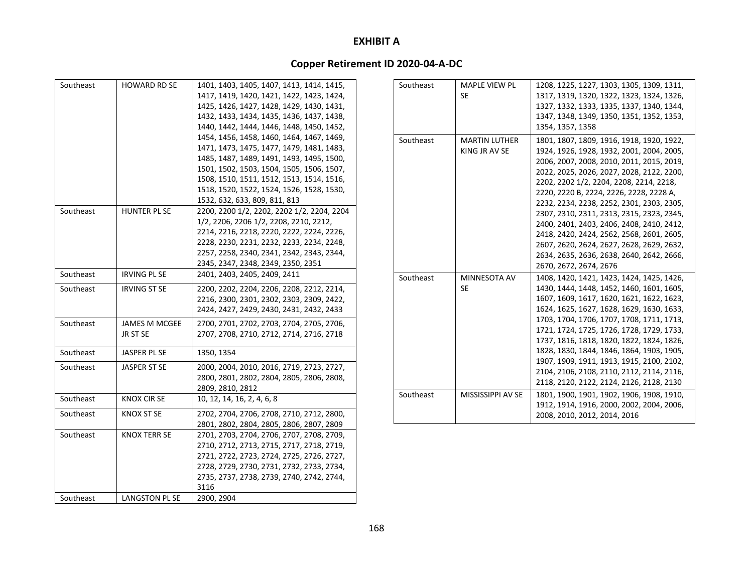# EXHIBIT A

## Copper Retirement ID 2020-04-A-DC

| | | |
|---|---|---|
| Southeast | HOWARD RD SE | 1401, 1403, 1405, 1407, 1413, 1414, 1415, 1417, 1419, 1420, 1421, 1422, 1423, 1424, 1425, 1426, 1427, 1428, 1429, 1430, 1431, 1432, 1433, 1434, 1435, 1436, 1437, 1438, 1440, 1442, 1444, 1446, 1448, 1450, 1452, 1454, 1456, 1458, 1460, 1464, 1467, 1469, 1471, 1473, 1475, 1477, 1479, 1481, 1483, 1485, 1487, 1489, 1491, 1493, 1495, 1500, 1501, 1502, 1503, 1504, 1505, 1506, 1507, 1508, 1510, 1511, 1512, 1513, 1514, 1516, 1518, 1520, 1522, 1524, 1526, 1528, 1530, 1532, 632, 633, 809, 811, 813 |
| Southeast | HUNTER PL SE | 2200, 2200 1/2, 2202, 2202 1/2, 2204, 2204 1/2, 2206, 2206 1/2, 2208, 2210, 2212, 2214, 2216, 2218, 2220, 2222, 2224, 2226, 2228, 2230, 2231, 2232, 2233, 2234, 2248, 2257, 2258, 2340, 2341, 2342, 2343, 2344, 2345, 2347, 2348, 2349, 2350, 2351 |
| Southeast | IRVING PL SE | 2401, 2403, 2405, 2409, 2411 |
| Southeast | IRVING ST SE | 2200, 2202, 2204, 2206, 2208, 2212, 2214, 2216, 2300, 2301, 2302, 2303, 2309, 2422, 2424, 2427, 2429, 2430, 2431, 2432, 2433 |
| Southeast | JAMES M MCGEE JR ST SE | 2700, 2701, 2702, 2703, 2704, 2705, 2706, 2707, 2708, 2710, 2712, 2714, 2716, 2718 |
| Southeast | JASPER PL SE | 1350, 1354 |
| Southeast | JASPER ST SE | 2000, 2004, 2010, 2016, 2719, 2723, 2727, 2800, 2801, 2802, 2804, 2805, 2806, 2808, 2809, 2810, 2812 |
| Southeast | KNOX CIR SE | 10, 12, 14, 16, 2, 4, 6, 8 |
| Southeast | KNOX ST SE | 2702, 2704, 2706, 2708, 2710, 2712, 2800, 2801, 2802, 2804, 2805, 2806, 2807, 2809 |
| Southeast | KNOX TERR SE | 2701, 2703, 2704, 2706, 2707, 2708, 2709, 2710, 2712, 2713, 2715, 2717, 2718, 2719, 2721, 2722, 2723, 2724, 2725, 2726, 2727, 2728, 2729, 2730, 2731, 2732, 2733, 2734, 2735, 2737, 2738, 2739, 2740, 2742, 2744, 3116 |
| Southeast | LANGSTON PL SE | 2900, 2904 |
| Southeast | MAPLE VIEW PL SE | 1208, 1225, 1227, 1303, 1305, 1309, 1311, 1317, 1319, 1320, 1322, 1323, 1324, 1326, 1327, 1332, 1333, 1335, 1337, 1340, 1344, 1347, 1348, 1349, 1350, 1351, 1352, 1353, 1354, 1357, 1358 |
| Southeast | MARTIN LUTHER KING JR AV SE | 1801, 1807, 1809, 1916, 1918, 1920, 1922, 1924, 1926, 1928, 1932, 2001, 2004, 2005, 2006, 2007, 2008, 2010, 2011, 2015, 2019, 2022, 2025, 2026, 2027, 2028, 2122, 2200, 2202, 2202 1/2, 2204, 2208, 2214, 2218, 2220, 2220 B, 2224, 2226, 2228, 2228 A, 2232, 2234, 2238, 2252, 2301, 2303, 2305, 2307, 2310, 2311, 2313, 2315, 2323, 2345, 2400, 2401, 2403, 2406, 2408, 2410, 2412, 2418, 2420, 2424, 2562, 2568, 2601, 2605, 2607, 2620, 2624, 2627, 2628, 2629, 2632, 2634, 2635, 2636, 2638, 2640, 2642, 2666, 2670, 2672, 2674, 2676 |
| Southeast | MINNESOTA AV SE | 1408, 1420, 1421, 1423, 1424, 1425, 1426, 1430, 1444, 1448, 1452, 1460, 1601, 1605, 1607, 1609, 1617, 1620, 1621, 1622, 1623, 1624, 1625, 1627, 1628, 1629, 1630, 1633, 1703, 1704, 1706, 1707, 1708, 1711, 1713, 1721, 1724, 1725, 1726, 1728, 1729, 1733, 1737, 1816, 1818, 1820, 1822, 1824, 1826, 1828, 1830, 1844, 1846, 1864, 1903, 1905, 1907, 1909, 1911, 1913, 1915, 2100, 2102, 2104, 2106, 2108, 2110, 2112, 2114, 2116, 2118, 2120, 2122, 2124, 2126, 2128, 2130 |
| Southeast | MISSISSIPPI AV SE | 1801, 1900, 1901, 1902, 1906, 1908, 1910, 1912, 1914, 1916, 2000, 2002, 2004, 2006, 2008, 2010, 2012, 2014, 2016 |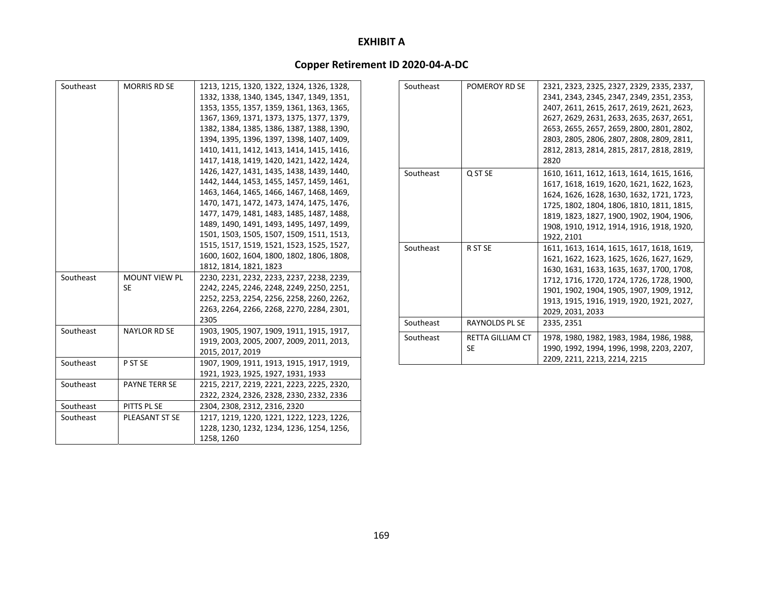**EXHIBIT A**

**Copper Retirement ID 2020-04-A-DC**

| | | |
|---|---|---|
| Southeast | MORRIS RD SE | 1213, 1215, 1320, 1322, 1324, 1326, 1328, 1332, 1338, 1340, 1345, 1347, 1349, 1351, 1353, 1355, 1357, 1359, 1361, 1363, 1365, 1367, 1369, 1371, 1373, 1375, 1377, 1379, 1382, 1384, 1385, 1386, 1387, 1388, 1390, 1394, 1395, 1396, 1397, 1398, 1407, 1409, 1410, 1411, 1412, 1413, 1414, 1415, 1416, 1417, 1418, 1419, 1420, 1421, 1422, 1424, 1426, 1427, 1431, 1435, 1438, 1439, 1440, 1442, 1444, 1453, 1455, 1457, 1459, 1461, 1463, 1464, 1465, 1466, 1467, 1468, 1469, 1470, 1471, 1472, 1473, 1474, 1475, 1476, 1477, 1479, 1481, 1483, 1485, 1487, 1488, 1489, 1490, 1491, 1493, 1495, 1497, 1499, 1501, 1503, 1505, 1507, 1509, 1511, 1513, 1515, 1517, 1519, 1521, 1523, 1525, 1527, 1600, 1602, 1604, 1800, 1802, 1806, 1808, 1812, 1814, 1821, 1823 |
| Southeast | MOUNT VIEW PL SE | 2230, 2231, 2232, 2233, 2237, 2238, 2239, 2242, 2245, 2246, 2248, 2249, 2250, 2251, 2252, 2253, 2254, 2256, 2258, 2260, 2262, 2263, 2264, 2266, 2268, 2270, 2284, 2301, 2305 |
| Southeast | NAYLOR RD SE | 1903, 1905, 1907, 1909, 1911, 1915, 1917, 1919, 2003, 2005, 2007, 2009, 2011, 2013, 2015, 2017, 2019 |
| Southeast | P ST SE | 1907, 1909, 1911, 1913, 1915, 1917, 1919, 1921, 1923, 1925, 1927, 1931, 1933 |
| Southeast | PAYNE TERR SE | 2215, 2217, 2219, 2221, 2223, 2225, 2320, 2322, 2324, 2326, 2328, 2330, 2332, 2336 |
| Southeast | PITTS PL SE | 2304, 2308, 2312, 2316, 2320 |
| Southeast | PLEASANT ST SE | 1217, 1219, 1220, 1221, 1222, 1223, 1226, 1228, 1230, 1232, 1234, 1236, 1254, 1256, 1258, 1260 |
| Southeast | POMEROY RD SE | 2321, 2323, 2325, 2327, 2329, 2335, 2337, 2341, 2343, 2345, 2347, 2349, 2351, 2353, 2407, 2611, 2615, 2617, 2619, 2621, 2623, 2627, 2629, 2631, 2633, 2635, 2637, 2651, 2653, 2655, 2657, 2659, 2800, 2801, 2802, 2803, 2805, 2806, 2807, 2808, 2809, 2811, 2812, 2813, 2814, 2815, 2817, 2818, 2819, 2820 |
| Southeast | Q ST SE | 1610, 1611, 1612, 1613, 1614, 1615, 1616, 1617, 1618, 1619, 1620, 1621, 1622, 1623, 1624, 1626, 1628, 1630, 1632, 1721, 1723, 1725, 1802, 1804, 1806, 1810, 1811, 1815, 1819, 1823, 1827, 1900, 1902, 1904, 1906, 1908, 1910, 1912, 1914, 1916, 1918, 1920, 1922, 2101 |
| Southeast | R ST SE | 1611, 1613, 1614, 1615, 1617, 1618, 1619, 1621, 1622, 1623, 1625, 1626, 1627, 1629, 1630, 1631, 1633, 1635, 1637, 1700, 1708, 1712, 1716, 1720, 1724, 1726, 1728, 1900, 1901, 1902, 1904, 1905, 1907, 1909, 1912, 1913, 1915, 1916, 1919, 1920, 1921, 2027, 2029, 2031, 2033 |
| Southeast | RAYNOLDS PL SE | 2335, 2351 |
| Southeast | RETTA GILLIAM CT SE | 1978, 1980, 1982, 1983, 1984, 1986, 1988, 1990, 1992, 1994, 1996, 1998, 2203, 2207, 2209, 2211, 2213, 2214, 2215 |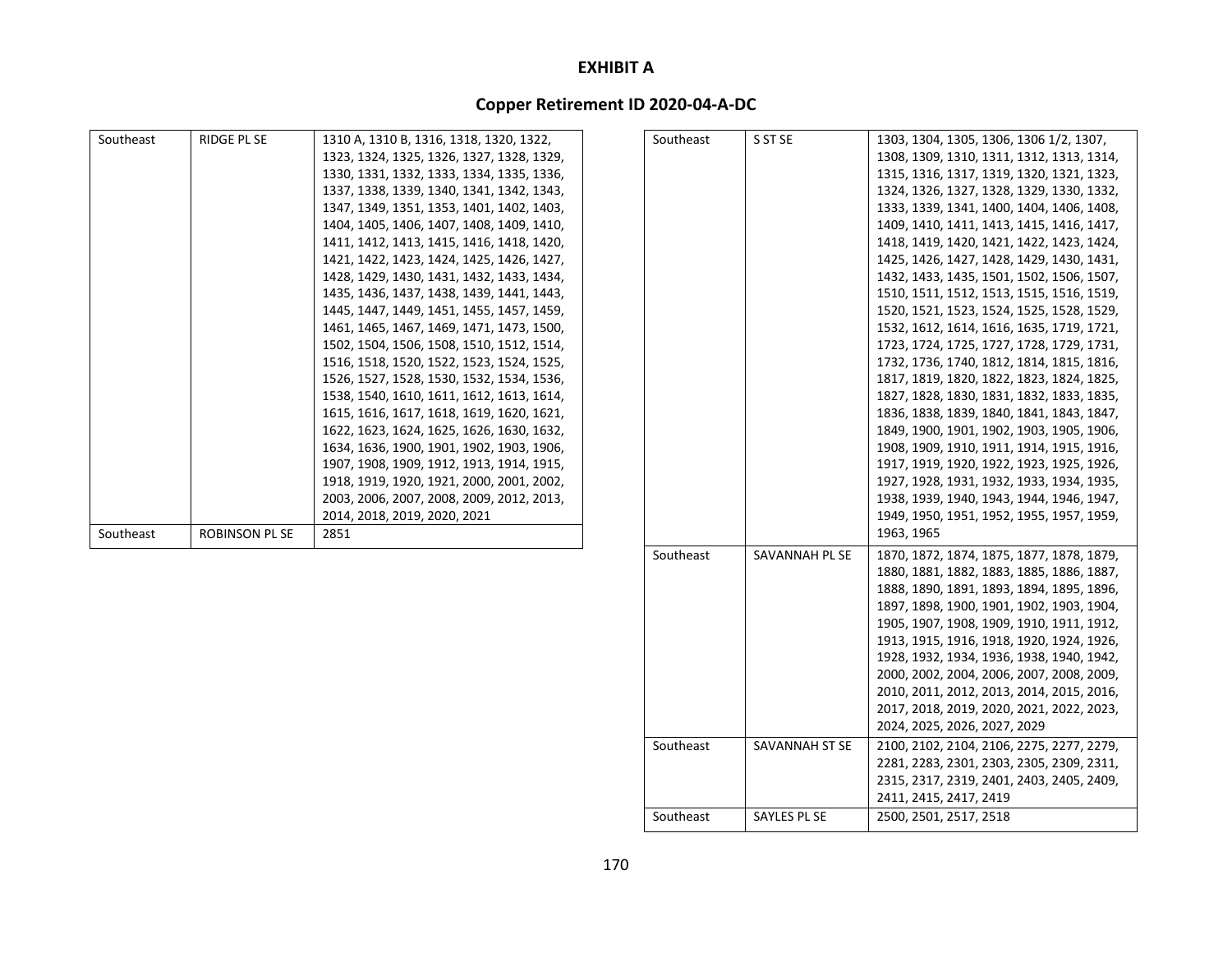**EXHIBIT A**

**Copper Retirement ID 2020-04-A-DC**

| | | |
|---|---|---|
| Southeast | RIDGE PL SE | 1310 A, 1310 B, 1316, 1318, 1320, 1322, 1323, 1324, 1325, 1326, 1327, 1328, 1329, 1330, 1331, 1332, 1333, 1334, 1335, 1336, 1337, 1338, 1339, 1340, 1341, 1342, 1343, 1347, 1349, 1351, 1353, 1401, 1402, 1403, 1404, 1405, 1406, 1407, 1408, 1409, 1410, 1411, 1412, 1413, 1415, 1416, 1418, 1420, 1421, 1422, 1423, 1424, 1425, 1426, 1427, 1428, 1429, 1430, 1431, 1432, 1433, 1434, 1435, 1436, 1437, 1438, 1439, 1441, 1443, 1445, 1447, 1449, 1451, 1455, 1457, 1459, 1461, 1465, 1467, 1469, 1471, 1473, 1500, 1502, 1504, 1506, 1508, 1510, 1512, 1514, 1516, 1518, 1520, 1522, 1523, 1524, 1525, 1526, 1527, 1528, 1530, 1532, 1534, 1536, 1538, 1540, 1610, 1611, 1612, 1613, 1614, 1615, 1616, 1617, 1618, 1619, 1620, 1621, 1622, 1623, 1624, 1625, 1626, 1630, 1632, 1634, 1636, 1900, 1901, 1902, 1903, 1906, 1907, 1908, 1909, 1912, 1913, 1914, 1915, 1918, 1919, 1920, 1921, 2000, 2001, 2002, 2003, 2006, 2007, 2008, 2009, 2012, 2013, 2014, 2018, 2019, 2020, 2021 |
| Southeast | ROBINSON PL SE | 2851 |
| Southeast | S ST SE | 1303, 1304, 1305, 1306, 1306 1/2, 1307, 1308, 1309, 1310, 1311, 1312, 1313, 1314, 1315, 1316, 1317, 1319, 1320, 1321, 1323, 1324, 1326, 1327, 1328, 1329, 1330, 1332, 1333, 1339, 1341, 1400, 1404, 1406, 1408, 1409, 1410, 1411, 1413, 1415, 1416, 1417, 1418, 1419, 1420, 1421, 1422, 1423, 1424, 1425, 1426, 1427, 1428, 1429, 1430, 1431, 1432, 1433, 1435, 1501, 1502, 1506, 1507, 1510, 1511, 1512, 1513, 1515, 1516, 1519, 1520, 1521, 1523, 1524, 1525, 1528, 1529, 1532, 1612, 1614, 1616, 1635, 1719, 1721, 1723, 1724, 1725, 1727, 1728, 1729, 1731, 1732, 1736, 1740, 1812, 1814, 1815, 1816, 1817, 1819, 1820, 1822, 1823, 1824, 1825, 1827, 1828, 1830, 1831, 1832, 1833, 1835, 1836, 1838, 1839, 1840, 1841, 1843, 1847, 1849, 1900, 1901, 1902, 1903, 1905, 1906, 1908, 1909, 1910, 1911, 1914, 1915, 1916, 1917, 1919, 1920, 1922, 1923, 1925, 1926, 1927, 1928, 1931, 1932, 1933, 1934, 1935, 1938, 1939, 1940, 1943, 1944, 1946, 1947, 1949, 1950, 1951, 1952, 1955, 1957, 1959, 1963, 1965 |
| Southeast | SAVANNAH PL SE | 1870, 1872, 1874, 1875, 1877, 1878, 1879, 1880, 1881, 1882, 1883, 1885, 1886, 1887, 1888, 1890, 1891, 1893, 1894, 1895, 1896, 1897, 1898, 1900, 1901, 1902, 1903, 1904, 1905, 1907, 1908, 1909, 1910, 1911, 1912, 1913, 1915, 1916, 1918, 1920, 1924, 1926, 1928, 1932, 1934, 1936, 1938, 1940, 1942, 2000, 2002, 2004, 2006, 2007, 2008, 2009, 2010, 2011, 2012, 2013, 2014, 2015, 2016, 2017, 2018, 2019, 2020, 2021, 2022, 2023, 2024, 2025, 2026, 2027, 2029 |
| Southeast | SAVANNAH ST SE | 2100, 2102, 2104, 2106, 2275, 2277, 2279, 2281, 2283, 2301, 2303, 2305, 2309, 2311, 2315, 2317, 2319, 2401, 2403, 2405, 2409, 2411, 2415, 2417, 2419 |
| Southeast | SAYLES PL SE | 2500, 2501, 2517, 2518 |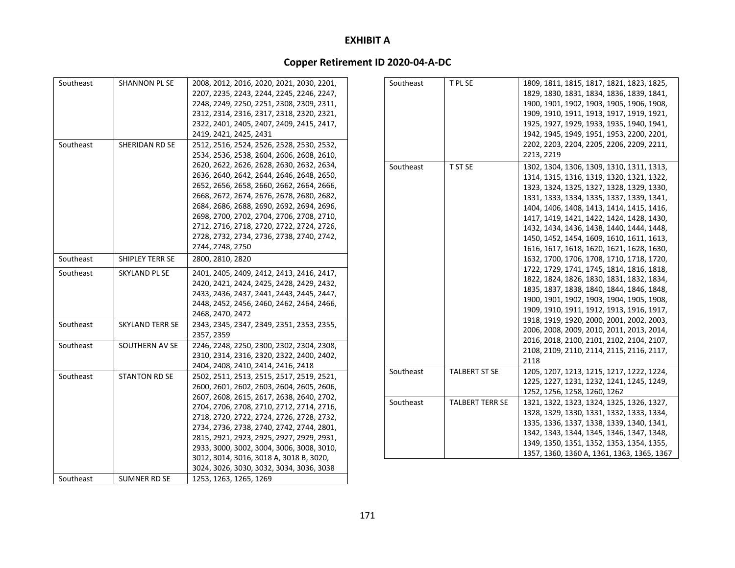# EXHIBIT A

## Copper Retirement ID 2020-04-A-DC

| | | |
|---|---|---|
| Southeast | SHANNON PL SE | 2008, 2012, 2016, 2020, 2021, 2030, 2201, 2207, 2235, 2243, 2244, 2245, 2246, 2247, 2248, 2249, 2250, 2251, 2308, 2309, 2311, 2312, 2314, 2316, 2317, 2318, 2320, 2321, 2322, 2401, 2405, 2407, 2409, 2415, 2417, 2419, 2421, 2425, 2431 |
| Southeast | SHERIDAN RD SE | 2512, 2516, 2524, 2526, 2528, 2530, 2532, 2534, 2536, 2538, 2604, 2606, 2608, 2610, 2620, 2622, 2626, 2628, 2630, 2632, 2634, 2636, 2640, 2642, 2644, 2646, 2648, 2650, 2652, 2656, 2658, 2660, 2662, 2664, 2666, 2668, 2672, 2674, 2676, 2678, 2680, 2682, 2684, 2686, 2688, 2690, 2692, 2694, 2696, 2698, 2700, 2702, 2704, 2706, 2708, 2710, 2712, 2716, 2718, 2720, 2722, 2724, 2726, 2728, 2732, 2734, 2736, 2738, 2740, 2742, 2744, 2748, 2750 |
| Southeast | SHIPLEY TERR SE | 2800, 2810, 2820 |
| Southeast | SKYLAND PL SE | 2401, 2405, 2409, 2412, 2413, 2416, 2417, 2420, 2421, 2424, 2425, 2428, 2429, 2432, 2433, 2436, 2437, 2441, 2443, 2445, 2447, 2448, 2452, 2456, 2460, 2462, 2464, 2466, 2468, 2470, 2472 |
| Southeast | SKYLAND TERR SE | 2343, 2345, 2347, 2349, 2351, 2353, 2355, 2357, 2359 |
| Southeast | SOUTHERN AV SE | 2246, 2248, 2250, 2300, 2302, 2304, 2308, 2310, 2314, 2316, 2320, 2322, 2400, 2402, 2404, 2408, 2410, 2414, 2416, 2418 |
| Southeast | STANTON RD SE | 2502, 2511, 2513, 2515, 2517, 2519, 2521, 2600, 2601, 2602, 2603, 2604, 2605, 2606, 2607, 2608, 2615, 2617, 2638, 2640, 2702, 2704, 2706, 2708, 2710, 2712, 2714, 2716, 2718, 2720, 2722, 2724, 2726, 2728, 2732, 2734, 2736, 2738, 2740, 2742, 2744, 2801, 2815, 2921, 2923, 2925, 2927, 2929, 2931, 2933, 3000, 3002, 3004, 3006, 3008, 3010, 3012, 3014, 3016, 3018 A, 3018 B, 3020, 3024, 3026, 3030, 3032, 3034, 3036, 3038 |
| Southeast | SUMNER RD SE | 1253, 1263, 1265, 1269 |
| Southeast | T PL SE | 1809, 1811, 1815, 1817, 1821, 1823, 1825, 1829, 1830, 1831, 1834, 1836, 1839, 1841, 1900, 1901, 1902, 1903, 1905, 1906, 1908, 1909, 1910, 1911, 1913, 1917, 1919, 1921, 1925, 1927, 1929, 1933, 1935, 1940, 1941, 1942, 1945, 1949, 1951, 1953, 2200, 2201, 2202, 2203, 2204, 2205, 2206, 2209, 2211, 2213, 2219 |
| Southeast | T ST SE | 1302, 1304, 1306, 1309, 1310, 1311, 1313, 1314, 1315, 1316, 1319, 1320, 1321, 1322, 1323, 1324, 1325, 1327, 1328, 1329, 1330, 1331, 1333, 1334, 1335, 1337, 1339, 1341, 1404, 1406, 1408, 1413, 1414, 1415, 1416, 1417, 1419, 1421, 1422, 1424, 1428, 1430, 1432, 1434, 1436, 1438, 1440, 1444, 1448, 1450, 1452, 1454, 1609, 1610, 1611, 1613, 1616, 1617, 1618, 1620, 1621, 1628, 1630, 1632, 1700, 1706, 1708, 1710, 1718, 1720, 1722, 1729, 1741, 1745, 1814, 1816, 1818, 1822, 1824, 1826, 1830, 1831, 1832, 1834, 1835, 1837, 1838, 1840, 1844, 1846, 1848, 1900, 1901, 1902, 1903, 1904, 1905, 1908, 1909, 1910, 1911, 1912, 1913, 1916, 1917, 1918, 1919, 1920, 2000, 2001, 2002, 2003, 2006, 2008, 2009, 2010, 2011, 2013, 2014, 2016, 2018, 2100, 2101, 2102, 2104, 2107, 2108, 2109, 2110, 2114, 2115, 2116, 2117, 2118 |
| Southeast | TALBERT ST SE | 1205, 1207, 1213, 1215, 1217, 1222, 1224, 1225, 1227, 1231, 1232, 1241, 1245, 1249, 1252, 1256, 1258, 1260, 1262 |
| Southeast | TALBERT TERR SE | 1321, 1322, 1323, 1324, 1325, 1326, 1327, 1328, 1329, 1330, 1331, 1332, 1333, 1334, 1335, 1336, 1337, 1338, 1339, 1340, 1341, 1342, 1343, 1344, 1345, 1346, 1347, 1348, 1349, 1350, 1351, 1352, 1353, 1354, 1355, 1357, 1360, 1360 A, 1361, 1363, 1365, 1367 |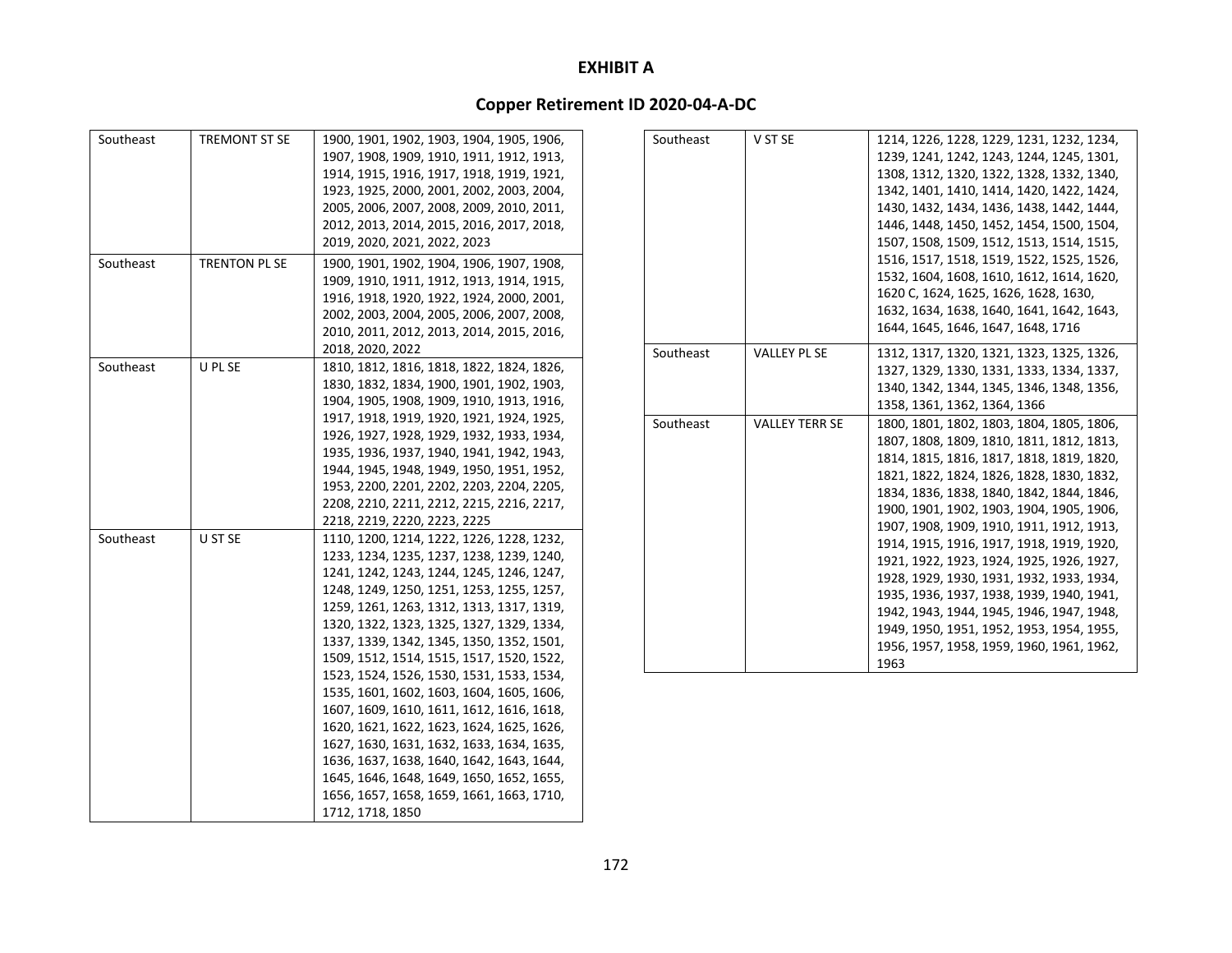**EXHIBIT A**

**Copper Retirement ID 2020-04-A-DC**

| | | |
|---|---|---|
| Southeast | TREMONT ST SE | 1900, 1901, 1902, 1903, 1904, 1905, 1906, 1907, 1908, 1909, 1910, 1911, 1912, 1913, 1914, 1915, 1916, 1917, 1918, 1919, 1921, 1923, 1925, 2000, 2001, 2002, 2003, 2004, 2005, 2006, 2007, 2008, 2009, 2010, 2011, 2012, 2013, 2014, 2015, 2016, 2017, 2018, 2019, 2020, 2021, 2022, 2023 |
| Southeast | TRENTON PL SE | 1900, 1901, 1902, 1904, 1906, 1907, 1908, 1909, 1910, 1911, 1912, 1913, 1914, 1915, 1916, 1918, 1920, 1922, 1924, 2000, 2001, 2002, 2003, 2004, 2005, 2006, 2007, 2008, 2010, 2011, 2012, 2013, 2014, 2015, 2016, 2018, 2020, 2022 |
| Southeast | U PL SE | 1810, 1812, 1816, 1818, 1822, 1824, 1826, 1830, 1832, 1834, 1900, 1901, 1902, 1903, 1904, 1905, 1908, 1909, 1910, 1913, 1916, 1917, 1918, 1919, 1920, 1921, 1924, 1925, 1926, 1927, 1928, 1929, 1932, 1933, 1934, 1935, 1936, 1937, 1940, 1941, 1942, 1943, 1944, 1945, 1948, 1949, 1950, 1951, 1952, 1953, 2200, 2201, 2202, 2203, 2204, 2205, 2208, 2210, 2211, 2212, 2215, 2216, 2217, 2218, 2219, 2220, 2223, 2225 |
| Southeast | U ST SE | 1110, 1200, 1214, 1222, 1226, 1228, 1232, 1233, 1234, 1235, 1237, 1238, 1239, 1240, 1241, 1242, 1243, 1244, 1245, 1246, 1247, 1248, 1249, 1250, 1251, 1253, 1255, 1257, 1259, 1261, 1263, 1312, 1313, 1317, 1319, 1320, 1322, 1323, 1325, 1327, 1329, 1334, 1337, 1339, 1342, 1345, 1350, 1352, 1501, 1509, 1512, 1514, 1515, 1517, 1520, 1522, 1523, 1524, 1526, 1530, 1531, 1533, 1534, 1535, 1601, 1602, 1603, 1604, 1605, 1606, 1607, 1609, 1610, 1611, 1612, 1616, 1618, 1620, 1621, 1622, 1623, 1624, 1625, 1626, 1627, 1630, 1631, 1632, 1633, 1634, 1635, 1636, 1637, 1638, 1640, 1642, 1643, 1644, 1645, 1646, 1648, 1649, 1650, 1652, 1655, 1656, 1657, 1658, 1659, 1661, 1663, 1710, 1712, 1718, 1850 |
| Southeast | V ST SE | 1214, 1226, 1228, 1229, 1231, 1232, 1234, 1239, 1241, 1242, 1243, 1244, 1245, 1301, 1308, 1312, 1320, 1322, 1328, 1332, 1340, 1342, 1401, 1410, 1414, 1420, 1422, 1424, 1430, 1432, 1434, 1436, 1438, 1442, 1444, 1446, 1448, 1450, 1452, 1454, 1500, 1504, 1507, 1508, 1509, 1512, 1513, 1514, 1515, 1516, 1517, 1518, 1519, 1522, 1525, 1526, 1532, 1604, 1608, 1610, 1612, 1614, 1620, 1620 C, 1624, 1625, 1626, 1628, 1630, 1632, 1634, 1638, 1640, 1641, 1642, 1643, 1644, 1645, 1646, 1647, 1648, 1716 |
| Southeast | VALLEY PL SE | 1312, 1317, 1320, 1321, 1323, 1325, 1326, 1327, 1329, 1330, 1331, 1333, 1334, 1337, 1340, 1342, 1344, 1345, 1346, 1348, 1356, 1358, 1361, 1362, 1364, 1366 |
| Southeast | VALLEY TERR SE | 1800, 1801, 1802, 1803, 1804, 1805, 1806, 1807, 1808, 1809, 1810, 1811, 1812, 1813, 1814, 1815, 1816, 1817, 1818, 1819, 1820, 1821, 1822, 1824, 1826, 1828, 1830, 1832, 1834, 1836, 1838, 1840, 1842, 1844, 1846, 1900, 1901, 1902, 1903, 1904, 1905, 1906, 1907, 1908, 1909, 1910, 1911, 1912, 1913, 1914, 1915, 1916, 1917, 1918, 1919, 1920, 1921, 1922, 1923, 1924, 1925, 1926, 1927, 1928, 1929, 1930, 1931, 1932, 1933, 1934, 1935, 1936, 1937, 1938, 1939, 1940, 1941, 1942, 1943, 1944, 1945, 1946, 1947, 1948, 1949, 1950, 1951, 1952, 1953, 1954, 1955, 1956, 1957, 1958, 1959, 1960, 1961, 1962, 1963 |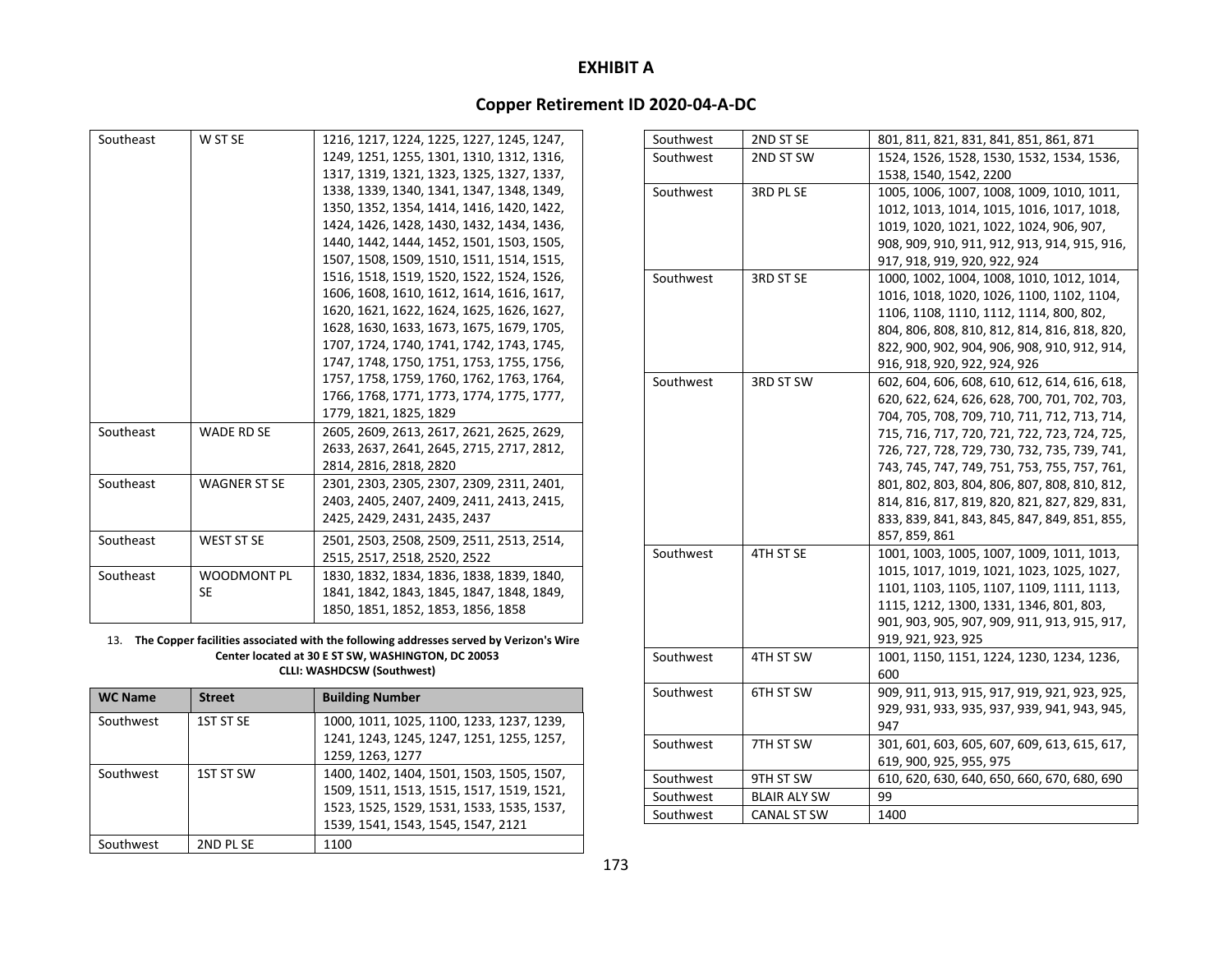# EXHIBIT A

## Copper Retirement ID 2020-04-A-DC

| | | |
|---|---|---|
| Southeast | W ST SE | 1216, 1217, 1224, 1225, 1227, 1245, 1247, 1249, 1251, 1255, 1301, 1310, 1312, 1316, 1317, 1319, 1321, 1323, 1325, 1327, 1337, 1338, 1339, 1340, 1341, 1347, 1348, 1349, 1350, 1352, 1354, 1414, 1416, 1420, 1422, 1424, 1426, 1428, 1430, 1432, 1434, 1436, 1440, 1442, 1444, 1452, 1501, 1503, 1505, 1507, 1508, 1509, 1510, 1511, 1514, 1515, 1516, 1518, 1519, 1520, 1522, 1524, 1526, 1606, 1608, 1610, 1612, 1614, 1616, 1617, 1620, 1621, 1622, 1624, 1625, 1626, 1627, 1628, 1630, 1633, 1673, 1675, 1679, 1705, 1707, 1724, 1740, 1741, 1742, 1743, 1745, 1747, 1748, 1750, 1751, 1753, 1755, 1756, 1757, 1758, 1759, 1760, 1762, 1763, 1764, 1766, 1768, 1771, 1773, 1774, 1775, 1777, 1779, 1821, 1825, 1829 |
| Southeast | WADE RD SE | 2605, 2609, 2613, 2617, 2621, 2625, 2629, 2633, 2637, 2641, 2645, 2715, 2717, 2812, 2814, 2816, 2818, 2820 |
| Southeast | WAGNER ST SE | 2301, 2303, 2305, 2307, 2309, 2311, 2401, 2403, 2405, 2407, 2409, 2411, 2413, 2415, 2425, 2429, 2431, 2435, 2437 |
| Southeast | WEST ST SE | 2501, 2503, 2508, 2509, 2511, 2513, 2514, 2515, 2517, 2518, 2520, 2522 |
| Southeast | WOODMONT PL SE | 1830, 1832, 1834, 1836, 1838, 1839, 1840, 1841, 1842, 1843, 1845, 1847, 1848, 1849, 1850, 1851, 1852, 1853, 1856, 1858 |

13. **The Copper facilities associated with the following addresses served by Verizon's Wire Center located at 30 E ST SW, WASHINGTON, DC 20053**
**CLLI: WASHDCSW (Southwest)**

| WC Name | Street | Building Number |
|---|---|---|
| Southwest | 1ST ST SE | 1000, 1011, 1025, 1100, 1233, 1237, 1239, 1241, 1243, 1245, 1247, 1251, 1255, 1257, 1259, 1263, 1277 |
| Southwest | 1ST ST SW | 1400, 1402, 1404, 1501, 1503, 1505, 1507, 1509, 1511, 1513, 1515, 1517, 1519, 1521, 1523, 1525, 1529, 1531, 1533, 1535, 1537, 1539, 1541, 1543, 1545, 1547, 2121 |
| Southwest | 2ND PL SE | 1100 |
| Southwest | 2ND ST SE | 801, 811, 821, 831, 841, 851, 861, 871 |
| Southwest | 2ND ST SW | 1524, 1526, 1528, 1530, 1532, 1534, 1536, 1538, 1540, 1542, 2200 |
| Southwest | 3RD PL SE | 1005, 1006, 1007, 1008, 1009, 1010, 1011, 1012, 1013, 1014, 1015, 1016, 1017, 1018, 1019, 1020, 1021, 1022, 1024, 906, 907, 908, 909, 910, 911, 912, 913, 914, 915, 916, 917, 918, 919, 920, 922, 924 |
| Southwest | 3RD ST SE | 1000, 1002, 1004, 1008, 1010, 1012, 1014, 1016, 1018, 1020, 1026, 1100, 1102, 1104, 1106, 1108, 1110, 1112, 1114, 800, 802, 804, 806, 808, 810, 812, 814, 816, 818, 820, 822, 900, 902, 904, 906, 908, 910, 912, 914, 916, 918, 920, 922, 924, 926 |
| Southwest | 3RD ST SW | 602, 604, 606, 608, 610, 612, 614, 616, 618, 620, 622, 624, 626, 628, 700, 701, 702, 703, 704, 705, 708, 709, 710, 711, 712, 713, 714, 715, 716, 717, 720, 721, 722, 723, 724, 725, 726, 727, 728, 729, 730, 732, 735, 739, 741, 743, 745, 747, 749, 751, 753, 755, 757, 761, 801, 802, 803, 804, 806, 807, 808, 810, 812, 814, 816, 817, 819, 820, 821, 827, 829, 831, 833, 839, 841, 843, 845, 847, 849, 851, 855, 857, 859, 861 |
| Southwest | 4TH ST SE | 1001, 1003, 1005, 1007, 1009, 1011, 1013, 1015, 1017, 1019, 1021, 1023, 1025, 1027, 1101, 1103, 1105, 1107, 1109, 1111, 1113, 1115, 1212, 1300, 1331, 1346, 801, 803, 901, 903, 905, 907, 909, 911, 913, 915, 917, 919, 921, 923, 925 |
| Southwest | 4TH ST SW | 1001, 1150, 1151, 1224, 1230, 1234, 1236, 600 |
| Southwest | 6TH ST SW | 909, 911, 913, 915, 917, 919, 921, 923, 925, 929, 931, 933, 935, 937, 939, 941, 943, 945, 947 |
| Southwest | 7TH ST SW | 301, 601, 603, 605, 607, 609, 613, 615, 617, 619, 900, 925, 955, 975 |
| Southwest | 9TH ST SW | 610, 620, 630, 640, 650, 660, 670, 680, 690 |
| Southwest | BLAIR ALY SW | 99 |
| Southwest | CANAL ST SW | 1400 |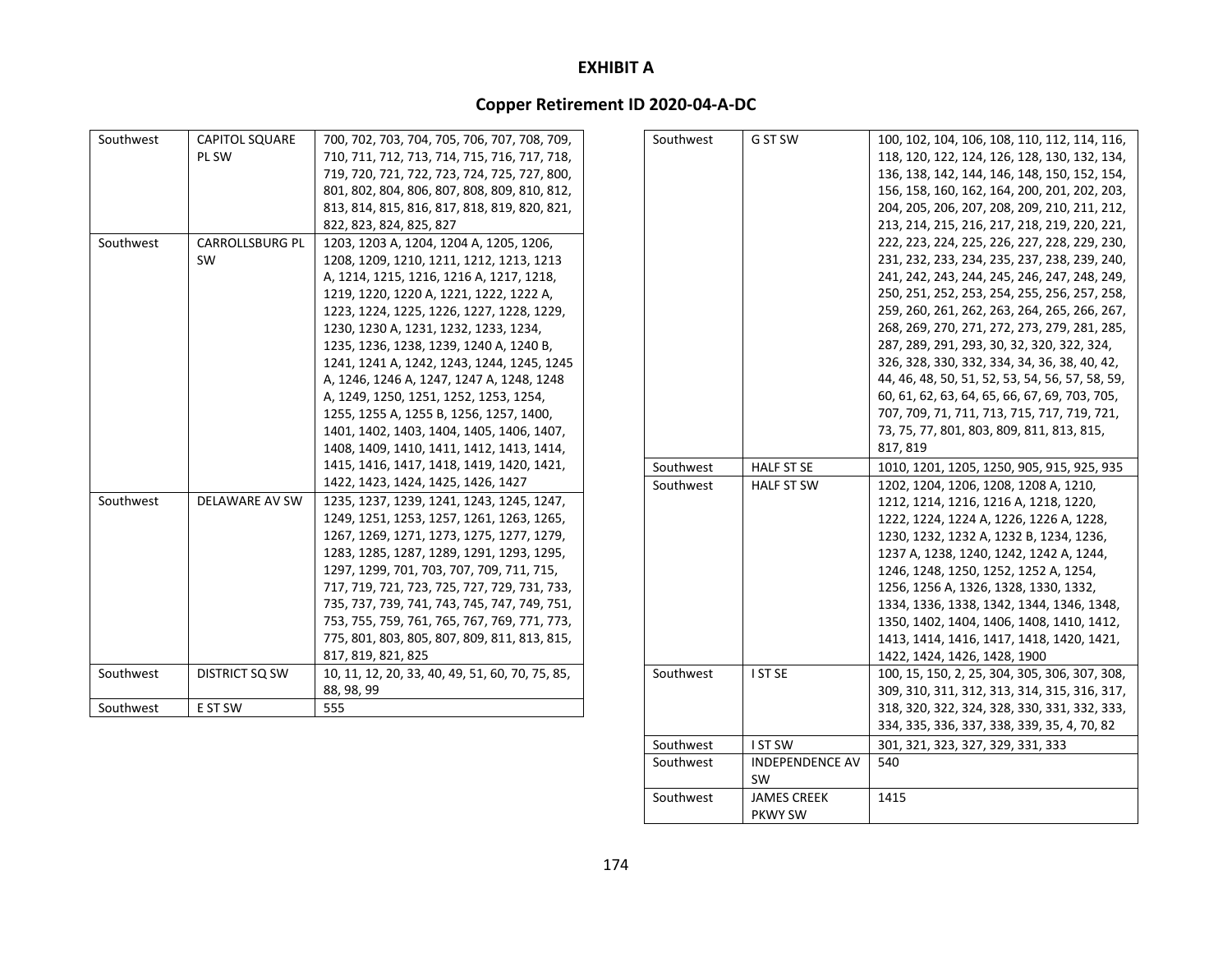# EXHIBIT A

## Copper Retirement ID 2020-04-A-DC

| | | |
|---|---|---|
| Southwest | CAPITOL SQUARE PL SW | 700, 702, 703, 704, 705, 706, 707, 708, 709, 710, 711, 712, 713, 714, 715, 716, 717, 718, 719, 720, 721, 722, 723, 724, 725, 727, 800, 801, 802, 804, 806, 807, 808, 809, 810, 812, 813, 814, 815, 816, 817, 818, 819, 820, 821, 822, 823, 824, 825, 827 |
| Southwest | CARROLLSBURG PL SW | 1203, 1203 A, 1204, 1204 A, 1205, 1206, 1208, 1209, 1210, 1211, 1212, 1213, 1213 A, 1214, 1215, 1216, 1216 A, 1217, 1218, 1219, 1220, 1220 A, 1221, 1222, 1222 A, 1223, 1224, 1225, 1226, 1227, 1228, 1229, 1230, 1230 A, 1231, 1232, 1233, 1234, 1235, 1236, 1238, 1239, 1240 A, 1240 B, 1241, 1241 A, 1242, 1243, 1244, 1245, 1245 A, 1246, 1246 A, 1247, 1247 A, 1248, 1248 A, 1249, 1250, 1251, 1252, 1253, 1254, 1255, 1255 A, 1255 B, 1256, 1257, 1400, 1401, 1402, 1403, 1404, 1405, 1406, 1407, 1408, 1409, 1410, 1411, 1412, 1413, 1414, 1415, 1416, 1417, 1418, 1419, 1420, 1421, 1422, 1423, 1424, 1425, 1426, 1427 |
| Southwest | DELAWARE AV SW | 1235, 1237, 1239, 1241, 1243, 1245, 1247, 1249, 1251, 1253, 1257, 1261, 1263, 1265, 1267, 1269, 1271, 1273, 1275, 1277, 1279, 1283, 1285, 1287, 1289, 1291, 1293, 1295, 1297, 1299, 701, 703, 707, 709, 711, 715, 717, 719, 721, 723, 725, 727, 729, 731, 733, 735, 737, 739, 741, 743, 745, 747, 749, 751, 753, 755, 759, 761, 765, 767, 769, 771, 773, 775, 801, 803, 805, 807, 809, 811, 813, 815, 817, 819, 821, 825 |
| Southwest | DISTRICT SQ SW | 10, 11, 12, 20, 33, 40, 49, 51, 60, 70, 75, 85, 88, 98, 99 |
| Southwest | E ST SW | 555 |
| Southwest | G ST SW | 100, 102, 104, 106, 108, 110, 112, 114, 116, 118, 120, 122, 124, 126, 128, 130, 132, 134, 136, 138, 142, 144, 146, 148, 150, 152, 154, 156, 158, 160, 162, 164, 200, 201, 202, 203, 204, 205, 206, 207, 208, 209, 210, 211, 212, 213, 214, 215, 216, 217, 218, 219, 220, 221, 222, 223, 224, 225, 226, 227, 228, 229, 230, 231, 232, 233, 234, 235, 237, 238, 239, 240, 241, 242, 243, 244, 245, 246, 247, 248, 249, 250, 251, 252, 253, 254, 255, 256, 257, 258, 259, 260, 261, 262, 263, 264, 265, 266, 267, 268, 269, 270, 271, 272, 273, 279, 281, 285, 287, 289, 291, 293, 30, 32, 320, 322, 324, 326, 328, 330, 332, 334, 34, 36, 38, 40, 42, 44, 46, 48, 50, 51, 52, 53, 54, 56, 57, 58, 59, 60, 61, 62, 63, 64, 65, 66, 67, 69, 703, 705, 707, 709, 71, 711, 713, 715, 717, 719, 721, 73, 75, 77, 801, 803, 809, 811, 813, 815, 817, 819 |
| Southwest | HALF ST SE | 1010, 1201, 1205, 1250, 905, 915, 925, 935 |
| Southwest | HALF ST SW | 1202, 1204, 1206, 1208, 1208 A, 1210, 1212, 1214, 1216, 1216 A, 1218, 1220, 1222, 1224, 1224 A, 1226, 1226 A, 1228, 1230, 1232, 1232 A, 1232 B, 1234, 1236, 1237 A, 1238, 1240, 1242, 1242 A, 1244, 1246, 1248, 1250, 1252, 1252 A, 1254, 1256, 1256 A, 1326, 1328, 1330, 1332, 1334, 1336, 1338, 1342, 1344, 1346, 1348, 1350, 1402, 1404, 1406, 1408, 1410, 1412, 1413, 1414, 1416, 1417, 1418, 1420, 1421, 1422, 1424, 1426, 1428, 1900 |
| Southwest | I ST SE | 100, 15, 150, 2, 25, 304, 305, 306, 307, 308, 309, 310, 311, 312, 313, 314, 315, 316, 317, 318, 320, 322, 324, 328, 330, 331, 332, 333, 334, 335, 336, 337, 338, 339, 35, 4, 70, 82 |
| Southwest | I ST SW | 301, 321, 323, 327, 329, 331, 333 |
| Southwest | INDEPENDENCE AV SW | 540 |
| Southwest | JAMES CREEK PKWY SW | 1415 |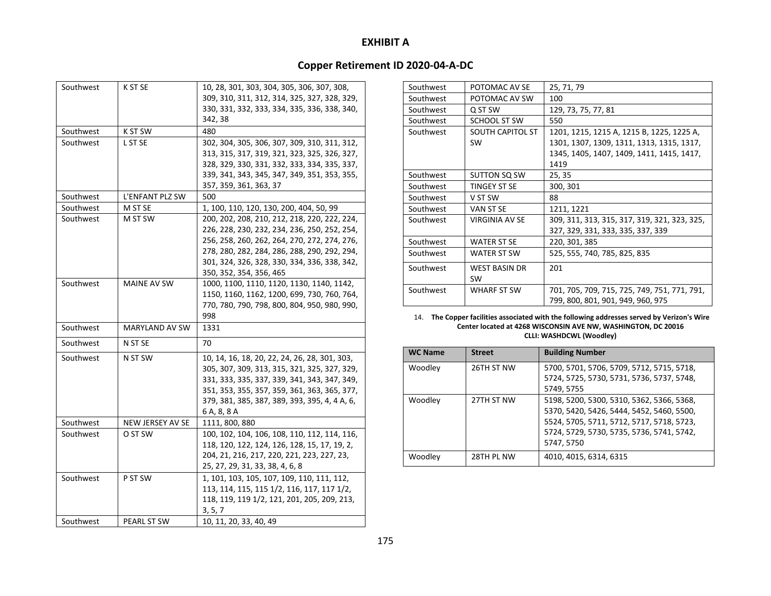# EXHIBIT A

## Copper Retirement ID 2020-04-A-DC

| | | |
|---|---|---|
| Southwest | K ST SE | 10, 28, 301, 303, 304, 305, 306, 307, 308, 309, 310, 311, 312, 314, 325, 327, 328, 329, 330, 331, 332, 333, 334, 335, 336, 338, 340, 342, 38 |
| Southwest | K ST SW | 480 |
| Southwest | L ST SE | 302, 304, 305, 306, 307, 309, 310, 311, 312, 313, 315, 317, 319, 321, 323, 325, 326, 327, 328, 329, 330, 331, 332, 333, 334, 335, 337, 339, 341, 343, 345, 347, 349, 351, 353, 355, 357, 359, 361, 363, 37 |
| Southwest | L'ENFANT PLZ SW | 500 |
| Southwest | M ST SE | 1, 100, 110, 120, 130, 200, 404, 50, 99 |
| Southwest | M ST SW | 200, 202, 208, 210, 212, 218, 220, 222, 224, 226, 228, 230, 232, 234, 236, 250, 252, 254, 256, 258, 260, 262, 264, 270, 272, 274, 276, 278, 280, 282, 284, 286, 288, 290, 292, 294, 301, 324, 326, 328, 330, 334, 336, 338, 342, 350, 352, 354, 356, 465 |
| Southwest | MAINE AV SW | 1000, 1100, 1110, 1120, 1130, 1140, 1142, 1150, 1160, 1162, 1200, 699, 730, 760, 764, 770, 780, 790, 798, 800, 804, 950, 980, 990, 998 |
| Southwest | MARYLAND AV SW | 1331 |
| Southwest | N ST SE | 70 |
| Southwest | N ST SW | 10, 14, 16, 18, 20, 22, 24, 26, 28, 301, 303, 305, 307, 309, 313, 315, 321, 325, 327, 329, 331, 333, 335, 337, 339, 341, 343, 347, 349, 351, 353, 355, 357, 359, 361, 363, 365, 377, 379, 381, 385, 387, 389, 393, 395, 4, 4 A, 6, 6 A, 8, 8 A |
| Southwest | NEW JERSEY AV SE | 1111, 800, 880 |
| Southwest | O ST SW | 100, 102, 104, 106, 108, 110, 112, 114, 116, 118, 120, 122, 124, 126, 128, 15, 17, 19, 2, 204, 21, 216, 217, 220, 221, 223, 227, 23, 25, 27, 29, 31, 33, 38, 4, 6, 8 |
| Southwest | P ST SW | 1, 101, 103, 105, 107, 109, 110, 111, 112, 113, 114, 115, 115 1/2, 116, 117, 117 1/2, 118, 119, 119 1/2, 121, 201, 205, 209, 213, 3, 5, 7 |
| Southwest | PEARL ST SW | 10, 11, 20, 33, 40, 49 |
| Southwest | POTOMAC AV SE | 25, 71, 79 |
| Southwest | POTOMAC AV SW | 100 |
| Southwest | Q ST SW | 129, 73, 75, 77, 81 |
| Southwest | SCHOOL ST SW | 550 |
| Southwest | SOUTH CAPITOL ST SW | 1201, 1215, 1215 A, 1215 B, 1225, 1225 A, 1301, 1307, 1309, 1311, 1313, 1315, 1317, 1345, 1405, 1407, 1409, 1411, 1415, 1417, 1419 |
| Southwest | SUTTON SQ SW | 25, 35 |
| Southwest | TINGEY ST SE | 300, 301 |
| Southwest | V ST SW | 88 |
| Southwest | VAN ST SE | 1211, 1221 |
| Southwest | VIRGINIA AV SE | 309, 311, 313, 315, 317, 319, 321, 323, 325, 327, 329, 331, 333, 335, 337, 339 |
| Southwest | WATER ST SE | 220, 301, 385 |
| Southwest | WATER ST SW | 525, 555, 740, 785, 825, 835 |
| Southwest | WEST BASIN DR SW | 201 |
| Southwest | WHARF ST SW | 701, 705, 709, 715, 725, 749, 751, 771, 791, 799, 800, 801, 901, 949, 960, 975 |

14. **The Copper facilities associated with the following addresses served by Verizon's Wire Center located at 4268 WISCONSIN AVE NW, WASHINGTON, DC 20016 CLLI: WASHDCWL (Woodley)**

| WC Name | Street | Building Number |
|---|---|---|
| Woodley | 26TH ST NW | 5700, 5701, 5706, 5709, 5712, 5715, 5718, 5724, 5725, 5730, 5731, 5736, 5737, 5748, 5749, 5755 |
| Woodley | 27TH ST NW | 5198, 5200, 5300, 5310, 5362, 5366, 5368, 5370, 5420, 5426, 5444, 5452, 5460, 5500, 5524, 5705, 5711, 5712, 5717, 5718, 5723, 5724, 5729, 5730, 5735, 5736, 5741, 5742, 5747, 5750 |
| Woodley | 28TH PL NW | 4010, 4015, 6314, 6315 |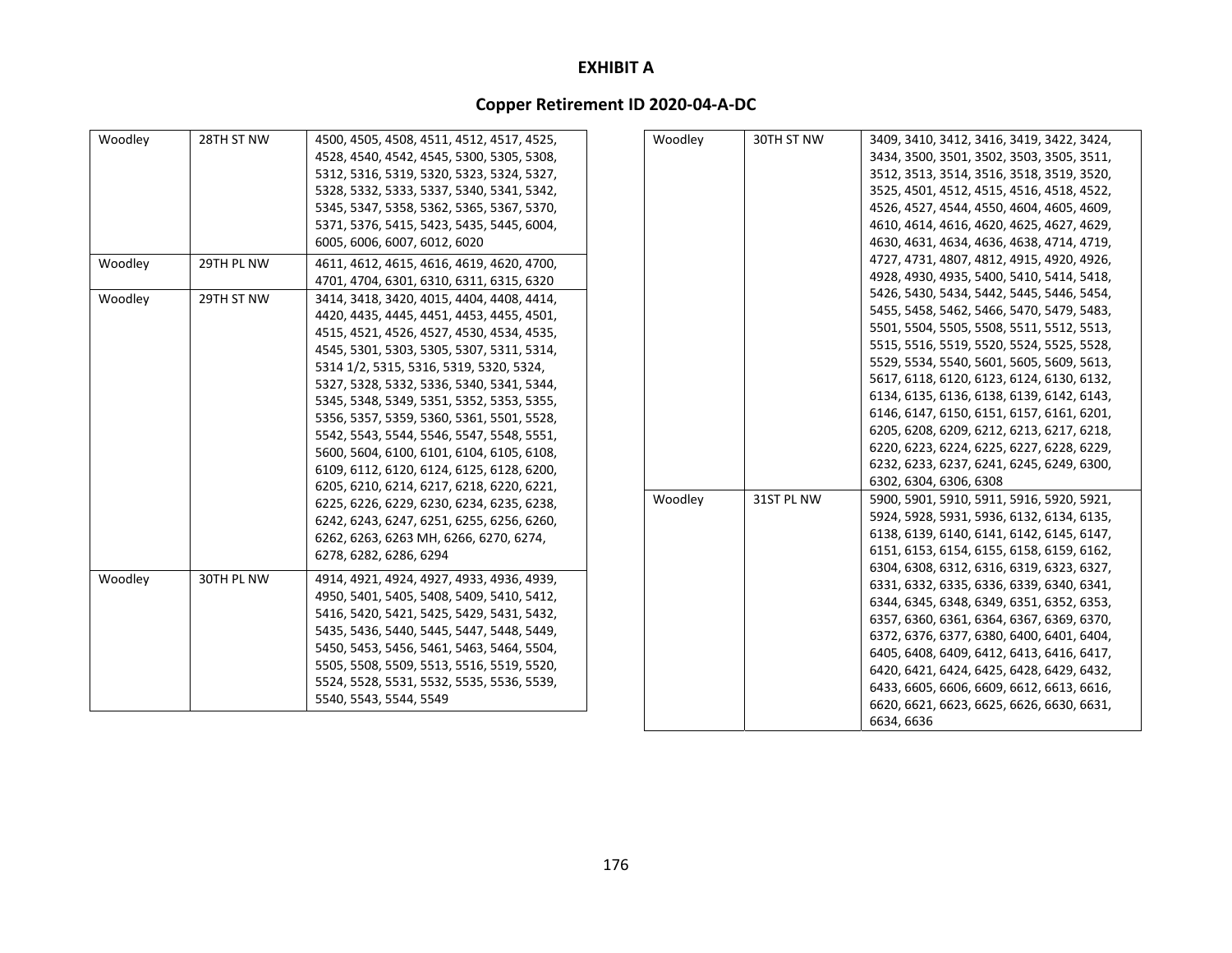**EXHIBIT A**

**Copper Retirement ID 2020-04-A-DC**

| | | |
|---|---|---|
| Woodley | 28TH ST NW | 4500, 4505, 4508, 4511, 4512, 4517, 4525, 4528, 4540, 4542, 4545, 5300, 5305, 5308, 5312, 5316, 5319, 5320, 5323, 5324, 5327, 5328, 5332, 5333, 5337, 5340, 5341, 5342, 5345, 5347, 5358, 5362, 5365, 5367, 5370, 5371, 5376, 5415, 5423, 5435, 5445, 6004, 6005, 6006, 6007, 6012, 6020 |
| Woodley | 29TH PL NW | 4611, 4612, 4615, 4616, 4619, 4620, 4700, 4701, 4704, 6301, 6310, 6311, 6315, 6320 |
| Woodley | 29TH ST NW | 3414, 3418, 3420, 4015, 4404, 4408, 4414, 4420, 4435, 4445, 4451, 4453, 4455, 4501, 4515, 4521, 4526, 4527, 4530, 4534, 4535, 4545, 5301, 5303, 5305, 5307, 5311, 5314, 5314 1/2, 5315, 5316, 5319, 5320, 5324, 5327, 5328, 5332, 5336, 5340, 5341, 5344, 5345, 5348, 5349, 5351, 5352, 5353, 5355, 5356, 5357, 5359, 5360, 5361, 5501, 5528, 5542, 5543, 5544, 5546, 5547, 5548, 5551, 5600, 5604, 6100, 6101, 6104, 6105, 6108, 6109, 6112, 6120, 6124, 6125, 6128, 6200, 6205, 6210, 6214, 6217, 6218, 6220, 6221, 6225, 6226, 6229, 6230, 6234, 6235, 6238, 6242, 6243, 6247, 6251, 6255, 6256, 6260, 6262, 6263, 6263 MH, 6266, 6270, 6274, 6278, 6282, 6286, 6294 |
| Woodley | 30TH PL NW | 4914, 4921, 4924, 4927, 4933, 4936, 4939, 4950, 5401, 5405, 5408, 5409, 5410, 5412, 5416, 5420, 5421, 5425, 5429, 5431, 5432, 5435, 5436, 5440, 5445, 5447, 5448, 5449, 5450, 5453, 5456, 5461, 5463, 5464, 5504, 5505, 5508, 5509, 5513, 5516, 5519, 5520, 5524, 5528, 5531, 5532, 5535, 5536, 5539, 5540, 5543, 5544, 5549 |
| Woodley | 30TH ST NW | 3409, 3410, 3412, 3416, 3419, 3422, 3424, 3434, 3500, 3501, 3502, 3503, 3505, 3511, 3512, 3513, 3514, 3516, 3518, 3519, 3520, 3525, 4501, 4512, 4515, 4516, 4518, 4522, 4526, 4527, 4544, 4550, 4604, 4605, 4609, 4610, 4614, 4616, 4620, 4625, 4627, 4629, 4630, 4631, 4634, 4636, 4638, 4714, 4719, 4727, 4731, 4807, 4812, 4915, 4920, 4926, 4928, 4930, 4935, 5400, 5410, 5414, 5418, 5426, 5430, 5434, 5442, 5445, 5446, 5454, 5455, 5458, 5462, 5466, 5470, 5479, 5483, 5501, 5504, 5505, 5508, 5511, 5512, 5513, 5515, 5516, 5519, 5520, 5524, 5525, 5528, 5529, 5534, 5540, 5601, 5605, 5609, 5613, 5617, 6118, 6120, 6123, 6124, 6130, 6132, 6134, 6135, 6136, 6138, 6139, 6142, 6143, 6146, 6147, 6150, 6151, 6157, 6161, 6201, 6205, 6208, 6209, 6212, 6213, 6217, 6218, 6220, 6223, 6224, 6225, 6227, 6228, 6229, 6232, 6233, 6237, 6241, 6245, 6249, 6300, 6302, 6304, 6306, 6308 |
| Woodley | 31ST PL NW | 5900, 5901, 5910, 5911, 5916, 5920, 5921, 5924, 5928, 5931, 5936, 6132, 6134, 6135, 6138, 6139, 6140, 6141, 6142, 6145, 6147, 6151, 6153, 6154, 6155, 6158, 6159, 6162, 6304, 6308, 6312, 6316, 6319, 6323, 6327, 6331, 6332, 6335, 6336, 6339, 6340, 6341, 6344, 6345, 6348, 6349, 6351, 6352, 6353, 6357, 6360, 6361, 6364, 6367, 6369, 6370, 6372, 6376, 6377, 6380, 6400, 6401, 6404, 6405, 6408, 6409, 6412, 6413, 6416, 6417, 6420, 6421, 6424, 6425, 6428, 6429, 6432, 6433, 6605, 6606, 6609, 6612, 6613, 6616, 6620, 6621, 6623, 6625, 6626, 6630, 6631, 6634, 6636 |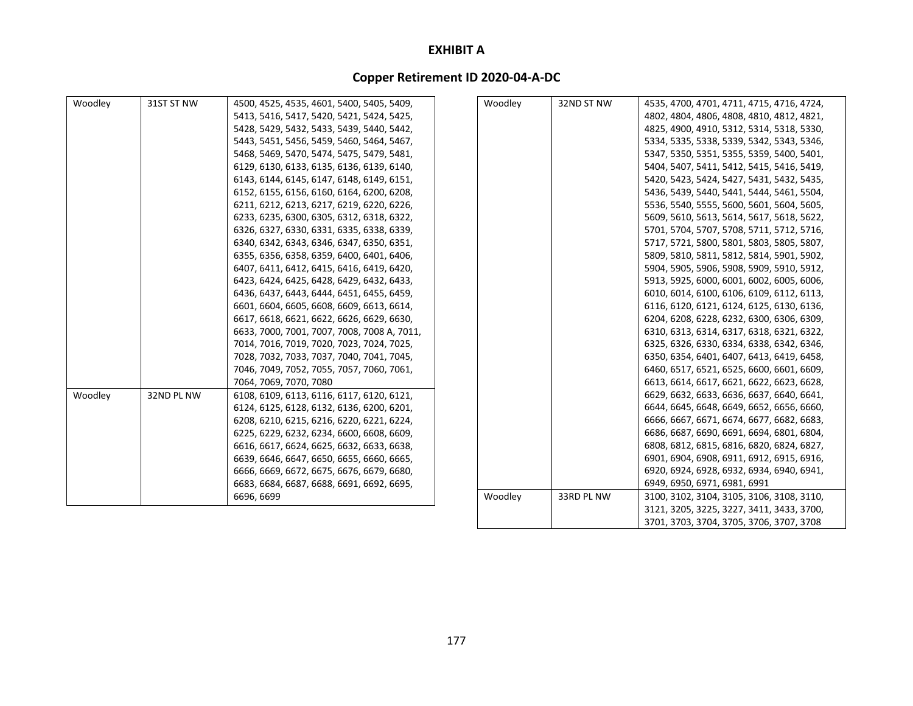## EXHIBIT A

## Copper Retirement ID 2020-04-A-DC

| | | |
|---|---|---|
| Woodley | 31ST ST NW | 4500, 4525, 4535, 4601, 5400, 5405, 5409, 5413, 5416, 5417, 5420, 5421, 5424, 5425, 5428, 5429, 5432, 5433, 5439, 5440, 5442, 5443, 5451, 5456, 5459, 5460, 5464, 5467, 5468, 5469, 5470, 5474, 5475, 5479, 5481, 6129, 6130, 6133, 6135, 6136, 6139, 6140, 6143, 6144, 6145, 6147, 6148, 6149, 6151, 6152, 6155, 6156, 6160, 6164, 6200, 6208, 6211, 6212, 6213, 6217, 6219, 6220, 6226, 6233, 6235, 6300, 6305, 6312, 6318, 6322, 6326, 6327, 6330, 6331, 6335, 6338, 6339, 6340, 6342, 6343, 6346, 6347, 6350, 6351, 6355, 6356, 6358, 6359, 6400, 6401, 6406, 6407, 6411, 6412, 6415, 6416, 6419, 6420, 6423, 6424, 6425, 6428, 6429, 6432, 6433, 6436, 6437, 6443, 6444, 6451, 6455, 6459, 6601, 6604, 6605, 6608, 6609, 6613, 6614, 6617, 6618, 6621, 6622, 6626, 6629, 6630, 6633, 7000, 7001, 7007, 7008, 7008 A, 7011, 7014, 7016, 7019, 7020, 7023, 7024, 7025, 7028, 7032, 7033, 7037, 7040, 7041, 7045, 7046, 7049, 7052, 7055, 7057, 7060, 7061, 7064, 7069, 7070, 7080 |
| Woodley | 32ND PL NW | 6108, 6109, 6113, 6116, 6117, 6120, 6121, 6124, 6125, 6128, 6132, 6136, 6200, 6201, 6208, 6210, 6215, 6216, 6220, 6221, 6224, 6225, 6229, 6232, 6234, 6600, 6608, 6609, 6616, 6617, 6624, 6625, 6632, 6633, 6638, 6639, 6646, 6647, 6650, 6655, 6660, 6665, 6666, 6669, 6672, 6675, 6676, 6679, 6680, 6683, 6684, 6687, 6688, 6691, 6692, 6695, 6696, 6699 |
| Woodley | 32ND ST NW | 4535, 4700, 4701, 4711, 4715, 4716, 4724, 4802, 4804, 4806, 4808, 4810, 4812, 4821, 4825, 4900, 4910, 5312, 5314, 5318, 5330, 5334, 5335, 5338, 5339, 5342, 5343, 5346, 5347, 5350, 5351, 5355, 5359, 5400, 5401, 5404, 5407, 5411, 5412, 5415, 5416, 5419, 5420, 5423, 5424, 5427, 5431, 5432, 5435, 5436, 5439, 5440, 5441, 5444, 5461, 5504, 5536, 5540, 5555, 5600, 5601, 5604, 5605, 5609, 5610, 5613, 5614, 5617, 5618, 5622, 5701, 5704, 5707, 5708, 5711, 5712, 5716, 5717, 5721, 5800, 5801, 5803, 5805, 5807, 5809, 5810, 5811, 5812, 5814, 5901, 5902, 5904, 5905, 5906, 5908, 5909, 5910, 5912, 5913, 5925, 6000, 6001, 6002, 6005, 6006, 6010, 6014, 6100, 6106, 6109, 6112, 6113, 6116, 6120, 6121, 6124, 6125, 6130, 6136, 6204, 6208, 6228, 6232, 6300, 6306, 6309, 6310, 6313, 6314, 6317, 6318, 6321, 6322, 6325, 6326, 6330, 6334, 6338, 6342, 6346, 6350, 6354, 6401, 6407, 6413, 6419, 6458, 6460, 6517, 6521, 6525, 6600, 6601, 6609, 6613, 6614, 6617, 6621, 6622, 6623, 6628, 6629, 6632, 6633, 6636, 6637, 6640, 6641, 6644, 6645, 6648, 6649, 6652, 6656, 6660, 6666, 6667, 6671, 6674, 6677, 6682, 6683, 6686, 6687, 6690, 6691, 6694, 6801, 6804, 6808, 6812, 6815, 6816, 6820, 6824, 6827, 6901, 6904, 6908, 6911, 6912, 6915, 6916, 6920, 6924, 6928, 6932, 6934, 6940, 6941, 6949, 6950, 6971, 6981, 6991 |
| Woodley | 33RD PL NW | 3100, 3102, 3104, 3105, 3106, 3108, 3110, 3121, 3205, 3225, 3227, 3411, 3433, 3700, 3701, 3703, 3704, 3705, 3706, 3707, 3708 |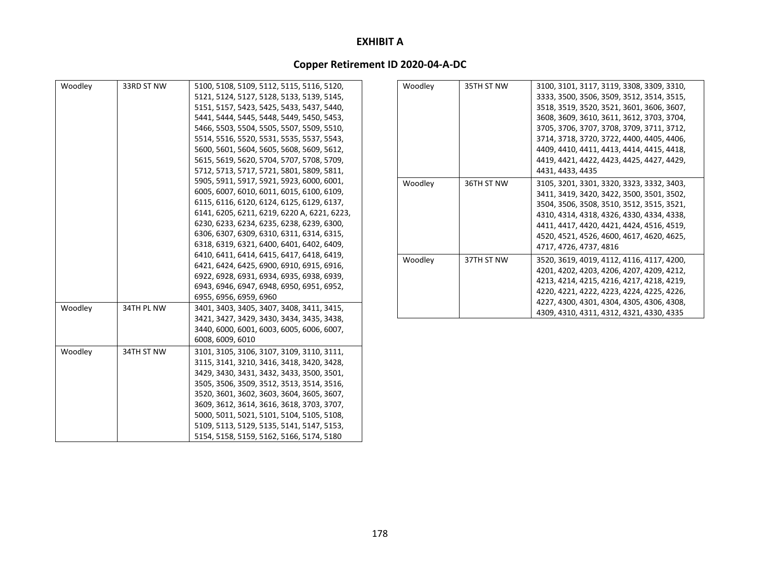# EXHIBIT A

## Copper Retirement ID 2020-04-A-DC

| | | |
|---|---|---|
| Woodley | 33RD ST NW | 5100, 5108, 5109, 5112, 5115, 5116, 5120, 5121, 5124, 5127, 5128, 5133, 5139, 5145, 5151, 5157, 5423, 5425, 5433, 5437, 5440, 5441, 5444, 5445, 5448, 5449, 5450, 5453, 5466, 5503, 5504, 5505, 5507, 5509, 5510, 5514, 5516, 5520, 5531, 5535, 5537, 5543, 5600, 5601, 5604, 5605, 5608, 5609, 5612, 5615, 5619, 5620, 5704, 5707, 5708, 5709, 5712, 5713, 5717, 5721, 5801, 5809, 5811, 5905, 5911, 5917, 5921, 5923, 6000, 6001, 6005, 6007, 6010, 6011, 6015, 6100, 6109, 6115, 6116, 6120, 6124, 6125, 6129, 6137, 6141, 6205, 6211, 6219, 6220 A, 6221, 6223, 6230, 6233, 6234, 6235, 6238, 6239, 6300, 6306, 6307, 6309, 6310, 6311, 6314, 6315, 6318, 6319, 6321, 6400, 6401, 6402, 6409, 6410, 6411, 6414, 6415, 6417, 6418, 6419, 6421, 6424, 6425, 6900, 6910, 6915, 6916, 6922, 6928, 6931, 6934, 6935, 6938, 6939, 6943, 6946, 6947, 6948, 6950, 6951, 6952, 6955, 6956, 6959, 6960 |
| Woodley | 34TH PL NW | 3401, 3403, 3405, 3407, 3408, 3411, 3415, 3421, 3427, 3429, 3430, 3434, 3435, 3438, 3440, 6000, 6001, 6003, 6005, 6006, 6007, 6008, 6009, 6010 |
| Woodley | 34TH ST NW | 3101, 3105, 3106, 3107, 3109, 3110, 3111, 3115, 3141, 3210, 3416, 3418, 3420, 3428, 3429, 3430, 3431, 3432, 3433, 3500, 3501, 3505, 3506, 3509, 3512, 3513, 3514, 3516, 3520, 3601, 3602, 3603, 3604, 3605, 3607, 3609, 3612, 3614, 3616, 3618, 3703, 3707, 5000, 5011, 5021, 5101, 5104, 5105, 5108, 5109, 5113, 5129, 5135, 5141, 5147, 5153, 5154, 5158, 5159, 5162, 5166, 5174, 5180 |
| Woodley | 35TH ST NW | 3100, 3101, 3117, 3119, 3308, 3309, 3310, 3333, 3500, 3506, 3509, 3512, 3514, 3515, 3518, 3519, 3520, 3521, 3601, 3606, 3607, 3608, 3609, 3610, 3611, 3612, 3703, 3704, 3705, 3706, 3707, 3708, 3709, 3711, 3712, 3714, 3718, 3720, 3722, 4400, 4405, 4406, 4409, 4410, 4411, 4413, 4414, 4415, 4418, 4419, 4421, 4422, 4423, 4425, 4427, 4429, 4431, 4433, 4435 |
| Woodley | 36TH ST NW | 3105, 3201, 3301, 3320, 3323, 3332, 3403, 3411, 3419, 3420, 3422, 3500, 3501, 3502, 3504, 3506, 3508, 3510, 3512, 3515, 3521, 4310, 4314, 4318, 4326, 4330, 4334, 4338, 4411, 4417, 4420, 4421, 4424, 4516, 4519, 4520, 4521, 4526, 4600, 4617, 4620, 4625, 4717, 4726, 4737, 4816 |
| Woodley | 37TH ST NW | 3520, 3619, 4019, 4112, 4116, 4117, 4200, 4201, 4202, 4203, 4206, 4207, 4209, 4212, 4213, 4214, 4215, 4216, 4217, 4218, 4219, 4220, 4221, 4222, 4223, 4224, 4225, 4226, 4227, 4300, 4301, 4304, 4305, 4306, 4308, 4309, 4310, 4311, 4312, 4321, 4330, 4335 |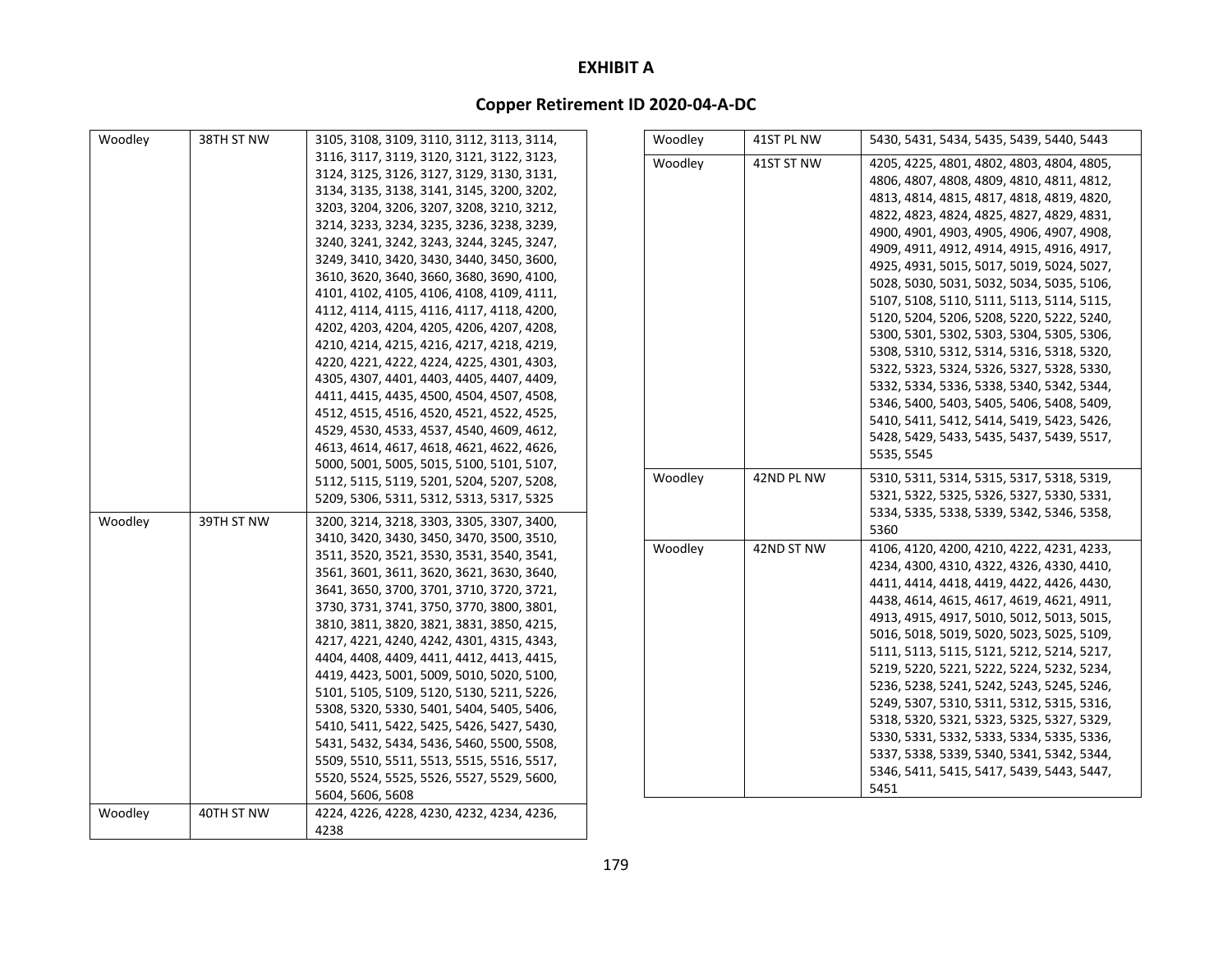# EXHIBIT A

## Copper Retirement ID 2020-04-A-DC

| | | |
|---|---|---|
| Woodley | 38TH ST NW | 3105, 3108, 3109, 3110, 3112, 3113, 3114, 3116, 3117, 3119, 3120, 3121, 3122, 3123, 3124, 3125, 3126, 3127, 3129, 3130, 3131, 3134, 3135, 3138, 3141, 3145, 3200, 3202, 3203, 3204, 3206, 3207, 3208, 3210, 3212, 3214, 3233, 3234, 3235, 3236, 3238, 3239, 3240, 3241, 3242, 3243, 3244, 3245, 3247, 3249, 3410, 3420, 3430, 3440, 3450, 3600, 3610, 3620, 3640, 3660, 3680, 3690, 4100, 4101, 4102, 4105, 4106, 4108, 4109, 4111, 4112, 4114, 4115, 4116, 4117, 4118, 4200, 4202, 4203, 4204, 4205, 4206, 4207, 4208, 4210, 4214, 4215, 4216, 4217, 4218, 4219, 4220, 4221, 4222, 4224, 4225, 4301, 4303, 4305, 4307, 4401, 4403, 4405, 4407, 4409, 4411, 4415, 4435, 4500, 4504, 4507, 4508, 4512, 4515, 4516, 4520, 4521, 4522, 4525, 4529, 4530, 4533, 4537, 4540, 4609, 4612, 4613, 4614, 4617, 4618, 4621, 4622, 4626, 5000, 5001, 5005, 5015, 5100, 5101, 5107, 5112, 5115, 5119, 5201, 5204, 5207, 5208, 5209, 5306, 5311, 5312, 5313, 5317, 5325 |
| Woodley | 39TH ST NW | 3200, 3214, 3218, 3303, 3305, 3307, 3400, 3410, 3420, 3430, 3450, 3470, 3500, 3510, 3511, 3520, 3521, 3530, 3531, 3540, 3541, 3561, 3601, 3611, 3620, 3621, 3630, 3640, 3641, 3650, 3700, 3701, 3710, 3720, 3721, 3730, 3731, 3741, 3750, 3770, 3800, 3801, 3810, 3811, 3820, 3821, 3831, 3850, 4215, 4217, 4221, 4240, 4242, 4301, 4315, 4343, 4404, 4408, 4409, 4411, 4412, 4413, 4415, 4419, 4423, 5001, 5009, 5010, 5020, 5100, 5101, 5105, 5109, 5120, 5130, 5211, 5226, 5308, 5320, 5330, 5401, 5404, 5405, 5406, 5410, 5411, 5422, 5425, 5426, 5427, 5430, 5431, 5432, 5434, 5436, 5460, 5500, 5508, 5509, 5510, 5511, 5513, 5515, 5516, 5517, 5520, 5524, 5525, 5526, 5527, 5529, 5600, 5604, 5606, 5608 |
| Woodley | 40TH ST NW | 4224, 4226, 4228, 4230, 4232, 4234, 4236, 4238 |
| Woodley | 41ST PL NW | 5430, 5431, 5434, 5435, 5439, 5440, 5443 |
| Woodley | 41ST ST NW | 4205, 4225, 4801, 4802, 4803, 4804, 4805, 4806, 4807, 4808, 4809, 4810, 4811, 4812, 4813, 4814, 4815, 4817, 4818, 4819, 4820, 4822, 4823, 4824, 4825, 4827, 4829, 4831, 4900, 4901, 4903, 4905, 4906, 4907, 4908, 4909, 4911, 4912, 4914, 4915, 4916, 4917, 4925, 4931, 5015, 5017, 5019, 5024, 5027, 5028, 5030, 5031, 5032, 5034, 5035, 5106, 5107, 5108, 5110, 5111, 5113, 5114, 5115, 5120, 5204, 5206, 5208, 5220, 5222, 5240, 5300, 5301, 5302, 5303, 5304, 5305, 5306, 5308, 5310, 5312, 5314, 5316, 5318, 5320, 5322, 5323, 5324, 5326, 5327, 5328, 5330, 5332, 5334, 5336, 5338, 5340, 5342, 5344, 5346, 5400, 5403, 5405, 5406, 5408, 5409, 5410, 5411, 5412, 5414, 5419, 5423, 5426, 5428, 5429, 5433, 5435, 5437, 5439, 5517, 5535, 5545 |
| Woodley | 42ND PL NW | 5310, 5311, 5314, 5315, 5317, 5318, 5319, 5321, 5322, 5325, 5326, 5327, 5330, 5331, 5334, 5335, 5338, 5339, 5342, 5346, 5358, 5360 |
| Woodley | 42ND ST NW | 4106, 4120, 4200, 4210, 4222, 4231, 4233, 4234, 4300, 4310, 4322, 4326, 4330, 4410, 4411, 4414, 4418, 4419, 4422, 4426, 4430, 4438, 4614, 4615, 4617, 4619, 4621, 4911, 4913, 4915, 4917, 5010, 5012, 5013, 5015, 5016, 5018, 5019, 5020, 5023, 5025, 5109, 5111, 5113, 5115, 5121, 5212, 5214, 5217, 5219, 5220, 5221, 5222, 5224, 5232, 5234, 5236, 5238, 5241, 5242, 5243, 5245, 5246, 5249, 5307, 5310, 5311, 5312, 5315, 5316, 5318, 5320, 5321, 5323, 5325, 5327, 5329, 5330, 5331, 5332, 5333, 5334, 5335, 5336, 5337, 5338, 5339, 5340, 5341, 5342, 5344, 5346, 5411, 5415, 5417, 5439, 5443, 5447, 5451 |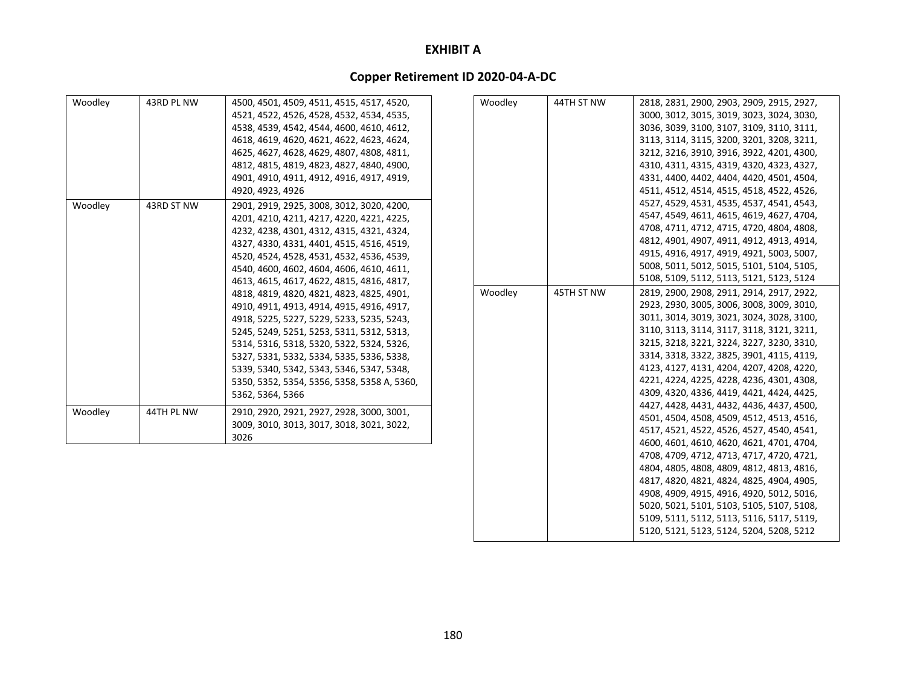# EXHIBIT A

## Copper Retirement ID 2020-04-A-DC

| | | |
|---|---|---|
| Woodley | 43RD PL NW | 4500, 4501, 4509, 4511, 4515, 4517, 4520, 4521, 4522, 4526, 4528, 4532, 4534, 4535, 4538, 4539, 4542, 4544, 4600, 4610, 4612, 4618, 4619, 4620, 4621, 4622, 4623, 4624, 4625, 4627, 4628, 4629, 4807, 4808, 4811, 4812, 4815, 4819, 4823, 4827, 4840, 4900, 4901, 4910, 4911, 4912, 4916, 4917, 4919, 4920, 4923, 4926 |
| Woodley | 43RD ST NW | 2901, 2919, 2925, 3008, 3012, 3020, 4200, 4201, 4210, 4211, 4217, 4220, 4221, 4225, 4232, 4238, 4301, 4312, 4315, 4321, 4324, 4327, 4330, 4331, 4401, 4515, 4516, 4519, 4520, 4524, 4528, 4531, 4532, 4536, 4539, 4540, 4600, 4602, 4604, 4606, 4610, 4611, 4613, 4615, 4617, 4622, 4815, 4816, 4817, 4818, 4819, 4820, 4821, 4823, 4825, 4901, 4910, 4911, 4913, 4914, 4915, 4916, 4917, 4918, 5225, 5227, 5229, 5233, 5235, 5243, 5245, 5249, 5251, 5253, 5311, 5312, 5313, 5314, 5316, 5318, 5320, 5322, 5324, 5326, 5327, 5331, 5332, 5334, 5335, 5336, 5338, 5339, 5340, 5342, 5343, 5346, 5347, 5348, 5350, 5352, 5354, 5356, 5358, 5358 A, 5360, 5362, 5364, 5366 |
| Woodley | 44TH PL NW | 2910, 2920, 2921, 2927, 2928, 3000, 3001, 3009, 3010, 3013, 3017, 3018, 3021, 3022, 3026 |
| Woodley | 44TH ST NW | 2818, 2831, 2900, 2903, 2909, 2915, 2927, 3000, 3012, 3015, 3019, 3023, 3024, 3030, 3036, 3039, 3100, 3107, 3109, 3110, 3111, 3113, 3114, 3115, 3200, 3201, 3208, 3211, 3212, 3216, 3910, 3916, 3922, 4201, 4300, 4310, 4311, 4315, 4319, 4320, 4323, 4327, 4331, 4400, 4402, 4404, 4420, 4501, 4504, 4511, 4512, 4514, 4515, 4518, 4522, 4526, 4527, 4529, 4531, 4535, 4537, 4541, 4543, 4547, 4549, 4611, 4615, 4619, 4627, 4704, 4708, 4711, 4712, 4715, 4720, 4804, 4808, 4812, 4901, 4907, 4911, 4912, 4913, 4914, 4915, 4916, 4917, 4919, 4921, 5003, 5007, 5008, 5011, 5012, 5015, 5101, 5104, 5105, 5108, 5109, 5112, 5113, 5121, 5123, 5124 |
| Woodley | 45TH ST NW | 2819, 2900, 2908, 2911, 2914, 2917, 2922, 2923, 2930, 3005, 3006, 3008, 3009, 3010, 3011, 3014, 3019, 3021, 3024, 3028, 3100, 3110, 3113, 3114, 3117, 3118, 3121, 3211, 3215, 3218, 3221, 3224, 3227, 3230, 3310, 3314, 3318, 3322, 3825, 3901, 4115, 4119, 4123, 4127, 4131, 4204, 4207, 4208, 4220, 4221, 4224, 4225, 4228, 4236, 4301, 4308, 4309, 4320, 4336, 4419, 4421, 4424, 4425, 4427, 4428, 4431, 4432, 4436, 4437, 4500, 4501, 4504, 4508, 4509, 4512, 4513, 4516, 4517, 4521, 4522, 4526, 4527, 4540, 4541, 4600, 4601, 4610, 4620, 4621, 4701, 4704, 4708, 4709, 4712, 4713, 4717, 4720, 4721, 4804, 4805, 4808, 4809, 4812, 4813, 4816, 4817, 4820, 4821, 4824, 4825, 4904, 4905, 4908, 4909, 4915, 4916, 4920, 5012, 5016, 5020, 5021, 5101, 5103, 5105, 5107, 5108, 5109, 5111, 5112, 5113, 5116, 5117, 5119, 5120, 5121, 5123, 5124, 5204, 5208, 5212 |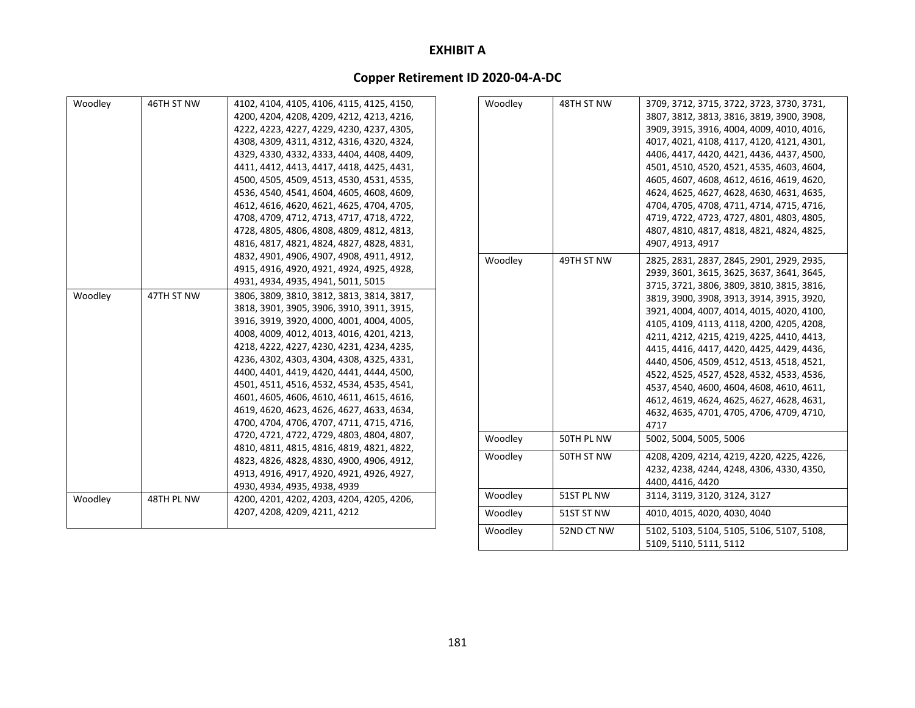# EXHIBIT A

## Copper Retirement ID 2020-04-A-DC

| | | |
|---|---|---|
| Woodley | 46TH ST NW | 4102, 4104, 4105, 4106, 4115, 4125, 4150, 4200, 4204, 4208, 4209, 4212, 4213, 4216, 4222, 4223, 4227, 4229, 4230, 4237, 4305, 4308, 4309, 4311, 4312, 4316, 4320, 4324, 4329, 4330, 4332, 4333, 4404, 4408, 4409, 4411, 4412, 4413, 4417, 4418, 4425, 4431, 4500, 4505, 4509, 4513, 4530, 4531, 4535, 4536, 4540, 4541, 4604, 4605, 4608, 4609, 4612, 4616, 4620, 4621, 4625, 4704, 4705, 4708, 4709, 4712, 4713, 4717, 4718, 4722, 4728, 4805, 4806, 4808, 4809, 4812, 4813, 4816, 4817, 4821, 4824, 4827, 4828, 4831, 4832, 4901, 4906, 4907, 4908, 4911, 4912, 4915, 4916, 4920, 4921, 4924, 4925, 4928, 4931, 4934, 4935, 4941, 5011, 5015 |
| Woodley | 47TH ST NW | 3806, 3809, 3810, 3812, 3813, 3814, 3817, 3818, 3901, 3905, 3906, 3910, 3911, 3915, 3916, 3919, 3920, 4000, 4001, 4004, 4005, 4008, 4009, 4012, 4013, 4016, 4201, 4213, 4218, 4222, 4227, 4230, 4231, 4234, 4235, 4236, 4302, 4303, 4304, 4308, 4325, 4331, 4400, 4401, 4419, 4420, 4441, 4444, 4500, 4501, 4511, 4516, 4532, 4534, 4535, 4541, 4601, 4605, 4606, 4610, 4611, 4615, 4616, 4619, 4620, 4623, 4626, 4627, 4633, 4634, 4700, 4704, 4706, 4707, 4711, 4715, 4716, 4720, 4721, 4722, 4729, 4803, 4804, 4807, 4810, 4811, 4815, 4816, 4819, 4821, 4822, 4823, 4826, 4828, 4830, 4900, 4906, 4912, 4913, 4916, 4917, 4920, 4921, 4926, 4927, 4930, 4934, 4935, 4938, 4939 |
| Woodley | 48TH PL NW | 4200, 4201, 4202, 4203, 4204, 4205, 4206, 4207, 4208, 4209, 4211, 4212 |
| Woodley | 48TH ST NW | 3709, 3712, 3715, 3722, 3723, 3730, 3731, 3807, 3812, 3813, 3816, 3819, 3900, 3908, 3909, 3915, 3916, 4004, 4009, 4010, 4016, 4017, 4021, 4108, 4117, 4120, 4121, 4301, 4406, 4417, 4420, 4421, 4436, 4437, 4500, 4501, 4510, 4520, 4521, 4535, 4603, 4604, 4605, 4607, 4608, 4612, 4616, 4619, 4620, 4624, 4625, 4627, 4628, 4630, 4631, 4635, 4704, 4705, 4708, 4711, 4714, 4715, 4716, 4719, 4722, 4723, 4727, 4801, 4803, 4805, 4807, 4810, 4817, 4818, 4821, 4824, 4825, 4907, 4913, 4917 |
| Woodley | 49TH ST NW | 2825, 2831, 2837, 2845, 2901, 2929, 2935, 2939, 3601, 3615, 3625, 3637, 3641, 3645, 3715, 3721, 3806, 3809, 3810, 3815, 3816, 3819, 3900, 3908, 3913, 3914, 3915, 3920, 3921, 4004, 4007, 4014, 4015, 4020, 4100, 4105, 4109, 4113, 4118, 4200, 4205, 4208, 4211, 4212, 4215, 4219, 4225, 4410, 4413, 4415, 4416, 4417, 4420, 4425, 4429, 4436, 4440, 4506, 4509, 4512, 4513, 4518, 4521, 4522, 4525, 4527, 4528, 4532, 4533, 4536, 4537, 4540, 4600, 4604, 4608, 4610, 4611, 4612, 4619, 4624, 4625, 4627, 4628, 4631, 4632, 4635, 4701, 4705, 4706, 4709, 4710, 4717 |
| Woodley | 50TH PL NW | 5002, 5004, 5005, 5006 |
| Woodley | 50TH ST NW | 4208, 4209, 4214, 4219, 4220, 4225, 4226, 4232, 4238, 4244, 4248, 4306, 4330, 4350, 4400, 4416, 4420 |
| Woodley | 51ST PL NW | 3114, 3119, 3120, 3124, 3127 |
| Woodley | 51ST ST NW | 4010, 4015, 4020, 4030, 4040 |
| Woodley | 52ND CT NW | 5102, 5103, 5104, 5105, 5106, 5107, 5108, 5109, 5110, 5111, 5112 |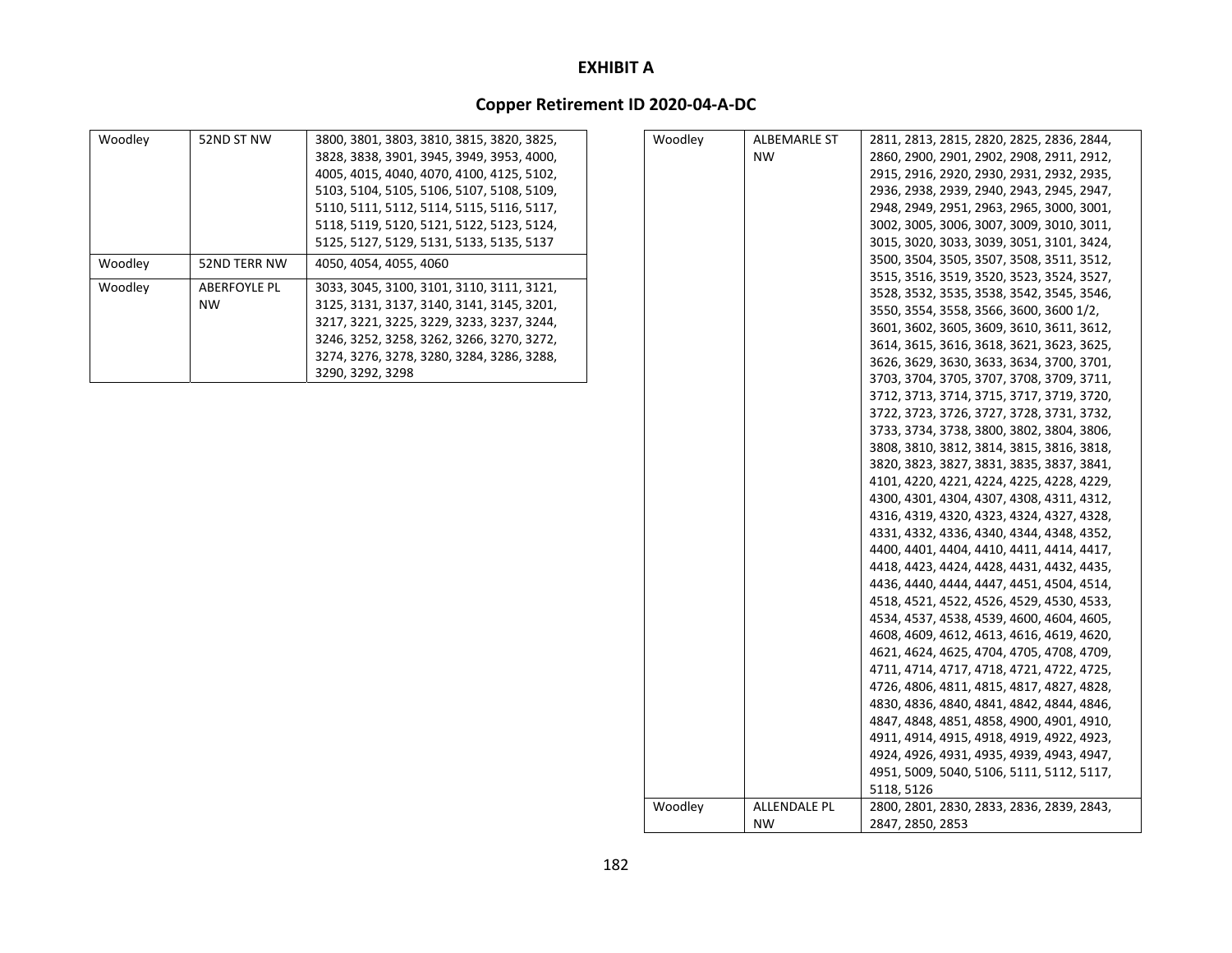# EXHIBIT A

## Copper Retirement ID 2020-04-A-DC

| | | |
|---|---|---|
| Woodley | 52ND ST NW | 3800, 3801, 3803, 3810, 3815, 3820, 3825, 3828, 3838, 3901, 3945, 3949, 3953, 4000, 4005, 4015, 4040, 4070, 4100, 4125, 5102, 5103, 5104, 5105, 5106, 5107, 5108, 5109, 5110, 5111, 5112, 5114, 5115, 5116, 5117, 5118, 5119, 5120, 5121, 5122, 5123, 5124, 5125, 5127, 5129, 5131, 5133, 5135, 5137 |
| Woodley | 52ND TERR NW | 4050, 4054, 4055, 4060 |
| Woodley | ABERFOYLE PL NW | 3033, 3045, 3100, 3101, 3110, 3111, 3121, 3125, 3131, 3137, 3140, 3141, 3145, 3201, 3217, 3221, 3225, 3229, 3233, 3237, 3244, 3246, 3252, 3258, 3262, 3266, 3270, 3272, 3274, 3276, 3278, 3280, 3284, 3286, 3288, 3290, 3292, 3298 |
| Woodley | ALBEMARLE ST NW | 2811, 2813, 2815, 2820, 2825, 2836, 2844, 2860, 2900, 2901, 2902, 2908, 2911, 2912, 2915, 2916, 2920, 2930, 2931, 2932, 2935, 2936, 2938, 2939, 2940, 2943, 2945, 2947, 2948, 2949, 2951, 2963, 2965, 3000, 3001, 3002, 3005, 3006, 3007, 3009, 3010, 3011, 3015, 3020, 3033, 3039, 3051, 3101, 3424, 3500, 3504, 3505, 3507, 3508, 3511, 3512, 3515, 3516, 3519, 3520, 3523, 3524, 3527, 3528, 3532, 3535, 3538, 3542, 3545, 3546, 3550, 3554, 3558, 3566, 3600, 3600 1/2, 3601, 3602, 3605, 3609, 3610, 3611, 3612, 3614, 3615, 3616, 3618, 3621, 3623, 3625, 3626, 3629, 3630, 3633, 3634, 3700, 3701, 3703, 3704, 3705, 3707, 3708, 3709, 3711, 3712, 3713, 3714, 3715, 3717, 3719, 3720, 3722, 3723, 3726, 3727, 3728, 3731, 3732, 3733, 3734, 3738, 3800, 3802, 3804, 3806, 3808, 3810, 3812, 3814, 3815, 3816, 3818, 3820, 3823, 3827, 3831, 3835, 3837, 3841, 4101, 4220, 4221, 4224, 4225, 4228, 4229, 4300, 4301, 4304, 4307, 4308, 4311, 4312, 4316, 4319, 4320, 4323, 4324, 4327, 4328, 4331, 4332, 4336, 4340, 4344, 4348, 4352, 4400, 4401, 4404, 4410, 4411, 4414, 4417, 4418, 4423, 4424, 4428, 4431, 4432, 4435, 4436, 4440, 4444, 4447, 4451, 4504, 4514, 4518, 4521, 4522, 4526, 4529, 4530, 4533, 4534, 4537, 4538, 4539, 4600, 4604, 4605, 4608, 4609, 4612, 4613, 4616, 4619, 4620, 4621, 4624, 4625, 4704, 4705, 4708, 4709, 4711, 4714, 4717, 4718, 4721, 4722, 4725, 4726, 4806, 4811, 4815, 4817, 4827, 4828, 4830, 4836, 4840, 4841, 4842, 4844, 4846, 4847, 4848, 4851, 4858, 4900, 4901, 4910, 4911, 4914, 4915, 4918, 4919, 4922, 4923, 4924, 4926, 4931, 4935, 4939, 4943, 4947, 4951, 5009, 5040, 5106, 5111, 5112, 5117, 5118, 5126 |
| Woodley | ALLENDALE PL NW | 2800, 2801, 2830, 2833, 2836, 2839, 2843, 2847, 2850, 2853 |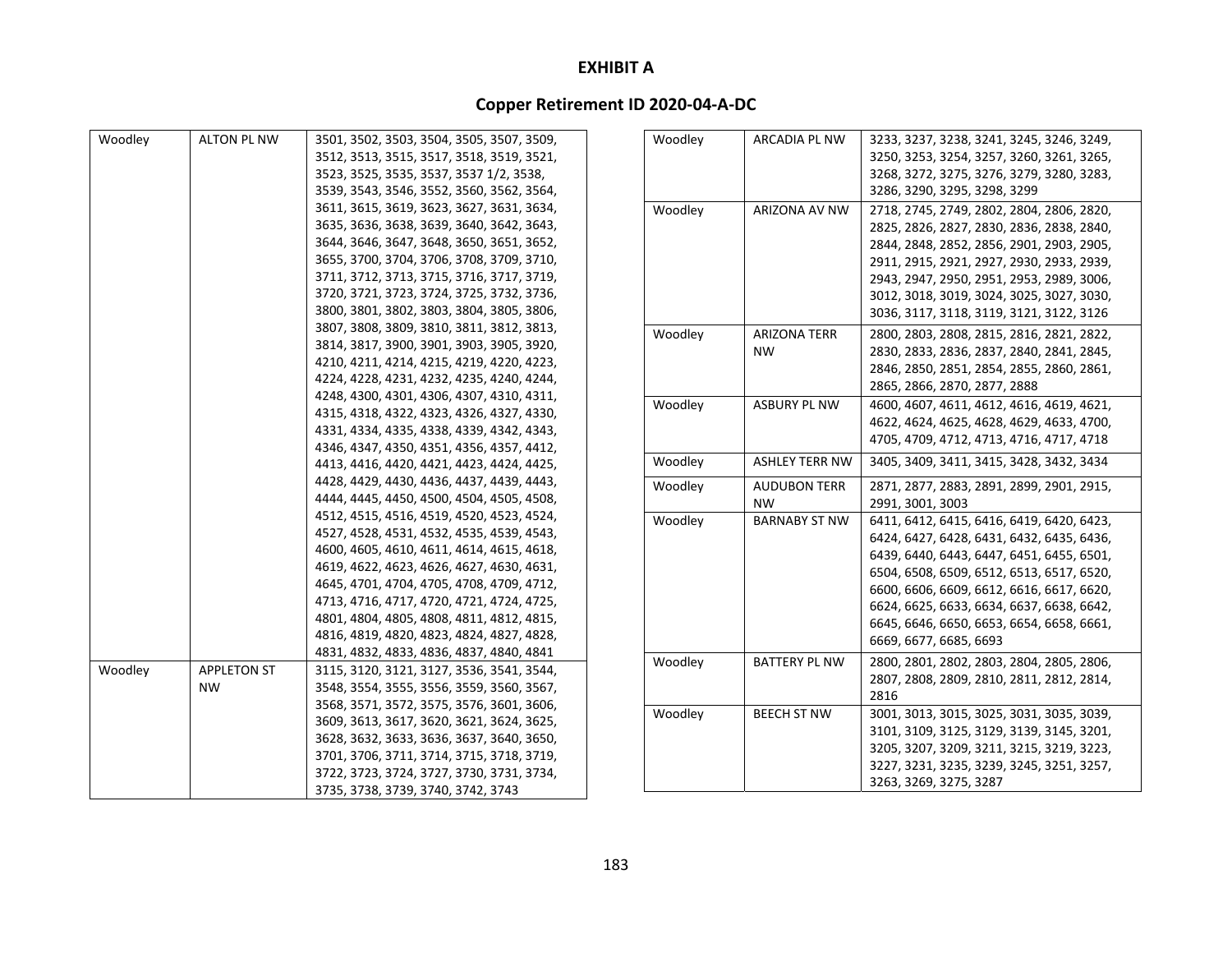# EXHIBIT A

## Copper Retirement ID 2020-04-A-DC

| | | |
|---|---|---|
| Woodley | ALTON PL NW | 3501, 3502, 3503, 3504, 3505, 3507, 3509, 3512, 3513, 3515, 3517, 3518, 3519, 3521, 3523, 3525, 3535, 3537, 3537 1/2, 3538, 3539, 3543, 3546, 3552, 3560, 3562, 3564, 3611, 3615, 3619, 3623, 3627, 3631, 3634, 3635, 3636, 3638, 3639, 3640, 3642, 3643, 3644, 3646, 3647, 3648, 3650, 3651, 3652, 3655, 3700, 3704, 3706, 3708, 3709, 3710, 3711, 3712, 3713, 3715, 3716, 3717, 3719, 3720, 3721, 3723, 3724, 3725, 3732, 3736, 3800, 3801, 3802, 3803, 3804, 3805, 3806, 3807, 3808, 3809, 3810, 3811, 3812, 3813, 3814, 3817, 3900, 3901, 3903, 3905, 3920, 4210, 4211, 4214, 4215, 4219, 4220, 4223, 4224, 4228, 4231, 4232, 4235, 4240, 4244, 4248, 4300, 4301, 4306, 4307, 4310, 4311, 4315, 4318, 4322, 4323, 4326, 4327, 4330, 4331, 4334, 4335, 4338, 4339, 4342, 4343, 4346, 4347, 4350, 4351, 4356, 4357, 4412, 4413, 4416, 4420, 4421, 4423, 4424, 4425, 4428, 4429, 4430, 4436, 4437, 4439, 4443, 4444, 4445, 4450, 4500, 4504, 4505, 4508, 4512, 4515, 4516, 4519, 4520, 4523, 4524, 4527, 4528, 4531, 4532, 4535, 4539, 4543, 4600, 4605, 4610, 4611, 4614, 4615, 4618, 4619, 4622, 4623, 4626, 4627, 4630, 4631, 4645, 4701, 4704, 4705, 4708, 4709, 4712, 4713, 4716, 4717, 4720, 4721, 4724, 4725, 4801, 4804, 4805, 4808, 4811, 4812, 4815, 4816, 4819, 4820, 4823, 4824, 4827, 4828, 4831, 4832, 4833, 4836, 4837, 4840, 4841 |
| Woodley | APPLETON ST NW | 3115, 3120, 3121, 3127, 3536, 3541, 3544, 3548, 3554, 3555, 3556, 3559, 3560, 3567, 3568, 3571, 3572, 3575, 3576, 3601, 3606, 3609, 3613, 3617, 3620, 3621, 3624, 3625, 3628, 3632, 3633, 3636, 3637, 3640, 3650, 3701, 3706, 3711, 3714, 3715, 3718, 3719, 3722, 3723, 3724, 3727, 3730, 3731, 3734, 3735, 3738, 3739, 3740, 3742, 3743 |
| Woodley | ARCADIA PL NW | 3233, 3237, 3238, 3241, 3245, 3246, 3249, 3250, 3253, 3254, 3257, 3260, 3261, 3265, 3268, 3272, 3275, 3276, 3279, 3280, 3283, 3286, 3290, 3295, 3298, 3299 |
| Woodley | ARIZONA AV NW | 2718, 2745, 2749, 2802, 2804, 2806, 2820, 2825, 2826, 2827, 2830, 2836, 2838, 2840, 2844, 2848, 2852, 2856, 2901, 2903, 2905, 2911, 2915, 2921, 2927, 2930, 2933, 2939, 2943, 2947, 2950, 2951, 2953, 2989, 3006, 3012, 3018, 3019, 3024, 3025, 3027, 3030, 3036, 3117, 3118, 3119, 3121, 3122, 3126 |
| Woodley | ARIZONA TERR NW | 2800, 2803, 2808, 2815, 2816, 2821, 2822, 2830, 2833, 2836, 2837, 2840, 2841, 2845, 2846, 2850, 2851, 2854, 2855, 2860, 2861, 2865, 2866, 2870, 2877, 2888 |
| Woodley | ASBURY PL NW | 4600, 4607, 4611, 4612, 4616, 4619, 4621, 4622, 4624, 4625, 4628, 4629, 4633, 4700, 4705, 4709, 4712, 4713, 4716, 4717, 4718 |
| Woodley | ASHLEY TERR NW | 3405, 3409, 3411, 3415, 3428, 3432, 3434 |
| Woodley | AUDUBON TERR NW | 2871, 2877, 2883, 2891, 2899, 2901, 2915, 2991, 3001, 3003 |
| Woodley | BARNABY ST NW | 6411, 6412, 6415, 6416, 6419, 6420, 6423, 6424, 6427, 6428, 6431, 6432, 6435, 6436, 6439, 6440, 6443, 6447, 6451, 6455, 6501, 6504, 6508, 6509, 6512, 6513, 6517, 6520, 6600, 6606, 6609, 6612, 6616, 6617, 6620, 6624, 6625, 6633, 6634, 6637, 6638, 6642, 6645, 6646, 6650, 6653, 6654, 6658, 6661, 6669, 6677, 6685, 6693 |
| Woodley | BATTERY PL NW | 2800, 2801, 2802, 2803, 2804, 2805, 2806, 2807, 2808, 2809, 2810, 2811, 2812, 2814, 2816 |
| Woodley | BEECH ST NW | 3001, 3013, 3015, 3025, 3031, 3035, 3039, 3101, 3109, 3125, 3129, 3139, 3145, 3201, 3205, 3207, 3209, 3211, 3215, 3219, 3223, 3227, 3231, 3235, 3239, 3245, 3251, 3257, 3263, 3269, 3275, 3287 |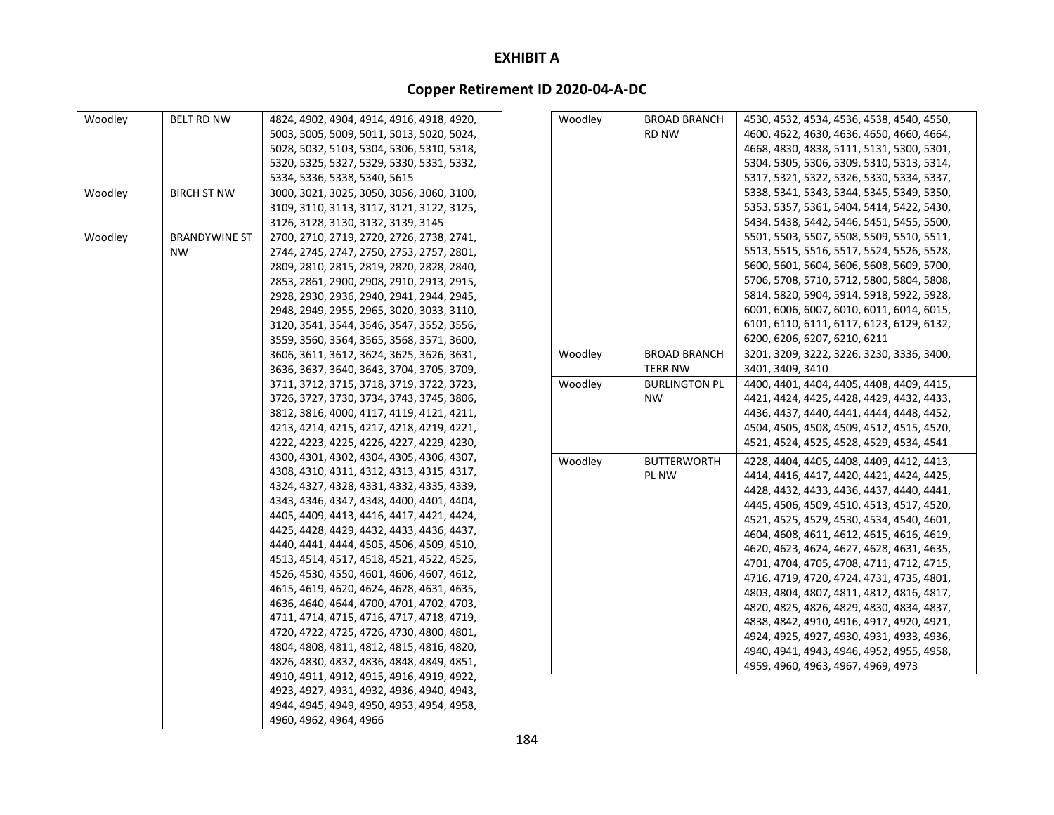# EXHIBIT A

## Copper Retirement ID 2020-04-A-DC

| | | |
|---|---|---|
| Woodley | BELT RD NW | 4824, 4902, 4904, 4914, 4916, 4918, 4920, 5003, 5005, 5009, 5011, 5013, 5020, 5024, 5028, 5032, 5103, 5304, 5306, 5310, 5318, 5320, 5325, 5327, 5329, 5330, 5331, 5332, 5334, 5336, 5338, 5340, 5615 |
| Woodley | BIRCH ST NW | 3000, 3021, 3025, 3050, 3056, 3060, 3100, 3109, 3110, 3113, 3117, 3121, 3122, 3125, 3126, 3128, 3130, 3132, 3139, 3145 |
| Woodley | BRANDYWINE ST NW | 2700, 2710, 2719, 2720, 2726, 2738, 2741, 2744, 2745, 2747, 2750, 2753, 2757, 2801, 2809, 2810, 2815, 2819, 2820, 2828, 2840, 2853, 2861, 2900, 2908, 2910, 2913, 2915, 2928, 2930, 2936, 2940, 2941, 2944, 2945, 2948, 2949, 2955, 2965, 3020, 3033, 3110, 3120, 3541, 3544, 3546, 3547, 3552, 3556, 3559, 3560, 3564, 3565, 3568, 3571, 3600, 3606, 3611, 3612, 3624, 3625, 3626, 3631, 3636, 3637, 3640, 3643, 3704, 3705, 3709, 3711, 3712, 3715, 3718, 3719, 3722, 3723, 3726, 3727, 3730, 3734, 3743, 3745, 3806, 3812, 3816, 4000, 4117, 4119, 4121, 4211, 4213, 4214, 4215, 4217, 4218, 4219, 4221, 4222, 4223, 4225, 4226, 4227, 4229, 4230, 4300, 4301, 4302, 4304, 4305, 4306, 4307, 4308, 4310, 4311, 4312, 4313, 4315, 4317, 4324, 4327, 4328, 4331, 4332, 4335, 4339, 4343, 4346, 4347, 4348, 4400, 4401, 4404, 4405, 4409, 4413, 4416, 4417, 4421, 4424, 4425, 4428, 4429, 4432, 4433, 4436, 4437, 4440, 4441, 4444, 4505, 4506, 4509, 4510, 4513, 4514, 4517, 4518, 4521, 4522, 4525, 4526, 4530, 4550, 4601, 4606, 4607, 4612, 4615, 4619, 4620, 4624, 4628, 4631, 4635, 4636, 4640, 4644, 4700, 4701, 4702, 4703, 4711, 4714, 4715, 4716, 4717, 4718, 4719, 4720, 4722, 4725, 4726, 4730, 4800, 4801, 4804, 4808, 4811, 4812, 4815, 4816, 4820, 4826, 4830, 4832, 4836, 4848, 4849, 4851, 4910, 4911, 4912, 4915, 4916, 4919, 4922, 4923, 4927, 4931, 4932, 4936, 4940, 4943, 4944, 4945, 4949, 4950, 4953, 4954, 4958, 4960, 4962, 4964, 4966 |
| Woodley | BROAD BRANCH RD NW | 4530, 4532, 4534, 4536, 4538, 4540, 4550, 4600, 4622, 4630, 4636, 4650, 4660, 4664, 4668, 4830, 4838, 5111, 5131, 5300, 5301, 5304, 5305, 5306, 5309, 5310, 5313, 5314, 5317, 5321, 5322, 5326, 5330, 5334, 5337, 5338, 5341, 5343, 5344, 5345, 5349, 5350, 5353, 5357, 5361, 5404, 5414, 5422, 5430, 5434, 5438, 5442, 5446, 5451, 5455, 5500, 5501, 5503, 5507, 5508, 5509, 5510, 5511, 5513, 5515, 5516, 5517, 5524, 5526, 5528, 5600, 5601, 5604, 5606, 5608, 5609, 5700, 5706, 5708, 5710, 5712, 5800, 5804, 5808, 5814, 5820, 5904, 5914, 5918, 5922, 5928, 6001, 6006, 6007, 6010, 6011, 6014, 6015, 6101, 6110, 6111, 6117, 6123, 6129, 6132, 6200, 6206, 6207, 6210, 6211 |
| Woodley | BROAD BRANCH TERR NW | 3201, 3209, 3222, 3226, 3230, 3336, 3400, 3401, 3409, 3410 |
| Woodley | BURLINGTON PL NW | 4400, 4401, 4404, 4405, 4408, 4409, 4415, 4421, 4424, 4425, 4428, 4429, 4432, 4433, 4436, 4437, 4440, 4441, 4444, 4448, 4452, 4504, 4505, 4508, 4509, 4512, 4515, 4520, 4521, 4524, 4525, 4528, 4529, 4534, 4541 |
| Woodley | BUTTERWORTH PL NW | 4228, 4404, 4405, 4408, 4409, 4412, 4413, 4414, 4416, 4417, 4420, 4421, 4424, 4425, 4428, 4432, 4433, 4436, 4437, 4440, 4441, 4445, 4506, 4509, 4510, 4513, 4517, 4520, 4521, 4525, 4529, 4530, 4534, 4540, 4601, 4604, 4608, 4611, 4612, 4615, 4616, 4619, 4620, 4623, 4624, 4627, 4628, 4631, 4635, 4701, 4704, 4705, 4708, 4711, 4712, 4715, 4716, 4719, 4720, 4724, 4731, 4735, 4801, 4803, 4804, 4807, 4811, 4812, 4816, 4817, 4820, 4825, 4826, 4829, 4830, 4834, 4837, 4838, 4842, 4910, 4916, 4917, 4920, 4921, 4924, 4925, 4927, 4930, 4931, 4933, 4936, 4940, 4941, 4943, 4946, 4952, 4955, 4958, 4959, 4960, 4963, 4967, 4969, 4973 |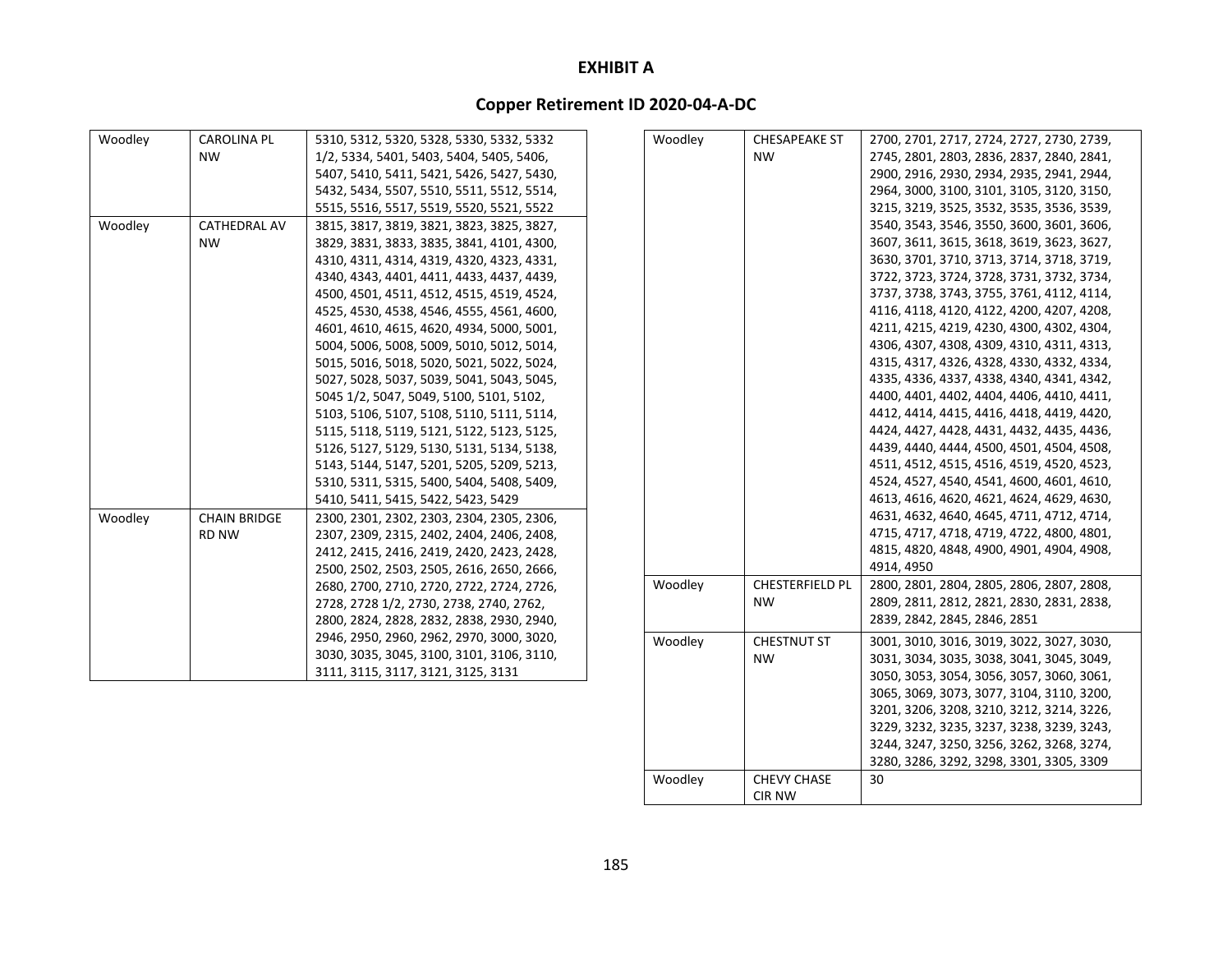# EXHIBIT A

## Copper Retirement ID 2020-04-A-DC

| | | |
|---|---|---|
| Woodley | CAROLINA PL NW | 5310, 5312, 5320, 5328, 5330, 5332, 5332 1/2, 5334, 5401, 5403, 5404, 5405, 5406, 5407, 5410, 5411, 5421, 5426, 5427, 5430, 5432, 5434, 5507, 5510, 5511, 5512, 5514, 5515, 5516, 5517, 5519, 5520, 5521, 5522 |
| Woodley | CATHEDRAL AV NW | 3815, 3817, 3819, 3821, 3823, 3825, 3827, 3829, 3831, 3833, 3835, 3841, 4101, 4300, 4310, 4311, 4314, 4319, 4320, 4323, 4331, 4340, 4343, 4401, 4411, 4433, 4437, 4439, 4500, 4501, 4511, 4512, 4515, 4519, 4524, 4525, 4530, 4538, 4546, 4555, 4561, 4600, 4601, 4610, 4615, 4620, 4934, 5000, 5001, 5004, 5006, 5008, 5009, 5010, 5012, 5014, 5015, 5016, 5018, 5020, 5021, 5022, 5024, 5027, 5028, 5037, 5039, 5041, 5043, 5045, 5045 1/2, 5047, 5049, 5100, 5101, 5102, 5103, 5106, 5107, 5108, 5110, 5111, 5114, 5115, 5118, 5119, 5121, 5122, 5123, 5125, 5126, 5127, 5129, 5130, 5131, 5134, 5138, 5143, 5144, 5147, 5201, 5205, 5209, 5213, 5310, 5311, 5315, 5400, 5404, 5408, 5409, 5410, 5411, 5415, 5422, 5423, 5429 |
| Woodley | CHAIN BRIDGE RD NW | 2300, 2301, 2302, 2303, 2304, 2305, 2306, 2307, 2309, 2315, 2402, 2404, 2406, 2408, 2412, 2415, 2416, 2419, 2420, 2423, 2428, 2500, 2502, 2503, 2505, 2616, 2650, 2666, 2680, 2700, 2710, 2720, 2722, 2724, 2726, 2728, 2728 1/2, 2730, 2738, 2740, 2762, 2800, 2824, 2828, 2832, 2838, 2930, 2940, 2946, 2950, 2960, 2962, 2970, 3000, 3020, 3030, 3035, 3045, 3100, 3101, 3106, 3110, 3111, 3115, 3117, 3121, 3125, 3131 |
| Woodley | CHESAPEAKE ST NW | 2700, 2701, 2717, 2724, 2727, 2730, 2739, 2745, 2801, 2803, 2836, 2837, 2840, 2841, 2900, 2916, 2930, 2934, 2935, 2941, 2944, 2964, 3000, 3100, 3101, 3105, 3120, 3150, 3215, 3219, 3525, 3532, 3535, 3536, 3539, 3540, 3543, 3546, 3550, 3600, 3601, 3606, 3607, 3611, 3615, 3618, 3619, 3623, 3627, 3630, 3701, 3710, 3713, 3714, 3718, 3719, 3722, 3723, 3724, 3728, 3731, 3732, 3734, 3737, 3738, 3743, 3755, 3761, 4112, 4114, 4116, 4118, 4120, 4122, 4200, 4207, 4208, 4211, 4215, 4219, 4230, 4300, 4302, 4304, 4306, 4307, 4308, 4309, 4310, 4311, 4313, 4315, 4317, 4326, 4328, 4330, 4332, 4334, 4335, 4336, 4337, 4338, 4340, 4341, 4342, 4400, 4401, 4402, 4404, 4406, 4410, 4411, 4412, 4414, 4415, 4416, 4418, 4419, 4420, 4424, 4427, 4428, 4431, 4432, 4435, 4436, 4439, 4440, 4444, 4500, 4501, 4504, 4508, 4511, 4512, 4515, 4516, 4519, 4520, 4523, 4524, 4527, 4540, 4541, 4600, 4601, 4610, 4613, 4616, 4620, 4621, 4624, 4629, 4630, 4631, 4632, 4640, 4645, 4711, 4712, 4714, 4715, 4717, 4718, 4719, 4722, 4800, 4801, 4815, 4820, 4848, 4900, 4901, 4904, 4908, 4914, 4950 |
| Woodley | CHESTERFIELD PL NW | 2800, 2801, 2804, 2805, 2806, 2807, 2808, 2809, 2811, 2812, 2821, 2830, 2831, 2838, 2839, 2842, 2845, 2846, 2851 |
| Woodley | CHESTNUT ST NW | 3001, 3010, 3016, 3019, 3022, 3027, 3030, 3031, 3034, 3035, 3038, 3041, 3045, 3049, 3050, 3053, 3054, 3056, 3057, 3060, 3061, 3065, 3069, 3073, 3077, 3104, 3110, 3200, 3201, 3206, 3208, 3210, 3212, 3214, 3226, 3229, 3232, 3235, 3237, 3238, 3239, 3243, 3244, 3247, 3250, 3256, 3262, 3268, 3274, 3280, 3286, 3292, 3298, 3301, 3305, 3309 |
| Woodley | CHEVY CHASE CIR NW | 30 |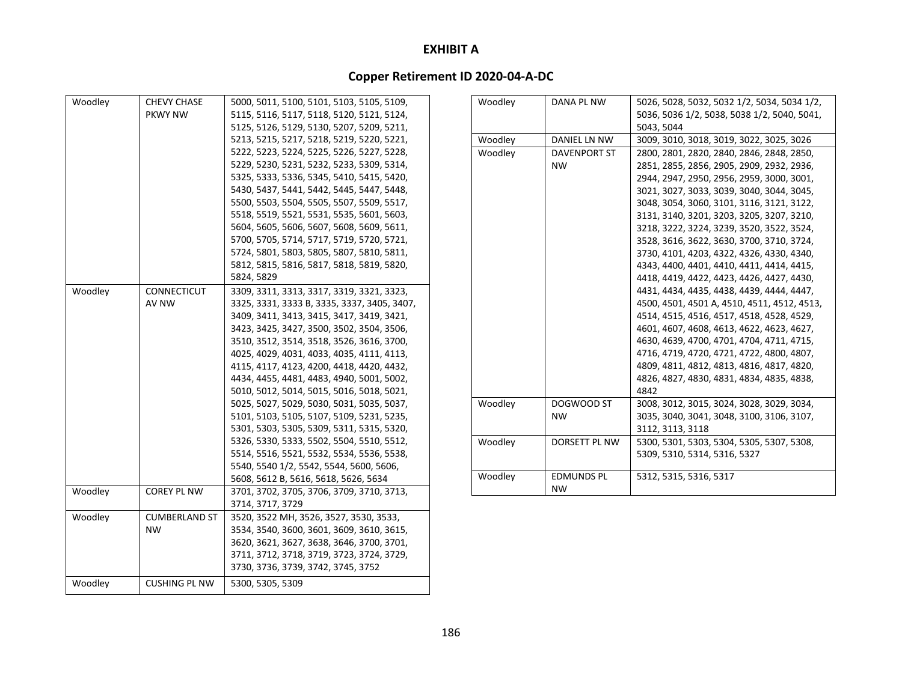# EXHIBIT A

## Copper Retirement ID 2020-04-A-DC

| | | |
|---|---|---|
| Woodley | CHEVY CHASE PKWY NW | 5000, 5011, 5100, 5101, 5103, 5105, 5109, 5115, 5116, 5117, 5118, 5120, 5121, 5124, 5125, 5126, 5129, 5130, 5207, 5209, 5211, 5213, 5215, 5217, 5218, 5219, 5220, 5221, 5222, 5223, 5224, 5225, 5226, 5227, 5228, 5229, 5230, 5231, 5232, 5233, 5309, 5314, 5325, 5333, 5336, 5345, 5410, 5415, 5420, 5430, 5437, 5441, 5442, 5445, 5447, 5448, 5500, 5503, 5504, 5505, 5507, 5509, 5517, 5518, 5519, 5521, 5531, 5535, 5601, 5603, 5604, 5605, 5606, 5607, 5608, 5609, 5611, 5700, 5705, 5714, 5717, 5719, 5720, 5721, 5724, 5801, 5803, 5805, 5807, 5810, 5811, 5812, 5815, 5816, 5817, 5818, 5819, 5820, 5824, 5829 |
| Woodley | CONNECTICUT AV NW | 3309, 3311, 3313, 3317, 3319, 3321, 3323, 3325, 3331, 3333 B, 3335, 3337, 3405, 3407, 3409, 3411, 3413, 3415, 3417, 3419, 3421, 3423, 3425, 3427, 3500, 3502, 3504, 3506, 3510, 3512, 3514, 3518, 3526, 3616, 3700, 4025, 4029, 4031, 4033, 4035, 4111, 4113, 4115, 4117, 4123, 4200, 4418, 4420, 4432, 4434, 4455, 4481, 4483, 4940, 5001, 5002, 5010, 5012, 5014, 5015, 5016, 5018, 5021, 5025, 5027, 5029, 5030, 5031, 5035, 5037, 5101, 5103, 5105, 5107, 5109, 5231, 5235, 5301, 5303, 5305, 5309, 5311, 5315, 5320, 5326, 5330, 5333, 5502, 5504, 5510, 5512, 5514, 5516, 5521, 5532, 5534, 5536, 5538, 5540, 5540 1/2, 5542, 5544, 5600, 5606, 5608, 5612 B, 5616, 5618, 5626, 5634 |
| Woodley | COREY PL NW | 3701, 3702, 3705, 3706, 3709, 3710, 3713, 3714, 3717, 3729 |
| Woodley | CUMBERLAND ST NW | 3520, 3522 MH, 3526, 3527, 3530, 3533, 3534, 3540, 3600, 3601, 3609, 3610, 3615, 3620, 3621, 3627, 3638, 3646, 3700, 3701, 3711, 3712, 3718, 3719, 3723, 3724, 3729, 3730, 3736, 3739, 3742, 3745, 3752 |
| Woodley | CUSHING PL NW | 5300, 5305, 5309 |
| Woodley | DANA PL NW | 5026, 5028, 5032, 5032 1/2, 5034, 5034 1/2, 5036, 5036 1/2, 5038, 5038 1/2, 5040, 5041, 5043, 5044 |
| Woodley | DANIEL LN NW | 3009, 3010, 3018, 3019, 3022, 3025, 3026 |
| Woodley | DAVENPORT ST NW | 2800, 2801, 2820, 2840, 2846, 2848, 2850, 2851, 2855, 2856, 2905, 2909, 2932, 2936, 2944, 2947, 2950, 2956, 2959, 3000, 3001, 3021, 3027, 3033, 3039, 3040, 3044, 3045, 3048, 3054, 3060, 3101, 3116, 3121, 3122, 3131, 3140, 3201, 3203, 3205, 3207, 3210, 3218, 3222, 3224, 3239, 3520, 3522, 3524, 3528, 3616, 3622, 3630, 3700, 3710, 3724, 3730, 4101, 4203, 4322, 4326, 4330, 4340, 4343, 4400, 4401, 4410, 4411, 4414, 4415, 4418, 4419, 4422, 4423, 4426, 4427, 4430, 4431, 4434, 4435, 4438, 4439, 4444, 4447, 4500, 4501, 4501 A, 4510, 4511, 4512, 4513, 4514, 4515, 4516, 4517, 4518, 4528, 4529, 4601, 4607, 4608, 4613, 4622, 4623, 4627, 4630, 4639, 4700, 4701, 4704, 4711, 4715, 4716, 4719, 4720, 4721, 4722, 4800, 4807, 4809, 4811, 4812, 4813, 4816, 4817, 4820, 4826, 4827, 4830, 4831, 4834, 4835, 4838, 4842 |
| Woodley | DOGWOOD ST NW | 3008, 3012, 3015, 3024, 3028, 3029, 3034, 3035, 3040, 3041, 3048, 3100, 3106, 3107, 3112, 3113, 3118 |
| Woodley | DORSETT PL NW | 5300, 5301, 5303, 5304, 5305, 5307, 5308, 5309, 5310, 5314, 5316, 5327 |
| Woodley | EDMUNDS PL NW | 5312, 5315, 5316, 5317 |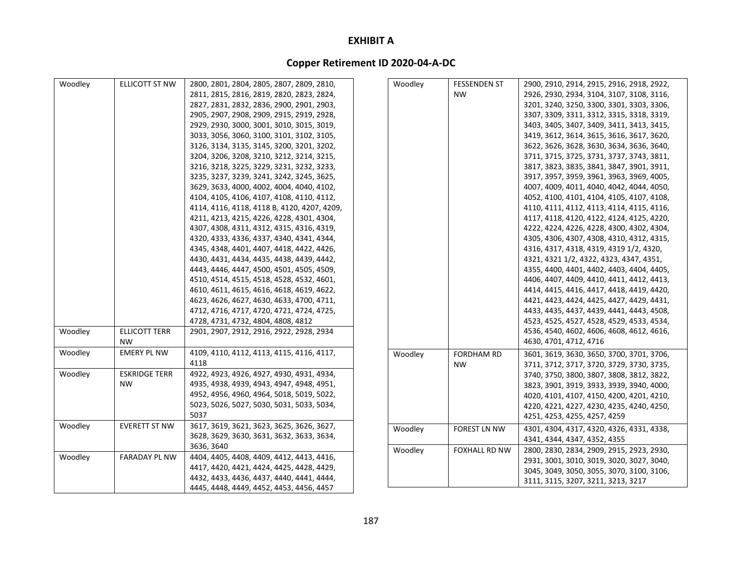# EXHIBIT A

## Copper Retirement ID 2020-04-A-DC

| | | |
|---|---|---|
| Woodley | ELLICOTT ST NW | 2800, 2801, 2804, 2805, 2807, 2809, 2810, 2811, 2815, 2816, 2819, 2820, 2823, 2824, 2827, 2831, 2832, 2836, 2900, 2901, 2903, 2905, 2907, 2908, 2909, 2915, 2919, 2928, 2929, 2930, 3000, 3001, 3010, 3015, 3019, 3033, 3056, 3060, 3100, 3101, 3102, 3105, 3126, 3134, 3135, 3145, 3200, 3201, 3202, 3204, 3206, 3208, 3210, 3212, 3214, 3215, 3216, 3218, 3225, 3229, 3231, 3232, 3233, 3235, 3237, 3239, 3241, 3242, 3245, 3625, 3629, 3633, 4000, 4002, 4004, 4040, 4102, 4104, 4105, 4106, 4107, 4108, 4110, 4112, 4114, 4116, 4118, 4118 B, 4120, 4207, 4209, 4211, 4213, 4215, 4226, 4228, 4301, 4304, 4307, 4308, 4311, 4312, 4315, 4316, 4319, 4320, 4333, 4336, 4337, 4340, 4341, 4344, 4345, 4348, 4401, 4407, 4418, 4422, 4426, 4430, 4431, 4434, 4435, 4438, 4439, 4442, 4443, 4446, 4447, 4500, 4501, 4505, 4509, 4510, 4514, 4515, 4518, 4528, 4532, 4601, 4610, 4611, 4615, 4616, 4618, 4619, 4622, 4623, 4626, 4627, 4630, 4633, 4700, 4711, 4712, 4716, 4717, 4720, 4721, 4724, 4725, 4728, 4731, 4732, 4804, 4808, 4812 |
| Woodley | ELLICOTT TERR NW | 2901, 2907, 2912, 2916, 2922, 2928, 2934 |
| Woodley | EMERY PL NW | 4109, 4110, 4112, 4113, 4115, 4116, 4117, 4118 |
| Woodley | ESKRIDGE TERR NW | 4922, 4923, 4926, 4927, 4930, 4931, 4934, 4935, 4938, 4939, 4943, 4947, 4948, 4951, 4952, 4956, 4960, 4964, 5018, 5019, 5022, 5023, 5026, 5027, 5030, 5031, 5033, 5034, 5037 |
| Woodley | EVERETT ST NW | 3617, 3619, 3621, 3623, 3625, 3626, 3627, 3628, 3629, 3630, 3631, 3632, 3633, 3634, 3636, 3640 |
| Woodley | FARADAY PL NW | 4404, 4405, 4408, 4409, 4412, 4413, 4416, 4417, 4420, 4421, 4424, 4425, 4428, 4429, 4432, 4433, 4436, 4437, 4440, 4441, 4444, 4445, 4448, 4449, 4452, 4453, 4456, 4457 |
| Woodley | FESSENDEN ST NW | 2900, 2910, 2914, 2915, 2916, 2918, 2922, 2926, 2930, 2934, 3104, 3107, 3108, 3116, 3201, 3240, 3250, 3300, 3301, 3303, 3306, 3307, 3309, 3311, 3312, 3315, 3318, 3319, 3403, 3405, 3407, 3409, 3411, 3413, 3415, 3419, 3612, 3614, 3615, 3616, 3617, 3620, 3622, 3626, 3628, 3630, 3634, 3636, 3640, 3711, 3715, 3725, 3731, 3737, 3743, 3811, 3817, 3823, 3835, 3841, 3847, 3901, 3911, 3917, 3957, 3959, 3961, 3963, 3969, 4005, 4007, 4009, 4011, 4040, 4042, 4044, 4050, 4052, 4100, 4101, 4104, 4105, 4107, 4108, 4110, 4111, 4112, 4113, 4114, 4115, 4116, 4117, 4118, 4120, 4122, 4124, 4125, 4220, 4222, 4224, 4226, 4228, 4300, 4302, 4304, 4305, 4306, 4307, 4308, 4310, 4312, 4315, 4316, 4317, 4318, 4319, 4319 1/2, 4320, 4321, 4321 1/2, 4322, 4323, 4347, 4351, 4355, 4400, 4401, 4402, 4403, 4404, 4405, 4406, 4407, 4409, 4410, 4411, 4412, 4413, 4414, 4415, 4416, 4417, 4418, 4419, 4420, 4421, 4423, 4424, 4425, 4427, 4429, 4431, 4433, 4435, 4437, 4439, 4441, 4443, 4508, 4523, 4525, 4527, 4528, 4529, 4533, 4534, 4536, 4540, 4602, 4606, 4608, 4612, 4616, 4630, 4701, 4712, 4716 |
| Woodley | FORDHAM RD NW | 3601, 3619, 3630, 3650, 3700, 3701, 3706, 3711, 3712, 3717, 3720, 3729, 3730, 3735, 3740, 3750, 3800, 3807, 3808, 3812, 3822, 3823, 3901, 3919, 3933, 3939, 3940, 4000, 4020, 4101, 4107, 4150, 4200, 4201, 4210, 4220, 4221, 4227, 4230, 4235, 4240, 4250, 4251, 4253, 4255, 4257, 4259 |
| Woodley | FOREST LN NW | 4301, 4304, 4317, 4320, 4326, 4331, 4338, 4341, 4344, 4347, 4352, 4355 |
| Woodley | FOXHALL RD NW | 2800, 2830, 2834, 2909, 2915, 2923, 2930, 2931, 3001, 3010, 3019, 3020, 3027, 3040, 3045, 3049, 3050, 3055, 3070, 3100, 3106, 3111, 3115, 3207, 3211, 3213, 3217 |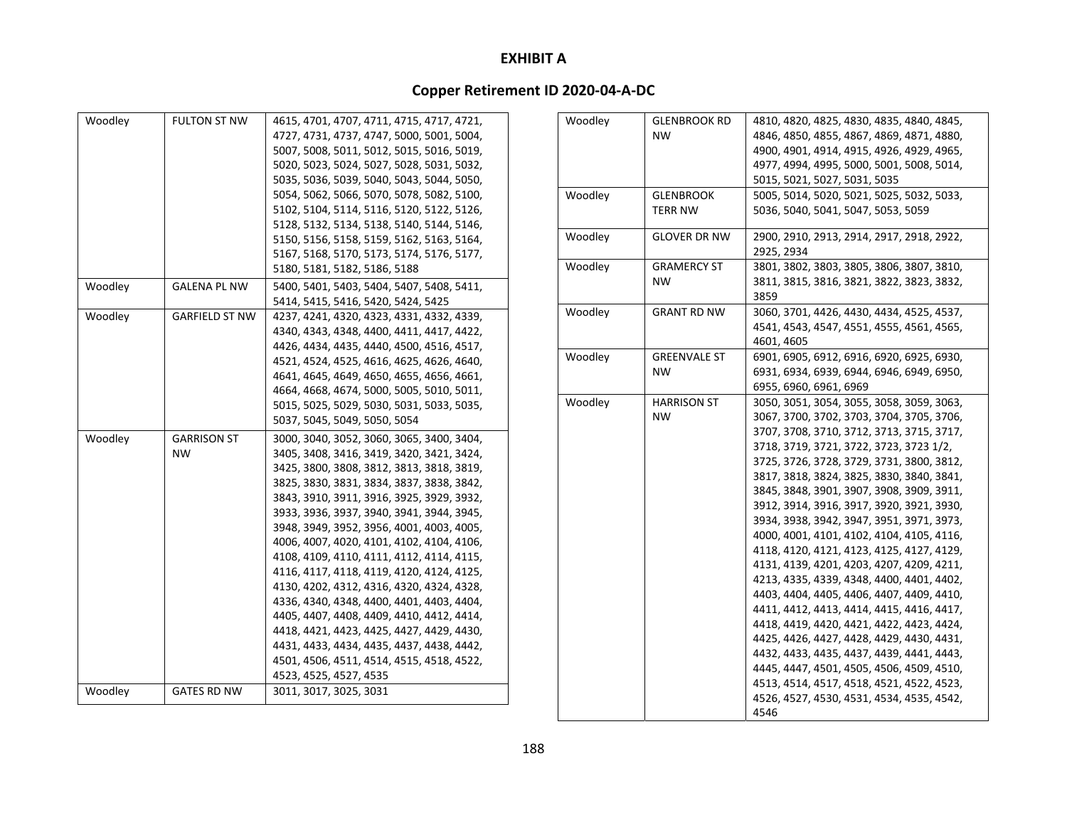# EXHIBIT A

## Copper Retirement ID 2020-04-A-DC

| | | |
|---|---|---|
| Woodley | FULTON ST NW | 4615, 4701, 4707, 4711, 4715, 4717, 4721, 4727, 4731, 4737, 4747, 5000, 5001, 5004, 5007, 5008, 5011, 5012, 5015, 5016, 5019, 5020, 5023, 5024, 5027, 5028, 5031, 5032, 5035, 5036, 5039, 5040, 5043, 5044, 5050, 5054, 5062, 5066, 5070, 5078, 5082, 5100, 5102, 5104, 5114, 5116, 5120, 5122, 5126, 5128, 5132, 5134, 5138, 5140, 5144, 5146, 5150, 5156, 5158, 5159, 5162, 5163, 5164, 5167, 5168, 5170, 5173, 5174, 5176, 5177, 5180, 5181, 5182, 5186, 5188 |
| Woodley | GALENA PL NW | 5400, 5401, 5403, 5404, 5407, 5408, 5411, 5414, 5415, 5416, 5420, 5424, 5425 |
| Woodley | GARFIELD ST NW | 4237, 4241, 4320, 4323, 4331, 4332, 4339, 4340, 4343, 4348, 4400, 4411, 4417, 4422, 4426, 4434, 4435, 4440, 4500, 4516, 4517, 4521, 4524, 4525, 4616, 4625, 4626, 4640, 4641, 4645, 4649, 4650, 4655, 4656, 4661, 4664, 4668, 4674, 5000, 5005, 5010, 5011, 5015, 5025, 5029, 5030, 5031, 5033, 5035, 5037, 5045, 5049, 5050, 5054 |
| Woodley | GARRISON ST NW | 3000, 3040, 3052, 3060, 3065, 3400, 3404, 3405, 3408, 3416, 3419, 3420, 3421, 3424, 3425, 3800, 3808, 3812, 3813, 3818, 3819, 3825, 3830, 3831, 3834, 3837, 3838, 3842, 3843, 3910, 3911, 3916, 3925, 3929, 3932, 3933, 3936, 3937, 3940, 3941, 3944, 3945, 3948, 3949, 3952, 3956, 4001, 4003, 4005, 4006, 4007, 4020, 4101, 4102, 4104, 4106, 4108, 4109, 4110, 4111, 4112, 4114, 4115, 4116, 4117, 4118, 4119, 4120, 4124, 4125, 4130, 4202, 4312, 4316, 4320, 4324, 4328, 4336, 4340, 4348, 4400, 4401, 4403, 4404, 4405, 4407, 4408, 4409, 4410, 4412, 4414, 4418, 4421, 4423, 4425, 4427, 4429, 4430, 4431, 4433, 4434, 4435, 4437, 4438, 4442, 4501, 4506, 4511, 4514, 4515, 4518, 4522, 4523, 4525, 4527, 4535 |
| Woodley | GATES RD NW | 3011, 3017, 3025, 3031 |
| Woodley | GLENBROOK RD NW | 4810, 4820, 4825, 4830, 4835, 4840, 4845, 4846, 4850, 4855, 4867, 4869, 4871, 4880, 4900, 4901, 4914, 4915, 4926, 4929, 4965, 4977, 4994, 4995, 5000, 5001, 5008, 5014, 5015, 5021, 5027, 5031, 5035 |
| Woodley | GLENBROOK TERR NW | 5005, 5014, 5020, 5021, 5025, 5032, 5033, 5036, 5040, 5041, 5047, 5053, 5059 |
| Woodley | GLOVER DR NW | 2900, 2910, 2913, 2914, 2917, 2918, 2922, 2925, 2934 |
| Woodley | GRAMERCY ST NW | 3801, 3802, 3803, 3805, 3806, 3807, 3810, 3811, 3815, 3816, 3821, 3822, 3823, 3832, 3859 |
| Woodley | GRANT RD NW | 3060, 3701, 4426, 4430, 4434, 4525, 4537, 4541, 4543, 4547, 4551, 4555, 4561, 4565, 4601, 4605 |
| Woodley | GREENVALE ST NW | 6901, 6905, 6912, 6916, 6920, 6925, 6930, 6931, 6934, 6939, 6944, 6946, 6949, 6950, 6955, 6960, 6961, 6969 |
| Woodley | HARRISON ST NW | 3050, 3051, 3054, 3055, 3058, 3059, 3063, 3067, 3700, 3702, 3703, 3704, 3705, 3706, 3707, 3708, 3710, 3712, 3713, 3715, 3717, 3718, 3719, 3721, 3722, 3723, 3723 1/2, 3725, 3726, 3728, 3729, 3731, 3800, 3812, 3817, 3818, 3824, 3825, 3830, 3840, 3841, 3845, 3848, 3901, 3907, 3908, 3909, 3911, 3912, 3914, 3916, 3917, 3920, 3921, 3930, 3934, 3938, 3942, 3947, 3951, 3971, 3973, 4000, 4001, 4101, 4102, 4104, 4105, 4116, 4118, 4120, 4121, 4123, 4125, 4127, 4129, 4131, 4139, 4201, 4203, 4207, 4209, 4211, 4213, 4335, 4339, 4348, 4400, 4401, 4402, 4403, 4404, 4405, 4406, 4407, 4409, 4410, 4411, 4412, 4413, 4414, 4415, 4416, 4417, 4418, 4419, 4420, 4421, 4422, 4423, 4424, 4425, 4426, 4427, 4428, 4429, 4430, 4431, 4432, 4433, 4435, 4437, 4439, 4441, 4443, 4445, 4447, 4501, 4505, 4506, 4509, 4510, 4513, 4514, 4517, 4518, 4521, 4522, 4523, 4526, 4527, 4530, 4531, 4534, 4535, 4542, 4546 |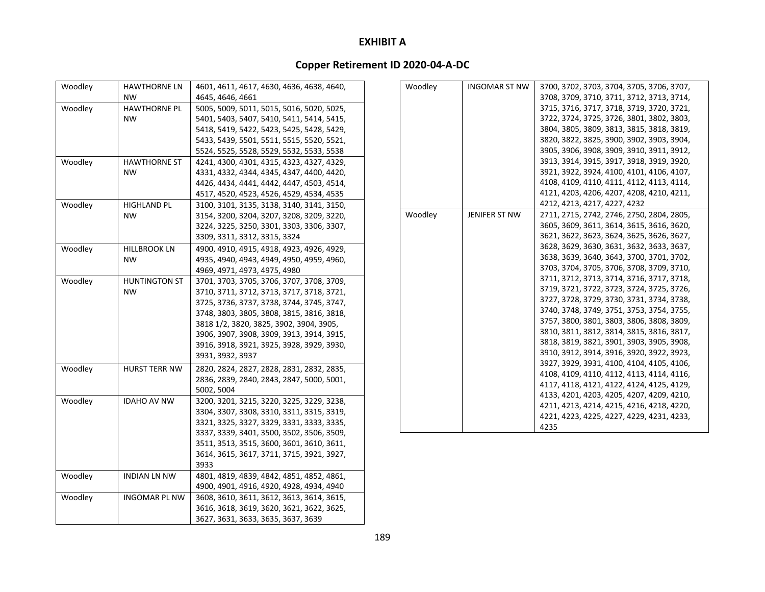# EXHIBIT A

## Copper Retirement ID 2020-04-A-DC

| | | |
|---|---|---|
| Woodley | HAWTHORNE LN NW | 4601, 4611, 4617, 4630, 4636, 4638, 4640, 4645, 4646, 4661 |
| Woodley | HAWTHORNE PL NW | 5005, 5009, 5011, 5015, 5016, 5020, 5025, 5401, 5403, 5407, 5410, 5411, 5414, 5415, 5418, 5419, 5422, 5423, 5425, 5428, 5429, 5433, 5439, 5501, 5511, 5515, 5520, 5521, 5524, 5525, 5528, 5529, 5532, 5533, 5538 |
| Woodley | HAWTHORNE ST NW | 4241, 4300, 4301, 4315, 4323, 4327, 4329, 4331, 4332, 4344, 4345, 4347, 4400, 4420, 4426, 4434, 4441, 4442, 4447, 4503, 4514, 4517, 4520, 4523, 4526, 4529, 4534, 4535 |
| Woodley | HIGHLAND PL NW | 3100, 3101, 3135, 3138, 3140, 3141, 3150, 3154, 3200, 3204, 3207, 3208, 3209, 3220, 3224, 3225, 3250, 3301, 3303, 3306, 3307, 3309, 3311, 3312, 3315, 3324 |
| Woodley | HILLBROOK LN NW | 4900, 4910, 4915, 4918, 4923, 4926, 4929, 4935, 4940, 4943, 4949, 4950, 4959, 4960, 4969, 4971, 4973, 4975, 4980 |
| Woodley | HUNTINGTON ST NW | 3701, 3703, 3705, 3706, 3707, 3708, 3709, 3710, 3711, 3712, 3713, 3717, 3718, 3721, 3725, 3736, 3737, 3738, 3744, 3745, 3747, 3748, 3803, 3805, 3808, 3815, 3816, 3818, 3818 1/2, 3820, 3825, 3902, 3904, 3905, 3906, 3907, 3908, 3909, 3913, 3914, 3915, 3916, 3918, 3921, 3925, 3928, 3929, 3930, 3931, 3932, 3937 |
| Woodley | HURST TERR NW | 2820, 2824, 2827, 2828, 2831, 2832, 2835, 2836, 2839, 2840, 2843, 2847, 5000, 5001, 5002, 5004 |
| Woodley | IDAHO AV NW | 3200, 3201, 3215, 3220, 3225, 3229, 3238, 3304, 3307, 3308, 3310, 3311, 3315, 3319, 3321, 3325, 3327, 3329, 3331, 3333, 3335, 3337, 3339, 3401, 3500, 3502, 3506, 3509, 3511, 3513, 3515, 3600, 3601, 3610, 3611, 3614, 3615, 3617, 3711, 3715, 3921, 3927, 3933 |
| Woodley | INDIAN LN NW | 4801, 4819, 4839, 4842, 4851, 4852, 4861, 4900, 4901, 4916, 4920, 4928, 4934, 4940 |
| Woodley | INGOMAR PL NW | 3608, 3610, 3611, 3612, 3613, 3614, 3615, 3616, 3618, 3619, 3620, 3621, 3622, 3625, 3627, 3631, 3633, 3635, 3637, 3639 |
| Woodley | INGOMAR ST NW | 3700, 3702, 3703, 3704, 3705, 3706, 3707, 3708, 3709, 3710, 3711, 3712, 3713, 3714, 3715, 3716, 3717, 3718, 3719, 3720, 3721, 3722, 3724, 3725, 3726, 3801, 3802, 3803, 3804, 3805, 3809, 3813, 3815, 3818, 3819, 3820, 3822, 3825, 3900, 3902, 3903, 3904, 3905, 3906, 3908, 3909, 3910, 3911, 3912, 3913, 3914, 3915, 3917, 3918, 3919, 3920, 3921, 3922, 3924, 4100, 4101, 4106, 4107, 4108, 4109, 4110, 4111, 4112, 4113, 4114, 4121, 4203, 4206, 4207, 4208, 4210, 4211, 4212, 4213, 4217, 4227, 4232 |
| Woodley | JENIFER ST NW | 2711, 2715, 2742, 2746, 2750, 2804, 2805, 3605, 3609, 3611, 3614, 3615, 3616, 3620, 3621, 3622, 3623, 3624, 3625, 3626, 3627, 3628, 3629, 3630, 3631, 3632, 3633, 3637, 3638, 3639, 3640, 3643, 3700, 3701, 3702, 3703, 3704, 3705, 3706, 3708, 3709, 3710, 3711, 3712, 3713, 3714, 3716, 3717, 3718, 3719, 3721, 3722, 3723, 3724, 3725, 3726, 3727, 3728, 3729, 3730, 3731, 3734, 3738, 3740, 3748, 3749, 3751, 3753, 3754, 3755, 3757, 3800, 3801, 3803, 3806, 3808, 3809, 3810, 3811, 3812, 3814, 3815, 3816, 3817, 3818, 3819, 3821, 3901, 3903, 3905, 3908, 3910, 3912, 3914, 3916, 3920, 3922, 3923, 3927, 3929, 3931, 4100, 4104, 4105, 4106, 4108, 4109, 4110, 4112, 4113, 4114, 4116, 4117, 4118, 4121, 4122, 4124, 4125, 4129, 4133, 4201, 4203, 4205, 4207, 4209, 4210, 4211, 4213, 4214, 4215, 4216, 4218, 4220, 4221, 4223, 4225, 4227, 4229, 4231, 4233, 4235 |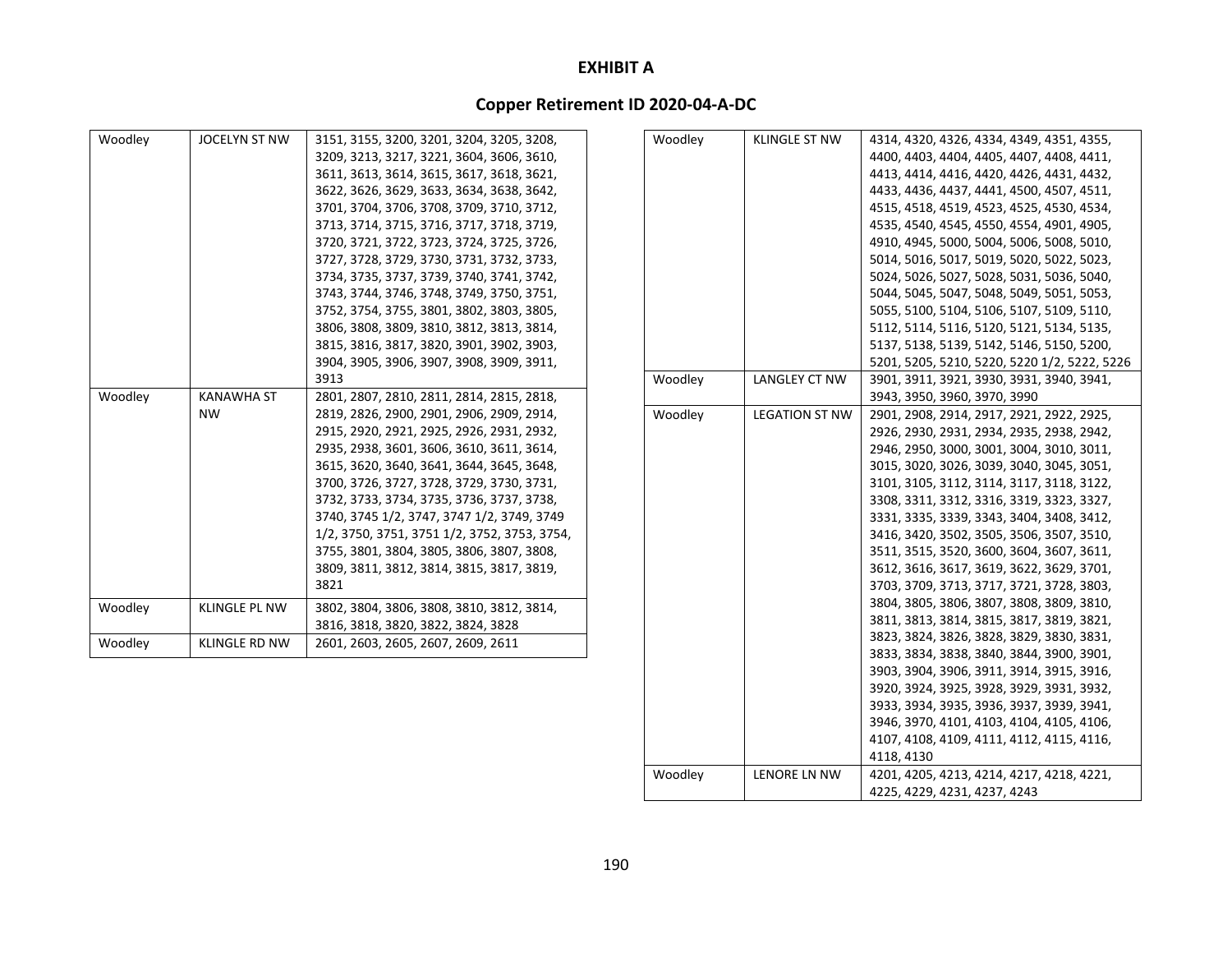# EXHIBIT A

## Copper Retirement ID 2020-04-A-DC

| | | |
|---|---|---|
| Woodley | JOCELYN ST NW | 3151, 3155, 3200, 3201, 3204, 3205, 3208, 3209, 3213, 3217, 3221, 3604, 3606, 3610, 3611, 3613, 3614, 3615, 3617, 3618, 3621, 3622, 3626, 3629, 3633, 3634, 3638, 3642, 3701, 3704, 3706, 3708, 3709, 3710, 3712, 3713, 3714, 3715, 3716, 3717, 3718, 3719, 3720, 3721, 3722, 3723, 3724, 3725, 3726, 3727, 3728, 3729, 3730, 3731, 3732, 3733, 3734, 3735, 3737, 3739, 3740, 3741, 3742, 3743, 3744, 3746, 3748, 3749, 3750, 3751, 3752, 3754, 3755, 3801, 3802, 3803, 3805, 3806, 3808, 3809, 3810, 3812, 3813, 3814, 3815, 3816, 3817, 3820, 3901, 3902, 3903, 3904, 3905, 3906, 3907, 3908, 3909, 3911, 3913 |
| Woodley | KANAWHA ST NW | 2801, 2807, 2810, 2811, 2814, 2815, 2818, 2819, 2826, 2900, 2901, 2906, 2909, 2914, 2915, 2920, 2921, 2925, 2926, 2931, 2932, 2935, 2938, 3601, 3606, 3610, 3611, 3614, 3615, 3620, 3640, 3641, 3644, 3645, 3648, 3700, 3726, 3727, 3728, 3729, 3730, 3731, 3732, 3733, 3734, 3735, 3736, 3737, 3738, 3740, 3745 1/2, 3747, 3747 1/2, 3749, 3749 1/2, 3750, 3751, 3751 1/2, 3752, 3753, 3754, 3755, 3801, 3804, 3805, 3806, 3807, 3808, 3809, 3811, 3812, 3814, 3815, 3817, 3819, 3821 |
| Woodley | KLINGLE PL NW | 3802, 3804, 3806, 3808, 3810, 3812, 3814, 3816, 3818, 3820, 3822, 3824, 3828 |
| Woodley | KLINGLE RD NW | 2601, 2603, 2605, 2607, 2609, 2611 |
| Woodley | KLINGLE ST NW | 4314, 4320, 4326, 4334, 4349, 4351, 4355, 4400, 4403, 4404, 4405, 4407, 4408, 4411, 4413, 4414, 4416, 4420, 4426, 4431, 4432, 4433, 4436, 4437, 4441, 4500, 4507, 4511, 4515, 4518, 4519, 4523, 4525, 4530, 4534, 4535, 4540, 4545, 4550, 4554, 4901, 4905, 4910, 4945, 5000, 5004, 5006, 5008, 5010, 5014, 5016, 5017, 5019, 5020, 5022, 5023, 5024, 5026, 5027, 5028, 5031, 5036, 5040, 5044, 5045, 5047, 5048, 5049, 5051, 5053, 5055, 5100, 5104, 5106, 5107, 5109, 5110, 5112, 5114, 5116, 5120, 5121, 5134, 5135, 5137, 5138, 5139, 5142, 5146, 5150, 5200, 5201, 5205, 5210, 5220, 5220 1/2, 5222, 5226 |
| Woodley | LANGLEY CT NW | 3901, 3911, 3921, 3930, 3931, 3940, 3941, 3943, 3950, 3960, 3970, 3990 |
| Woodley | LEGATION ST NW | 2901, 2908, 2914, 2917, 2921, 2922, 2925, 2926, 2930, 2931, 2934, 2935, 2938, 2942, 2946, 2950, 3000, 3001, 3004, 3010, 3011, 3015, 3020, 3026, 3039, 3040, 3045, 3051, 3101, 3105, 3112, 3114, 3117, 3118, 3122, 3308, 3311, 3312, 3316, 3319, 3323, 3327, 3331, 3335, 3339, 3343, 3404, 3408, 3412, 3416, 3420, 3502, 3505, 3506, 3507, 3510, 3511, 3515, 3520, 3600, 3604, 3607, 3611, 3612, 3616, 3617, 3619, 3622, 3629, 3701, 3703, 3709, 3713, 3717, 3721, 3728, 3803, 3804, 3805, 3806, 3807, 3808, 3809, 3810, 3811, 3813, 3814, 3815, 3817, 3819, 3821, 3823, 3824, 3826, 3828, 3829, 3830, 3831, 3833, 3834, 3838, 3840, 3844, 3900, 3901, 3903, 3904, 3906, 3911, 3914, 3915, 3916, 3920, 3924, 3925, 3928, 3929, 3931, 3932, 3933, 3934, 3935, 3936, 3937, 3939, 3941, 3946, 3970, 4101, 4103, 4104, 4105, 4106, 4107, 4108, 4109, 4111, 4112, 4115, 4116, 4118, 4130 |
| Woodley | LENORE LN NW | 4201, 4205, 4213, 4214, 4217, 4218, 4221, 4225, 4229, 4231, 4237, 4243 |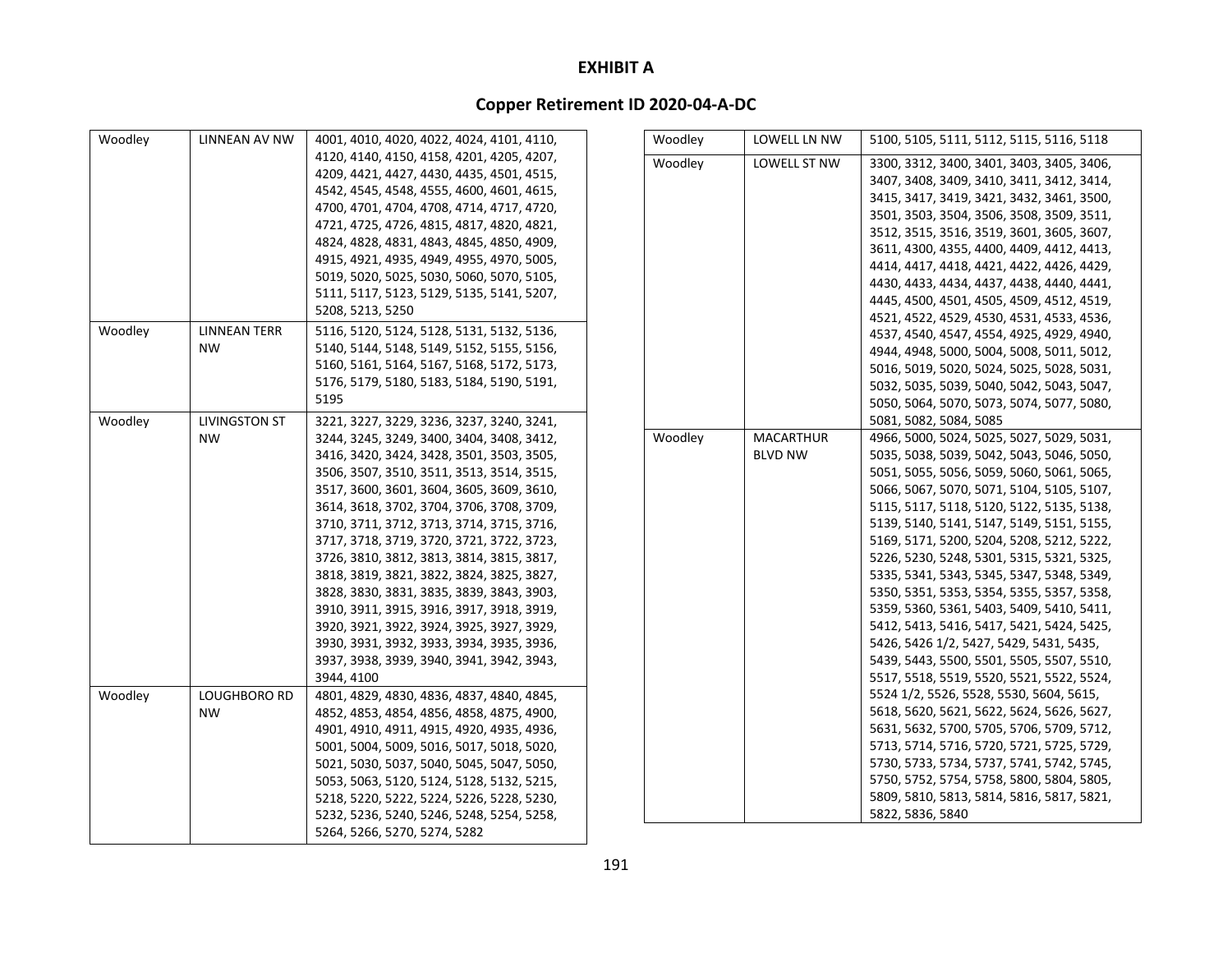# EXHIBIT A

## Copper Retirement ID 2020-04-A-DC

| | | |
|---|---|---|
| Woodley | LINNEAN AV NW | 4001, 4010, 4020, 4022, 4024, 4101, 4110, 4120, 4140, 4150, 4158, 4201, 4205, 4207, 4209, 4421, 4427, 4430, 4435, 4501, 4515, 4542, 4545, 4548, 4555, 4600, 4601, 4615, 4700, 4701, 4704, 4708, 4714, 4717, 4720, 4721, 4725, 4726, 4815, 4817, 4820, 4821, 4824, 4828, 4831, 4843, 4845, 4850, 4909, 4915, 4921, 4935, 4949, 4955, 4970, 5005, 5019, 5020, 5025, 5030, 5060, 5070, 5105, 5111, 5117, 5123, 5129, 5135, 5141, 5207, 5208, 5213, 5250 |
| Woodley | LINNEAN TERR NW | 5116, 5120, 5124, 5128, 5131, 5132, 5136, 5140, 5144, 5148, 5149, 5152, 5155, 5156, 5160, 5161, 5164, 5167, 5168, 5172, 5173, 5176, 5179, 5180, 5183, 5184, 5190, 5191, 5195 |
| Woodley | LIVINGSTON ST NW | 3221, 3227, 3229, 3236, 3237, 3240, 3241, 3244, 3245, 3249, 3400, 3404, 3408, 3412, 3416, 3420, 3424, 3428, 3501, 3503, 3505, 3506, 3507, 3510, 3511, 3513, 3514, 3515, 3517, 3600, 3601, 3604, 3605, 3609, 3610, 3614, 3618, 3702, 3704, 3706, 3708, 3709, 3710, 3711, 3712, 3713, 3714, 3715, 3716, 3717, 3718, 3719, 3720, 3721, 3722, 3723, 3726, 3810, 3812, 3813, 3814, 3815, 3817, 3818, 3819, 3821, 3822, 3824, 3825, 3827, 3828, 3830, 3831, 3835, 3839, 3843, 3903, 3910, 3911, 3915, 3916, 3917, 3918, 3919, 3920, 3921, 3922, 3924, 3925, 3927, 3929, 3930, 3931, 3932, 3933, 3934, 3935, 3936, 3937, 3938, 3939, 3940, 3941, 3942, 3943, 3944, 4100 |
| Woodley | LOUGHBORO RD NW | 4801, 4829, 4830, 4836, 4837, 4840, 4845, 4852, 4853, 4854, 4856, 4858, 4875, 4900, 4901, 4910, 4911, 4915, 4920, 4935, 4936, 5001, 5004, 5009, 5016, 5017, 5018, 5020, 5021, 5030, 5037, 5040, 5045, 5047, 5050, 5053, 5063, 5120, 5124, 5128, 5132, 5215, 5218, 5220, 5222, 5224, 5226, 5228, 5230, 5232, 5236, 5240, 5246, 5248, 5254, 5258, 5264, 5266, 5270, 5274, 5282 |
| Woodley | LOWELL LN NW | 5100, 5105, 5111, 5112, 5115, 5116, 5118 |
| Woodley | LOWELL ST NW | 3300, 3312, 3400, 3401, 3403, 3405, 3406, 3407, 3408, 3409, 3410, 3411, 3412, 3414, 3415, 3417, 3419, 3421, 3432, 3461, 3500, 3501, 3503, 3504, 3506, 3508, 3509, 3511, 3512, 3515, 3516, 3519, 3601, 3605, 3607, 3611, 4300, 4355, 4400, 4409, 4412, 4413, 4414, 4417, 4418, 4421, 4422, 4426, 4429, 4430, 4433, 4434, 4437, 4438, 4440, 4441, 4445, 4500, 4501, 4505, 4509, 4512, 4519, 4521, 4522, 4529, 4530, 4531, 4533, 4536, 4537, 4540, 4547, 4554, 4925, 4929, 4940, 4944, 4948, 5000, 5004, 5008, 5011, 5012, 5016, 5019, 5020, 5024, 5025, 5028, 5031, 5032, 5035, 5039, 5040, 5042, 5043, 5047, 5050, 5064, 5070, 5073, 5074, 5077, 5080, 5081, 5082, 5084, 5085 |
| Woodley | MACARTHUR BLVD NW | 4966, 5000, 5024, 5025, 5027, 5029, 5031, 5035, 5038, 5039, 5042, 5043, 5046, 5050, 5051, 5055, 5056, 5059, 5060, 5061, 5065, 5066, 5067, 5070, 5071, 5104, 5105, 5107, 5115, 5117, 5118, 5120, 5122, 5135, 5138, 5139, 5140, 5141, 5147, 5149, 5151, 5155, 5169, 5171, 5200, 5204, 5208, 5212, 5222, 5226, 5230, 5248, 5301, 5315, 5321, 5325, 5335, 5341, 5343, 5345, 5347, 5348, 5349, 5350, 5351, 5353, 5354, 5355, 5357, 5358, 5359, 5360, 5361, 5403, 5409, 5410, 5411, 5412, 5413, 5416, 5417, 5421, 5424, 5425, 5426, 5426 1/2, 5427, 5429, 5431, 5435, 5439, 5443, 5500, 5501, 5505, 5507, 5510, 5517, 5518, 5519, 5520, 5521, 5522, 5524, 5524 1/2, 5526, 5528, 5530, 5604, 5615, 5618, 5620, 5621, 5622, 5624, 5626, 5627, 5631, 5632, 5700, 5705, 5706, 5709, 5712, 5713, 5714, 5716, 5720, 5721, 5725, 5729, 5730, 5733, 5734, 5737, 5741, 5742, 5745, 5750, 5752, 5754, 5758, 5800, 5804, 5805, 5809, 5810, 5813, 5814, 5816, 5817, 5821, 5822, 5836, 5840 |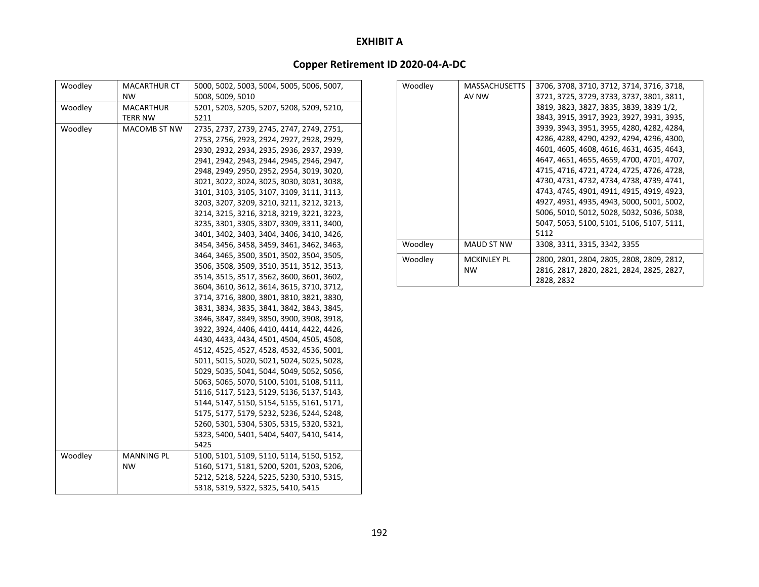# EXHIBIT A

## Copper Retirement ID 2020-04-A-DC

| | | |
|---|---|---|
| Woodley | MACARTHUR CT NW | 5000, 5002, 5003, 5004, 5005, 5006, 5007, 5008, 5009, 5010 |
| Woodley | MACARTHUR TERR NW | 5201, 5203, 5205, 5207, 5208, 5209, 5210, 5211 |
| Woodley | MACOMB ST NW | 2735, 2737, 2739, 2745, 2747, 2749, 2751, 2753, 2756, 2923, 2924, 2927, 2928, 2929, 2930, 2932, 2934, 2935, 2936, 2937, 2939, 2941, 2942, 2943, 2944, 2945, 2946, 2947, 2948, 2949, 2950, 2952, 2954, 3019, 3020, 3021, 3022, 3024, 3025, 3030, 3031, 3038, 3101, 3103, 3105, 3107, 3109, 3111, 3113, 3203, 3207, 3209, 3210, 3211, 3212, 3213, 3214, 3215, 3216, 3218, 3219, 3221, 3223, 3235, 3301, 3305, 3307, 3309, 3311, 3400, 3401, 3402, 3403, 3404, 3406, 3410, 3426, 3454, 3456, 3458, 3459, 3461, 3462, 3463, 3464, 3465, 3500, 3501, 3502, 3504, 3505, 3506, 3508, 3509, 3510, 3511, 3512, 3513, 3514, 3515, 3517, 3562, 3600, 3601, 3602, 3604, 3610, 3612, 3614, 3615, 3710, 3712, 3714, 3716, 3800, 3801, 3810, 3821, 3830, 3831, 3834, 3835, 3841, 3842, 3843, 3845, 3846, 3847, 3849, 3850, 3900, 3908, 3918, 3922, 3924, 4406, 4410, 4414, 4422, 4426, 4430, 4433, 4434, 4501, 4504, 4505, 4508, 4512, 4525, 4527, 4528, 4532, 4536, 5001, 5011, 5015, 5020, 5021, 5024, 5025, 5028, 5029, 5035, 5041, 5044, 5049, 5052, 5056, 5063, 5065, 5070, 5100, 5101, 5108, 5111, 5116, 5117, 5123, 5129, 5136, 5137, 5143, 5144, 5147, 5150, 5154, 5155, 5161, 5171, 5175, 5177, 5179, 5232, 5236, 5244, 5248, 5260, 5301, 5304, 5305, 5315, 5320, 5321, 5323, 5400, 5401, 5404, 5407, 5410, 5414, 5425 |
| Woodley | MANNING PL NW | 5100, 5101, 5109, 5110, 5114, 5150, 5152, 5160, 5171, 5181, 5200, 5201, 5203, 5206, 5212, 5218, 5224, 5225, 5230, 5310, 5315, 5318, 5319, 5322, 5325, 5410, 5415 |
| Woodley | MASSACHUSETTS AV NW | 3706, 3708, 3710, 3712, 3714, 3716, 3718, 3721, 3725, 3729, 3733, 3737, 3801, 3811, 3819, 3823, 3827, 3835, 3839, 3839 1/2, 3843, 3915, 3917, 3923, 3927, 3931, 3935, 3939, 3943, 3951, 3955, 4280, 4282, 4284, 4286, 4288, 4290, 4292, 4294, 4296, 4300, 4601, 4605, 4608, 4616, 4631, 4635, 4643, 4647, 4651, 4655, 4659, 4700, 4701, 4707, 4715, 4716, 4721, 4724, 4725, 4726, 4728, 4730, 4731, 4732, 4734, 4738, 4739, 4741, 4743, 4745, 4901, 4911, 4915, 4919, 4923, 4927, 4931, 4935, 4943, 5000, 5001, 5002, 5006, 5010, 5012, 5028, 5032, 5036, 5038, 5047, 5053, 5100, 5101, 5106, 5107, 5111, 5112 |
| Woodley | MAUD ST NW | 3308, 3311, 3315, 3342, 3355 |
| Woodley | MCKINLEY PL NW | 2800, 2801, 2804, 2805, 2808, 2809, 2812, 2816, 2817, 2820, 2821, 2824, 2825, 2827, 2828, 2832 |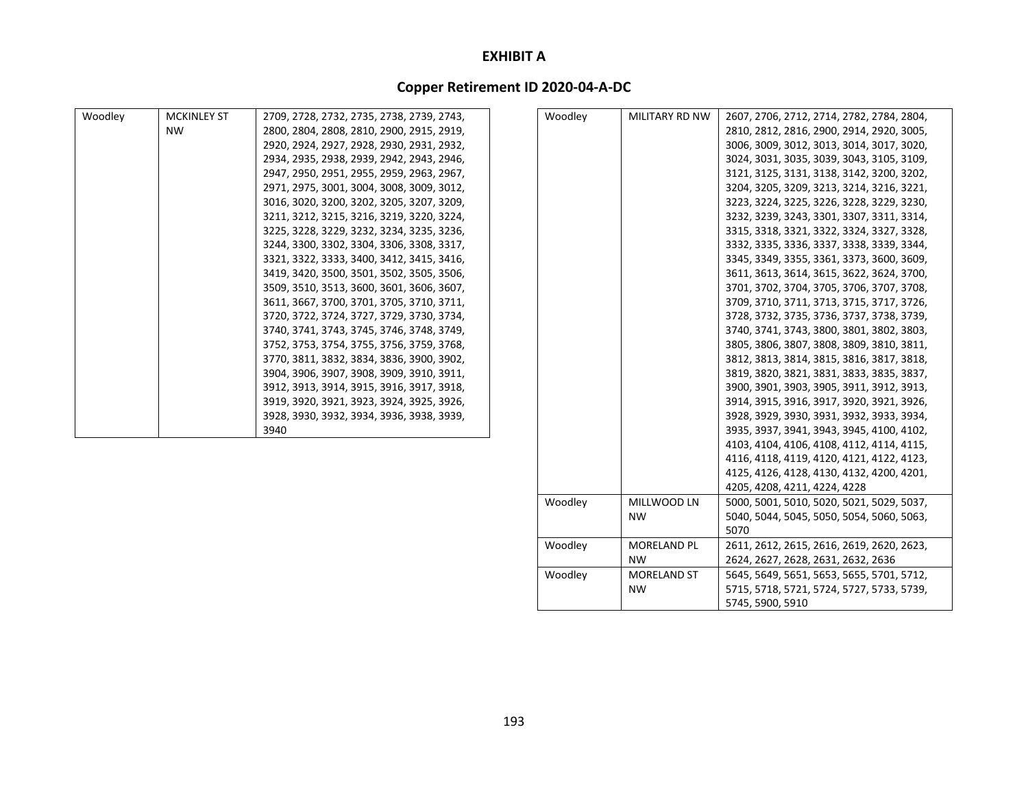# EXHIBIT A

## Copper Retirement ID 2020-04-A-DC

| | | |
|---|---|---|
| Woodley | MCKINLEY ST NW | 2709, 2728, 2732, 2735, 2738, 2739, 2743, 2800, 2804, 2808, 2810, 2900, 2915, 2919, 2920, 2924, 2927, 2928, 2930, 2931, 2932, 2934, 2935, 2938, 2939, 2942, 2943, 2946, 2947, 2950, 2951, 2955, 2959, 2963, 2967, 2971, 2975, 3001, 3004, 3008, 3009, 3012, 3016, 3020, 3200, 3202, 3205, 3207, 3209, 3211, 3212, 3215, 3216, 3219, 3220, 3224, 3225, 3228, 3229, 3232, 3234, 3235, 3236, 3244, 3300, 3302, 3304, 3306, 3308, 3317, 3321, 3322, 3333, 3400, 3412, 3415, 3416, 3419, 3420, 3500, 3501, 3502, 3505, 3506, 3509, 3510, 3513, 3600, 3601, 3606, 3607, 3611, 3667, 3700, 3701, 3705, 3710, 3711, 3720, 3722, 3724, 3727, 3729, 3730, 3734, 3740, 3741, 3743, 3745, 3746, 3748, 3749, 3752, 3753, 3754, 3755, 3756, 3759, 3768, 3770, 3811, 3832, 3834, 3836, 3900, 3902, 3904, 3906, 3907, 3908, 3909, 3910, 3911, 3912, 3913, 3914, 3915, 3916, 3917, 3918, 3919, 3920, 3921, 3923, 3924, 3925, 3926, 3928, 3930, 3932, 3934, 3936, 3938, 3939, 3940 |
| Woodley | MILITARY RD NW | 2607, 2706, 2712, 2714, 2782, 2784, 2804, 2810, 2812, 2816, 2900, 2914, 2920, 3005, 3006, 3009, 3012, 3013, 3014, 3017, 3020, 3024, 3031, 3035, 3039, 3043, 3105, 3109, 3121, 3125, 3131, 3138, 3142, 3200, 3202, 3204, 3205, 3209, 3213, 3214, 3216, 3221, 3223, 3224, 3225, 3226, 3228, 3229, 3230, 3232, 3239, 3243, 3301, 3307, 3311, 3314, 3315, 3318, 3321, 3322, 3324, 3327, 3328, 3332, 3335, 3336, 3337, 3338, 3339, 3344, 3345, 3349, 3355, 3361, 3373, 3600, 3609, 3611, 3613, 3614, 3615, 3622, 3624, 3700, 3701, 3702, 3704, 3705, 3706, 3707, 3708, 3709, 3710, 3711, 3713, 3715, 3717, 3726, 3728, 3732, 3735, 3736, 3737, 3738, 3739, 3740, 3741, 3743, 3800, 3801, 3802, 3803, 3805, 3806, 3807, 3808, 3809, 3810, 3811, 3812, 3813, 3814, 3815, 3816, 3817, 3818, 3819, 3820, 3821, 3831, 3833, 3835, 3837, 3900, 3901, 3903, 3905, 3911, 3912, 3913, 3914, 3915, 3916, 3917, 3920, 3921, 3926, 3928, 3929, 3930, 3931, 3932, 3933, 3934, 3935, 3937, 3941, 3943, 3945, 4100, 4102, 4103, 4104, 4106, 4108, 4112, 4114, 4115, 4116, 4118, 4119, 4120, 4121, 4122, 4123, 4125, 4126, 4128, 4130, 4132, 4200, 4201, 4205, 4208, 4211, 4224, 4228 |
| Woodley | MILLWOOD LN NW | 5000, 5001, 5010, 5020, 5021, 5029, 5037, 5040, 5044, 5045, 5050, 5054, 5060, 5063, 5070 |
| Woodley | MORELAND PL NW | 2611, 2612, 2615, 2616, 2619, 2620, 2623, 2624, 2627, 2628, 2631, 2632, 2636 |
| Woodley | MORELAND ST NW | 5645, 5649, 5651, 5653, 5655, 5701, 5712, 5715, 5718, 5721, 5724, 5727, 5733, 5739, 5745, 5900, 5910 |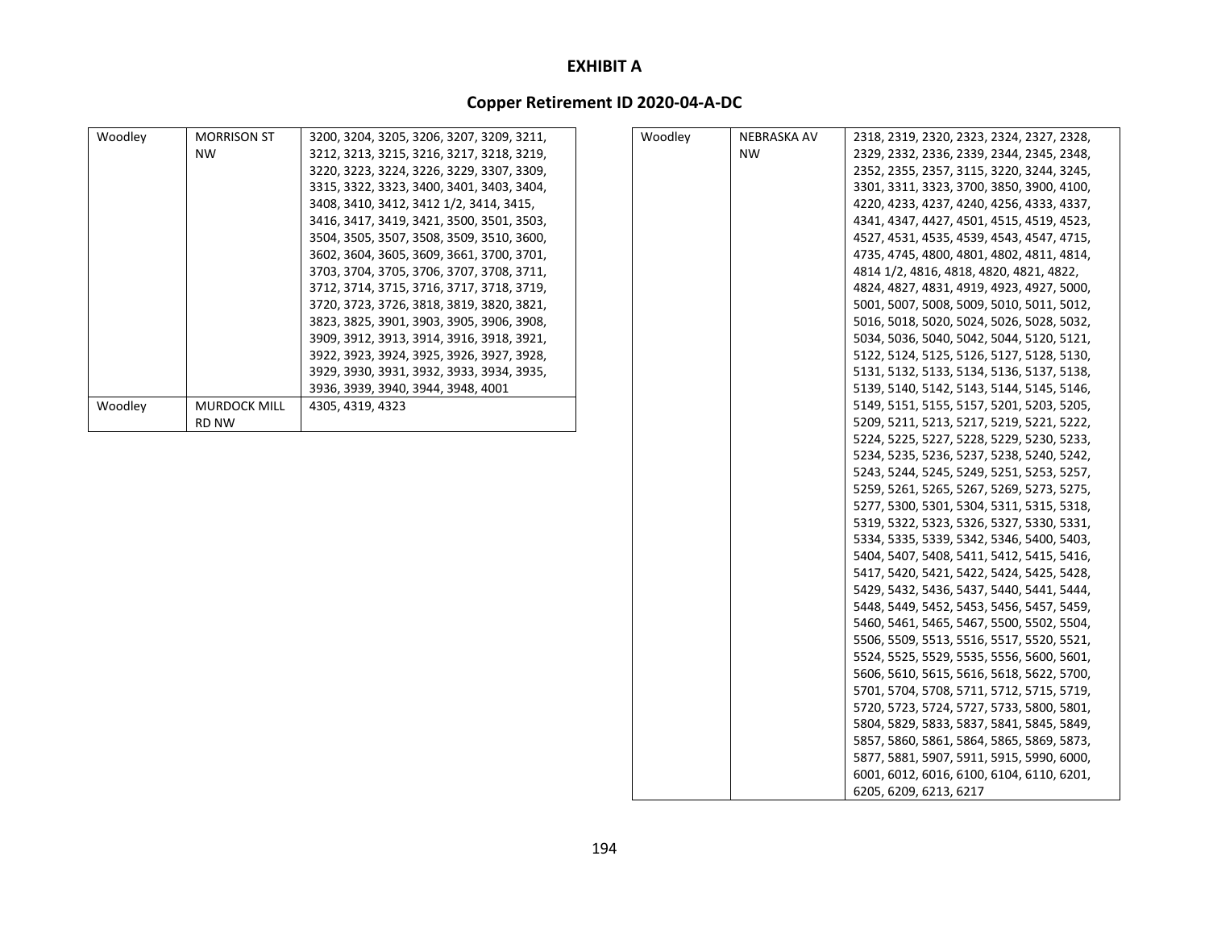# EXHIBIT A

## Copper Retirement ID 2020-04-A-DC

| | | |
|---|---|---|
| Woodley | MORRISON ST NW | 3200, 3204, 3205, 3206, 3207, 3209, 3211, 3212, 3213, 3215, 3216, 3217, 3218, 3219, 3220, 3223, 3224, 3226, 3229, 3307, 3309, 3315, 3322, 3323, 3400, 3401, 3403, 3404, 3408, 3410, 3412, 3412 1/2, 3414, 3415, 3416, 3417, 3419, 3421, 3500, 3501, 3503, 3504, 3505, 3507, 3508, 3509, 3510, 3600, 3602, 3604, 3605, 3609, 3661, 3700, 3701, 3703, 3704, 3705, 3706, 3707, 3708, 3711, 3712, 3714, 3715, 3716, 3717, 3718, 3719, 3720, 3723, 3726, 3818, 3819, 3820, 3821, 3823, 3825, 3901, 3903, 3905, 3906, 3908, 3909, 3912, 3913, 3914, 3916, 3918, 3921, 3922, 3923, 3924, 3925, 3926, 3927, 3928, 3929, 3930, 3931, 3932, 3933, 3934, 3935, 3936, 3939, 3940, 3944, 3948, 4001 |
| Woodley | MURDOCK MILL RD NW | 4305, 4319, 4323 |
| Woodley | NEBRASKA AV NW | 2318, 2319, 2320, 2323, 2324, 2327, 2328, 2329, 2332, 2336, 2339, 2344, 2345, 2348, 2352, 2355, 2357, 3115, 3220, 3244, 3245, 3301, 3311, 3323, 3700, 3850, 3900, 4100, 4220, 4233, 4237, 4240, 4256, 4333, 4337, 4341, 4347, 4427, 4501, 4515, 4519, 4523, 4527, 4531, 4535, 4539, 4543, 4547, 4715, 4735, 4745, 4800, 4801, 4802, 4811, 4814, 4814 1/2, 4816, 4818, 4820, 4821, 4822, 4824, 4827, 4831, 4919, 4923, 4927, 5000, 5001, 5007, 5008, 5009, 5010, 5011, 5012, 5016, 5018, 5020, 5024, 5026, 5028, 5032, 5034, 5036, 5040, 5042, 5044, 5120, 5121, 5122, 5124, 5125, 5126, 5127, 5128, 5130, 5131, 5132, 5133, 5134, 5136, 5137, 5138, 5139, 5140, 5142, 5143, 5144, 5145, 5146, 5149, 5151, 5155, 5157, 5201, 5203, 5205, 5209, 5211, 5213, 5217, 5219, 5221, 5222, 5224, 5225, 5227, 5228, 5229, 5230, 5233, 5234, 5235, 5236, 5237, 5238, 5240, 5242, 5243, 5244, 5245, 5249, 5251, 5253, 5257, 5259, 5261, 5265, 5267, 5269, 5273, 5275, 5277, 5300, 5301, 5304, 5311, 5315, 5318, 5319, 5322, 5323, 5326, 5327, 5330, 5331, 5334, 5335, 5339, 5342, 5346, 5400, 5403, 5404, 5407, 5408, 5411, 5412, 5415, 5416, 5417, 5420, 5421, 5422, 5424, 5425, 5428, 5429, 5432, 5436, 5437, 5440, 5441, 5444, 5448, 5449, 5452, 5453, 5456, 5457, 5459, 5460, 5461, 5465, 5467, 5500, 5502, 5504, 5506, 5509, 5513, 5516, 5517, 5520, 5521, 5524, 5525, 5529, 5535, 5556, 5600, 5601, 5606, 5610, 5615, 5616, 5618, 5622, 5700, 5701, 5704, 5708, 5711, 5712, 5715, 5719, 5720, 5723, 5724, 5727, 5733, 5800, 5801, 5804, 5829, 5833, 5837, 5841, 5845, 5849, 5857, 5860, 5861, 5864, 5865, 5869, 5873, 5877, 5881, 5907, 5911, 5915, 5990, 6000, 6001, 6012, 6016, 6100, 6104, 6110, 6201, 6205, 6209, 6213, 6217 |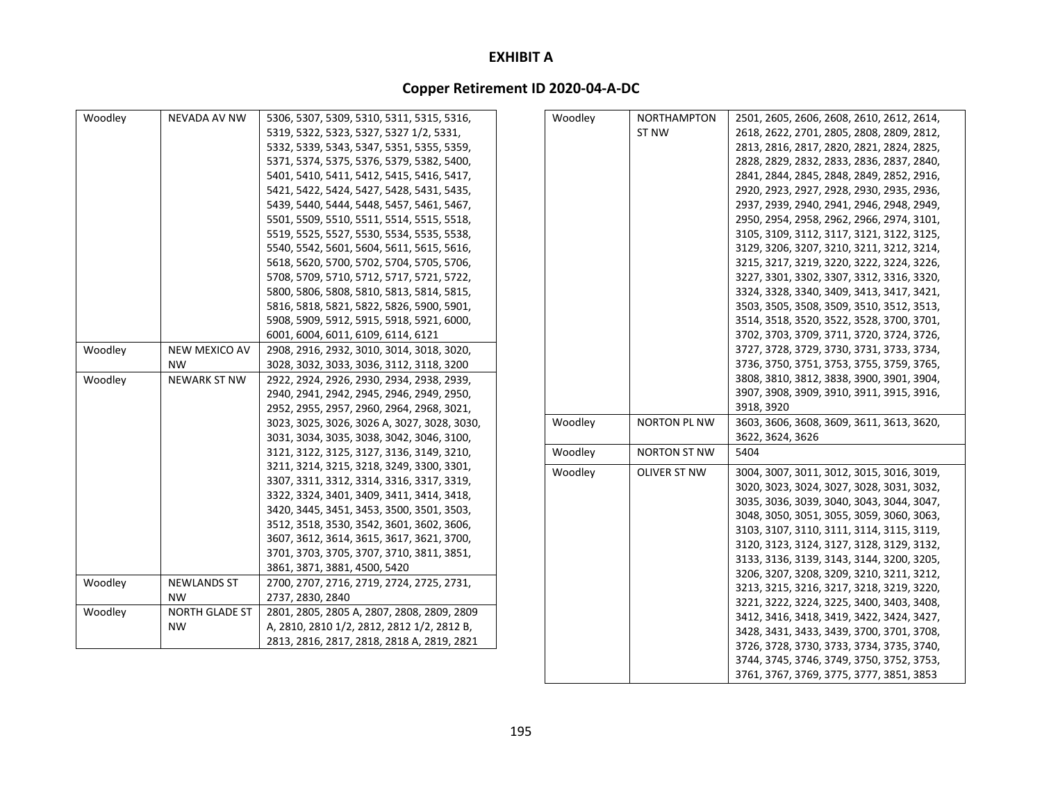# EXHIBIT A

## Copper Retirement ID 2020-04-A-DC

| | | |
|---|---|---|
| Woodley | NEVADA AV NW | 5306, 5307, 5309, 5310, 5311, 5315, 5316, 5319, 5322, 5323, 5327, 5327 1/2, 5331, 5332, 5339, 5343, 5347, 5351, 5355, 5359, 5371, 5374, 5375, 5376, 5379, 5382, 5400, 5401, 5410, 5411, 5412, 5415, 5416, 5417, 5421, 5422, 5424, 5427, 5428, 5431, 5435, 5439, 5440, 5444, 5448, 5457, 5461, 5467, 5501, 5509, 5510, 5511, 5514, 5515, 5518, 5519, 5525, 5527, 5530, 5534, 5535, 5538, 5540, 5542, 5601, 5604, 5611, 5615, 5616, 5618, 5620, 5700, 5702, 5704, 5705, 5706, 5708, 5709, 5710, 5712, 5717, 5721, 5722, 5800, 5806, 5808, 5810, 5813, 5814, 5815, 5816, 5818, 5821, 5822, 5826, 5900, 5901, 5908, 5909, 5912, 5915, 5918, 5921, 6000, 6001, 6004, 6011, 6109, 6114, 6121 |
| Woodley | NEW MEXICO AV NW | 2908, 2916, 2932, 3010, 3014, 3018, 3020, 3028, 3032, 3033, 3036, 3112, 3118, 3200 |
| Woodley | NEWARK ST NW | 2922, 2924, 2926, 2930, 2934, 2938, 2939, 2940, 2941, 2942, 2945, 2946, 2949, 2950, 2952, 2955, 2957, 2960, 2964, 2968, 3021, 3023, 3025, 3026, 3026 A, 3027, 3028, 3030, 3031, 3034, 3035, 3038, 3042, 3046, 3100, 3121, 3122, 3125, 3127, 3136, 3149, 3210, 3211, 3214, 3215, 3218, 3249, 3300, 3301, 3307, 3311, 3312, 3314, 3316, 3317, 3319, 3322, 3324, 3401, 3409, 3411, 3414, 3418, 3420, 3445, 3451, 3453, 3500, 3501, 3503, 3512, 3518, 3530, 3542, 3601, 3602, 3606, 3607, 3612, 3614, 3615, 3617, 3621, 3700, 3701, 3703, 3705, 3707, 3710, 3811, 3851, 3861, 3871, 3881, 4500, 5420 |
| Woodley | NEWLANDS ST NW | 2700, 2707, 2716, 2719, 2724, 2725, 2731, 2737, 2830, 2840 |
| Woodley | NORTH GLADE ST NW | 2801, 2805, 2805 A, 2807, 2808, 2809, 2809 A, 2810, 2810 1/2, 2812, 2812 1/2, 2812 B, 2813, 2816, 2817, 2818, 2818 A, 2819, 2821 |
| Woodley | NORTHAMPTON ST NW | 2501, 2605, 2606, 2608, 2610, 2612, 2614, 2618, 2622, 2701, 2805, 2808, 2809, 2812, 2813, 2816, 2817, 2820, 2821, 2824, 2825, 2828, 2829, 2832, 2833, 2836, 2837, 2840, 2841, 2844, 2845, 2848, 2849, 2852, 2916, 2920, 2923, 2927, 2928, 2930, 2935, 2936, 2937, 2939, 2940, 2941, 2946, 2948, 2949, 2950, 2954, 2958, 2962, 2966, 2974, 3101, 3105, 3109, 3112, 3117, 3121, 3122, 3125, 3129, 3206, 3207, 3210, 3211, 3212, 3214, 3215, 3217, 3219, 3220, 3222, 3224, 3226, 3227, 3301, 3302, 3307, 3312, 3316, 3320, 3324, 3328, 3340, 3409, 3413, 3417, 3421, 3503, 3505, 3508, 3509, 3510, 3512, 3513, 3514, 3518, 3520, 3522, 3528, 3700, 3701, 3702, 3703, 3709, 3711, 3720, 3724, 3726, 3727, 3728, 3729, 3730, 3731, 3733, 3734, 3736, 3750, 3751, 3753, 3755, 3759, 3765, 3808, 3810, 3812, 3838, 3900, 3901, 3904, 3907, 3908, 3909, 3910, 3911, 3915, 3916, 3918, 3920 |
| Woodley | NORTON PL NW | 3603, 3606, 3608, 3609, 3611, 3613, 3620, 3622, 3624, 3626 |
| Woodley | NORTON ST NW | 5404 |
| Woodley | OLIVER ST NW | 3004, 3007, 3011, 3012, 3015, 3016, 3019, 3020, 3023, 3024, 3027, 3028, 3031, 3032, 3035, 3036, 3039, 3040, 3043, 3044, 3047, 3048, 3050, 3051, 3055, 3059, 3060, 3063, 3103, 3107, 3110, 3111, 3114, 3115, 3119, 3120, 3123, 3124, 3127, 3128, 3129, 3132, 3133, 3136, 3139, 3143, 3144, 3200, 3205, 3206, 3207, 3208, 3209, 3210, 3211, 3212, 3213, 3215, 3216, 3217, 3218, 3219, 3220, 3221, 3222, 3224, 3225, 3400, 3403, 3408, 3412, 3416, 3418, 3419, 3422, 3424, 3427, 3428, 3431, 3433, 3439, 3700, 3701, 3708, 3726, 3728, 3730, 3733, 3734, 3735, 3740, 3744, 3745, 3746, 3749, 3750, 3752, 3753, 3761, 3767, 3769, 3775, 3777, 3851, 3853 |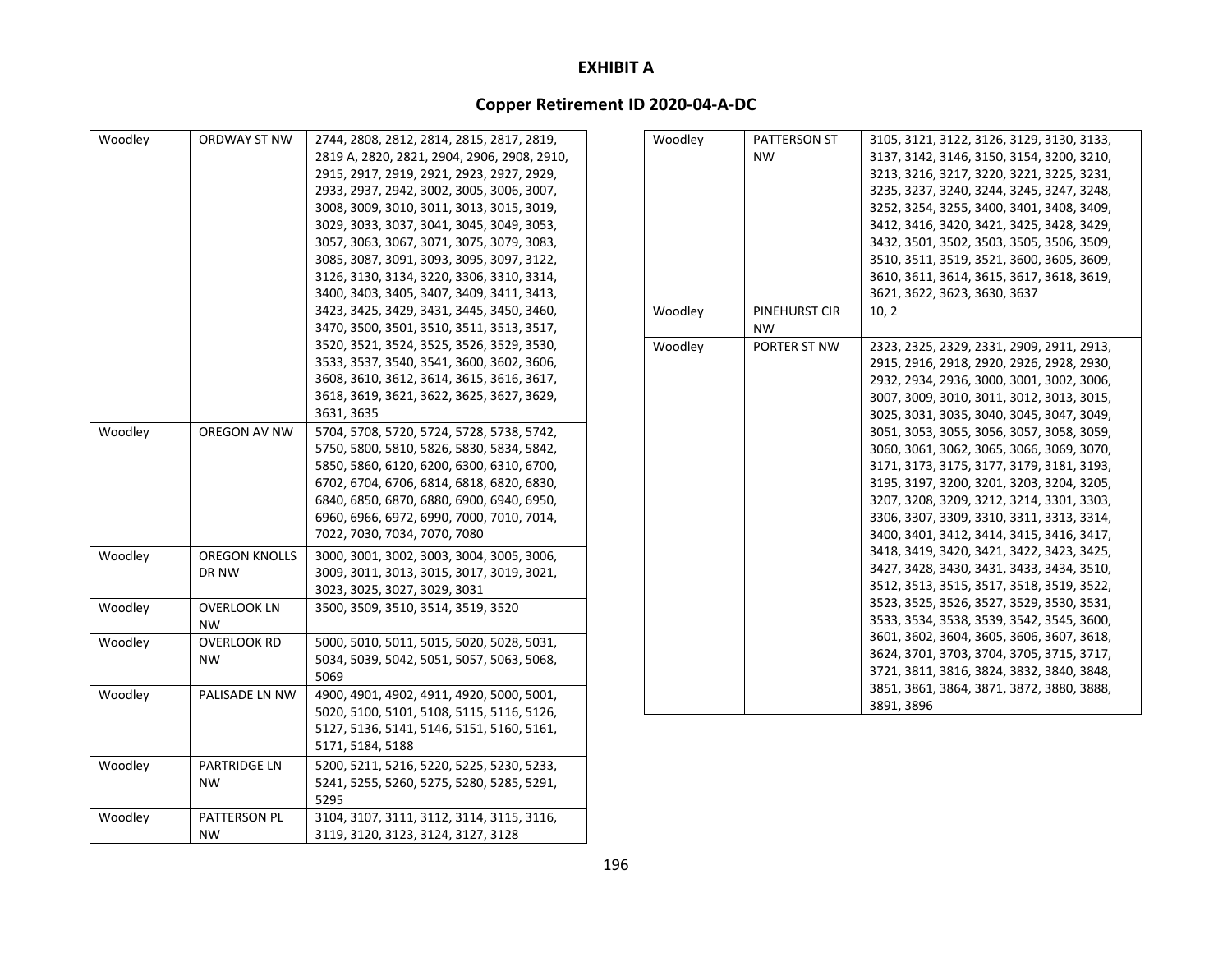# EXHIBIT A

## Copper Retirement ID 2020-04-A-DC

| | | |
|---|---|---|
| Woodley | ORDWAY ST NW | 2744, 2808, 2812, 2814, 2815, 2817, 2819, 2819 A, 2820, 2821, 2904, 2906, 2908, 2910, 2915, 2917, 2919, 2921, 2923, 2927, 2929, 2933, 2937, 2942, 3002, 3005, 3006, 3007, 3008, 3009, 3010, 3011, 3013, 3015, 3019, 3029, 3033, 3037, 3041, 3045, 3049, 3053, 3057, 3063, 3067, 3071, 3075, 3079, 3083, 3085, 3087, 3091, 3093, 3095, 3097, 3122, 3126, 3130, 3134, 3220, 3306, 3310, 3314, 3400, 3403, 3405, 3407, 3409, 3411, 3413, 3423, 3425, 3429, 3431, 3445, 3450, 3460, 3470, 3500, 3501, 3510, 3511, 3513, 3517, 3520, 3521, 3524, 3525, 3526, 3529, 3530, 3533, 3537, 3540, 3541, 3600, 3602, 3606, 3608, 3610, 3612, 3614, 3615, 3616, 3617, 3618, 3619, 3621, 3622, 3625, 3627, 3629, 3631, 3635 |
| Woodley | OREGON AV NW | 5704, 5708, 5720, 5724, 5728, 5738, 5742, 5750, 5800, 5810, 5826, 5830, 5834, 5842, 5850, 5860, 6120, 6200, 6300, 6310, 6700, 6702, 6704, 6706, 6814, 6818, 6820, 6830, 6840, 6850, 6870, 6880, 6900, 6940, 6950, 6960, 6966, 6972, 6990, 7000, 7010, 7014, 7022, 7030, 7034, 7070, 7080 |
| Woodley | OREGON KNOLLS DR NW | 3000, 3001, 3002, 3003, 3004, 3005, 3006, 3009, 3011, 3013, 3015, 3017, 3019, 3021, 3023, 3025, 3027, 3029, 3031 |
| Woodley | OVERLOOK LN NW | 3500, 3509, 3510, 3514, 3519, 3520 |
| Woodley | OVERLOOK RD NW | 5000, 5010, 5011, 5015, 5020, 5028, 5031, 5034, 5039, 5042, 5051, 5057, 5063, 5068, 5069 |
| Woodley | PALISADE LN NW | 4900, 4901, 4902, 4911, 4920, 5000, 5001, 5020, 5100, 5101, 5108, 5115, 5116, 5126, 5127, 5136, 5141, 5146, 5151, 5160, 5161, 5171, 5184, 5188 |
| Woodley | PARTRIDGE LN NW | 5200, 5211, 5216, 5220, 5225, 5230, 5233, 5241, 5255, 5260, 5275, 5280, 5285, 5291, 5295 |
| Woodley | PATTERSON PL NW | 3104, 3107, 3111, 3112, 3114, 3115, 3116, 3119, 3120, 3123, 3124, 3127, 3128 |
| Woodley | PATTERSON ST NW | 3105, 3121, 3122, 3126, 3129, 3130, 3133, 3137, 3142, 3146, 3150, 3154, 3200, 3210, 3213, 3216, 3217, 3220, 3221, 3225, 3231, 3235, 3237, 3240, 3244, 3245, 3247, 3248, 3252, 3254, 3255, 3400, 3401, 3408, 3409, 3412, 3416, 3420, 3421, 3425, 3428, 3429, 3432, 3501, 3502, 3503, 3505, 3506, 3509, 3510, 3511, 3519, 3521, 3600, 3605, 3609, 3610, 3611, 3614, 3615, 3617, 3618, 3619, 3621, 3622, 3623, 3630, 3637 |
| Woodley | PINEHURST CIR NW | 10, 2 |
| Woodley | PORTER ST NW | 2323, 2325, 2329, 2331, 2909, 2911, 2913, 2915, 2916, 2918, 2920, 2926, 2928, 2930, 2932, 2934, 2936, 3000, 3001, 3002, 3006, 3007, 3009, 3010, 3011, 3012, 3013, 3015, 3025, 3031, 3035, 3040, 3045, 3047, 3049, 3051, 3053, 3055, 3056, 3057, 3058, 3059, 3060, 3061, 3062, 3065, 3066, 3069, 3070, 3171, 3173, 3175, 3177, 3179, 3181, 3193, 3195, 3197, 3200, 3201, 3203, 3204, 3205, 3207, 3208, 3209, 3212, 3214, 3301, 3303, 3306, 3307, 3309, 3310, 3311, 3313, 3314, 3400, 3401, 3412, 3414, 3415, 3416, 3417, 3418, 3419, 3420, 3421, 3422, 3423, 3425, 3427, 3428, 3430, 3431, 3433, 3434, 3510, 3512, 3513, 3515, 3517, 3518, 3519, 3522, 3523, 3525, 3526, 3527, 3529, 3530, 3531, 3533, 3534, 3538, 3539, 3542, 3545, 3600, 3601, 3602, 3604, 3605, 3606, 3607, 3618, 3624, 3701, 3703, 3704, 3705, 3715, 3717, 3721, 3811, 3816, 3824, 3832, 3840, 3848, 3851, 3861, 3864, 3871, 3872, 3880, 3888, 3891, 3896 |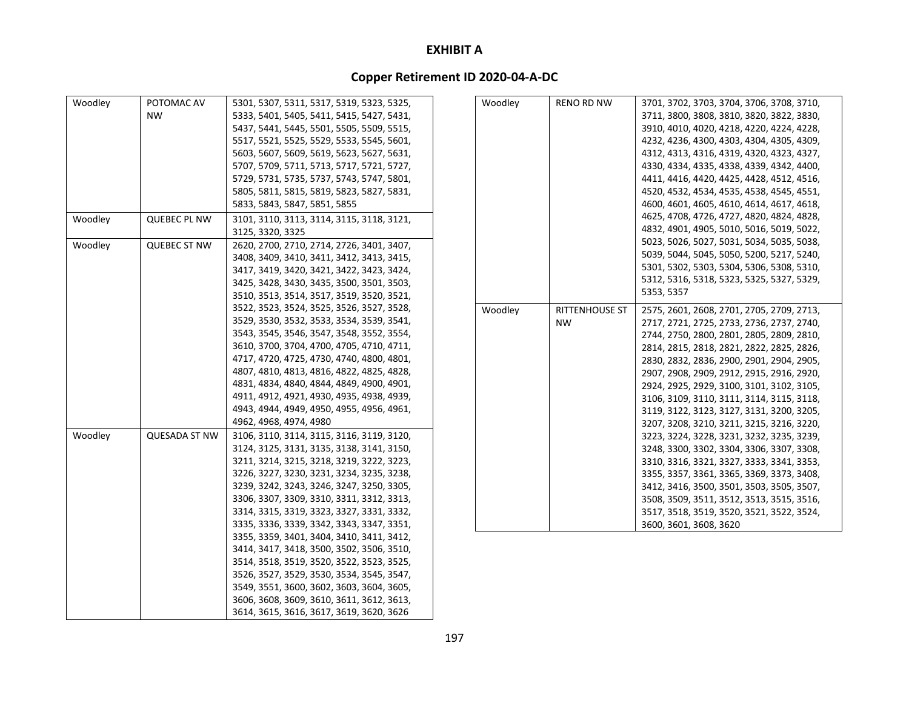# EXHIBIT A

## Copper Retirement ID 2020-04-A-DC

| | | |
|---|---|---|
| Woodley | POTOMAC AV NW | 5301, 5307, 5311, 5317, 5319, 5323, 5325, 5333, 5401, 5405, 5411, 5415, 5427, 5431, 5437, 5441, 5445, 5501, 5505, 5509, 5515, 5517, 5521, 5525, 5529, 5533, 5545, 5601, 5603, 5607, 5609, 5619, 5623, 5627, 5631, 5707, 5709, 5711, 5713, 5717, 5721, 5727, 5729, 5731, 5735, 5737, 5743, 5747, 5801, 5805, 5811, 5815, 5819, 5823, 5827, 5831, 5833, 5843, 5847, 5851, 5855 |
| Woodley | QUEBEC PL NW | 3101, 3110, 3113, 3114, 3115, 3118, 3121, 3125, 3320, 3325 |
| Woodley | QUEBEC ST NW | 2620, 2700, 2710, 2714, 2726, 3401, 3407, 3408, 3409, 3410, 3411, 3412, 3413, 3415, 3417, 3419, 3420, 3421, 3422, 3423, 3424, 3425, 3428, 3430, 3435, 3500, 3501, 3503, 3510, 3513, 3514, 3517, 3519, 3520, 3521, 3522, 3523, 3524, 3525, 3526, 3527, 3528, 3529, 3530, 3532, 3533, 3534, 3539, 3541, 3543, 3545, 3546, 3547, 3548, 3552, 3554, 3610, 3700, 3704, 4700, 4705, 4710, 4711, 4717, 4720, 4725, 4730, 4740, 4800, 4801, 4807, 4810, 4813, 4816, 4822, 4825, 4828, 4831, 4834, 4840, 4844, 4849, 4900, 4901, 4911, 4912, 4921, 4930, 4935, 4938, 4939, 4943, 4944, 4949, 4950, 4955, 4956, 4961, 4962, 4968, 4974, 4980 |
| Woodley | QUESADA ST NW | 3106, 3110, 3114, 3115, 3116, 3119, 3120, 3124, 3125, 3131, 3135, 3138, 3141, 3150, 3211, 3214, 3215, 3218, 3219, 3222, 3223, 3226, 3227, 3230, 3231, 3234, 3235, 3238, 3239, 3242, 3243, 3246, 3247, 3250, 3305, 3306, 3307, 3309, 3310, 3311, 3312, 3313, 3314, 3315, 3319, 3323, 3327, 3331, 3332, 3335, 3336, 3339, 3342, 3343, 3347, 3351, 3355, 3359, 3401, 3404, 3410, 3411, 3412, 3414, 3417, 3418, 3500, 3502, 3506, 3510, 3514, 3518, 3519, 3520, 3522, 3523, 3525, 3526, 3527, 3529, 3530, 3534, 3545, 3547, 3549, 3551, 3600, 3602, 3603, 3604, 3605, 3606, 3608, 3609, 3610, 3611, 3612, 3613, 3614, 3615, 3616, 3617, 3619, 3620, 3626 |
| Woodley | RENO RD NW | 3701, 3702, 3703, 3704, 3706, 3708, 3710, 3711, 3800, 3808, 3810, 3820, 3822, 3830, 3910, 4010, 4020, 4218, 4220, 4224, 4228, 4232, 4236, 4300, 4303, 4304, 4305, 4309, 4312, 4313, 4316, 4319, 4320, 4323, 4327, 4330, 4334, 4335, 4338, 4339, 4342, 4400, 4411, 4416, 4420, 4425, 4428, 4512, 4516, 4520, 4532, 4534, 4535, 4538, 4545, 4551, 4600, 4601, 4605, 4610, 4614, 4617, 4618, 4625, 4708, 4726, 4727, 4820, 4824, 4828, 4832, 4901, 4905, 5010, 5016, 5019, 5022, 5023, 5026, 5027, 5031, 5034, 5035, 5038, 5039, 5044, 5045, 5050, 5200, 5217, 5240, 5301, 5302, 5303, 5304, 5306, 5308, 5310, 5312, 5316, 5318, 5323, 5325, 5327, 5329, 5353, 5357 |
| Woodley | RITTENHOUSE ST NW | 2575, 2601, 2608, 2701, 2705, 2709, 2713, 2717, 2721, 2725, 2733, 2736, 2737, 2740, 2744, 2750, 2800, 2801, 2805, 2809, 2810, 2814, 2815, 2818, 2821, 2822, 2825, 2826, 2830, 2832, 2836, 2900, 2901, 2904, 2905, 2907, 2908, 2909, 2912, 2915, 2916, 2920, 2924, 2925, 2929, 3100, 3101, 3102, 3105, 3106, 3109, 3110, 3111, 3114, 3115, 3118, 3119, 3122, 3123, 3127, 3131, 3200, 3205, 3207, 3208, 3210, 3211, 3215, 3216, 3220, 3223, 3224, 3228, 3231, 3232, 3235, 3239, 3248, 3300, 3302, 3304, 3306, 3307, 3308, 3310, 3316, 3321, 3327, 3333, 3341, 3353, 3355, 3357, 3361, 3365, 3369, 3373, 3408, 3412, 3416, 3500, 3501, 3503, 3505, 3507, 3508, 3509, 3511, 3512, 3513, 3515, 3516, 3517, 3518, 3519, 3520, 3521, 3522, 3524, 3600, 3601, 3608, 3620 |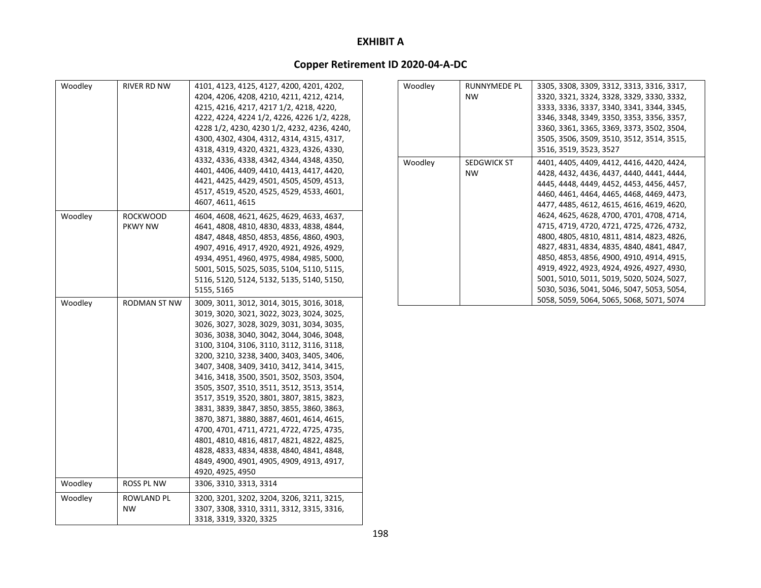**EXHIBIT A**

**Copper Retirement ID 2020-04-A-DC**

| | | |
|---|---|---|
| Woodley | RIVER RD NW | 4101, 4123, 4125, 4127, 4200, 4201, 4202, 4204, 4206, 4208, 4210, 4211, 4212, 4214, 4215, 4216, 4217, 4217 1/2, 4218, 4220, 4222, 4224, 4224 1/2, 4226, 4226 1/2, 4228, 4228 1/2, 4230, 4230 1/2, 4232, 4236, 4240, 4300, 4302, 4304, 4312, 4314, 4315, 4317, 4318, 4319, 4320, 4321, 4323, 4326, 4330, 4332, 4336, 4338, 4342, 4344, 4348, 4350, 4401, 4406, 4409, 4410, 4413, 4417, 4420, 4421, 4425, 4429, 4501, 4505, 4509, 4513, 4517, 4519, 4520, 4525, 4529, 4533, 4601, 4607, 4611, 4615 |
| Woodley | ROCKWOOD PKWY NW | 4604, 4608, 4621, 4625, 4629, 4633, 4637, 4641, 4808, 4810, 4830, 4833, 4838, 4844, 4847, 4848, 4850, 4853, 4856, 4860, 4903, 4907, 4916, 4917, 4920, 4921, 4926, 4929, 4934, 4951, 4960, 4975, 4984, 4985, 5000, 5001, 5015, 5025, 5035, 5104, 5110, 5115, 5116, 5120, 5124, 5132, 5135, 5140, 5150, 5155, 5165 |
| Woodley | RODMAN ST NW | 3009, 3011, 3012, 3014, 3015, 3016, 3018, 3019, 3020, 3021, 3022, 3023, 3024, 3025, 3026, 3027, 3028, 3029, 3031, 3034, 3035, 3036, 3038, 3040, 3042, 3044, 3046, 3048, 3100, 3104, 3106, 3110, 3112, 3116, 3118, 3200, 3210, 3238, 3400, 3403, 3405, 3406, 3407, 3408, 3409, 3410, 3412, 3414, 3415, 3416, 3418, 3500, 3501, 3502, 3503, 3504, 3505, 3507, 3510, 3511, 3512, 3513, 3514, 3517, 3519, 3520, 3801, 3807, 3815, 3823, 3831, 3839, 3847, 3850, 3855, 3860, 3863, 3870, 3871, 3880, 3887, 4601, 4614, 4615, 4700, 4701, 4711, 4721, 4722, 4725, 4735, 4801, 4810, 4816, 4817, 4821, 4822, 4825, 4828, 4833, 4834, 4838, 4840, 4841, 4848, 4849, 4900, 4901, 4905, 4909, 4913, 4917, 4920, 4925, 4950 |
| Woodley | ROSS PL NW | 3306, 3310, 3313, 3314 |
| Woodley | ROWLAND PL NW | 3200, 3201, 3202, 3204, 3206, 3211, 3215, 3307, 3308, 3310, 3311, 3312, 3315, 3316, 3318, 3319, 3320, 3325 |
| Woodley | RUNNYMEDE PL NW | 3305, 3308, 3309, 3312, 3313, 3316, 3317, 3320, 3321, 3324, 3328, 3329, 3330, 3332, 3333, 3336, 3337, 3340, 3341, 3344, 3345, 3346, 3348, 3349, 3350, 3353, 3356, 3357, 3360, 3361, 3365, 3369, 3373, 3502, 3504, 3505, 3506, 3509, 3510, 3512, 3514, 3515, 3516, 3519, 3523, 3527 |
| Woodley | SEDGWICK ST NW | 4401, 4405, 4409, 4412, 4416, 4420, 4424, 4428, 4432, 4436, 4437, 4440, 4441, 4444, 4445, 4448, 4449, 4452, 4453, 4456, 4457, 4460, 4461, 4464, 4465, 4468, 4469, 4473, 4477, 4485, 4612, 4615, 4616, 4619, 4620, 4624, 4625, 4628, 4700, 4701, 4708, 4714, 4715, 4719, 4720, 4721, 4725, 4726, 4732, 4800, 4805, 4810, 4811, 4814, 4823, 4826, 4827, 4831, 4834, 4835, 4840, 4841, 4847, 4850, 4853, 4856, 4900, 4910, 4914, 4915, 4919, 4922, 4923, 4924, 4926, 4927, 4930, 5001, 5010, 5011, 5019, 5020, 5024, 5027, 5030, 5036, 5041, 5046, 5047, 5053, 5054, 5058, 5059, 5064, 5065, 5068, 5071, 5074 |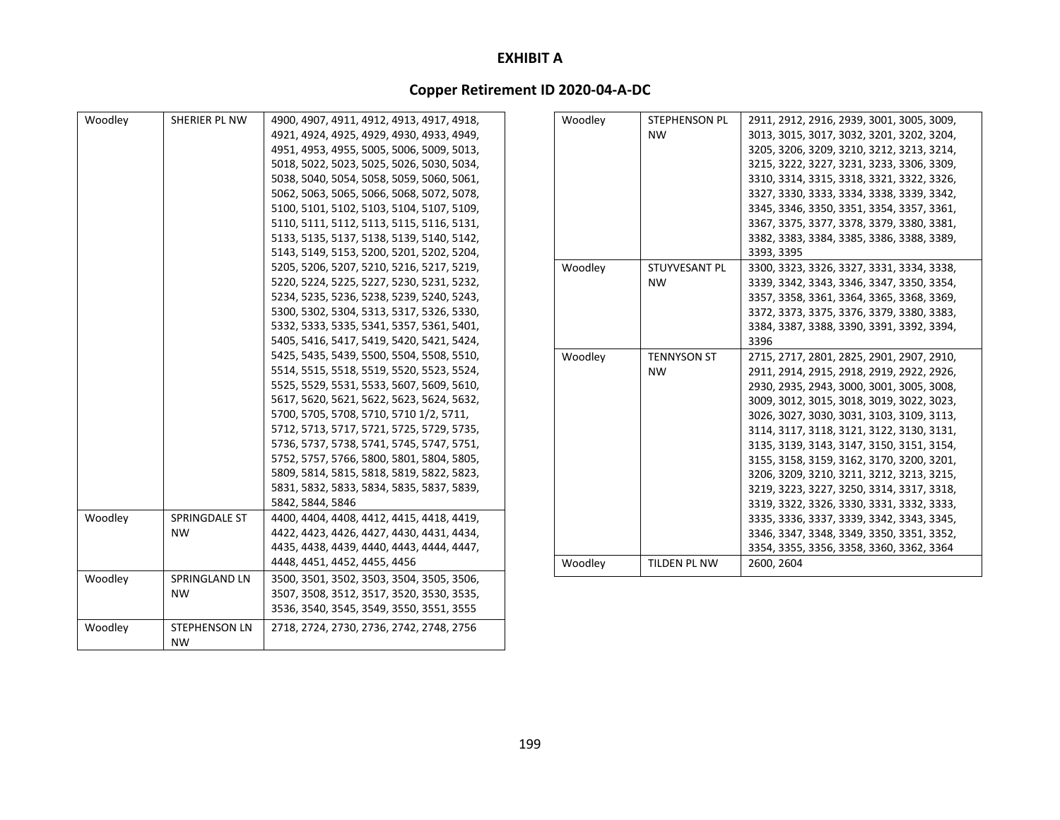**EXHIBIT A**

**Copper Retirement ID 2020-04-A-DC**

| | | |
|---|---|---|
| Woodley | SHERIER PL NW | 4900, 4907, 4911, 4912, 4913, 4917, 4918, 4921, 4924, 4925, 4929, 4930, 4933, 4949, 4951, 4953, 4955, 5005, 5006, 5009, 5013, 5018, 5022, 5023, 5025, 5026, 5030, 5034, 5038, 5040, 5054, 5058, 5059, 5060, 5061, 5062, 5063, 5065, 5066, 5068, 5072, 5078, 5100, 5101, 5102, 5103, 5104, 5107, 5109, 5110, 5111, 5112, 5113, 5115, 5116, 5131, 5133, 5135, 5137, 5138, 5139, 5140, 5142, 5143, 5149, 5153, 5200, 5201, 5202, 5204, 5205, 5206, 5207, 5210, 5216, 5217, 5219, 5220, 5224, 5225, 5227, 5230, 5231, 5232, 5234, 5235, 5236, 5238, 5239, 5240, 5243, 5300, 5302, 5304, 5313, 5317, 5326, 5330, 5332, 5333, 5335, 5341, 5357, 5361, 5401, 5405, 5416, 5417, 5419, 5420, 5421, 5424, 5425, 5435, 5439, 5500, 5504, 5508, 5510, 5514, 5515, 5518, 5519, 5520, 5523, 5524, 5525, 5529, 5531, 5533, 5607, 5609, 5610, 5617, 5620, 5621, 5622, 5623, 5624, 5632, 5700, 5705, 5708, 5710, 5710 1/2, 5711, 5712, 5713, 5717, 5721, 5725, 5729, 5735, 5736, 5737, 5738, 5741, 5745, 5747, 5751, 5752, 5757, 5766, 5800, 5801, 5804, 5805, 5809, 5814, 5815, 5818, 5819, 5822, 5823, 5831, 5832, 5833, 5834, 5835, 5837, 5839, 5842, 5844, 5846 |
| Woodley | SPRINGDALE ST NW | 4400, 4404, 4408, 4412, 4415, 4418, 4419, 4422, 4423, 4426, 4427, 4430, 4431, 4434, 4435, 4438, 4439, 4440, 4443, 4444, 4447, 4448, 4451, 4452, 4455, 4456 |
| Woodley | SPRINGLAND LN NW | 3500, 3501, 3502, 3503, 3504, 3505, 3506, 3507, 3508, 3512, 3517, 3520, 3530, 3535, 3536, 3540, 3545, 3549, 3550, 3551, 3555 |
| Woodley | STEPHENSON LN NW | 2718, 2724, 2730, 2736, 2742, 2748, 2756 |
| Woodley | STEPHENSON PL NW | 2911, 2912, 2916, 2939, 3001, 3005, 3009, 3013, 3015, 3017, 3032, 3201, 3202, 3204, 3205, 3206, 3209, 3210, 3212, 3213, 3214, 3215, 3222, 3227, 3231, 3233, 3306, 3309, 3310, 3314, 3315, 3318, 3321, 3322, 3326, 3327, 3330, 3333, 3334, 3338, 3339, 3342, 3345, 3346, 3350, 3351, 3354, 3357, 3361, 3367, 3375, 3377, 3378, 3379, 3380, 3381, 3382, 3383, 3384, 3385, 3386, 3388, 3389, 3393, 3395 |
| Woodley | STUYVESANT PL NW | 3300, 3323, 3326, 3327, 3331, 3334, 3338, 3339, 3342, 3343, 3346, 3347, 3350, 3354, 3357, 3358, 3361, 3364, 3365, 3368, 3369, 3372, 3373, 3375, 3376, 3379, 3380, 3383, 3384, 3387, 3388, 3390, 3391, 3392, 3394, 3396 |
| Woodley | TENNYSON ST NW | 2715, 2717, 2801, 2825, 2901, 2907, 2910, 2911, 2914, 2915, 2918, 2919, 2922, 2926, 2930, 2935, 2943, 3000, 3001, 3005, 3008, 3009, 3012, 3015, 3018, 3019, 3022, 3023, 3026, 3027, 3030, 3031, 3103, 3109, 3113, 3114, 3117, 3118, 3121, 3122, 3130, 3131, 3135, 3139, 3143, 3147, 3150, 3151, 3154, 3155, 3158, 3159, 3162, 3170, 3200, 3201, 3206, 3209, 3210, 3211, 3212, 3213, 3215, 3219, 3223, 3227, 3250, 3314, 3317, 3318, 3319, 3322, 3326, 3330, 3331, 3332, 3333, 3335, 3336, 3337, 3339, 3342, 3343, 3345, 3346, 3347, 3348, 3349, 3350, 3351, 3352, 3354, 3355, 3356, 3358, 3360, 3362, 3364 |
| Woodley | TILDEN PL NW | 2600, 2604 |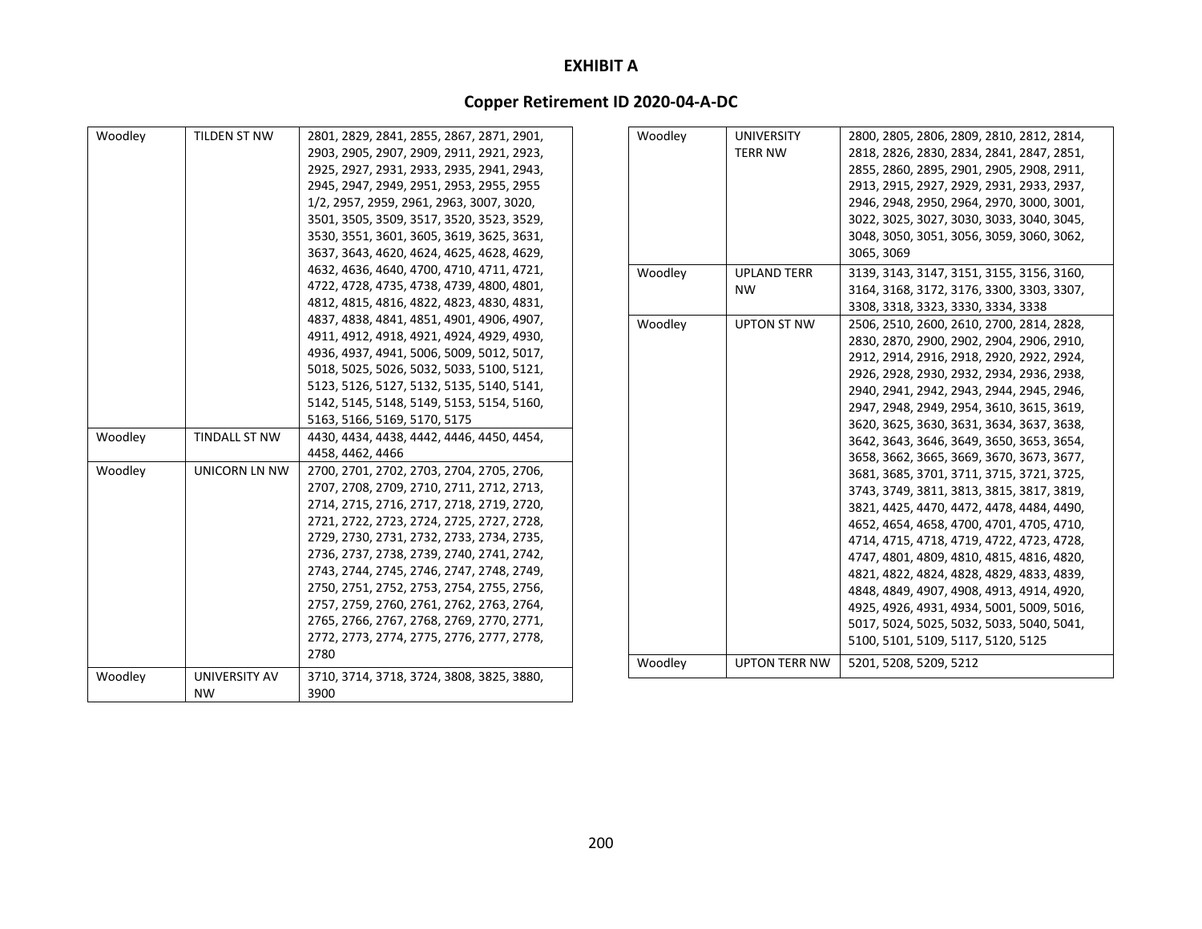# EXHIBIT A

## Copper Retirement ID 2020-04-A-DC

| | | |
|---|---|---|
| Woodley | TILDEN ST NW | 2801, 2829, 2841, 2855, 2867, 2871, 2901, 2903, 2905, 2907, 2909, 2911, 2921, 2923, 2925, 2927, 2931, 2933, 2935, 2941, 2943, 2945, 2947, 2949, 2951, 2953, 2955, 2955 1/2, 2957, 2959, 2961, 2963, 3007, 3020, 3501, 3505, 3509, 3517, 3520, 3523, 3529, 3530, 3551, 3601, 3605, 3619, 3625, 3631, 3637, 3643, 4620, 4624, 4625, 4628, 4629, 4632, 4636, 4640, 4700, 4710, 4711, 4721, 4722, 4728, 4735, 4738, 4739, 4800, 4801, 4812, 4815, 4816, 4822, 4823, 4830, 4831, 4837, 4838, 4841, 4851, 4901, 4906, 4907, 4911, 4912, 4918, 4921, 4924, 4929, 4930, 4936, 4937, 4941, 5006, 5009, 5012, 5017, 5018, 5025, 5026, 5032, 5033, 5100, 5121, 5123, 5126, 5127, 5132, 5135, 5140, 5141, 5142, 5145, 5148, 5149, 5153, 5154, 5160, 5163, 5166, 5169, 5170, 5175 |
| Woodley | TINDALL ST NW | 4430, 4434, 4438, 4442, 4446, 4450, 4454, 4458, 4462, 4466 |
| Woodley | UNICORN LN NW | 2700, 2701, 2702, 2703, 2704, 2705, 2706, 2707, 2708, 2709, 2710, 2711, 2712, 2713, 2714, 2715, 2716, 2717, 2718, 2719, 2720, 2721, 2722, 2723, 2724, 2725, 2727, 2728, 2729, 2730, 2731, 2732, 2733, 2734, 2735, 2736, 2737, 2738, 2739, 2740, 2741, 2742, 2743, 2744, 2745, 2746, 2747, 2748, 2749, 2750, 2751, 2752, 2753, 2754, 2755, 2756, 2757, 2759, 2760, 2761, 2762, 2763, 2764, 2765, 2766, 2767, 2768, 2769, 2770, 2771, 2772, 2773, 2774, 2775, 2776, 2777, 2778, 2780 |
| Woodley | UNIVERSITY AV NW | 3710, 3714, 3718, 3724, 3808, 3825, 3880, 3900 |
| Woodley | UNIVERSITY TERR NW | 2800, 2805, 2806, 2809, 2810, 2812, 2814, 2818, 2826, 2830, 2834, 2841, 2847, 2851, 2855, 2860, 2895, 2901, 2905, 2908, 2911, 2913, 2915, 2927, 2929, 2931, 2933, 2937, 2946, 2948, 2950, 2964, 2970, 3000, 3001, 3022, 3025, 3027, 3030, 3033, 3040, 3045, 3048, 3050, 3051, 3056, 3059, 3060, 3062, 3065, 3069 |
| Woodley | UPLAND TERR NW | 3139, 3143, 3147, 3151, 3155, 3156, 3160, 3164, 3168, 3172, 3176, 3300, 3303, 3307, 3308, 3318, 3323, 3330, 3334, 3338 |
| Woodley | UPTON ST NW | 2506, 2510, 2600, 2610, 2700, 2814, 2828, 2830, 2870, 2900, 2902, 2904, 2906, 2910, 2912, 2914, 2916, 2918, 2920, 2922, 2924, 2926, 2928, 2930, 2932, 2934, 2936, 2938, 2940, 2941, 2942, 2943, 2944, 2945, 2946, 2947, 2948, 2949, 2954, 3610, 3615, 3619, 3620, 3625, 3630, 3631, 3634, 3637, 3638, 3642, 3643, 3646, 3649, 3650, 3653, 3654, 3658, 3662, 3665, 3669, 3670, 3673, 3677, 3681, 3685, 3701, 3711, 3715, 3721, 3725, 3743, 3749, 3811, 3813, 3815, 3817, 3819, 3821, 4425, 4470, 4472, 4478, 4484, 4490, 4652, 4654, 4658, 4700, 4701, 4705, 4710, 4714, 4715, 4718, 4719, 4722, 4723, 4728, 4747, 4801, 4809, 4810, 4815, 4816, 4820, 4821, 4822, 4824, 4828, 4829, 4833, 4839, 4848, 4849, 4907, 4908, 4913, 4914, 4920, 4925, 4926, 4931, 4934, 5001, 5009, 5016, 5017, 5024, 5025, 5032, 5033, 5040, 5041, 5100, 5101, 5109, 5117, 5120, 5125 |
| Woodley | UPTON TERR NW | 5201, 5208, 5209, 5212 |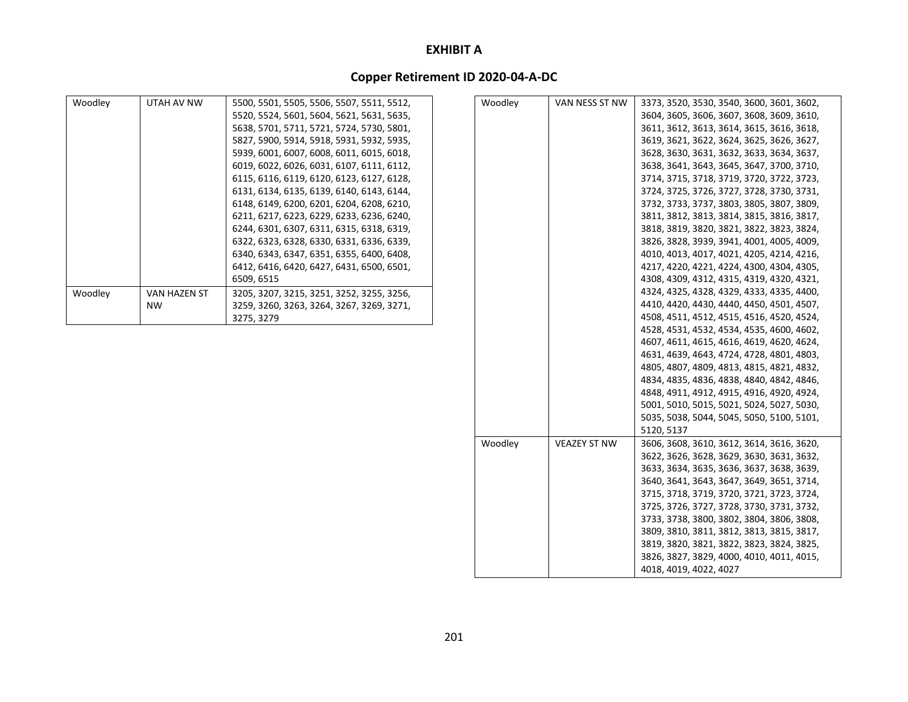# EXHIBIT A

## Copper Retirement ID 2020-04-A-DC

| | | |
|---|---|---|
| Woodley | UTAH AV NW | 5500, 5501, 5505, 5506, 5507, 5511, 5512, 5520, 5524, 5601, 5604, 5621, 5631, 5635, 5638, 5701, 5711, 5721, 5724, 5730, 5801, 5827, 5900, 5914, 5918, 5931, 5932, 5935, 5939, 6001, 6007, 6008, 6011, 6015, 6018, 6019, 6022, 6026, 6031, 6107, 6111, 6112, 6115, 6116, 6119, 6120, 6123, 6127, 6128, 6131, 6134, 6135, 6139, 6140, 6143, 6144, 6148, 6149, 6200, 6201, 6204, 6208, 6210, 6211, 6217, 6223, 6229, 6233, 6236, 6240, 6244, 6301, 6307, 6311, 6315, 6318, 6319, 6322, 6323, 6328, 6330, 6331, 6336, 6339, 6340, 6343, 6347, 6351, 6355, 6400, 6408, 6412, 6416, 6420, 6427, 6431, 6500, 6501, 6509, 6515 |
| Woodley | VAN HAZEN ST NW | 3205, 3207, 3215, 3251, 3252, 3255, 3256, 3259, 3260, 3263, 3264, 3267, 3269, 3271, 3275, 3279 |
| Woodley | VAN NESS ST NW | 3373, 3520, 3530, 3540, 3600, 3601, 3602, 3604, 3605, 3606, 3607, 3608, 3609, 3610, 3611, 3612, 3613, 3614, 3615, 3616, 3618, 3619, 3621, 3622, 3624, 3625, 3626, 3627, 3628, 3630, 3631, 3632, 3633, 3634, 3637, 3638, 3641, 3643, 3645, 3647, 3700, 3710, 3714, 3715, 3718, 3719, 3720, 3722, 3723, 3724, 3725, 3726, 3727, 3728, 3730, 3731, 3732, 3733, 3737, 3803, 3805, 3807, 3809, 3811, 3812, 3813, 3814, 3815, 3816, 3817, 3818, 3819, 3820, 3821, 3822, 3823, 3824, 3826, 3828, 3939, 3941, 4001, 4005, 4009, 4010, 4013, 4017, 4021, 4205, 4214, 4216, 4217, 4220, 4221, 4224, 4300, 4304, 4305, 4308, 4309, 4312, 4315, 4319, 4320, 4321, 4324, 4325, 4328, 4329, 4333, 4335, 4400, 4410, 4420, 4430, 4440, 4450, 4501, 4507, 4508, 4511, 4512, 4515, 4516, 4520, 4524, 4528, 4531, 4532, 4534, 4535, 4600, 4602, 4607, 4611, 4615, 4616, 4619, 4620, 4624, 4631, 4639, 4643, 4724, 4728, 4801, 4803, 4805, 4807, 4809, 4813, 4815, 4821, 4832, 4834, 4835, 4836, 4838, 4840, 4842, 4846, 4848, 4911, 4912, 4915, 4916, 4920, 4924, 5001, 5010, 5015, 5021, 5024, 5027, 5030, 5035, 5038, 5044, 5045, 5050, 5100, 5101, 5120, 5137 |
| Woodley | VEAZEY ST NW | 3606, 3608, 3610, 3612, 3614, 3616, 3620, 3622, 3626, 3628, 3629, 3630, 3631, 3632, 3633, 3634, 3635, 3636, 3637, 3638, 3639, 3640, 3641, 3643, 3647, 3649, 3651, 3714, 3715, 3718, 3719, 3720, 3721, 3723, 3724, 3725, 3726, 3727, 3728, 3730, 3731, 3732, 3733, 3738, 3800, 3802, 3804, 3806, 3808, 3809, 3810, 3811, 3812, 3813, 3815, 3817, 3819, 3820, 3821, 3822, 3823, 3824, 3825, 3826, 3827, 3829, 4000, 4010, 4011, 4015, 4018, 4019, 4022, 4027 |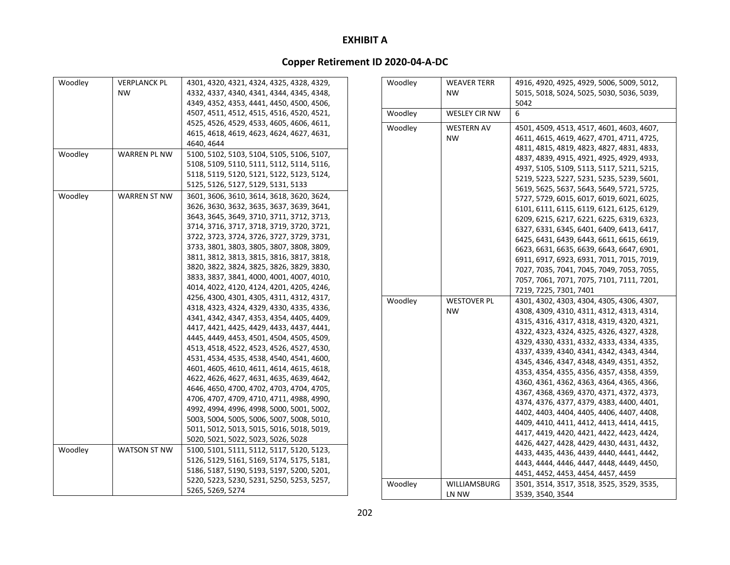**EXHIBIT A**

**Copper Retirement ID 2020-04-A-DC**

| | | |
|---|---|---|
| Woodley | VERPLANCK PL NW | 4301, 4320, 4321, 4324, 4325, 4328, 4329, 4332, 4337, 4340, 4341, 4344, 4345, 4348, 4349, 4352, 4353, 4441, 4450, 4500, 4506, 4507, 4511, 4512, 4515, 4516, 4520, 4521, 4525, 4526, 4529, 4533, 4605, 4606, 4611, 4615, 4618, 4619, 4623, 4624, 4627, 4631, 4640, 4644 |
| Woodley | WARREN PL NW | 5100, 5102, 5103, 5104, 5105, 5106, 5107, 5108, 5109, 5110, 5111, 5112, 5114, 5116, 5118, 5119, 5120, 5121, 5122, 5123, 5124, 5125, 5126, 5127, 5129, 5131, 5133 |
| Woodley | WARREN ST NW | 3601, 3606, 3610, 3614, 3618, 3620, 3624, 3626, 3630, 3632, 3635, 3637, 3639, 3641, 3643, 3645, 3649, 3710, 3711, 3712, 3713, 3714, 3716, 3717, 3718, 3719, 3720, 3721, 3722, 3723, 3724, 3726, 3727, 3729, 3731, 3733, 3801, 3803, 3805, 3807, 3808, 3809, 3811, 3812, 3813, 3815, 3816, 3817, 3818, 3820, 3822, 3824, 3825, 3826, 3829, 3830, 3833, 3837, 3841, 4000, 4001, 4007, 4010, 4014, 4022, 4120, 4124, 4201, 4205, 4246, 4256, 4300, 4301, 4305, 4311, 4312, 4317, 4318, 4323, 4324, 4329, 4330, 4335, 4336, 4341, 4342, 4347, 4353, 4354, 4405, 4409, 4417, 4421, 4425, 4429, 4433, 4437, 4441, 4445, 4449, 4453, 4501, 4504, 4505, 4509, 4513, 4518, 4522, 4523, 4526, 4527, 4530, 4531, 4534, 4535, 4538, 4540, 4541, 4600, 4601, 4605, 4610, 4611, 4614, 4615, 4618, 4622, 4626, 4627, 4631, 4635, 4639, 4642, 4646, 4650, 4700, 4702, 4703, 4704, 4705, 4706, 4707, 4709, 4710, 4711, 4988, 4990, 4992, 4994, 4996, 4998, 5000, 5001, 5002, 5003, 5004, 5005, 5006, 5007, 5008, 5010, 5011, 5012, 5013, 5015, 5016, 5018, 5019, 5020, 5021, 5022, 5023, 5026, 5028 |
| Woodley | WATSON ST NW | 5100, 5101, 5111, 5112, 5117, 5120, 5123, 5126, 5129, 5161, 5169, 5174, 5175, 5181, 5186, 5187, 5190, 5193, 5197, 5200, 5201, 5220, 5223, 5230, 5231, 5250, 5253, 5257, 5265, 5269, 5274 |
| Woodley | WEAVER TERR NW | 4916, 4920, 4925, 4929, 5006, 5009, 5012, 5015, 5018, 5024, 5025, 5030, 5036, 5039, 5042 |
| Woodley | WESLEY CIR NW | 6 |
| Woodley | WESTERN AV NW | 4501, 4509, 4513, 4517, 4601, 4603, 4607, 4611, 4615, 4619, 4627, 4701, 4711, 4725, 4811, 4815, 4819, 4823, 4827, 4831, 4833, 4837, 4839, 4915, 4921, 4925, 4929, 4933, 4937, 5105, 5109, 5113, 5117, 5211, 5215, 5219, 5223, 5227, 5231, 5235, 5239, 5601, 5619, 5625, 5637, 5643, 5649, 5721, 5725, 5727, 5729, 6015, 6017, 6019, 6021, 6025, 6101, 6111, 6115, 6119, 6121, 6125, 6129, 6209, 6215, 6217, 6221, 6225, 6319, 6323, 6327, 6331, 6345, 6401, 6409, 6413, 6417, 6425, 6431, 6439, 6443, 6611, 6615, 6619, 6623, 6631, 6635, 6639, 6643, 6647, 6901, 6911, 6917, 6923, 6931, 7011, 7015, 7019, 7027, 7035, 7041, 7045, 7049, 7053, 7055, 7057, 7061, 7071, 7075, 7101, 7111, 7201, 7219, 7225, 7301, 7401 |
| Woodley | WESTOVER PL NW | 4301, 4302, 4303, 4304, 4305, 4306, 4307, 4308, 4309, 4310, 4311, 4312, 4313, 4314, 4315, 4316, 4317, 4318, 4319, 4320, 4321, 4322, 4323, 4324, 4325, 4326, 4327, 4328, 4329, 4330, 4331, 4332, 4333, 4334, 4335, 4337, 4339, 4340, 4341, 4342, 4343, 4344, 4345, 4346, 4347, 4348, 4349, 4351, 4352, 4353, 4354, 4355, 4356, 4357, 4358, 4359, 4360, 4361, 4362, 4363, 4364, 4365, 4366, 4367, 4368, 4369, 4370, 4371, 4372, 4373, 4374, 4376, 4377, 4379, 4383, 4400, 4401, 4402, 4403, 4404, 4405, 4406, 4407, 4408, 4409, 4410, 4411, 4412, 4413, 4414, 4415, 4417, 4419, 4420, 4421, 4422, 4423, 4424, 4426, 4427, 4428, 4429, 4430, 4431, 4432, 4433, 4435, 4436, 4439, 4440, 4441, 4442, 4443, 4444, 4446, 4447, 4448, 4449, 4450, 4451, 4452, 4453, 4454, 4457, 4459 |
| Woodley | WILLIAMSBURG LN NW | 3501, 3514, 3517, 3518, 3525, 3529, 3535, 3539, 3540, 3544 |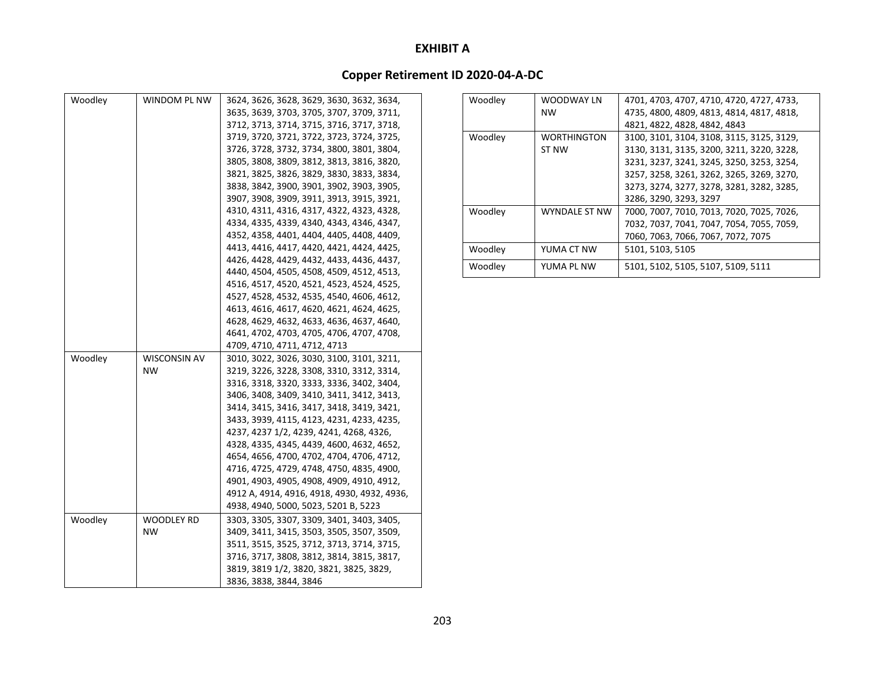# EXHIBIT A

## Copper Retirement ID 2020-04-A-DC

| | | |
|---|---|---|
| Woodley | WINDOM PL NW | 3624, 3626, 3628, 3629, 3630, 3632, 3634, 3635, 3639, 3703, 3705, 3707, 3709, 3711, 3712, 3713, 3714, 3715, 3716, 3717, 3718, 3719, 3720, 3721, 3722, 3723, 3724, 3725, 3726, 3728, 3732, 3734, 3800, 3801, 3804, 3805, 3808, 3809, 3812, 3813, 3816, 3820, 3821, 3825, 3826, 3829, 3830, 3833, 3834, 3838, 3842, 3900, 3901, 3902, 3903, 3905, 3907, 3908, 3909, 3911, 3913, 3915, 3921, 4310, 4311, 4316, 4317, 4322, 4323, 4328, 4334, 4335, 4339, 4340, 4343, 4346, 4347, 4352, 4358, 4401, 4404, 4405, 4408, 4409, 4413, 4416, 4417, 4420, 4421, 4424, 4425, 4426, 4428, 4429, 4432, 4433, 4436, 4437, 4440, 4504, 4505, 4508, 4509, 4512, 4513, 4516, 4517, 4520, 4521, 4523, 4524, 4525, 4527, 4528, 4532, 4535, 4540, 4606, 4612, 4613, 4616, 4617, 4620, 4621, 4624, 4625, 4628, 4629, 4632, 4633, 4636, 4637, 4640, 4641, 4702, 4703, 4705, 4706, 4707, 4708, 4709, 4710, 4711, 4712, 4713 |
| Woodley | WISCONSIN AV NW | 3010, 3022, 3026, 3030, 3100, 3101, 3211, 3219, 3226, 3228, 3308, 3310, 3312, 3314, 3316, 3318, 3320, 3333, 3336, 3402, 3404, 3406, 3408, 3409, 3410, 3411, 3412, 3413, 3414, 3415, 3416, 3417, 3418, 3419, 3421, 3433, 3939, 4115, 4123, 4231, 4233, 4235, 4237, 4237 1/2, 4239, 4241, 4268, 4326, 4328, 4335, 4345, 4439, 4600, 4632, 4652, 4654, 4656, 4700, 4702, 4704, 4706, 4712, 4716, 4725, 4729, 4748, 4750, 4835, 4900, 4901, 4903, 4905, 4908, 4909, 4910, 4912, 4912 A, 4914, 4916, 4918, 4930, 4932, 4936, 4938, 4940, 5000, 5023, 5201 B, 5223 |
| Woodley | WOODLEY RD NW | 3303, 3305, 3307, 3309, 3401, 3403, 3405, 3409, 3411, 3415, 3503, 3505, 3507, 3509, 3511, 3515, 3525, 3712, 3713, 3714, 3715, 3716, 3717, 3808, 3812, 3814, 3815, 3817, 3819, 3819 1/2, 3820, 3821, 3825, 3829, 3836, 3838, 3844, 3846 |
| Woodley | WOODWAY LN NW | 4701, 4703, 4707, 4710, 4720, 4727, 4733, 4735, 4800, 4809, 4813, 4814, 4817, 4818, 4821, 4822, 4828, 4842, 4843 |
| Woodley | WORTHINGTON ST NW | 3100, 3101, 3104, 3108, 3115, 3125, 3129, 3130, 3131, 3135, 3200, 3211, 3220, 3228, 3231, 3237, 3241, 3245, 3250, 3253, 3254, 3257, 3258, 3261, 3262, 3265, 3269, 3270, 3273, 3274, 3277, 3278, 3281, 3282, 3285, 3286, 3290, 3293, 3297 |
| Woodley | WYNDALE ST NW | 7000, 7007, 7010, 7013, 7020, 7025, 7026, 7032, 7037, 7041, 7047, 7054, 7055, 7059, 7060, 7063, 7066, 7067, 7072, 7075 |
| Woodley | YUMA CT NW | 5101, 5103, 5105 |
| Woodley | YUMA PL NW | 5101, 5102, 5105, 5107, 5109, 5111 |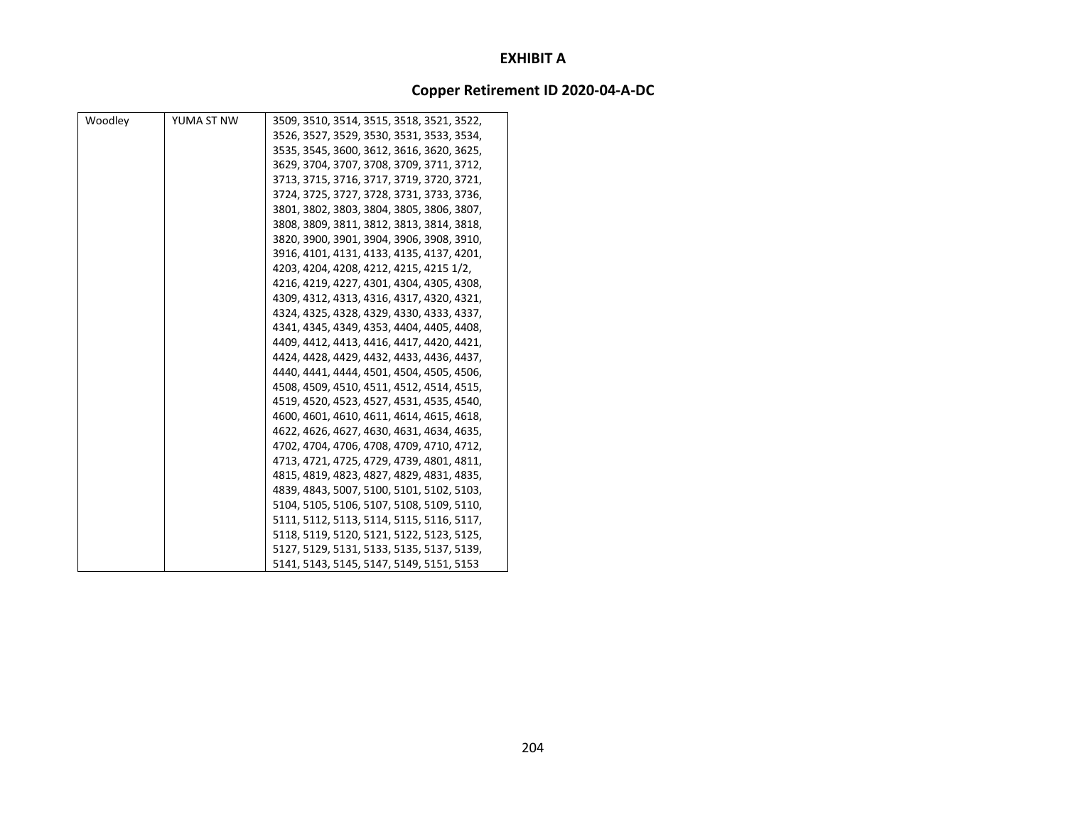**EXHIBIT A**

**Copper Retirement ID 2020-04-A-DC**

| | | |
|---|---|---|
| Woodley | YUMA ST NW | 3509, 3510, 3514, 3515, 3518, 3521, 3522, 3526, 3527, 3529, 3530, 3531, 3533, 3534, 3535, 3545, 3600, 3612, 3616, 3620, 3625, 3629, 3704, 3707, 3708, 3709, 3711, 3712, 3713, 3715, 3716, 3717, 3719, 3720, 3721, 3724, 3725, 3727, 3728, 3731, 3733, 3736, 3801, 3802, 3803, 3804, 3805, 3806, 3807, 3808, 3809, 3811, 3812, 3813, 3814, 3818, 3820, 3900, 3901, 3904, 3906, 3908, 3910, 3916, 4101, 4131, 4133, 4135, 4137, 4201, 4203, 4204, 4208, 4212, 4215, 4215 1/2, 4216, 4219, 4227, 4301, 4304, 4305, 4308, 4309, 4312, 4313, 4316, 4317, 4320, 4321, 4324, 4325, 4328, 4329, 4330, 4333, 4337, 4341, 4345, 4349, 4353, 4404, 4405, 4408, 4409, 4412, 4413, 4416, 4417, 4420, 4421, 4424, 4428, 4429, 4432, 4433, 4436, 4437, 4440, 4441, 4444, 4501, 4504, 4505, 4506, 4508, 4509, 4510, 4511, 4512, 4514, 4515, 4519, 4520, 4523, 4527, 4531, 4535, 4540, 4600, 4601, 4610, 4611, 4614, 4615, 4618, 4622, 4626, 4627, 4630, 4631, 4634, 4635, 4702, 4704, 4706, 4708, 4709, 4710, 4712, 4713, 4721, 4725, 4729, 4739, 4801, 4811, 4815, 4819, 4823, 4827, 4829, 4831, 4835, 4839, 4843, 5007, 5100, 5101, 5102, 5103, 5104, 5105, 5106, 5107, 5108, 5109, 5110, 5111, 5112, 5113, 5114, 5115, 5116, 5117, 5118, 5119, 5120, 5121, 5122, 5123, 5125, 5127, 5129, 5131, 5133, 5135, 5137, 5139, 5141, 5143, 5145, 5147, 5149, 5151, 5153 |